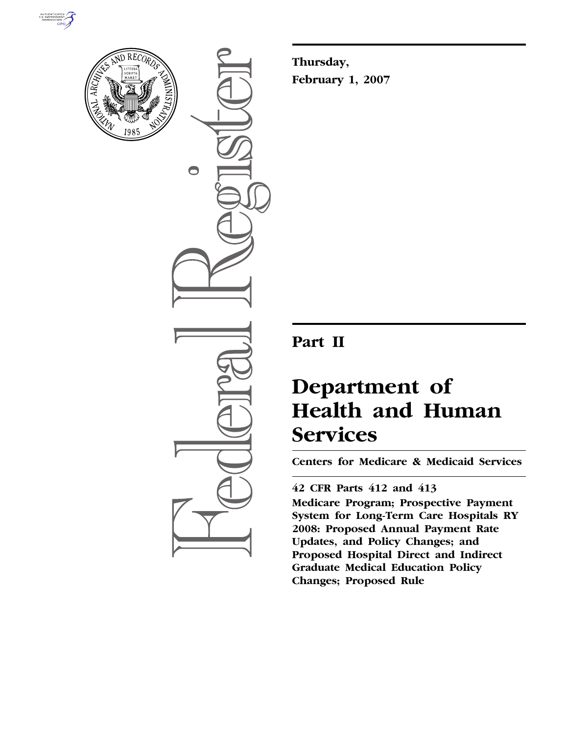**Thursday,**

**February 1, 2007**

---

# Part II

# Department of Health and Human Services

**Centers for Medicare & Medicaid Services**

---

**42 CFR Parts 412 and 413**

**Medicare Program; Prospective Payment System for Long-Term Care Hospitals RY 2008: Proposed Annual Payment Rate Updates, and Policy Changes; and Proposed Hospital Direct and Indirect Graduate Medical Education Policy Changes; Proposed Rule**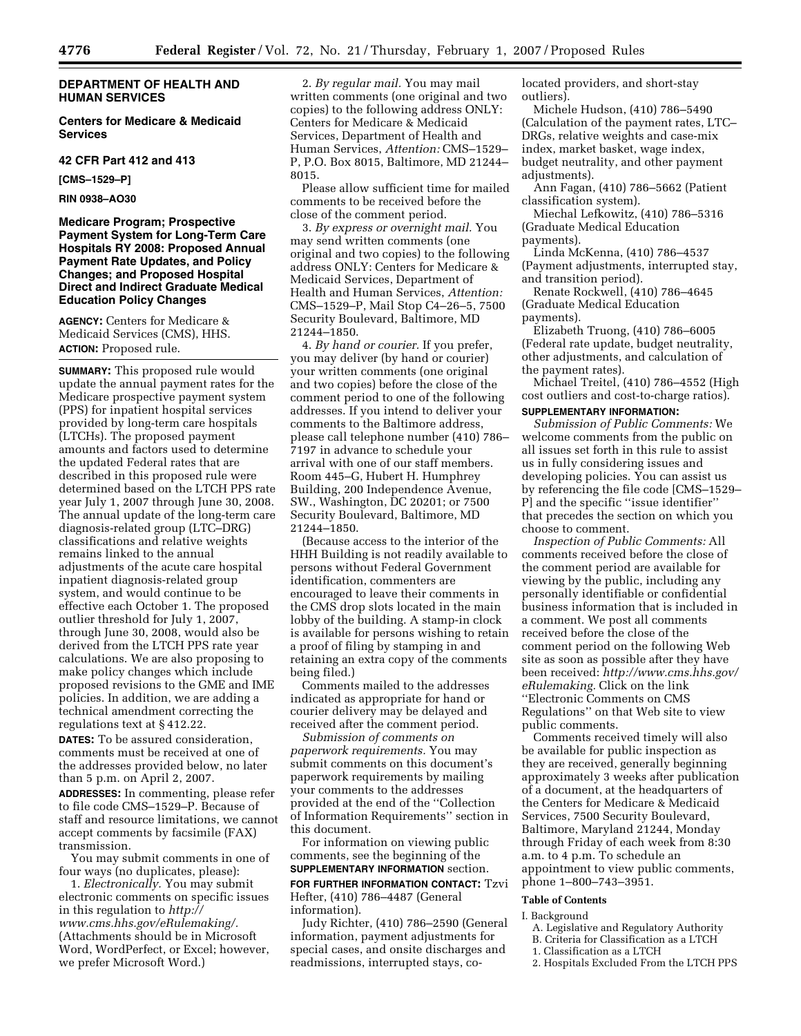**DEPARTMENT OF HEALTH AND HUMAN SERVICES**

**Centers for Medicare & Medicaid Services**

**42 CFR Part 412 and 413**

**[CMS–1529–P]**

**RIN 0938–AO30**

# Medicare Program; Prospective Payment System for Long-Term Care Hospitals RY 2008: Proposed Annual Payment Rate Updates, and Policy Changes; and Proposed Hospital Direct and Indirect Graduate Medical Education Policy Changes

**AGENCY:** Centers for Medicare & Medicaid Services (CMS), HHS.

**ACTION:** Proposed rule.

**SUMMARY:** This proposed rule would update the annual payment rates for the Medicare prospective payment system (PPS) for inpatient hospital services provided by long-term care hospitals (LTCHs). The proposed payment amounts and factors used to determine the updated Federal rates that are described in this proposed rule were determined based on the LTCH PPS rate year July 1, 2007 through June 30, 2008. The annual update of the long-term care diagnosis-related group (LTC–DRG) classifications and relative weights remains linked to the annual adjustments of the acute care hospital inpatient diagnosis-related group system, and would continue to be effective each October 1. The proposed outlier threshold for July 1, 2007, through June 30, 2008, would also be derived from the LTCH PPS rate year calculations. We are also proposing to make policy changes which include proposed revisions to the GME and IME policies. In addition, we are adding a technical amendment correcting the regulations text at § 412.22.

**DATES:** To be assured consideration, comments must be received at one of the addresses provided below, no later than 5 p.m. on April 2, 2007.

**ADDRESSES:** In commenting, please refer to file code CMS–1529–P. Because of staff and resource limitations, we cannot accept comments by facsimile (FAX) transmission.

You may submit comments in one of four ways (no duplicates, please):

1. *Electronically.* You may submit electronic comments on specific issues in this regulation to *http://www.cms.hhs.gov/eRulemaking/.* (Attachments should be in Microsoft Word, WordPerfect, or Excel; however, we prefer Microsoft Word.)

2. *By regular mail.* You may mail written comments (one original and two copies) to the following address ONLY: Centers for Medicare & Medicaid Services, Department of Health and Human Services, *Attention:* CMS–1529–P, P.O. Box 8015, Baltimore, MD 21244–8015.

Please allow sufficient time for mailed comments to be received before the close of the comment period.

3. *By express or overnight mail.* You may send written comments (one original and two copies) to the following address ONLY: Centers for Medicare & Medicaid Services, Department of Health and Human Services, *Attention:* CMS–1529–P, Mail Stop C4–26–5, 7500 Security Boulevard, Baltimore, MD 21244–1850.

4. *By hand or courier.* If you prefer, you may deliver (by hand or courier) your written comments (one original and two copies) before the close of the comment period to one of the following addresses. If you intend to deliver your comments to the Baltimore address, please call telephone number (410) 786–7197 in advance to schedule your arrival with one of our staff members. Room 445–G, Hubert H. Humphrey Building, 200 Independence Avenue, SW., Washington, DC 20201; or 7500 Security Boulevard, Baltimore, MD 21244–1850.

(Because access to the interior of the HHH Building is not readily available to persons without Federal Government identification, commenters are encouraged to leave their comments in the CMS drop slots located in the main lobby of the building. A stamp-in clock is available for persons wishing to retain a proof of filing by stamping in and retaining an extra copy of the comments being filed.)

Comments mailed to the addresses indicated as appropriate for hand or courier delivery may be delayed and received after the comment period.

*Submission of comments on paperwork requirements.* You may submit comments on this document's paperwork requirements by mailing your comments to the addresses provided at the end of the ''Collection of Information Requirements'' section in this document.

For information on viewing public comments, see the beginning of the **SUPPLEMENTARY INFORMATION** section.

**FOR FURTHER INFORMATION CONTACT:** Tzvi Hefter, (410) 786–4487 (General information).

Judy Richter, (410) 786–2590 (General information, payment adjustments for special cases, and onsite discharges and readmissions, interrupted stays, co-located providers, and short-stay outliers).

Michele Hudson, (410) 786–5490 (Calculation of the payment rates, LTC–DRGs, relative weights and case-mix index, market basket, wage index, budget neutrality, and other payment adjustments).

Ann Fagan, (410) 786–5662 (Patient classification system).

Miechal Lefkowitz, (410) 786–5316 (Graduate Medical Education payments).

Linda McKenna, (410) 786–4537 (Payment adjustments, interrupted stay, and transition period).

Renate Rockwell, (410) 786–4645 (Graduate Medical Education payments).

Elizabeth Truong, (410) 786–6005 (Federal rate update, budget neutrality, other adjustments, and calculation of the payment rates).

Michael Treitel, (410) 786–4552 (High cost outliers and cost-to-charge ratios).

**SUPPLEMENTARY INFORMATION:**

*Submission of Public Comments:* We welcome comments from the public on all issues set forth in this rule to assist us in fully considering issues and developing policies. You can assist us by referencing the file code [CMS–1529–P] and the specific ''issue identifier'' that precedes the section on which you choose to comment.

*Inspection of Public Comments:* All comments received before the close of the comment period are available for viewing by the public, including any personally identifiable or confidential business information that is included in a comment. We post all comments received before the close of the comment period on the following Web site as soon as possible after they have been received: *http://www.cms.hhs.gov/eRulemaking.* Click on the link ''Electronic Comments on CMS Regulations'' on that Web site to view public comments.

Comments received timely will also be available for public inspection as they are received, generally beginning approximately 3 weeks after publication of a document, at the headquarters of the Centers for Medicare & Medicaid Services, 7500 Security Boulevard, Baltimore, Maryland 21244, Monday through Friday of each week from 8:30 a.m. to 4 p.m. To schedule an appointment to view public comments, phone 1–800–743–3951.

**Table of Contents**

I. Background
- A. Legislative and Regulatory Authority
- B. Criteria for Classification as a LTCH
  1. Classification as a LTCH
  2. Hospitals Excluded From the LTCH PPS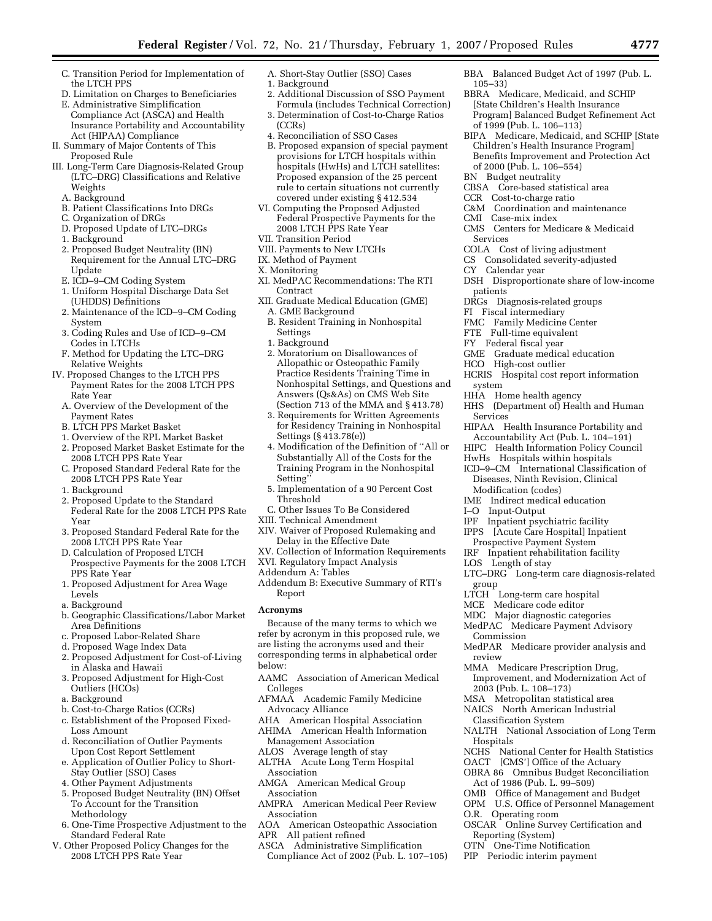C. Transition Period for Implementation of the LTCH PPS
D. Limitation on Charges to Beneficiaries
E. Administrative Simplification Compliance Act (ASCA) and Health Insurance Portability and Accountability Act (HIPAA) Compliance

II. Summary of Major Contents of This Proposed Rule

III. Long-Term Care Diagnosis-Related Group (LTC–DRG) Classifications and Relative Weights
A. Background
B. Patient Classifications Into DRGs
C. Organization of DRGs
D. Proposed Update of LTC–DRGs
1. Background
2. Proposed Budget Neutrality (BN) Requirement for the Annual LTC–DRG Update
E. ICD–9–CM Coding System
1. Uniform Hospital Discharge Data Set (UHDDS) Definitions
2. Maintenance of the ICD–9–CM Coding System
3. Coding Rules and Use of ICD–9–CM Codes in LTCHs
F. Method for Updating the LTC–DRG Relative Weights

IV. Proposed Changes to the LTCH PPS Payment Rates for the 2008 LTCH PPS Rate Year
A. Overview of the Development of the Payment Rates
B. LTCH PPS Market Basket
1. Overview of the RPL Market Basket
2. Proposed Market Basket Estimate for the 2008 LTCH PPS Rate Year
C. Proposed Standard Federal Rate for the 2008 LTCH PPS Rate Year
1. Background
2. Proposed Update to the Standard Federal Rate for the 2008 LTCH PPS Rate Year
3. Proposed Standard Federal Rate for the 2008 LTCH PPS Rate Year
D. Calculation of Proposed LTCH Prospective Payments for the 2008 LTCH PPS Rate Year
1. Proposed Adjustment for Area Wage Levels
a. Background
b. Geographic Classifications/Labor Market Area Definitions
c. Proposed Labor-Related Share
d. Proposed Wage Index Data
2. Proposed Adjustment for Cost-of-Living in Alaska and Hawaii
3. Proposed Adjustment for High-Cost Outliers (HCOs)
a. Background
b. Cost-to-Charge Ratios (CCRs)
c. Establishment of the Proposed Fixed-Loss Amount
d. Reconciliation of Outlier Payments Upon Cost Report Settlement
e. Application of Outlier Policy to Short-Stay Outlier (SSO) Cases
4. Other Payment Adjustments
5. Proposed Budget Neutrality (BN) Offset To Account for the Transition Methodology
6. One-Time Prospective Adjustment to the Standard Federal Rate

V. Other Proposed Policy Changes for the 2008 LTCH PPS Rate Year
A. Short-Stay Outlier (SSO) Cases
1. Background
2. Additional Discussion of SSO Payment Formula (includes Technical Correction)
3. Determination of Cost-to-Charge Ratios (CCRs)
4. Reconciliation of SSO Cases
B. Proposed expansion of special payment provisions for LTCH hospitals within hospitals (HwHs) and LTCH satellites: Proposed expansion of the 25 percent rule to certain situations not currently covered under existing § 412.534

VI. Computing the Proposed Adjusted Federal Prospective Payments for the 2008 LTCH PPS Rate Year

VII. Transition Period

VIII. Payments to New LTCHs

IX. Method of Payment

X. Monitoring

XI. MedPAC Recommendations: The RTI Contract

XII. Graduate Medical Education (GME)
A. GME Background
B. Resident Training in Nonhospital Settings
1. Background
2. Moratorium on Disallowances of Allopathic or Osteopathic Family Practice Residents Training Time in Nonhospital Settings, and Questions and Answers (Qs&As) on CMS Web Site (Section 713 of the MMA and § 413.78)
3. Requirements for Written Agreements for Residency Training in Nonhospital Settings (§ 413.78(e))
4. Modification of the Definition of ''All or Substantially All of the Costs for the Training Program in the Nonhospital Setting''
5. Implementation of a 90 Percent Cost Threshold
C. Other Issues To Be Considered

XIII. Technical Amendment

XIV. Waiver of Proposed Rulemaking and Delay in the Effective Date

XV. Collection of Information Requirements

XVI. Regulatory Impact Analysis

Addendum A: Tables

Addendum B: Executive Summary of RTI's Report

**Acronyms**

Because of the many terms to which we refer by acronym in this proposed rule, we are listing the acronyms used and their corresponding terms in alphabetical order below:

AAMC Association of American Medical Colleges
AFMAA Academic Family Medicine Advocacy Alliance
AHA American Hospital Association
AHIMA American Health Information Management Association
ALOS Average length of stay
ALTHA Acute Long Term Hospital Association
AMGA American Medical Group Association
AMPRA American Medical Peer Review Association
AOA American Osteopathic Association
APR All patient refined
ASCA Administrative Simplification Compliance Act of 2002 (Pub. L. 107–105)
BBA Balanced Budget Act of 1997 (Pub. L. 105–33)
BBRA Medicare, Medicaid, and SCHIP [State Children's Health Insurance Program] Balanced Budget Refinement Act of 1999 (Pub. L. 106–113)
BIPA Medicare, Medicaid, and SCHIP [State Children's Health Insurance Program] Benefits Improvement and Protection Act of 2000 (Pub. L. 106–554)
BN Budget neutrality
CBSA Core-based statistical area
CCR Cost-to-charge ratio
C&M Coordination and maintenance
CMI Case-mix index
CMS Centers for Medicare & Medicaid Services
COLA Cost of living adjustment
CS Consolidated severity-adjusted
CY Calendar year
DSH Disproportionate share of low-income patients
DRGs Diagnosis-related groups
FI Fiscal intermediary
FMC Family Medicine Center
FTE Full-time equivalent
FY Federal fiscal year
GME Graduate medical education
HCO High-cost outlier
HCRIS Hospital cost report information system
HHA Home health agency
HHS (Department of) Health and Human Services
HIPAA Health Insurance Portability and Accountability Act (Pub. L. 104–191)
HIPC Health Information Policy Council
HwHs Hospitals within hospitals
ICD–9–CM International Classification of Diseases, Ninth Revision, Clinical Modification (codes)
IME Indirect medical education
I–O Input-Output
IPF Inpatient psychiatric facility
IPPS [Acute Care Hospital] Inpatient Prospective Payment System
IRF Inpatient rehabilitation facility
LOS Length of stay
LTC–DRG Long-term care diagnosis-related group
LTCH Long-term care hospital
MCE Medicare code editor
MDC Major diagnostic categories
MedPAC Medicare Payment Advisory Commission
MedPAR Medicare provider analysis and review
MMA Medicare Prescription Drug, Improvement, and Modernization Act of 2003 (Pub. L. 108–173)
MSA Metropolitan statistical area
NAICS North American Industrial Classification System
NALTH National Association of Long Term Hospitals
NCHS National Center for Health Statistics
OACT [CMS'] Office of the Actuary
OBRA 86 Omnibus Budget Reconciliation Act of 1986 (Pub. L. 99–509)
OMB Office of Management and Budget
OPM U.S. Office of Personnel Management
O.R. Operating room
OSCAR Online Survey Certification and Reporting (System)
OTN One-Time Notification
PIP Periodic interim payment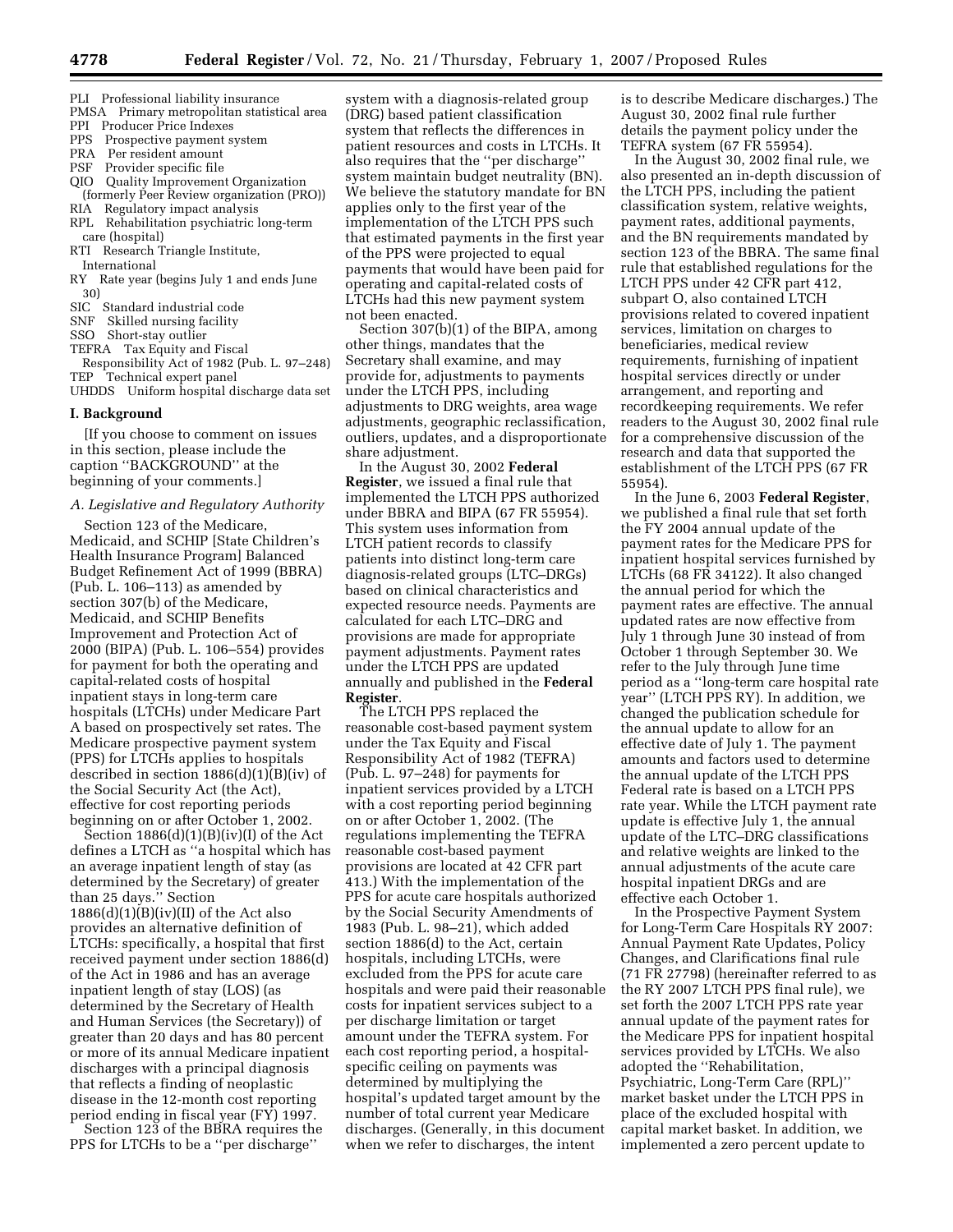PLI Professional liability insurance
PMSA Primary metropolitan statistical area
PPI Producer Price Indexes
PPS Prospective payment system
PRA Per resident amount
PSF Provider specific file
QIO Quality Improvement Organization (formerly Peer Review organization (PRO))
RIA Regulatory impact analysis
RPL Rehabilitation psychiatric long-term care (hospital)
RTI Research Triangle Institute, International
RY Rate year (begins July 1 and ends June 30)
SIC Standard industrial code
SNF Skilled nursing facility
SSO Short-stay outlier
TEFRA Tax Equity and Fiscal Responsibility Act of 1982 (Pub. L. 97–248)
TEP Technical expert panel
UHDDS Uniform hospital discharge data set

## I. Background

[If you choose to comment on issues in this section, please include the caption "BACKGROUND" at the beginning of your comments.]

### *A. Legislative and Regulatory Authority*

Section 123 of the Medicare, Medicaid, and SCHIP [State Children's Health Insurance Program] Balanced Budget Refinement Act of 1999 (BBRA) (Pub. L. 106–113) as amended by section 307(b) of the Medicare, Medicaid, and SCHIP Benefits Improvement and Protection Act of 2000 (BIPA) (Pub. L. 106–554) provides for payment for both the operating and capital-related costs of hospital inpatient stays in long-term care hospitals (LTCHs) under Medicare Part A based on prospectively set rates. The Medicare prospective payment system (PPS) for LTCHs applies to hospitals described in section 1886(d)(1)(B)(iv) of the Social Security Act (the Act), effective for cost reporting periods beginning on or after October 1, 2002.

Section 1886(d)(1)(B)(iv)(I) of the Act defines a LTCH as "a hospital which has an average inpatient length of stay (as determined by the Secretary) of greater than 25 days." Section 1886(d)(1)(B)(iv)(II) of the Act also provides an alternative definition of LTCHs: specifically, a hospital that first received payment under section 1886(d) of the Act in 1986 and has an average inpatient length of stay (LOS) (as determined by the Secretary of Health and Human Services (the Secretary)) of greater than 20 days and has 80 percent or more of its annual Medicare inpatient discharges with a principal diagnosis that reflects a finding of neoplastic disease in the 12-month cost reporting period ending in fiscal year (FY) 1997.

Section 123 of the BBRA requires the PPS for LTCHs to be a "per discharge" system with a diagnosis-related group (DRG) based patient classification system that reflects the differences in patient resources and costs in LTCHs. It also requires that the "per discharge" system maintain budget neutrality (BN). We believe the statutory mandate for BN applies only to the first year of the implementation of the LTCH PPS such that estimated payments in the first year of the PPS were projected to equal payments that would have been paid for operating and capital-related costs of LTCHs had this new payment system not been enacted.

Section 307(b)(1) of the BIPA, among other things, mandates that the Secretary shall examine, and may provide for, adjustments to payments under the LTCH PPS, including adjustments to DRG weights, area wage adjustments, geographic reclassification, outliers, updates, and a disproportionate share adjustment.

In the August 30, 2002 **Federal Register**, we issued a final rule that implemented the LTCH PPS authorized under BBRA and BIPA (67 FR 55954). This system uses information from LTCH patient records to classify patients into distinct long-term care diagnosis-related groups (LTC–DRGs) based on clinical characteristics and expected resource needs. Payments are calculated for each LTC–DRG and provisions are made for appropriate payment adjustments. Payment rates under the LTCH PPS are updated annually and published in the **Federal Register**.

The LTCH PPS replaced the reasonable cost-based payment system under the Tax Equity and Fiscal Responsibility Act of 1982 (TEFRA) (Pub. L. 97–248) for payments for inpatient services provided by a LTCH with a cost reporting period beginning on or after October 1, 2002. (The regulations implementing the TEFRA reasonable cost-based payment provisions are located at 42 CFR part 413.) With the implementation of the PPS for acute care hospitals authorized by the Social Security Amendments of 1983 (Pub. L. 98–21), which added section 1886(d) to the Act, certain hospitals, including LTCHs, were excluded from the PPS for acute care hospitals and were paid their reasonable costs for inpatient services subject to a per discharge limitation or target amount under the TEFRA system. For each cost reporting period, a hospital-specific ceiling on payments was determined by multiplying the hospital's updated target amount by the number of total current year Medicare discharges. (Generally, in this document when we refer to discharges, the intent is to describe Medicare discharges.) The August 30, 2002 final rule further details the payment policy under the TEFRA system (67 FR 55954).

In the August 30, 2002 final rule, we also presented an in-depth discussion of the LTCH PPS, including the patient classification system, relative weights, payment rates, additional payments, and the BN requirements mandated by section 123 of the BBRA. The same final rule that established regulations for the LTCH PPS under 42 CFR part 412, subpart O, also contained LTCH provisions related to covered inpatient services, limitation on charges to beneficiaries, medical review requirements, furnishing of inpatient hospital services directly or under arrangement, and reporting and recordkeeping requirements. We refer readers to the August 30, 2002 final rule for a comprehensive discussion of the research and data that supported the establishment of the LTCH PPS (67 FR 55954).

In the June 6, 2003 **Federal Register**, we published a final rule that set forth the FY 2004 annual update of the payment rates for the Medicare PPS for inpatient hospital services furnished by LTCHs (68 FR 34122). It also changed the annual period for which the payment rates are effective. The annual updated rates are now effective from July 1 through June 30 instead of from October 1 through September 30. We refer to the July through June time period as a "long-term care hospital rate year" (LTCH PPS RY). In addition, we changed the publication schedule for the annual update to allow for an effective date of July 1. The payment amounts and factors used to determine the annual update of the LTCH PPS Federal rate is based on a LTCH PPS rate year. While the LTCH payment rate update is effective July 1, the annual update of the LTC–DRG classifications and relative weights are linked to the annual adjustments of the acute care hospital inpatient DRGs and are effective each October 1.

In the Prospective Payment System for Long-Term Care Hospitals RY 2007: Annual Payment Rate Updates, Policy Changes, and Clarifications final rule (71 FR 27798) (hereinafter referred to as the RY 2007 LTCH PPS final rule), we set forth the 2007 LTCH PPS rate year annual update of the payment rates for the Medicare PPS for inpatient hospital services provided by LTCHs. We also adopted the "Rehabilitation, Psychiatric, Long-Term Care (RPL)" market basket under the LTCH PPS in place of the excluded hospital with capital market basket. In addition, we implemented a zero percent update to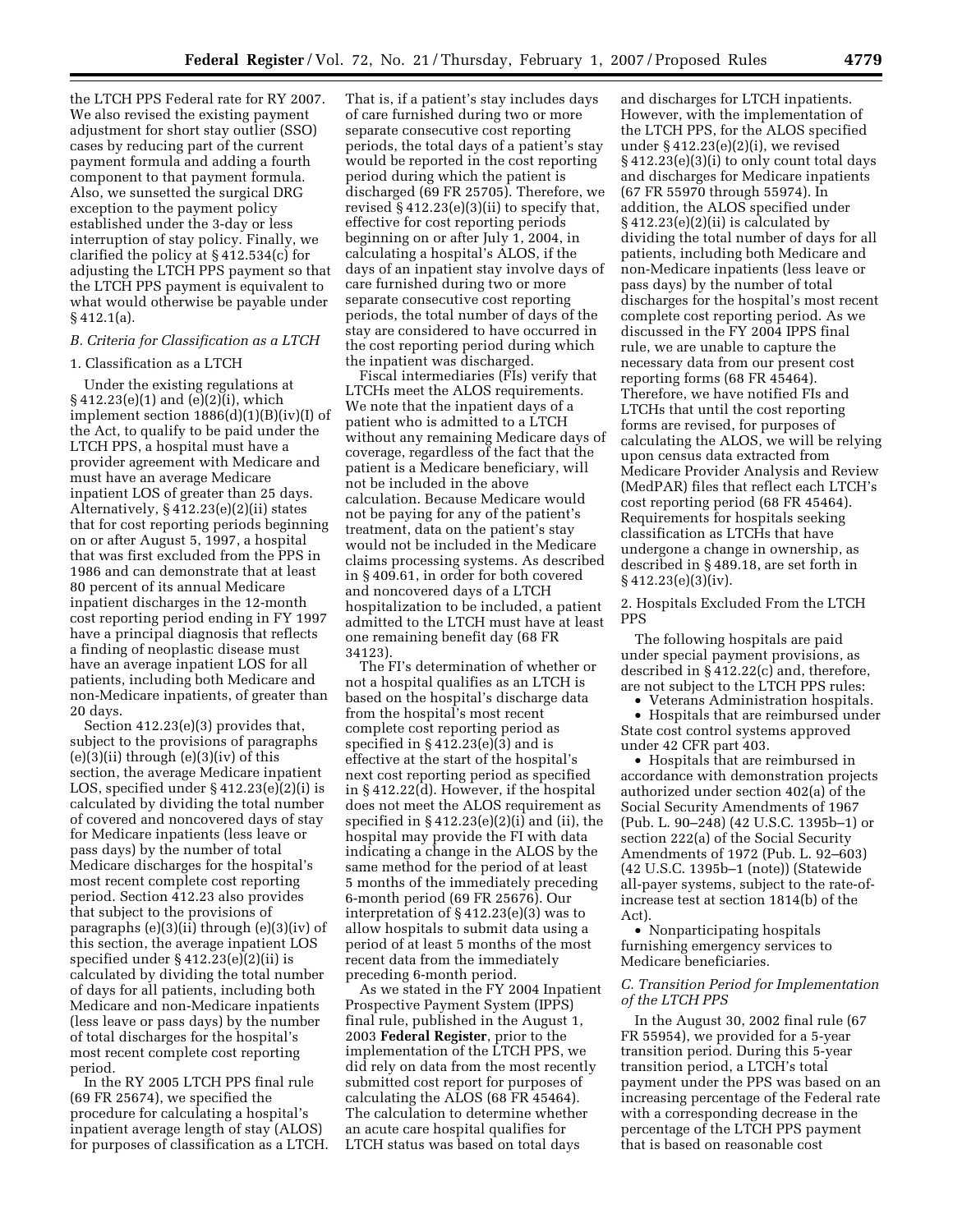the LTCH PPS Federal rate for RY 2007. We also revised the existing payment adjustment for short stay outlier (SSO) cases by reducing part of the current payment formula and adding a fourth component to that payment formula. Also, we sunsetted the surgical DRG exception to the payment policy established under the 3-day or less interruption of stay policy. Finally, we clarified the policy at § 412.534(c) for adjusting the LTCH PPS payment so that the LTCH PPS payment is equivalent to what would otherwise be payable under § 412.1(a).

### B. Criteria for Classification as a LTCH

#### 1. Classification as a LTCH

Under the existing regulations at § 412.23(e)(1) and (e)(2)(i), which implement section 1886(d)(1)(B)(iv)(I) of the Act, to qualify to be paid under the LTCH PPS, a hospital must have a provider agreement with Medicare and must have an average Medicare inpatient LOS of greater than 25 days. Alternatively, § 412.23(e)(2)(ii) states that for cost reporting periods beginning on or after August 5, 1997, a hospital that was first excluded from the PPS in 1986 and can demonstrate that at least 80 percent of its annual Medicare inpatient discharges in the 12-month cost reporting period ending in FY 1997 have a principal diagnosis that reflects a finding of neoplastic disease must have an average inpatient LOS for all patients, including both Medicare and non-Medicare inpatients, of greater than 20 days.

Section 412.23(e)(3) provides that, subject to the provisions of paragraphs (e)(3)(ii) through (e)(3)(iv) of this section, the average Medicare inpatient LOS, specified under § 412.23(e)(2)(i) is calculated by dividing the total number of covered and noncovered days of stay for Medicare inpatients (less leave or pass days) by the number of total Medicare discharges for the hospital's most recent complete cost reporting period. Section 412.23 also provides that subject to the provisions of paragraphs (e)(3)(ii) through (e)(3)(iv) of this section, the average inpatient LOS specified under § 412.23(e)(2)(ii) is calculated by dividing the total number of days for all patients, including both Medicare and non-Medicare inpatients (less leave or pass days) by the number of total discharges for the hospital's most recent complete cost reporting period.

In the RY 2005 LTCH PPS final rule (69 FR 25674), we specified the procedure for calculating a hospital's inpatient average length of stay (ALOS) for purposes of classification as a LTCH. That is, if a patient's stay includes days of care furnished during two or more separate consecutive cost reporting periods, the total days of a patient's stay would be reported in the cost reporting period during which the patient is discharged (69 FR 25705). Therefore, we revised § 412.23(e)(3)(ii) to specify that, effective for cost reporting periods beginning on or after July 1, 2004, in calculating a hospital's ALOS, if the days of an inpatient stay involve days of care furnished during two or more separate consecutive cost reporting periods, the total number of days of the stay are considered to have occurred in the cost reporting period during which the inpatient was discharged.

Fiscal intermediaries (FIs) verify that LTCHs meet the ALOS requirements. We note that the inpatient days of a patient who is admitted to a LTCH without any remaining Medicare days of coverage, regardless of the fact that the patient is a Medicare beneficiary, will not be included in the above calculation. Because Medicare would not be paying for any of the patient's treatment, data on the patient's stay would not be included in the Medicare claims processing systems. As described in § 409.61, in order for both covered and noncovered days of a LTCH hospitalization to be included, a patient admitted to the LTCH must have at least one remaining benefit day (68 FR 34123).

The FI's determination of whether or not a hospital qualifies as an LTCH is based on the hospital's discharge data from the hospital's most recent complete cost reporting period as specified in § 412.23(e)(3) and is effective at the start of the hospital's next cost reporting period as specified in § 412.22(d). However, if the hospital does not meet the ALOS requirement as specified in § 412.23(e)(2)(i) and (ii), the hospital may provide the FI with data indicating a change in the ALOS by the same method for the period of at least 5 months of the immediately preceding 6-month period (69 FR 25676). Our interpretation of § 412.23(e)(3) was to allow hospitals to submit data using a period of at least 5 months of the most recent data from the immediately preceding 6-month period.

As we stated in the FY 2004 Inpatient Prospective Payment System (IPPS) final rule, published in the August 1, 2003 **Federal Register**, prior to the implementation of the LTCH PPS, we did rely on data from the most recently submitted cost report for purposes of calculating the ALOS (68 FR 45464). The calculation to determine whether an acute care hospital qualifies for LTCH status was based on total days and discharges for LTCH inpatients. However, with the implementation of the LTCH PPS, for the ALOS specified under § 412.23(e)(2)(i), we revised § 412.23(e)(3)(i) to only count total days and discharges for Medicare inpatients (67 FR 55970 through 55974). In addition, the ALOS specified under § 412.23(e)(2)(ii) is calculated by dividing the total number of days for all patients, including both Medicare and non-Medicare inpatients (less leave or pass days) by the number of total discharges for the hospital's most recent complete cost reporting period. As we discussed in the FY 2004 IPPS final rule, we are unable to capture the necessary data from our present cost reporting forms (68 FR 45464). Therefore, we have notified FIs and LTCHs that until the cost reporting forms are revised, for purposes of calculating the ALOS, we will be relying upon census data extracted from Medicare Provider Analysis and Review (MedPAR) files that reflect each LTCH's cost reporting period (68 FR 45464). Requirements for hospitals seeking classification as LTCHs that have undergone a change in ownership, as described in § 489.18, are set forth in § 412.23(e)(3)(iv).

#### 2. Hospitals Excluded From the LTCH PPS

The following hospitals are paid under special payment provisions, as described in § 412.22(c) and, therefore, are not subject to the LTCH PPS rules:

- Veterans Administration hospitals.
- Hospitals that are reimbursed under State cost control systems approved under 42 CFR part 403.
- Hospitals that are reimbursed in accordance with demonstration projects authorized under section 402(a) of the Social Security Amendments of 1967 (Pub. L. 90–248) (42 U.S.C. 1395b–1) or section 222(a) of the Social Security Amendments of 1972 (Pub. L. 92–603) (42 U.S.C. 1395b–1 (note)) (Statewide all-payer systems, subject to the rate-of-increase test at section 1814(b) of the Act).
- Nonparticipating hospitals furnishing emergency services to Medicare beneficiaries.

### C. Transition Period for Implementation of the LTCH PPS

In the August 30, 2002 final rule (67 FR 55954), we provided for a 5-year transition period. During this 5-year transition period, a LTCH's total payment under the PPS was based on an increasing percentage of the Federal rate with a corresponding decrease in the percentage of the LTCH PPS payment that is based on reasonable cost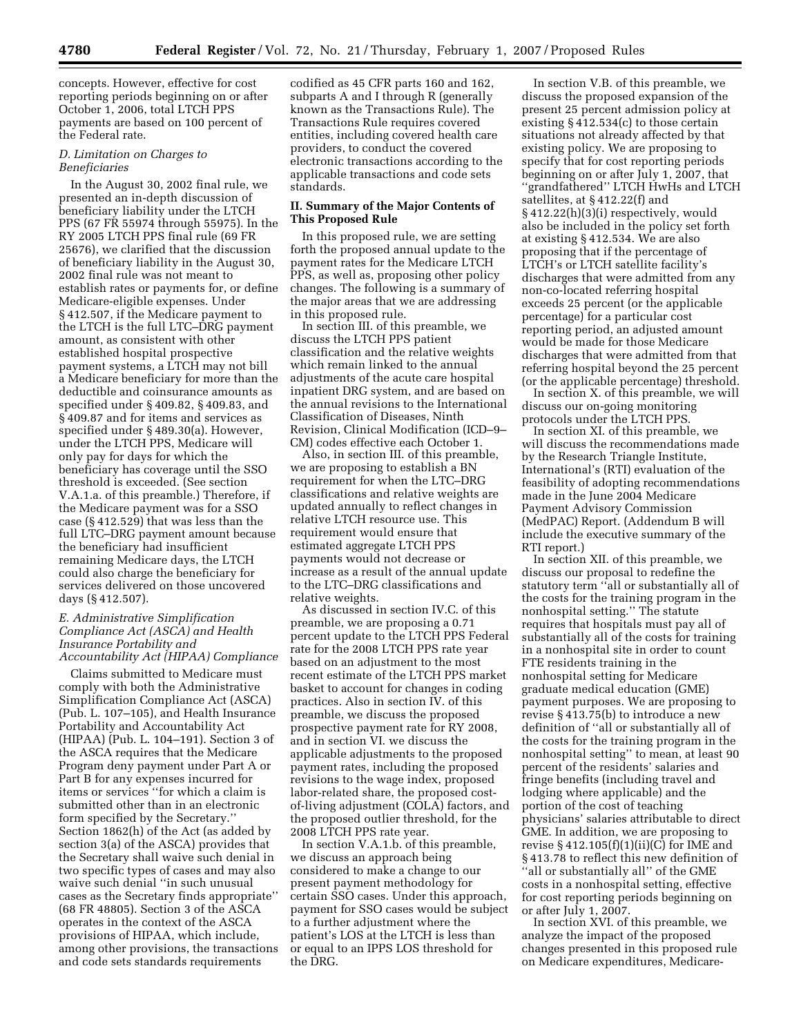concepts. However, effective for cost reporting periods beginning on or after October 1, 2006, total LTCH PPS payments are based on 100 percent of the Federal rate.

### *D. Limitation on Charges to Beneficiaries*

In the August 30, 2002 final rule, we presented an in-depth discussion of beneficiary liability under the LTCH PPS (67 FR 55974 through 55975). In the RY 2005 LTCH PPS final rule (69 FR 25676), we clarified that the discussion of beneficiary liability in the August 30, 2002 final rule was not meant to establish rates or payments for, or define Medicare-eligible expenses. Under § 412.507, if the Medicare payment to the LTCH is the full LTC–DRG payment amount, as consistent with other established hospital prospective payment systems, a LTCH may not bill a Medicare beneficiary for more than the deductible and coinsurance amounts as specified under § 409.82, § 409.83, and § 409.87 and for items and services as specified under § 489.30(a). However, under the LTCH PPS, Medicare will only pay for days for which the beneficiary has coverage until the SSO threshold is exceeded. (See section V.A.1.a. of this preamble.) Therefore, if the Medicare payment was for a SSO case (§ 412.529) that was less than the full LTC–DRG payment amount because the beneficiary had insufficient remaining Medicare days, the LTCH could also charge the beneficiary for services delivered on those uncovered days (§ 412.507).

### *E. Administrative Simplification Compliance Act (ASCA) and Health Insurance Portability and Accountability Act (HIPAA) Compliance*

Claims submitted to Medicare must comply with both the Administrative Simplification Compliance Act (ASCA) (Pub. L. 107–105), and Health Insurance Portability and Accountability Act (HIPAA) (Pub. L. 104–191). Section 3 of the ASCA requires that the Medicare Program deny payment under Part A or Part B for any expenses incurred for items or services ''for which a claim is submitted other than in an electronic form specified by the Secretary.'' Section 1862(h) of the Act (as added by section 3(a) of the ASCA) provides that the Secretary shall waive such denial in two specific types of cases and may also waive such denial ''in such unusual cases as the Secretary finds appropriate'' (68 FR 48805). Section 3 of the ASCA operates in the context of the ASCA provisions of HIPAA, which include, among other provisions, the transactions and code sets standards requirements codified as 45 CFR parts 160 and 162, subparts A and I through R (generally known as the Transactions Rule). The Transactions Rule requires covered entities, including covered health care providers, to conduct the covered electronic transactions according to the applicable transactions and code sets standards.

## II. Summary of the Major Contents of This Proposed Rule

In this proposed rule, we are setting forth the proposed annual update to the payment rates for the Medicare LTCH PPS, as well as, proposing other policy changes. The following is a summary of the major areas that we are addressing in this proposed rule.

In section III. of this preamble, we discuss the LTCH PPS patient classification and the relative weights which remain linked to the annual adjustments of the acute care hospital inpatient DRG system, and are based on the annual revisions to the International Classification of Diseases, Ninth Revision, Clinical Modification (ICD–9–CM) codes effective each October 1.

Also, in section III. of this preamble, we are proposing to establish a BN requirement for when the LTC–DRG classifications and relative weights are updated annually to reflect changes in relative LTCH resource use. This requirement would ensure that estimated aggregate LTCH PPS payments would not decrease or increase as a result of the annual update to the LTC–DRG classifications and relative weights.

As discussed in section IV.C. of this preamble, we are proposing a 0.71 percent update to the LTCH PPS Federal rate for the 2008 LTCH PPS rate year based on an adjustment to the most recent estimate of the LTCH PPS market basket to account for changes in coding practices. Also in section IV. of this preamble, we discuss the proposed prospective payment rate for RY 2008, and in section VI. we discuss the applicable adjustments to the proposed payment rates, including the proposed revisions to the wage index, proposed labor-related share, the proposed cost-of-living adjustment (COLA) factors, and the proposed outlier threshold, for the 2008 LTCH PPS rate year.

In section V.A.1.b. of this preamble, we discuss an approach being considered to make a change to our present payment methodology for certain SSO cases. Under this approach, payment for SSO cases would be subject to a further adjustment where the patient's LOS at the LTCH is less than or equal to an IPPS LOS threshold for the DRG.

In section V.B. of this preamble, we discuss the proposed expansion of the present 25 percent admission policy at existing § 412.534(c) to those certain situations not already affected by that existing policy. We are proposing to specify that for cost reporting periods beginning on or after July 1, 2007, that ''grandfathered'' LTCH HwHs and LTCH satellites, at § 412.22(f) and § 412.22(h)(3)(i) respectively, would also be included in the policy set forth at existing § 412.534. We are also proposing that if the percentage of LTCH's or LTCH satellite facility's discharges that were admitted from any non-co-located referring hospital exceeds 25 percent (or the applicable percentage) for a particular cost reporting period, an adjusted amount would be made for those Medicare discharges that were admitted from that referring hospital beyond the 25 percent (or the applicable percentage) threshold.

In section X. of this preamble, we will discuss our on-going monitoring protocols under the LTCH PPS.

In section XI. of this preamble, we will discuss the recommendations made by the Research Triangle Institute, International's (RTI) evaluation of the feasibility of adopting recommendations made in the June 2004 Medicare Payment Advisory Commission (MedPAC) Report. (Addendum B will include the executive summary of the RTI report.)

In section XII. of this preamble, we discuss our proposal to redefine the statutory term ''all or substantially all of the costs for the training program in the nonhospital setting.'' The statute requires that hospitals must pay all of substantially all of the costs for training in a nonhospital site in order to count FTE residents training in the nonhospital setting for Medicare graduate medical education (GME) payment purposes. We are proposing to revise § 413.75(b) to introduce a new definition of ''all or substantially all of the costs for the training program in the nonhospital setting'' to mean, at least 90 percent of the residents' salaries and fringe benefits (including travel and lodging where applicable) and the portion of the cost of teaching physicians' salaries attributable to direct GME. In addition, we are proposing to revise § 412.105(f)(1)(ii)(C) for IME and § 413.78 to reflect this new definition of ''all or substantially all'' of the GME costs in a nonhospital setting, effective for cost reporting periods beginning on or after July 1, 2007.

In section XVI. of this preamble, we analyze the impact of the proposed changes presented in this proposed rule on Medicare expenditures, Medicare-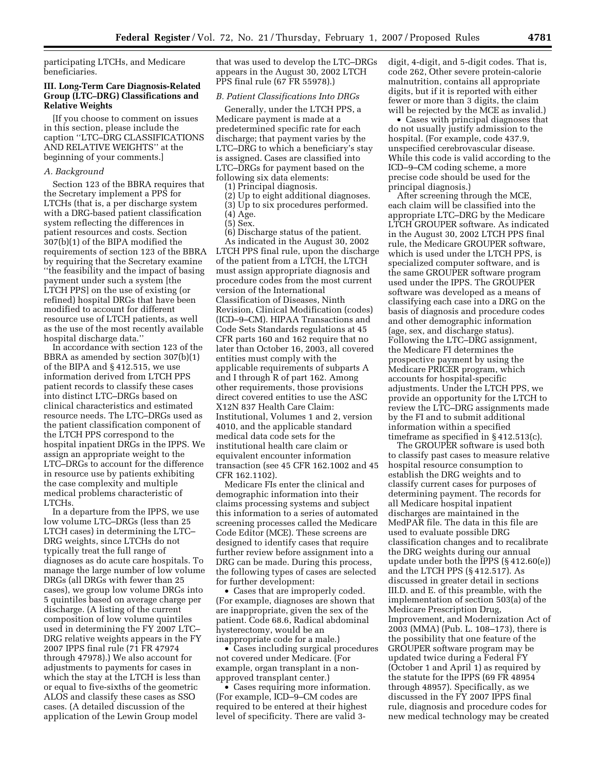participating LTCHs, and Medicare beneficiaries.

## III. Long-Term Care Diagnosis-Related Group (LTC–DRG) Classifications and Relative Weights

[If you choose to comment on issues in this section, please include the caption ''LTC–DRG CLASSIFICATIONS AND RELATIVE WEIGHTS'' at the beginning of your comments.]

### *A. Background*

Section 123 of the BBRA requires that the Secretary implement a PPS for LTCHs (that is, a per discharge system with a DRG-based patient classification system reflecting the differences in patient resources and costs. Section 307(b)(1) of the BIPA modified the requirements of section 123 of the BBRA by requiring that the Secretary examine ''the feasibility and the impact of basing payment under such a system [the LTCH PPS] on the use of existing (or refined) hospital DRGs that have been modified to account for different resource use of LTCH patients, as well as the use of the most recently available hospital discharge data.''

In accordance with section 123 of the BBRA as amended by section 307(b)(1) of the BIPA and § 412.515, we use information derived from LTCH PPS patient records to classify these cases into distinct LTC–DRGs based on clinical characteristics and estimated resource needs. The LTC–DRGs used as the patient classification component of the LTCH PPS correspond to the hospital inpatient DRGs in the IPPS. We assign an appropriate weight to the LTC–DRGs to account for the difference in resource use by patients exhibiting the case complexity and multiple medical problems characteristic of LTCHs.

In a departure from the IPPS, we use low volume LTC–DRGs (less than 25 LTCH cases) in determining the LTC–DRG weights, since LTCHs do not typically treat the full range of diagnoses as do acute care hospitals. To manage the large number of low volume DRGs (all DRGs with fewer than 25 cases), we group low volume DRGs into 5 quintiles based on average charge per discharge. (A listing of the current composition of low volume quintiles used in determining the FY 2007 LTC–DRG relative weights appears in the FY 2007 IPPS final rule (71 FR 47974 through 47978).) We also account for adjustments to payments for cases in which the stay at the LTCH is less than or equal to five-sixths of the geometric ALOS and classify these cases as SSO cases. (A detailed discussion of the application of the Lewin Group model that was used to develop the LTC–DRGs appears in the August 30, 2002 LTCH PPS final rule (67 FR 55978).)

### *B. Patient Classifications Into DRGs*

Generally, under the LTCH PPS, a Medicare payment is made at a predetermined specific rate for each discharge; that payment varies by the LTC–DRG to which a beneficiary's stay is assigned. Cases are classified into LTC–DRGs for payment based on the following six data elements:

(1) Principal diagnosis.
(2) Up to eight additional diagnoses.
(3) Up to six procedures performed.
(4) Age.
(5) Sex.
(6) Discharge status of the patient.

As indicated in the August 30, 2002 LTCH PPS final rule, upon the discharge of the patient from a LTCH, the LTCH must assign appropriate diagnosis and procedure codes from the most current version of the International Classification of Diseases, Ninth Revision, Clinical Modification (codes) (ICD–9–CM). HIPAA Transactions and Code Sets Standards regulations at 45 CFR parts 160 and 162 require that no later than October 16, 2003, all covered entities must comply with the applicable requirements of subparts A and I through R of part 162. Among other requirements, those provisions direct covered entities to use the ASC X12N 837 Health Care Claim: Institutional, Volumes 1 and 2, version 4010, and the applicable standard medical data code sets for the institutional health care claim or equivalent encounter information transaction (see 45 CFR 162.1002 and 45 CFR 162.1102).

Medicare FIs enter the clinical and demographic information into their claims processing systems and subject this information to a series of automated screening processes called the Medicare Code Editor (MCE). These screens are designed to identify cases that require further review before assignment into a DRG can be made. During this process, the following types of cases are selected for further development:

- Cases that are improperly coded. (For example, diagnoses are shown that are inappropriate, given the sex of the patient. Code 68.6, Radical abdominal hysterectomy, would be an inappropriate code for a male.)
- Cases including surgical procedures not covered under Medicare. (For example, organ transplant in a non-approved transplant center.)
- Cases requiring more information. (For example, ICD–9–CM codes are required to be entered at their highest level of specificity. There are valid 3-digit, 4-digit, and 5-digit codes. That is, code 262, Other severe protein-calorie malnutrition, contains all appropriate digits, but if it is reported with either fewer or more than 3 digits, the claim will be rejected by the MCE as invalid.)
- Cases with principal diagnoses that do not usually justify admission to the hospital. (For example, code 437.9, unspecified cerebrovascular disease. While this code is valid according to the ICD–9–CM coding scheme, a more precise code should be used for the principal diagnosis.)

After screening through the MCE, each claim will be classified into the appropriate LTC–DRG by the Medicare LTCH GROUPER software. As indicated in the August 30, 2002 LTCH PPS final rule, the Medicare GROUPER software, which is used under the LTCH PPS, is specialized computer software, and is the same GROUPER software program used under the IPPS. The GROUPER software was developed as a means of classifying each case into a DRG on the basis of diagnosis and procedure codes and other demographic information (age, sex, and discharge status). Following the LTC–DRG assignment, the Medicare FI determines the prospective payment by using the Medicare PRICER program, which accounts for hospital-specific adjustments. Under the LTCH PPS, we provide an opportunity for the LTCH to review the LTC–DRG assignments made by the FI and to submit additional information within a specified timeframe as specified in § 412.513(c).

The GROUPER software is used both to classify past cases to measure relative hospital resource consumption to establish the DRG weights and to classify current cases for purposes of determining payment. The records for all Medicare hospital inpatient discharges are maintained in the MedPAR file. The data in this file are used to evaluate possible DRG classification changes and to recalibrate the DRG weights during our annual update under both the IPPS (§ 412.60(e)) and the LTCH PPS (§ 412.517). As discussed in greater detail in sections III.D. and E. of this preamble, with the implementation of section 503(a) of the Medicare Prescription Drug, Improvement, and Modernization Act of 2003 (MMA) (Pub. L. 108–173), there is the possibility that one feature of the GROUPER software program may be updated twice during a Federal FY (October 1 and April 1) as required by the statute for the IPPS (69 FR 48954 through 48957). Specifically, as we discussed in the FY 2007 IPPS final rule, diagnosis and procedure codes for new medical technology may be created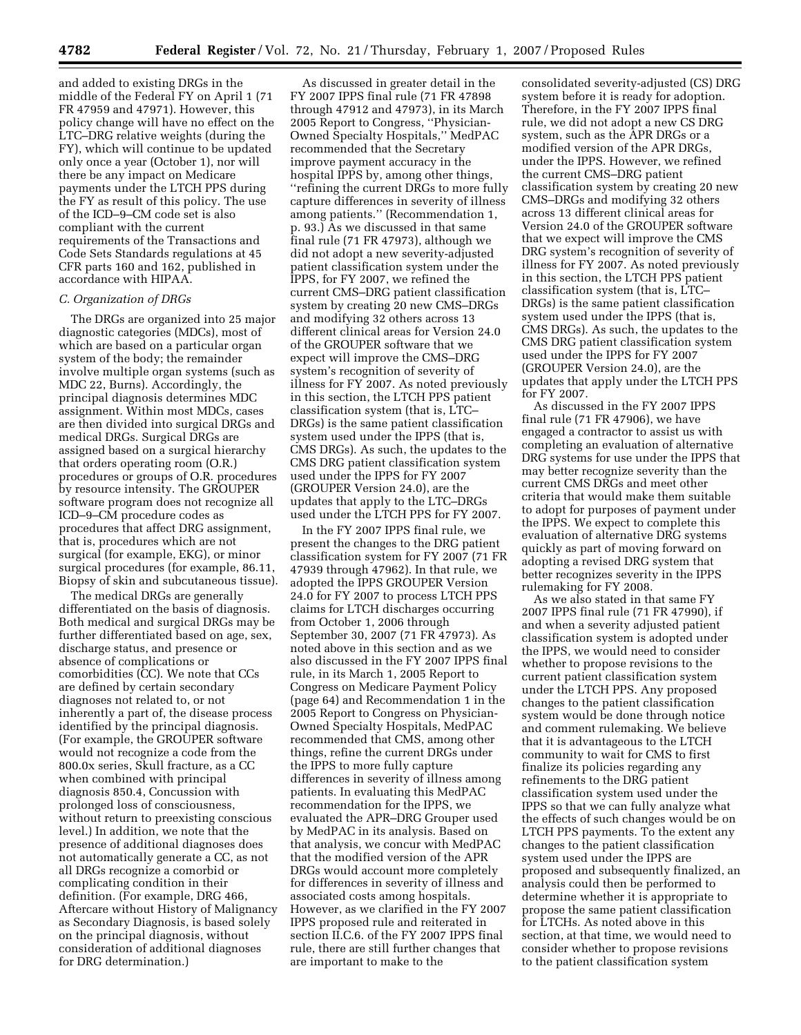and added to existing DRGs in the middle of the Federal FY on April 1 (71 FR 47959 and 47971). However, this policy change will have no effect on the LTC–DRG relative weights (during the FY), which will continue to be updated only once a year (October 1), nor will there be any impact on Medicare payments under the LTCH PPS during the FY as result of this policy. The use of the ICD–9–CM code set is also compliant with the current requirements of the Transactions and Code Sets Standards regulations at 45 CFR parts 160 and 162, published in accordance with HIPAA.

### *C. Organization of DRGs*

The DRGs are organized into 25 major diagnostic categories (MDCs), most of which are based on a particular organ system of the body; the remainder involve multiple organ systems (such as MDC 22, Burns). Accordingly, the principal diagnosis determines MDC assignment. Within most MDCs, cases are then divided into surgical DRGs and medical DRGs. Surgical DRGs are assigned based on a surgical hierarchy that orders operating room (O.R.) procedures or groups of O.R. procedures by resource intensity. The GROUPER software program does not recognize all ICD–9–CM procedure codes as procedures that affect DRG assignment, that is, procedures which are not surgical (for example, EKG), or minor surgical procedures (for example, 86.11, Biopsy of skin and subcutaneous tissue).

The medical DRGs are generally differentiated on the basis of diagnosis. Both medical and surgical DRGs may be further differentiated based on age, sex, discharge status, and presence or absence of complications or comorbidities (CC). We note that CCs are defined by certain secondary diagnoses not related to, or not inherently a part of, the disease process identified by the principal diagnosis. (For example, the GROUPER software would not recognize a code from the 800.0x series, Skull fracture, as a CC when combined with principal diagnosis 850.4, Concussion with prolonged loss of consciousness, without return to preexisting conscious level.) In addition, we note that the presence of additional diagnoses does not automatically generate a CC, as not all DRGs recognize a comorbid or complicating condition in their definition. (For example, DRG 466, Aftercare without History of Malignancy as Secondary Diagnosis, is based solely on the principal diagnosis, without consideration of additional diagnoses for DRG determination.)

As discussed in greater detail in the FY 2007 IPPS final rule (71 FR 47898 through 47912 and 47973), in its March 2005 Report to Congress, ''Physician-Owned Specialty Hospitals,'' MedPAC recommended that the Secretary improve payment accuracy in the hospital IPPS by, among other things, ''refining the current DRGs to more fully capture differences in severity of illness among patients.'' (Recommendation 1, p. 93.) As we discussed in that same final rule (71 FR 47973), although we did not adopt a new severity-adjusted patient classification system under the IPPS, for FY 2007, we refined the current CMS–DRG patient classification system by creating 20 new CMS–DRGs and modifying 32 others across 13 different clinical areas for Version 24.0 of the GROUPER software that we expect will improve the CMS–DRG system's recognition of severity of illness for FY 2007. As noted previously in this section, the LTCH PPS patient classification system (that is, LTC–DRGs) is the same patient classification system used under the IPPS (that is, CMS DRGs). As such, the updates to the CMS DRG patient classification system used under the IPPS for FY 2007 (GROUPER Version 24.0), are the updates that apply to the LTC–DRGs used under the LTCH PPS for FY 2007.

In the FY 2007 IPPS final rule, we present the changes to the DRG patient classification system for FY 2007 (71 FR 47939 through 47962). In that rule, we adopted the IPPS GROUPER Version 24.0 for FY 2007 to process LTCH PPS claims for LTCH discharges occurring from October 1, 2006 through September 30, 2007 (71 FR 47973). As noted above in this section and as we also discussed in the FY 2007 IPPS final rule, in its March 1, 2005 Report to Congress on Medicare Payment Policy (page 64) and Recommendation 1 in the 2005 Report to Congress on Physician-Owned Specialty Hospitals, MedPAC recommended that CMS, among other things, refine the current DRGs under the IPPS to more fully capture differences in severity of illness among patients. In evaluating this MedPAC recommendation for the IPPS, we evaluated the APR–DRG Grouper used by MedPAC in its analysis. Based on that analysis, we concur with MedPAC that the modified version of the APR DRGs would account more completely for differences in severity of illness and associated costs among hospitals. However, as we clarified in the FY 2007 IPPS proposed rule and reiterated in section II.C.6. of the FY 2007 IPPS final rule, there are still further changes that are important to make to the consolidated severity-adjusted (CS) DRG system before it is ready for adoption. Therefore, in the FY 2007 IPPS final rule, we did not adopt a new CS DRG system, such as the APR DRGs or a modified version of the APR DRGs, under the IPPS. However, we refined the current CMS–DRG patient classification system by creating 20 new CMS–DRGs and modifying 32 others across 13 different clinical areas for Version 24.0 of the GROUPER software that we expect will improve the CMS DRG system's recognition of severity of illness for FY 2007. As noted previously in this section, the LTCH PPS patient classification system (that is, LTC–DRGs) is the same patient classification system used under the IPPS (that is, CMS DRGs). As such, the updates to the CMS DRG patient classification system used under the IPPS for FY 2007 (GROUPER Version 24.0), are the updates that apply under the LTCH PPS for FY 2007.

As discussed in the FY 2007 IPPS final rule (71 FR 47906), we have engaged a contractor to assist us with completing an evaluation of alternative DRG systems for use under the IPPS that may better recognize severity than the current CMS DRGs and meet other criteria that would make them suitable to adopt for purposes of payment under the IPPS. We expect to complete this evaluation of alternative DRG systems quickly as part of moving forward on adopting a revised DRG system that better recognizes severity in the IPPS rulemaking for FY 2008.

As we also stated in that same FY 2007 IPPS final rule (71 FR 47990), if and when a severity adjusted patient classification system is adopted under the IPPS, we would need to consider whether to propose revisions to the current patient classification system under the LTCH PPS. Any proposed changes to the patient classification system would be done through notice and comment rulemaking. We believe that it is advantageous to the LTCH community to wait for CMS to first finalize its policies regarding any refinements to the DRG patient classification system used under the IPPS so that we can fully analyze what the effects of such changes would be on LTCH PPS payments. To the extent any changes to the patient classification system used under the IPPS are proposed and subsequently finalized, an analysis could then be performed to determine whether it is appropriate to propose the same patient classification for LTCHs. As noted above in this section, at that time, we would need to consider whether to propose revisions to the patient classification system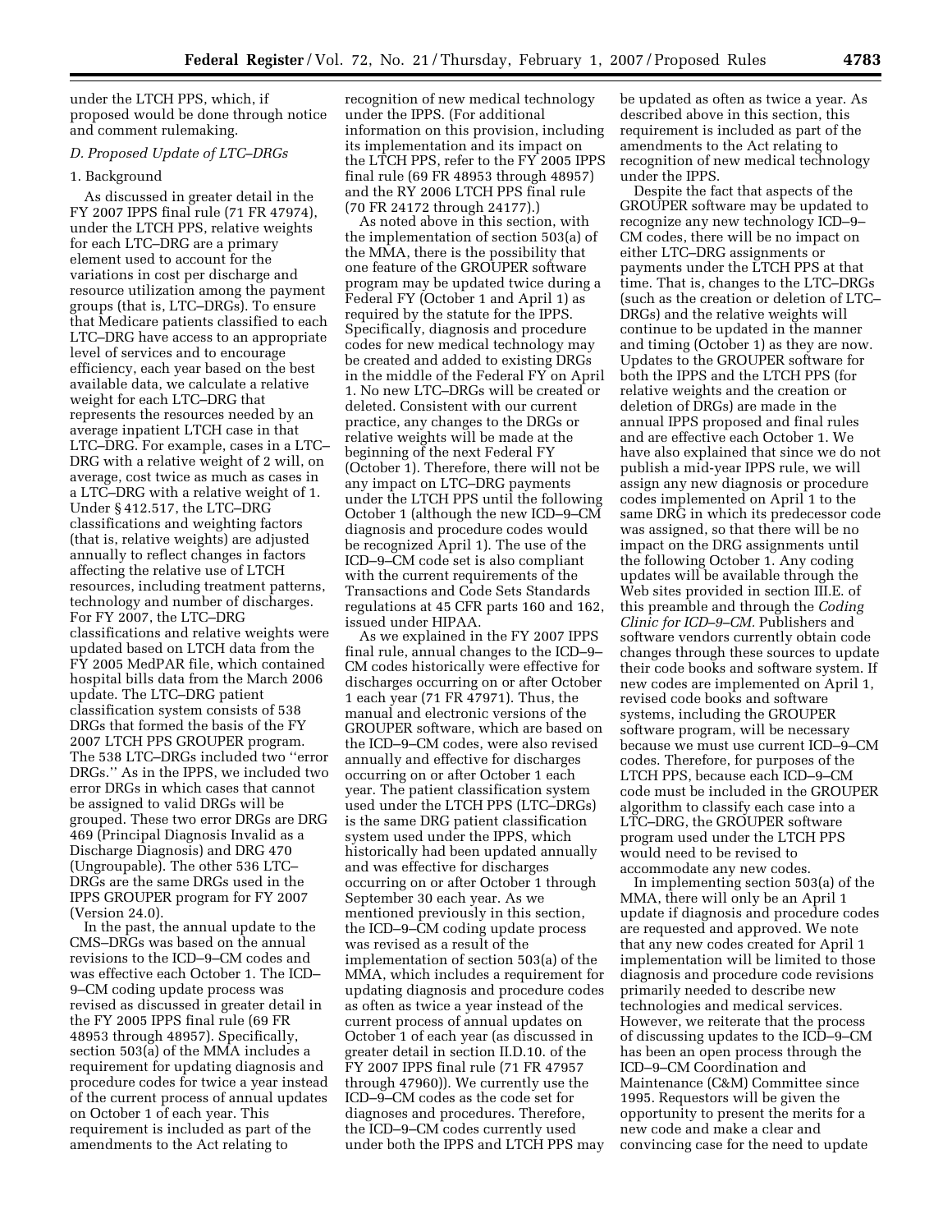under the LTCH PPS, which, if proposed would be done through notice and comment rulemaking.

### D. Proposed Update of LTC–DRGs

#### 1. Background

As discussed in greater detail in the FY 2007 IPPS final rule (71 FR 47974), under the LTCH PPS, relative weights for each LTC–DRG are a primary element used to account for the variations in cost per discharge and resource utilization among the payment groups (that is, LTC–DRGs). To ensure that Medicare patients classified to each LTC–DRG have access to an appropriate level of services and to encourage efficiency, each year based on the best available data, we calculate a relative weight for each LTC–DRG that represents the resources needed by an average inpatient LTCH case in that LTC–DRG. For example, cases in a LTC–DRG with a relative weight of 2 will, on average, cost twice as much as cases in a LTC–DRG with a relative weight of 1. Under § 412.517, the LTC–DRG classifications and weighting factors (that is, relative weights) are adjusted annually to reflect changes in factors affecting the relative use of LTCH resources, including treatment patterns, technology and number of discharges. For FY 2007, the LTC–DRG classifications and relative weights were updated based on LTCH data from the FY 2005 MedPAR file, which contained hospital bills data from the March 2006 update. The LTC–DRG patient classification system consists of 538 DRGs that formed the basis of the FY 2007 LTCH PPS GROUPER program. The 538 LTC–DRGs included two "error DRGs." As in the IPPS, we included two error DRGs in which cases that cannot be assigned to valid DRGs will be grouped. These two error DRGs are DRG 469 (Principal Diagnosis Invalid as a Discharge Diagnosis) and DRG 470 (Ungroupable). The other 536 LTC–DRGs are the same DRGs used in the IPPS GROUPER program for FY 2007 (Version 24.0).

In the past, the annual update to the CMS–DRGs was based on the annual revisions to the ICD–9–CM codes and was effective each October 1. The ICD–9–CM coding update process was revised as discussed in greater detail in the FY 2005 IPPS final rule (69 FR 48953 through 48957). Specifically, section 503(a) of the MMA includes a requirement for updating diagnosis and procedure codes for twice a year instead of the current process of annual updates on October 1 of each year. This requirement is included as part of the amendments to the Act relating to recognition of new medical technology under the IPPS. (For additional information on this provision, including its implementation and its impact on the LTCH PPS, refer to the FY 2005 IPPS final rule (69 FR 48953 through 48957) and the RY 2006 LTCH PPS final rule (70 FR 24172 through 24177).)

As noted above in this section, with the implementation of section 503(a) of the MMA, there is the possibility that one feature of the GROUPER software program may be updated twice during a Federal FY (October 1 and April 1) as required by the statute for the IPPS. Specifically, diagnosis and procedure codes for new medical technology may be created and added to existing DRGs in the middle of the Federal FY on April 1. No new LTC–DRGs will be created or deleted. Consistent with our current practice, any changes to the DRGs or relative weights will be made at the beginning of the next Federal FY (October 1). Therefore, there will not be any impact on LTC–DRG payments under the LTCH PPS until the following October 1 (although the new ICD–9–CM diagnosis and procedure codes would be recognized April 1). The use of the ICD–9–CM code set is also compliant with the current requirements of the Transactions and Code Sets Standards regulations at 45 CFR parts 160 and 162, issued under HIPAA.

As we explained in the FY 2007 IPPS final rule, annual changes to the ICD–9–CM codes historically were effective for discharges occurring on or after October 1 each year (71 FR 47971). Thus, the manual and electronic versions of the GROUPER software, which are based on the ICD–9–CM codes, were also revised annually and effective for discharges occurring on or after October 1 each year. The patient classification system used under the LTCH PPS (LTC–DRGs) is the same DRG patient classification system used under the IPPS, which historically had been updated annually and was effective for discharges occurring on or after October 1 through September 30 each year. As we mentioned previously in this section, the ICD–9–CM coding update process was revised as a result of the implementation of section 503(a) of the MMA, which includes a requirement for updating diagnosis and procedure codes as often as twice a year instead of the current process of annual updates on October 1 of each year (as discussed in greater detail in section II.D.10. of the FY 2007 IPPS final rule (71 FR 47957 through 47960)). We currently use the ICD–9–CM codes as the code set for diagnoses and procedures. Therefore, the ICD–9–CM codes currently used under both the IPPS and LTCH PPS may be updated as often as twice a year. As described above in this section, this requirement is included as part of the amendments to the Act relating to recognition of new medical technology under the IPPS.

Despite the fact that aspects of the GROUPER software may be updated to recognize any new technology ICD–9–CM codes, there will be no impact on either LTC–DRG assignments or payments under the LTCH PPS at that time. That is, changes to the LTC–DRGs (such as the creation or deletion of LTC–DRGs) and the relative weights will continue to be updated in the manner and timing (October 1) as they are now. Updates to the GROUPER software for both the IPPS and the LTCH PPS (for relative weights and the creation or deletion of DRGs) are made in the annual IPPS proposed and final rules and are effective each October 1. We have also explained that since we do not publish a mid-year IPPS rule, we will assign any new diagnosis or procedure codes implemented on April 1 to the same DRG in which its predecessor code was assigned, so that there will be no impact on the DRG assignments until the following October 1. Any coding updates will be available through the Web sites provided in section III.E. of this preamble and through the *Coding Clinic for ICD–9–CM.* Publishers and software vendors currently obtain code changes through these sources to update their code books and software system. If new codes are implemented on April 1, revised code books and software systems, including the GROUPER software program, will be necessary because we must use current ICD–9–CM codes. Therefore, for purposes of the LTCH PPS, because each ICD–9–CM code must be included in the GROUPER algorithm to classify each case into a LTC–DRG, the GROUPER software program used under the LTCH PPS would need to be revised to accommodate any new codes.

In implementing section 503(a) of the MMA, there will only be an April 1 update if diagnosis and procedure codes are requested and approved. We note that any new codes created for April 1 implementation will be limited to those diagnosis and procedure code revisions primarily needed to describe new technologies and medical services. However, we reiterate that the process of discussing updates to the ICD–9–CM has been an open process through the ICD–9–CM Coordination and Maintenance (C&M) Committee since 1995. Requestors will be given the opportunity to present the merits for a new code and make a clear and convincing case for the need to update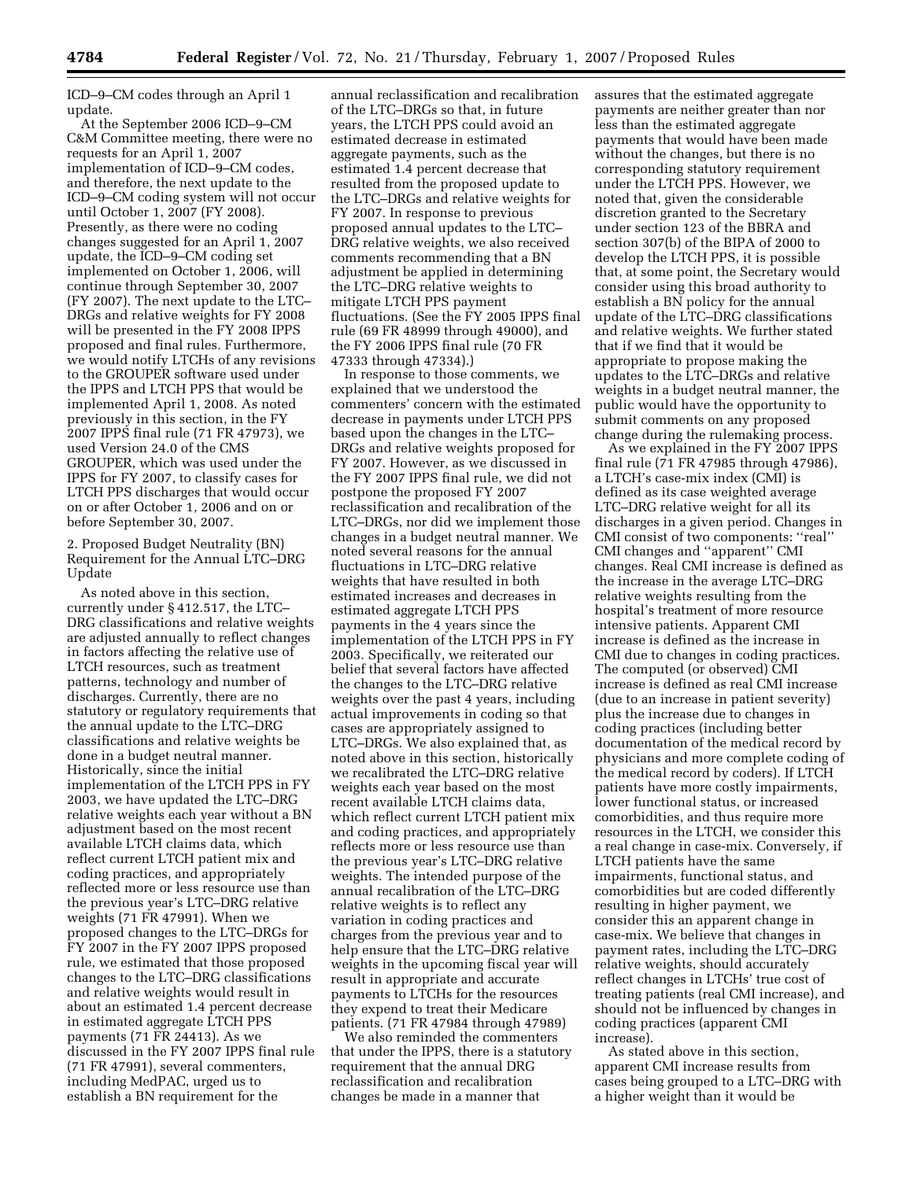ICD–9–CM codes through an April 1 update.

At the September 2006 ICD–9–CM C&M Committee meeting, there were no requests for an April 1, 2007 implementation of ICD–9–CM codes, and therefore, the next update to the ICD–9–CM coding system will not occur until October 1, 2007 (FY 2008). Presently, as there were no coding changes suggested for an April 1, 2007 update, the ICD–9–CM coding set implemented on October 1, 2006, will continue through September 30, 2007 (FY 2007). The next update to the LTC–DRGs and relative weights for FY 2008 will be presented in the FY 2008 IPPS proposed and final rules. Furthermore, we would notify LTCHs of any revisions to the GROUPER software used under the IPPS and LTCH PPS that would be implemented April 1, 2008. As noted previously in this section, in the FY 2007 IPPS final rule (71 FR 47973), we used Version 24.0 of the CMS GROUPER, which was used under the IPPS for FY 2007, to classify cases for LTCH PPS discharges that would occur on or after October 1, 2006 and on or before September 30, 2007.

2. Proposed Budget Neutrality (BN) Requirement for the Annual LTC–DRG Update

As noted above in this section, currently under § 412.517, the LTC–DRG classifications and relative weights are adjusted annually to reflect changes in factors affecting the relative use of LTCH resources, such as treatment patterns, technology and number of discharges. Currently, there are no statutory or regulatory requirements that the annual update to the LTC–DRG classifications and relative weights be done in a budget neutral manner. Historically, since the initial implementation of the LTCH PPS in FY 2003, we have updated the LTC–DRG relative weights each year without a BN adjustment based on the most recent available LTCH claims data, which reflect current LTCH patient mix and coding practices, and appropriately reflected more or less resource use than the previous year's LTC–DRG relative weights (71 FR 47991). When we proposed changes to the LTC–DRGs for FY 2007 in the FY 2007 IPPS proposed rule, we estimated that those proposed changes to the LTC–DRG classifications and relative weights would result in about an estimated 1.4 percent decrease in estimated aggregate LTCH PPS payments (71 FR 24413). As we discussed in the FY 2007 IPPS final rule (71 FR 47991), several commenters, including MedPAC, urged us to establish a BN requirement for the annual reclassification and recalibration of the LTC–DRGs so that, in future years, the LTCH PPS could avoid an estimated decrease in estimated aggregate payments, such as the estimated 1.4 percent decrease that resulted from the proposed update to the LTC–DRGs and relative weights for FY 2007. In response to previous proposed annual updates to the LTC–DRG relative weights, we also received comments recommending that a BN adjustment be applied in determining the LTC–DRG relative weights to mitigate LTCH PPS payment fluctuations. (See the FY 2005 IPPS final rule (69 FR 48999 through 49000), and the FY 2006 IPPS final rule (70 FR 47333 through 47334).)

In response to those comments, we explained that we understood the commenters' concern with the estimated decrease in payments under LTCH PPS based upon the changes in the LTC–DRGs and relative weights proposed for FY 2007. However, as we discussed in the FY 2007 IPPS final rule, we did not postpone the proposed FY 2007 reclassification and recalibration of the LTC–DRGs, nor did we implement those changes in a budget neutral manner. We noted several reasons for the annual fluctuations in LTC–DRG relative weights that have resulted in both estimated increases and decreases in estimated aggregate LTCH PPS payments in the 4 years since the implementation of the LTCH PPS in FY 2003. Specifically, we reiterated our belief that several factors have affected the changes to the LTC–DRG relative weights over the past 4 years, including actual improvements in coding so that cases are appropriately assigned to LTC–DRGs. We also explained that, as noted above in this section, historically we recalibrated the LTC–DRG relative weights each year based on the most recent available LTCH claims data, which reflect current LTCH patient mix and coding practices, and appropriately reflects more or less resource use than the previous year's LTC–DRG relative weights. The intended purpose of the annual recalibration of the LTC–DRG relative weights is to reflect any variation in coding practices and charges from the previous year and to help ensure that the LTC–DRG relative weights in the upcoming fiscal year will result in appropriate and accurate payments to LTCHs for the resources they expend to treat their Medicare patients. (71 FR 47984 through 47989)

We also reminded the commenters that under the IPPS, there is a statutory requirement that the annual DRG reclassification and recalibration changes be made in a manner that assures that the estimated aggregate payments are neither greater than nor less than the estimated aggregate payments that would have been made without the changes, but there is no corresponding statutory requirement under the LTCH PPS. However, we noted that, given the considerable discretion granted to the Secretary under section 123 of the BBRA and section 307(b) of the BIPA of 2000 to develop the LTCH PPS, it is possible that, at some point, the Secretary would consider using this broad authority to establish a BN policy for the annual update of the LTC–DRG classifications and relative weights. We further stated that if we find that it would be appropriate to propose making the updates to the LTC–DRGs and relative weights in a budget neutral manner, the public would have the opportunity to submit comments on any proposed change during the rulemaking process.

As we explained in the FY 2007 IPPS final rule (71 FR 47985 through 47986), a LTCH's case-mix index (CMI) is defined as its case weighted average LTC–DRG relative weight for all its discharges in a given period. Changes in CMI consist of two components: ''real'' CMI changes and ''apparent'' CMI changes. Real CMI increase is defined as the increase in the average LTC–DRG relative weights resulting from the hospital's treatment of more resource intensive patients. Apparent CMI increase is defined as the increase in CMI due to changes in coding practices. The computed (or observed) CMI increase is defined as real CMI increase (due to an increase in patient severity) plus the increase due to changes in coding practices (including better documentation of the medical record by physicians and more complete coding of the medical record by coders). If LTCH patients have more costly impairments, lower functional status, or increased comorbidities, and thus require more resources in the LTCH, we consider this a real change in case-mix. Conversely, if LTCH patients have the same impairments, functional status, and comorbidities but are coded differently resulting in higher payment, we consider this an apparent change in case-mix. We believe that changes in payment rates, including the LTC–DRG relative weights, should accurately reflect changes in LTCHs' true cost of treating patients (real CMI increase), and should not be influenced by changes in coding practices (apparent CMI increase).

As stated above in this section, apparent CMI increase results from cases being grouped to a LTC–DRG with a higher weight than it would be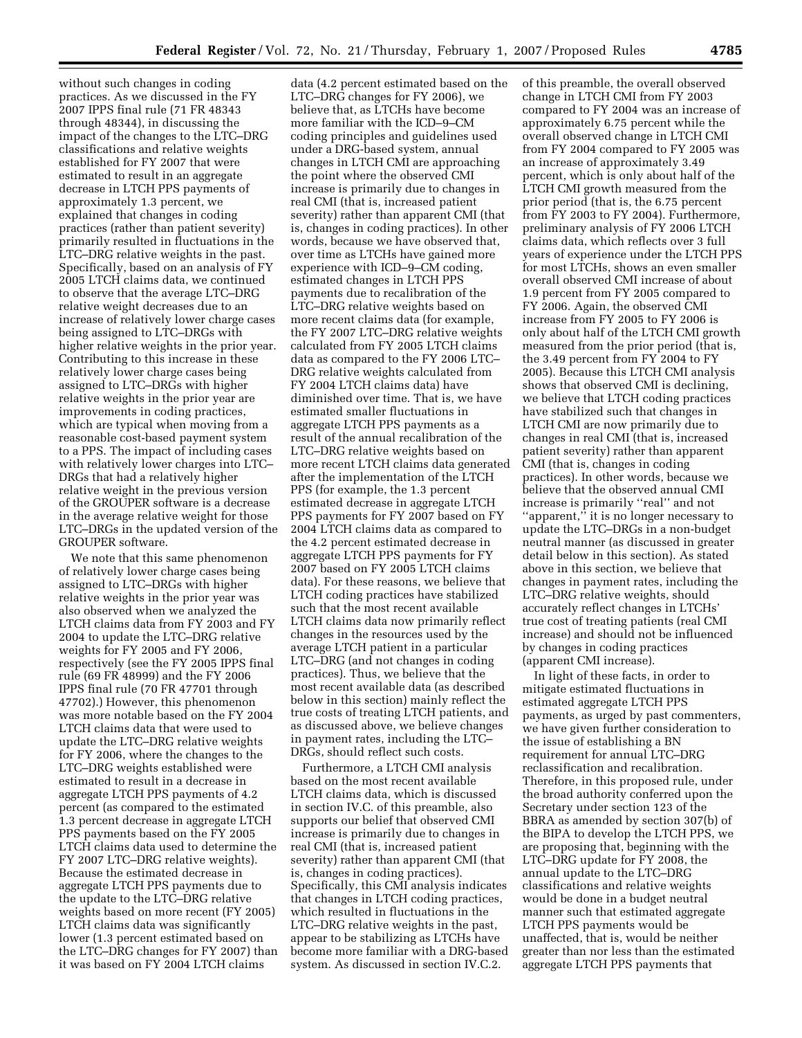without such changes in coding practices. As we discussed in the FY 2007 IPPS final rule (71 FR 48343 through 48344), in discussing the impact of the changes to the LTC–DRG classifications and relative weights established for FY 2007 that were estimated to result in an aggregate decrease in LTCH PPS payments of approximately 1.3 percent, we explained that changes in coding practices (rather than patient severity) primarily resulted in fluctuations in the LTC–DRG relative weights in the past. Specifically, based on an analysis of FY 2005 LTCH claims data, we continued to observe that the average LTC–DRG relative weight decreases due to an increase of relatively lower charge cases being assigned to LTC–DRGs with higher relative weights in the prior year. Contributing to this increase in these relatively lower charge cases being assigned to LTC–DRGs with higher relative weights in the prior year are improvements in coding practices, which are typical when moving from a reasonable cost-based payment system to a PPS. The impact of including cases with relatively lower charges into LTC–DRGs that had a relatively higher relative weight in the previous version of the GROUPER software is a decrease in the average relative weight for those LTC–DRGs in the updated version of the GROUPER software.

We note that this same phenomenon of relatively lower charge cases being assigned to LTC–DRGs with higher relative weights in the prior year was also observed when we analyzed the LTCH claims data from FY 2003 and FY 2004 to update the LTC–DRG relative weights for FY 2005 and FY 2006, respectively (see the FY 2005 IPPS final rule (69 FR 48999) and the FY 2006 IPPS final rule (70 FR 47701 through 47702).) However, this phenomenon was more notable based on the FY 2004 LTCH claims data that were used to update the LTC–DRG relative weights for FY 2006, where the changes to the LTC–DRG weights established were estimated to result in a decrease in aggregate LTCH PPS payments of 4.2 percent (as compared to the estimated 1.3 percent decrease in aggregate LTCH PPS payments based on the FY 2005 LTCH claims data used to determine the FY 2007 LTC–DRG relative weights). Because the estimated decrease in aggregate LTCH PPS payments due to the update to the LTC–DRG relative weights based on more recent (FY 2005) LTCH claims data was significantly lower (1.3 percent estimated based on the LTC–DRG changes for FY 2007) than it was based on FY 2004 LTCH claims data (4.2 percent estimated based on the LTC–DRG changes for FY 2006), we believe that, as LTCHs have become more familiar with the ICD–9–CM coding principles and guidelines used under a DRG-based system, annual changes in LTCH CMI are approaching the point where the observed CMI increase is primarily due to changes in real CMI (that is, increased patient severity) rather than apparent CMI (that is, changes in coding practices). In other words, because we have observed that, over time as LTCHs have gained more experience with ICD–9–CM coding, estimated changes in LTCH PPS payments due to recalibration of the LTC–DRG relative weights based on more recent claims data (for example, the FY 2007 LTC–DRG relative weights calculated from FY 2005 LTCH claims data as compared to the FY 2006 LTC–DRG relative weights calculated from FY 2004 LTCH claims data) have diminished over time. That is, we have estimated smaller fluctuations in aggregate LTCH PPS payments as a result of the annual recalibration of the LTC–DRG relative weights based on more recent LTCH claims data generated after the implementation of the LTCH PPS (for example, the 1.3 percent estimated decrease in aggregate LTCH PPS payments for FY 2007 based on FY 2004 LTCH claims data as compared to the 4.2 percent estimated decrease in aggregate LTCH PPS payments for FY 2007 based on FY 2005 LTCH claims data). For these reasons, we believe that LTCH coding practices have stabilized such that the most recent available LTCH claims data now primarily reflect changes in the resources used by the average LTCH patient in a particular LTC–DRG (and not changes in coding practices). Thus, we believe that the most recent available data (as described below in this section) mainly reflect the true costs of treating LTCH patients, and as discussed above, we believe changes in payment rates, including the LTC–DRGs, should reflect such costs.

Furthermore, a LTCH CMI analysis based on the most recent available LTCH claims data, which is discussed in section IV.C. of this preamble, also supports our belief that observed CMI increase is primarily due to changes in real CMI (that is, increased patient severity) rather than apparent CMI (that is, changes in coding practices). Specifically, this CMI analysis indicates that changes in LTCH coding practices, which resulted in fluctuations in the LTC–DRG relative weights in the past, appear to be stabilizing as LTCHs have become more familiar with a DRG-based system. As discussed in section IV.C.2. of this preamble, the overall observed change in LTCH CMI from FY 2003 compared to FY 2004 was an increase of approximately 6.75 percent while the overall observed change in LTCH CMI from FY 2004 compared to FY 2005 was an increase of approximately 3.49 percent, which is only about half of the LTCH CMI growth measured from the prior period (that is, the 6.75 percent from FY 2003 to FY 2004). Furthermore, preliminary analysis of FY 2006 LTCH claims data, which reflects over 3 full years of experience under the LTCH PPS for most LTCHs, shows an even smaller overall observed CMI increase of about 1.9 percent from FY 2005 compared to FY 2006. Again, the observed CMI increase from FY 2005 to FY 2006 is only about half of the LTCH CMI growth measured from the prior period (that is, the 3.49 percent from FY 2004 to FY 2005). Because this LTCH CMI analysis shows that observed CMI is declining, we believe that LTCH coding practices have stabilized such that changes in LTCH CMI are now primarily due to changes in real CMI (that is, increased patient severity) rather than apparent CMI (that is, changes in coding practices). In other words, because we believe that the observed annual CMI increase is primarily "real" and not "apparent," it is no longer necessary to update the LTC–DRGs in a non-budget neutral manner (as discussed in greater detail below in this section). As stated above in this section, we believe that changes in payment rates, including the LTC–DRG relative weights, should accurately reflect changes in LTCHs' true cost of treating patients (real CMI increase) and should not be influenced by changes in coding practices (apparent CMI increase).

In light of these facts, in order to mitigate estimated fluctuations in estimated aggregate LTCH PPS payments, as urged by past commenters, we have given further consideration to the issue of establishing a BN requirement for annual LTC–DRG reclassification and recalibration. Therefore, in this proposed rule, under the broad authority conferred upon the Secretary under section 123 of the BBRA as amended by section 307(b) of the BIPA to develop the LTCH PPS, we are proposing that, beginning with the LTC–DRG update for FY 2008, the annual update to the LTC–DRG classifications and relative weights would be done in a budget neutral manner such that estimated aggregate LTCH PPS payments would be unaffected, that is, would be neither greater than nor less than the estimated aggregate LTCH PPS payments that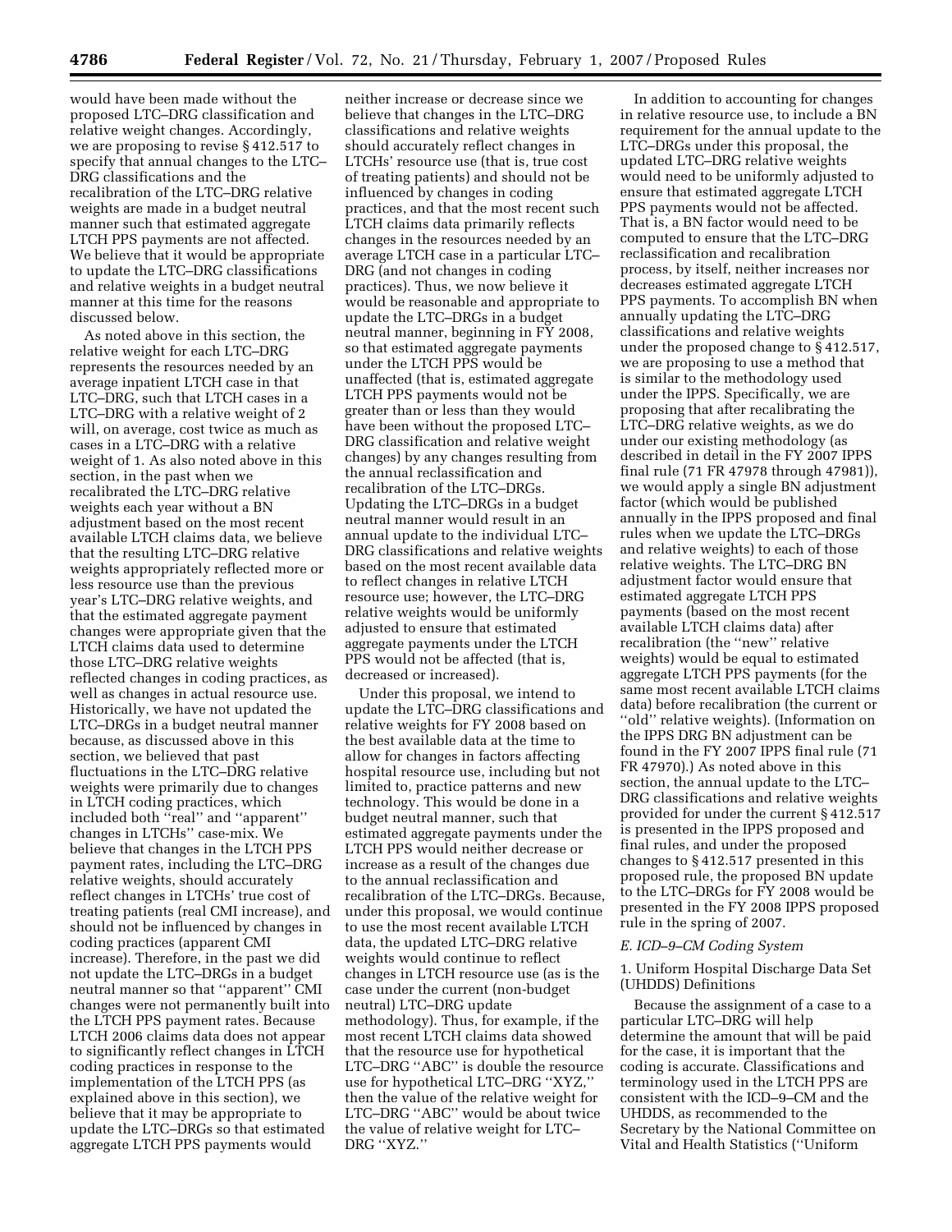would have been made without the proposed LTC–DRG classification and relative weight changes. Accordingly, we are proposing to revise § 412.517 to specify that annual changes to the LTC–DRG classifications and the recalibration of the LTC–DRG relative weights are made in a budget neutral manner such that estimated aggregate LTCH PPS payments are not affected. We believe that it would be appropriate to update the LTC–DRG classifications and relative weights in a budget neutral manner at this time for the reasons discussed below.

As noted above in this section, the relative weight for each LTC–DRG represents the resources needed by an average inpatient LTCH case in that LTC–DRG, such that LTCH cases in a LTC–DRG with a relative weight of 2 will, on average, cost twice as much as cases in a LTC–DRG with a relative weight of 1. As also noted above in this section, in the past when we recalibrated the LTC–DRG relative weights each year without a BN adjustment based on the most recent available LTCH claims data, we believe that the resulting LTC–DRG relative weights appropriately reflected more or less resource use than the previous year's LTC–DRG relative weights, and that the estimated aggregate payment changes were appropriate given that the LTCH claims data used to determine those LTC–DRG relative weights reflected changes in coding practices, as well as changes in actual resource use. Historically, we have not updated the LTC–DRGs in a budget neutral manner because, as discussed above in this section, we believed that past fluctuations in the LTC–DRG relative weights were primarily due to changes in LTCH coding practices, which included both "real" and "apparent" changes in LTCHs" case-mix. We believe that changes in the LTCH PPS payment rates, including the LTC–DRG relative weights, should accurately reflect changes in LTCHs' true cost of treating patients (real CMI increase), and should not be influenced by changes in coding practices (apparent CMI increase). Therefore, in the past we did not update the LTC–DRGs in a budget neutral manner so that "apparent" CMI changes were not permanently built into the LTCH PPS payment rates. Because LTCH 2006 claims data does not appear to significantly reflect changes in LTCH coding practices in response to the implementation of the LTCH PPS (as explained above in this section), we believe that it may be appropriate to update the LTC–DRGs so that estimated aggregate LTCH PPS payments would neither increase or decrease since we believe that changes in the LTC–DRG classifications and relative weights should accurately reflect changes in LTCHs' resource use (that is, true cost of treating patients) and should not be influenced by changes in coding practices, and that the most recent such LTCH claims data primarily reflects changes in the resources needed by an average LTCH case in a particular LTC–DRG (and not changes in coding practices). Thus, we now believe it would be reasonable and appropriate to update the LTC–DRGs in a budget neutral manner, beginning in FY 2008, so that estimated aggregate payments under the LTCH PPS would be unaffected (that is, estimated aggregate LTCH PPS payments would not be greater than or less than they would have been without the proposed LTC–DRG classification and relative weight changes) by any changes resulting from the annual reclassification and recalibration of the LTC–DRGs. Updating the LTC–DRGs in a budget neutral manner would result in an annual update to the individual LTC–DRG classifications and relative weights based on the most recent available data to reflect changes in relative LTCH resource use; however, the LTC–DRG relative weights would be uniformly adjusted to ensure that estimated aggregate payments under the LTCH PPS would not be affected (that is, decreased or increased).

Under this proposal, we intend to update the LTC–DRG classifications and relative weights for FY 2008 based on the best available data at the time to allow for changes in factors affecting hospital resource use, including but not limited to, practice patterns and new technology. This would be done in a budget neutral manner, such that estimated aggregate payments under the LTCH PPS would neither decrease or increase as a result of the changes due to the annual reclassification and recalibration of the LTC–DRGs. Because, under this proposal, we would continue to use the most recent available LTCH data, the updated LTC–DRG relative weights would continue to reflect changes in LTCH resource use (as is the case under the current (non-budget neutral) LTC–DRG update methodology). Thus, for example, if the most recent LTCH claims data showed that the resource use for hypothetical LTC–DRG "ABC" is double the resource use for hypothetical LTC–DRG "XYZ," then the value of the relative weight for LTC–DRG "ABC" would be about twice the value of relative weight for LTC–DRG "XYZ."

In addition to accounting for changes in relative resource use, to include a BN requirement for the annual update to the LTC–DRGs under this proposal, the updated LTC–DRG relative weights would need to be uniformly adjusted to ensure that estimated aggregate LTCH PPS payments would not be affected. That is, a BN factor would need to be computed to ensure that the LTC–DRG reclassification and recalibration process, by itself, neither increases nor decreases estimated aggregate LTCH PPS payments. To accomplish BN when annually updating the LTC–DRG classifications and relative weights under the proposed change to § 412.517, we are proposing to use a method that is similar to the methodology used under the IPPS. Specifically, we are proposing that after recalibrating the LTC–DRG relative weights, as we do under our existing methodology (as described in detail in the FY 2007 IPPS final rule (71 FR 47978 through 47981)), we would apply a single BN adjustment factor (which would be published annually in the IPPS proposed and final rules when we update the LTC–DRGs and relative weights) to each of those relative weights. The LTC–DRG BN adjustment factor would ensure that estimated aggregate LTCH PPS payments (based on the most recent available LTCH claims data) after recalibration (the "new" relative weights) would be equal to estimated aggregate LTCH PPS payments (for the same most recent available LTCH claims data) before recalibration (the current or "old" relative weights). (Information on the IPPS DRG BN adjustment can be found in the FY 2007 IPPS final rule (71 FR 47970).) As noted above in this section, the annual update to the LTC–DRG classifications and relative weights provided for under the current § 412.517 is presented in the IPPS proposed and final rules, and under the proposed changes to § 412.517 presented in this proposed rule, the proposed BN update to the LTC–DRGs for FY 2008 would be presented in the FY 2008 IPPS proposed rule in the spring of 2007.

### *E. ICD–9–CM Coding System*

#### 1. Uniform Hospital Discharge Data Set (UHDDS) Definitions

Because the assignment of a case to a particular LTC–DRG will help determine the amount that will be paid for the case, it is important that the coding is accurate. Classifications and terminology used in the LTCH PPS are consistent with the ICD–9–CM and the UHDDS, as recommended to the Secretary by the National Committee on Vital and Health Statistics ("Uniform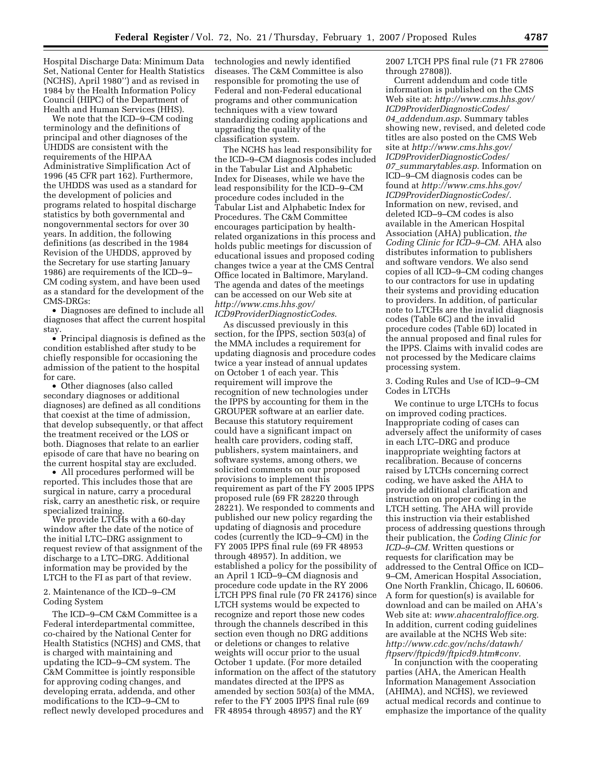Hospital Discharge Data: Minimum Data Set, National Center for Health Statistics (NCHS), April 1980'') and as revised in 1984 by the Health Information Policy Council (HIPC) of the Department of Health and Human Services (HHS).

We note that the ICD–9–CM coding terminology and the definitions of principal and other diagnoses of the UHDDS are consistent with the requirements of the HIPAA Administrative Simplification Act of 1996 (45 CFR part 162). Furthermore, the UHDDS was used as a standard for the development of policies and programs related to hospital discharge statistics by both governmental and nongovernmental sectors for over 30 years. In addition, the following definitions (as described in the 1984 Revision of the UHDDS, approved by the Secretary for use starting January 1986) are requirements of the ICD–9–CM coding system, and have been used as a standard for the development of the CMS-DRGs:

- Diagnoses are defined to include all diagnoses that affect the current hospital stay.
- Principal diagnosis is defined as the condition established after study to be chiefly responsible for occasioning the admission of the patient to the hospital for care.
- Other diagnoses (also called secondary diagnoses or additional diagnoses) are defined as all conditions that coexist at the time of admission, that develop subsequently, or that affect the treatment received or the LOS or both. Diagnoses that relate to an earlier episode of care that have no bearing on the current hospital stay are excluded.
- All procedures performed will be reported. This includes those that are surgical in nature, carry a procedural risk, carry an anesthetic risk, or require specialized training.

We provide LTCHs with a 60-day window after the date of the notice of the initial LTC–DRG assignment to request review of that assignment of the discharge to a LTC–DRG. Additional information may be provided by the LTCH to the FI as part of that review.

2. Maintenance of the ICD–9–CM Coding System

The ICD–9–CM C&M Committee is a Federal interdepartmental committee, co-chaired by the National Center for Health Statistics (NCHS) and CMS, that is charged with maintaining and updating the ICD–9–CM system. The C&M Committee is jointly responsible for approving coding changes, and developing errata, addenda, and other modifications to the ICD–9–CM to reflect newly developed procedures and technologies and newly identified diseases. The C&M Committee is also responsible for promoting the use of Federal and non-Federal educational programs and other communication techniques with a view toward standardizing coding applications and upgrading the quality of the classification system.

The NCHS has lead responsibility for the ICD–9–CM diagnosis codes included in the Tabular List and Alphabetic Index for Diseases, while we have the lead responsibility for the ICD–9–CM procedure codes included in the Tabular List and Alphabetic Index for Procedures. The C&M Committee encourages participation by health-related organizations in this process and holds public meetings for discussion of educational issues and proposed coding changes twice a year at the CMS Central Office located in Baltimore, Maryland. The agenda and dates of the meetings can be accessed on our Web site at *http://www.cms.hhs.gov/ICD9ProviderDiagnosticCodes*.

As discussed previously in this section, for the IPPS, section 503(a) of the MMA includes a requirement for updating diagnosis and procedure codes twice a year instead of annual updates on October 1 of each year. This requirement will improve the recognition of new technologies under the IPPS by accounting for them in the GROUPER software at an earlier date. Because this statutory requirement could have a significant impact on health care providers, coding staff, publishers, system maintainers, and software systems, among others, we solicited comments on our proposed provisions to implement this requirement as part of the FY 2005 IPPS proposed rule (69 FR 28220 through 28221). We responded to comments and published our new policy regarding the updating of diagnosis and procedure codes (currently the ICD–9–CM) in the FY 2005 IPPS final rule (69 FR 48953 through 48957). In addition, we established a policy for the possibility of an April 1 ICD–9–CM diagnosis and procedure code update in the RY 2006 LTCH PPS final rule (70 FR 24176) since LTCH systems would be expected to recognize and report those new codes through the channels described in this section even though no DRG additions or deletions or changes to relative weights will occur prior to the usual October 1 update. (For more detailed information on the affect of the statutory mandates directed at the IPPS as amended by section 503(a) of the MMA, refer to the FY 2005 IPPS final rule (69 FR 48954 through 48957) and the RY 2007 LTCH PPS final rule (71 FR 27806 through 27808)).

Current addendum and code title information is published on the CMS Web site at: *http://www.cms.hhs.gov/ICD9ProviderDiagnosticCodes/04_addendum.asp*. Summary tables showing new, revised, and deleted code titles are also posted on the CMS Web site at *http://www.cms.hhs.gov/ICD9ProviderDiagnosticCodes/07_summarytables.asp*. Information on ICD–9–CM diagnosis codes can be found at *http://www.cms.hhs.gov/ICD9ProviderDiagnosticCodes/*. Information on new, revised, and deleted ICD–9–CM codes is also available in the American Hospital Association (AHA) publication, *the Coding Clinic for ICD–9–CM.* AHA also distributes information to publishers and software vendors. We also send copies of all ICD–9–CM coding changes to our contractors for use in updating their systems and providing education to providers. In addition, of particular note to LTCHs are the invalid diagnosis codes (Table 6C) and the invalid procedure codes (Table 6D) located in the annual proposed and final rules for the IPPS. Claims with invalid codes are not processed by the Medicare claims processing system.

3. Coding Rules and Use of ICD–9–CM Codes in LTCHs

We continue to urge LTCHs to focus on improved coding practices. Inappropriate coding of cases can adversely affect the uniformity of cases in each LTC–DRG and produce inappropriate weighting factors at recalibration. Because of concerns raised by LTCHs concerning correct coding, we have asked the AHA to provide additional clarification and instruction on proper coding in the LTCH setting. The AHA will provide this instruction via their established process of addressing questions through their publication, the *Coding Clinic for ICD–9–CM.* Written questions or requests for clarification may be addressed to the Central Office on ICD–9–CM, American Hospital Association, One North Franklin, Chicago, IL 60606. A form for question(s) is available for download and can be mailed on AHA's Web site at: *www.ahacentraloffice.org.* In addition, current coding guidelines are available at the NCHS Web site: *http://www.cdc.gov/nchs/datawh/ftpserv/ftpicd9/ftpicd9.htm#conv*.

In conjunction with the cooperating parties (AHA, the American Health Information Management Association (AHIMA), and NCHS), we reviewed actual medical records and continue to emphasize the importance of the quality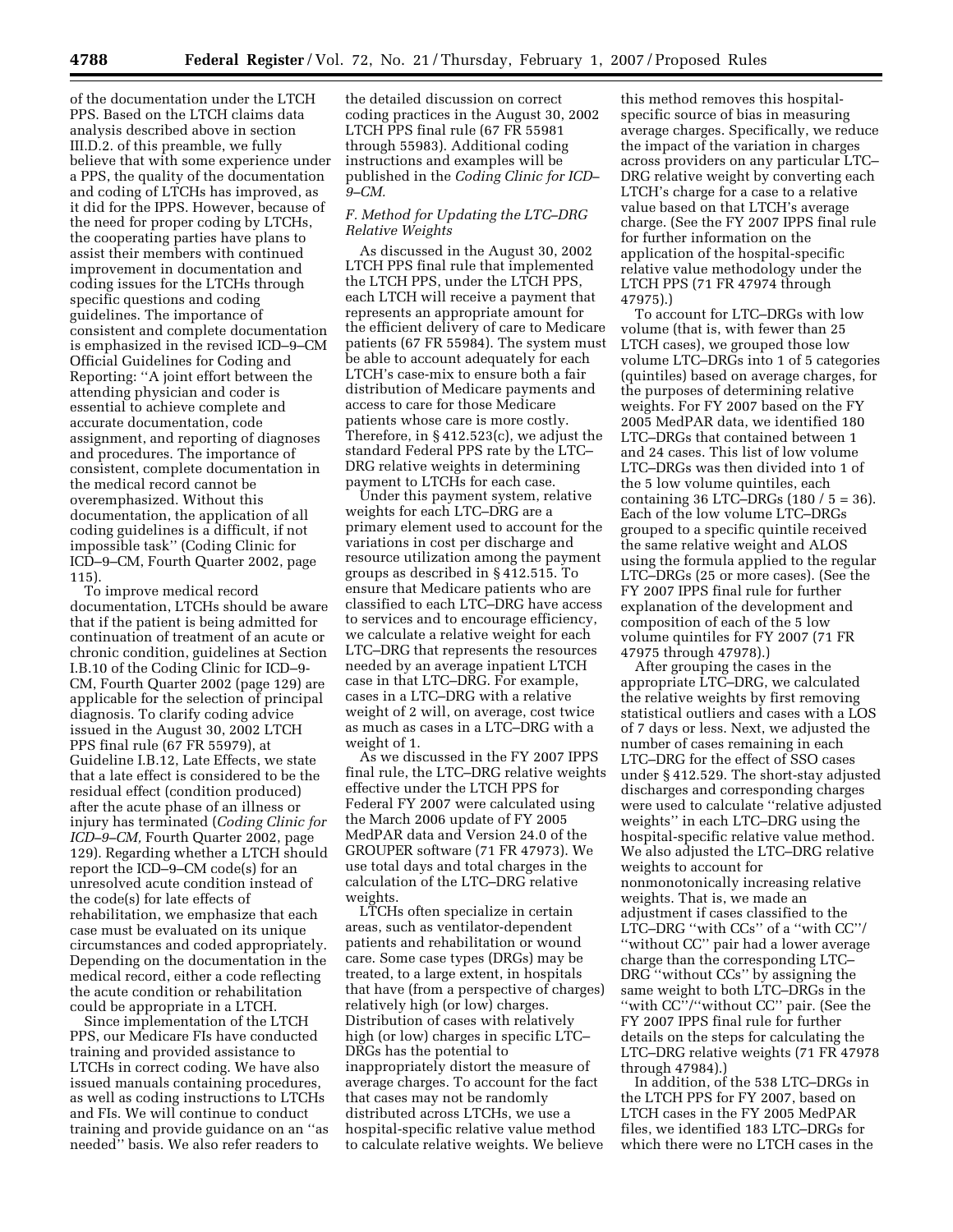of the documentation under the LTCH PPS. Based on the LTCH claims data analysis described above in section III.D.2. of this preamble, we fully believe that with some experience under a PPS, the quality of the documentation and coding of LTCHs has improved, as it did for the IPPS. However, because of the need for proper coding by LTCHs, the cooperating parties have plans to assist their members with continued improvement in documentation and coding issues for the LTCHs through specific questions and coding guidelines. The importance of consistent and complete documentation is emphasized in the revised ICD–9–CM Official Guidelines for Coding and Reporting: ''A joint effort between the attending physician and coder is essential to achieve complete and accurate documentation, code assignment, and reporting of diagnoses and procedures. The importance of consistent, complete documentation in the medical record cannot be overemphasized. Without this documentation, the application of all coding guidelines is a difficult, if not impossible task'' (Coding Clinic for ICD–9–CM, Fourth Quarter 2002, page 115).

To improve medical record documentation, LTCHs should be aware that if the patient is being admitted for continuation of treatment of an acute or chronic condition, guidelines at Section I.B.10 of the Coding Clinic for ICD–9–CM, Fourth Quarter 2002 (page 129) are applicable for the selection of principal diagnosis. To clarify coding advice issued in the August 30, 2002 LTCH PPS final rule (67 FR 55979), at Guideline I.B.12, Late Effects, we state that a late effect is considered to be the residual effect (condition produced) after the acute phase of an illness or injury has terminated (*Coding Clinic for ICD–9–CM,* Fourth Quarter 2002, page 129). Regarding whether a LTCH should report the ICD–9–CM code(s) for an unresolved acute condition instead of the code(s) for late effects of rehabilitation, we emphasize that each case must be evaluated on its unique circumstances and coded appropriately. Depending on the documentation in the medical record, either a code reflecting the acute condition or rehabilitation could be appropriate in a LTCH.

Since implementation of the LTCH PPS, our Medicare FIs have conducted training and provided assistance to LTCHs in correct coding. We have also issued manuals containing procedures, as well as coding instructions to LTCHs and FIs. We will continue to conduct training and provide guidance on an ''as needed'' basis. We also refer readers to the detailed discussion on correct coding practices in the August 30, 2002 LTCH PPS final rule (67 FR 55981 through 55983). Additional coding instructions and examples will be published in the *Coding Clinic for ICD–9–CM.*

### *F. Method for Updating the LTC–DRG Relative Weights*

As discussed in the August 30, 2002 LTCH PPS final rule that implemented the LTCH PPS, under the LTCH PPS, each LTCH will receive a payment that represents an appropriate amount for the efficient delivery of care to Medicare patients (67 FR 55984). The system must be able to account adequately for each LTCH's case-mix to ensure both a fair distribution of Medicare payments and access to care for those Medicare patients whose care is more costly. Therefore, in § 412.523(c), we adjust the standard Federal PPS rate by the LTC–DRG relative weights in determining payment to LTCHs for each case.

Under this payment system, relative weights for each LTC–DRG are a primary element used to account for the variations in cost per discharge and resource utilization among the payment groups as described in § 412.515. To ensure that Medicare patients who are classified to each LTC–DRG have access to services and to encourage efficiency, we calculate a relative weight for each LTC–DRG that represents the resources needed by an average inpatient LTCH case in that LTC–DRG. For example, cases in a LTC–DRG with a relative weight of 2 will, on average, cost twice as much as cases in a LTC–DRG with a weight of 1.

As we discussed in the FY 2007 IPPS final rule, the LTC–DRG relative weights effective under the LTCH PPS for Federal FY 2007 were calculated using the March 2006 update of FY 2005 MedPAR data and Version 24.0 of the GROUPER software (71 FR 47973). We use total days and total charges in the calculation of the LTC–DRG relative weights.

LTCHs often specialize in certain areas, such as ventilator-dependent patients and rehabilitation or wound care. Some case types (DRGs) may be treated, to a large extent, in hospitals that have (from a perspective of charges) relatively high (or low) charges. Distribution of cases with relatively high (or low) charges in specific LTC–DRGs has the potential to inappropriately distort the measure of average charges. To account for the fact that cases may not be randomly distributed across LTCHs, we use a hospital-specific relative value method to calculate relative weights. We believe this method removes this hospital-specific source of bias in measuring average charges. Specifically, we reduce the impact of the variation in charges across providers on any particular LTC–DRG relative weight by converting each LTCH's charge for a case to a relative value based on that LTCH's average charge. (See the FY 2007 IPPS final rule for further information on the application of the hospital-specific relative value methodology under the LTCH PPS (71 FR 47974 through 47975).)

To account for LTC–DRGs with low volume (that is, with fewer than 25 LTCH cases), we grouped those low volume LTC–DRGs into 1 of 5 categories (quintiles) based on average charges, for the purposes of determining relative weights. For FY 2007 based on the FY 2005 MedPAR data, we identified 180 LTC–DRGs that contained between 1 and 24 cases. This list of low volume LTC–DRGs was then divided into 1 of the 5 low volume quintiles, each containing 36 LTC–DRGs (180 / 5 = 36). Each of the low volume LTC–DRGs grouped to a specific quintile received the same relative weight and ALOS using the formula applied to the regular LTC–DRGs (25 or more cases). (See the FY 2007 IPPS final rule for further explanation of the development and composition of each of the 5 low volume quintiles for FY 2007 (71 FR 47975 through 47978).)

After grouping the cases in the appropriate LTC–DRG, we calculated the relative weights by first removing statistical outliers and cases with a LOS of 7 days or less. Next, we adjusted the number of cases remaining in each LTC–DRG for the effect of SSO cases under § 412.529. The short-stay adjusted discharges and corresponding charges were used to calculate ''relative adjusted weights'' in each LTC–DRG using the hospital-specific relative value method. We also adjusted the LTC–DRG relative weights to account for nonmonotonically increasing relative weights. That is, we made an adjustment if cases classified to the LTC–DRG ''with CCs'' of a ''with CC''/ ''without CC'' pair had a lower average charge than the corresponding LTC–DRG ''without CCs'' by assigning the same weight to both LTC–DRGs in the ''with CC''/''without CC'' pair. (See the FY 2007 IPPS final rule for further details on the steps for calculating the LTC–DRG relative weights (71 FR 47978 through 47984).)

In addition, of the 538 LTC–DRGs in the LTCH PPS for FY 2007, based on LTCH cases in the FY 2005 MedPAR files, we identified 183 LTC–DRGs for which there were no LTCH cases in the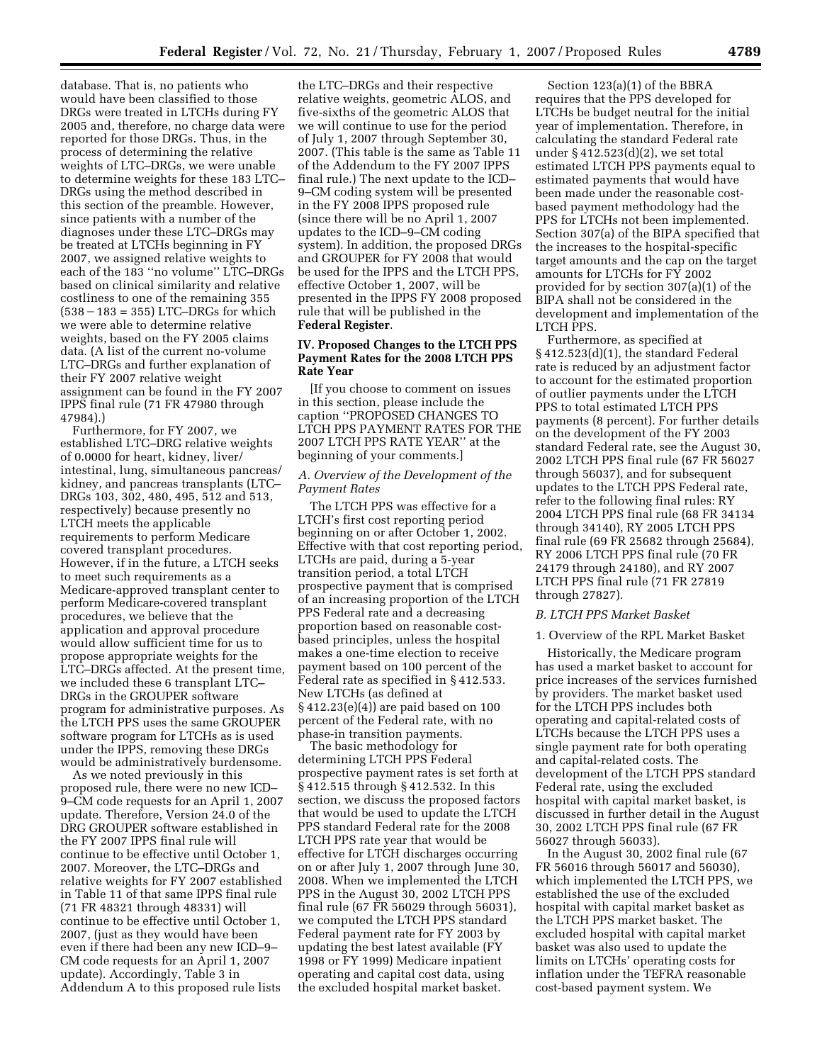database. That is, no patients who would have been classified to those DRGs were treated in LTCHs during FY 2005 and, therefore, no charge data were reported for those DRGs. Thus, in the process of determining the relative weights of LTC–DRGs, we were unable to determine weights for these 183 LTC–DRGs using the method described in this section of the preamble. However, since patients with a number of the diagnoses under these LTC–DRGs may be treated at LTCHs beginning in FY 2007, we assigned relative weights to each of the 183 ''no volume'' LTC–DRGs based on clinical similarity and relative costliness to one of the remaining 355 (538 − 183 = 355) LTC–DRGs for which we were able to determine relative weights, based on the FY 2005 claims data. (A list of the current no-volume LTC–DRGs and further explanation of their FY 2007 relative weight assignment can be found in the FY 2007 IPPS final rule (71 FR 47980 through 47984).)

Furthermore, for FY 2007, we established LTC–DRG relative weights of 0.0000 for heart, kidney, liver/intestinal, lung, simultaneous pancreas/kidney, and pancreas transplants (LTC–DRGs 103, 302, 480, 495, 512 and 513, respectively) because presently no LTCH meets the applicable requirements to perform Medicare covered transplant procedures. However, if in the future, a LTCH seeks to meet such requirements as a Medicare-approved transplant center to perform Medicare-covered transplant procedures, we believe that the application and approval procedure would allow sufficient time for us to propose appropriate weights for the LTC–DRGs affected. At the present time, we included these 6 transplant LTC–DRGs in the GROUPER software program for administrative purposes. As the LTCH PPS uses the same GROUPER software program for LTCHs as is used under the IPPS, removing these DRGs would be administratively burdensome.

As we noted previously in this proposed rule, there were no new ICD–9–CM code requests for an April 1, 2007 update. Therefore, Version 24.0 of the DRG GROUPER software established in the FY 2007 IPPS final rule will continue to be effective until October 1, 2007. Moreover, the LTC–DRGs and relative weights for FY 2007 established in Table 11 of that same IPPS final rule (71 FR 48321 through 48331) will continue to be effective until October 1, 2007, (just as they would have been even if there had been any new ICD–9–CM code requests for an April 1, 2007 update). Accordingly, Table 3 in Addendum A to this proposed rule lists the LTC–DRGs and their respective relative weights, geometric ALOS, and five-sixths of the geometric ALOS that we will continue to use for the period of July 1, 2007 through September 30, 2007. (This table is the same as Table 11 of the Addendum to the FY 2007 IPPS final rule.) The next update to the ICD–9–CM coding system will be presented in the FY 2008 IPPS proposed rule (since there will be no April 1, 2007 updates to the ICD–9–CM coding system). In addition, the proposed DRGs and GROUPER for FY 2008 that would be used for the IPPS and the LTCH PPS, effective October 1, 2007, will be presented in the IPPS FY 2008 proposed rule that will be published in the **Federal Register**.

## IV. Proposed Changes to the LTCH PPS Payment Rates for the 2008 LTCH PPS Rate Year

[If you choose to comment on issues in this section, please include the caption ''PROPOSED CHANGES TO LTCH PPS PAYMENT RATES FOR THE 2007 LTCH PPS RATE YEAR'' at the beginning of your comments.]

### *A. Overview of the Development of the Payment Rates*

The LTCH PPS was effective for a LTCH's first cost reporting period beginning on or after October 1, 2002. Effective with that cost reporting period, LTCHs are paid, during a 5-year transition period, a total LTCH prospective payment that is comprised of an increasing proportion of the LTCH PPS Federal rate and a decreasing proportion based on reasonable cost-based principles, unless the hospital makes a one-time election to receive payment based on 100 percent of the Federal rate as specified in § 412.533. New LTCHs (as defined at § 412.23(e)(4)) are paid based on 100 percent of the Federal rate, with no phase-in transition payments.

The basic methodology for determining LTCH PPS Federal prospective payment rates is set forth at § 412.515 through § 412.532. In this section, we discuss the proposed factors that would be used to update the LTCH PPS standard Federal rate for the 2008 LTCH PPS rate year that would be effective for LTCH discharges occurring on or after July 1, 2007 through June 30, 2008. When we implemented the LTCH PPS in the August 30, 2002 LTCH PPS final rule (67 FR 56029 through 56031), we computed the LTCH PPS standard Federal payment rate for FY 2003 by updating the best latest available (FY 1998 or FY 1999) Medicare inpatient operating and capital cost data, using the excluded hospital market basket.

Section 123(a)(1) of the BBRA requires that the PPS developed for LTCHs be budget neutral for the initial year of implementation. Therefore, in calculating the standard Federal rate under § 412.523(d)(2), we set total estimated LTCH PPS payments equal to estimated payments that would have been made under the reasonable cost-based payment methodology had the PPS for LTCHs not been implemented. Section 307(a) of the BIPA specified that the increases to the hospital-specific target amounts and the cap on the target amounts for LTCHs for FY 2002 provided for by section 307(a)(1) of the BIPA shall not be considered in the development and implementation of the LTCH PPS.

Furthermore, as specified at § 412.523(d)(1), the standard Federal rate is reduced by an adjustment factor to account for the estimated proportion of outlier payments under the LTCH PPS to total estimated LTCH PPS payments (8 percent). For further details on the development of the FY 2003 standard Federal rate, see the August 30, 2002 LTCH PPS final rule (67 FR 56027 through 56037), and for subsequent updates to the LTCH PPS Federal rate, refer to the following final rules: RY 2004 LTCH PPS final rule (68 FR 34134 through 34140), RY 2005 LTCH PPS final rule (69 FR 25682 through 25684), RY 2006 LTCH PPS final rule (70 FR 24179 through 24180), and RY 2007 LTCH PPS final rule (71 FR 27819 through 27827).

### *B. LTCH PPS Market Basket*

#### 1. Overview of the RPL Market Basket

Historically, the Medicare program has used a market basket to account for price increases of the services furnished by providers. The market basket used for the LTCH PPS includes both operating and capital-related costs of LTCHs because the LTCH PPS uses a single payment rate for both operating and capital-related costs. The development of the LTCH PPS standard Federal rate, using the excluded hospital with capital market basket, is discussed in further detail in the August 30, 2002 LTCH PPS final rule (67 FR 56027 through 56033).

In the August 30, 2002 final rule (67 FR 56016 through 56017 and 56030), which implemented the LTCH PPS, we established the use of the excluded hospital with capital market basket as the LTCH PPS market basket. The excluded hospital with capital market basket was also used to update the limits on LTCHs' operating costs for inflation under the TEFRA reasonable cost-based payment system. We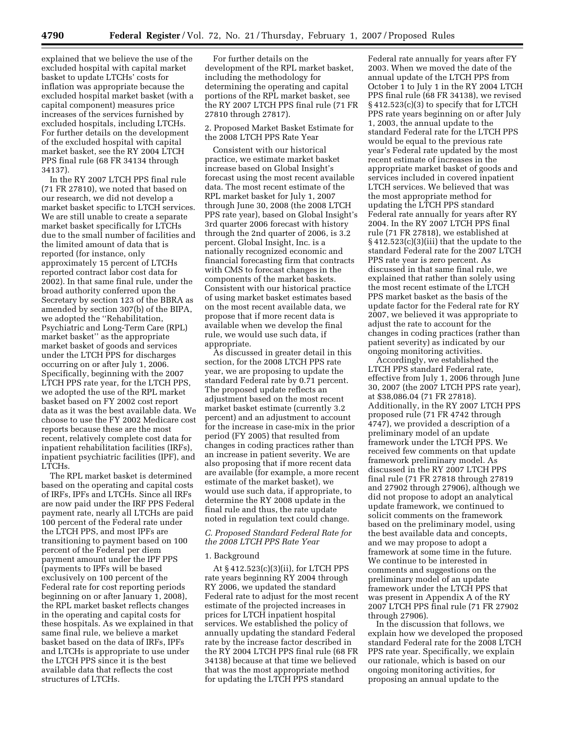explained that we believe the use of the excluded hospital with capital market basket to update LTCHs' costs for inflation was appropriate because the excluded hospital market basket (with a capital component) measures price increases of the services furnished by excluded hospitals, including LTCHs. For further details on the development of the excluded hospital with capital market basket, see the RY 2004 LTCH PPS final rule (68 FR 34134 through 34137).

In the RY 2007 LTCH PPS final rule (71 FR 27810), we noted that based on our research, we did not develop a market basket specific to LTCH services. We are still unable to create a separate market basket specifically for LTCHs due to the small number of facilities and the limited amount of data that is reported (for instance, only approximately 15 percent of LTCHs reported contract labor cost data for 2002). In that same final rule, under the broad authority conferred upon the Secretary by section 123 of the BBRA as amended by section 307(b) of the BIPA, we adopted the ''Rehabilitation, Psychiatric and Long-Term Care (RPL) market basket'' as the appropriate market basket of goods and services under the LTCH PPS for discharges occurring on or after July 1, 2006. Specifically, beginning with the 2007 LTCH PPS rate year, for the LTCH PPS, we adopted the use of the RPL market basket based on FY 2002 cost report data as it was the best available data. We choose to use the FY 2002 Medicare cost reports because these are the most recent, relatively complete cost data for inpatient rehabilitation facilities (IRFs), inpatient psychiatric facilities (IPF), and LTCHs.

The RPL market basket is determined based on the operating and capital costs of IRFs, IPFs and LTCHs. Since all IRFs are now paid under the IRF PPS Federal payment rate, nearly all LTCHs are paid 100 percent of the Federal rate under the LTCH PPS, and most IPFs are transitioning to payment based on 100 percent of the Federal per diem payment amount under the IPF PPS (payments to IPFs will be based exclusively on 100 percent of the Federal rate for cost reporting periods beginning on or after January 1, 2008), the RPL market basket reflects changes in the operating and capital costs for these hospitals. As we explained in that same final rule, we believe a market basket based on the data of IRFs, IPFs and LTCHs is appropriate to use under the LTCH PPS since it is the best available data that reflects the cost structures of LTCHs.

For further details on the development of the RPL market basket, including the methodology for determining the operating and capital portions of the RPL market basket, see the RY 2007 LTCH PPS final rule (71 FR 27810 through 27817).

2. Proposed Market Basket Estimate for the 2008 LTCH PPS Rate Year

Consistent with our historical practice, we estimate market basket increase based on Global Insight's forecast using the most recent available data. The most recent estimate of the RPL market basket for July 1, 2007 through June 30, 2008 (the 2008 LTCH PPS rate year), based on Global Insight's 3rd quarter 2006 forecast with history through the 2nd quarter of 2006, is 3.2 percent. Global Insight, Inc. is a nationally recognized economic and financial forecasting firm that contracts with CMS to forecast changes in the components of the market baskets. Consistent with our historical practice of using market basket estimates based on the most recent available data, we propose that if more recent data is available when we develop the final rule, we would use such data, if appropriate.

As discussed in greater detail in this section, for the 2008 LTCH PPS rate year, we are proposing to update the standard Federal rate by 0.71 percent. The proposed update reflects an adjustment based on the most recent market basket estimate (currently 3.2 percent) and an adjustment to account for the increase in case-mix in the prior period (FY 2005) that resulted from changes in coding practices rather than an increase in patient severity. We are also proposing that if more recent data are available (for example, a more recent estimate of the market basket), we would use such data, if appropriate, to determine the RY 2008 update in the final rule and thus, the rate update noted in regulation text could change.

*C. Proposed Standard Federal Rate for the 2008 LTCH PPS Rate Year*

1. Background

At § 412.523(c)(3)(ii), for LTCH PPS rate years beginning RY 2004 through RY 2006, we updated the standard Federal rate to adjust for the most recent estimate of the projected increases in prices for LTCH inpatient hospital services. We established the policy of annually updating the standard Federal rate by the increase factor described in the RY 2004 LTCH PPS final rule (68 FR 34138) because at that time we believed that was the most appropriate method for updating the LTCH PPS standard Federal rate annually for years after FY 2003. When we moved the date of the annual update of the LTCH PPS from October 1 to July 1 in the RY 2004 LTCH PPS final rule (68 FR 34138), we revised § 412.523(c)(3) to specify that for LTCH PPS rate years beginning on or after July 1, 2003, the annual update to the standard Federal rate for the LTCH PPS would be equal to the previous rate year's Federal rate updated by the most recent estimate of increases in the appropriate market basket of goods and services included in covered inpatient LTCH services. We believed that was the most appropriate method for updating the LTCH PPS standard Federal rate annually for years after RY 2004. In the RY 2007 LTCH PPS final rule (71 FR 27818), we established at § 412.523(c)(3)(iii) that the update to the standard Federal rate for the 2007 LTCH PPS rate year is zero percent. As discussed in that same final rule, we explained that rather than solely using the most recent estimate of the LTCH PPS market basket as the basis of the update factor for the Federal rate for RY 2007, we believed it was appropriate to adjust the rate to account for the changes in coding practices (rather than patient severity) as indicated by our ongoing monitoring activities.

Accordingly, we established the LTCH PPS standard Federal rate, effective from July 1, 2006 through June 30, 2007 (the 2007 LTCH PPS rate year), at $38,086.04 (71 FR 27818). Additionally, in the RY 2007 LTCH PPS proposed rule (71 FR 4742 through 4747), we provided a description of a preliminary model of an update framework under the LTCH PPS. We received few comments on that update framework preliminary model. As discussed in the RY 2007 LTCH PPS final rule (71 FR 27818 through 27819 and 27902 through 27906), although we did not propose to adopt an analytical update framework, we continued to solicit comments on the framework based on the preliminary model, using the best available data and concepts, and we may propose to adopt a framework at some time in the future. We continue to be interested in comments and suggestions on the preliminary model of an update framework under the LTCH PPS that was present in Appendix A of the RY 2007 LTCH PPS final rule (71 FR 27902 through 27906).

In the discussion that follows, we explain how we developed the proposed standard Federal rate for the 2008 LTCH PPS rate year. Specifically, we explain our rationale, which is based on our ongoing monitoring activities, for proposing an annual update to the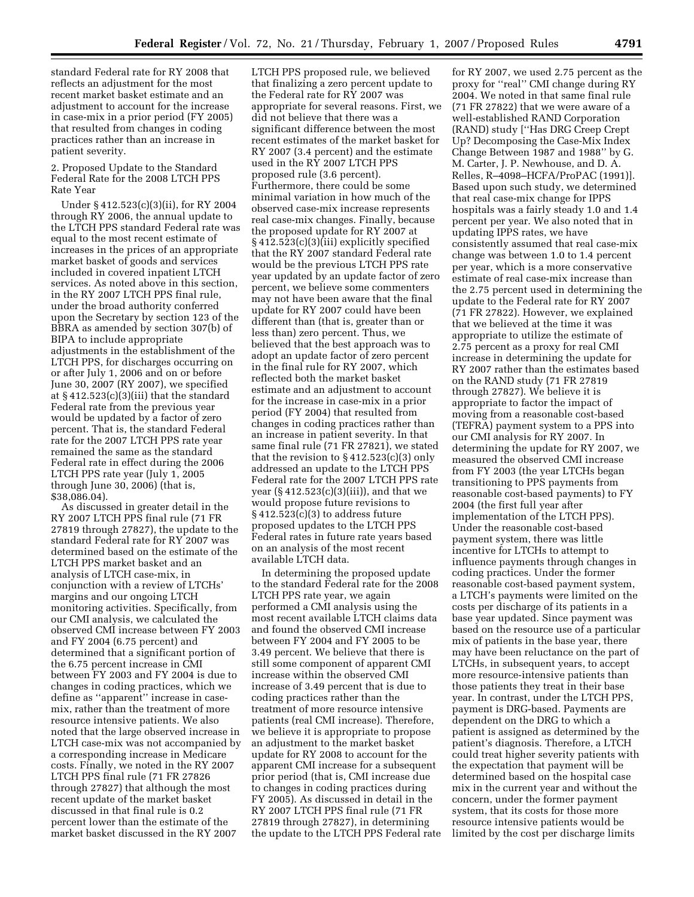standard Federal rate for RY 2008 that reflects an adjustment for the most recent market basket estimate and an adjustment to account for the increase in case-mix in a prior period (FY 2005) that resulted from changes in coding practices rather than an increase in patient severity.

2. Proposed Update to the Standard Federal Rate for the 2008 LTCH PPS Rate Year

Under § 412.523(c)(3)(ii), for RY 2004 through RY 2006, the annual update to the LTCH PPS standard Federal rate was equal to the most recent estimate of increases in the prices of an appropriate market basket of goods and services included in covered inpatient LTCH services. As noted above in this section, in the RY 2007 LTCH PPS final rule, under the broad authority conferred upon the Secretary by section 123 of the BBRA as amended by section 307(b) of BIPA to include appropriate adjustments in the establishment of the LTCH PPS, for discharges occurring on or after July 1, 2006 and on or before June 30, 2007 (RY 2007), we specified at § 412.523(c)(3)(iii) that the standard Federal rate from the previous year would be updated by a factor of zero percent. That is, the standard Federal rate for the 2007 LTCH PPS rate year remained the same as the standard Federal rate in effect during the 2006 LTCH PPS rate year (July 1, 2005 through June 30, 2006) (that is, $38,086.04).

As discussed in greater detail in the RY 2007 LTCH PPS final rule (71 FR 27819 through 27827), the update to the standard Federal rate for RY 2007 was determined based on the estimate of the LTCH PPS market basket and an analysis of LTCH case-mix, in conjunction with a review of LTCHs' margins and our ongoing LTCH monitoring activities. Specifically, from our CMI analysis, we calculated the observed CMI increase between FY 2003 and FY 2004 (6.75 percent) and determined that a significant portion of the 6.75 percent increase in CMI between FY 2003 and FY 2004 is due to changes in coding practices, which we define as "apparent" increase in case-mix, rather than the treatment of more resource intensive patients. We also noted that the large observed increase in LTCH case-mix was not accompanied by a corresponding increase in Medicare costs. Finally, we noted in the RY 2007 LTCH PPS final rule (71 FR 27826 through 27827) that although the most recent update of the market basket discussed in that final rule is 0.2 percent lower than the estimate of the market basket discussed in the RY 2007 LTCH PPS proposed rule, we believed that finalizing a zero percent update to the Federal rate for RY 2007 was appropriate for several reasons. First, we did not believe that there was a significant difference between the most recent estimates of the market basket for RY 2007 (3.4 percent) and the estimate used in the RY 2007 LTCH PPS proposed rule (3.6 percent). Furthermore, there could be some minimal variation in how much of the observed case-mix increase represents real case-mix changes. Finally, because the proposed update for RY 2007 at § 412.523(c)(3)(iii) explicitly specified that the RY 2007 standard Federal rate would be the previous LTCH PPS rate year updated by an update factor of zero percent, we believe some commenters may not have been aware that the final update for RY 2007 could have been different than (that is, greater than or less than) zero percent. Thus, we believed that the best approach was to adopt an update factor of zero percent in the final rule for RY 2007, which reflected both the market basket estimate and an adjustment to account for the increase in case-mix in a prior period (FY 2004) that resulted from changes in coding practices rather than an increase in patient severity. In that same final rule (71 FR 27821), we stated that the revision to § 412.523(c)(3) only addressed an update to the LTCH PPS Federal rate for the 2007 LTCH PPS rate year (§ 412.523(c)(3)(iii)), and that we would propose future revisions to § 412.523(c)(3) to address future proposed updates to the LTCH PPS Federal rates in future rate years based on an analysis of the most recent available LTCH data.

In determining the proposed update to the standard Federal rate for the 2008 LTCH PPS rate year, we again performed a CMI analysis using the most recent available LTCH claims data and found the observed CMI increase between FY 2004 and FY 2005 to be 3.49 percent. We believe that there is still some component of apparent CMI increase within the observed CMI increase of 3.49 percent that is due to coding practices rather than the treatment of more resource intensive patients (real CMI increase). Therefore, we believe it is appropriate to propose an adjustment to the market basket update for RY 2008 to account for the apparent CMI increase for a subsequent prior period (that is, CMI increase due to changes in coding practices during FY 2005). As discussed in detail in the RY 2007 LTCH PPS final rule (71 FR 27819 through 27827), in determining the update to the LTCH PPS Federal rate for RY 2007, we used 2.75 percent as the proxy for "real" CMI change during RY 2004. We noted in that same final rule (71 FR 27822) that we were aware of a well-established RAND Corporation (RAND) study ["Has DRG Creep Crept Up? Decomposing the Case-Mix Index Change Between 1987 and 1988" by G. M. Carter, J. P. Newhouse, and D. A. Relles, R–4098–HCFA/ProPAC (1991)]. Based upon such study, we determined that real case-mix change for IPPS hospitals was a fairly steady 1.0 and 1.4 percent per year. We also noted that in updating IPPS rates, we have consistently assumed that real case-mix change was between 1.0 to 1.4 percent per year, which is a more conservative estimate of real case-mix increase than the 2.75 percent used in determining the update to the Federal rate for RY 2007 (71 FR 27822). However, we explained that we believed at the time it was appropriate to utilize the estimate of 2.75 percent as a proxy for real CMI increase in determining the update for RY 2007 rather than the estimates based on the RAND study (71 FR 27819 through 27827). We believe it is appropriate to factor the impact of moving from a reasonable cost-based (TEFRA) payment system to a PPS into our CMI analysis for RY 2007. In determining the update for RY 2007, we measured the observed CMI increase from FY 2003 (the year LTCHs began transitioning to PPS payments from reasonable cost-based payments) to FY 2004 (the first full year after implementation of the LTCH PPS). Under the reasonable cost-based payment system, there was little incentive for LTCHs to attempt to influence payments through changes in coding practices. Under the former reasonable cost-based payment system, a LTCH's payments were limited on the costs per discharge of its patients in a base year updated. Since payment was based on the resource use of a particular mix of patients in the base year, there may have been reluctance on the part of LTCHs, in subsequent years, to accept more resource-intensive patients than those patients they treat in their base year. In contrast, under the LTCH PPS, payment is DRG-based. Payments are dependent on the DRG to which a patient is assigned as determined by the patient's diagnosis. Therefore, a LTCH could treat higher severity patients with the expectation that payment will be determined based on the hospital case mix in the current year and without the concern, under the former payment system, that its costs for those more resource intensive patients would be limited by the cost per discharge limits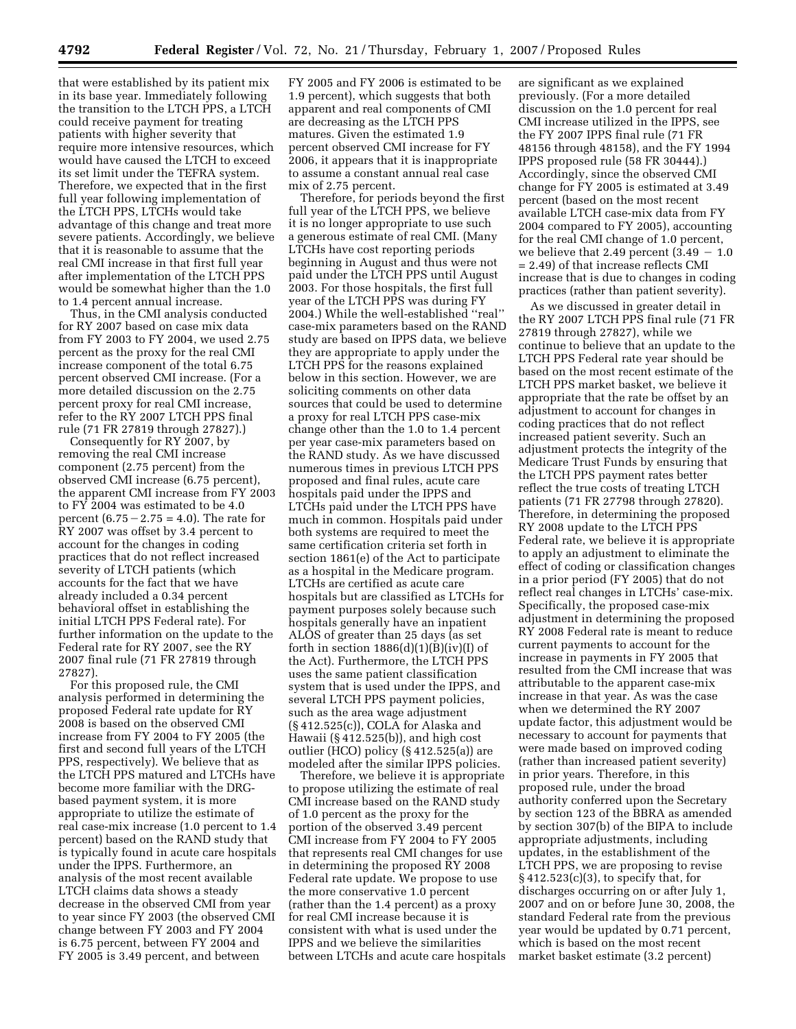that were established by its patient mix in its base year. Immediately following the transition to the LTCH PPS, a LTCH could receive payment for treating patients with higher severity that require more intensive resources, which would have caused the LTCH to exceed its set limit under the TEFRA system. Therefore, we expected that in the first full year following implementation of the LTCH PPS, LTCHs would take advantage of this change and treat more severe patients. Accordingly, we believe that it is reasonable to assume that the real CMI increase in that first full year after implementation of the LTCH PPS would be somewhat higher than the 1.0 to 1.4 percent annual increase.

Thus, in the CMI analysis conducted for RY 2007 based on case mix data from FY 2003 to FY 2004, we used 2.75 percent as the proxy for the real CMI increase component of the total 6.75 percent observed CMI increase. (For a more detailed discussion on the 2.75 percent proxy for real CMI increase, refer to the RY 2007 LTCH PPS final rule (71 FR 27819 through 27827).)

Consequently for RY 2007, by removing the real CMI increase component (2.75 percent) from the observed CMI increase (6.75 percent), the apparent CMI increase from FY 2003 to FY 2004 was estimated to be 4.0 percent ($6.75 - 2.75 = 4.0$). The rate for RY 2007 was offset by 3.4 percent to account for the changes in coding practices that do not reflect increased severity of LTCH patients (which accounts for the fact that we have already included a 0.34 percent behavioral offset in establishing the initial LTCH PPS Federal rate). For further information on the update to the Federal rate for RY 2007, see the RY 2007 final rule (71 FR 27819 through 27827).

For this proposed rule, the CMI analysis performed in determining the proposed Federal rate update for RY 2008 is based on the observed CMI increase from FY 2004 to FY 2005 (the first and second full years of the LTCH PPS, respectively). We believe that as the LTCH PPS matured and LTCHs have become more familiar with the DRG-based payment system, it is more appropriate to utilize the estimate of real case-mix increase (1.0 percent to 1.4 percent) based on the RAND study that is typically found in acute care hospitals under the IPPS. Furthermore, an analysis of the most recent available LTCH claims data shows a steady decrease in the observed CMI from year to year since FY 2003 (the observed CMI change between FY 2003 and FY 2004 is 6.75 percent, between FY 2004 and FY 2005 is 3.49 percent, and between FY 2005 and FY 2006 is estimated to be 1.9 percent), which suggests that both apparent and real components of CMI are decreasing as the LTCH PPS matures. Given the estimated 1.9 percent observed CMI increase for FY 2006, it appears that it is inappropriate to assume a constant annual real case mix of 2.75 percent.

Therefore, for periods beyond the first full year of the LTCH PPS, we believe it is no longer appropriate to use such a generous estimate of real CMI. (Many LTCHs have cost reporting periods beginning in August and thus were not paid under the LTCH PPS until August 2003. For those hospitals, the first full year of the LTCH PPS was during FY 2004.) While the well-established ''real'' case-mix parameters based on the RAND study are based on IPPS data, we believe they are appropriate to apply under the LTCH PPS for the reasons explained below in this section. However, we are soliciting comments on other data sources that could be used to determine a proxy for real LTCH PPS case-mix change other than the 1.0 to 1.4 percent per year case-mix parameters based on the RAND study. As we have discussed numerous times in previous LTCH PPS proposed and final rules, acute care hospitals paid under the IPPS and LTCHs paid under the LTCH PPS have much in common. Hospitals paid under both systems are required to meet the same certification criteria set forth in section 1861(e) of the Act to participate as a hospital in the Medicare program. LTCHs are certified as acute care hospitals but are classified as LTCHs for payment purposes solely because such hospitals generally have an inpatient ALOS of greater than 25 days (as set forth in section 1886(d)(1)(B)(iv)(I) of the Act). Furthermore, the LTCH PPS uses the same patient classification system that is used under the IPPS, and several LTCH PPS payment policies, such as the area wage adjustment (§ 412.525(c)), COLA for Alaska and Hawaii (§ 412.525(b)), and high cost outlier (HCO) policy (§ 412.525(a)) are modeled after the similar IPPS policies.

Therefore, we believe it is appropriate to propose utilizing the estimate of real CMI increase based on the RAND study of 1.0 percent as the proxy for the portion of the observed 3.49 percent CMI increase from FY 2004 to FY 2005 that represents real CMI changes for use in determining the proposed RY 2008 Federal rate update. We propose to use the more conservative 1.0 percent (rather than the 1.4 percent) as a proxy for real CMI increase because it is consistent with what is used under the IPPS and we believe the similarities between LTCHs and acute care hospitals are significant as we explained previously. (For a more detailed discussion on the 1.0 percent for real CMI increase utilized in the IPPS, see the FY 2007 IPPS final rule (71 FR 48156 through 48158), and the FY 1994 IPPS proposed rule (58 FR 30444).) Accordingly, since the observed CMI change for FY 2005 is estimated at 3.49 percent (based on the most recent available LTCH case-mix data from FY 2004 compared to FY 2005), accounting for the real CMI change of 1.0 percent, we believe that 2.49 percent ($3.49 - 1.0 = 2.49$) of that increase reflects CMI increase that is due to changes in coding practices (rather than patient severity).

As we discussed in greater detail in the RY 2007 LTCH PPS final rule (71 FR 27819 through 27827), while we continue to believe that an update to the LTCH PPS Federal rate year should be based on the most recent estimate of the LTCH PPS market basket, we believe it appropriate that the rate be offset by an adjustment to account for changes in coding practices that do not reflect increased patient severity. Such an adjustment protects the integrity of the Medicare Trust Funds by ensuring that the LTCH PPS payment rates better reflect the true costs of treating LTCH patients (71 FR 27798 through 27820). Therefore, in determining the proposed RY 2008 update to the LTCH PPS Federal rate, we believe it is appropriate to apply an adjustment to eliminate the effect of coding or classification changes in a prior period (FY 2005) that do not reflect real changes in LTCHs' case-mix. Specifically, the proposed case-mix adjustment in determining the proposed RY 2008 Federal rate is meant to reduce current payments to account for the increase in payments in FY 2005 that resulted from the CMI increase that was attributable to the apparent case-mix increase in that year. As was the case when we determined the RY 2007 update factor, this adjustment would be necessary to account for payments that were made based on improved coding (rather than increased patient severity) in prior years. Therefore, in this proposed rule, under the broad authority conferred upon the Secretary by section 123 of the BBRA as amended by section 307(b) of the BIPA to include appropriate adjustments, including updates, in the establishment of the LTCH PPS, we are proposing to revise § 412.523(c)(3), to specify that, for discharges occurring on or after July 1, 2007 and on or before June 30, 2008, the standard Federal rate from the previous year would be updated by 0.71 percent, which is based on the most recent market basket estimate (3.2 percent)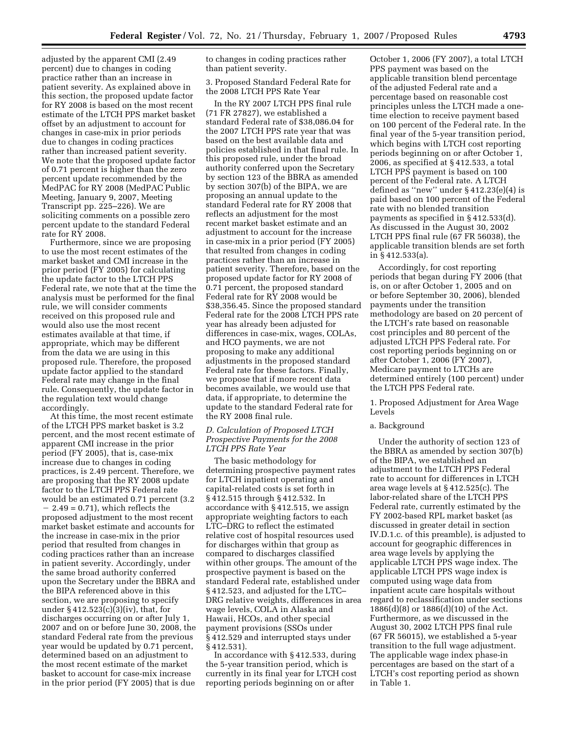adjusted by the apparent CMI (2.49 percent) due to changes in coding practice rather than an increase in patient severity. As explained above in this section, the proposed update factor for RY 2008 is based on the most recent estimate of the LTCH PPS market basket offset by an adjustment to account for changes in case-mix in prior periods due to changes in coding practices rather than increased patient severity. We note that the proposed update factor of 0.71 percent is higher than the zero percent update recommended by the MedPAC for RY 2008 (MedPAC Public Meeting, January 9, 2007, Meeting Transcript pp. 225–226). We are soliciting comments on a possible zero percent update to the standard Federal rate for RY 2008.

Furthermore, since we are proposing to use the most recent estimates of the market basket and CMI increase in the prior period (FY 2005) for calculating the update factor to the LTCH PPS Federal rate, we note that at the time the analysis must be performed for the final rule, we will consider comments received on this proposed rule and would also use the most recent estimates available at that time, if appropriate, which may be different from the data we are using in this proposed rule. Therefore, the proposed update factor applied to the standard Federal rate may change in the final rule. Consequently, the update factor in the regulation text would change accordingly.

At this time, the most recent estimate of the LTCH PPS market basket is 3.2 percent, and the most recent estimate of apparent CMI increase in the prior period (FY 2005), that is, case-mix increase due to changes in coding practices, is 2.49 percent. Therefore, we are proposing that the RY 2008 update factor to the LTCH PPS Federal rate would be an estimated 0.71 percent (3.2 − 2.49 = 0.71), which reflects the proposed adjustment to the most recent market basket estimate and accounts for the increase in case-mix in the prior period that resulted from changes in coding practices rather than an increase in patient severity. Accordingly, under the same broad authority conferred upon the Secretary under the BBRA and the BIPA referenced above in this section, we are proposing to specify under § 412.523(c)(3)(iv), that, for discharges occurring on or after July 1, 2007 and on or before June 30, 2008, the standard Federal rate from the previous year would be updated by 0.71 percent, determined based on an adjustment to the most recent estimate of the market basket to account for case-mix increase in the prior period (FY 2005) that is due to changes in coding practices rather than patient severity.

3. Proposed Standard Federal Rate for the 2008 LTCH PPS Rate Year

In the RY 2007 LTCH PPS final rule (71 FR 27827), we established a standard Federal rate of $38,086.04 for the 2007 LTCH PPS rate year that was based on the best available data and policies established in that final rule. In this proposed rule, under the broad authority conferred upon the Secretary by section 123 of the BBRA as amended by section 307(b) of the BIPA, we are proposing an annual update to the standard Federal rate for RY 2008 that reflects an adjustment for the most recent market basket estimate and an adjustment to account for the increase in case-mix in a prior period (FY 2005) that resulted from changes in coding practices rather than an increase in patient severity. Therefore, based on the proposed update factor for RY 2008 of 0.71 percent, the proposed standard Federal rate for RY 2008 would be $38,356.45. Since the proposed standard Federal rate for the 2008 LTCH PPS rate year has already been adjusted for differences in case-mix, wages, COLAs, and HCO payments, we are not proposing to make any additional adjustments in the proposed standard Federal rate for these factors. Finally, we propose that if more recent data becomes available, we would use that data, if appropriate, to determine the update to the standard Federal rate for the RY 2008 final rule.

### *D. Calculation of Proposed LTCH Prospective Payments for the 2008 LTCH PPS Rate Year*

The basic methodology for determining prospective payment rates for LTCH inpatient operating and capital-related costs is set forth in § 412.515 through § 412.532. In accordance with § 412.515, we assign appropriate weighting factors to each LTC–DRG to reflect the estimated relative cost of hospital resources used for discharges within that group as compared to discharges classified within other groups. The amount of the prospective payment is based on the standard Federal rate, established under § 412.523, and adjusted for the LTC–DRG relative weights, differences in area wage levels, COLA in Alaska and Hawaii, HCOs, and other special payment provisions (SSOs under § 412.529 and interrupted stays under § 412.531).

In accordance with § 412.533, during the 5-year transition period, which is currently in its final year for LTCH cost reporting periods beginning on or after October 1, 2006 (FY 2007), a total LTCH PPS payment was based on the applicable transition blend percentage of the adjusted Federal rate and a percentage based on reasonable cost principles unless the LTCH made a one-time election to receive payment based on 100 percent of the Federal rate. In the final year of the 5-year transition period, which begins with LTCH cost reporting periods beginning on or after October 1, 2006, as specified at § 412.533, a total LTCH PPS payment is based on 100 percent of the Federal rate. A LTCH defined as "new" under § 412.23(e)(4) is paid based on 100 percent of the Federal rate with no blended transition payments as specified in § 412.533(d). As discussed in the August 30, 2002 LTCH PPS final rule (67 FR 56038), the applicable transition blends are set forth in § 412.533(a).

Accordingly, for cost reporting periods that began during FY 2006 (that is, on or after October 1, 2005 and on or before September 30, 2006), blended payments under the transition methodology are based on 20 percent of the LTCH's rate based on reasonable cost principles and 80 percent of the adjusted LTCH PPS Federal rate. For cost reporting periods beginning on or after October 1, 2006 (FY 2007), Medicare payment to LTCHs are determined entirely (100 percent) under the LTCH PPS Federal rate.

1. Proposed Adjustment for Area Wage Levels

a. Background

Under the authority of section 123 of the BBRA as amended by section 307(b) of the BIPA, we established an adjustment to the LTCH PPS Federal rate to account for differences in LTCH area wage levels at § 412.525(c). The labor-related share of the LTCH PPS Federal rate, currently estimated by the FY 2002-based RPL market basket (as discussed in greater detail in section IV.D.1.c. of this preamble), is adjusted to account for geographic differences in area wage levels by applying the applicable LTCH PPS wage index. The applicable LTCH PPS wage index is computed using wage data from inpatient acute care hospitals without regard to reclassification under sections 1886(d)(8) or 1886(d)(10) of the Act. Furthermore, as we discussed in the August 30, 2002 LTCH PPS final rule (67 FR 56015), we established a 5-year transition to the full wage adjustment. The applicable wage index phase-in percentages are based on the start of a LTCH's cost reporting period as shown in Table 1.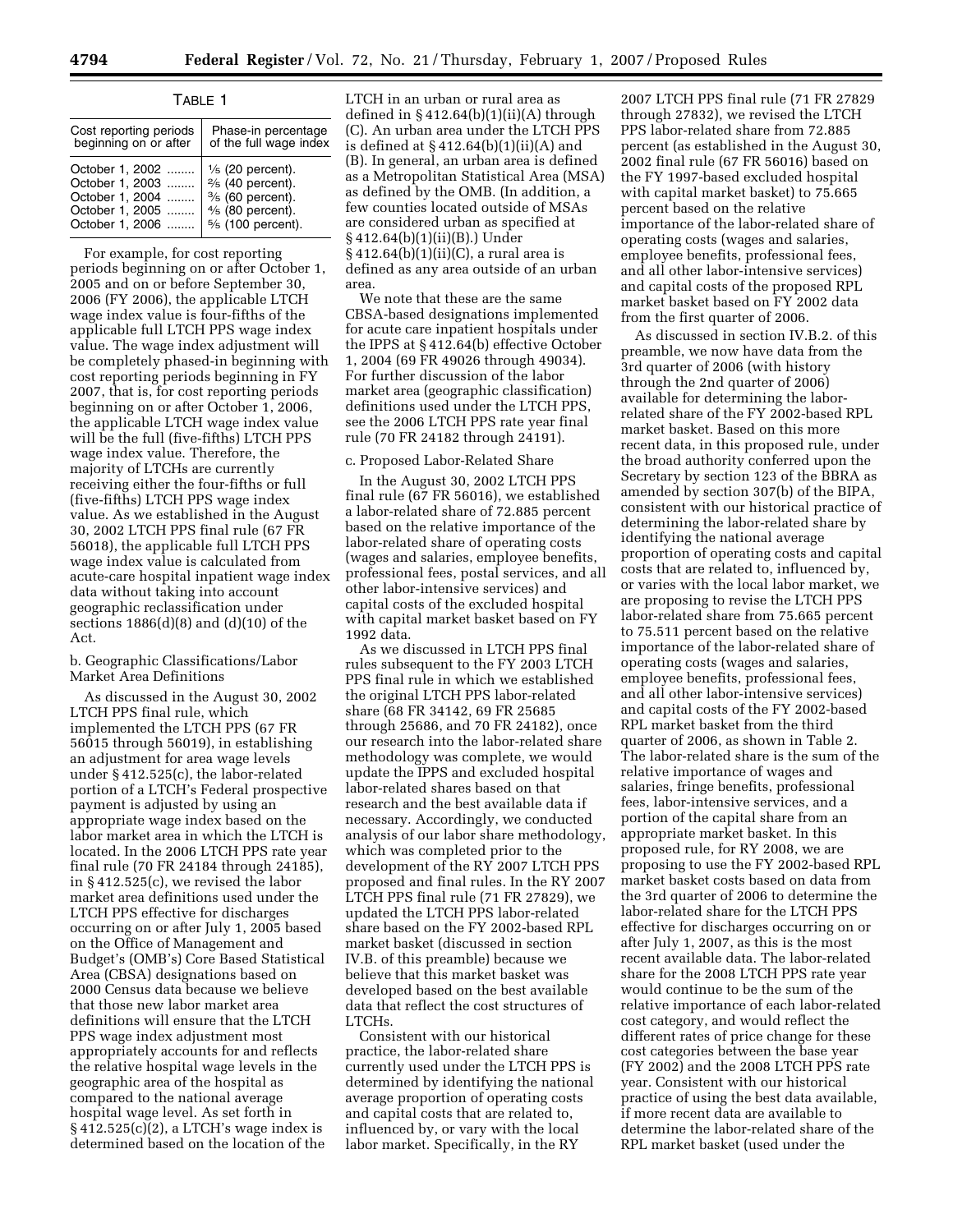TABLE 1

| Cost reporting periods beginning on or after | Phase-in percentage of the full wage index |
|---|---|
| October 1, 2002 ........ | ⅕ (20 percent). |
| October 1, 2003 ........ | ⅖ (40 percent). |
| October 1, 2004 ........ | ⅗ (60 percent). |
| October 1, 2005 ........ | ⅘ (80 percent). |
| October 1, 2006 ........ | 5/5 (100 percent). |

For example, for cost reporting periods beginning on or after October 1, 2005 and on or before September 30, 2006 (FY 2006), the applicable LTCH wage index value is four-fifths of the applicable full LTCH PPS wage index value. The wage index adjustment will be completely phased-in beginning with cost reporting periods beginning in FY 2007, that is, for cost reporting periods beginning on or after October 1, 2006, the applicable LTCH wage index value will be the full (five-fifths) LTCH PPS wage index value. Therefore, the majority of LTCHs are currently receiving either the four-fifths or full (five-fifths) LTCH PPS wage index value. As we established in the August 30, 2002 LTCH PPS final rule (67 FR 56018), the applicable full LTCH PPS wage index value is calculated from acute-care hospital inpatient wage index data without taking into account geographic reclassification under sections 1886(d)(8) and (d)(10) of the Act.

b. Geographic Classifications/Labor Market Area Definitions

As discussed in the August 30, 2002 LTCH PPS final rule, which implemented the LTCH PPS (67 FR 56015 through 56019), in establishing an adjustment for area wage levels under § 412.525(c), the labor-related portion of a LTCH's Federal prospective payment is adjusted by using an appropriate wage index based on the labor market area in which the LTCH is located. In the 2006 LTCH PPS rate year final rule (70 FR 24184 through 24185), in § 412.525(c), we revised the labor market area definitions used under the LTCH PPS effective for discharges occurring on or after July 1, 2005 based on the Office of Management and Budget's (OMB's) Core Based Statistical Area (CBSA) designations based on 2000 Census data because we believe that those new labor market area definitions will ensure that the LTCH PPS wage index adjustment most appropriately accounts for and reflects the relative hospital wage levels in the geographic area of the hospital as compared to the national average hospital wage level. As set forth in § 412.525(c)(2), a LTCH's wage index is determined based on the location of the LTCH in an urban or rural area as defined in § 412.64(b)(1)(ii)(A) through (C). An urban area under the LTCH PPS is defined at § 412.64(b)(1)(ii)(A) and (B). In general, an urban area is defined as a Metropolitan Statistical Area (MSA) as defined by the OMB. (In addition, a few counties located outside of MSAs are considered urban as specified at § 412.64(b)(1)(ii)(B).) Under § 412.64(b)(1)(ii)(C), a rural area is defined as any area outside of an urban area.

We note that these are the same CBSA-based designations implemented for acute care inpatient hospitals under the IPPS at § 412.64(b) effective October 1, 2004 (69 FR 49026 through 49034). For further discussion of the labor market area (geographic classification) definitions used under the LTCH PPS, see the 2006 LTCH PPS rate year final rule (70 FR 24182 through 24191).

c. Proposed Labor-Related Share

In the August 30, 2002 LTCH PPS final rule (67 FR 56016), we established a labor-related share of 72.885 percent based on the relative importance of the labor-related share of operating costs (wages and salaries, employee benefits, professional fees, postal services, and all other labor-intensive services) and capital costs of the excluded hospital with capital market basket based on FY 1992 data.

As we discussed in LTCH PPS final rules subsequent to the FY 2003 LTCH PPS final rule in which we established the original LTCH PPS labor-related share (68 FR 34142, 69 FR 25685 through 25686, and 70 FR 24182), once our research into the labor-related share methodology was complete, we would update the IPPS and excluded hospital labor-related shares based on that research and the best available data if necessary. Accordingly, we conducted analysis of our labor share methodology, which was completed prior to the development of the RY 2007 LTCH PPS proposed and final rules. In the RY 2007 LTCH PPS final rule (71 FR 27829), we updated the LTCH PPS labor-related share based on the FY 2002-based RPL market basket (discussed in section IV.B. of this preamble) because we believe that this market basket was developed based on the best available data that reflect the cost structures of LTCHs.

Consistent with our historical practice, the labor-related share currently used under the LTCH PPS is determined by identifying the national average proportion of operating costs and capital costs that are related to, influenced by, or vary with the local labor market. Specifically, in the RY 2007 LTCH PPS final rule (71 FR 27829 through 27832), we revised the LTCH PPS labor-related share from 72.885 percent (as established in the August 30, 2002 final rule (67 FR 56016) based on the FY 1997-based excluded hospital with capital market basket) to 75.665 percent based on the relative importance of the labor-related share of operating costs (wages and salaries, employee benefits, professional fees, and all other labor-intensive services) and capital costs of the proposed RPL market basket based on FY 2002 data from the first quarter of 2006.

As discussed in section IV.B.2. of this preamble, we now have data from the 3rd quarter of 2006 (with history through the 2nd quarter of 2006) available for determining the labor-related share of the FY 2002-based RPL market basket. Based on this more recent data, in this proposed rule, under the broad authority conferred upon the Secretary by section 123 of the BBRA as amended by section 307(b) of the BIPA, consistent with our historical practice of determining the labor-related share by identifying the national average proportion of operating costs and capital costs that are related to, influenced by, or varies with the local labor market, we are proposing to revise the LTCH PPS labor-related share from 75.665 percent to 75.511 percent based on the relative importance of the labor-related share of operating costs (wages and salaries, employee benefits, professional fees, and all other labor-intensive services) and capital costs of the FY 2002-based RPL market basket from the third quarter of 2006, as shown in Table 2. The labor-related share is the sum of the relative importance of wages and salaries, fringe benefits, professional fees, labor-intensive services, and a portion of the capital share from an appropriate market basket. In this proposed rule, for RY 2008, we are proposing to use the FY 2002-based RPL market basket costs based on data from the 3rd quarter of 2006 to determine the labor-related share for the LTCH PPS effective for discharges occurring on or after July 1, 2007, as this is the most recent available data. The labor-related share for the 2008 LTCH PPS rate year would continue to be the sum of the relative importance of each labor-related cost category, and would reflect the different rates of price change for these cost categories between the base year (FY 2002) and the 2008 LTCH PPS rate year. Consistent with our historical practice of using the best data available, if more recent data are available to determine the labor-related share of the RPL market basket (used under the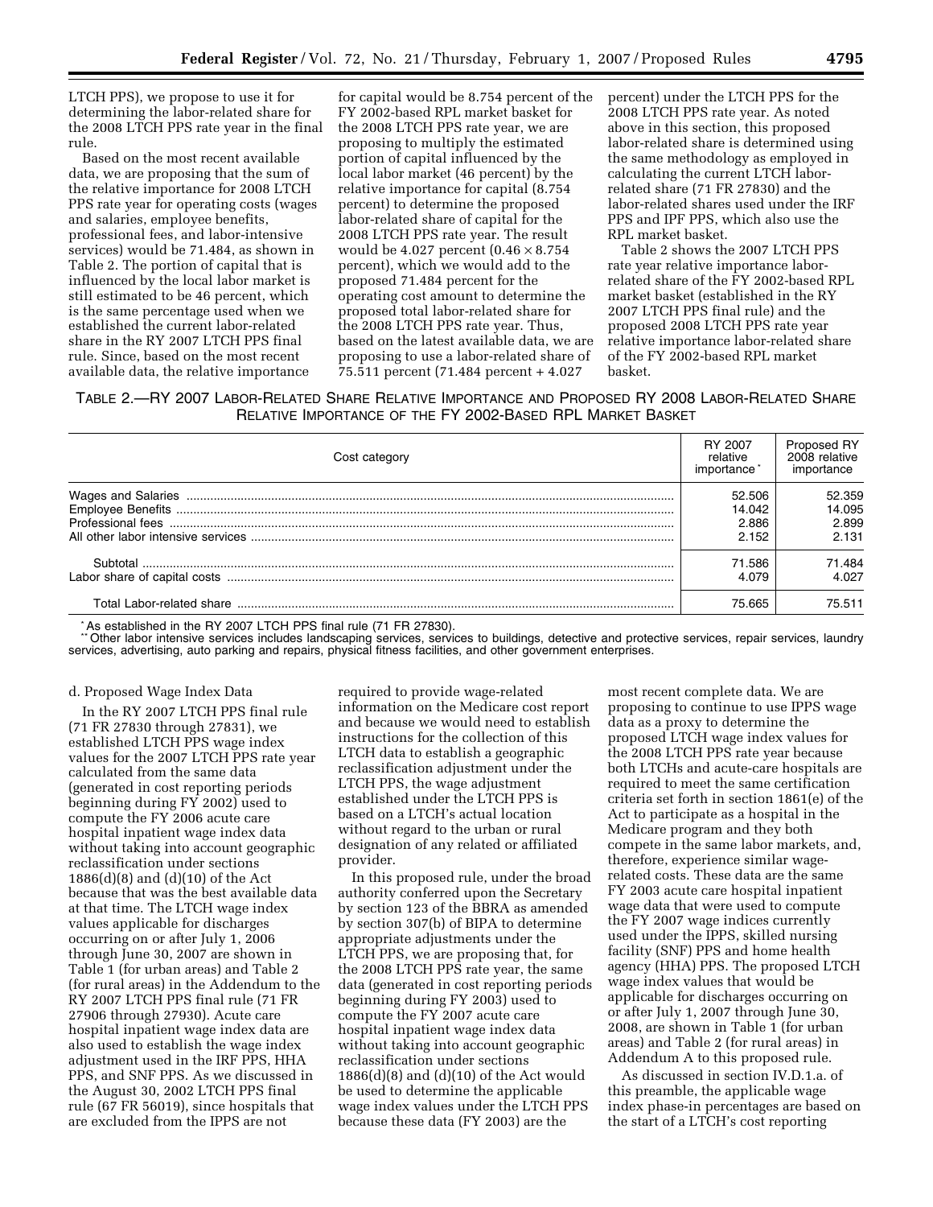LTCH PPS), we propose to use it for determining the labor-related share for the 2008 LTCH PPS rate year in the final rule.

Based on the most recent available data, we are proposing that the sum of the relative importance for 2008 LTCH PPS rate year for operating costs (wages and salaries, employee benefits, professional fees, and labor-intensive services) would be 71.484, as shown in Table 2. The portion of capital that is influenced by the local labor market is still estimated to be 46 percent, which is the same percentage used when we established the current labor-related share in the RY 2007 LTCH PPS final rule. Since, based on the most recent available data, the relative importance for capital would be 8.754 percent of the FY 2002-based RPL market basket for the 2008 LTCH PPS rate year, we are proposing to multiply the estimated portion of capital influenced by the local labor market (46 percent) by the relative importance for capital (8.754 percent) to determine the proposed labor-related share of capital for the 2008 LTCH PPS rate year. The result would be 4.027 percent ($0.46 \times 8.754$ percent), which we would add to the proposed 71.484 percent for the operating cost amount to determine the proposed total labor-related share for the 2008 LTCH PPS rate year. Thus, based on the latest available data, we are proposing to use a labor-related share of 75.511 percent (71.484 percent + 4.027 percent) under the LTCH PPS for the 2008 LTCH PPS rate year. As noted above in this section, this proposed labor-related share is determined using the same methodology as employed in calculating the current LTCH labor-related share (71 FR 27830) and the labor-related shares used under the IRF PPS and IPF PPS, which also use the RPL market basket.

Table 2 shows the 2007 LTCH PPS rate year relative importance labor-related share of the FY 2002-based RPL market basket (established in the RY 2007 LTCH PPS final rule) and the proposed 2008 LTCH PPS rate year relative importance labor-related share of the FY 2002-based RPL market basket.

TABLE 2.—RY 2007 LABOR-RELATED SHARE RELATIVE IMPORTANCE AND PROPOSED RY 2008 LABOR-RELATED SHARE RELATIVE IMPORTANCE OF THE FY 2002-BASED RPL MARKET BASKET

| Cost category | RY 2007 relative importance * | Proposed RY 2008 relative importance |
|---|---|---|
| Wages and Salaries | 52.506 | 52.359 |
| Employee Benefits | 14.042 | 14.095 |
| Professional fees | 2.886 | 2.899 |
| All other labor intensive services | 2.152 | 2.131 |
| Subtotal | 71.586 | 71.484 |
| Labor share of capital costs | 4.079 | 4.027 |
| Total Labor-related share | 75.665 | 75.511 |

* As established in the RY 2007 LTCH PPS final rule (71 FR 27830).

** Other labor intensive services includes landscaping services, services to buildings, detective and protective services, repair services, laundry services, advertising, auto parking and repairs, physical fitness facilities, and other government enterprises.

d. Proposed Wage Index Data

In the RY 2007 LTCH PPS final rule (71 FR 27830 through 27831), we established LTCH PPS wage index values for the 2007 LTCH PPS rate year calculated from the same data (generated in cost reporting periods beginning during FY 2002) used to compute the FY 2006 acute care hospital inpatient wage index data without taking into account geographic reclassification under sections 1886(d)(8) and (d)(10) of the Act because that was the best available data at that time. The LTCH wage index values applicable for discharges occurring on or after July 1, 2006 through June 30, 2007 are shown in Table 1 (for urban areas) and Table 2 (for rural areas) in the Addendum to the RY 2007 LTCH PPS final rule (71 FR 27906 through 27930). Acute care hospital inpatient wage index data are also used to establish the wage index adjustment used in the IRF PPS, HHA PPS, and SNF PPS. As we discussed in the August 30, 2002 LTCH PPS final rule (67 FR 56019), since hospitals that are excluded from the IPPS are not required to provide wage-related information on the Medicare cost report and because we would need to establish instructions for the collection of this LTCH data to establish a geographic reclassification adjustment under the LTCH PPS, the wage adjustment established under the LTCH PPS is based on a LTCH's actual location without regard to the urban or rural designation of any related or affiliated provider.

In this proposed rule, under the broad authority conferred upon the Secretary by section 123 of the BBRA as amended by section 307(b) of BIPA to determine appropriate adjustments under the LTCH PPS, we are proposing that, for the 2008 LTCH PPS rate year, the same data (generated in cost reporting periods beginning during FY 2003) used to compute the FY 2007 acute care hospital inpatient wage index data without taking into account geographic reclassification under sections 1886(d)(8) and (d)(10) of the Act would be used to determine the applicable wage index values under the LTCH PPS because these data (FY 2003) are the most recent complete data. We are proposing to continue to use IPPS wage data as a proxy to determine the proposed LTCH wage index values for the 2008 LTCH PPS rate year because both LTCHs and acute-care hospitals are required to meet the same certification criteria set forth in section 1861(e) of the Act to participate as a hospital in the Medicare program and they both compete in the same labor markets, and, therefore, experience similar wage-related costs. These data are the same FY 2003 acute care hospital inpatient wage data that were used to compute the FY 2007 wage indices currently used under the IPPS, skilled nursing facility (SNF) PPS and home health agency (HHA) PPS. The proposed LTCH wage index values that would be applicable for discharges occurring on or after July 1, 2007 through June 30, 2008, are shown in Table 1 (for urban areas) and Table 2 (for rural areas) in Addendum A to this proposed rule.

As discussed in section IV.D.1.a. of this preamble, the applicable wage index phase-in percentages are based on the start of a LTCH's cost reporting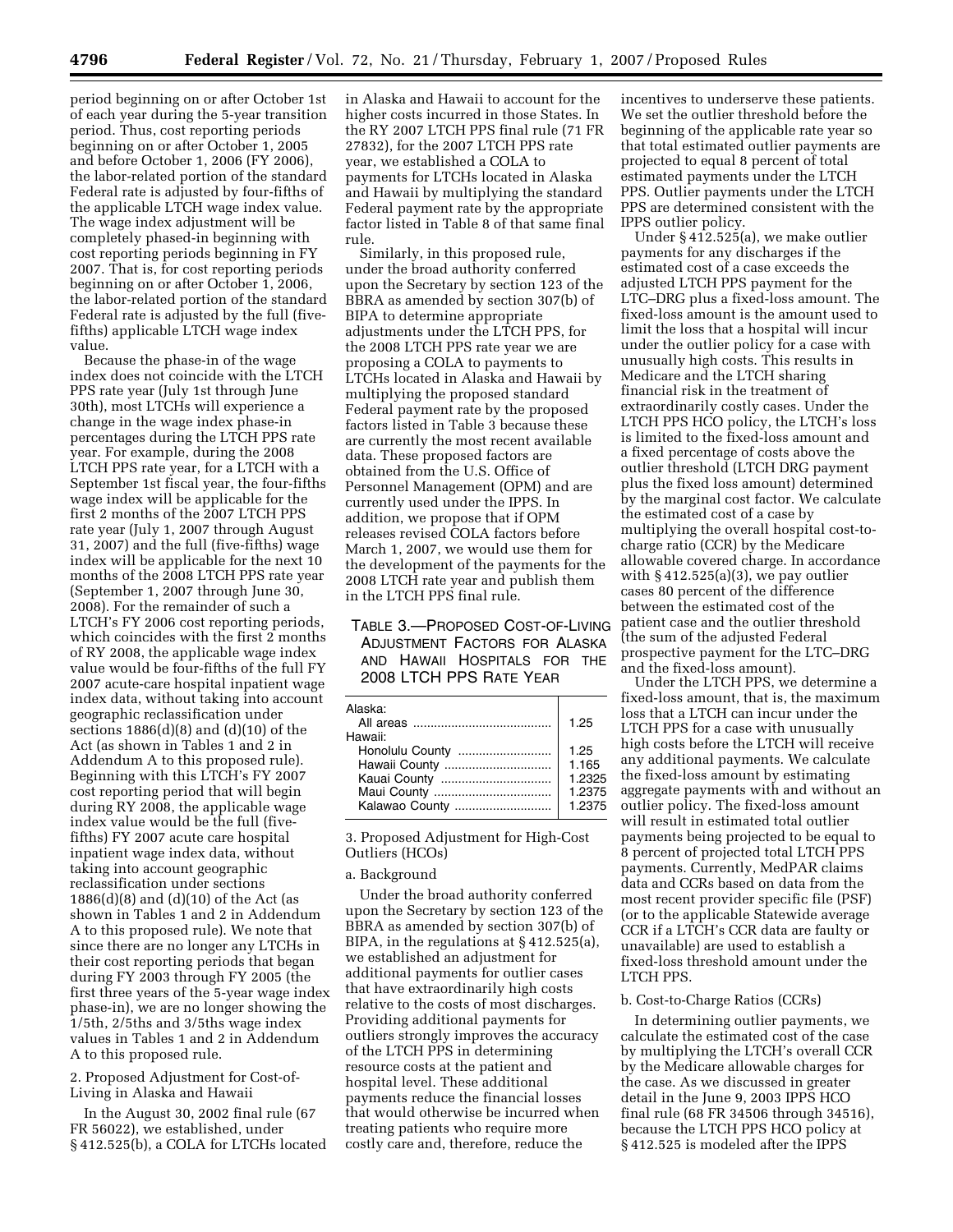period beginning on or after October 1st of each year during the 5-year transition period. Thus, cost reporting periods beginning on or after October 1, 2005 and before October 1, 2006 (FY 2006), the labor-related portion of the standard Federal rate is adjusted by four-fifths of the applicable LTCH wage index value. The wage index adjustment will be completely phased-in beginning with cost reporting periods beginning in FY 2007. That is, for cost reporting periods beginning on or after October 1, 2006, the labor-related portion of the standard Federal rate is adjusted by the full (five-fifths) applicable LTCH wage index value.

Because the phase-in of the wage index does not coincide with the LTCH PPS rate year (July 1st through June 30th), most LTCHs will experience a change in the wage index phase-in percentages during the LTCH PPS rate year. For example, during the 2008 LTCH PPS rate year, for a LTCH with a September 1st fiscal year, the four-fifths wage index will be applicable for the first 2 months of the 2007 LTCH PPS rate year (July 1, 2007 through August 31, 2007) and the full (five-fifths) wage index will be applicable for the next 10 months of the 2008 LTCH PPS rate year (September 1, 2007 through June 30, 2008). For the remainder of such a LTCH's FY 2006 cost reporting periods, which coincides with the first 2 months of RY 2008, the applicable wage index value would be four-fifths of the full FY 2007 acute-care hospital inpatient wage index data, without taking into account geographic reclassification under sections 1886(d)(8) and (d)(10) of the Act (as shown in Tables 1 and 2 in Addendum A to this proposed rule). Beginning with this LTCH's FY 2007 cost reporting period that will begin during RY 2008, the applicable wage index value would be the full (five-fifths) FY 2007 acute care hospital inpatient wage index data, without taking into account geographic reclassification under sections 1886(d)(8) and (d)(10) of the Act (as shown in Tables 1 and 2 in Addendum A to this proposed rule). We note that since there are no longer any LTCHs in their cost reporting periods that began during FY 2003 through FY 2005 (the first three years of the 5-year wage index phase-in), we are no longer showing the 1/5th, 2/5ths and 3/5ths wage index values in Tables 1 and 2 in Addendum A to this proposed rule.

2. Proposed Adjustment for Cost-of-Living in Alaska and Hawaii

In the August 30, 2002 final rule (67 FR 56022), we established, under § 412.525(b), a COLA for LTCHs located in Alaska and Hawaii to account for the higher costs incurred in those States. In the RY 2007 LTCH PPS final rule (71 FR 27832), for the 2007 LTCH PPS rate year, we established a COLA to payments for LTCHs located in Alaska and Hawaii by multiplying the standard Federal payment rate by the appropriate factor listed in Table 8 of that same final rule.

Similarly, in this proposed rule, under the broad authority conferred upon the Secretary by section 123 of the BBRA as amended by section 307(b) of BIPA to determine appropriate adjustments under the LTCH PPS, for the 2008 LTCH PPS rate year we are proposing a COLA to payments to LTCHs located in Alaska and Hawaii by multiplying the proposed standard Federal payment rate by the proposed factors listed in Table 3 because these are currently the most recent available data. These proposed factors are obtained from the U.S. Office of Personnel Management (OPM) and are currently used under the IPPS. In addition, we propose that if OPM releases revised COLA factors before March 1, 2007, we would use them for the development of the payments for the 2008 LTCH rate year and publish them in the LTCH PPS final rule.

TABLE 3.—PROPOSED COST-OF-LIVING ADJUSTMENT FACTORS FOR ALASKA AND HAWAII HOSPITALS FOR THE 2008 LTCH PPS RATE YEAR

| | |
|---|---|
| Alaska: | |
| All areas | 1.25 |
| Hawaii: | |
| Honolulu County | 1.25 |
| Hawaii County | 1.165 |
| Kauai County | 1.2325 |
| Maui County | 1.2375 |
| Kalawao County | 1.2375 |

3. Proposed Adjustment for High-Cost Outliers (HCOs)

a. Background

Under the broad authority conferred upon the Secretary by section 123 of the BBRA as amended by section 307(b) of BIPA, in the regulations at § 412.525(a), we established an adjustment for additional payments for outlier cases that have extraordinarily high costs relative to the costs of most discharges. Providing additional payments for outliers strongly improves the accuracy of the LTCH PPS in determining resource costs at the patient and hospital level. These additional payments reduce the financial losses that would otherwise be incurred when treating patients who require more costly care and, therefore, reduce the incentives to underserve these patients. We set the outlier threshold before the beginning of the applicable rate year so that total estimated outlier payments are projected to equal 8 percent of total estimated payments under the LTCH PPS. Outlier payments under the LTCH PPS are determined consistent with the IPPS outlier policy.

Under § 412.525(a), we make outlier payments for any discharges if the estimated cost of a case exceeds the adjusted LTCH PPS payment for the LTC–DRG plus a fixed-loss amount. The fixed-loss amount is the amount used to limit the loss that a hospital will incur under the outlier policy for a case with unusually high costs. This results in Medicare and the LTCH sharing financial risk in the treatment of extraordinarily costly cases. Under the LTCH PPS HCO policy, the LTCH's loss is limited to the fixed-loss amount and a fixed percentage of costs above the outlier threshold (LTCH DRG payment plus the fixed loss amount) determined by the marginal cost factor. We calculate the estimated cost of a case by multiplying the overall hospital cost-to-charge ratio (CCR) by the Medicare allowable covered charge. In accordance with § 412.525(a)(3), we pay outlier cases 80 percent of the difference between the estimated cost of the patient case and the outlier threshold (the sum of the adjusted Federal prospective payment for the LTC–DRG and the fixed-loss amount).

Under the LTCH PPS, we determine a fixed-loss amount, that is, the maximum loss that a LTCH can incur under the LTCH PPS for a case with unusually high costs before the LTCH will receive any additional payments. We calculate the fixed-loss amount by estimating aggregate payments with and without an outlier policy. The fixed-loss amount will result in estimated total outlier payments being projected to be equal to 8 percent of projected total LTCH PPS payments. Currently, MedPAR claims data and CCRs based on data from the most recent provider specific file (PSF) (or to the applicable Statewide average CCR if a LTCH's CCR data are faulty or unavailable) are used to establish a fixed-loss threshold amount under the LTCH PPS.

b. Cost-to-Charge Ratios (CCRs)

In determining outlier payments, we calculate the estimated cost of the case by multiplying the LTCH's overall CCR by the Medicare allowable charges for the case. As we discussed in greater detail in the June 9, 2003 IPPS HCO final rule (68 FR 34506 through 34516), because the LTCH PPS HCO policy at § 412.525 is modeled after the IPPS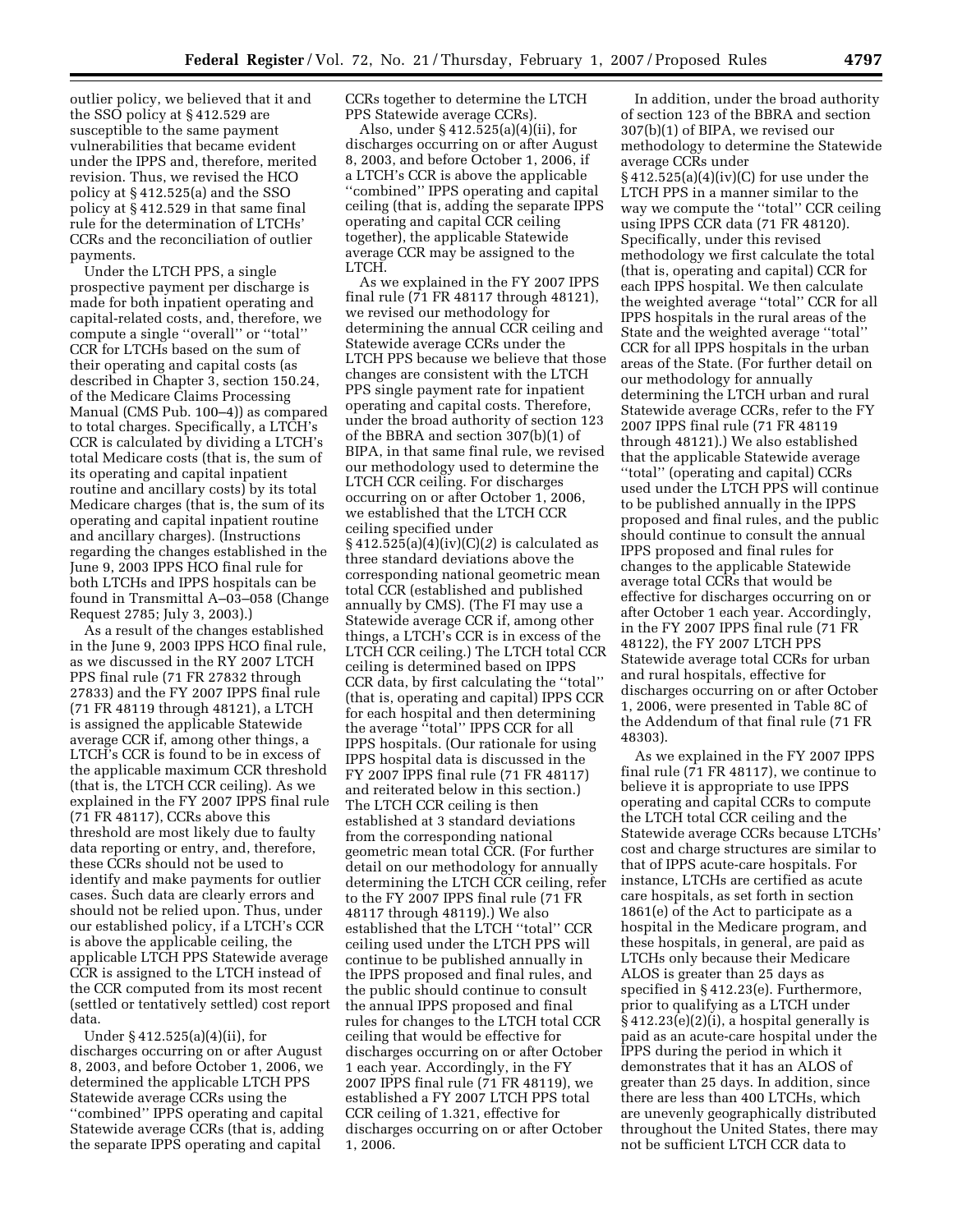outlier policy, we believed that it and the SSO policy at § 412.529 are susceptible to the same payment vulnerabilities that became evident under the IPPS and, therefore, merited revision. Thus, we revised the HCO policy at § 412.525(a) and the SSO policy at § 412.529 in that same final rule for the determination of LTCHs' CCRs and the reconciliation of outlier payments.

Under the LTCH PPS, a single prospective payment per discharge is made for both inpatient operating and capital-related costs, and, therefore, we compute a single "overall" or "total" CCR for LTCHs based on the sum of their operating and capital costs (as described in Chapter 3, section 150.24, of the Medicare Claims Processing Manual (CMS Pub. 100–4)) as compared to total charges. Specifically, a LTCH's CCR is calculated by dividing a LTCH's total Medicare costs (that is, the sum of its operating and capital inpatient routine and ancillary costs) by its total Medicare charges (that is, the sum of its operating and capital inpatient routine and ancillary charges). (Instructions regarding the changes established in the June 9, 2003 IPPS HCO final rule for both LTCHs and IPPS hospitals can be found in Transmittal A–03–058 (Change Request 2785; July 3, 2003).)

As a result of the changes established in the June 9, 2003 IPPS HCO final rule, as we discussed in the RY 2007 LTCH PPS final rule (71 FR 27832 through 27833) and the FY 2007 IPPS final rule (71 FR 48119 through 48121), a LTCH is assigned the applicable Statewide average CCR if, among other things, a LTCH's CCR is found to be in excess of the applicable maximum CCR threshold (that is, the LTCH CCR ceiling). As we explained in the FY 2007 IPPS final rule (71 FR 48117), CCRs above this threshold are most likely due to faulty data reporting or entry, and, therefore, these CCRs should not be used to identify and make payments for outlier cases. Such data are clearly errors and should not be relied upon. Thus, under our established policy, if a LTCH's CCR is above the applicable ceiling, the applicable LTCH PPS Statewide average CCR is assigned to the LTCH instead of the CCR computed from its most recent (settled or tentatively settled) cost report data.

Under § 412.525(a)(4)(ii), for discharges occurring on or after August 8, 2003, and before October 1, 2006, we determined the applicable LTCH PPS Statewide average CCRs using the "combined" IPPS operating and capital Statewide average CCRs (that is, adding the separate IPPS operating and capital CCRs together to determine the LTCH PPS Statewide average CCRs).

Also, under § 412.525(a)(4)(ii), for discharges occurring on or after August 8, 2003, and before October 1, 2006, if a LTCH's CCR is above the applicable "combined" IPPS operating and capital ceiling (that is, adding the separate IPPS operating and capital CCR ceiling together), the applicable Statewide average CCR may be assigned to the LTCH.

As we explained in the FY 2007 IPPS final rule (71 FR 48117 through 48121), we revised our methodology for determining the annual CCR ceiling and Statewide average CCRs under the LTCH PPS because we believe that those changes are consistent with the LTCH PPS single payment rate for inpatient operating and capital costs. Therefore, under the broad authority of section 123 of the BBRA and section 307(b)(1) of BIPA, in that same final rule, we revised our methodology used to determine the LTCH CCR ceiling. For discharges occurring on or after October 1, 2006, we established that the LTCH CCR ceiling specified under § 412.525(a)(4)(iv)(C)(*2*) is calculated as three standard deviations above the corresponding national geometric mean total CCR (established and published annually by CMS). (The FI may use a Statewide average CCR if, among other things, a LTCH's CCR is in excess of the LTCH CCR ceiling.) The LTCH total CCR ceiling is determined based on IPPS CCR data, by first calculating the "total" (that is, operating and capital) IPPS CCR for each hospital and then determining the average "total" IPPS CCR for all IPPS hospitals. (Our rationale for using IPPS hospital data is discussed in the FY 2007 IPPS final rule (71 FR 48117) and reiterated below in this section.) The LTCH CCR ceiling is then established at 3 standard deviations from the corresponding national geometric mean total CCR. (For further detail on our methodology for annually determining the LTCH CCR ceiling, refer to the FY 2007 IPPS final rule (71 FR 48117 through 48119).) We also established that the LTCH "total" CCR ceiling used under the LTCH PPS will continue to be published annually in the IPPS proposed and final rules, and the public should continue to consult the annual IPPS proposed and final rules for changes to the LTCH total CCR ceiling that would be effective for discharges occurring on or after October 1 each year. Accordingly, in the FY 2007 IPPS final rule (71 FR 48119), we established a FY 2007 LTCH PPS total CCR ceiling of 1.321, effective for discharges occurring on or after October 1, 2006.

In addition, under the broad authority of section 123 of the BBRA and section 307(b)(1) of BIPA, we revised our methodology to determine the Statewide average CCRs under § 412.525(a)(4)(iv)(C) for use under the LTCH PPS in a manner similar to the way we compute the "total" CCR ceiling using IPPS CCR data (71 FR 48120). Specifically, under this revised methodology we first calculate the total (that is, operating and capital) CCR for each IPPS hospital. We then calculate the weighted average "total" CCR for all IPPS hospitals in the rural areas of the State and the weighted average "total" CCR for all IPPS hospitals in the urban areas of the State. (For further detail on our methodology for annually determining the LTCH urban and rural Statewide average CCRs, refer to the FY 2007 IPPS final rule (71 FR 48119 through 48121).) We also established that the applicable Statewide average "total" (operating and capital) CCRs used under the LTCH PPS will continue to be published annually in the IPPS proposed and final rules, and the public should continue to consult the annual IPPS proposed and final rules for changes to the applicable Statewide average total CCRs that would be effective for discharges occurring on or after October 1 each year. Accordingly, in the FY 2007 IPPS final rule (71 FR 48122), the FY 2007 LTCH PPS Statewide average total CCRs for urban and rural hospitals, effective for discharges occurring on or after October 1, 2006, were presented in Table 8C of the Addendum of that final rule (71 FR 48303).

As we explained in the FY 2007 IPPS final rule (71 FR 48117), we continue to believe it is appropriate to use IPPS operating and capital CCRs to compute the LTCH total CCR ceiling and the Statewide average CCRs because LTCHs' cost and charge structures are similar to that of IPPS acute-care hospitals. For instance, LTCHs are certified as acute care hospitals, as set forth in section 1861(e) of the Act to participate as a hospital in the Medicare program, and these hospitals, in general, are paid as LTCHs only because their Medicare ALOS is greater than 25 days as specified in § 412.23(e). Furthermore, prior to qualifying as a LTCH under § 412.23(e)(2)(i), a hospital generally is paid as an acute-care hospital under the IPPS during the period in which it demonstrates that it has an ALOS of greater than 25 days. In addition, since there are less than 400 LTCHs, which are unevenly geographically distributed throughout the United States, there may not be sufficient LTCH CCR data to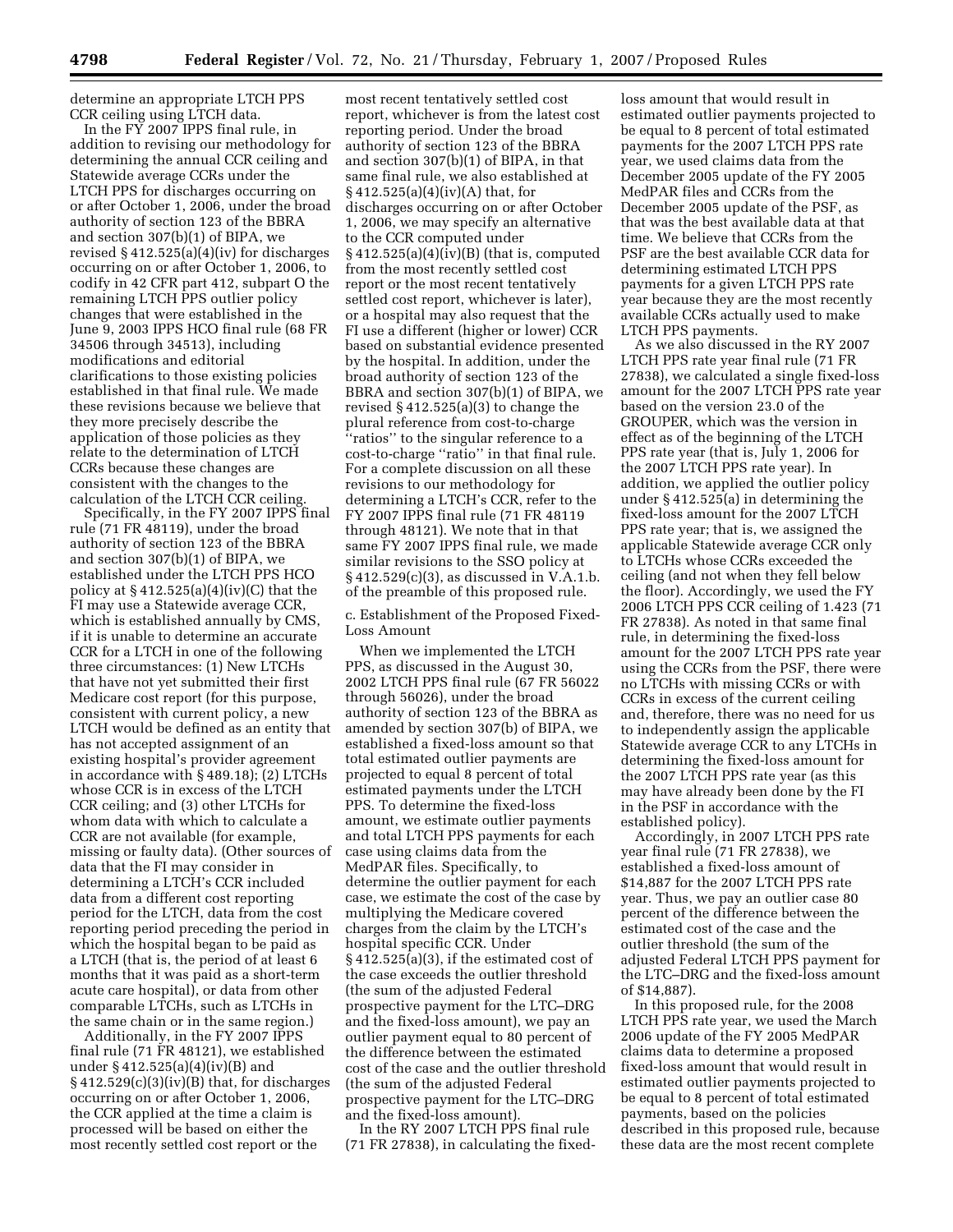determine an appropriate LTCH PPS CCR ceiling using LTCH data.

In the FY 2007 IPPS final rule, in addition to revising our methodology for determining the annual CCR ceiling and Statewide average CCRs under the LTCH PPS for discharges occurring on or after October 1, 2006, under the broad authority of section 123 of the BBRA and section 307(b)(1) of BIPA, we revised § 412.525(a)(4)(iv) for discharges occurring on or after October 1, 2006, to codify in 42 CFR part 412, subpart O the remaining LTCH PPS outlier policy changes that were established in the June 9, 2003 IPPS HCO final rule (68 FR 34506 through 34513), including modifications and editorial clarifications to those existing policies established in that final rule. We made these revisions because we believe that they more precisely describe the application of those policies as they relate to the determination of LTCH CCRs because these changes are consistent with the changes to the calculation of the LTCH CCR ceiling.

Specifically, in the FY 2007 IPPS final rule (71 FR 48119), under the broad authority of section 123 of the BBRA and section 307(b)(1) of BIPA, we established under the LTCH PPS HCO policy at § 412.525(a)(4)(iv)(C) that the FI may use a Statewide average CCR, which is established annually by CMS, if it is unable to determine an accurate CCR for a LTCH in one of the following three circumstances: (1) New LTCHs that have not yet submitted their first Medicare cost report (for this purpose, consistent with current policy, a new LTCH would be defined as an entity that has not accepted assignment of an existing hospital's provider agreement in accordance with § 489.18); (2) LTCHs whose CCR is in excess of the LTCH CCR ceiling; and (3) other LTCHs for whom data with which to calculate a CCR are not available (for example, missing or faulty data). (Other sources of data that the FI may consider in determining a LTCH's CCR included data from a different cost reporting period for the LTCH, data from the cost reporting period preceding the period in which the hospital began to be paid as a LTCH (that is, the period of at least 6 months that it was paid as a short-term acute care hospital), or data from other comparable LTCHs, such as LTCHs in the same chain or in the same region.)

Additionally, in the FY 2007 IPPS final rule (71 FR 48121), we established under § 412.525(a)(4)(iv)(B) and § 412.529(c)(3)(iv)(B) that, for discharges occurring on or after October 1, 2006, the CCR applied at the time a claim is processed will be based on either the most recently settled cost report or the most recent tentatively settled cost report, whichever is from the latest cost reporting period. Under the broad authority of section 123 of the BBRA and section 307(b)(1) of BIPA, in that same final rule, we also established at § 412.525(a)(4)(iv)(A) that, for discharges occurring on or after October 1, 2006, we may specify an alternative to the CCR computed under § 412.525(a)(4)(iv)(B) (that is, computed from the most recently settled cost report or the most recent tentatively settled cost report, whichever is later), or a hospital may also request that the FI use a different (higher or lower) CCR based on substantial evidence presented by the hospital. In addition, under the broad authority of section 123 of the BBRA and section 307(b)(1) of BIPA, we revised § 412.525(a)(3) to change the plural reference from cost-to-charge "ratios" to the singular reference to a cost-to-charge "ratio" in that final rule. For a complete discussion on all these revisions to our methodology for determining a LTCH's CCR, refer to the FY 2007 IPPS final rule (71 FR 48119 through 48121). We note that in that same FY 2007 IPPS final rule, we made similar revisions to the SSO policy at § 412.529(c)(3), as discussed in V.A.1.b. of the preamble of this proposed rule.

c. Establishment of the Proposed Fixed-Loss Amount

When we implemented the LTCH PPS, as discussed in the August 30, 2002 LTCH PPS final rule (67 FR 56022 through 56026), under the broad authority of section 123 of the BBRA as amended by section 307(b) of BIPA, we established a fixed-loss amount so that total estimated outlier payments are projected to equal 8 percent of total estimated payments under the LTCH PPS. To determine the fixed-loss amount, we estimate outlier payments and total LTCH PPS payments for each case using claims data from the MedPAR files. Specifically, to determine the outlier payment for each case, we estimate the cost of the case by multiplying the Medicare covered charges from the claim by the LTCH's hospital specific CCR. Under § 412.525(a)(3), if the estimated cost of the case exceeds the outlier threshold (the sum of the adjusted Federal prospective payment for the LTC–DRG and the fixed-loss amount), we pay an outlier payment equal to 80 percent of the difference between the estimated cost of the case and the outlier threshold (the sum of the adjusted Federal prospective payment for the LTC–DRG and the fixed-loss amount).

In the RY 2007 LTCH PPS final rule (71 FR 27838), in calculating the fixed-loss amount that would result in estimated outlier payments projected to be equal to 8 percent of total estimated payments for the 2007 LTCH PPS rate year, we used claims data from the December 2005 update of the FY 2005 MedPAR files and CCRs from the December 2005 update of the PSF, as that was the best available data at that time. We believe that CCRs from the PSF are the best available CCR data for determining estimated LTCH PPS payments for a given LTCH PPS rate year because they are the most recently available CCRs actually used to make LTCH PPS payments.

As we also discussed in the RY 2007 LTCH PPS rate year final rule (71 FR 27838), we calculated a single fixed-loss amount for the 2007 LTCH PPS rate year based on the version 23.0 of the GROUPER, which was the version in effect as of the beginning of the LTCH PPS rate year (that is, July 1, 2006 for the 2007 LTCH PPS rate year). In addition, we applied the outlier policy under § 412.525(a) in determining the fixed-loss amount for the 2007 LTCH PPS rate year; that is, we assigned the applicable Statewide average CCR only to LTCHs whose CCRs exceeded the ceiling (and not when they fell below the floor). Accordingly, we used the FY 2006 LTCH PPS CCR ceiling of 1.423 (71 FR 27838). As noted in that same final rule, in determining the fixed-loss amount for the 2007 LTCH PPS rate year using the CCRs from the PSF, there were no LTCHs with missing CCRs or with CCRs in excess of the current ceiling and, therefore, there was no need for us to independently assign the applicable Statewide average CCR to any LTCHs in determining the fixed-loss amount for the 2007 LTCH PPS rate year (as this may have already been done by the FI in the PSF in accordance with the established policy).

Accordingly, in 2007 LTCH PPS rate year final rule (71 FR 27838), we established a fixed-loss amount of $14,887 for the 2007 LTCH PPS rate year. Thus, we pay an outlier case 80 percent of the difference between the estimated cost of the case and the outlier threshold (the sum of the adjusted Federal LTCH PPS payment for the LTC–DRG and the fixed-loss amount of $14,887).

In this proposed rule, for the 2008 LTCH PPS rate year, we used the March 2006 update of the FY 2005 MedPAR claims data to determine a proposed fixed-loss amount that would result in estimated outlier payments projected to be equal to 8 percent of total estimated payments, based on the policies described in this proposed rule, because these data are the most recent complete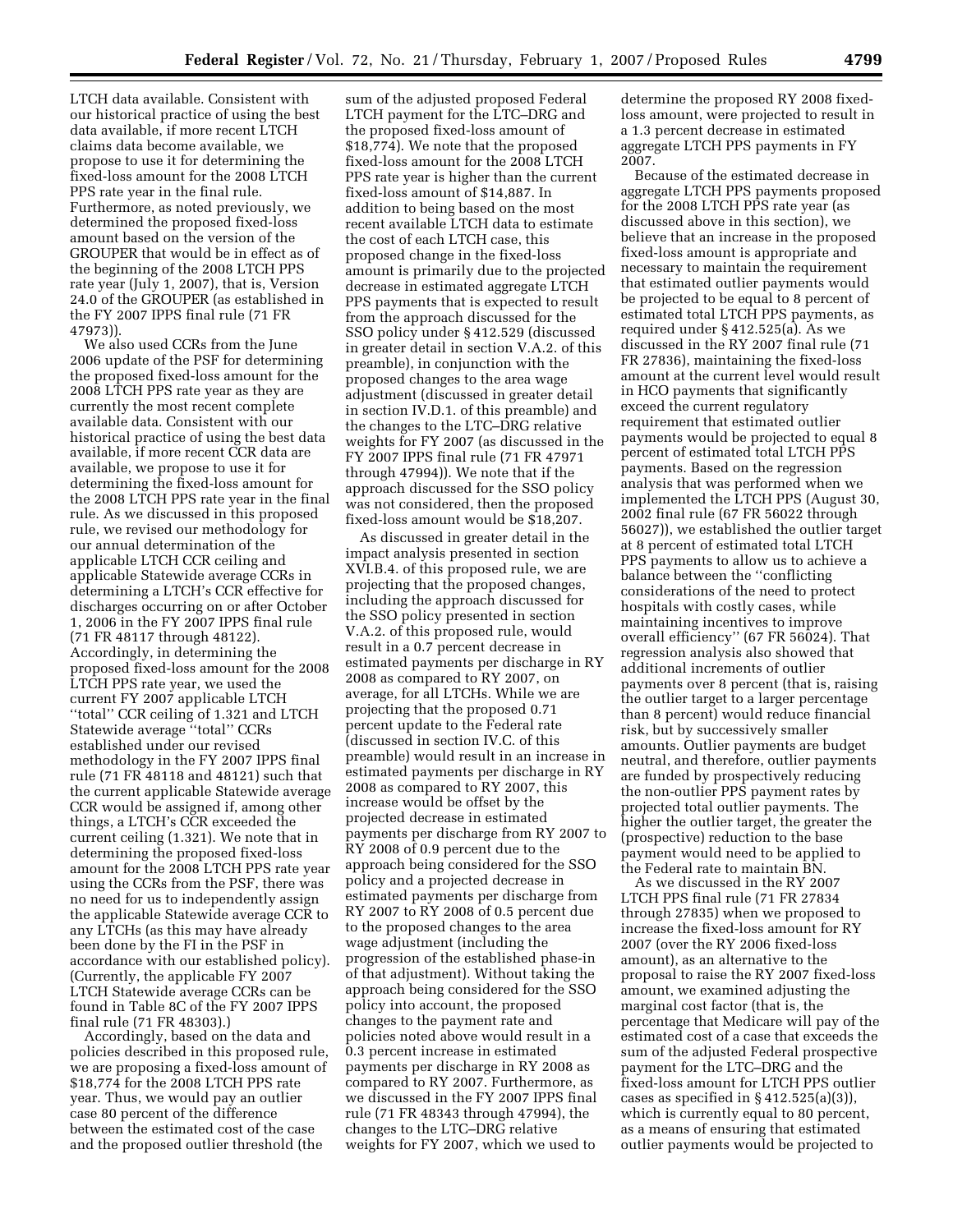LTCH data available. Consistent with our historical practice of using the best data available, if more recent LTCH claims data become available, we propose to use it for determining the fixed-loss amount for the 2008 LTCH PPS rate year in the final rule. Furthermore, as noted previously, we determined the proposed fixed-loss amount based on the version of the GROUPER that would be in effect as of the beginning of the 2008 LTCH PPS rate year (July 1, 2007), that is, Version 24.0 of the GROUPER (as established in the FY 2007 IPPS final rule (71 FR 47973)).

We also used CCRs from the June 2006 update of the PSF for determining the proposed fixed-loss amount for the 2008 LTCH PPS rate year as they are currently the most recent complete available data. Consistent with our historical practice of using the best data available, if more recent CCR data are available, we propose to use it for determining the fixed-loss amount for the 2008 LTCH PPS rate year in the final rule. As we discussed in this proposed rule, we revised our methodology for our annual determination of the applicable LTCH CCR ceiling and applicable Statewide average CCRs in determining a LTCH's CCR effective for discharges occurring on or after October 1, 2006 in the FY 2007 IPPS final rule (71 FR 48117 through 48122). Accordingly, in determining the proposed fixed-loss amount for the 2008 LTCH PPS rate year, we used the current FY 2007 applicable LTCH "total" CCR ceiling of 1.321 and LTCH Statewide average "total" CCRs established under our revised methodology in the FY 2007 IPPS final rule (71 FR 48118 and 48121) such that the current applicable Statewide average CCR would be assigned if, among other things, a LTCH's CCR exceeded the current ceiling (1.321). We note that in determining the proposed fixed-loss amount for the 2008 LTCH PPS rate year using the CCRs from the PSF, there was no need for us to independently assign the applicable Statewide average CCR to any LTCHs (as this may have already been done by the FI in the PSF in accordance with our established policy). (Currently, the applicable FY 2007 LTCH Statewide average CCRs can be found in Table 8C of the FY 2007 IPPS final rule (71 FR 48303).)

Accordingly, based on the data and policies described in this proposed rule, we are proposing a fixed-loss amount of $18,774 for the 2008 LTCH PPS rate year. Thus, we would pay an outlier case 80 percent of the difference between the estimated cost of the case and the proposed outlier threshold (the sum of the adjusted proposed Federal LTCH payment for the LTC–DRG and the proposed fixed-loss amount of $18,774). We note that the proposed fixed-loss amount for the 2008 LTCH PPS rate year is higher than the current fixed-loss amount of $14,887. In addition to being based on the most recent available LTCH data to estimate the cost of each LTCH case, this proposed change in the fixed-loss amount is primarily due to the projected decrease in estimated aggregate LTCH PPS payments that is expected to result from the approach discussed for the SSO policy under § 412.529 (discussed in greater detail in section V.A.2. of this preamble), in conjunction with the proposed changes to the area wage adjustment (discussed in greater detail in section IV.D.1. of this preamble) and the changes to the LTC–DRG relative weights for FY 2007 (as discussed in the FY 2007 IPPS final rule (71 FR 47971 through 47994)). We note that if the approach discussed for the SSO policy was not considered, then the proposed fixed-loss amount would be $18,207.

As discussed in greater detail in the impact analysis presented in section XVI.B.4. of this proposed rule, we are projecting that the proposed changes, including the approach discussed for the SSO policy presented in section V.A.2. of this proposed rule, would result in a 0.7 percent decrease in estimated payments per discharge in RY 2008 as compared to RY 2007, on average, for all LTCHs. While we are projecting that the proposed 0.71 percent update to the Federal rate (discussed in section IV.C. of this preamble) would result in an increase in estimated payments per discharge in RY 2008 as compared to RY 2007, this increase would be offset by the projected decrease in estimated payments per discharge from RY 2007 to RY 2008 of 0.9 percent due to the approach being considered for the SSO policy and a projected decrease in estimated payments per discharge from RY 2007 to RY 2008 of 0.5 percent due to the proposed changes to the area wage adjustment (including the progression of the established phase-in of that adjustment). Without taking the approach being considered for the SSO policy into account, the proposed changes to the payment rate and policies noted above would result in a 0.3 percent increase in estimated payments per discharge in RY 2008 as compared to RY 2007. Furthermore, as we discussed in the FY 2007 IPPS final rule (71 FR 48343 through 47994), the changes to the LTC–DRG relative weights for FY 2007, which we used to determine the proposed RY 2008 fixed-loss amount, were projected to result in a 1.3 percent decrease in estimated aggregate LTCH PPS payments in FY 2007.

Because of the estimated decrease in aggregate LTCH PPS payments proposed for the 2008 LTCH PPS rate year (as discussed above in this section), we believe that an increase in the proposed fixed-loss amount is appropriate and necessary to maintain the requirement that estimated outlier payments would be projected to be equal to 8 percent of estimated total LTCH PPS payments, as required under § 412.525(a). As we discussed in the RY 2007 final rule (71 FR 27836), maintaining the fixed-loss amount at the current level would result in HCO payments that significantly exceed the current regulatory requirement that estimated outlier payments would be projected to equal 8 percent of estimated total LTCH PPS payments. Based on the regression analysis that was performed when we implemented the LTCH PPS (August 30, 2002 final rule (67 FR 56022 through 56027)), we established the outlier target at 8 percent of estimated total LTCH PPS payments to allow us to achieve a balance between the "conflicting considerations of the need to protect hospitals with costly cases, while maintaining incentives to improve overall efficiency" (67 FR 56024). That regression analysis also showed that additional increments of outlier payments over 8 percent (that is, raising the outlier target to a larger percentage than 8 percent) would reduce financial risk, but by successively smaller amounts. Outlier payments are budget neutral, and therefore, outlier payments are funded by prospectively reducing the non-outlier PPS payment rates by projected total outlier payments. The higher the outlier target, the greater the (prospective) reduction to the base payment would need to be applied to the Federal rate to maintain BN.

As we discussed in the RY 2007 LTCH PPS final rule (71 FR 27834 through 27835) when we proposed to increase the fixed-loss amount for RY 2007 (over the RY 2006 fixed-loss amount), as an alternative to the proposal to raise the RY 2007 fixed-loss amount, we examined adjusting the marginal cost factor (that is, the percentage that Medicare will pay of the estimated cost of a case that exceeds the sum of the adjusted Federal prospective payment for the LTC–DRG and the fixed-loss amount for LTCH PPS outlier cases as specified in § 412.525(a)(3)), which is currently equal to 80 percent, as a means of ensuring that estimated outlier payments would be projected to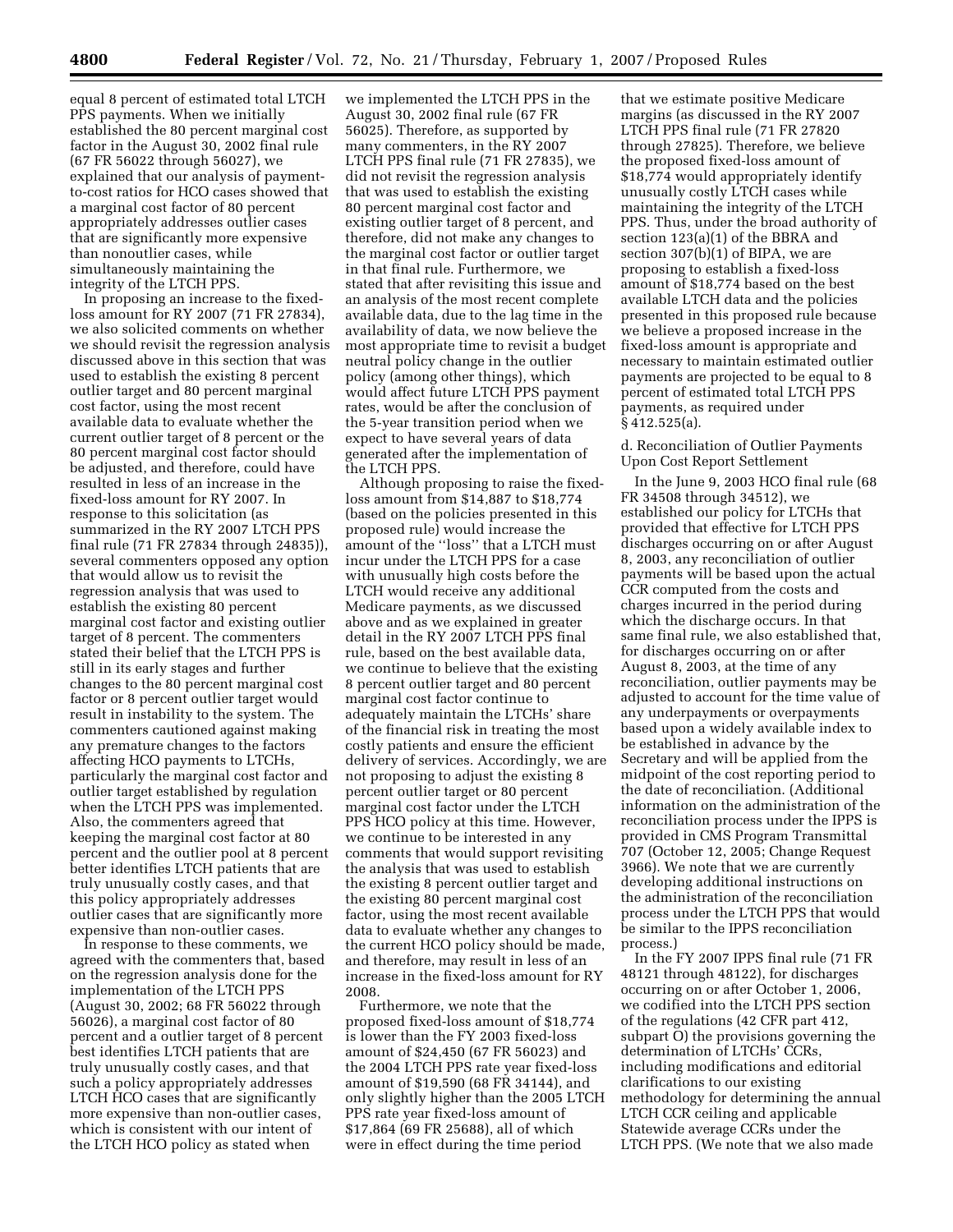equal 8 percent of estimated total LTCH PPS payments. When we initially established the 80 percent marginal cost factor in the August 30, 2002 final rule (67 FR 56022 through 56027), we explained that our analysis of payment-to-cost ratios for HCO cases showed that a marginal cost factor of 80 percent appropriately addresses outlier cases that are significantly more expensive than nonoutlier cases, while simultaneously maintaining the integrity of the LTCH PPS.

In proposing an increase to the fixed-loss amount for RY 2007 (71 FR 27834), we also solicited comments on whether we should revisit the regression analysis discussed above in this section that was used to establish the existing 8 percent outlier target and 80 percent marginal cost factor, using the most recent available data to evaluate whether the current outlier target of 8 percent or the 80 percent marginal cost factor should be adjusted, and therefore, could have resulted in less of an increase in the fixed-loss amount for RY 2007. In response to this solicitation (as summarized in the RY 2007 LTCH PPS final rule (71 FR 27834 through 24835)), several commenters opposed any option that would allow us to revisit the regression analysis that was used to establish the existing 80 percent marginal cost factor and existing outlier target of 8 percent. The commenters stated their belief that the LTCH PPS is still in its early stages and further changes to the 80 percent marginal cost factor or 8 percent outlier target would result in instability to the system. The commenters cautioned against making any premature changes to the factors affecting HCO payments to LTCHs, particularly the marginal cost factor and outlier target established by regulation when the LTCH PPS was implemented. Also, the commenters agreed that keeping the marginal cost factor at 80 percent and the outlier pool at 8 percent better identifies LTCH patients that are truly unusually costly cases, and that this policy appropriately addresses outlier cases that are significantly more expensive than non-outlier cases.

In response to these comments, we agreed with the commenters that, based on the regression analysis done for the implementation of the LTCH PPS (August 30, 2002; 68 FR 56022 through 56026), a marginal cost factor of 80 percent and a outlier target of 8 percent best identifies LTCH patients that are truly unusually costly cases, and that such a policy appropriately addresses LTCH HCO cases that are significantly more expensive than non-outlier cases, which is consistent with our intent of the LTCH HCO policy as stated when we implemented the LTCH PPS in the August 30, 2002 final rule (67 FR 56025). Therefore, as supported by many commenters, in the RY 2007 LTCH PPS final rule (71 FR 27835), we did not revisit the regression analysis that was used to establish the existing 80 percent marginal cost factor and existing outlier target of 8 percent, and therefore, did not make any changes to the marginal cost factor or outlier target in that final rule. Furthermore, we stated that after revisiting this issue and an analysis of the most recent complete available data, due to the lag time in the availability of data, we now believe the most appropriate time to revisit a budget neutral policy change in the outlier policy (among other things), which would affect future LTCH PPS payment rates, would be after the conclusion of the 5-year transition period when we expect to have several years of data generated after the implementation of the LTCH PPS.

Although proposing to raise the fixed-loss amount from $14,887 to $18,774 (based on the policies presented in this proposed rule) would increase the amount of the ''loss'' that a LTCH must incur under the LTCH PPS for a case with unusually high costs before the LTCH would receive any additional Medicare payments, as we discussed above and as we explained in greater detail in the RY 2007 LTCH PPS final rule, based on the best available data, we continue to believe that the existing 8 percent outlier target and 80 percent marginal cost factor continue to adequately maintain the LTCHs' share of the financial risk in treating the most costly patients and ensure the efficient delivery of services. Accordingly, we are not proposing to adjust the existing 8 percent outlier target or 80 percent marginal cost factor under the LTCH PPS HCO policy at this time. However, we continue to be interested in any comments that would support revisiting the analysis that was used to establish the existing 8 percent outlier target and the existing 80 percent marginal cost factor, using the most recent available data to evaluate whether any changes to the current HCO policy should be made, and therefore, may result in less of an increase in the fixed-loss amount for RY 2008.

Furthermore, we note that the proposed fixed-loss amount of $18,774 is lower than the FY 2003 fixed-loss amount of $24,450 (67 FR 56023) and the 2004 LTCH PPS rate year fixed-loss amount of $19,590 (68 FR 34144), and only slightly higher than the 2005 LTCH PPS rate year fixed-loss amount of $17,864 (69 FR 25688), all of which were in effect during the time period that we estimate positive Medicare margins (as discussed in the RY 2007 LTCH PPS final rule (71 FR 27820 through 27825). Therefore, we believe the proposed fixed-loss amount of $18,774 would appropriately identify unusually costly LTCH cases while maintaining the integrity of the LTCH PPS. Thus, under the broad authority of section 123(a)(1) of the BBRA and section 307(b)(1) of BIPA, we are proposing to establish a fixed-loss amount of $18,774 based on the best available LTCH data and the policies presented in this proposed rule because we believe a proposed increase in the fixed-loss amount is appropriate and necessary to maintain estimated outlier payments are projected to be equal to 8 percent of estimated total LTCH PPS payments, as required under § 412.525(a).

d. Reconciliation of Outlier Payments Upon Cost Report Settlement

In the June 9, 2003 HCO final rule (68 FR 34508 through 34512), we established our policy for LTCHs that provided that effective for LTCH PPS discharges occurring on or after August 8, 2003, any reconciliation of outlier payments will be based upon the actual CCR computed from the costs and charges incurred in the period during which the discharge occurs. In that same final rule, we also established that, for discharges occurring on or after August 8, 2003, at the time of any reconciliation, outlier payments may be adjusted to account for the time value of any underpayments or overpayments based upon a widely available index to be established in advance by the Secretary and will be applied from the midpoint of the cost reporting period to the date of reconciliation. (Additional information on the administration of the reconciliation process under the IPPS is provided in CMS Program Transmittal 707 (October 12, 2005; Change Request 3966). We note that we are currently developing additional instructions on the administration of the reconciliation process under the LTCH PPS that would be similar to the IPPS reconciliation process.)

In the FY 2007 IPPS final rule (71 FR 48121 through 48122), for discharges occurring on or after October 1, 2006, we codified into the LTCH PPS section of the regulations (42 CFR part 412, subpart O) the provisions governing the determination of LTCHs' CCRs, including modifications and editorial clarifications to our existing methodology for determining the annual LTCH CCR ceiling and applicable Statewide average CCRs under the LTCH PPS. (We note that we also made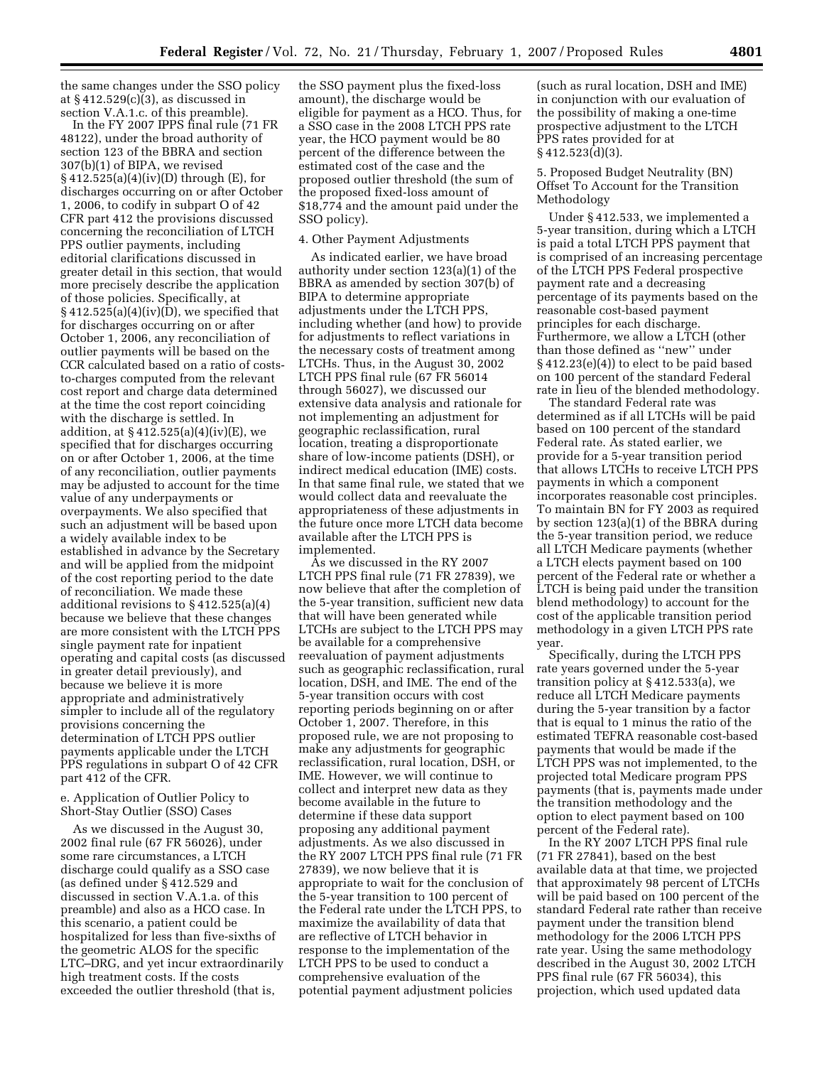the same changes under the SSO policy at § 412.529(c)(3), as discussed in section V.A.1.c. of this preamble).

In the FY 2007 IPPS final rule (71 FR 48122), under the broad authority of section 123 of the BBRA and section 307(b)(1) of BIPA, we revised § 412.525(a)(4)(iv)(D) through (E), for discharges occurring on or after October 1, 2006, to codify in subpart O of 42 CFR part 412 the provisions discussed concerning the reconciliation of LTCH PPS outlier payments, including editorial clarifications discussed in greater detail in this section, that would more precisely describe the application of those policies. Specifically, at § 412.525(a)(4)(iv)(D), we specified that for discharges occurring on or after October 1, 2006, any reconciliation of outlier payments will be based on the CCR calculated based on a ratio of costs-to-charges computed from the relevant cost report and charge data determined at the time the cost report coinciding with the discharge is settled. In addition, at § 412.525(a)(4)(iv)(E), we specified that for discharges occurring on or after October 1, 2006, at the time of any reconciliation, outlier payments may be adjusted to account for the time value of any underpayments or overpayments. We also specified that such an adjustment will be based upon a widely available index to be established in advance by the Secretary and will be applied from the midpoint of the cost reporting period to the date of reconciliation. We made these additional revisions to § 412.525(a)(4) because we believe that these changes are more consistent with the LTCH PPS single payment rate for inpatient operating and capital costs (as discussed in greater detail previously), and because we believe it is more appropriate and administratively simpler to include all of the regulatory provisions concerning the determination of LTCH PPS outlier payments applicable under the LTCH PPS regulations in subpart O of 42 CFR part 412 of the CFR.

e. Application of Outlier Policy to Short-Stay Outlier (SSO) Cases

As we discussed in the August 30, 2002 final rule (67 FR 56026), under some rare circumstances, a LTCH discharge could qualify as a SSO case (as defined under § 412.529 and discussed in section V.A.1.a. of this preamble) and also as a HCO case. In this scenario, a patient could be hospitalized for less than five-sixths of the geometric ALOS for the specific LTC–DRG, and yet incur extraordinarily high treatment costs. If the costs exceeded the outlier threshold (that is, the SSO payment plus the fixed-loss amount), the discharge would be eligible for payment as a HCO. Thus, for a SSO case in the 2008 LTCH PPS rate year, the HCO payment would be 80 percent of the difference between the estimated cost of the case and the proposed outlier threshold (the sum of the proposed fixed-loss amount of $18,774 and the amount paid under the SSO policy).

4. Other Payment Adjustments

As indicated earlier, we have broad authority under section 123(a)(1) of the BBRA as amended by section 307(b) of BIPA to determine appropriate adjustments under the LTCH PPS, including whether (and how) to provide for adjustments to reflect variations in the necessary costs of treatment among LTCHs. Thus, in the August 30, 2002 LTCH PPS final rule (67 FR 56014 through 56027), we discussed our extensive data analysis and rationale for not implementing an adjustment for geographic reclassification, rural location, treating a disproportionate share of low-income patients (DSH), or indirect medical education (IME) costs. In that same final rule, we stated that we would collect data and reevaluate the appropriateness of these adjustments in the future once more LTCH data become available after the LTCH PPS is implemented.

As we discussed in the RY 2007 LTCH PPS final rule (71 FR 27839), we now believe that after the completion of the 5-year transition, sufficient new data that will have been generated while LTCHs are subject to the LTCH PPS may be available for a comprehensive reevaluation of payment adjustments such as geographic reclassification, rural location, DSH, and IME. The end of the 5-year transition occurs with cost reporting periods beginning on or after October 1, 2007. Therefore, in this proposed rule, we are not proposing to make any adjustments for geographic reclassification, rural location, DSH, or IME. However, we will continue to collect and interpret new data as they become available in the future to determine if these data support proposing any additional payment adjustments. As we also discussed in the RY 2007 LTCH PPS final rule (71 FR 27839), we now believe that it is appropriate to wait for the conclusion of the 5-year transition to 100 percent of the Federal rate under the LTCH PPS, to maximize the availability of data that are reflective of LTCH behavior in response to the implementation of the LTCH PPS to be used to conduct a comprehensive evaluation of the potential payment adjustment policies (such as rural location, DSH and IME) in conjunction with our evaluation of the possibility of making a one-time prospective adjustment to the LTCH PPS rates provided for at § 412.523(d)(3).

5. Proposed Budget Neutrality (BN) Offset To Account for the Transition Methodology

Under § 412.533, we implemented a 5-year transition, during which a LTCH is paid a total LTCH PPS payment that is comprised of an increasing percentage of the LTCH PPS Federal prospective payment rate and a decreasing percentage of its payments based on the reasonable cost-based payment principles for each discharge. Furthermore, we allow a LTCH (other than those defined as "new" under § 412.23(e)(4)) to elect to be paid based on 100 percent of the standard Federal rate in lieu of the blended methodology.

The standard Federal rate was determined as if all LTCHs will be paid based on 100 percent of the standard Federal rate. As stated earlier, we provide for a 5-year transition period that allows LTCHs to receive LTCH PPS payments in which a component incorporates reasonable cost principles. To maintain BN for FY 2003 as required by section 123(a)(1) of the BBRA during the 5-year transition period, we reduce all LTCH Medicare payments (whether a LTCH elects payment based on 100 percent of the Federal rate or whether a LTCH is being paid under the transition blend methodology) to account for the cost of the applicable transition period methodology in a given LTCH PPS rate year.

Specifically, during the LTCH PPS rate years governed under the 5-year transition policy at § 412.533(a), we reduce all LTCH Medicare payments during the 5-year transition by a factor that is equal to 1 minus the ratio of the estimated TEFRA reasonable cost-based payments that would be made if the LTCH PPS was not implemented, to the projected total Medicare program PPS payments (that is, payments made under the transition methodology and the option to elect payment based on 100 percent of the Federal rate).

In the RY 2007 LTCH PPS final rule (71 FR 27841), based on the best available data at that time, we projected that approximately 98 percent of LTCHs will be paid based on 100 percent of the standard Federal rate rather than receive payment under the transition blend methodology for the 2006 LTCH PPS rate year. Using the same methodology described in the August 30, 2002 LTCH PPS final rule (67 FR 56034), this projection, which used updated data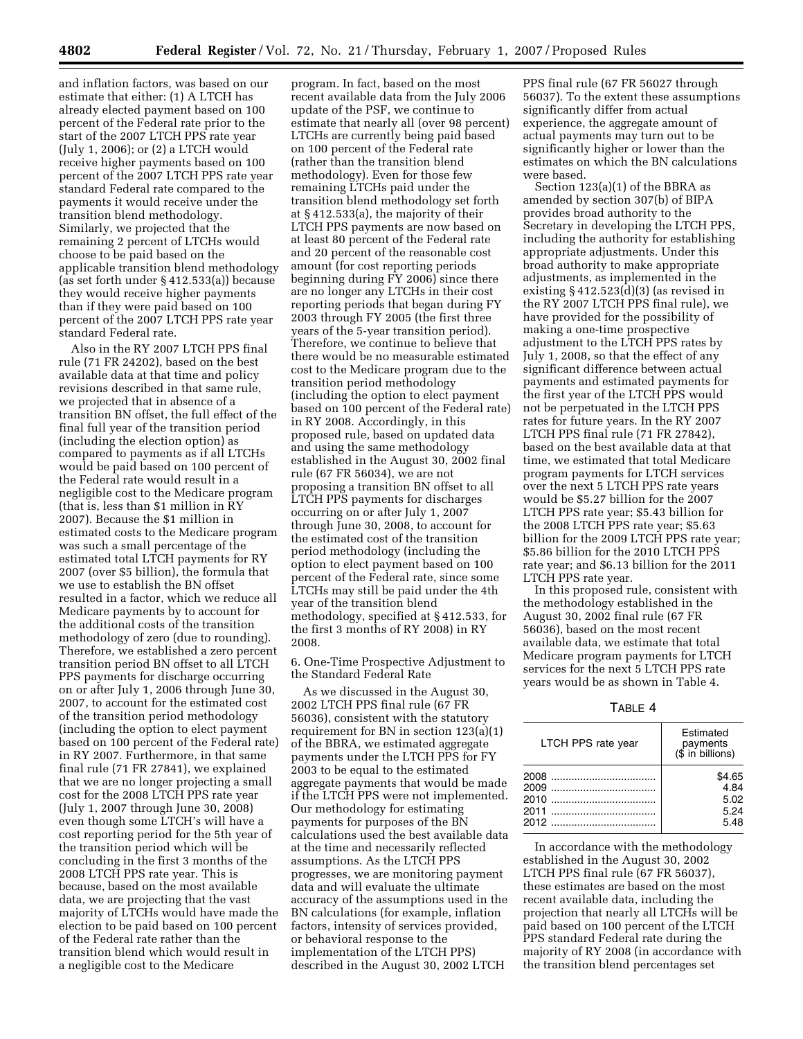and inflation factors, was based on our estimate that either: (1) A LTCH has already elected payment based on 100 percent of the Federal rate prior to the start of the 2007 LTCH PPS rate year (July 1, 2006); or (2) a LTCH would receive higher payments based on 100 percent of the 2007 LTCH PPS rate year standard Federal rate compared to the payments it would receive under the transition blend methodology. Similarly, we projected that the remaining 2 percent of LTCHs would choose to be paid based on the applicable transition blend methodology (as set forth under § 412.533(a)) because they would receive higher payments than if they were paid based on 100 percent of the 2007 LTCH PPS rate year standard Federal rate.

Also in the RY 2007 LTCH PPS final rule (71 FR 24202), based on the best available data at that time and policy revisions described in that same rule, we projected that in absence of a transition BN offset, the full effect of the final full year of the transition period (including the election option) as compared to payments as if all LTCHs would be paid based on 100 percent of the Federal rate would result in a negligible cost to the Medicare program (that is, less than $1 million in RY 2007). Because the $1 million in estimated costs to the Medicare program was such a small percentage of the estimated total LTCH payments for RY 2007 (over $5 billion), the formula that we use to establish the BN offset resulted in a factor, which we reduce all Medicare payments by to account for the additional costs of the transition methodology of zero (due to rounding). Therefore, we established a zero percent transition period BN offset to all LTCH PPS payments for discharge occurring on or after July 1, 2006 through June 30, 2007, to account for the estimated cost of the transition period methodology (including the option to elect payment based on 100 percent of the Federal rate) in RY 2007. Furthermore, in that same final rule (71 FR 27841), we explained that we are no longer projecting a small cost for the 2008 LTCH PPS rate year (July 1, 2007 through June 30, 2008) even though some LTCH's will have a cost reporting period for the 5th year of the transition period which will be concluding in the first 3 months of the 2008 LTCH PPS rate year. This is because, based on the most available data, we are projecting that the vast majority of LTCHs would have made the election to be paid based on 100 percent of the Federal rate rather than the transition blend which would result in a negligible cost to the Medicare program. In fact, based on the most recent available data from the July 2006 update of the PSF, we continue to estimate that nearly all (over 98 percent) LTCHs are currently being paid based on 100 percent of the Federal rate (rather than the transition blend methodology). Even for those few remaining LTCHs paid under the transition blend methodology set forth at § 412.533(a), the majority of their LTCH PPS payments are now based on at least 80 percent of the Federal rate and 20 percent of the reasonable cost amount (for cost reporting periods beginning during FY 2006) since there are no longer any LTCHs in their cost reporting periods that began during FY 2003 through FY 2005 (the first three years of the 5-year transition period). Therefore, we continue to believe that there would be no measurable estimated cost to the Medicare program due to the transition period methodology (including the option to elect payment based on 100 percent of the Federal rate) in RY 2008. Accordingly, in this proposed rule, based on updated data and using the same methodology established in the August 30, 2002 final rule (67 FR 56034), we are not proposing a transition BN offset to all LTCH PPS payments for discharges occurring on or after July 1, 2007 through June 30, 2008, to account for the estimated cost of the transition period methodology (including the option to elect payment based on 100 percent of the Federal rate, since some LTCHs may still be paid under the 4th year of the transition blend methodology, specified at § 412.533, for the first 3 months of RY 2008) in RY 2008.

6. One-Time Prospective Adjustment to the Standard Federal Rate

As we discussed in the August 30, 2002 LTCH PPS final rule (67 FR 56036), consistent with the statutory requirement for BN in section 123(a)(1) of the BBRA, we estimated aggregate payments under the LTCH PPS for FY 2003 to be equal to the estimated aggregate payments that would be made if the LTCH PPS were not implemented. Our methodology for estimating payments for purposes of the BN calculations used the best available data at the time and necessarily reflected assumptions. As the LTCH PPS progresses, we are monitoring payment data and will evaluate the ultimate accuracy of the assumptions used in the BN calculations (for example, inflation factors, intensity of services provided, or behavioral response to the implementation of the LTCH PPS) described in the August 30, 2002 LTCH PPS final rule (67 FR 56027 through 56037). To the extent these assumptions significantly differ from actual experience, the aggregate amount of actual payments may turn out to be significantly higher or lower than the estimates on which the BN calculations were based.

Section 123(a)(1) of the BBRA as amended by section 307(b) of BIPA provides broad authority to the Secretary in developing the LTCH PPS, including the authority for establishing appropriate adjustments. Under this broad authority to make appropriate adjustments, as implemented in the existing § 412.523(d)(3) (as revised in the RY 2007 LTCH PPS final rule), we have provided for the possibility of making a one-time prospective adjustment to the LTCH PPS rates by July 1, 2008, so that the effect of any significant difference between actual payments and estimated payments for the first year of the LTCH PPS would not be perpetuated in the LTCH PPS rates for future years. In the RY 2007 LTCH PPS final rule (71 FR 27842), based on the best available data at that time, we estimated that total Medicare program payments for LTCH services over the next 5 LTCH PPS rate years would be $5.27 billion for the 2007 LTCH PPS rate year; $5.43 billion for the 2008 LTCH PPS rate year; $5.63 billion for the 2009 LTCH PPS rate year; $5.86 billion for the 2010 LTCH PPS rate year; and $6.13 billion for the 2011 LTCH PPS rate year.

In this proposed rule, consistent with the methodology established in the August 30, 2002 final rule (67 FR 56036), based on the most recent available data, we estimate that total Medicare program payments for LTCH services for the next 5 LTCH PPS rate years would be as shown in Table 4.

TABLE 4

| LTCH PPS rate year | Estimated payments ($ in billions) |
|---|---|
| 2008 | $4.65 |
| 2009 | 4.84 |
| 2010 | 5.02 |
| 2011 | 5.24 |
| 2012 | 5.48 |

In accordance with the methodology established in the August 30, 2002 LTCH PPS final rule (67 FR 56037), these estimates are based on the most recent available data, including the projection that nearly all LTCHs will be paid based on 100 percent of the LTCH PPS standard Federal rate during the majority of RY 2008 (in accordance with the transition blend percentages set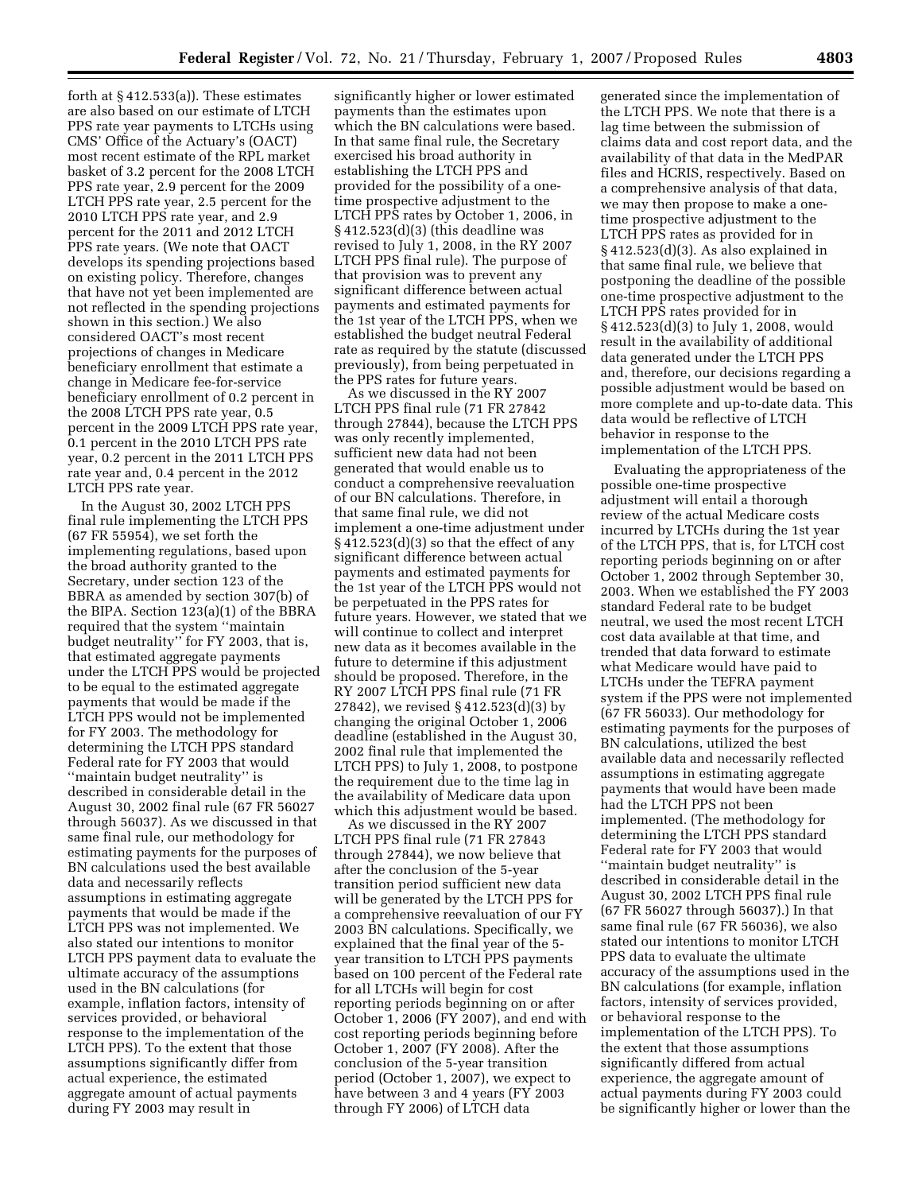forth at § 412.533(a)). These estimates are also based on our estimate of LTCH PPS rate year payments to LTCHs using CMS' Office of the Actuary's (OACT) most recent estimate of the RPL market basket of 3.2 percent for the 2008 LTCH PPS rate year, 2.9 percent for the 2009 LTCH PPS rate year, 2.5 percent for the 2010 LTCH PPS rate year, and 2.9 percent for the 2011 and 2012 LTCH PPS rate years. (We note that OACT develops its spending projections based on existing policy. Therefore, changes that have not yet been implemented are not reflected in the spending projections shown in this section.) We also considered OACT's most recent projections of changes in Medicare beneficiary enrollment that estimate a change in Medicare fee-for-service beneficiary enrollment of 0.2 percent in the 2008 LTCH PPS rate year, 0.5 percent in the 2009 LTCH PPS rate year, 0.1 percent in the 2010 LTCH PPS rate year, 0.2 percent in the 2011 LTCH PPS rate year and, 0.4 percent in the 2012 LTCH PPS rate year.

In the August 30, 2002 LTCH PPS final rule implementing the LTCH PPS (67 FR 55954), we set forth the implementing regulations, based upon the broad authority granted to the Secretary, under section 123 of the BBRA as amended by section 307(b) of the BIPA. Section 123(a)(1) of the BBRA required that the system ''maintain budget neutrality'' for FY 2003, that is, that estimated aggregate payments under the LTCH PPS would be projected to be equal to the estimated aggregate payments that would be made if the LTCH PPS would not be implemented for FY 2003. The methodology for determining the LTCH PPS standard Federal rate for FY 2003 that would ''maintain budget neutrality'' is described in considerable detail in the August 30, 2002 final rule (67 FR 56027 through 56037). As we discussed in that same final rule, our methodology for estimating payments for the purposes of BN calculations used the best available data and necessarily reflects assumptions in estimating aggregate payments that would be made if the LTCH PPS was not implemented. We also stated our intentions to monitor LTCH PPS payment data to evaluate the ultimate accuracy of the assumptions used in the BN calculations (for example, inflation factors, intensity of services provided, or behavioral response to the implementation of the LTCH PPS). To the extent that those assumptions significantly differ from actual experience, the estimated aggregate amount of actual payments during FY 2003 may result in significantly higher or lower estimated payments than the estimates upon which the BN calculations were based. In that same final rule, the Secretary exercised his broad authority in establishing the LTCH PPS and provided for the possibility of a one-time prospective adjustment to the LTCH PPS rates by October 1, 2006, in § 412.523(d)(3) (this deadline was revised to July 1, 2008, in the RY 2007 LTCH PPS final rule). The purpose of that provision was to prevent any significant difference between actual payments and estimated payments for the 1st year of the LTCH PPS, when we established the budget neutral Federal rate as required by the statute (discussed previously), from being perpetuated in the PPS rates for future years.

As we discussed in the RY 2007 LTCH PPS final rule (71 FR 27842 through 27844), because the LTCH PPS was only recently implemented, sufficient new data had not been generated that would enable us to conduct a comprehensive reevaluation of our BN calculations. Therefore, in that same final rule, we did not implement a one-time adjustment under § 412.523(d)(3) so that the effect of any significant difference between actual payments and estimated payments for the 1st year of the LTCH PPS would not be perpetuated in the PPS rates for future years. However, we stated that we will continue to collect and interpret new data as it becomes available in the future to determine if this adjustment should be proposed. Therefore, in the RY 2007 LTCH PPS final rule (71 FR 27842), we revised § 412.523(d)(3) by changing the original October 1, 2006 deadline (established in the August 30, 2002 final rule that implemented the LTCH PPS) to July 1, 2008, to postpone the requirement due to the time lag in the availability of Medicare data upon which this adjustment would be based.

As we discussed in the RY 2007 LTCH PPS final rule (71 FR 27843 through 27844), we now believe that after the conclusion of the 5-year transition period sufficient new data will be generated by the LTCH PPS for a comprehensive reevaluation of our FY 2003 BN calculations. Specifically, we explained that the final year of the 5-year transition to LTCH PPS payments based on 100 percent of the Federal rate for all LTCHs will begin for cost reporting periods beginning on or after October 1, 2006 (FY 2007), and end with cost reporting periods beginning before October 1, 2007 (FY 2008). After the conclusion of the 5-year transition period (October 1, 2007), we expect to have between 3 and 4 years (FY 2003 through FY 2006) of LTCH data generated since the implementation of the LTCH PPS. We note that there is a lag time between the submission of claims data and cost report data, and the availability of that data in the MedPAR files and HCRIS, respectively. Based on a comprehensive analysis of that data, we may then propose to make a one-time prospective adjustment to the LTCH PPS rates as provided for in § 412.523(d)(3). As also explained in that same final rule, we believe that postponing the deadline of the possible one-time prospective adjustment to the LTCH PPS rates provided for in § 412.523(d)(3) to July 1, 2008, would result in the availability of additional data generated under the LTCH PPS and, therefore, our decisions regarding a possible adjustment would be based on more complete and up-to-date data. This data would be reflective of LTCH behavior in response to the implementation of the LTCH PPS.

Evaluating the appropriateness of the possible one-time prospective adjustment will entail a thorough review of the actual Medicare costs incurred by LTCHs during the 1st year of the LTCH PPS, that is, for LTCH cost reporting periods beginning on or after October 1, 2002 through September 30, 2003. When we established the FY 2003 standard Federal rate to be budget neutral, we used the most recent LTCH cost data available at that time, and trended that data forward to estimate what Medicare would have paid to LTCHs under the TEFRA payment system if the PPS were not implemented (67 FR 56033). Our methodology for estimating payments for the purposes of BN calculations, utilized the best available data and necessarily reflected assumptions in estimating aggregate payments that would have been made had the LTCH PPS not been implemented. (The methodology for determining the LTCH PPS standard Federal rate for FY 2003 that would ''maintain budget neutrality'' is described in considerable detail in the August 30, 2002 LTCH PPS final rule (67 FR 56027 through 56037).) In that same final rule (67 FR 56036), we also stated our intentions to monitor LTCH PPS data to evaluate the ultimate accuracy of the assumptions used in the BN calculations (for example, inflation factors, intensity of services provided, or behavioral response to the implementation of the LTCH PPS). To the extent that those assumptions significantly differed from actual experience, the aggregate amount of actual payments during FY 2003 could be significantly higher or lower than the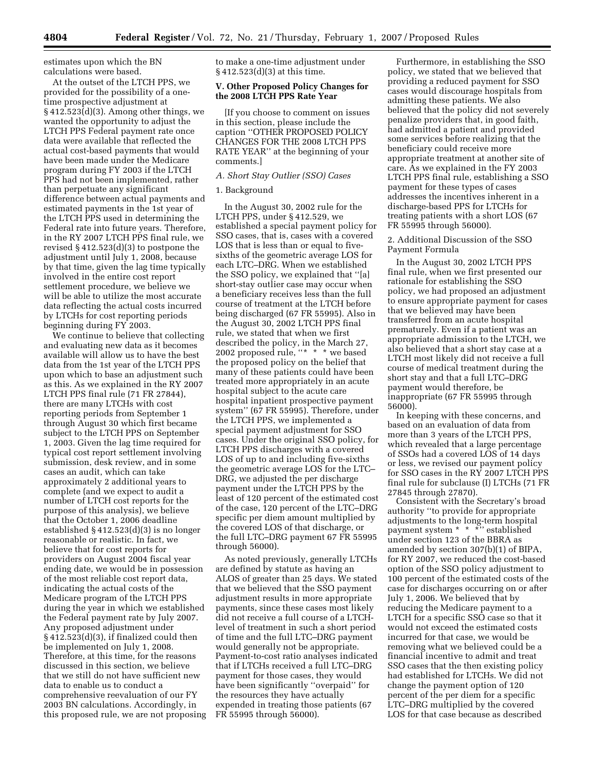estimates upon which the BN calculations were based.

At the outset of the LTCH PPS, we provided for the possibility of a one-time prospective adjustment at § 412.523(d)(3). Among other things, we wanted the opportunity to adjust the LTCH PPS Federal payment rate once data were available that reflected the actual cost-based payments that would have been made under the Medicare program during FY 2003 if the LTCH PPS had not been implemented, rather than perpetuate any significant difference between actual payments and estimated payments in the 1st year of the LTCH PPS used in determining the Federal rate into future years. Therefore, in the RY 2007 LTCH PPS final rule, we revised § 412.523(d)(3) to postpone the adjustment until July 1, 2008, because by that time, given the lag time typically involved in the entire cost report settlement procedure, we believe we will be able to utilize the most accurate data reflecting the actual costs incurred by LTCHs for cost reporting periods beginning during FY 2003.

We continue to believe that collecting and evaluating new data as it becomes available will allow us to have the best data from the 1st year of the LTCH PPS upon which to base an adjustment such as this. As we explained in the RY 2007 LTCH PPS final rule (71 FR 27844), there are many LTCHs with cost reporting periods from September 1 through August 30 which first became subject to the LTCH PPS on September 1, 2003. Given the lag time required for typical cost report settlement involving submission, desk review, and in some cases an audit, which can take approximately 2 additional years to complete (and we expect to audit a number of LTCH cost reports for the purpose of this analysis), we believe that the October 1, 2006 deadline established § 412.523(d)(3) is no longer reasonable or realistic. In fact, we believe that for cost reports for providers on August 2004 fiscal year ending date, we would be in possession of the most reliable cost report data, indicating the actual costs of the Medicare program of the LTCH PPS during the year in which we established the Federal payment rate by July 2007. Any proposed adjustment under § 412.523(d)(3), if finalized could then be implemented on July 1, 2008. Therefore, at this time, for the reasons discussed in this section, we believe that we still do not have sufficient new data to enable us to conduct a comprehensive reevaluation of our FY 2003 BN calculations. Accordingly, in this proposed rule, we are not proposing to make a one-time adjustment under § 412.523(d)(3) at this time.

## V. Other Proposed Policy Changes for the 2008 LTCH PPS Rate Year

[If you choose to comment on issues in this section, please include the caption ''OTHER PROPOSED POLICY CHANGES FOR THE 2008 LTCH PPS RATE YEAR'' at the beginning of your comments.]

### A. Short Stay Outlier (SSO) Cases

#### 1. Background

In the August 30, 2002 rule for the LTCH PPS, under § 412.529, we established a special payment policy for SSO cases, that is, cases with a covered LOS that is less than or equal to five-sixths of the geometric average LOS for each LTC–DRG. When we established the SSO policy, we explained that ''[a] short-stay outlier case may occur when a beneficiary receives less than the full course of treatment at the LTCH before being discharged (67 FR 55995). Also in the August 30, 2002 LTCH PPS final rule, we stated that when we first described the policy, in the March 27, 2002 proposed rule, ''* * * we based the proposed policy on the belief that many of these patients could have been treated more appropriately in an acute hospital subject to the acute care hospital inpatient prospective payment system'' (67 FR 55995). Therefore, under the LTCH PPS, we implemented a special payment adjustment for SSO cases. Under the original SSO policy, for LTCH PPS discharges with a covered LOS of up to and including five-sixths the geometric average LOS for the LTC–DRG, we adjusted the per discharge payment under the LTCH PPS by the least of 120 percent of the estimated cost of the case, 120 percent of the LTC–DRG specific per diem amount multiplied by the covered LOS of that discharge, or the full LTC–DRG payment 67 FR 55995 through 56000).

As noted previously, generally LTCHs are defined by statute as having an ALOS of greater than 25 days. We stated that we believed that the SSO payment adjustment results in more appropriate payments, since these cases most likely did not receive a full course of a LTCH-level of treatment in such a short period of time and the full LTC–DRG payment would generally not be appropriate. Payment-to-cost ratio analyses indicated that if LTCHs received a full LTC–DRG payment for those cases, they would have been significantly ''overpaid'' for the resources they have actually expended in treating those patients (67 FR 55995 through 56000).

Furthermore, in establishing the SSO policy, we stated that we believed that providing a reduced payment for SSO cases would discourage hospitals from admitting these patients. We also believed that the policy did not severely penalize providers that, in good faith, had admitted a patient and provided some services before realizing that the beneficiary could receive more appropriate treatment at another site of care. As we explained in the FY 2003 LTCH PPS final rule, establishing a SSO payment for these types of cases addresses the incentives inherent in a discharge-based PPS for LTCHs for treating patients with a short LOS (67 FR 55995 through 56000).

#### 2. Additional Discussion of the SSO Payment Formula

In the August 30, 2002 LTCH PPS final rule, when we first presented our rationale for establishing the SSO policy, we had proposed an adjustment to ensure appropriate payment for cases that we believed may have been transferred from an acute hospital prematurely. Even if a patient was an appropriate admission to the LTCH, we also believed that a short stay case at a LTCH most likely did not receive a full course of medical treatment during the short stay and that a full LTC–DRG payment would therefore, be inappropriate (67 FR 55995 through 56000).

In keeping with these concerns, and based on an evaluation of data from more than 3 years of the LTCH PPS, which revealed that a large percentage of SSOs had a covered LOS of 14 days or less, we revised our payment policy for SSO cases in the RY 2007 LTCH PPS final rule for subclause (I) LTCHs (71 FR 27845 through 27870).

Consistent with the Secretary's broad authority ''to provide for appropriate adjustments to the long-term hospital payment system * * *'' established under section 123 of the BBRA as amended by section 307(b)(1) of BIPA, for RY 2007, we reduced the cost-based option of the SSO policy adjustment to 100 percent of the estimated costs of the case for discharges occurring on or after July 1, 2006. We believed that by reducing the Medicare payment to a LTCH for a specific SSO case so that it would not exceed the estimated costs incurred for that case, we would be removing what we believed could be a financial incentive to admit and treat SSO cases that the then existing policy had established for LTCHs. We did not change the payment option of 120 percent of the per diem for a specific LTC–DRG multiplied by the covered LOS for that case because as described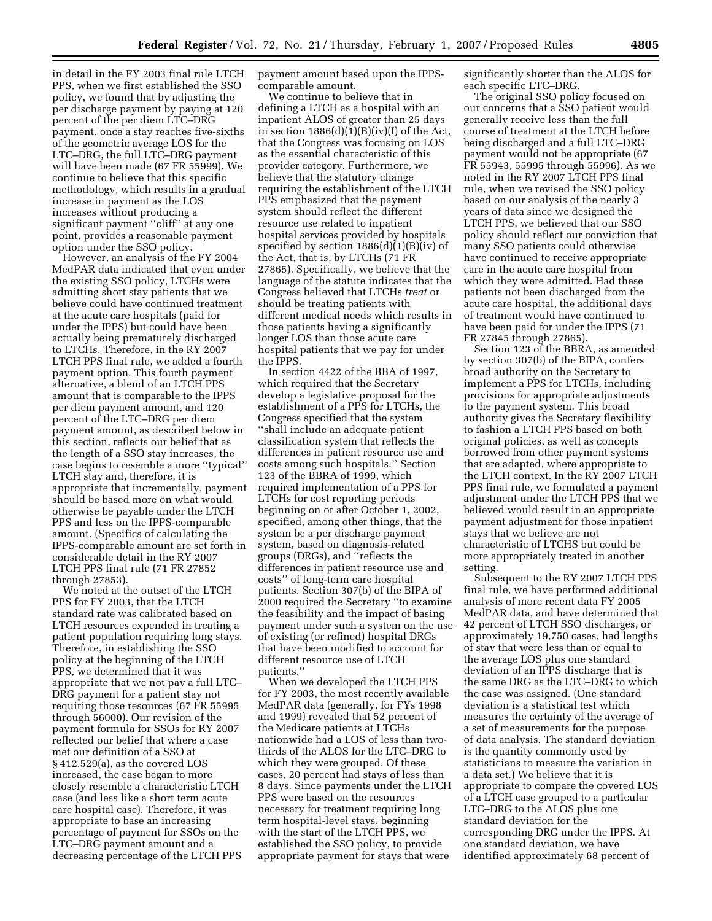in detail in the FY 2003 final rule LTCH PPS, when we first established the SSO policy, we found that by adjusting the per discharge payment by paying at 120 percent of the per diem LTC–DRG payment, once a stay reaches five-sixths of the geometric average LOS for the LTC–DRG, the full LTC–DRG payment will have been made (67 FR 55999). We continue to believe that this specific methodology, which results in a gradual increase in payment as the LOS increases without producing a significant payment ''cliff'' at any one point, provides a reasonable payment option under the SSO policy.

However, an analysis of the FY 2004 MedPAR data indicated that even under the existing SSO policy, LTCHs were admitting short stay patients that we believe could have continued treatment at the acute care hospitals (paid for under the IPPS) but could have been actually being prematurely discharged to LTCHs. Therefore, in the RY 2007 LTCH PPS final rule, we added a fourth payment option. This fourth payment alternative, a blend of an LTCH PPS amount that is comparable to the IPPS per diem payment amount, and 120 percent of the LTC–DRG per diem payment amount, as described below in this section, reflects our belief that as the length of a SSO stay increases, the case begins to resemble a more ''typical'' LTCH stay and, therefore, it is appropriate that incrementally, payment should be based more on what would otherwise be payable under the LTCH PPS and less on the IPPS-comparable amount. (Specifics of calculating the IPPS-comparable amount are set forth in considerable detail in the RY 2007 LTCH PPS final rule (71 FR 27852 through 27853).

We noted at the outset of the LTCH PPS for FY 2003, that the LTCH standard rate was calibrated based on LTCH resources expended in treating a patient population requiring long stays. Therefore, in establishing the SSO policy at the beginning of the LTCH PPS, we determined that it was appropriate that we not pay a full LTC–DRG payment for a patient stay not requiring those resources (67 FR 55995 through 56000). Our revision of the payment formula for SSOs for RY 2007 reflected our belief that where a case met our definition of a SSO at § 412.529(a), as the covered LOS increased, the case began to more closely resemble a characteristic LTCH case (and less like a short term acute care hospital case). Therefore, it was appropriate to base an increasing percentage of payment for SSOs on the LTC–DRG payment amount and a decreasing percentage of the LTCH PPS payment amount based upon the IPPS-comparable amount.

We continue to believe that in defining a LTCH as a hospital with an inpatient ALOS of greater than 25 days in section 1886(d)(1)(B)(iv)(I) of the Act, that the Congress was focusing on LOS as the essential characteristic of this provider category. Furthermore, we believe that the statutory change requiring the establishment of the LTCH PPS emphasized that the payment system should reflect the different resource use related to inpatient hospital services provided by hospitals specified by section 1886(d)(1)(B)(iv) of the Act, that is, by LTCHs (71 FR 27865). Specifically, we believe that the language of the statute indicates that the Congress believed that LTCHs *treat* or should be treating patients with different medical needs which results in those patients having a significantly longer LOS than those acute care hospital patients that we pay for under the IPPS.

In section 4422 of the BBA of 1997, which required that the Secretary develop a legislative proposal for the establishment of a PPS for LTCHs, the Congress specified that the system ''shall include an adequate patient classification system that reflects the differences in patient resource use and costs among such hospitals.'' Section 123 of the BBRA of 1999, which required implementation of a PPS for LTCHs for cost reporting periods beginning on or after October 1, 2002, specified, among other things, that the system be a per discharge payment system, based on diagnosis-related groups (DRGs), and ''reflects the differences in patient resource use and costs'' of long-term care hospital patients. Section 307(b) of the BIPA of 2000 required the Secretary ''to examine the feasibility and the impact of basing payment under such a system on the use of existing (or refined) hospital DRGs that have been modified to account for different resource use of LTCH patients.''

When we developed the LTCH PPS for FY 2003, the most recently available MedPAR data (generally, for FYs 1998 and 1999) revealed that 52 percent of the Medicare patients at LTCHs nationwide had a LOS of less than two-thirds of the ALOS for the LTC–DRG to which they were grouped. Of these cases, 20 percent had stays of less than 8 days. Since payments under the LTCH PPS were based on the resources necessary for treatment requiring long term hospital-level stays, beginning with the start of the LTCH PPS, we established the SSO policy, to provide appropriate payment for stays that were significantly shorter than the ALOS for each specific LTC–DRG.

The original SSO policy focused on our concerns that a SSO patient would generally receive less than the full course of treatment at the LTCH before being discharged and a full LTC–DRG payment would not be appropriate (67 FR 55943, 55995 through 55996). As we noted in the RY 2007 LTCH PPS final rule, when we revised the SSO policy based on our analysis of the nearly 3 years of data since we designed the LTCH PPS, we believed that our SSO policy should reflect our conviction that many SSO patients could otherwise have continued to receive appropriate care in the acute care hospital from which they were admitted. Had these patients not been discharged from the acute care hospital, the additional days of treatment would have continued to have been paid for under the IPPS (71 FR 27845 through 27865).

Section 123 of the BBRA, as amended by section 307(b) of the BIPA, confers broad authority on the Secretary to implement a PPS for LTCHs, including provisions for appropriate adjustments to the payment system. This broad authority gives the Secretary flexibility to fashion a LTCH PPS based on both original policies, as well as concepts borrowed from other payment systems that are adapted, where appropriate to the LTCH context. In the RY 2007 LTCH PPS final rule, we formulated a payment adjustment under the LTCH PPS that we believed would result in an appropriate payment adjustment for those inpatient stays that we believe are not characteristic of LTCHS but could be more appropriately treated in another setting.

Subsequent to the RY 2007 LTCH PPS final rule, we have performed additional analysis of more recent data FY 2005 MedPAR data, and have determined that 42 percent of LTCH SSO discharges, or approximately 19,750 cases, had lengths of stay that were less than or equal to the average LOS plus one standard deviation of an IPPS discharge that is the same DRG as the LTC–DRG to which the case was assigned. (One standard deviation is a statistical test which measures the certainty of the average of a set of measurements for the purpose of data analysis. The standard deviation is the quantity commonly used by statisticians to measure the variation in a data set.) We believe that it is appropriate to compare the covered LOS of a LTCH case grouped to a particular LTC–DRG to the ALOS plus one standard deviation for the corresponding DRG under the IPPS. At one standard deviation, we have identified approximately 68 percent of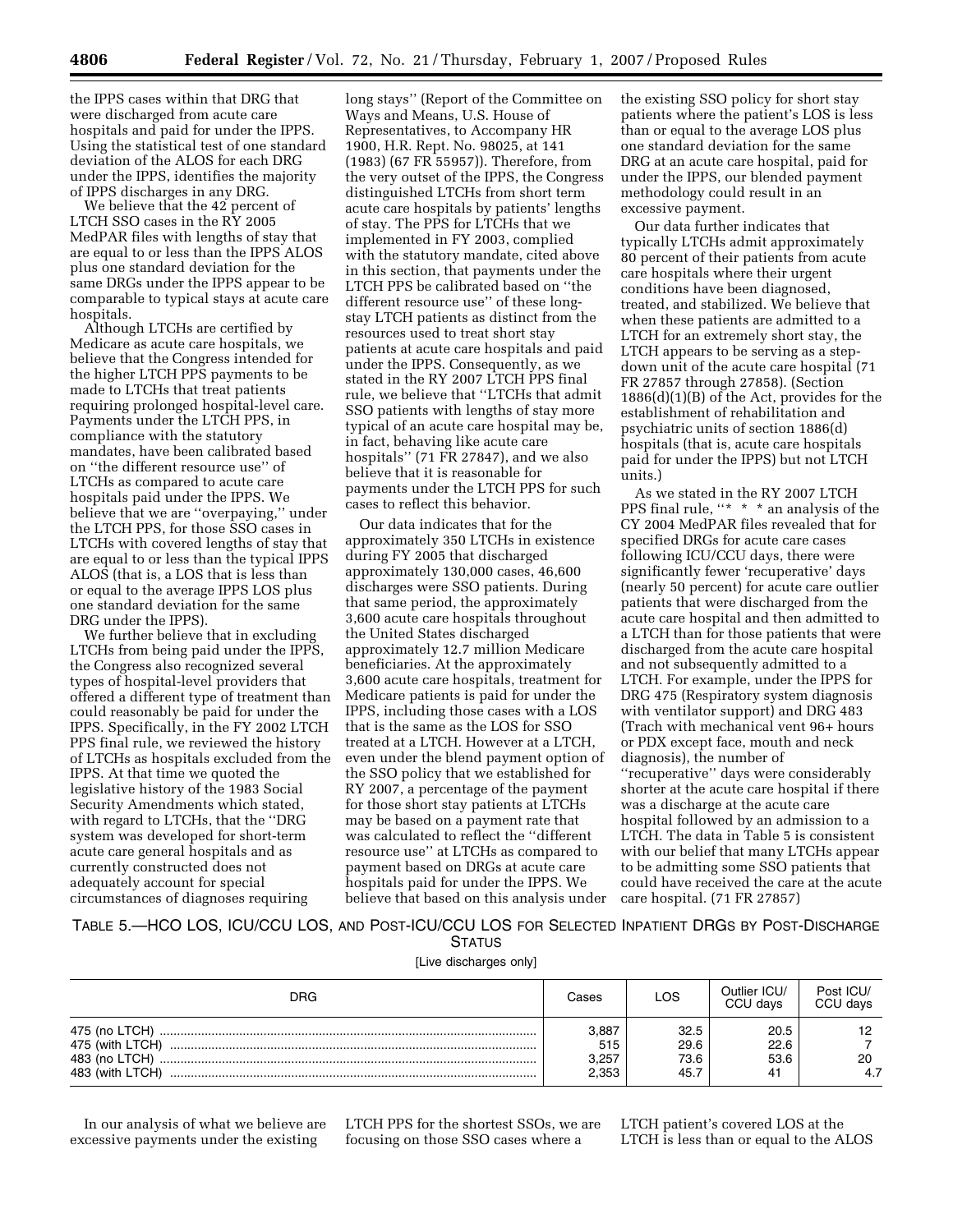the IPPS cases within that DRG that were discharged from acute care hospitals and paid for under the IPPS. Using the statistical test of one standard deviation of the ALOS for each DRG under the IPPS, identifies the majority of IPPS discharges in any DRG.

We believe that the 42 percent of LTCH SSO cases in the RY 2005 MedPAR files with lengths of stay that are equal to or less than the IPPS ALOS plus one standard deviation for the same DRGs under the IPPS appear to be comparable to typical stays at acute care hospitals.

Although LTCHs are certified by Medicare as acute care hospitals, we believe that the Congress intended for the higher LTCH PPS payments to be made to LTCHs that treat patients requiring prolonged hospital-level care. Payments under the LTCH PPS, in compliance with the statutory mandates, have been calibrated based on ''the different resource use'' of LTCHs as compared to acute care hospitals paid under the IPPS. We believe that we are ''overpaying,'' under the LTCH PPS, for those SSO cases in LTCHs with covered lengths of stay that are equal to or less than the typical IPPS ALOS (that is, a LOS that is less than or equal to the average IPPS LOS plus one standard deviation for the same DRG under the IPPS).

We further believe that in excluding LTCHs from being paid under the IPPS, the Congress also recognized several types of hospital-level providers that offered a different type of treatment than could reasonably be paid for under the IPPS. Specifically, in the FY 2002 LTCH PPS final rule, we reviewed the history of LTCHs as hospitals excluded from the IPPS. At that time we quoted the legislative history of the 1983 Social Security Amendments which stated, with regard to LTCHs, that the ''DRG system was developed for short-term acute care general hospitals and as currently constructed does not adequately account for special circumstances of diagnoses requiring long stays'' (Report of the Committee on Ways and Means, U.S. House of Representatives, to Accompany HR 1900, H.R. Rept. No. 98025, at 141 (1983) (67 FR 55957)). Therefore, from the very outset of the IPPS, the Congress distinguished LTCHs from short term acute care hospitals by patients' lengths of stay. The PPS for LTCHs that we implemented in FY 2003, complied with the statutory mandate, cited above in this section, that payments under the LTCH PPS be calibrated based on ''the different resource use'' of these long-stay LTCH patients as distinct from the resources used to treat short stay patients at acute care hospitals and paid under the IPPS. Consequently, as we stated in the RY 2007 LTCH PPS final rule, we believe that ''LTCHs that admit SSO patients with lengths of stay more typical of an acute care hospital may be, in fact, behaving like acute care hospitals'' (71 FR 27847), and we also believe that it is reasonable for payments under the LTCH PPS for such cases to reflect this behavior.

Our data indicates that for the approximately 350 LTCHs in existence during FY 2005 that discharged approximately 130,000 cases, 46,600 discharges were SSO patients. During that same period, the approximately 3,600 acute care hospitals throughout the United States discharged approximately 12.7 million Medicare beneficiaries. At the approximately 3,600 acute care hospitals, treatment for Medicare patients is paid for under the IPPS, including those cases with a LOS that is the same as the LOS for SSO treated at a LTCH. However at a LTCH, even under the blend payment option of the SSO policy that we established for RY 2007, a percentage of the payment for those short stay patients at LTCHs may be based on a payment rate that was calculated to reflect the ''different resource use'' at LTCHs as compared to payment based on DRGs at acute care hospitals paid for under the IPPS. We believe that based on this analysis under the existing SSO policy for short stay patients where the patient's LOS is less than or equal to the average LOS plus one standard deviation for the same DRG at an acute care hospital, paid for under the IPPS, our blended payment methodology could result in an excessive payment.

Our data further indicates that typically LTCHs admit approximately 80 percent of their patients from acute care hospitals where their urgent conditions have been diagnosed, treated, and stabilized. We believe that when these patients are admitted to a LTCH for an extremely short stay, the LTCH appears to be serving as a step-down unit of the acute care hospital (71 FR 27857 through 27858). (Section 1886(d)(1)(B) of the Act, provides for the establishment of rehabilitation and psychiatric units of section 1886(d) hospitals (that is, acute care hospitals paid for under the IPPS) but not LTCH units.)

As we stated in the RY 2007 LTCH PPS final rule, ''* * * an analysis of the CY 2004 MedPAR files revealed that for specified DRGs for acute care cases following ICU/CCU days, there were significantly fewer 'recuperative' days (nearly 50 percent) for acute care outlier patients that were discharged from the acute care hospital and then admitted to a LTCH than for those patients that were discharged from the acute care hospital and not subsequently admitted to a LTCH. For example, under the IPPS for DRG 475 (Respiratory system diagnosis with ventilator support) and DRG 483 (Trach with mechanical vent 96+ hours or PDX except face, mouth and neck diagnosis), the number of ''recuperative'' days were considerably shorter at the acute care hospital if there was a discharge at the acute care hospital followed by an admission to a LTCH. The data in Table 5 is consistent with our belief that many LTCHs appear to be admitting some SSO patients that could have received the care at the acute care hospital. (71 FR 27857)

TABLE 5.—HCO LOS, ICU/CCU LOS, AND POST-ICU/CCU LOS FOR SELECTED INPATIENT DRGS BY POST-DISCHARGE STATUS

[Live discharges only]

| DRG | Cases | LOS | Outlier ICU/ CCU days | Post ICU/ CCU days |
|---|---|---|---|---|
| 475 (no LTCH) | 3,887 | 32.5 | 20.5 | 12 |
| 475 (with LTCH) | 515 | 29.6 | 22.6 | 7 |
| 483 (no LTCH) | 3,257 | 73.6 | 53.6 | 20 |
| 483 (with LTCH) | 2,353 | 45.7 | 41 | 4.7 |

In our analysis of what we believe are excessive payments under the existing LTCH PPS for the shortest SSOs, we are focusing on those SSO cases where a LTCH patient's covered LOS at the LTCH is less than or equal to the ALOS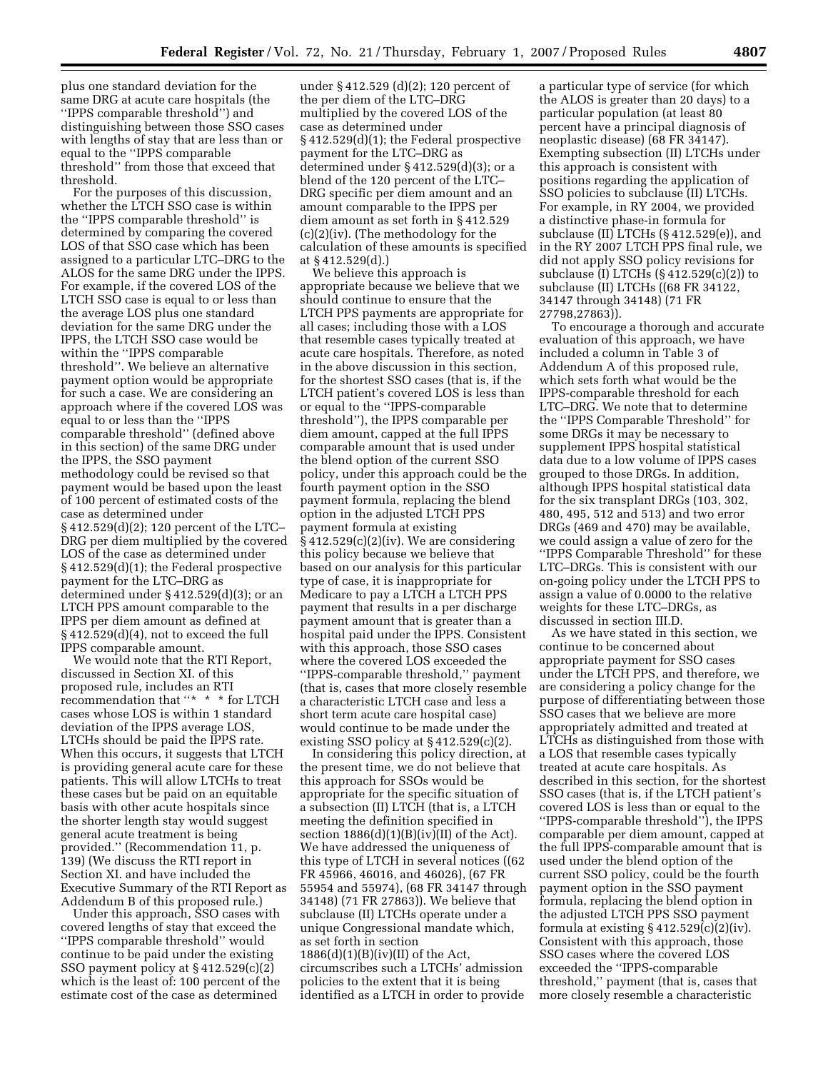plus one standard deviation for the same DRG at acute care hospitals (the ''IPPS comparable threshold'') and distinguishing between those SSO cases with lengths of stay that are less than or equal to the ''IPPS comparable threshold'' from those that exceed that threshold.

For the purposes of this discussion, whether the LTCH SSO case is within the ''IPPS comparable threshold'' is determined by comparing the covered LOS of that SSO case which has been assigned to a particular LTC–DRG to the ALOS for the same DRG under the IPPS. For example, if the covered LOS of the LTCH SSO case is equal to or less than the average LOS plus one standard deviation for the same DRG under the IPPS, the LTCH SSO case would be within the ''IPPS comparable threshold''. We believe an alternative payment option would be appropriate for such a case. We are considering an approach where if the covered LOS was equal to or less than the ''IPPS comparable threshold'' (defined above in this section) of the same DRG under the IPPS, the SSO payment methodology could be revised so that payment would be based upon the least of 100 percent of estimated costs of the case as determined under § 412.529(d)(2); 120 percent of the LTC–DRG per diem multiplied by the covered LOS of the case as determined under § 412.529(d)(1); the Federal prospective payment for the LTC–DRG as determined under § 412.529(d)(3); or an LTCH PPS amount comparable to the IPPS per diem amount as defined at § 412.529(d)(4), not to exceed the full IPPS comparable amount.

We would note that the RTI Report, discussed in Section XI. of this proposed rule, includes an RTI recommendation that ''* * * for LTCH cases whose LOS is within 1 standard deviation of the IPPS average LOS, LTCHs should be paid the IPPS rate. When this occurs, it suggests that LTCH is providing general acute care for these patients. This will allow LTCHs to treat these cases but be paid on an equitable basis with other acute hospitals since the shorter length stay would suggest general acute treatment is being provided.'' (Recommendation 11, p. 139) (We discuss the RTI report in Section XI. and have included the Executive Summary of the RTI Report as Addendum B of this proposed rule.)

Under this approach, SSO cases with covered lengths of stay that exceed the ''IPPS comparable threshold'' would continue to be paid under the existing SSO payment policy at § 412.529(c)(2) which is the least of: 100 percent of the estimate cost of the case as determined under § 412.529 (d)(2); 120 percent of the per diem of the LTC–DRG multiplied by the covered LOS of the case as determined under § 412.529(d)(1); the Federal prospective payment for the LTC–DRG as determined under § 412.529(d)(3); or a blend of the 120 percent of the LTC–DRG specific per diem amount and an amount comparable to the IPPS per diem amount as set forth in § 412.529 (c)(2)(iv). (The methodology for the calculation of these amounts is specified at § 412.529(d).)

We believe this approach is appropriate because we believe that we should continue to ensure that the LTCH PPS payments are appropriate for all cases; including those with a LOS that resemble cases typically treated at acute care hospitals. Therefore, as noted in the above discussion in this section, for the shortest SSO cases (that is, if the LTCH patient's covered LOS is less than or equal to the ''IPPS-comparable threshold''), the IPPS comparable per diem amount, capped at the full IPPS comparable amount that is used under the blend option of the current SSO policy, under this approach could be the fourth payment option in the SSO payment formula, replacing the blend option in the adjusted LTCH PPS payment formula at existing § 412.529(c)(2)(iv). We are considering this policy because we believe that based on our analysis for this particular type of case, it is inappropriate for Medicare to pay a LTCH a LTCH PPS payment that results in a per discharge payment amount that is greater than a hospital paid under the IPPS. Consistent with this approach, those SSO cases where the covered LOS exceeded the ''IPPS-comparable threshold,'' payment (that is, cases that more closely resemble a characteristic LTCH case and less a short term acute care hospital case) would continue to be made under the existing SSO policy at § 412.529(c)(2).

In considering this policy direction, at the present time, we do not believe that this approach for SSOs would be appropriate for the specific situation of a subsection (II) LTCH (that is, a LTCH meeting the definition specified in section 1886(d)(1)(B)(iv)(II) of the Act). We have addressed the uniqueness of this type of LTCH in several notices ((62 FR 45966, 46016, and 46026), (67 FR 55954 and 55974), (68 FR 34147 through 34148) (71 FR 27863)). We believe that subclause (II) LTCHs operate under a unique Congressional mandate which, as set forth in section 1886(d)(1)(B)(iv)(II) of the Act, circumscribes such a LTCHs' admission policies to the extent that it is being identified as a LTCH in order to provide a particular type of service (for which the ALOS is greater than 20 days) to a particular population (at least 80 percent have a principal diagnosis of neoplastic disease) (68 FR 34147). Exempting subsection (II) LTCHs under this approach is consistent with positions regarding the application of SSO policies to subclause (II) LTCHs. For example, in RY 2004, we provided a distinctive phase-in formula for subclause (II) LTCHs (§ 412.529(e)), and in the RY 2007 LTCH PPS final rule, we did not apply SSO policy revisions for subclause (I) LTCHs (§ 412.529(c)(2)) to subclause (II) LTCHs ((68 FR 34122, 34147 through 34148) (71 FR 27798,27863)).

To encourage a thorough and accurate evaluation of this approach, we have included a column in Table 3 of Addendum A of this proposed rule, which sets forth what would be the IPPS-comparable threshold for each LTC–DRG. We note that to determine the ''IPPS Comparable Threshold'' for some DRGs it may be necessary to supplement IPPS hospital statistical data due to a low volume of IPPS cases grouped to those DRGs. In addition, although IPPS hospital statistical data for the six transplant DRGs (103, 302, 480, 495, 512 and 513) and two error DRGs (469 and 470) may be available, we could assign a value of zero for the ''IPPS Comparable Threshold'' for these LTC–DRGs. This is consistent with our on-going policy under the LTCH PPS to assign a value of 0.0000 to the relative weights for these LTC–DRGs, as discussed in section III.D.

As we have stated in this section, we continue to be concerned about appropriate payment for SSO cases under the LTCH PPS, and therefore, we are considering a policy change for the purpose of differentiating between those SSO cases that we believe are more appropriately admitted and treated at LTCHs as distinguished from those with a LOS that resemble cases typically treated at acute care hospitals. As described in this section, for the shortest SSO cases (that is, if the LTCH patient's covered LOS is less than or equal to the ''IPPS-comparable threshold''), the IPPS comparable per diem amount, capped at the full IPPS-comparable amount that is used under the blend option of the current SSO policy, could be the fourth payment option in the SSO payment formula, replacing the blend option in the adjusted LTCH PPS SSO payment formula at existing § 412.529(c)(2)(iv). Consistent with this approach, those SSO cases where the covered LOS exceeded the ''IPPS-comparable threshold,'' payment (that is, cases that more closely resemble a characteristic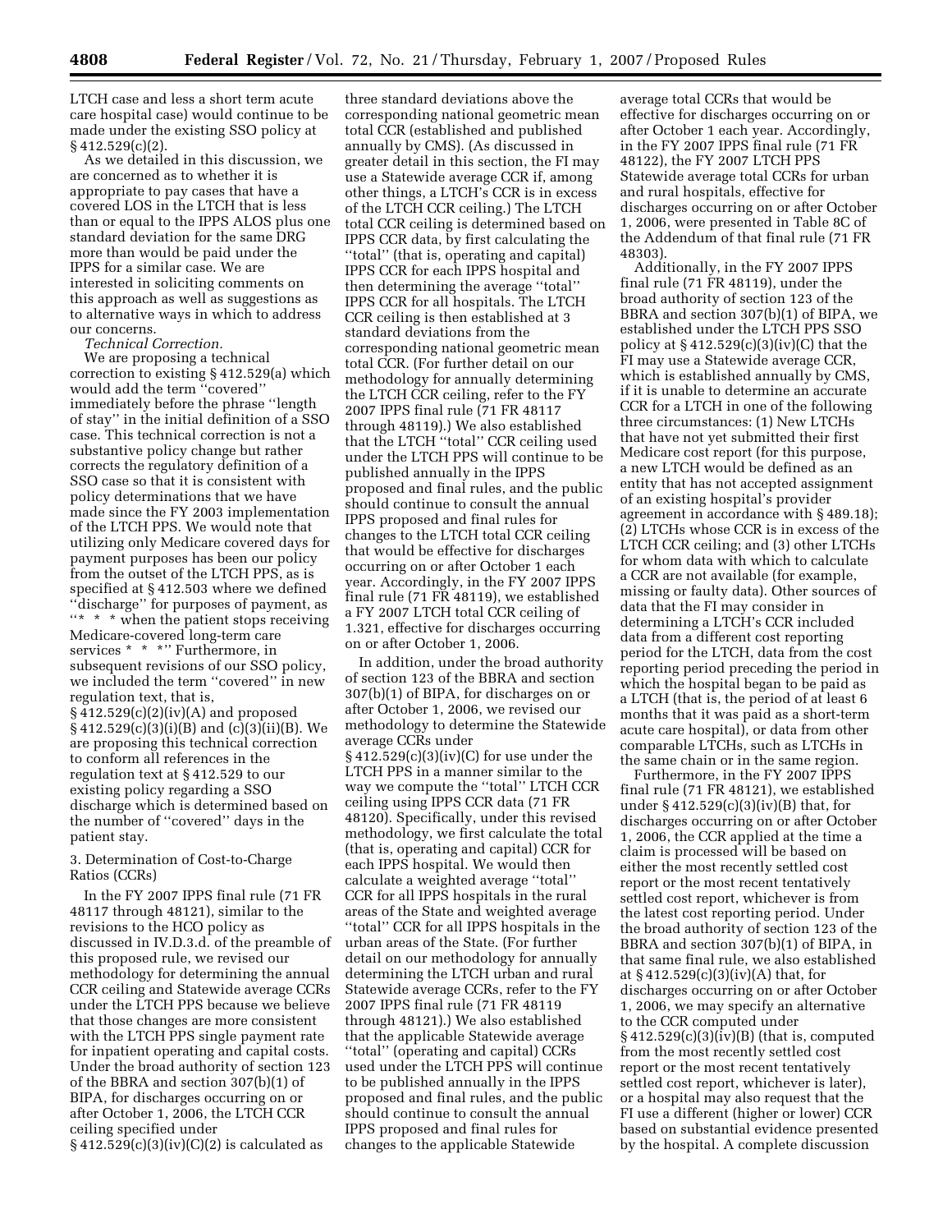LTCH case and less a short term acute care hospital case) would continue to be made under the existing SSO policy at § 412.529(c)(2).

As we detailed in this discussion, we are concerned as to whether it is appropriate to pay cases that have a covered LOS in the LTCH that is less than or equal to the IPPS ALOS plus one standard deviation for the same DRG more than would be paid under the IPPS for a similar case. We are interested in soliciting comments on this approach as well as suggestions as to alternative ways in which to address our concerns.

*Technical Correction.*

We are proposing a technical correction to existing § 412.529(a) which would add the term ''covered'' immediately before the phrase ''length of stay'' in the initial definition of a SSO case. This technical correction is not a substantive policy change but rather corrects the regulatory definition of a SSO case so that it is consistent with policy determinations that we have made since the FY 2003 implementation of the LTCH PPS. We would note that utilizing only Medicare covered days for payment purposes has been our policy from the outset of the LTCH PPS, as is specified at § 412.503 where we defined ''discharge'' for purposes of payment, as ''* * * when the patient stops receiving Medicare-covered long-term care services * * *'' Furthermore, in subsequent revisions of our SSO policy, we included the term ''covered'' in new regulation text, that is, § 412.529(c)(2)(iv)(A) and proposed § 412.529(c)(3)(i)(B) and (c)(3)(ii)(B). We are proposing this technical correction to conform all references in the regulation text at § 412.529 to our existing policy regarding a SSO discharge which is determined based on the number of ''covered'' days in the patient stay.

3. Determination of Cost-to-Charge Ratios (CCRs)

In the FY 2007 IPPS final rule (71 FR 48117 through 48121), similar to the revisions to the HCO policy as discussed in IV.D.3.d. of the preamble of this proposed rule, we revised our methodology for determining the annual CCR ceiling and Statewide average CCRs under the LTCH PPS because we believe that those changes are more consistent with the LTCH PPS single payment rate for inpatient operating and capital costs. Under the broad authority of section 123 of the BBRA and section 307(b)(1) of BIPA, for discharges occurring on or after October 1, 2006, the LTCH CCR ceiling specified under § 412.529(c)(3)(iv)(C)(*2*) is calculated as three standard deviations above the corresponding national geometric mean total CCR (established and published annually by CMS). (As discussed in greater detail in this section, the FI may use a Statewide average CCR if, among other things, a LTCH's CCR is in excess of the LTCH CCR ceiling.) The LTCH total CCR ceiling is determined based on IPPS CCR data, by first calculating the ''total'' (that is, operating and capital) IPPS CCR for each IPPS hospital and then determining the average ''total'' IPPS CCR for all hospitals. The LTCH CCR ceiling is then established at 3 standard deviations from the corresponding national geometric mean total CCR. (For further detail on our methodology for annually determining the LTCH CCR ceiling, refer to the FY 2007 IPPS final rule (71 FR 48117 through 48119).) We also established that the LTCH ''total'' CCR ceiling used under the LTCH PPS will continue to be published annually in the IPPS proposed and final rules, and the public should continue to consult the annual IPPS proposed and final rules for changes to the LTCH total CCR ceiling that would be effective for discharges occurring on or after October 1 each year. Accordingly, in the FY 2007 IPPS final rule (71 FR 48119), we established a FY 2007 LTCH total CCR ceiling of 1.321, effective for discharges occurring on or after October 1, 2006.

In addition, under the broad authority of section 123 of the BBRA and section 307(b)(1) of BIPA, for discharges on or after October 1, 2006, we revised our methodology to determine the Statewide average CCRs under § 412.529(c)(3)(iv)(C) for use under the LTCH PPS in a manner similar to the way we compute the ''total'' LTCH CCR ceiling using IPPS CCR data (71 FR 48120). Specifically, under this revised methodology, we first calculate the total (that is, operating and capital) CCR for each IPPS hospital. We would then calculate a weighted average ''total'' CCR for all IPPS hospitals in the rural areas of the State and weighted average ''total'' CCR for all IPPS hospitals in the urban areas of the State. (For further detail on our methodology for annually determining the LTCH urban and rural Statewide average CCRs, refer to the FY 2007 IPPS final rule (71 FR 48119 through 48121).) We also established that the applicable Statewide average ''total'' (operating and capital) CCRs used under the LTCH PPS will continue to be published annually in the IPPS proposed and final rules, and the public should continue to consult the annual IPPS proposed and final rules for changes to the applicable Statewide average total CCRs that would be effective for discharges occurring on or after October 1 each year. Accordingly, in the FY 2007 IPPS final rule (71 FR 48122), the FY 2007 LTCH PPS Statewide average total CCRs for urban and rural hospitals, effective for discharges occurring on or after October 1, 2006, were presented in Table 8C of the Addendum of that final rule (71 FR 48303).

Additionally, in the FY 2007 IPPS final rule (71 FR 48119), under the broad authority of section 123 of the BBRA and section 307(b)(1) of BIPA, we established under the LTCH PPS SSO policy at § 412.529(c)(3)(iv)(C) that the FI may use a Statewide average CCR, which is established annually by CMS, if it is unable to determine an accurate CCR for a LTCH in one of the following three circumstances: (1) New LTCHs that have not yet submitted their first Medicare cost report (for this purpose, a new LTCH would be defined as an entity that has not accepted assignment of an existing hospital's provider agreement in accordance with § 489.18); (2) LTCHs whose CCR is in excess of the LTCH CCR ceiling; and (3) other LTCHs for whom data with which to calculate a CCR are not available (for example, missing or faulty data). Other sources of data that the FI may consider in determining a LTCH's CCR included data from a different cost reporting period for the LTCH, data from the cost reporting period preceding the period in which the hospital began to be paid as a LTCH (that is, the period of at least 6 months that it was paid as a short-term acute care hospital), or data from other comparable LTCHs, such as LTCHs in the same chain or in the same region.

Furthermore, in the FY 2007 IPPS final rule (71 FR 48121), we established under § 412.529(c)(3)(iv)(B) that, for discharges occurring on or after October 1, 2006, the CCR applied at the time a claim is processed will be based on either the most recently settled cost report or the most recent tentatively settled cost report, whichever is from the latest cost reporting period. Under the broad authority of section 123 of the BBRA and section 307(b)(1) of BIPA, in that same final rule, we also established at § 412.529(c)(3)(iv)(A) that, for discharges occurring on or after October 1, 2006, we may specify an alternative to the CCR computed under § 412.529(c)(3)(iv)(B) (that is, computed from the most recently settled cost report or the most recent tentatively settled cost report, whichever is later), or a hospital may also request that the FI use a different (higher or lower) CCR based on substantial evidence presented by the hospital. A complete discussion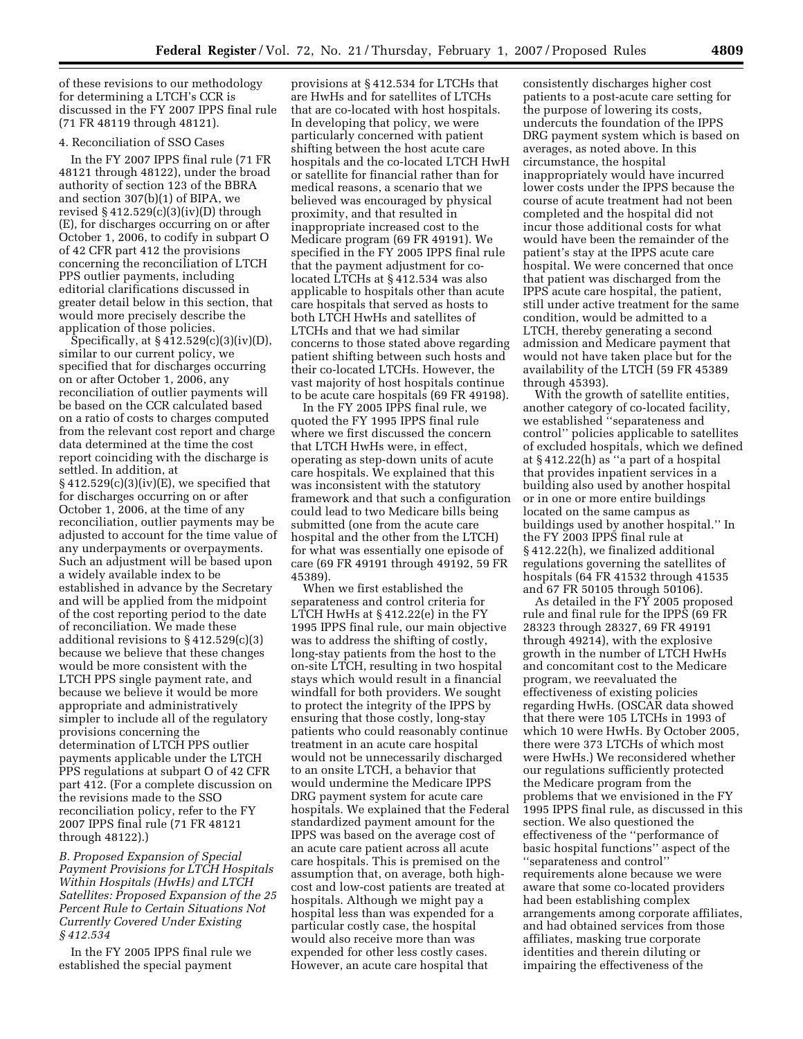of these revisions to our methodology for determining a LTCH's CCR is discussed in the FY 2007 IPPS final rule (71 FR 48119 through 48121).

4. Reconciliation of SSO Cases

In the FY 2007 IPPS final rule (71 FR 48121 through 48122), under the broad authority of section 123 of the BBRA and section 307(b)(1) of BIPA, we revised § 412.529(c)(3)(iv)(D) through (E), for discharges occurring on or after October 1, 2006, to codify in subpart O of 42 CFR part 412 the provisions concerning the reconciliation of LTCH PPS outlier payments, including editorial clarifications discussed in greater detail below in this section, that would more precisely describe the application of those policies.

Specifically, at § 412.529(c)(3)(iv)(D), similar to our current policy, we specified that for discharges occurring on or after October 1, 2006, any reconciliation of outlier payments will be based on the CCR calculated based on a ratio of costs to charges computed from the relevant cost report and charge data determined at the time the cost report coinciding with the discharge is settled. In addition, at § 412.529(c)(3)(iv)(E), we specified that for discharges occurring on or after October 1, 2006, at the time of any reconciliation, outlier payments may be adjusted to account for the time value of any underpayments or overpayments. Such an adjustment will be based upon a widely available index to be established in advance by the Secretary and will be applied from the midpoint of the cost reporting period to the date of reconciliation. We made these additional revisions to § 412.529(c)(3) because we believe that these changes would be more consistent with the LTCH PPS single payment rate, and because we believe it would be more appropriate and administratively simpler to include all of the regulatory provisions concerning the determination of LTCH PPS outlier payments applicable under the LTCH PPS regulations at subpart O of 42 CFR part 412. (For a complete discussion on the revisions made to the SSO reconciliation policy, refer to the FY 2007 IPPS final rule (71 FR 48121 through 48122).)

*B. Proposed Expansion of Special Payment Provisions for LTCH Hospitals Within Hospitals (HwHs) and LTCH Satellites: Proposed Expansion of the 25 Percent Rule to Certain Situations Not Currently Covered Under Existing § 412.534*

In the FY 2005 IPPS final rule we established the special payment provisions at § 412.534 for LTCHs that are HwHs and for satellites of LTCHs that are co-located with host hospitals. In developing that policy, we were particularly concerned with patient shifting between the host acute care hospitals and the co-located LTCH HwH or satellite for financial rather than for medical reasons, a scenario that we believed was encouraged by physical proximity, and that resulted in inappropriate increased cost to the Medicare program (69 FR 49191). We specified in the FY 2005 IPPS final rule that the payment adjustment for co-located LTCHs at § 412.534 was also applicable to hospitals other than acute care hospitals that served as hosts to both LTCH HwHs and satellites of LTCHs and that we had similar concerns to those stated above regarding patient shifting between such hosts and their co-located LTCHs. However, the vast majority of host hospitals continue to be acute care hospitals (69 FR 49198).

In the FY 2005 IPPS final rule, we quoted the FY 1995 IPPS final rule where we first discussed the concern that LTCH HwHs were, in effect, operating as step-down units of acute care hospitals. We explained that this was inconsistent with the statutory framework and that such a configuration could lead to two Medicare bills being submitted (one from the acute care hospital and the other from the LTCH) for what was essentially one episode of care (69 FR 49191 through 49192, 59 FR 45389).

When we first established the separateness and control criteria for LTCH HwHs at § 412.22(e) in the FY 1995 IPPS final rule, our main objective was to address the shifting of costly, long-stay patients from the host to the on-site LTCH, resulting in two hospital stays which would result in a financial windfall for both providers. We sought to protect the integrity of the IPPS by ensuring that those costly, long-stay patients who could reasonably continue treatment in an acute care hospital would not be unnecessarily discharged to an onsite LTCH, a behavior that would undermine the Medicare IPPS DRG payment system for acute care hospitals. We explained that the Federal standardized payment amount for the IPPS was based on the average cost of an acute care patient across all acute care hospitals. This is premised on the assumption that, on average, both high-cost and low-cost patients are treated at hospitals. Although we might pay a hospital less than was expended for a particular costly case, the hospital would also receive more than was expended for other less costly cases. However, an acute care hospital that consistently discharges higher cost patients to a post-acute care setting for the purpose of lowering its costs, undercuts the foundation of the IPPS DRG payment system which is based on averages, as noted above. In this circumstance, the hospital inappropriately would have incurred lower costs under the IPPS because the course of acute treatment had not been completed and the hospital did not incur those additional costs for what would have been the remainder of the patient's stay at the IPPS acute care hospital. We were concerned that once that patient was discharged from the IPPS acute care hospital, the patient, still under active treatment for the same condition, would be admitted to a LTCH, thereby generating a second admission and Medicare payment that would not have taken place but for the availability of the LTCH (59 FR 45389 through 45393).

With the growth of satellite entities, another category of co-located facility, we established "separateness and control" policies applicable to satellites of excluded hospitals, which we defined at § 412.22(h) as "a part of a hospital that provides inpatient services in a building also used by another hospital or in one or more entire buildings located on the same campus as buildings used by another hospital." In the FY 2003 IPPS final rule at § 412.22(h), we finalized additional regulations governing the satellites of hospitals (64 FR 41532 through 41535 and 67 FR 50105 through 50106).

As detailed in the FY 2005 proposed rule and final rule for the IPPS (69 FR 28323 through 28327, 69 FR 49191 through 49214), with the explosive growth in the number of LTCH HwHs and concomitant cost to the Medicare program, we reevaluated the effectiveness of existing policies regarding HwHs. (OSCAR data showed that there were 105 LTCHs in 1993 of which 10 were HwHs. By October 2005, there were 373 LTCHs of which most were HwHs.) We reconsidered whether our regulations sufficiently protected the Medicare program from the problems that we envisioned in the FY 1995 IPPS final rule, as discussed in this section. We also questioned the effectiveness of the "performance of basic hospital functions" aspect of the "separateness and control" requirements alone because we were aware that some co-located providers had been establishing complex arrangements among corporate affiliates, and had obtained services from those affiliates, masking true corporate identities and therein diluting or impairing the effectiveness of the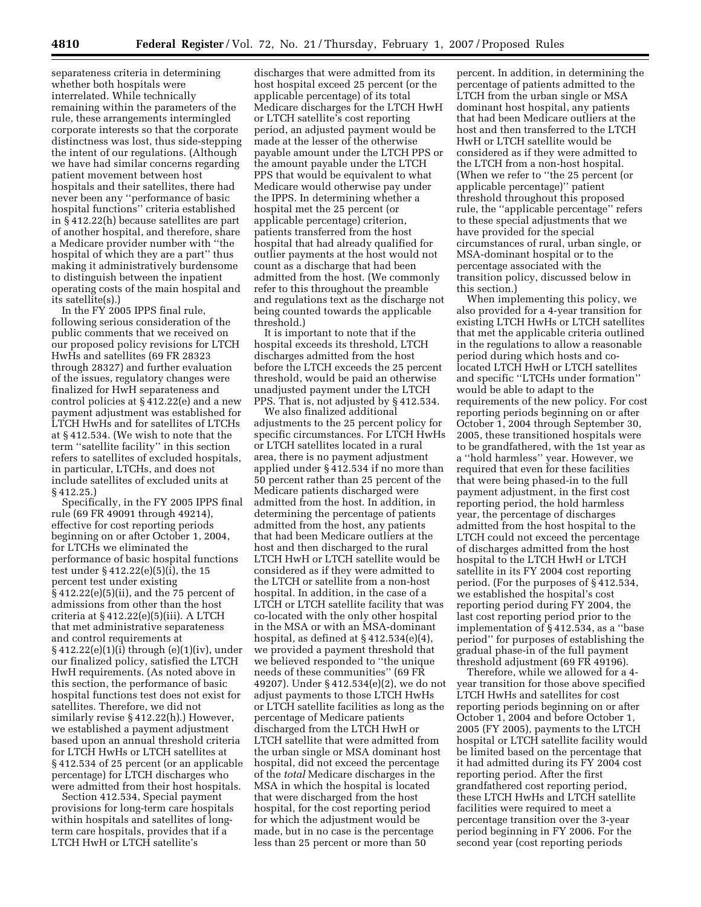separateness criteria in determining whether both hospitals were interrelated. While technically remaining within the parameters of the rule, these arrangements intermingled corporate interests so that the corporate distinctness was lost, thus side-stepping the intent of our regulations. (Although we have had similar concerns regarding patient movement between host hospitals and their satellites, there had never been any ''performance of basic hospital functions'' criteria established in § 412.22(h) because satellites are part of another hospital, and therefore, share a Medicare provider number with ''the hospital of which they are a part'' thus making it administratively burdensome to distinguish between the inpatient operating costs of the main hospital and its satellite(s).)

In the FY 2005 IPPS final rule, following serious consideration of the public comments that we received on our proposed policy revisions for LTCH HwHs and satellites (69 FR 28323 through 28327) and further evaluation of the issues, regulatory changes were finalized for HwH separateness and control policies at § 412.22(e) and a new payment adjustment was established for LTCH HwHs and for satellites of LTCHs at § 412.534. (We wish to note that the term ''satellite facility'' in this section refers to satellites of excluded hospitals, in particular, LTCHs, and does not include satellites of excluded units at § 412.25.)

Specifically, in the FY 2005 IPPS final rule (69 FR 49091 through 49214), effective for cost reporting periods beginning on or after October 1, 2004, for LTCHs we eliminated the performance of basic hospital functions test under § 412.22(e)(5)(i), the 15 percent test under existing § 412.22(e)(5)(ii), and the 75 percent of admissions from other than the host criteria at § 412.22(e)(5)(iii). A LTCH that met administrative separateness and control requirements at § 412.22(e)(1)(i) through (e)(1)(iv), under our finalized policy, satisfied the LTCH HwH requirements. (As noted above in this section, the performance of basic hospital functions test does not exist for satellites. Therefore, we did not similarly revise § 412.22(h).) However, we established a payment adjustment based upon an annual threshold criteria for LTCH HwHs or LTCH satellites at § 412.534 of 25 percent (or an applicable percentage) for LTCH discharges who were admitted from their host hospitals.

Section 412.534, Special payment provisions for long-term care hospitals within hospitals and satellites of long-term care hospitals, provides that if a LTCH HwH or LTCH satellite's discharges that were admitted from its host hospital exceed 25 percent (or the applicable percentage) of its total Medicare discharges for the LTCH HwH or LTCH satellite's cost reporting period, an adjusted payment would be made at the lesser of the otherwise payable amount under the LTCH PPS or the amount payable under the LTCH PPS that would be equivalent to what Medicare would otherwise pay under the IPPS. In determining whether a hospital met the 25 percent (or applicable percentage) criterion, patients transferred from the host hospital that had already qualified for outlier payments at the host would not count as a discharge that had been admitted from the host. (We commonly refer to this throughout the preamble and regulations text as the discharge not being counted towards the applicable threshold.)

It is important to note that if the hospital exceeds its threshold, LTCH discharges admitted from the host before the LTCH exceeds the 25 percent threshold, would be paid an otherwise unadjusted payment under the LTCH PPS. That is, not adjusted by § 412.534.

We also finalized additional adjustments to the 25 percent policy for specific circumstances. For LTCH HwHs or LTCH satellites located in a rural area, there is no payment adjustment applied under § 412.534 if no more than 50 percent rather than 25 percent of the Medicare patients discharged were admitted from the host. In addition, in determining the percentage of patients admitted from the host, any patients that had been Medicare outliers at the host and then discharged to the rural LTCH HwH or LTCH satellite would be considered as if they were admitted to the LTCH or satellite from a non-host hospital. In addition, in the case of a LTCH or LTCH satellite facility that was co-located with the only other hospital in the MSA or with an MSA-dominant hospital, as defined at § 412.534(e)(4), we provided a payment threshold that we believed responded to ''the unique needs of these communities'' (69 FR 49207). Under § 412.534(e)(2), we do not adjust payments to those LTCH HwHs or LTCH satellite facilities as long as the percentage of Medicare patients discharged from the LTCH HwH or LTCH satellite that were admitted from the urban single or MSA dominant host hospital, did not exceed the percentage of the *total* Medicare discharges in the MSA in which the hospital is located that were discharged from the host hospital, for the cost reporting period for which the adjustment would be made, but in no case is the percentage less than 25 percent or more than 50 percent. In addition, in determining the percentage of patients admitted to the LTCH from the urban single or MSA dominant host hospital, any patients that had been Medicare outliers at the host and then transferred to the LTCH HwH or LTCH satellite would be considered as if they were admitted to the LTCH from a non-host hospital. (When we refer to ''the 25 percent (or applicable percentage)'' patient threshold throughout this proposed rule, the ''applicable percentage'' refers to these special adjustments that we have provided for the special circumstances of rural, urban single, or MSA-dominant hospital or to the percentage associated with the transition policy, discussed below in this section.)

When implementing this policy, we also provided for a 4-year transition for existing LTCH HwHs or LTCH satellites that met the applicable criteria outlined in the regulations to allow a reasonable period during which hosts and co-located LTCH HwH or LTCH satellites and specific ''LTCHs under formation'' would be able to adapt to the requirements of the new policy. For cost reporting periods beginning on or after October 1, 2004 through September 30, 2005, these transitioned hospitals were to be grandfathered, with the 1st year as a ''hold harmless'' year. However, we required that even for these facilities that were being phased-in to the full payment adjustment, in the first cost reporting period, the hold harmless year, the percentage of discharges admitted from the host hospital to the LTCH could not exceed the percentage of discharges admitted from the host hospital to the LTCH HwH or LTCH satellite in its FY 2004 cost reporting period. (For the purposes of § 412.534, we established the hospital's cost reporting period during FY 2004, the last cost reporting period prior to the implementation of § 412.534, as a ''base period'' for purposes of establishing the gradual phase-in of the full payment threshold adjustment (69 FR 49196).

Therefore, while we allowed for a 4-year transition for those above specified LTCH HwHs and satellites for cost reporting periods beginning on or after October 1, 2004 and before October 1, 2005 (FY 2005), payments to the LTCH hospital or LTCH satellite facility would be limited based on the percentage that it had admitted during its FY 2004 cost reporting period. After the first grandfathered cost reporting period, these LTCH HwHs and LTCH satellite facilities were required to meet a percentage transition over the 3-year period beginning in FY 2006. For the second year (cost reporting periods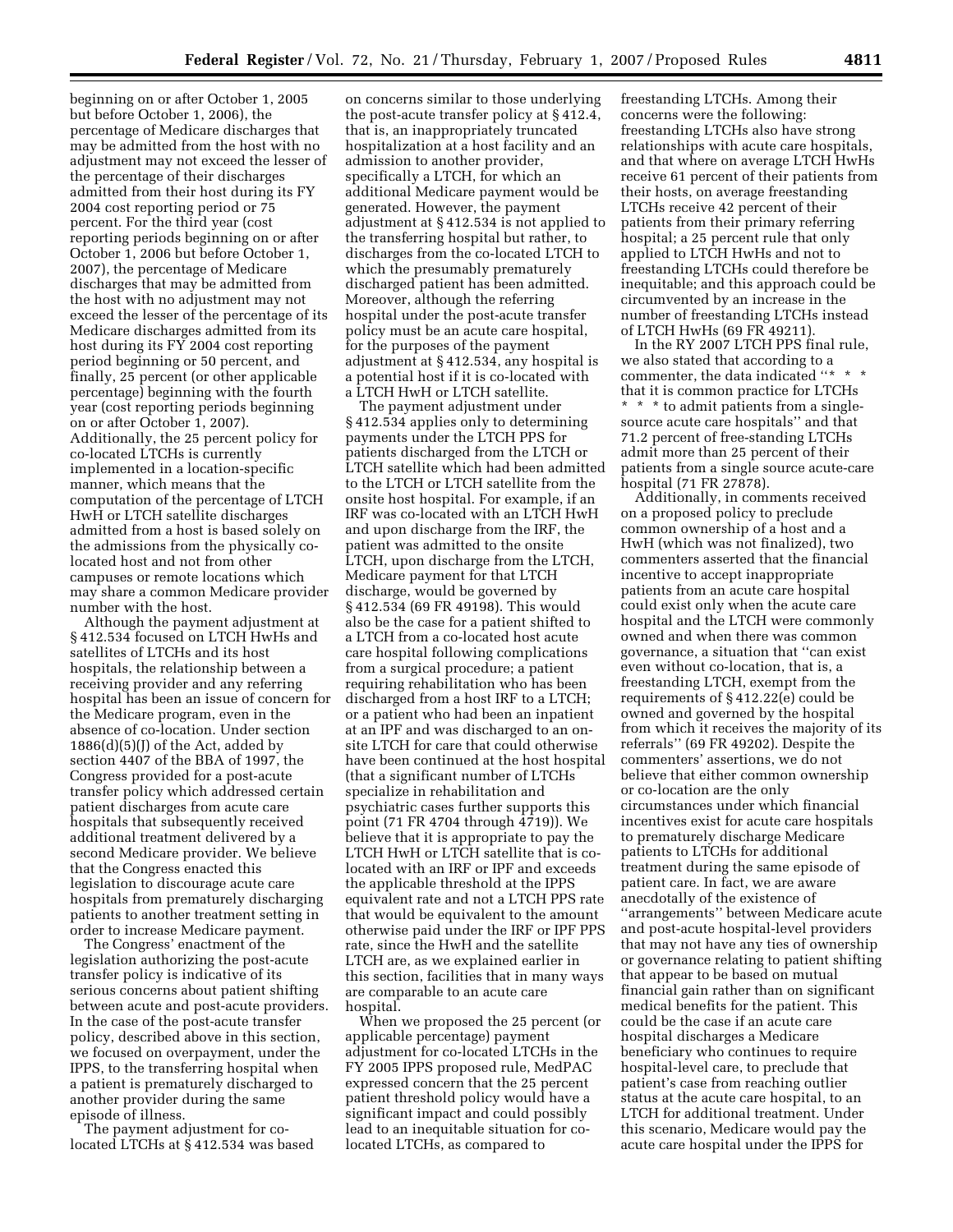beginning on or after October 1, 2005 but before October 1, 2006), the percentage of Medicare discharges that may be admitted from the host with no adjustment may not exceed the lesser of the percentage of their discharges admitted from their host during its FY 2004 cost reporting period or 75 percent. For the third year (cost reporting periods beginning on or after October 1, 2006 but before October 1, 2007), the percentage of Medicare discharges that may be admitted from the host with no adjustment may not exceed the lesser of the percentage of its Medicare discharges admitted from its host during its FY 2004 cost reporting period beginning or 50 percent, and finally, 25 percent (or other applicable percentage) beginning with the fourth year (cost reporting periods beginning on or after October 1, 2007). Additionally, the 25 percent policy for co-located LTCHs is currently implemented in a location-specific manner, which means that the computation of the percentage of LTCH HwH or LTCH satellite discharges admitted from a host is based solely on the admissions from the physically co-located host and not from other campuses or remote locations which may share a common Medicare provider number with the host.

Although the payment adjustment at § 412.534 focused on LTCH HwHs and satellites of LTCHs and its host hospitals, the relationship between a receiving provider and any referring hospital has been an issue of concern for the Medicare program, even in the absence of co-location. Under section 1886(d)(5)(J) of the Act, added by section 4407 of the BBA of 1997, the Congress provided for a post-acute transfer policy which addressed certain patient discharges from acute care hospitals that subsequently received additional treatment delivered by a second Medicare provider. We believe that the Congress enacted this legislation to discourage acute care hospitals from prematurely discharging patients to another treatment setting in order to increase Medicare payment.

The Congress' enactment of the legislation authorizing the post-acute transfer policy is indicative of its serious concerns about patient shifting between acute and post-acute providers. In the case of the post-acute transfer policy, described above in this section, we focused on overpayment, under the IPPS, to the transferring hospital when a patient is prematurely discharged to another provider during the same episode of illness.

The payment adjustment for co-located LTCHs at § 412.534 was based on concerns similar to those underlying the post-acute transfer policy at § 412.4, that is, an inappropriately truncated hospitalization at a host facility and an admission to another provider, specifically a LTCH, for which an additional Medicare payment would be generated. However, the payment adjustment at § 412.534 is not applied to the transferring hospital but rather, to discharges from the co-located LTCH to which the presumably prematurely discharged patient has been admitted. Moreover, although the referring hospital under the post-acute transfer policy must be an acute care hospital, for the purposes of the payment adjustment at § 412.534, any hospital is a potential host if it is co-located with a LTCH HwH or LTCH satellite.

The payment adjustment under § 412.534 applies only to determining payments under the LTCH PPS for patients discharged from the LTCH or LTCH satellite which had been admitted to the LTCH or LTCH satellite from the onsite host hospital. For example, if an IRF was co-located with an LTCH HwH and upon discharge from the IRF, the patient was admitted to the onsite LTCH, upon discharge from the LTCH, Medicare payment for that LTCH discharge, would be governed by § 412.534 (69 FR 49198). This would also be the case for a patient shifted to a LTCH from a co-located host acute care hospital following complications from a surgical procedure; a patient requiring rehabilitation who has been discharged from a host IRF to a LTCH; or a patient who had been an inpatient at an IPF and was discharged to an on-site LTCH for care that could otherwise have been continued at the host hospital (that a significant number of LTCHs specialize in rehabilitation and psychiatric cases further supports this point (71 FR 4704 through 4719)). We believe that it is appropriate to pay the LTCH HwH or LTCH satellite that is co-located with an IRF or IPF and exceeds the applicable threshold at the IPPS equivalent rate and not a LTCH PPS rate that would be equivalent to the amount otherwise paid under the IRF or IPF PPS rate, since the HwH and the satellite LTCH are, as we explained earlier in this section, facilities that in many ways are comparable to an acute care hospital.

When we proposed the 25 percent (or applicable percentage) payment adjustment for co-located LTCHs in the FY 2005 IPPS proposed rule, MedPAC expressed concern that the 25 percent patient threshold policy would have a significant impact and could possibly lead to an inequitable situation for co-located LTCHs, as compared to freestanding LTCHs. Among their concerns were the following: freestanding LTCHs also have strong relationships with acute care hospitals, and that where on average LTCH HwHs receive 61 percent of their patients from their hosts, on average freestanding LTCHs receive 42 percent of their patients from their primary referring hospital; a 25 percent rule that only applied to LTCH HwHs and not to freestanding LTCHs could therefore be inequitable; and this approach could be circumvented by an increase in the number of freestanding LTCHs instead of LTCH HwHs (69 FR 49211).

In the RY 2007 LTCH PPS final rule, we also stated that according to a commenter, the data indicated "* * * that it is common practice for LTCHs * * * to admit patients from a single-source acute care hospitals" and that 71.2 percent of free-standing LTCHs admit more than 25 percent of their patients from a single source acute-care hospital (71 FR 27878).

Additionally, in comments received on a proposed policy to preclude common ownership of a host and a HwH (which was not finalized), two commenters asserted that the financial incentive to accept inappropriate patients from an acute care hospital could exist only when the acute care hospital and the LTCH were commonly owned and when there was common governance, a situation that "can exist even without co-location, that is, a freestanding LTCH, exempt from the requirements of § 412.22(e) could be owned and governed by the hospital from which it receives the majority of its referrals" (69 FR 49202). Despite the commenters' assertions, we do not believe that either common ownership or co-location are the only circumstances under which financial incentives exist for acute care hospitals to prematurely discharge Medicare patients to LTCHs for additional treatment during the same episode of patient care. In fact, we are aware anecdotally of the existence of "arrangements" between Medicare acute and post-acute hospital-level providers that may not have any ties of ownership or governance relating to patient shifting that appear to be based on mutual financial gain rather than on significant medical benefits for the patient. This could be the case if an acute care hospital discharges a Medicare beneficiary who continues to require hospital-level care, to preclude that patient's case from reaching outlier status at the acute care hospital, to an LTCH for additional treatment. Under this scenario, Medicare would pay the acute care hospital under the IPPS for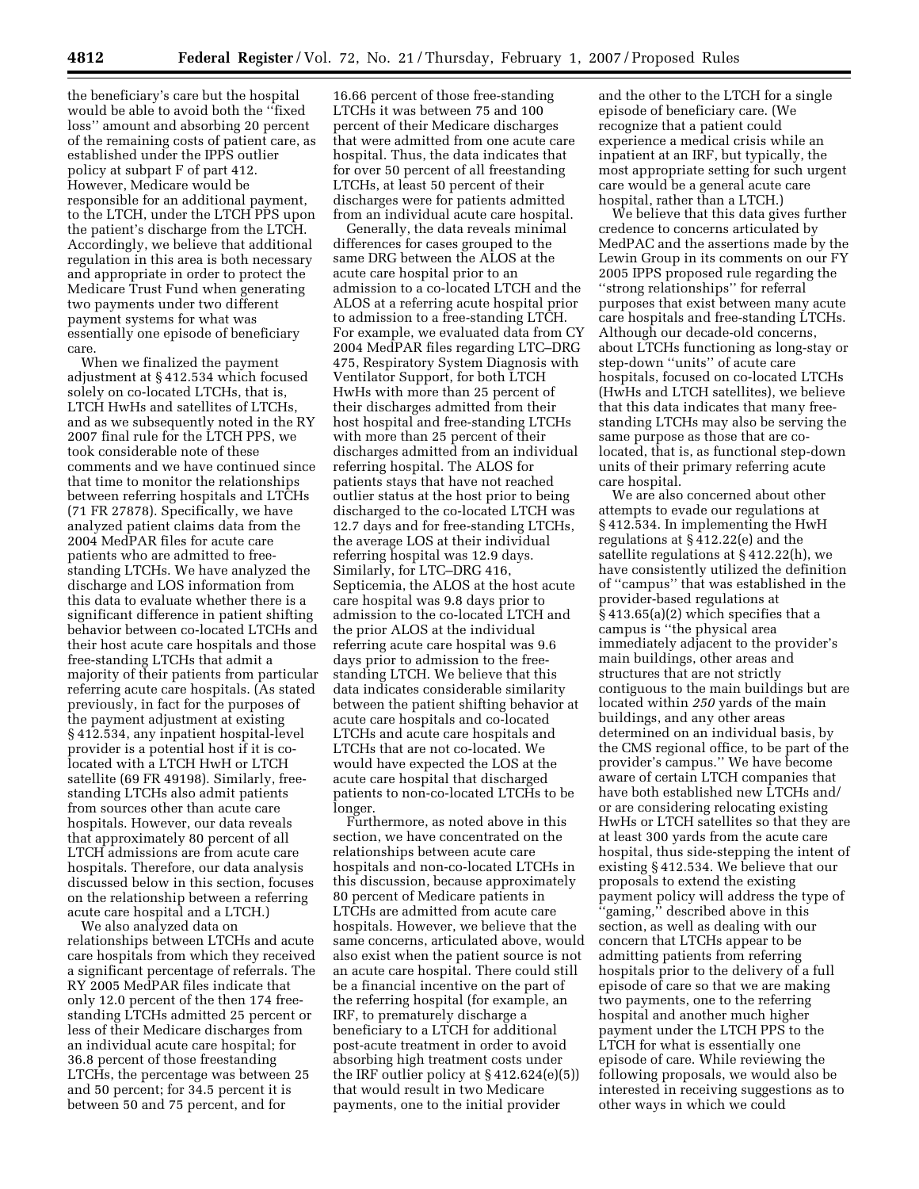the beneficiary's care but the hospital would be able to avoid both the ''fixed loss'' amount and absorbing 20 percent of the remaining costs of patient care, as established under the IPPS outlier policy at subpart F of part 412. However, Medicare would be responsible for an additional payment, to the LTCH, under the LTCH PPS upon the patient's discharge from the LTCH. Accordingly, we believe that additional regulation in this area is both necessary and appropriate in order to protect the Medicare Trust Fund when generating two payments under two different payment systems for what was essentially one episode of beneficiary care.

When we finalized the payment adjustment at § 412.534 which focused solely on co-located LTCHs, that is, LTCH HwHs and satellites of LTCHs, and as we subsequently noted in the RY 2007 final rule for the LTCH PPS, we took considerable note of these comments and we have continued since that time to monitor the relationships between referring hospitals and LTCHs (71 FR 27878). Specifically, we have analyzed patient claims data from the 2004 MedPAR files for acute care patients who are admitted to free-standing LTCHs. We have analyzed the discharge and LOS information from this data to evaluate whether there is a significant difference in patient shifting behavior between co-located LTCHs and their host acute care hospitals and those free-standing LTCHs that admit a majority of their patients from particular referring acute care hospitals. (As stated previously, in fact for the purposes of the payment adjustment at existing § 412.534, any inpatient hospital-level provider is a potential host if it is co-located with a LTCH HwH or LTCH satellite (69 FR 49198). Similarly, free-standing LTCHs also admit patients from sources other than acute care hospitals. However, our data reveals that approximately 80 percent of all LTCH admissions are from acute care hospitals. Therefore, our data analysis discussed below in this section, focuses on the relationship between a referring acute care hospital and a LTCH.)

We also analyzed data on relationships between LTCHs and acute care hospitals from which they received a significant percentage of referrals. The RY 2005 MedPAR files indicate that only 12.0 percent of the then 174 free-standing LTCHs admitted 25 percent or less of their Medicare discharges from an individual acute care hospital; for 36.8 percent of those freestanding LTCHs, the percentage was between 25 and 50 percent; for 34.5 percent it is between 50 and 75 percent, and for 16.66 percent of those free-standing LTCHs it was between 75 and 100 percent of their Medicare discharges that were admitted from one acute care hospital. Thus, the data indicates that for over 50 percent of all freestanding LTCHs, at least 50 percent of their discharges were for patients admitted from an individual acute care hospital.

Generally, the data reveals minimal differences for cases grouped to the same DRG between the ALOS at the acute care hospital prior to an admission to a co-located LTCH and the ALOS at a referring acute hospital prior to admission to a free-standing LTCH. For example, we evaluated data from CY 2004 MedPAR files regarding LTC–DRG 475, Respiratory System Diagnosis with Ventilator Support, for both LTCH HwHs with more than 25 percent of their discharges admitted from their host hospital and free-standing LTCHs with more than 25 percent of their discharges admitted from an individual referring hospital. The ALOS for patients stays that have not reached outlier status at the host prior to being discharged to the co-located LTCH was 12.7 days and for free-standing LTCHs, the average LOS at their individual referring hospital was 12.9 days. Similarly, for LTC–DRG 416, Septicemia, the ALOS at the host acute care hospital was 9.8 days prior to admission to the co-located LTCH and the prior ALOS at the individual referring acute care hospital was 9.6 days prior to admission to the free-standing LTCH. We believe that this data indicates considerable similarity between the patient shifting behavior at acute care hospitals and co-located LTCHs and acute care hospitals and LTCHs that are not co-located. We would have expected the LOS at the acute care hospital that discharged patients to non-co-located LTCHs to be longer.

Furthermore, as noted above in this section, we have concentrated on the relationships between acute care hospitals and non-co-located LTCHs in this discussion, because approximately 80 percent of Medicare patients in LTCHs are admitted from acute care hospitals. However, we believe that the same concerns, articulated above, would also exist when the patient source is not an acute care hospital. There could still be a financial incentive on the part of the referring hospital (for example, an IRF, to prematurely discharge a beneficiary to a LTCH for additional post-acute treatment in order to avoid absorbing high treatment costs under the IRF outlier policy at § 412.624(e)(5)) that would result in two Medicare payments, one to the initial provider and the other to the LTCH for a single episode of beneficiary care. (We recognize that a patient could experience a medical crisis while an inpatient at an IRF, but typically, the most appropriate setting for such urgent care would be a general acute care hospital, rather than a LTCH.)

We believe that this data gives further credence to concerns articulated by MedPAC and the assertions made by the Lewin Group in its comments on our FY 2005 IPPS proposed rule regarding the ''strong relationships'' for referral purposes that exist between many acute care hospitals and free-standing LTCHs. Although our decade-old concerns, about LTCHs functioning as long-stay or step-down ''units'' of acute care hospitals, focused on co-located LTCHs (HwHs and LTCH satellites), we believe that this data indicates that many free-standing LTCHs may also be serving the same purpose as those that are co-located, that is, as functional step-down units of their primary referring acute care hospital.

We are also concerned about other attempts to evade our regulations at § 412.534. In implementing the HwH regulations at § 412.22(e) and the satellite regulations at § 412.22(h), we have consistently utilized the definition of ''campus'' that was established in the provider-based regulations at § 413.65(a)(2) which specifies that a campus is ''the physical area immediately adjacent to the provider's main buildings, other areas and structures that are not strictly contiguous to the main buildings but are located within *250* yards of the main buildings, and any other areas determined on an individual basis, by the CMS regional office, to be part of the provider's campus.'' We have become aware of certain LTCH companies that have both established new LTCHs and/or are considering relocating existing HwHs or LTCH satellites so that they are at least 300 yards from the acute care hospital, thus side-stepping the intent of existing § 412.534. We believe that our proposals to extend the existing payment policy will address the type of ''gaming,'' described above in this section, as well as dealing with our concern that LTCHs appear to be admitting patients from referring hospitals prior to the delivery of a full episode of care so that we are making two payments, one to the referring hospital and another much higher payment under the LTCH PPS to the LTCH for what is essentially one episode of care. While reviewing the following proposals, we would also be interested in receiving suggestions as to other ways in which we could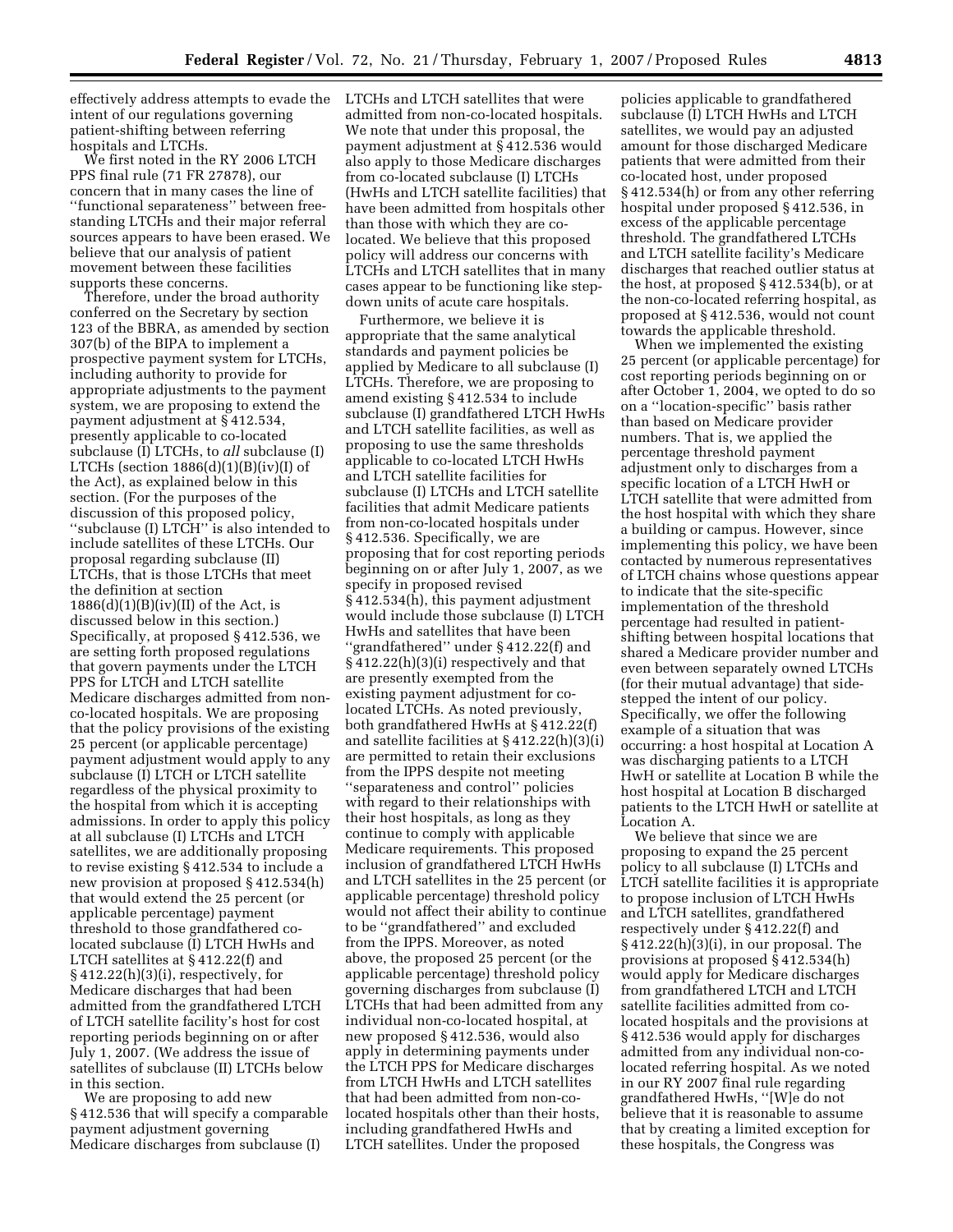effectively address attempts to evade the intent of our regulations governing patient-shifting between referring hospitals and LTCHs.

We first noted in the RY 2006 LTCH PPS final rule (71 FR 27878), our concern that in many cases the line of ''functional separateness'' between free-standing LTCHs and their major referral sources appears to have been erased. We believe that our analysis of patient movement between these facilities supports these concerns.

Therefore, under the broad authority conferred on the Secretary by section 123 of the BBRA, as amended by section 307(b) of the BIPA to implement a prospective payment system for LTCHs, including authority to provide for appropriate adjustments to the payment system, we are proposing to extend the payment adjustment at § 412.534, presently applicable to co-located subclause (I) LTCHs, to *all* subclause (I) LTCHs (section 1886(d)(1)(B)(iv)(I) of the Act), as explained below in this section. (For the purposes of the discussion of this proposed policy, ''subclause (I) LTCH'' is also intended to include satellites of these LTCHs. Our proposal regarding subclause (II) LTCHs, that is those LTCHs that meet the definition at section 1886(d)(1)(B)(iv)(II) of the Act, is discussed below in this section.) Specifically, at proposed § 412.536, we are setting forth proposed regulations that govern payments under the LTCH PPS for LTCH and LTCH satellite Medicare discharges admitted from non-co-located hospitals. We are proposing that the policy provisions of the existing 25 percent (or applicable percentage) payment adjustment would apply to any subclause (I) LTCH or LTCH satellite regardless of the physical proximity to the hospital from which it is accepting admissions. In order to apply this policy at all subclause (I) LTCHs and LTCH satellites, we are additionally proposing to revise existing § 412.534 to include a new provision at proposed § 412.534(h) that would extend the 25 percent (or applicable percentage) payment threshold to those grandfathered co-located subclause (I) LTCH HwHs and LTCH satellites at § 412.22(f) and § 412.22(h)(3)(i), respectively, for Medicare discharges that had been admitted from the grandfathered LTCH of LTCH satellite facility's host for cost reporting periods beginning on or after July 1, 2007. (We address the issue of satellites of subclause (II) LTCHs below in this section.

We are proposing to add new § 412.536 that will specify a comparable payment adjustment governing Medicare discharges from subclause (I) LTCHs and LTCH satellites that were admitted from non-co-located hospitals. We note that under this proposal, the payment adjustment at § 412.536 would also apply to those Medicare discharges from co-located subclause (I) LTCHs (HwHs and LTCH satellite facilities) that have been admitted from hospitals other than those with which they are co-located. We believe that this proposed policy will address our concerns with LTCHs and LTCH satellites that in many cases appear to be functioning like step-down units of acute care hospitals.

Furthermore, we believe it is appropriate that the same analytical standards and payment policies be applied by Medicare to all subclause (I) LTCHs. Therefore, we are proposing to amend existing § 412.534 to include subclause (I) grandfathered LTCH HwHs and LTCH satellite facilities, as well as proposing to use the same thresholds applicable to co-located LTCH HwHs and LTCH satellite facilities for subclause (I) LTCHs and LTCH satellite facilities that admit Medicare patients from non-co-located hospitals under § 412.536. Specifically, we are proposing that for cost reporting periods beginning on or after July 1, 2007, as we specify in proposed revised § 412.534(h), this payment adjustment would include those subclause (I) LTCH HwHs and satellites that have been ''grandfathered'' under § 412.22(f) and § 412.22(h)(3)(i) respectively and that are presently exempted from the existing payment adjustment for co-located LTCHs. As noted previously, both grandfathered HwHs at § 412.22(f) and satellite facilities at § 412.22(h)(3)(i) are permitted to retain their exclusions from the IPPS despite not meeting ''separateness and control'' policies with regard to their relationships with their host hospitals, as long as they continue to comply with applicable Medicare requirements. This proposed inclusion of grandfathered LTCH HwHs and LTCH satellites in the 25 percent (or applicable percentage) threshold policy would not affect their ability to continue to be ''grandfathered'' and excluded from the IPPS. Moreover, as noted above, the proposed 25 percent (or the applicable percentage) threshold policy governing discharges from subclause (I) LTCHs that had been admitted from any individual non-co-located hospital, at new proposed § 412.536, would also apply in determining payments under the LTCH PPS for Medicare discharges from LTCH HwHs and LTCH satellites that had been admitted from non-co-located hospitals other than their hosts, including grandfathered HwHs and LTCH satellites. Under the proposed policies applicable to grandfathered subclause (I) LTCH HwHs and LTCH satellites, we would pay an adjusted amount for those discharged Medicare patients that were admitted from their co-located host, under proposed § 412.534(h) or from any other referring hospital under proposed § 412.536, in excess of the applicable percentage threshold. The grandfathered LTCHs and LTCH satellite facility's Medicare discharges that reached outlier status at the host, at proposed § 412.534(b), or at the non-co-located referring hospital, as proposed at § 412.536, would not count towards the applicable threshold.

When we implemented the existing 25 percent (or applicable percentage) for cost reporting periods beginning on or after October 1, 2004, we opted to do so on a ''location-specific'' basis rather than based on Medicare provider numbers. That is, we applied the percentage threshold payment adjustment only to discharges from a specific location of a LTCH HwH or LTCH satellite that were admitted from the host hospital with which they share a building or campus. However, since implementing this policy, we have been contacted by numerous representatives of LTCH chains whose questions appear to indicate that the site-specific implementation of the threshold percentage had resulted in patient-shifting between hospital locations that shared a Medicare provider number and even between separately owned LTCHs (for their mutual advantage) that side-stepped the intent of our policy. Specifically, we offer the following example of a situation that was occurring: a host hospital at Location A was discharging patients to a LTCH HwH or satellite at Location B while the host hospital at Location B discharged patients to the LTCH HwH or satellite at Location A.

We believe that since we are proposing to expand the 25 percent policy to all subclause (I) LTCHs and LTCH satellite facilities it is appropriate to propose inclusion of LTCH HwHs and LTCH satellites, grandfathered respectively under § 412.22(f) and § 412.22(h)(3)(i), in our proposal. The provisions at proposed § 412.534(h) would apply for Medicare discharges from grandfathered LTCH and LTCH satellite facilities admitted from co-located hospitals and the provisions at § 412.536 would apply for discharges admitted from any individual non-co-located referring hospital. As we noted in our RY 2007 final rule regarding grandfathered HwHs, ''[W]e do not believe that it is reasonable to assume that by creating a limited exception for these hospitals, the Congress was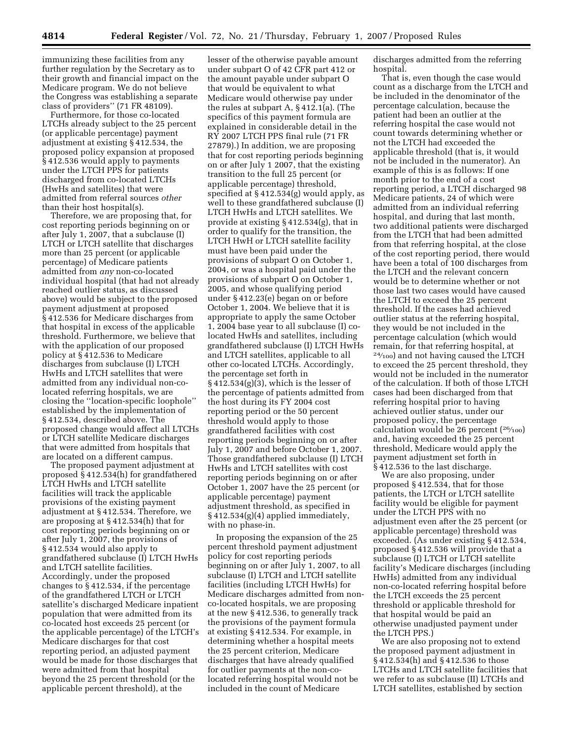immunizing these facilities from any further regulation by the Secretary as to their growth and financial impact on the Medicare program. We do not believe the Congress was establishing a separate class of providers'' (71 FR 48109).

Furthermore, for those co-located LTCHs already subject to the 25 percent (or applicable percentage) payment adjustment at existing § 412.534, the proposed policy expansion at proposed § 412.536 would apply to payments under the LTCH PPS for patients discharged from co-located LTCHs (HwHs and satellites) that were admitted from referral sources *other* than their host hospital(s).

Therefore, we are proposing that, for cost reporting periods beginning on or after July 1, 2007, that a subclause (I) LTCH or LTCH satellite that discharges more than 25 percent (or applicable percentage) of Medicare patients admitted from *any* non-co-located individual hospital (that had not already reached outlier status, as discussed above) would be subject to the proposed payment adjustment at proposed § 412.536 for Medicare discharges from that hospital in excess of the applicable threshold. Furthermore, we believe that with the application of our proposed policy at § 412.536 to Medicare discharges from subclause (I) LTCH HwHs and LTCH satellites that were admitted from any individual non-co-located referring hospitals, we are closing the ''location-specific loophole'' established by the implementation of § 412.534, described above. The proposed change would affect all LTCHs or LTCH satellite Medicare discharges that were admitted from hospitals that are located on a different campus.

The proposed payment adjustment at proposed § 412.534(h) for grandfathered LTCH HwHs and LTCH satellite facilities will track the applicable provisions of the existing payment adjustment at § 412.534. Therefore, we are proposing at § 412.534(h) that for cost reporting periods beginning on or after July 1, 2007, the provisions of § 412.534 would also apply to grandfathered subclause (I) LTCH HwHs and LTCH satellite facilities. Accordingly, under the proposed changes to § 412.534, if the percentage of the grandfathered LTCH or LTCH satellite's discharged Medicare inpatient population that were admitted from its co-located host exceeds 25 percent (or the applicable percentage) of the LTCH's Medicare discharges for that cost reporting period, an adjusted payment would be made for those discharges that were admitted from that hospital beyond the 25 percent threshold (or the applicable percent threshold), at the lesser of the otherwise payable amount under subpart O of 42 CFR part 412 or the amount payable under subpart O that would be equivalent to what Medicare would otherwise pay under the rules at subpart A, § 412.1(a). (The specifics of this payment formula are explained in considerable detail in the RY 2007 LTCH PPS final rule (71 FR 27879).) In addition, we are proposing that for cost reporting periods beginning on or after July 1 2007, that the existing transition to the full 25 percent (or applicable percentage) threshold, specified at § 412.534(g) would apply, as well to these grandfathered subclause (I) LTCH HwHs and LTCH satellites. We provide at existing § 412.534(g), that in order to qualify for the transition, the LTCH HwH or LTCH satellite facility must have been paid under the provisions of subpart O on October 1, 2004, or was a hospital paid under the provisions of subpart O on October 1, 2005, and whose qualifying period under § 412.23(e) began on or before October 1, 2004. We believe that it is appropriate to apply the same October 1, 2004 base year to all subclause (I) co-located HwHs and satellites, including grandfathered subclause (I) LTCH HwHs and LTCH satellites, applicable to all other co-located LTCHs. Accordingly, the percentage set forth in § 412.534(g)(3), which is the lesser of the percentage of patients admitted from the host during its FY 2004 cost reporting period or the 50 percent threshold would apply to those grandfathered facilities with cost reporting periods beginning on or after July 1, 2007 and before October 1, 2007. Those grandfathered subclause (I) LTCH HwHs and LTCH satellites with cost reporting periods beginning on or after October 1, 2007 have the 25 percent (or applicable percentage) payment adjustment threshold, as specified in § 412.534(g)(4) applied immediately, with no phase-in.

In proposing the expansion of the 25 percent threshold payment adjustment policy for cost reporting periods beginning on or after July 1, 2007, to all subclause (I) LTCH and LTCH satellite facilities (including LTCH HwHs) for Medicare discharges admitted from non-co-located hospitals, we are proposing at the new § 412.536, to generally track the provisions of the payment formula at existing § 412.534. For example, in determining whether a hospital meets the 25 percent criterion, Medicare discharges that have already qualified for outlier payments at the non-co-located referring hospital would not be included in the count of Medicare discharges admitted from the referring hospital.

That is, even though the case would count as a discharge from the LTCH and be included in the denominator of the percentage calculation, because the patient had been an outlier at the referring hospital the case would not count towards determining whether or not the LTCH had exceeded the applicable threshold (that is, it would not be included in the numerator). An example of this is as follows: If one month prior to the end of a cost reporting period, a LTCH discharged 98 Medicare patients, 24 of which were admitted from an individual referring hospital, and during that last month, two additional patients were discharged from the LTCH that had been admitted from that referring hospital, at the close of the cost reporting period, there would have been a total of 100 discharges from the LTCH and the relevant concern would be to determine whether or not those last two cases would have caused the LTCH to exceed the 25 percent threshold. If the cases had achieved outlier status at the referring hospital, they would be not included in the percentage calculation (which would remain, for that referring hospital, at $^{24}/_{100}$) and not having caused the LTCH to exceed the 25 percent threshold, they would not be included in the numerator of the calculation. If both of those LTCH cases had been discharged from that referring hospital prior to having achieved outlier status, under our proposed policy, the percentage calculation would be 26 percent ($^{26}/_{100}$) and, having exceeded the 25 percent threshold, Medicare would apply the payment adjustment set forth in § 412.536 to the last discharge.

We are also proposing, under proposed § 412.534, that for those patients, the LTCH or LTCH satellite facility would be eligible for payment under the LTCH PPS with no adjustment even after the 25 percent (or applicable percentage) threshold was exceeded. (As under existing § 412.534, proposed § 412.536 will provide that a subclause (I) LTCH or LTCH satellite facility's Medicare discharges (including HwHs) admitted from any individual non-co-located referring hospital before the LTCH exceeds the 25 percent threshold or applicable threshold for that hospital would be paid an otherwise unadjusted payment under the LTCH PPS.)

We are also proposing not to extend the proposed payment adjustment in § 412.534(h) and § 412.536 to those LTCHs and LTCH satellite facilities that we refer to as subclause (II) LTCHs and LTCH satellites, established by section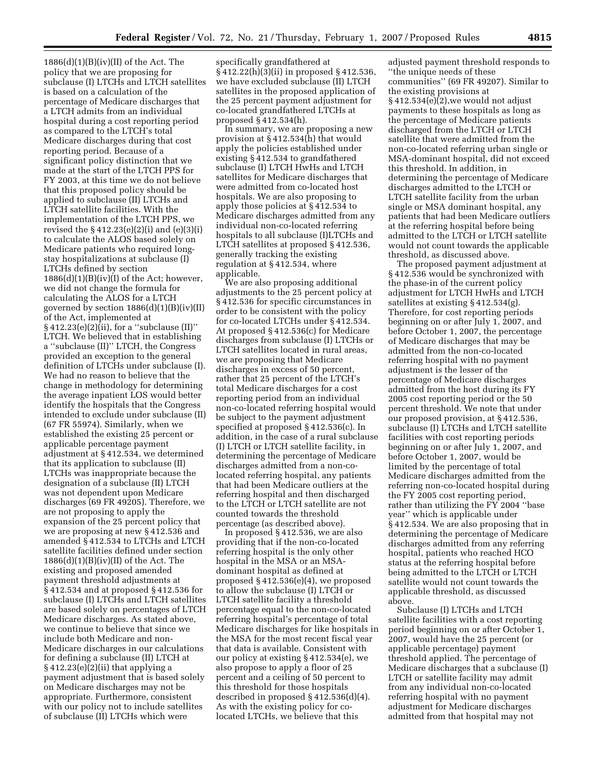1886(d)(1)(B)(iv)(II) of the Act. The policy that we are proposing for subclause (I) LTCHs and LTCH satellites is based on a calculation of the percentage of Medicare discharges that a LTCH admits from an individual hospital during a cost reporting period as compared to the LTCH's total Medicare discharges during that cost reporting period. Because of a significant policy distinction that we made at the start of the LTCH PPS for FY 2003, at this time we do not believe that this proposed policy should be applied to subclause (II) LTCHs and LTCH satellite facilities. With the implementation of the LTCH PPS, we revised the § 412.23(e)(2)(i) and (e)(3)(i) to calculate the ALOS based solely on Medicare patients who required long-stay hospitalizations at subclause (I) LTCHs defined by section 1886(d)(1)(B)(iv)(I) of the Act; however, we did not change the formula for calculating the ALOS for a LTCH governed by section 1886(d)(1)(B)(iv)(II) of the Act, implemented at § 412.23(e)(2)(ii), for a ''subclause (II)'' LTCH. We believed that in establishing a ''subclause (II)'' LTCH, the Congress provided an exception to the general definition of LTCHs under subclause (I). We had no reason to believe that the change in methodology for determining the average inpatient LOS would better identify the hospitals that the Congress intended to exclude under subclause (II) (67 FR 55974). Similarly, when we established the existing 25 percent or applicable percentage payment adjustment at § 412.534, we determined that its application to subclause (II) LTCHs was inappropriate because the designation of a subclause (II) LTCH was not dependent upon Medicare discharges (69 FR 49205). Therefore, we are not proposing to apply the expansion of the 25 percent policy that we are proposing at new § 412.536 and amended § 412.534 to LTCHs and LTCH satellite facilities defined under section 1886(d)(1)(B)(iv)(II) of the Act. The existing and proposed amended payment threshold adjustments at § 412.534 and at proposed § 412.536 for subclause (I) LTCHs and LTCH satellites are based solely on percentages of LTCH Medicare discharges. As stated above, we continue to believe that since we include both Medicare and non-Medicare discharges in our calculations for defining a subclause (II) LTCH at § 412.23(e)(2)(ii) that applying a payment adjustment that is based solely on Medicare discharges may not be appropriate. Furthermore, consistent with our policy not to include satellites of subclause (II) LTCHs which were specifically grandfathered at § 412.22(h)(3)(ii) in proposed § 412.536, we have excluded subclause (II) LTCH satellites in the proposed application of the 25 percent payment adjustment for co-located grandfathered LTCHs at proposed § 412.534(h).

In summary, we are proposing a new provision at § 412.534(h) that would apply the policies established under existing § 412.534 to grandfathered subclause (I) LTCH HwHs and LTCH satellites for Medicare discharges that were admitted from co-located host hospitals. We are also proposing to apply those policies at § 412.534 to Medicare discharges admitted from any individual non-co-located referring hospitals to all subclause (I)LTCHs and LTCH satellites at proposed § 412.536, generally tracking the existing regulation at § 412.534, where applicable.

We are also proposing additional adjustments to the 25 percent policy at § 412.536 for specific circumstances in order to be consistent with the policy for co-located LTCHs under § 412.534. At proposed § 412.536(c) for Medicare discharges from subclause (I) LTCHs or LTCH satellites located in rural areas, we are proposing that Medicare discharges in excess of 50 percent, rather that 25 percent of the LTCH's total Medicare discharges for a cost reporting period from an individual non-co-located referring hospital would be subject to the payment adjustment specified at proposed § 412.536(c). In addition, in the case of a rural subclause (I) LTCH or LTCH satellite facility, in determining the percentage of Medicare discharges admitted from a non-co-located referring hospital, any patients that had been Medicare outliers at the referring hospital and then discharged to the LTCH or LTCH satellite are not counted towards the threshold percentage (as described above).

In proposed § 412.536, we are also providing that if the non-co-located referring hospital is the only other hospital in the MSA or an MSA-dominant hospital as defined at proposed § 412.536(e)(4), we proposed to allow the subclause (I) LTCH or LTCH satellite facility a threshold percentage equal to the non-co-located referring hospital's percentage of total Medicare discharges for like hospitals in the MSA for the most recent fiscal year that data is available. Consistent with our policy at existing § 412.534(e), we also propose to apply a floor of 25 percent and a ceiling of 50 percent to this threshold for those hospitals described in proposed § 412.536(d)(4). As with the existing policy for co-located LTCHs, we believe that this adjusted payment threshold responds to ''the unique needs of these communities'' (69 FR 49207). Similar to the existing provisions at § 412.534(e)(2),we would not adjust payments to these hospitals as long as the percentage of Medicare patients discharged from the LTCH or LTCH satellite that were admitted from the non-co-located referring urban single or MSA-dominant hospital, did not exceed this threshold. In addition, in determining the percentage of Medicare discharges admitted to the LTCH or LTCH satellite facility from the urban single or MSA dominant hospital, any patients that had been Medicare outliers at the referring hospital before being admitted to the LTCH or LTCH satellite would not count towards the applicable threshold, as discussed above.

The proposed payment adjustment at § 412.536 would be synchronized with the phase-in of the current policy adjustment for LTCH HwHs and LTCH satellites at existing § 412.534(g). Therefore, for cost reporting periods beginning on or after July 1, 2007, and before October 1, 2007, the percentage of Medicare discharges that may be admitted from the non-co-located referring hospital with no payment adjustment is the lesser of the percentage of Medicare discharges admitted from the host during its FY 2005 cost reporting period or the 50 percent threshold. We note that under our proposed provision, at § 412.536, subclause (I) LTCHs and LTCH satellite facilities with cost reporting periods beginning on or after July 1, 2007, and before October 1, 2007, would be limited by the percentage of total Medicare discharges admitted from the referring non-co-located hospital during the FY 2005 cost reporting period, rather than utilizing the FY 2004 ''base year'' which is applicable under § 412.534. We are also proposing that in determining the percentage of Medicare discharges admitted from any referring hospital, patients who reached HCO status at the referring hospital before being admitted to the LTCH or LTCH satellite would not count towards the applicable threshold, as discussed above.

Subclause (I) LTCHs and LTCH satellite facilities with a cost reporting period beginning on or after October 1, 2007, would have the 25 percent (or applicable percentage) payment threshold applied. The percentage of Medicare discharges that a subclause (I) LTCH or satellite facility may admit from any individual non-co-located referring hospital with no payment adjustment for Medicare discharges admitted from that hospital may not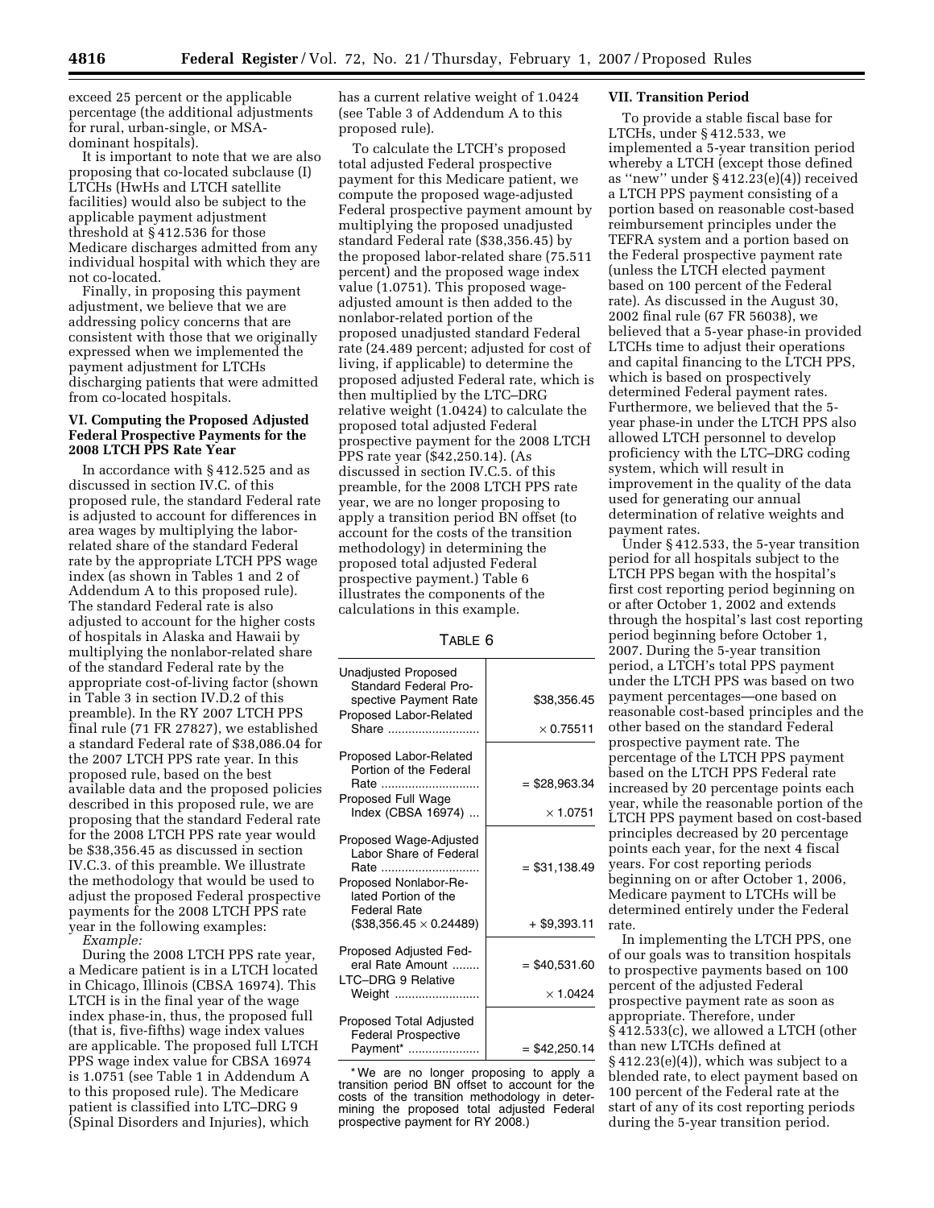exceed 25 percent or the applicable percentage (the additional adjustments for rural, urban-single, or MSA-dominant hospitals).

It is important to note that we are also proposing that co-located subclause (I) LTCHs (HwHs and LTCH satellite facilities) would also be subject to the applicable payment adjustment threshold at § 412.536 for those Medicare discharges admitted from any individual hospital with which they are not co-located.

Finally, in proposing this payment adjustment, we believe that we are addressing policy concerns that are consistent with those that we originally expressed when we implemented the payment adjustment for LTCHs discharging patients that were admitted from co-located hospitals.

## VI. Computing the Proposed Adjusted Federal Prospective Payments for the 2008 LTCH PPS Rate Year

In accordance with § 412.525 and as discussed in section IV.C. of this proposed rule, the standard Federal rate is adjusted to account for differences in area wages by multiplying the labor-related share of the standard Federal rate by the appropriate LTCH PPS wage index (as shown in Tables 1 and 2 of Addendum A to this proposed rule). The standard Federal rate is also adjusted to account for the higher costs of hospitals in Alaska and Hawaii by multiplying the nonlabor-related share of the standard Federal rate by the appropriate cost-of-living factor (shown in Table 3 in section IV.D.2 of this preamble). In the RY 2007 LTCH PPS final rule (71 FR 27827), we established a standard Federal rate of $38,086.04 for the 2007 LTCH PPS rate year. In this proposed rule, based on the best available data and the proposed policies described in this proposed rule, we are proposing that the standard Federal rate for the 2008 LTCH PPS rate year would be $38,356.45 as discussed in section IV.C.3. of this preamble. We illustrate the methodology that would be used to adjust the proposed Federal prospective payments for the 2008 LTCH PPS rate year in the following examples:

*Example:*

During the 2008 LTCH PPS rate year, a Medicare patient is in a LTCH located in Chicago, Illinois (CBSA 16974). This LTCH is in the final year of the wage index phase-in, thus, the proposed full (that is, five-fifths) wage index values are applicable. The proposed full LTCH PPS wage index value for CBSA 16974 is 1.0751 (see Table 1 in Addendum A to this proposed rule). The Medicare patient is classified into LTC–DRG 9 (Spinal Disorders and Injuries), which has a current relative weight of 1.0424 (see Table 3 of Addendum A to this proposed rule).

To calculate the LTCH's proposed total adjusted Federal prospective payment for this Medicare patient, we compute the proposed wage-adjusted Federal prospective payment amount by multiplying the proposed unadjusted standard Federal rate ($38,356.45) by the proposed labor-related share (75.511 percent) and the proposed wage index value (1.0751). This proposed wage-adjusted amount is then added to the nonlabor-related portion of the proposed unadjusted standard Federal rate (24.489 percent; adjusted for cost of living, if applicable) to determine the proposed adjusted Federal rate, which is then multiplied by the LTC–DRG relative weight (1.0424) to calculate the proposed total adjusted Federal prospective payment for the 2008 LTCH PPS rate year ($42,250.14). (As discussed in section IV.C.5. of this preamble, for the 2008 LTCH PPS rate year, we are no longer proposing to apply a transition period BN offset (to account for the costs of the transition methodology) in determining the proposed total adjusted Federal prospective payment.) Table 6 illustrates the components of the calculations in this example.

TABLE 6

| | |
|---|---|
| Unadjusted Proposed Standard Federal Prospective Payment Rate | $38,356.45 |
| Proposed Labor-Related Share | × 0.75511 |
| Proposed Labor-Related Portion of the Federal Rate | = $28,963.34 |
| Proposed Full Wage Index (CBSA 16974) | × 1.0751 |
| Proposed Wage-Adjusted Labor Share of Federal Rate | = $31,138.49 |
| Proposed Nonlabor-Related Portion of the Federal Rate ($38,356.45 × 0.24489) | + $9,393.11 |
| Proposed Adjusted Federal Rate Amount | = $40,531.60 |
| LTC–DRG 9 Relative Weight | × 1.0424 |
| Proposed Total Adjusted Federal Prospective Payment* | = $42,250.14 |

* We are no longer proposing to apply a transition period BN offset to account for the costs of the transition methodology in determining the proposed total adjusted Federal prospective payment for RY 2008.)

## VII. Transition Period

To provide a stable fiscal base for LTCHs, under § 412.533, we implemented a 5-year transition period whereby a LTCH (except those defined as "new" under § 412.23(e)(4)) received a LTCH PPS payment consisting of a portion based on reasonable cost-based reimbursement principles under the TEFRA system and a portion based on the Federal prospective payment rate (unless the LTCH elected payment based on 100 percent of the Federal rate). As discussed in the August 30, 2002 final rule (67 FR 56038), we believed that a 5-year phase-in provided LTCHs time to adjust their operations and capital financing to the LTCH PPS, which is based on prospectively determined Federal payment rates. Furthermore, we believed that the 5-year phase-in under the LTCH PPS also allowed LTCH personnel to develop proficiency with the LTC–DRG coding system, which will result in improvement in the quality of the data used for generating our annual determination of relative weights and payment rates.

Under § 412.533, the 5-year transition period for all hospitals subject to the LTCH PPS began with the hospital's first cost reporting period beginning on or after October 1, 2002 and extends through the hospital's last cost reporting period beginning before October 1, 2007. During the 5-year transition period, a LTCH's total PPS payment under the LTCH PPS was based on two payment percentages—one based on reasonable cost-based principles and the other based on the standard Federal prospective payment rate. The percentage of the LTCH PPS payment based on the LTCH PPS Federal rate increased by 20 percentage points each year, while the reasonable portion of the LTCH PPS payment based on cost-based principles decreased by 20 percentage points each year, for the next 4 fiscal years. For cost reporting periods beginning on or after October 1, 2006, Medicare payment to LTCHs will be determined entirely under the Federal rate.

In implementing the LTCH PPS, one of our goals was to transition hospitals to prospective payments based on 100 percent of the adjusted Federal prospective payment rate as soon as appropriate. Therefore, under § 412.533(c), we allowed a LTCH (other than new LTCHs defined at § 412.23(e)(4)), which was subject to a blended rate, to elect payment based on 100 percent of the Federal rate at the start of any of its cost reporting periods during the 5-year transition period.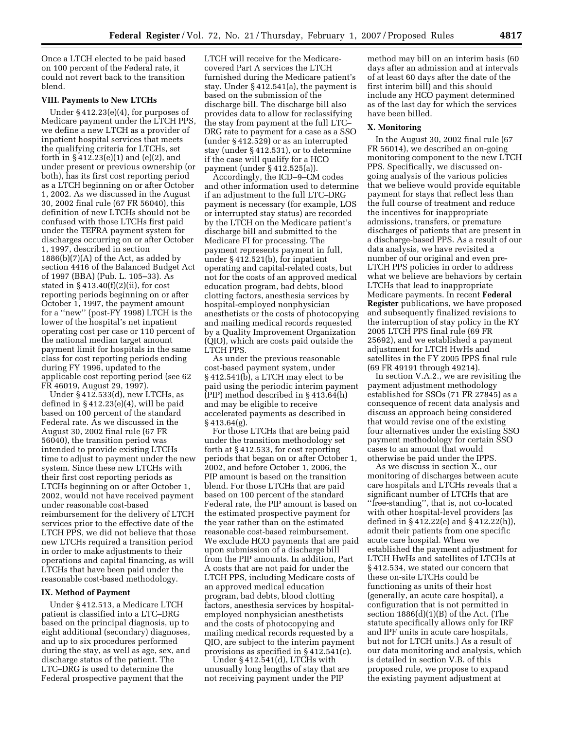Once a LTCH elected to be paid based on 100 percent of the Federal rate, it could not revert back to the transition blend.

## VIII. Payments to New LTCHs

Under § 412.23(e)(4), for purposes of Medicare payment under the LTCH PPS, we define a new LTCH as a provider of inpatient hospital services that meets the qualifying criteria for LTCHs, set forth in § 412.23(e)(1) and (e)(2), and under present or previous ownership (or both), has its first cost reporting period as a LTCH beginning on or after October 1, 2002. As we discussed in the August 30, 2002 final rule (67 FR 56040), this definition of new LTCHs should not be confused with those LTCHs first paid under the TEFRA payment system for discharges occurring on or after October 1, 1997, described in section 1886(b)(7)(A) of the Act, as added by section 4416 of the Balanced Budget Act of 1997 (BBA) (Pub. L. 105–33). As stated in § 413.40(f)(2)(ii), for cost reporting periods beginning on or after October 1, 1997, the payment amount for a ''new'' (post-FY 1998) LTCH is the lower of the hospital's net inpatient operating cost per case or 110 percent of the national median target amount payment limit for hospitals in the same class for cost reporting periods ending during FY 1996, updated to the applicable cost reporting period (see 62 FR 46019, August 29, 1997).

Under § 412.533(d), new LTCHs, as defined in § 412.23(e)(4), will be paid based on 100 percent of the standard Federal rate. As we discussed in the August 30, 2002 final rule (67 FR 56040), the transition period was intended to provide existing LTCHs time to adjust to payment under the new system. Since these new LTCHs with their first cost reporting periods as LTCHs beginning on or after October 1, 2002, would not have received payment under reasonable cost-based reimbursement for the delivery of LTCH services prior to the effective date of the LTCH PPS, we did not believe that those new LTCHs required a transition period in order to make adjustments to their operations and capital financing, as will LTCHs that have been paid under the reasonable cost-based methodology.

## IX. Method of Payment

Under § 412.513, a Medicare LTCH patient is classified into a LTC–DRG based on the principal diagnosis, up to eight additional (secondary) diagnoses, and up to six procedures performed during the stay, as well as age, sex, and discharge status of the patient. The LTC–DRG is used to determine the Federal prospective payment that the LTCH will receive for the Medicare-covered Part A services the LTCH furnished during the Medicare patient's stay. Under § 412.541(a), the payment is based on the submission of the discharge bill. The discharge bill also provides data to allow for reclassifying the stay from payment at the full LTC–DRG rate to payment for a case as a SSO (under § 412.529) or as an interrupted stay (under § 412.531), or to determine if the case will qualify for a HCO payment (under § 412.525(a)).

Accordingly, the ICD–9–CM codes and other information used to determine if an adjustment to the full LTC–DRG payment is necessary (for example, LOS or interrupted stay status) are recorded by the LTCH on the Medicare patient's discharge bill and submitted to the Medicare FI for processing. The payment represents payment in full, under § 412.521(b), for inpatient operating and capital-related costs, but not for the costs of an approved medical education program, bad debts, blood clotting factors, anesthesia services by hospital-employed nonphysician anesthetists or the costs of photocopying and mailing medical records requested by a Quality Improvement Organization (QIO), which are costs paid outside the LTCH PPS.

As under the previous reasonable cost-based payment system, under § 412.541(b), a LTCH may elect to be paid using the periodic interim payment (PIP) method described in § 413.64(h) and may be eligible to receive accelerated payments as described in § 413.64(g).

For those LTCHs that are being paid under the transition methodology set forth at § 412.533, for cost reporting periods that began on or after October 1, 2002, and before October 1, 2006, the PIP amount is based on the transition blend. For those LTCHs that are paid based on 100 percent of the standard Federal rate, the PIP amount is based on the estimated prospective payment for the year rather than on the estimated reasonable cost-based reimbursement. We exclude HCO payments that are paid upon submission of a discharge bill from the PIP amounts. In addition, Part A costs that are not paid for under the LTCH PPS, including Medicare costs of an approved medical education program, bad debts, blood clotting factors, anesthesia services by hospital-employed nonphysician anesthetists and the costs of photocopying and mailing medical records requested by a QIO, are subject to the interim payment provisions as specified in § 412.541(c).

Under § 412.541(d), LTCHs with unusually long lengths of stay that are not receiving payment under the PIP method may bill on an interim basis (60 days after an admission and at intervals of at least 60 days after the date of the first interim bill) and this should include any HCO payment determined as of the last day for which the services have been billed.

## X. Monitoring

In the August 30, 2002 final rule (67 FR 56014), we described an on-going monitoring component to the new LTCH PPS. Specifically, we discussed on-going analysis of the various policies that we believe would provide equitable payment for stays that reflect less than the full course of treatment and reduce the incentives for inappropriate admissions, transfers, or premature discharges of patients that are present in a discharge-based PPS. As a result of our data analysis, we have revisited a number of our original and even pre-LTCH PPS policies in order to address what we believe are behaviors by certain LTCHs that lead to inappropriate Medicare payments. In recent **Federal Register** publications, we have proposed and subsequently finalized revisions to the interruption of stay policy in the RY 2005 LTCH PPS final rule (69 FR 25692), and we established a payment adjustment for LTCH HwHs and satellites in the FY 2005 IPPS final rule (69 FR 49191 through 49214).

In section V.A.2., we are revisiting the payment adjustment methodology established for SSOs (71 FR 27845) as a consequence of recent data analysis and discuss an approach being considered that would revise one of the existing four alternatives under the existing SSO payment methodology for certain SSO cases to an amount that would otherwise be paid under the IPPS.

As we discuss in section X., our monitoring of discharges between acute care hospitals and LTCHs reveals that a significant number of LTCHs that are ''free-standing'', that is, not co-located with other hospital-level providers (as defined in § 412.22(e) and § 412.22(h)), admit their patients from one specific acute care hospital. When we established the payment adjustment for LTCH HwHs and satellites of LTCHs at § 412.534, we stated our concern that these on-site LTCHs could be functioning as units of their host (generally, an acute care hospital), a configuration that is not permitted in section 1886(d)(1)(B) of the Act. (The statute specifically allows only for IRF and IPF units in acute care hospitals, but not for LTCH units.) As a result of our data monitoring and analysis, which is detailed in section V.B. of this proposed rule, we propose to expand the existing payment adjustment at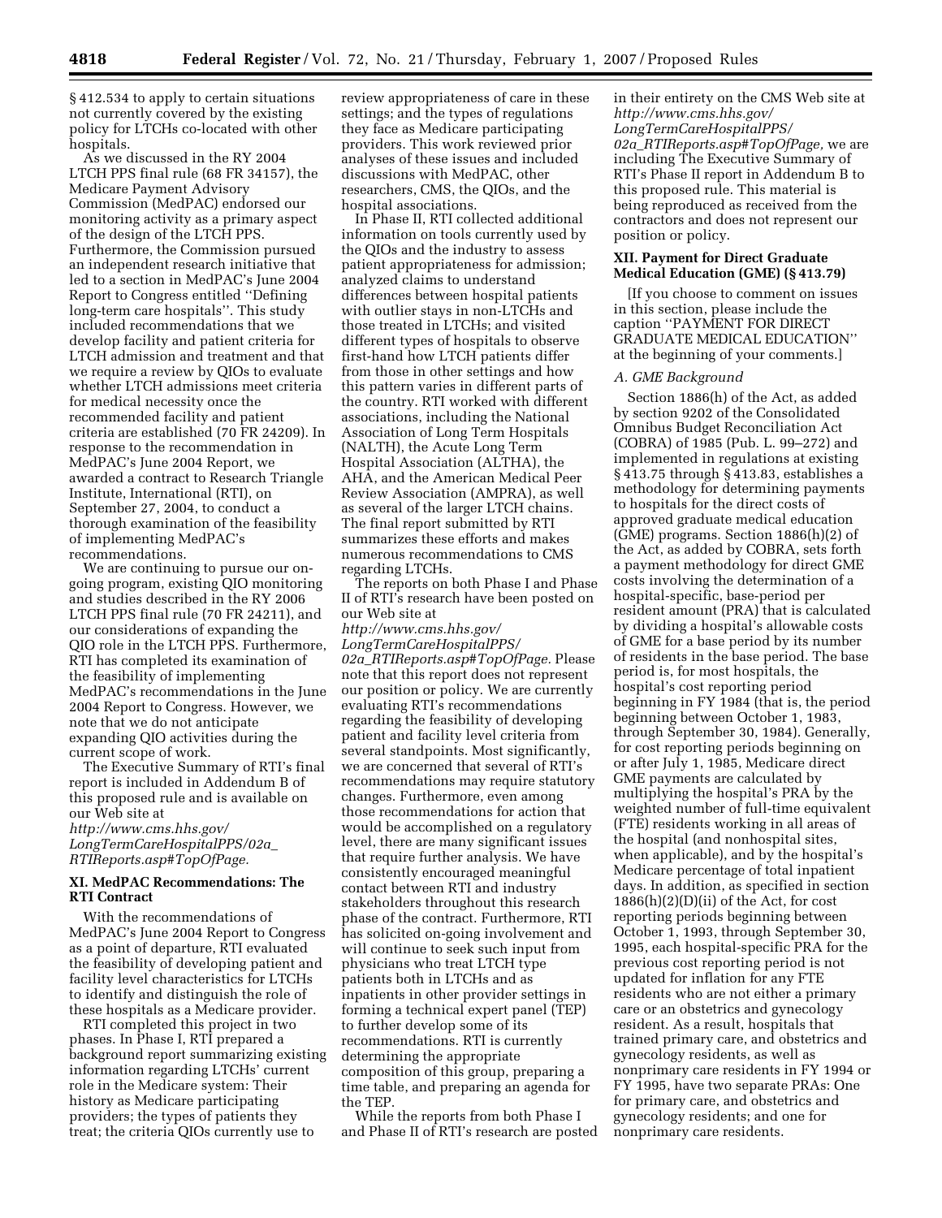§ 412.534 to apply to certain situations not currently covered by the existing policy for LTCHs co-located with other hospitals.

As we discussed in the RY 2004 LTCH PPS final rule (68 FR 34157), the Medicare Payment Advisory Commission (MedPAC) endorsed our monitoring activity as a primary aspect of the design of the LTCH PPS. Furthermore, the Commission pursued an independent research initiative that led to a section in MedPAC's June 2004 Report to Congress entitled ''Defining long-term care hospitals''. This study included recommendations that we develop facility and patient criteria for LTCH admission and treatment and that we require a review by QIOs to evaluate whether LTCH admissions meet criteria for medical necessity once the recommended facility and patient criteria are established (70 FR 24209). In response to the recommendation in MedPAC's June 2004 Report, we awarded a contract to Research Triangle Institute, International (RTI), on September 27, 2004, to conduct a thorough examination of the feasibility of implementing MedPAC's recommendations.

We are continuing to pursue our on-going program, existing QIO monitoring and studies described in the RY 2006 LTCH PPS final rule (70 FR 24211), and our considerations of expanding the QIO role in the LTCH PPS. Furthermore, RTI has completed its examination of the feasibility of implementing MedPAC's recommendations in the June 2004 Report to Congress. However, we note that we do not anticipate expanding QIO activities during the current scope of work.

The Executive Summary of RTI's final report is included in Addendum B of this proposed rule and is available on our Web site at *http://www.cms.hhs.gov/LongTermCareHospitalPPS/02a_RTIReports.asp#TopOfPage.*

## XI. MedPAC Recommendations: The RTI Contract

With the recommendations of MedPAC's June 2004 Report to Congress as a point of departure, RTI evaluated the feasibility of developing patient and facility level characteristics for LTCHs to identify and distinguish the role of these hospitals as a Medicare provider.

RTI completed this project in two phases. In Phase I, RTI prepared a background report summarizing existing information regarding LTCHs' current role in the Medicare system: Their history as Medicare participating providers; the types of patients they treat; the criteria QIOs currently use to review appropriateness of care in these settings; and the types of regulations they face as Medicare participating providers. This work reviewed prior analyses of these issues and included discussions with MedPAC, other researchers, CMS, the QIOs, and the hospital associations.

In Phase II, RTI collected additional information on tools currently used by the QIOs and the industry to assess patient appropriateness for admission; analyzed claims to understand differences between hospital patients with outlier stays in non-LTCHs and those treated in LTCHs; and visited different types of hospitals to observe first-hand how LTCH patients differ from those in other settings and how this pattern varies in different parts of the country. RTI worked with different associations, including the National Association of Long Term Hospitals (NALTH), the Acute Long Term Hospital Association (ALTHA), the AHA, and the American Medical Peer Review Association (AMPRA), as well as several of the larger LTCH chains. The final report submitted by RTI summarizes these efforts and makes numerous recommendations to CMS regarding LTCHs.

The reports on both Phase I and Phase II of RTI's research have been posted on our Web site at *http://www.cms.hhs.gov/LongTermCareHospitalPPS/02a_RTIReports.asp#TopOfPage.* Please note that this report does not represent our position or policy. We are currently evaluating RTI's recommendations regarding the feasibility of developing patient and facility level criteria from several standpoints. Most significantly, we are concerned that several of RTI's recommendations may require statutory changes. Furthermore, even among those recommendations for action that would be accomplished on a regulatory level, there are many significant issues that require further analysis. We have consistently encouraged meaningful contact between RTI and industry stakeholders throughout this research phase of the contract. Furthermore, RTI has solicited on-going involvement and will continue to seek such input from physicians who treat LTCH type patients both in LTCHs and as inpatients in other provider settings in forming a technical expert panel (TEP) to further develop some of its recommendations. RTI is currently determining the appropriate composition of this group, preparing a time table, and preparing an agenda for the TEP.

While the reports from both Phase I and Phase II of RTI's research are posted in their entirety on the CMS Web site at *http://www.cms.hhs.gov/LongTermCareHospitalPPS/02a_RTIReports.asp#TopOfPage,* we are including The Executive Summary of RTI's Phase II report in Addendum B to this proposed rule. This material is being reproduced as received from the contractors and does not represent our position or policy.

## XII. Payment for Direct Graduate Medical Education (GME) (§ 413.79)

[If you choose to comment on issues in this section, please include the caption ''PAYMENT FOR DIRECT GRADUATE MEDICAL EDUCATION'' at the beginning of your comments.]

### *A. GME Background*

Section 1886(h) of the Act, as added by section 9202 of the Consolidated Omnibus Budget Reconciliation Act (COBRA) of 1985 (Pub. L. 99–272) and implemented in regulations at existing § 413.75 through § 413.83, establishes a methodology for determining payments to hospitals for the direct costs of approved graduate medical education (GME) programs. Section 1886(h)(2) of the Act, as added by COBRA, sets forth a payment methodology for direct GME costs involving the determination of a hospital-specific, base-period per resident amount (PRA) that is calculated by dividing a hospital's allowable costs of GME for a base period by its number of residents in the base period. The base period is, for most hospitals, the hospital's cost reporting period beginning in FY 1984 (that is, the period beginning between October 1, 1983, through September 30, 1984). Generally, for cost reporting periods beginning on or after July 1, 1985, Medicare direct GME payments are calculated by multiplying the hospital's PRA by the weighted number of full-time equivalent (FTE) residents working in all areas of the hospital (and nonhospital sites, when applicable), and by the hospital's Medicare percentage of total inpatient days. In addition, as specified in section 1886(h)(2)(D)(ii) of the Act, for cost reporting periods beginning between October 1, 1993, through September 30, 1995, each hospital-specific PRA for the previous cost reporting period is not updated for inflation for any FTE residents who are not either a primary care or an obstetrics and gynecology resident. As a result, hospitals that trained primary care, and obstetrics and gynecology residents, as well as nonprimary care residents in FY 1994 or FY 1995, have two separate PRAs: One for primary care, and obstetrics and gynecology residents; and one for nonprimary care residents.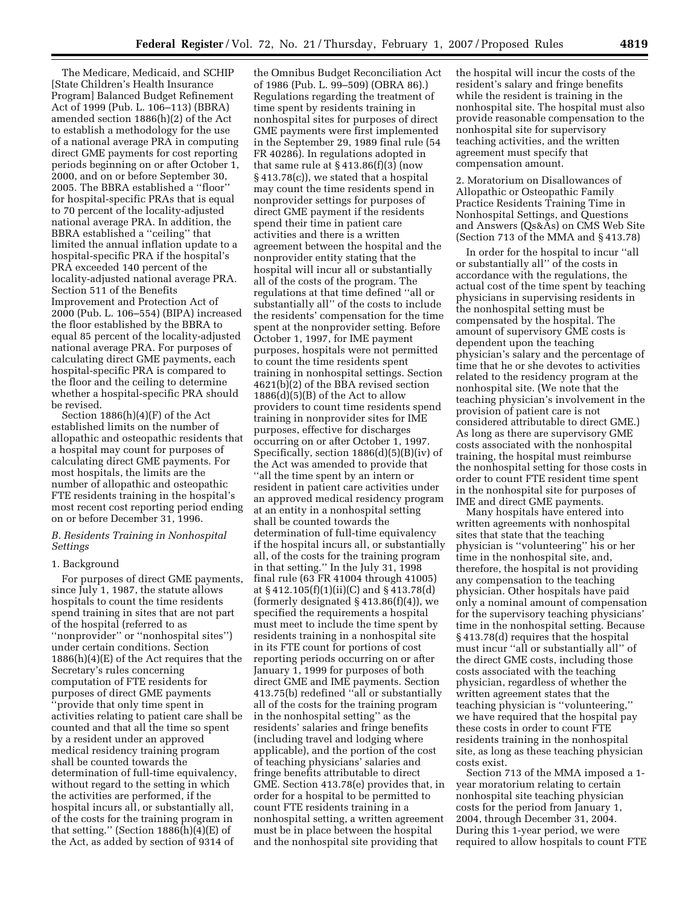The Medicare, Medicaid, and SCHIP [State Children's Health Insurance Program] Balanced Budget Refinement Act of 1999 (Pub. L. 106–113) (BBRA) amended section 1886(h)(2) of the Act to establish a methodology for the use of a national average PRA in computing direct GME payments for cost reporting periods beginning on or after October 1, 2000, and on or before September 30, 2005. The BBRA established a "floor" for hospital-specific PRAs that is equal to 70 percent of the locality-adjusted national average PRA. In addition, the BBRA established a "ceiling" that limited the annual inflation update to a hospital-specific PRA if the hospital's PRA exceeded 140 percent of the locality-adjusted national average PRA. Section 511 of the Benefits Improvement and Protection Act of 2000 (Pub. L. 106–554) (BIPA) increased the floor established by the BBRA to equal 85 percent of the locality-adjusted national average PRA. For purposes of calculating direct GME payments, each hospital-specific PRA is compared to the floor and the ceiling to determine whether a hospital-specific PRA should be revised.

Section 1886(h)(4)(F) of the Act established limits on the number of allopathic and osteopathic residents that a hospital may count for purposes of calculating direct GME payments. For most hospitals, the limits are the number of allopathic and osteopathic FTE residents training in the hospital's most recent cost reporting period ending on or before December 31, 1996.

### *B. Residents Training in Nonhospital Settings*

#### 1. Background

For purposes of direct GME payments, since July 1, 1987, the statute allows hospitals to count the time residents spend training in sites that are not part of the hospital (referred to as "nonprovider" or "nonhospital sites") under certain conditions. Section 1886(h)(4)(E) of the Act requires that the Secretary's rules concerning computation of FTE residents for purposes of direct GME payments "provide that only time spent in activities relating to patient care shall be counted and that all the time so spent by a resident under an approved medical residency training program shall be counted towards the determination of full-time equivalency, without regard to the setting in which the activities are performed, if the hospital incurs all, or substantially all, of the costs for the training program in that setting." (Section 1886(h)(4)(E) of the Act, as added by section of 9314 of the Omnibus Budget Reconciliation Act of 1986 (Pub. L. 99–509) (OBRA 86).) Regulations regarding the treatment of time spent by residents training in nonhospital sites for purposes of direct GME payments were first implemented in the September 29, 1989 final rule (54 FR 40286). In regulations adopted in that same rule at § 413.86(f)(3) (now § 413.78(c)), we stated that a hospital may count the time residents spend in nonprovider settings for purposes of direct GME payment if the residents spend their time in patient care activities and there is a written agreement between the hospital and the nonprovider entity stating that the hospital will incur all or substantially all of the costs of the program. The regulations at that time defined "all or substantially all" of the costs to include the residents' compensation for the time spent at the nonprovider setting. Before October 1, 1997, for IME payment purposes, hospitals were not permitted to count the time residents spent training in nonhospital settings. Section 4621(b)(2) of the BBA revised section 1886(d)(5)(B) of the Act to allow providers to count time residents spend training in nonprovider sites for IME purposes, effective for discharges occurring on or after October 1, 1997. Specifically, section 1886(d)(5)(B)(iv) of the Act was amended to provide that "all the time spent by an intern or resident in patient care activities under an approved medical residency program at an entity in a nonhospital setting shall be counted towards the determination of full-time equivalency if the hospital incurs all, or substantially all, of the costs for the training program in that setting." In the July 31, 1998 final rule (63 FR 41004 through 41005) at § 412.105(f)(1)(ii)(C) and § 413.78(d) (formerly designated § 413.86(f)(4)), we specified the requirements a hospital must meet to include the time spent by residents training in a nonhospital site in its FTE count for portions of cost reporting periods occurring on or after January 1, 1999 for purposes of both direct GME and IME payments. Section 413.75(b) redefined "all or substantially all of the costs for the training program in the nonhospital setting" as the residents' salaries and fringe benefits (including travel and lodging where applicable), and the portion of the cost of teaching physicians' salaries and fringe benefits attributable to direct GME. Section 413.78(e) provides that, in order for a hospital to be permitted to count FTE residents training in a nonhospital setting, a written agreement must be in place between the hospital and the nonhospital site providing that the hospital will incur the costs of the resident's salary and fringe benefits while the resident is training in the nonhospital site. The hospital must also provide reasonable compensation to the nonhospital site for supervisory teaching activities, and the written agreement must specify that compensation amount.

#### 2. Moratorium on Disallowances of Allopathic or Osteopathic Family Practice Residents Training Time in Nonhospital Settings, and Questions and Answers (Qs&As) on CMS Web Site (Section 713 of the MMA and § 413.78)

In order for the hospital to incur "all or substantially all" of the costs in accordance with the regulations, the actual cost of the time spent by teaching physicians in supervising residents in the nonhospital setting must be compensated by the hospital. The amount of supervisory GME costs is dependent upon the teaching physician's salary and the percentage of time that he or she devotes to activities related to the residency program at the nonhospital site. (We note that the teaching physician's involvement in the provision of patient care is not considered attributable to direct GME.) As long as there are supervisory GME costs associated with the nonhospital training, the hospital must reimburse the nonhospital setting for those costs in order to count FTE resident time spent in the nonhospital site for purposes of IME and direct GME payments.

Many hospitals have entered into written agreements with nonhospital sites that state that the teaching physician is "volunteering" his or her time in the nonhospital site, and, therefore, the hospital is not providing any compensation to the teaching physician. Other hospitals have paid only a nominal amount of compensation for the supervisory teaching physicians' time in the nonhospital setting. Because § 413.78(d) requires that the hospital must incur "all or substantially all" of the direct GME costs, including those costs associated with the teaching physician, regardless of whether the written agreement states that the teaching physician is "volunteering," we have required that the hospital pay these costs in order to count FTE residents training in the nonhospital site, as long as these teaching physician costs exist.

Section 713 of the MMA imposed a 1-year moratorium relating to certain nonhospital site teaching physician costs for the period from January 1, 2004, through December 31, 2004. During this 1-year period, we were required to allow hospitals to count FTE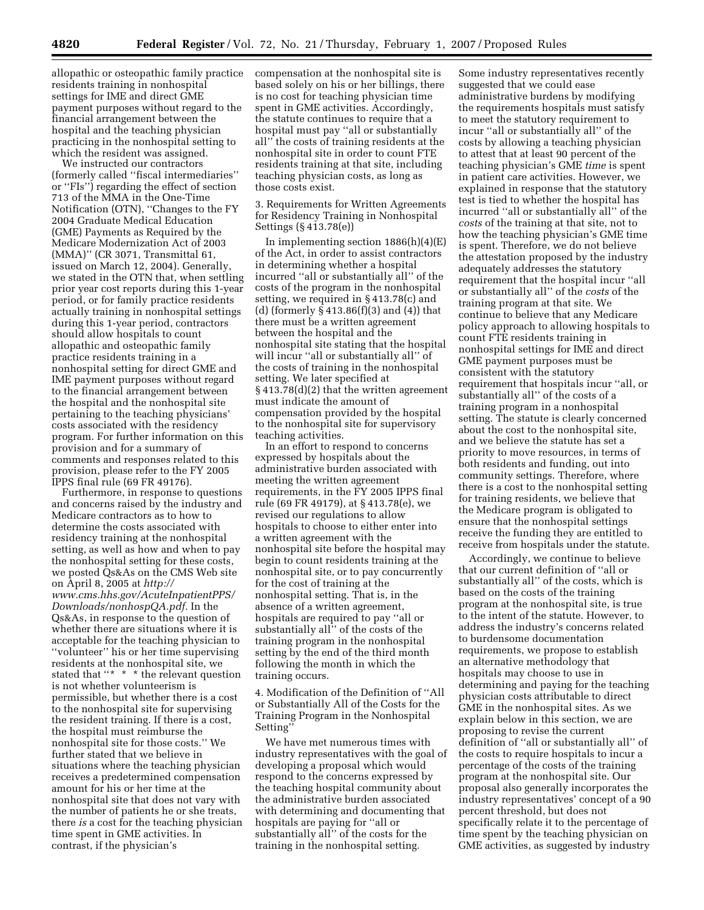allopathic or osteopathic family practice residents training in nonhospital settings for IME and direct GME payment purposes without regard to the financial arrangement between the hospital and the teaching physician practicing in the nonhospital setting to which the resident was assigned.

We instructed our contractors (formerly called ''fiscal intermediaries'' or ''FIs'') regarding the effect of section 713 of the MMA in the One-Time Notification (OTN), ''Changes to the FY 2004 Graduate Medical Education (GME) Payments as Required by the Medicare Modernization Act of 2003 (MMA)'' (CR 3071, Transmittal 61, issued on March 12, 2004). Generally, we stated in the OTN that, when settling prior year cost reports during this 1-year period, or for family practice residents actually training in nonhospital settings during this 1-year period, contractors should allow hospitals to count allopathic and osteopathic family practice residents training in a nonhospital setting for direct GME and IME payment purposes without regard to the financial arrangement between the hospital and the nonhospital site pertaining to the teaching physicians' costs associated with the residency program. For further information on this provision and for a summary of comments and responses related to this provision, please refer to the FY 2005 IPPS final rule (69 FR 49176).

Furthermore, in response to questions and concerns raised by the industry and Medicare contractors as to how to determine the costs associated with residency training at the nonhospital setting, as well as how and when to pay the nonhospital setting for these costs, we posted Qs&As on the CMS Web site on April 8, 2005 at *http://www.cms.hhs.gov/AcuteInpatientPPS/Downloads/nonhospQA.pdf.* In the Qs&As, in response to the question of whether there are situations where it is acceptable for the teaching physician to ''volunteer'' his or her time supervising residents at the nonhospital site, we stated that ''* * * the relevant question is not whether volunteerism is permissible, but whether there is a cost to the nonhospital site for supervising the resident training. If there is a cost, the hospital must reimburse the nonhospital site for those costs.'' We further stated that we believe in situations where the teaching physician receives a predetermined compensation amount for his or her time at the nonhospital site that does not vary with the number of patients he or she treats, there *is* a cost for the teaching physician time spent in GME activities. In contrast, if the physician's compensation at the nonhospital site is based solely on his or her billings, there is no cost for teaching physician time spent in GME activities. Accordingly, the statute continues to require that a hospital must pay ''all or substantially all'' the costs of training residents at the nonhospital site in order to count FTE residents training at that site, including teaching physician costs, as long as those costs exist.

3. Requirements for Written Agreements for Residency Training in Nonhospital Settings (§ 413.78(e))

In implementing section 1886(h)(4)(E) of the Act, in order to assist contractors in determining whether a hospital incurred ''all or substantially all'' of the costs of the program in the nonhospital setting, we required in § 413.78(c) and (d) (formerly § 413.86(f)(3) and (4)) that there must be a written agreement between the hospital and the nonhospital site stating that the hospital will incur ''all or substantially all'' of the costs of training in the nonhospital setting. We later specified at § 413.78(d)(2) that the written agreement must indicate the amount of compensation provided by the hospital to the nonhospital site for supervisory teaching activities.

In an effort to respond to concerns expressed by hospitals about the administrative burden associated with meeting the written agreement requirements, in the FY 2005 IPPS final rule (69 FR 49179), at § 413.78(e), we revised our regulations to allow hospitals to choose to either enter into a written agreement with the nonhospital site before the hospital may begin to count residents training at the nonhospital site, or to pay concurrently for the cost of training at the nonhospital setting. That is, in the absence of a written agreement, hospitals are required to pay ''all or substantially all'' of the costs of the training program in the nonhospital setting by the end of the third month following the month in which the training occurs.

4. Modification of the Definition of ''All or Substantially All of the Costs for the Training Program in the Nonhospital Setting''

We have met numerous times with industry representatives with the goal of developing a proposal which would respond to the concerns expressed by the teaching hospital community about the administrative burden associated with determining and documenting that hospitals are paying for ''all or substantially all'' of the costs for the training in the nonhospital setting. Some industry representatives recently suggested that we could ease administrative burdens by modifying the requirements hospitals must satisfy to meet the statutory requirement to incur ''all or substantially all'' of the costs by allowing a teaching physician to attest that at least 90 percent of the teaching physician's GME *time* is spent in patient care activities. However, we explained in response that the statutory test is tied to whether the hospital has incurred ''all or substantially all'' of the *costs* of the training at that site, not to how the teaching physician's GME time is spent. Therefore, we do not believe the attestation proposed by the industry adequately addresses the statutory requirement that the hospital incur ''all or substantially all'' of the *costs* of the training program at that site. We continue to believe that any Medicare policy approach to allowing hospitals to count FTE residents training in nonhospital settings for IME and direct GME payment purposes must be consistent with the statutory requirement that hospitals incur ''all, or substantially all'' of the costs of a training program in a nonhospital setting. The statute is clearly concerned about the cost to the nonhospital site, and we believe the statute has set a priority to move resources, in terms of both residents and funding, out into community settings. Therefore, where there is a cost to the nonhospital setting for training residents, we believe that the Medicare program is obligated to ensure that the nonhospital settings receive the funding they are entitled to receive from hospitals under the statute.

Accordingly, we continue to believe that our current definition of ''all or substantially all'' of the costs, which is based on the costs of the training program at the nonhospital site, is true to the intent of the statute. However, to address the industry's concerns related to burdensome documentation requirements, we propose to establish an alternative methodology that hospitals may choose to use in determining and paying for the teaching physician costs attributable to direct GME in the nonhospital sites. As we explain below in this section, we are proposing to revise the current definition of ''all or substantially all'' of the costs to require hospitals to incur a percentage of the costs of the training program at the nonhospital site. Our proposal also generally incorporates the industry representatives' concept of a 90 percent threshold, but does not specifically relate it to the percentage of time spent by the teaching physician on GME activities, as suggested by industry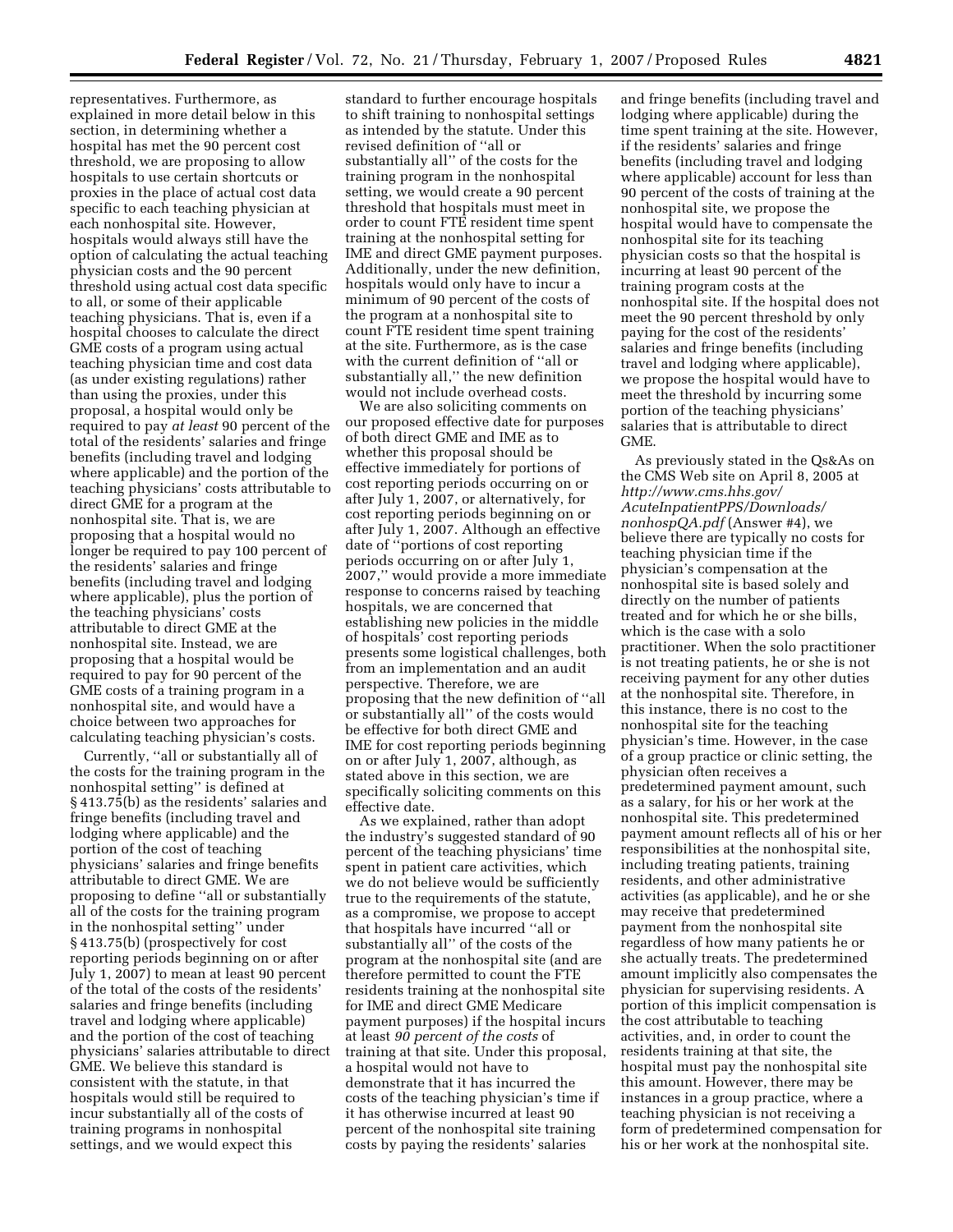representatives. Furthermore, as explained in more detail below in this section, in determining whether a hospital has met the 90 percent cost threshold, we are proposing to allow hospitals to use certain shortcuts or proxies in the place of actual cost data specific to each teaching physician at each nonhospital site. However, hospitals would always still have the option of calculating the actual teaching physician costs and the 90 percent threshold using actual cost data specific to all, or some of their applicable teaching physicians. That is, even if a hospital chooses to calculate the direct GME costs of a program using actual teaching physician time and cost data (as under existing regulations) rather than using the proxies, under this proposal, a hospital would only be required to pay *at least* 90 percent of the total of the residents' salaries and fringe benefits (including travel and lodging where applicable) and the portion of the teaching physicians' costs attributable to direct GME for a program at the nonhospital site. That is, we are proposing that a hospital would no longer be required to pay 100 percent of the residents' salaries and fringe benefits (including travel and lodging where applicable), plus the portion of the teaching physicians' costs attributable to direct GME at the nonhospital site. Instead, we are proposing that a hospital would be required to pay for 90 percent of the GME costs of a training program in a nonhospital site, and would have a choice between two approaches for calculating teaching physician's costs.

Currently, ''all or substantially all of the costs for the training program in the nonhospital setting'' is defined at § 413.75(b) as the residents' salaries and fringe benefits (including travel and lodging where applicable) and the portion of the cost of teaching physicians' salaries and fringe benefits attributable to direct GME. We are proposing to define ''all or substantially all of the costs for the training program in the nonhospital setting'' under § 413.75(b) (prospectively for cost reporting periods beginning on or after July 1, 2007) to mean at least 90 percent of the total of the costs of the residents' salaries and fringe benefits (including travel and lodging where applicable) and the portion of the cost of teaching physicians' salaries attributable to direct GME. We believe this standard is consistent with the statute, in that hospitals would still be required to incur substantially all of the costs of training programs in nonhospital settings, and we would expect this standard to further encourage hospitals to shift training to nonhospital settings as intended by the statute. Under this revised definition of ''all or substantially all'' of the costs for the training program in the nonhospital setting, we would create a 90 percent threshold that hospitals must meet in order to count FTE resident time spent training at the nonhospital setting for IME and direct GME payment purposes. Additionally, under the new definition, hospitals would only have to incur a minimum of 90 percent of the costs of the program at a nonhospital site to count FTE resident time spent training at the site. Furthermore, as is the case with the current definition of ''all or substantially all,'' the new definition would not include overhead costs.

We are also soliciting comments on our proposed effective date for purposes of both direct GME and IME as to whether this proposal should be effective immediately for portions of cost reporting periods occurring on or after July 1, 2007, or alternatively, for cost reporting periods beginning on or after July 1, 2007. Although an effective date of ''portions of cost reporting periods occurring on or after July 1, 2007,'' would provide a more immediate response to concerns raised by teaching hospitals, we are concerned that establishing new policies in the middle of hospitals' cost reporting periods presents some logistical challenges, both from an implementation and an audit perspective. Therefore, we are proposing that the new definition of ''all or substantially all'' of the costs would be effective for both direct GME and IME for cost reporting periods beginning on or after July 1, 2007, although, as stated above in this section, we are specifically soliciting comments on this effective date.

As we explained, rather than adopt the industry's suggested standard of 90 percent of the teaching physicians' time spent in patient care activities, which we do not believe would be sufficiently true to the requirements of the statute, as a compromise, we propose to accept that hospitals have incurred ''all or substantially all'' of the costs of the program at the nonhospital site (and are therefore permitted to count the FTE residents training at the nonhospital site for IME and direct GME Medicare payment purposes) if the hospital incurs at least *90 percent of the costs* of training at that site. Under this proposal, a hospital would not have to demonstrate that it has incurred the costs of the teaching physician's time if it has otherwise incurred at least 90 percent of the nonhospital site training costs by paying the residents' salaries and fringe benefits (including travel and lodging where applicable) during the time spent training at the site. However, if the residents' salaries and fringe benefits (including travel and lodging where applicable) account for less than 90 percent of the costs of training at the nonhospital site, we propose the hospital would have to compensate the nonhospital site for its teaching physician costs so that the hospital is incurring at least 90 percent of the training program costs at the nonhospital site. If the hospital does not meet the 90 percent threshold by only paying for the cost of the residents' salaries and fringe benefits (including travel and lodging where applicable), we propose the hospital would have to meet the threshold by incurring some portion of the teaching physicians' salaries that is attributable to direct GME.

As previously stated in the Qs&As on the CMS Web site on April 8, 2005 at *http://www.cms.hhs.gov/AcuteInpatientPPS/Downloads/nonhospQA.pdf* (Answer #4), we believe there are typically no costs for teaching physician time if the physician's compensation at the nonhospital site is based solely and directly on the number of patients treated and for which he or she bills, which is the case with a solo practitioner. When the solo practitioner is not treating patients, he or she is not receiving payment for any other duties at the nonhospital site. Therefore, in this instance, there is no cost to the nonhospital site for the teaching physician's time. However, in the case of a group practice or clinic setting, the physician often receives a predetermined payment amount, such as a salary, for his or her work at the nonhospital site. This predetermined payment amount reflects all of his or her responsibilities at the nonhospital site, including treating patients, training residents, and other administrative activities (as applicable), and he or she may receive that predetermined payment from the nonhospital site regardless of how many patients he or she actually treats. The predetermined amount implicitly also compensates the physician for supervising residents. A portion of this implicit compensation is the cost attributable to teaching activities, and, in order to count the residents training at that site, the hospital must pay the nonhospital site this amount. However, there may be instances in a group practice, where a teaching physician is not receiving a form of predetermined compensation for his or her work at the nonhospital site.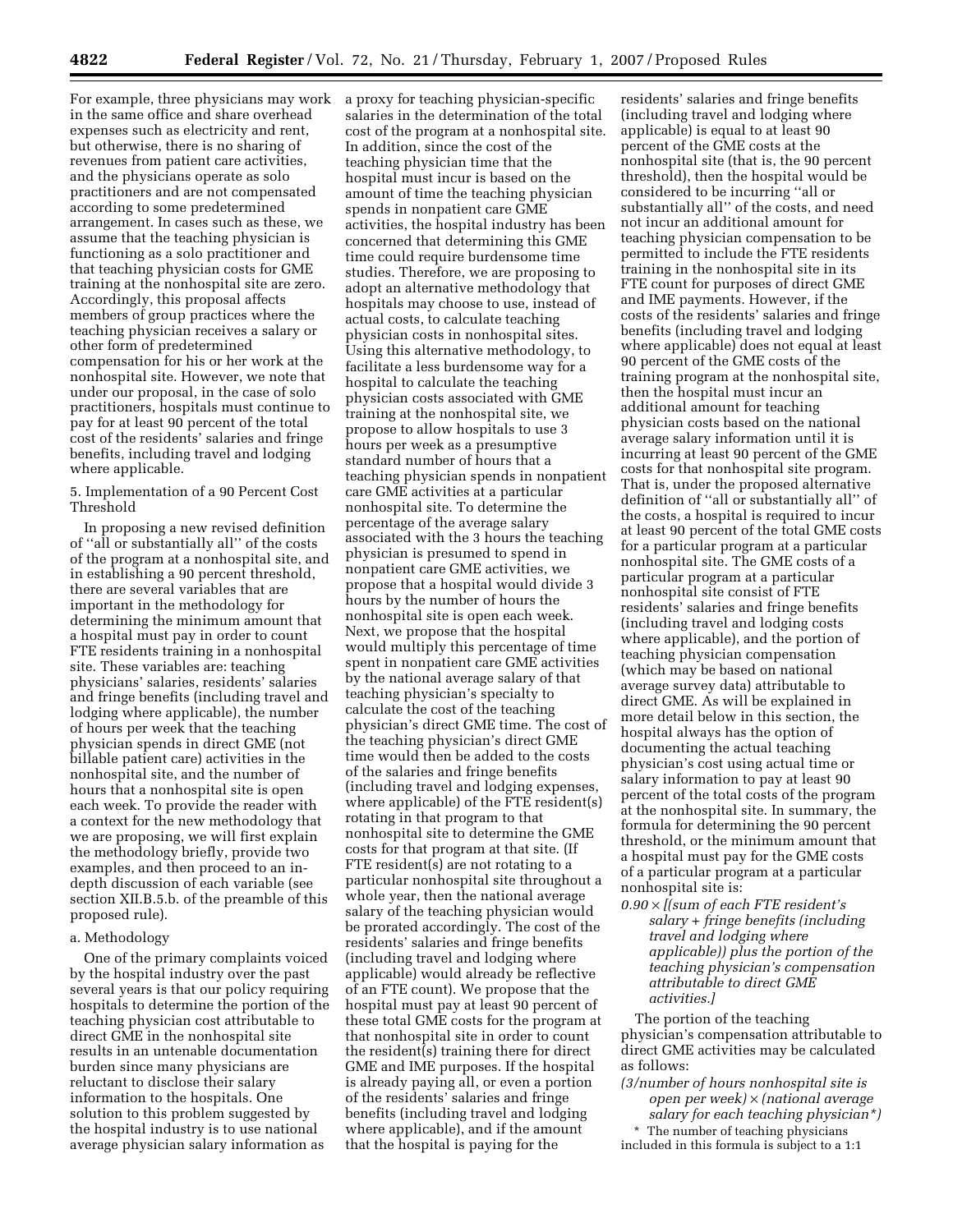For example, three physicians may work in the same office and share overhead expenses such as electricity and rent, but otherwise, there is no sharing of revenues from patient care activities, and the physicians operate as solo practitioners and are not compensated according to some predetermined arrangement. In cases such as these, we assume that the teaching physician is functioning as a solo practitioner and that teaching physician costs for GME training at the nonhospital site are zero. Accordingly, this proposal affects members of group practices where the teaching physician receives a salary or other form of predetermined compensation for his or her work at the nonhospital site. However, we note that under our proposal, in the case of solo practitioners, hospitals must continue to pay for at least 90 percent of the total cost of the residents' salaries and fringe benefits, including travel and lodging where applicable.

5. Implementation of a 90 Percent Cost Threshold

In proposing a new revised definition of ''all or substantially all'' of the costs of the program at a nonhospital site, and in establishing a 90 percent threshold, there are several variables that are important in the methodology for determining the minimum amount that a hospital must pay in order to count FTE residents training in a nonhospital site. These variables are: teaching physicians' salaries, residents' salaries and fringe benefits (including travel and lodging where applicable), the number of hours per week that the teaching physician spends in direct GME (not billable patient care) activities in the nonhospital site, and the number of hours that a nonhospital site is open each week. To provide the reader with a context for the new methodology that we are proposing, we will first explain the methodology briefly, provide two examples, and then proceed to an in-depth discussion of each variable (see section XII.B.5.b. of the preamble of this proposed rule).

a. Methodology

One of the primary complaints voiced by the hospital industry over the past several years is that our policy requiring hospitals to determine the portion of the teaching physician cost attributable to direct GME in the nonhospital site results in an untenable documentation burden since many physicians are reluctant to disclose their salary information to the hospitals. One solution to this problem suggested by the hospital industry is to use national average physician salary information as a proxy for teaching physician-specific salaries in the determination of the total cost of the program at a nonhospital site. In addition, since the cost of the teaching physician time that the hospital must incur is based on the amount of time the teaching physician spends in nonpatient care GME activities, the hospital industry has been concerned that determining this GME time could require burdensome time studies. Therefore, we are proposing to adopt an alternative methodology that hospitals may choose to use, instead of actual costs, to calculate teaching physician costs in nonhospital sites. Using this alternative methodology, to facilitate a less burdensome way for a hospital to calculate the teaching physician costs associated with GME training at the nonhospital site, we propose to allow hospitals to use 3 hours per week as a presumptive standard number of hours that a teaching physician spends in nonpatient care GME activities at a particular nonhospital site. To determine the percentage of the average salary associated with the 3 hours the teaching physician is presumed to spend in nonpatient care GME activities, we propose that a hospital would divide 3 hours by the number of hours the nonhospital site is open each week. Next, we propose that the hospital would multiply this percentage of time spent in nonpatient care GME activities by the national average salary of that teaching physician's specialty to calculate the cost of the teaching physician's direct GME time. The cost of the teaching physician's direct GME time would then be added to the costs of the salaries and fringe benefits (including travel and lodging expenses, where applicable) of the FTE resident(s) rotating in that program to that nonhospital site to determine the GME costs for that program at that site. (If FTE resident(s) are not rotating to a particular nonhospital site throughout a whole year, then the national average salary of the teaching physician would be prorated accordingly. The cost of the residents' salaries and fringe benefits (including travel and lodging where applicable) would already be reflective of an FTE count). We propose that the hospital must pay at least 90 percent of these total GME costs for the program at that nonhospital site in order to count the resident(s) training there for direct GME and IME purposes. If the hospital is already paying all, or even a portion of the residents' salaries and fringe benefits (including travel and lodging where applicable), and if the amount that the hospital is paying for the residents' salaries and fringe benefits (including travel and lodging where applicable) is equal to at least 90 percent of the GME costs at the nonhospital site (that is, the 90 percent threshold), then the hospital would be considered to be incurring ''all or substantially all'' of the costs, and need not incur an additional amount for teaching physician compensation to be permitted to include the FTE residents training in the nonhospital site in its FTE count for purposes of direct GME and IME payments. However, if the costs of the residents' salaries and fringe benefits (including travel and lodging where applicable) does not equal at least 90 percent of the GME costs of the training program at the nonhospital site, then the hospital must incur an additional amount for teaching physician costs based on the national average salary information until it is incurring at least 90 percent of the GME costs for that nonhospital site program. That is, under the proposed alternative definition of ''all or substantially all'' of the costs, a hospital is required to incur at least 90 percent of the total GME costs for a particular program at a particular nonhospital site. The GME costs of a particular program at a particular nonhospital site consist of FTE residents' salaries and fringe benefits (including travel and lodging costs where applicable), and the portion of teaching physician compensation (which may be based on national average survey data) attributable to direct GME. As will be explained in more detail below in this section, the hospital always has the option of documenting the actual teaching physician's cost using actual time or salary information to pay at least 90 percent of the total costs of the program at the nonhospital site. In summary, the formula for determining the 90 percent threshold, or the minimum amount that a hospital must pay for the GME costs of a particular program at a particular nonhospital site is:

*0.90 × [(sum of each FTE resident's salary + fringe benefits (including travel and lodging where applicable)) plus the portion of the teaching physician's compensation attributable to direct GME activities.]*

The portion of the teaching physician's compensation attributable to direct GME activities may be calculated as follows:

*(3/number of hours nonhospital site is open per week) × (national average salary for each teaching physician*)*

\* The number of teaching physicians included in this formula is subject to a 1:1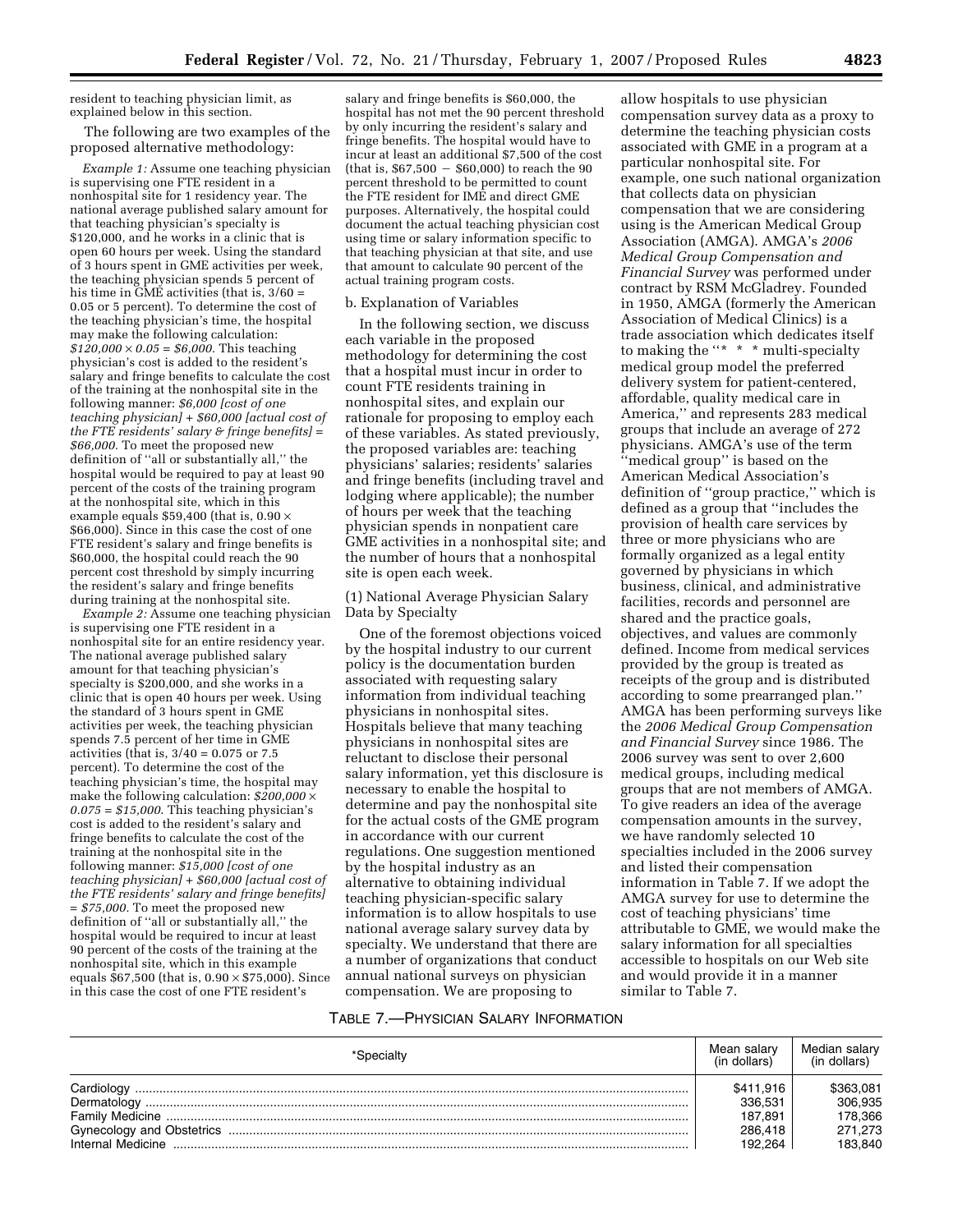resident to teaching physician limit, as explained below in this section.

The following are two examples of the proposed alternative methodology:

*Example 1:* Assume one teaching physician is supervising one FTE resident in a nonhospital site for 1 residency year. The national average published salary amount for that teaching physician's specialty is \$120,000, and he works in a clinic that is open 60 hours per week. Using the standard of 3 hours spent in GME activities per week, the teaching physician spends 5 percent of his time in GME activities (that is, 3/60 = 0.05 or 5 percent). To determine the cost of the teaching physician's time, the hospital may make the following calculation: *\$120,000 × 0.05 = \$6,000.* This teaching physician's cost is added to the resident's salary and fringe benefits to calculate the cost of the training at the nonhospital site in the following manner: *\$6,000 [cost of one teaching physician] + \$60,000 [actual cost of the FTE residents' salary & fringe benefits] = \$66,000.* To meet the proposed new definition of "all or substantially all," the hospital would be required to pay at least 90 percent of the costs of the training program at the nonhospital site, which in this example equals \$59,400 (that is, 0.90 × \$66,000). Since in this case the cost of one FTE resident's salary and fringe benefits is \$60,000, the hospital could reach the 90 percent cost threshold by simply incurring the resident's salary and fringe benefits during training at the nonhospital site.

*Example 2:* Assume one teaching physician is supervising one FTE resident in a nonhospital site for an entire residency year. The national average published salary amount for that teaching physician's specialty is \$200,000, and she works in a clinic that is open 40 hours per week. Using the standard of 3 hours spent in GME activities per week, the teaching physician spends 7.5 percent of her time in GME activities (that is, 3/40 = 0.075 or 7.5 percent). To determine the cost of the teaching physician's time, the hospital may make the following calculation: *\$200,000 × 0.075 = \$15,000.* This teaching physician's cost is added to the resident's salary and fringe benefits to calculate the cost of the training at the nonhospital site in the following manner: *\$15,000 [cost of one teaching physician] + \$60,000 [actual cost of the FTE residents' salary and fringe benefits] = \$75,000.* To meet the proposed new definition of "all or substantially all," the hospital would be required to incur at least 90 percent of the costs of the training at the nonhospital site, which in this example equals \$67,500 (that is, 0.90 × \$75,000). Since in this case the cost of one FTE resident's salary and fringe benefits is \$60,000, the hospital has not met the 90 percent threshold by only incurring the resident's salary and fringe benefits. The hospital would have to incur at least an additional \$7,500 of the cost (that is, \$67,500 − \$60,000) to reach the 90 percent threshold to be permitted to count the FTE resident for IME and direct GME purposes. Alternatively, the hospital could document the actual teaching physician cost using time or salary information specific to that teaching physician at that site, and use that amount to calculate 90 percent of the actual training program costs.

b. Explanation of Variables

In the following section, we discuss each variable in the proposed methodology for determining the cost that a hospital must incur in order to count FTE residents training in nonhospital sites, and explain our rationale for proposing to employ each of these variables. As stated previously, the proposed variables are: teaching physicians' salaries; residents' salaries and fringe benefits (including travel and lodging where applicable); the number of hours per week that the teaching physician spends in nonpatient care GME activities in a nonhospital site; and the number of hours that a nonhospital site is open each week.

(1) National Average Physician Salary Data by Specialty

One of the foremost objections voiced by the hospital industry to our current policy is the documentation burden associated with requesting salary information from individual teaching physicians in nonhospital sites. Hospitals believe that many teaching physicians in nonhospital sites are reluctant to disclose their personal salary information, yet this disclosure is necessary to enable the hospital to determine and pay the nonhospital site for the actual costs of the GME program in accordance with our current regulations. One suggestion mentioned by the hospital industry as an alternative to obtaining individual teaching physician-specific salary information is to allow hospitals to use national average salary survey data by specialty. We understand that there are a number of organizations that conduct annual national surveys on physician compensation. We are proposing to allow hospitals to use physician compensation survey data as a proxy to determine the teaching physician costs associated with GME in a program at a particular nonhospital site. For example, one such national organization that collects data on physician compensation that we are considering using is the American Medical Group Association (AMGA). AMGA's *2006 Medical Group Compensation and Financial Survey* was performed under contract by RSM McGladrey. Founded in 1950, AMGA (formerly the American Association of Medical Clinics) is a trade association which dedicates itself to making the "* * * multi-specialty medical group model the preferred delivery system for patient-centered, affordable, quality medical care in America," and represents 283 medical groups that include an average of 272 physicians. AMGA's use of the term "medical group" is based on the American Medical Association's definition of "group practice," which is defined as a group that "includes the provision of health care services by three or more physicians who are formally organized as a legal entity governed by physicians in which business, clinical, and administrative facilities, records and personnel are shared and the practice goals, objectives, and values are commonly defined. Income from medical services provided by the group is treated as receipts of the group and is distributed according to some prearranged plan." AMGA has been performing surveys like the *2006 Medical Group Compensation and Financial Survey* since 1986. The 2006 survey was sent to over 2,600 medical groups, including medical groups that are not members of AMGA. To give readers an idea of the average compensation amounts in the survey, we have randomly selected 10 specialties included in the 2006 survey and listed their compensation information in Table 7. If we adopt the AMGA survey for use to determine the cost of teaching physicians' time attributable to GME, we would make the salary information for all specialties accessible to hospitals on our Web site and would provide it in a manner similar to Table 7.

TABLE 7.—PHYSICIAN SALARY INFORMATION

| *Specialty | Mean salary (in dollars) | Median salary (in dollars) |
|---|---|---|
| Cardiology | \$411,916 | \$363,081 |
| Dermatology | 336,531 | 306,935 |
| Family Medicine | 187,891 | 178,366 |
| Gynecology and Obstetrics | 286,418 | 271,273 |
| Internal Medicine | 192,264 | 183,840 |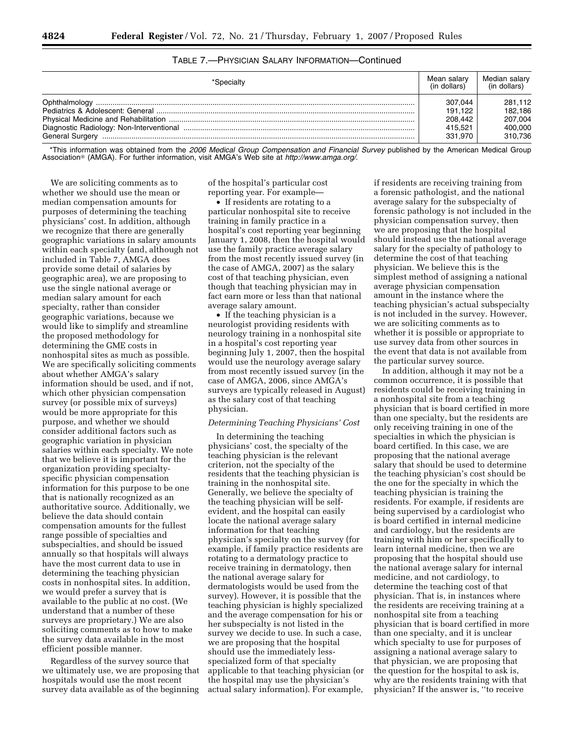TABLE 7.—PHYSICIAN SALARY INFORMATION—Continued

| *Specialty | Mean salary (in dollars) | Median salary (in dollars) |
|---|---|---|
| Ophthalmology | 307,044 | 281,112 |
| Pediatrics & Adolescent: General | 191,122 | 182,186 |
| Physical Medicine and Rehabilitation | 208,442 | 207,004 |
| Diagnostic Radiology: Non-Interventional | 415,521 | 400,000 |
| General Surgery | 331,970 | 310,736 |

*This information was obtained from the *2006 Medical Group Compensation and Financial Survey* published by the American Medical Group Association® (AMGA). For further information, visit AMGA's Web site at *http://www.amga.org/*.

We are soliciting comments as to whether we should use the mean or median compensation amounts for purposes of determining the teaching physicians' cost. In addition, although we recognize that there are generally geographic variations in salary amounts within each specialty (and, although not included in Table 7, AMGA does provide some detail of salaries by geographic area), we are proposing to use the single national average or median salary amount for each specialty, rather than consider geographic variations, because we would like to simplify and streamline the proposed methodology for determining the GME costs in nonhospital sites as much as possible. We are specifically soliciting comments about whether AMGA's salary information should be used, and if not, which other physician compensation survey (or possible mix of surveys) would be more appropriate for this purpose, and whether we should consider additional factors such as geographic variation in physician salaries within each specialty. We note that we believe it is important for the organization providing specialty-specific physician compensation information for this purpose to be one that is nationally recognized as an authoritative source. Additionally, we believe the data should contain compensation amounts for the fullest range possible of specialties and subspecialties, and should be issued annually so that hospitals will always have the most current data to use in determining the teaching physician costs in nonhospital sites. In addition, we would prefer a survey that is available to the public at no cost. (We understand that a number of these surveys are proprietary.) We are also soliciting comments as to how to make the survey data available in the most efficient possible manner.

Regardless of the survey source that we ultimately use, we are proposing that hospitals would use the most recent survey data available as of the beginning of the hospital's particular cost reporting year. For example—

- If residents are rotating to a particular nonhospital site to receive training in family practice in a hospital's cost reporting year beginning January 1, 2008, then the hospital would use the family practice average salary from the most recently issued survey (in the case of AMGA, 2007) as the salary cost of that teaching physician, even though that teaching physician may in fact earn more or less than that national average salary amount.
- If the teaching physician is a neurologist providing residents with neurology training in a nonhospital site in a hospital's cost reporting year beginning July 1, 2007, then the hospital would use the neurology average salary from most recently issued survey (in the case of AMGA, 2006, since AMGA's surveys are typically released in August) as the salary cost of that teaching physician.

*Determining Teaching Physicians' Cost*

In determining the teaching physicians' cost, the specialty of the teaching physician is the relevant criterion, not the specialty of the residents that the teaching physician is training in the nonhospital site. Generally, we believe the specialty of the teaching physician will be self-evident, and the hospital can easily locate the national average salary information for that teaching physician's specialty on the survey (for example, if family practice residents are rotating to a dermatology practice to receive training in dermatology, then the national average salary for dermatologists would be used from the survey). However, it is possible that the teaching physician is highly specialized and the average compensation for his or her subspecialty is not listed in the survey we decide to use. In such a case, we are proposing that the hospital should use the immediately less-specialized form of that specialty applicable to that teaching physician (or the hospital may use the physician's actual salary information). For example, if residents are receiving training from a forensic pathologist, and the national average salary for the subspecialty of forensic pathology is not included in the physician compensation survey, then we are proposing that the hospital should instead use the national average salary for the specialty of pathology to determine the cost of that teaching physician. We believe this is the simplest method of assigning a national average physician compensation amount in the instance where the teaching physician's actual subspecialty is not included in the survey. However, we are soliciting comments as to whether it is possible or appropriate to use survey data from other sources in the event that data is not available from the particular survey source.

In addition, although it may not be a common occurrence, it is possible that residents could be receiving training in a nonhospital site from a teaching physician that is board certified in more than one specialty, but the residents are only receiving training in one of the specialties in which the physician is board certified. In this case, we are proposing that the national average salary that should be used to determine the teaching physician's cost should be the one for the specialty in which the teaching physician is training the residents. For example, if residents are being supervised by a cardiologist who is board certified in internal medicine and cardiology, but the residents are training with him or her specifically to learn internal medicine, then we are proposing that the hospital should use the national average salary for internal medicine, and not cardiology, to determine the teaching cost of that physician. That is, in instances where the residents are receiving training at a nonhospital site from a teaching physician that is board certified in more than one specialty, and it is unclear which specialty to use for purposes of assigning a national average salary to that physician, we are proposing that the question for the hospital to ask is, why are the residents training with that physician? If the answer is, ''to receive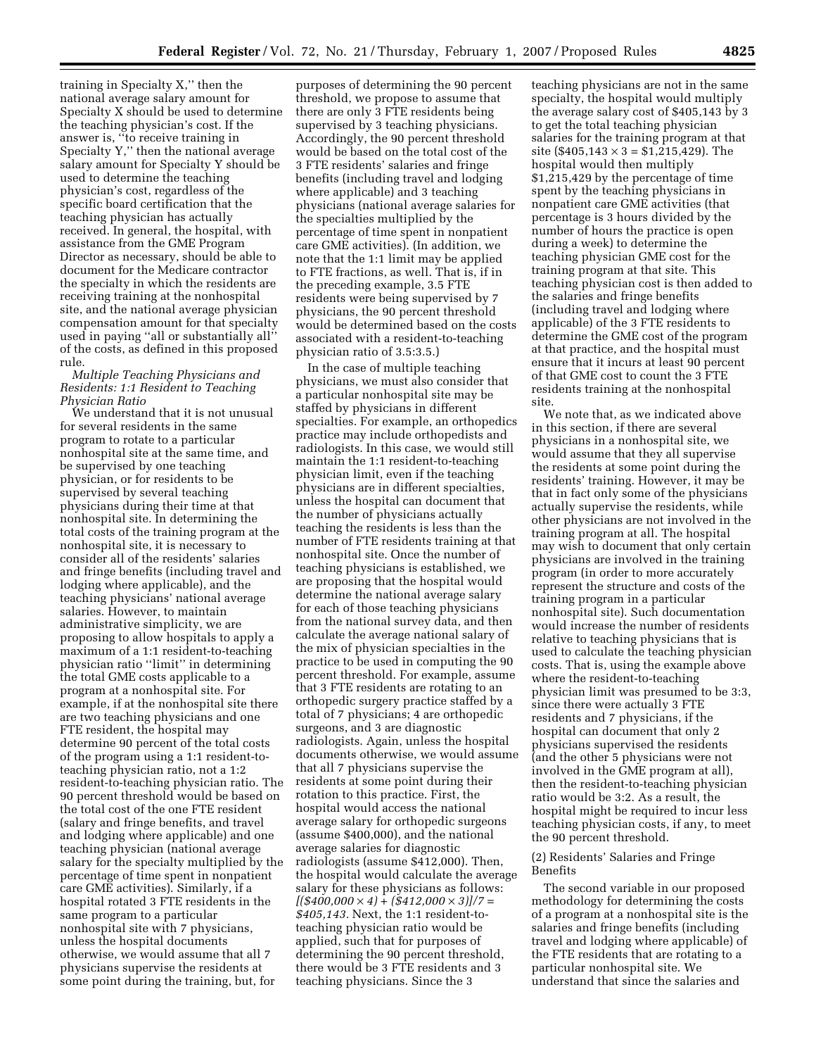training in Specialty X,'' then the national average salary amount for Specialty X should be used to determine the teaching physician's cost. If the answer is, ''to receive training in Specialty Y,'' then the national average salary amount for Specialty Y should be used to determine the teaching physician's cost, regardless of the specific board certification that the teaching physician has actually received. In general, the hospital, with assistance from the GME Program Director as necessary, should be able to document for the Medicare contractor the specialty in which the residents are receiving training at the nonhospital site, and the national average physician compensation amount for that specialty used in paying ''all or substantially all'' of the costs, as defined in this proposed rule.

*Multiple Teaching Physicians and Residents: 1:1 Resident to Teaching Physician Ratio*

We understand that it is not unusual for several residents in the same program to rotate to a particular nonhospital site at the same time, and be supervised by one teaching physician, or for residents to be supervised by several teaching physicians during their time at that nonhospital site. In determining the total costs of the training program at the nonhospital site, it is necessary to consider all of the residents' salaries and fringe benefits (including travel and lodging where applicable), and the teaching physicians' national average salaries. However, to maintain administrative simplicity, we are proposing to allow hospitals to apply a maximum of a 1:1 resident-to-teaching physician ratio ''limit'' in determining the total GME costs applicable to a program at a nonhospital site. For example, if at the nonhospital site there are two teaching physicians and one FTE resident, the hospital may determine 90 percent of the total costs of the program using a 1:1 resident-to-teaching physician ratio, not a 1:2 resident-to-teaching physician ratio. The 90 percent threshold would be based on the total cost of the one FTE resident (salary and fringe benefits, and travel and lodging where applicable) and one teaching physician (national average salary for the specialty multiplied by the percentage of time spent in nonpatient care GME activities). Similarly, if a hospital rotated 3 FTE residents in the same program to a particular nonhospital site with 7 physicians, unless the hospital documents otherwise, we would assume that all 7 physicians supervise the residents at some point during the training, but, for purposes of determining the 90 percent threshold, we propose to assume that there are only 3 FTE residents being supervised by 3 teaching physicians. Accordingly, the 90 percent threshold would be based on the total cost of the 3 FTE residents' salaries and fringe benefits (including travel and lodging where applicable) and 3 teaching physicians (national average salaries for the specialties multiplied by the percentage of time spent in nonpatient care GME activities). (In addition, we note that the 1:1 limit may be applied to FTE fractions, as well. That is, if in the preceding example, 3.5 FTE residents were being supervised by 7 physicians, the 90 percent threshold would be determined based on the costs associated with a resident-to-teaching physician ratio of 3.5:3.5.)

In the case of multiple teaching physicians, we must also consider that a particular nonhospital site may be staffed by physicians in different specialties. For example, an orthopedics practice may include orthopedists and radiologists. In this case, we would still maintain the 1:1 resident-to-teaching physician limit, even if the teaching physicians are in different specialties, unless the hospital can document that the number of physicians actually teaching the residents is less than the number of FTE residents training at that nonhospital site. Once the number of teaching physicians is established, we are proposing that the hospital would determine the national average salary for each of those teaching physicians from the national survey data, and then calculate the average national salary of the mix of physician specialties in the practice to be used in computing the 90 percent threshold. For example, assume that 3 FTE residents are rotating to an orthopedic surgery practice staffed by a total of 7 physicians; 4 are orthopedic surgeons, and 3 are diagnostic radiologists. Again, unless the hospital documents otherwise, we would assume that all 7 physicians supervise the residents at some point during their rotation to this practice. First, the hospital would access the national average salary for orthopedic surgeons (assume $400,000), and the national average salaries for diagnostic radiologists (assume $412,000). Then, the hospital would calculate the average salary for these physicians as follows: *[($400,000 × 4) + ($412,000 × 3)]/7 = $405,143.* Next, the 1:1 resident-to-teaching physician ratio would be applied, such that for purposes of determining the 90 percent threshold, there would be 3 FTE residents and 3 teaching physicians. Since the 3 teaching physicians are not in the same specialty, the hospital would multiply the average salary cost of $405,143 by 3 to get the total teaching physician salaries for the training program at that site ($405,143 × 3 = $1,215,429). The hospital would then multiply $1,215,429 by the percentage of time spent by the teaching physicians in nonpatient care GME activities (that percentage is 3 hours divided by the number of hours the practice is open during a week) to determine the teaching physician GME cost for the training program at that site. This teaching physician cost is then added to the salaries and fringe benefits (including travel and lodging where applicable) of the 3 FTE residents to determine the GME cost of the program at that practice, and the hospital must ensure that it incurs at least 90 percent of that GME cost to count the 3 FTE residents training at the nonhospital site.

We note that, as we indicated above in this section, if there are several physicians in a nonhospital site, we would assume that they all supervise the residents at some point during the residents' training. However, it may be that in fact only some of the physicians actually supervise the residents, while other physicians are not involved in the training program at all. The hospital may wish to document that only certain physicians are involved in the training program (in order to more accurately represent the structure and costs of the training program in a particular nonhospital site). Such documentation would increase the number of residents relative to teaching physicians that is used to calculate the teaching physician costs. That is, using the example above where the resident-to-teaching physician limit was presumed to be 3:3, since there were actually 3 FTE residents and 7 physicians, if the hospital can document that only 2 physicians supervised the residents (and the other 5 physicians were not involved in the GME program at all), then the resident-to-teaching physician ratio would be 3:2. As a result, the hospital might be required to incur less teaching physician costs, if any, to meet the 90 percent threshold.

(2) Residents' Salaries and Fringe Benefits

The second variable in our proposed methodology for determining the costs of a program at a nonhospital site is the salaries and fringe benefits (including travel and lodging where applicable) of the FTE residents that are rotating to a particular nonhospital site. We understand that since the salaries and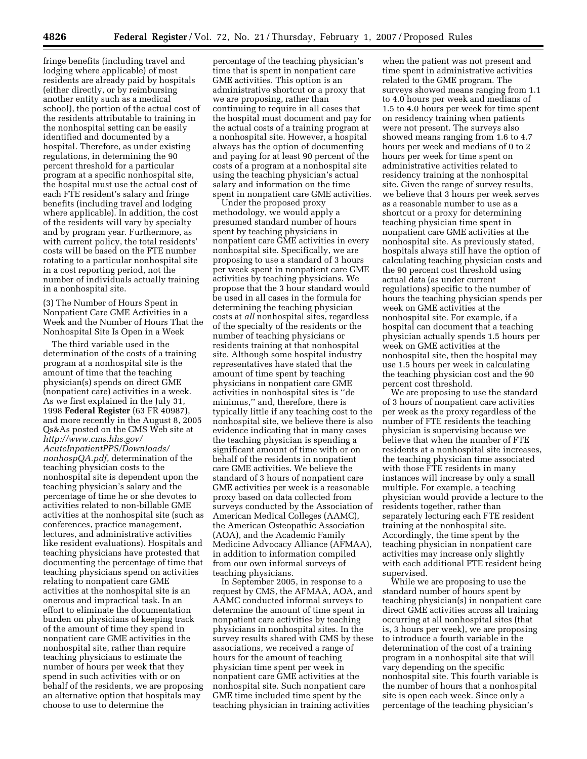fringe benefits (including travel and lodging where applicable) of most residents are already paid by hospitals (either directly, or by reimbursing another entity such as a medical school), the portion of the actual cost of the residents attributable to training in the nonhospital setting can be easily identified and documented by a hospital. Therefore, as under existing regulations, in determining the 90 percent threshold for a particular program at a specific nonhospital site, the hospital must use the actual cost of each FTE resident's salary and fringe benefits (including travel and lodging where applicable). In addition, the cost of the residents will vary by specialty and by program year. Furthermore, as with current policy, the total residents' costs will be based on the FTE number rotating to a particular nonhospital site in a cost reporting period, not the number of individuals actually training in a nonhospital site.

(3) The Number of Hours Spent in Nonpatient Care GME Activities in a Week and the Number of Hours That the Nonhospital Site Is Open in a Week

The third variable used in the determination of the costs of a training program at a nonhospital site is the amount of time that the teaching physician(s) spends on direct GME (nonpatient care) activities in a week. As we first explained in the July 31, 1998 **Federal Register** (63 FR 40987), and more recently in the August 8, 2005 Qs&As posted on the CMS Web site at *http://www.cms.hhs.gov/AcuteInpatientPPS/Downloads/nonhospQA.pdf*, determination of the teaching physician costs to the nonhospital site is dependent upon the teaching physician's salary and the percentage of time he or she devotes to activities related to non-billable GME activities at the nonhospital site (such as conferences, practice management, lectures, and administrative activities like resident evaluations). Hospitals and teaching physicians have protested that documenting the percentage of time that teaching physicians spend on activities relating to nonpatient care GME activities at the nonhospital site is an onerous and impractical task. In an effort to eliminate the documentation burden on physicians of keeping track of the amount of time they spend in nonpatient care GME activities in the nonhospital site, rather than require teaching physicians to estimate the number of hours per week that they spend in such activities with or on behalf of the residents, we are proposing an alternative option that hospitals may choose to use to determine the percentage of the teaching physician's time that is spent in nonpatient care GME activities. This option is an administrative shortcut or a proxy that we are proposing, rather than continuing to require in all cases that the hospital must document and pay for the actual costs of a training program at a nonhospital site. However, a hospital always has the option of documenting and paying for at least 90 percent of the costs of a program at a nonhospital site using the teaching physician's actual salary and information on the time spent in nonpatient care GME activities.

Under the proposed proxy methodology, we would apply a presumed standard number of hours spent by teaching physicians in nonpatient care GME activities in every nonhospital site. Specifically, we are proposing to use a standard of 3 hours per week spent in nonpatient care GME activities by teaching physicians. We propose that the 3 hour standard would be used in all cases in the formula for determining the teaching physician costs at *all* nonhospital sites, regardless of the specialty of the residents or the number of teaching physicians or residents training at that nonhospital site. Although some hospital industry representatives have stated that the amount of time spent by teaching physicians in nonpatient care GME activities in nonhospital sites is ''de minimus,'' and, therefore, there is typically little if any teaching cost to the nonhospital site, we believe there is also evidence indicating that in many cases the teaching physician is spending a significant amount of time with or on behalf of the residents in nonpatient care GME activities. We believe the standard of 3 hours of nonpatient care GME activities per week is a reasonable proxy based on data collected from surveys conducted by the Association of American Medical Colleges (AAMC), the American Osteopathic Association (AOA), and the Academic Family Medicine Advocacy Alliance (AFMAA), in addition to information compiled from our own informal surveys of teaching physicians.

In September 2005, in response to a request by CMS, the AFMAA, AOA, and AAMC conducted informal surveys to determine the amount of time spent in nonpatient care activities by teaching physicians in nonhospital sites. In the survey results shared with CMS by these associations, we received a range of hours for the amount of teaching physician time spent per week in nonpatient care GME activities at the nonhospital site. Such nonpatient care GME time included time spent by the teaching physician in training activities when the patient was not present and time spent in administrative activities related to the GME program. The surveys showed means ranging from 1.1 to 4.0 hours per week and medians of 1.5 to 4.0 hours per week for time spent on residency training when patients were not present. The surveys also showed means ranging from 1.6 to 4.7 hours per week and medians of 0 to 2 hours per week for time spent on administrative activities related to residency training at the nonhospital site. Given the range of survey results, we believe that 3 hours per week serves as a reasonable number to use as a shortcut or a proxy for determining teaching physician time spent in nonpatient care GME activities at the nonhospital site. As previously stated, hospitals always still have the option of calculating teaching physician costs and the 90 percent cost threshold using actual data (as under current regulations) specific to the number of hours the teaching physician spends per week on GME activities at the nonhospital site. For example, if a hospital can document that a teaching physician actually spends 1.5 hours per week on GME activities at the nonhospital site, then the hospital may use 1.5 hours per week in calculating the teaching physician cost and the 90 percent cost threshold.

We are proposing to use the standard of 3 hours of nonpatient care activities per week as the proxy regardless of the number of FTE residents the teaching physician is supervising because we believe that when the number of FTE residents at a nonhospital site increases, the teaching physician time associated with those FTE residents in many instances will increase by only a small multiple. For example, a teaching physician would provide a lecture to the residents together, rather than separately lecturing each FTE resident training at the nonhospital site. Accordingly, the time spent by the teaching physician in nonpatient care activities may increase only slightly with each additional FTE resident being supervised.

While we are proposing to use the standard number of hours spent by teaching physician(s) in nonpatient care direct GME activities across all training occurring at all nonhospital sites (that is, 3 hours per week), we are proposing to introduce a fourth variable in the determination of the cost of a training program in a nonhospital site that will vary depending on the specific nonhospital site. This fourth variable is the number of hours that a nonhospital site is open each week. Since only a percentage of the teaching physician's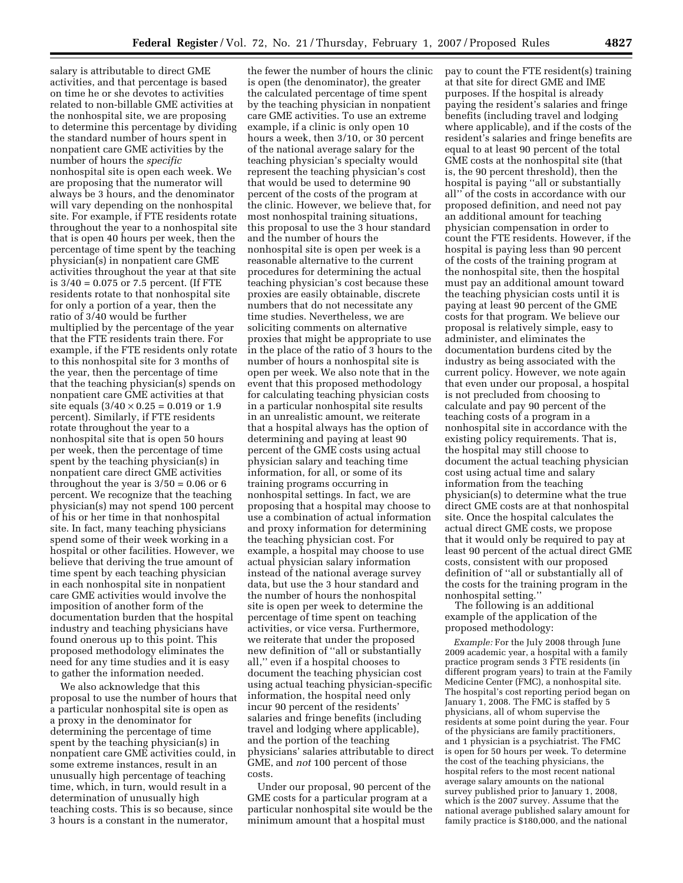salary is attributable to direct GME activities, and that percentage is based on time he or she devotes to activities related to non-billable GME activities at the nonhospital site, we are proposing to determine this percentage by dividing the standard number of hours spent in nonpatient care GME activities by the number of hours the *specific* nonhospital site is open each week. We are proposing that the numerator will always be 3 hours, and the denominator will vary depending on the nonhospital site. For example, if FTE residents rotate throughout the year to a nonhospital site that is open 40 hours per week, then the percentage of time spent by the teaching physician(s) in nonpatient care GME activities throughout the year at that site is $3/40 = 0.075$ or 7.5 percent. (If FTE residents rotate to that nonhospital site for only a portion of a year, then the ratio of 3/40 would be further multiplied by the percentage of the year that the FTE residents train there. For example, if the FTE residents only rotate to this nonhospital site for 3 months of the year, then the percentage of time that the teaching physician(s) spends on nonpatient care GME activities at that site equals ($3/40 \times 0.25 = 0.019$ or 1.9 percent). Similarly, if FTE residents rotate throughout the year to a nonhospital site that is open 50 hours per week, then the percentage of time spent by the teaching physician(s) in nonpatient care direct GME activities throughout the year is $3/50 = 0.06$ or 6 percent. We recognize that the teaching physician(s) may not spend 100 percent of his or her time in that nonhospital site. In fact, many teaching physicians spend some of their week working in a hospital or other facilities. However, we believe that deriving the true amount of time spent by each teaching physician in each nonhospital site in nonpatient care GME activities would involve the imposition of another form of the documentation burden that the hospital industry and teaching physicians have found onerous up to this point. This proposed methodology eliminates the need for any time studies and it is easy to gather the information needed.

We also acknowledge that this proposal to use the number of hours that a particular nonhospital site is open as a proxy in the denominator for determining the percentage of time spent by the teaching physician(s) in nonpatient care GME activities could, in some extreme instances, result in an unusually high percentage of teaching time, which, in turn, would result in a determination of unusually high teaching costs. This is so because, since 3 hours is a constant in the numerator, the fewer the number of hours the clinic is open (the denominator), the greater the calculated percentage of time spent by the teaching physician in nonpatient care GME activities. To use an extreme example, if a clinic is only open 10 hours a week, then 3/10, or 30 percent of the national average salary for the teaching physician's specialty would represent the teaching physician's cost that would be used to determine 90 percent of the costs of the program at the clinic. However, we believe that, for most nonhospital training situations, this proposal to use the 3 hour standard and the number of hours the nonhospital site is open per week is a reasonable alternative to the current procedures for determining the actual teaching physician's cost because these proxies are easily obtainable, discrete numbers that do not necessitate any time studies. Nevertheless, we are soliciting comments on alternative proxies that might be appropriate to use in the place of the ratio of 3 hours to the number of hours a nonhospital site is open per week. We also note that in the event that this proposed methodology for calculating teaching physician costs in a particular nonhospital site results in an unrealistic amount, we reiterate that a hospital always has the option of determining and paying at least 90 percent of the GME costs using actual physician salary and teaching time information, for all, or some of its training programs occurring in nonhospital settings. In fact, we are proposing that a hospital may choose to use a combination of actual information and proxy information for determining the teaching physician cost. For example, a hospital may choose to use actual physician salary information instead of the national average survey data, but use the 3 hour standard and the number of hours the nonhospital site is open per week to determine the percentage of time spent on teaching activities, or vice versa. Furthermore, we reiterate that under the proposed new definition of ''all or substantially all,'' even if a hospital chooses to document the teaching physician cost using actual teaching physician-specific information, the hospital need only incur 90 percent of the residents' salaries and fringe benefits (including travel and lodging where applicable), and the portion of the teaching physicians' salaries attributable to direct GME, and *not* 100 percent of those costs.

Under our proposal, 90 percent of the GME costs for a particular program at a particular nonhospital site would be the minimum amount that a hospital must pay to count the FTE resident(s) training at that site for direct GME and IME purposes. If the hospital is already paying the resident's salaries and fringe benefits (including travel and lodging where applicable), and if the costs of the resident's salaries and fringe benefits are equal to at least 90 percent of the total GME costs at the nonhospital site (that is, the 90 percent threshold), then the hospital is paying ''all or substantially all'' of the costs in accordance with our proposed definition, and need not pay an additional amount for teaching physician compensation in order to count the FTE residents. However, if the hospital is paying less than 90 percent of the costs of the training program at the nonhospital site, then the hospital must pay an additional amount toward the teaching physician costs until it is paying at least 90 percent of the GME costs for that program. We believe our proposal is relatively simple, easy to administer, and eliminates the documentation burdens cited by the industry as being associated with the current policy. However, we note again that even under our proposal, a hospital is not precluded from choosing to calculate and pay 90 percent of the teaching costs of a program in a nonhospital site in accordance with the existing policy requirements. That is, the hospital may still choose to document the actual teaching physician cost using actual time and salary information from the teaching physician(s) to determine what the true direct GME costs are at that nonhospital site. Once the hospital calculates the actual direct GME costs, we propose that it would only be required to pay at least 90 percent of the actual direct GME costs, consistent with our proposed definition of ''all or substantially all of the costs for the training program in the nonhospital setting.''

The following is an additional example of the application of the proposed methodology:

*Example:* For the July 2008 through June 2009 academic year, a hospital with a family practice program sends 3 FTE residents (in different program years) to train at the Family Medicine Center (FMC), a nonhospital site. The hospital's cost reporting period began on January 1, 2008. The FMC is staffed by 5 physicians, all of whom supervise the residents at some point during the year. Four of the physicians are family practitioners, and 1 physician is a psychiatrist. The FMC is open for 50 hours per week. To determine the cost of the teaching physicians, the hospital refers to the most recent national average salary amounts on the national survey published prior to January 1, 2008, which is the 2007 survey. Assume that the national average published salary amount for family practice is $180,000, and the national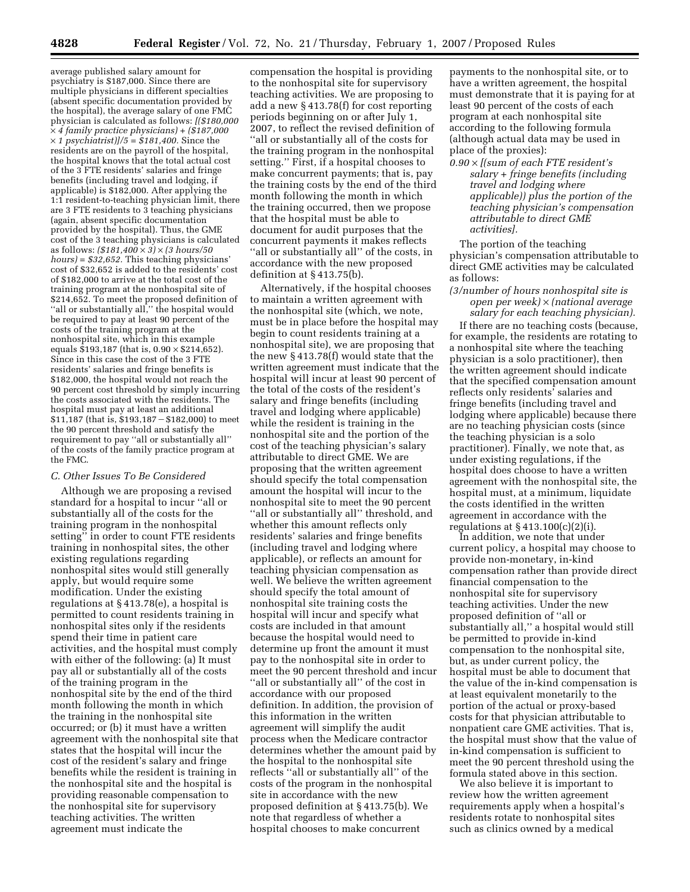average published salary amount for psychiatry is \$187,000. Since there are multiple physicians in different specialties (absent specific documentation provided by the hospital), the average salary of one FMC physician is calculated as follows: *[(\$180,000 × 4 family practice physicians) + (\$187,000 × 1 psychiatrist)]/5 = \$181,400.* Since the residents are on the payroll of the hospital, the hospital knows that the total actual cost of the 3 FTE residents' salaries and fringe benefits (including travel and lodging, if applicable) is \$182,000. After applying the 1:1 resident-to-teaching physician limit, there are 3 FTE residents to 3 teaching physicians (again, absent specific documentation provided by the hospital). Thus, the GME cost of the 3 teaching physicians is calculated as follows: *(\$181,400 × 3) × (3 hours/50 hours) = \$32,652.* This teaching physicians' cost of \$32,652 is added to the residents' cost of \$182,000 to arrive at the total cost of the training program at the nonhospital site of \$214,652. To meet the proposed definition of "all or substantially all," the hospital would be required to pay at least 90 percent of the costs of the training program at the nonhospital site, which in this example equals \$193,187 (that is, 0.90 × \$214,652). Since in this case the cost of the 3 FTE residents' salaries and fringe benefits is \$182,000, the hospital would not reach the 90 percent cost threshold by simply incurring the costs associated with the residents. The hospital must pay at least an additional \$11,187 (that is, \$193,187 − \$182,000) to meet the 90 percent threshold and satisfy the requirement to pay "all or substantially all" of the costs of the family practice program at the FMC.

### C. Other Issues To Be Considered

Although we are proposing a revised standard for a hospital to incur "all or substantially all of the costs for the training program in the nonhospital setting" in order to count FTE residents training in nonhospital sites, the other existing regulations regarding nonhospital sites would still generally apply, but would require some modification. Under the existing regulations at § 413.78(e), a hospital is permitted to count residents training in nonhospital sites only if the residents spend their time in patient care activities, and the hospital must comply with either of the following: (a) It must pay all or substantially all of the costs of the training program in the nonhospital site by the end of the third month following the month in which the training in the nonhospital site occurred; or (b) it must have a written agreement with the nonhospital site that states that the hospital will incur the cost of the resident's salary and fringe benefits while the resident is training in the nonhospital site and the hospital is providing reasonable compensation to the nonhospital site for supervisory teaching activities. The written agreement must indicate the compensation the hospital is providing to the nonhospital site for supervisory teaching activities. We are proposing to add a new § 413.78(f) for cost reporting periods beginning on or after July 1, 2007, to reflect the revised definition of "all or substantially all of the costs for the training program in the nonhospital setting." First, if a hospital chooses to make concurrent payments; that is, pay the training costs by the end of the third month following the month in which the training occurred, then we propose that the hospital must be able to document for audit purposes that the concurrent payments it makes reflects "all or substantially all" of the costs, in accordance with the new proposed definition at § 413.75(b).

Alternatively, if the hospital chooses to maintain a written agreement with the nonhospital site (which, we note, must be in place before the hospital may begin to count residents training at a nonhospital site), we are proposing that the new § 413.78(f) would state that the written agreement must indicate that the hospital will incur at least 90 percent of the total of the costs of the resident's salary and fringe benefits (including travel and lodging where applicable) while the resident is training in the nonhospital site and the portion of the cost of the teaching physician's salary attributable to direct GME. We are proposing that the written agreement should specify the total compensation amount the hospital will incur to the nonhospital site to meet the 90 percent "all or substantially all" threshold, and whether this amount reflects only residents' salaries and fringe benefits (including travel and lodging where applicable), or reflects an amount for teaching physician compensation as well. We believe the written agreement should specify the total amount of nonhospital site training costs the hospital will incur and specify what costs are included in that amount because the hospital would need to determine up front the amount it must pay to the nonhospital site in order to meet the 90 percent threshold and incur "all or substantially all" of the cost in accordance with our proposed definition. In addition, the provision of this information in the written agreement will simplify the audit process when the Medicare contractor determines whether the amount paid by the hospital to the nonhospital site reflects "all or substantially all" of the costs of the program in the nonhospital site in accordance with the new proposed definition at § 413.75(b). We note that regardless of whether a hospital chooses to make concurrent payments to the nonhospital site, or to have a written agreement, the hospital must demonstrate that it is paying for at least 90 percent of the costs of each program at each nonhospital site according to the following formula (although actual data may be used in place of the proxies):

*0.90 × [(sum of each FTE resident's salary + fringe benefits (including travel and lodging where applicable)) plus the portion of the teaching physician's compensation attributable to direct GME activities].*

The portion of the teaching physician's compensation attributable to direct GME activities may be calculated as follows:

*(3/number of hours nonhospital site is open per week) × (national average salary for each teaching physician).*

If there are no teaching costs (because, for example, the residents are rotating to a nonhospital site where the teaching physician is a solo practitioner), then the written agreement should indicate that the specified compensation amount reflects only residents' salaries and fringe benefits (including travel and lodging where applicable) because there are no teaching physician costs (since the teaching physician is a solo practitioner). Finally, we note that, as under existing regulations, if the hospital does choose to have a written agreement with the nonhospital site, the hospital must, at a minimum, liquidate the costs identified in the written agreement in accordance with the regulations at § 413.100(c)(2)(i).

In addition, we note that under current policy, a hospital may choose to provide non-monetary, in-kind compensation rather than provide direct financial compensation to the nonhospital site for supervisory teaching activities. Under the new proposed definition of "all or substantially all," a hospital would still be permitted to provide in-kind compensation to the nonhospital site, but, as under current policy, the hospital must be able to document that the value of the in-kind compensation is at least equivalent monetarily to the portion of the actual or proxy-based costs for that physician attributable to nonpatient care GME activities. That is, the hospital must show that the value of in-kind compensation is sufficient to meet the 90 percent threshold using the formula stated above in this section.

We also believe it is important to review how the written agreement requirements apply when a hospital's residents rotate to nonhospital sites such as clinics owned by a medical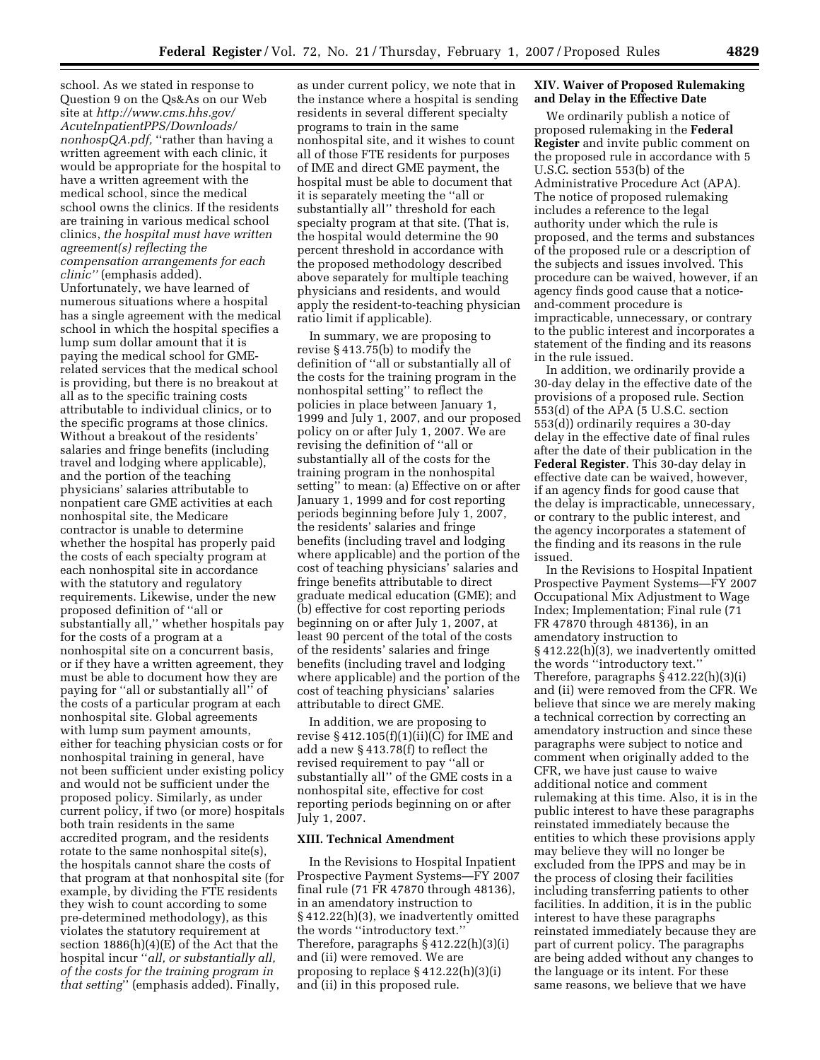school. As we stated in response to Question 9 on the Qs&As on our Web site at *http://www.cms.hhs.gov/AcuteInpatientPPS/Downloads/nonhospQA.pdf,* ''rather than having a written agreement with each clinic, it would be appropriate for the hospital to have a written agreement with the medical school, since the medical school owns the clinics. If the residents are training in various medical school clinics, *the hospital must have written agreement(s) reflecting the compensation arrangements for each clinic''* (emphasis added). Unfortunately, we have learned of numerous situations where a hospital has a single agreement with the medical school in which the hospital specifies a lump sum dollar amount that it is paying the medical school for GME-related services that the medical school is providing, but there is no breakout at all as to the specific training costs attributable to individual clinics, or to the specific programs at those clinics. Without a breakout of the residents' salaries and fringe benefits (including travel and lodging where applicable), and the portion of the teaching physicians' salaries attributable to nonpatient care GME activities at each nonhospital site, the Medicare contractor is unable to determine whether the hospital has properly paid the costs of each specialty program at each nonhospital site in accordance with the statutory and regulatory requirements. Likewise, under the new proposed definition of ''all or substantially all,'' whether hospitals pay for the costs of a program at a nonhospital site on a concurrent basis, or if they have a written agreement, they must be able to document how they are paying for ''all or substantially all'' of the costs of a particular program at each nonhospital site. Global agreements with lump sum payment amounts, either for teaching physician costs or for nonhospital training in general, have not been sufficient under existing policy and would not be sufficient under the proposed policy. Similarly, as under current policy, if two (or more) hospitals both train residents in the same accredited program, and the residents rotate to the same nonhospital site(s), the hospitals cannot share the costs of that program at that nonhospital site (for example, by dividing the FTE residents they wish to count according to some pre-determined methodology), as this violates the statutory requirement at section 1886(h)(4)(E) of the Act that the hospital incur ''*all, or substantially all, of the costs for the training program in that setting*'' (emphasis added). Finally, as under current policy, we note that in the instance where a hospital is sending residents in several different specialty programs to train in the same nonhospital site, and it wishes to count all of those FTE residents for purposes of IME and direct GME payment, the hospital must be able to document that it is separately meeting the ''all or substantially all'' threshold for each specialty program at that site. (That is, the hospital would determine the 90 percent threshold in accordance with the proposed methodology described above separately for multiple teaching physicians and residents, and would apply the resident-to-teaching physician ratio limit if applicable).

In summary, we are proposing to revise § 413.75(b) to modify the definition of ''all or substantially all of the costs for the training program in the nonhospital setting'' to reflect the policies in place between January 1, 1999 and July 1, 2007, and our proposed policy on or after July 1, 2007. We are revising the definition of ''all or substantially all of the costs for the training program in the nonhospital setting'' to mean: (a) Effective on or after January 1, 1999 and for cost reporting periods beginning before July 1, 2007, the residents' salaries and fringe benefits (including travel and lodging where applicable) and the portion of the cost of teaching physicians' salaries and fringe benefits attributable to direct graduate medical education (GME); and (b) effective for cost reporting periods beginning on or after July 1, 2007, at least 90 percent of the total of the costs of the residents' salaries and fringe benefits (including travel and lodging where applicable) and the portion of the cost of teaching physicians' salaries attributable to direct GME.

In addition, we are proposing to revise § 412.105(f)(1)(ii)(C) for IME and add a new § 413.78(f) to reflect the revised requirement to pay ''all or substantially all'' of the GME costs in a nonhospital site, effective for cost reporting periods beginning on or after July 1, 2007.

## XIII. Technical Amendment

In the Revisions to Hospital Inpatient Prospective Payment Systems—FY 2007 final rule (71 FR 47870 through 48136), in an amendatory instruction to § 412.22(h)(3), we inadvertently omitted the words ''introductory text.'' Therefore, paragraphs § 412.22(h)(3)(i) and (ii) were removed. We are proposing to replace § 412.22(h)(3)(i) and (ii) in this proposed rule.

## XIV. Waiver of Proposed Rulemaking and Delay in the Effective Date

We ordinarily publish a notice of proposed rulemaking in the **Federal Register** and invite public comment on the proposed rule in accordance with 5 U.S.C. section 553(b) of the Administrative Procedure Act (APA). The notice of proposed rulemaking includes a reference to the legal authority under which the rule is proposed, and the terms and substances of the proposed rule or a description of the subjects and issues involved. This procedure can be waived, however, if an agency finds good cause that a notice-and-comment procedure is impracticable, unnecessary, or contrary to the public interest and incorporates a statement of the finding and its reasons in the rule issued.

In addition, we ordinarily provide a 30-day delay in the effective date of the provisions of a proposed rule. Section 553(d) of the APA (5 U.S.C. section 553(d)) ordinarily requires a 30-day delay in the effective date of final rules after the date of their publication in the **Federal Register**. This 30-day delay in effective date can be waived, however, if an agency finds for good cause that the delay is impracticable, unnecessary, or contrary to the public interest, and the agency incorporates a statement of the finding and its reasons in the rule issued.

In the Revisions to Hospital Inpatient Prospective Payment Systems—FY 2007 Occupational Mix Adjustment to Wage Index; Implementation; Final rule (71 FR 47870 through 48136), in an amendatory instruction to § 412.22(h)(3), we inadvertently omitted the words ''introductory text.'' Therefore, paragraphs § 412.22(h)(3)(i) and (ii) were removed from the CFR. We believe that since we are merely making a technical correction by correcting an amendatory instruction and since these paragraphs were subject to notice and comment when originally added to the CFR, we have just cause to waive additional notice and comment rulemaking at this time. Also, it is in the public interest to have these paragraphs reinstated immediately because the entities to which these provisions apply may believe they will no longer be excluded from the IPPS and may be in the process of closing their facilities including transferring patients to other facilities. In addition, it is in the public interest to have these paragraphs reinstated immediately because they are part of current policy. The paragraphs are being added without any changes to the language or its intent. For these same reasons, we believe that we have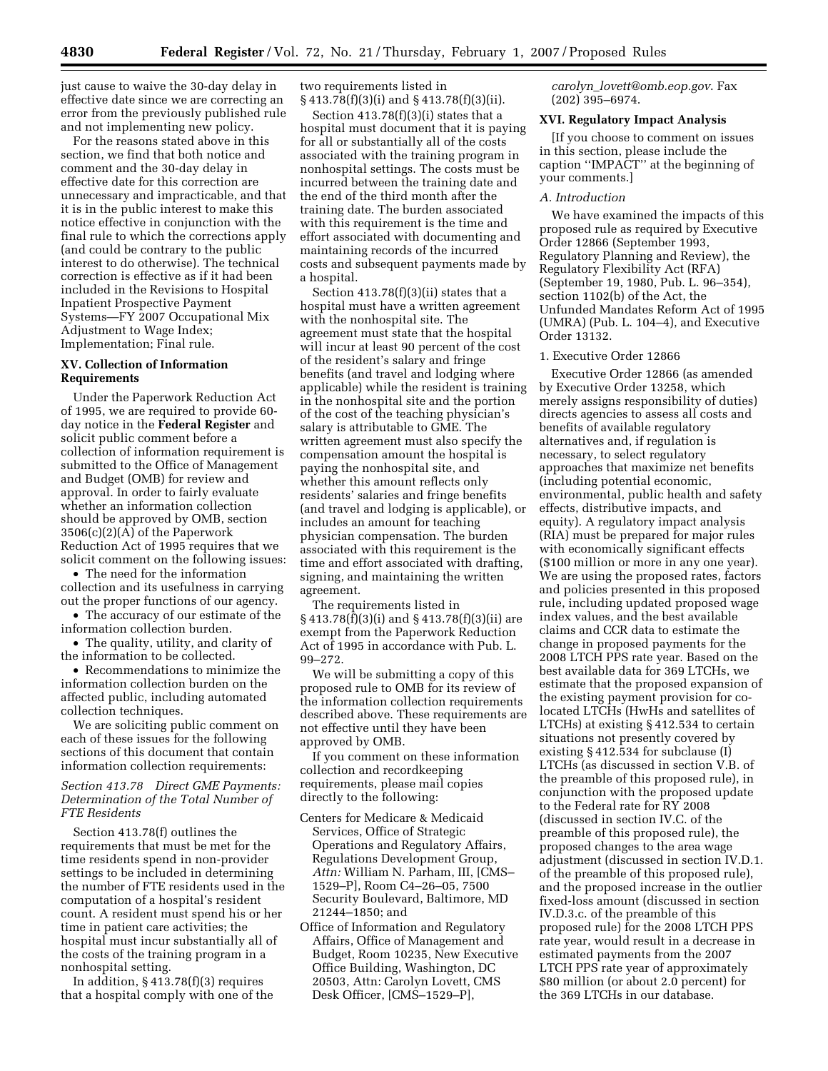just cause to waive the 30-day delay in effective date since we are correcting an error from the previously published rule and not implementing new policy.

For the reasons stated above in this section, we find that both notice and comment and the 30-day delay in effective date for this correction are unnecessary and impracticable, and that it is in the public interest to make this notice effective in conjunction with the final rule to which the corrections apply (and could be contrary to the public interest to do otherwise). The technical correction is effective as if it had been included in the Revisions to Hospital Inpatient Prospective Payment Systems—FY 2007 Occupational Mix Adjustment to Wage Index; Implementation; Final rule.

## XV. Collection of Information Requirements

Under the Paperwork Reduction Act of 1995, we are required to provide 60-day notice in the **Federal Register** and solicit public comment before a collection of information requirement is submitted to the Office of Management and Budget (OMB) for review and approval. In order to fairly evaluate whether an information collection should be approved by OMB, section 3506(c)(2)(A) of the Paperwork Reduction Act of 1995 requires that we solicit comment on the following issues:

- The need for the information collection and its usefulness in carrying out the proper functions of our agency.
- The accuracy of our estimate of the information collection burden.
- The quality, utility, and clarity of the information to be collected.
- Recommendations to minimize the information collection burden on the affected public, including automated collection techniques.

We are soliciting public comment on each of these issues for the following sections of this document that contain information collection requirements:

### *Section 413.78 Direct GME Payments: Determination of the Total Number of FTE Residents*

Section 413.78(f) outlines the requirements that must be met for the time residents spend in non-provider settings to be included in determining the number of FTE residents used in the computation of a hospital's resident count. A resident must spend his or her time in patient care activities; the hospital must incur substantially all of the costs of the training program in a nonhospital setting.

In addition, § 413.78(f)(3) requires that a hospital comply with one of the two requirements listed in § 413.78(f)(3)(i) and § 413.78(f)(3)(ii).

Section 413.78(f)(3)(i) states that a hospital must document that it is paying for all or substantially all of the costs associated with the training program in nonhospital settings. The costs must be incurred between the training date and the end of the third month after the training date. The burden associated with this requirement is the time and effort associated with documenting and maintaining records of the incurred costs and subsequent payments made by a hospital.

Section 413.78(f)(3)(ii) states that a hospital must have a written agreement with the nonhospital site. The agreement must state that the hospital will incur at least 90 percent of the cost of the resident's salary and fringe benefits (and travel and lodging where applicable) while the resident is training in the nonhospital site and the portion of the cost of the teaching physician's salary is attributable to GME. The written agreement must also specify the compensation amount the hospital is paying the nonhospital site, and whether this amount reflects only residents' salaries and fringe benefits (and travel and lodging is applicable), or includes an amount for teaching physician compensation. The burden associated with this requirement is the time and effort associated with drafting, signing, and maintaining the written agreement.

The requirements listed in § 413.78(f)(3)(i) and § 413.78(f)(3)(ii) are exempt from the Paperwork Reduction Act of 1995 in accordance with Pub. L. 99–272.

We will be submitting a copy of this proposed rule to OMB for its review of the information collection requirements described above. These requirements are not effective until they have been approved by OMB.

If you comment on these information collection and recordkeeping requirements, please mail copies directly to the following:

Centers for Medicare & Medicaid Services, Office of Strategic Operations and Regulatory Affairs, Regulations Development Group, *Attn:* William N. Parham, III, [CMS–1529–P], Room C4–26–05, 7500 Security Boulevard, Baltimore, MD 21244–1850; and

Office of Information and Regulatory Affairs, Office of Management and Budget, Room 10235, New Executive Office Building, Washington, DC 20503, Attn: Carolyn Lovett, CMS Desk Officer, [CMS–1529–P], *carolyn_lovett@omb.eop.gov*. Fax (202) 395–6974.

## XVI. Regulatory Impact Analysis

[If you choose to comment on issues in this section, please include the caption "IMPACT" at the beginning of your comments.]

### *A. Introduction*

We have examined the impacts of this proposed rule as required by Executive Order 12866 (September 1993, Regulatory Planning and Review), the Regulatory Flexibility Act (RFA) (September 19, 1980, Pub. L. 96–354), section 1102(b) of the Act, the Unfunded Mandates Reform Act of 1995 (UMRA) (Pub. L. 104–4), and Executive Order 13132.

#### 1. Executive Order 12866

Executive Order 12866 (as amended by Executive Order 13258, which merely assigns responsibility of duties) directs agencies to assess all costs and benefits of available regulatory alternatives and, if regulation is necessary, to select regulatory approaches that maximize net benefits (including potential economic, environmental, public health and safety effects, distributive impacts, and equity). A regulatory impact analysis (RIA) must be prepared for major rules with economically significant effects ($100 million or more in any one year). We are using the proposed rates, factors and policies presented in this proposed rule, including updated proposed wage index values, and the best available claims and CCR data to estimate the change in proposed payments for the 2008 LTCH PPS rate year. Based on the best available data for 369 LTCHs, we estimate that the proposed expansion of the existing payment provision for co-located LTCHs (HwHs and satellites of LTCHs) at existing § 412.534 to certain situations not presently covered by existing § 412.534 for subclause (I) LTCHs (as discussed in section V.B. of the preamble of this proposed rule), in conjunction with the proposed update to the Federal rate for RY 2008 (discussed in section IV.C. of the preamble of this proposed rule), the proposed changes to the area wage adjustment (discussed in section IV.D.1. of the preamble of this proposed rule), and the proposed increase in the outlier fixed-loss amount (discussed in section IV.D.3.c. of the preamble of this proposed rule) for the 2008 LTCH PPS rate year, would result in a decrease in estimated payments from the 2007 LTCH PPS rate year of approximately $80 million (or about 2.0 percent) for the 369 LTCHs in our database.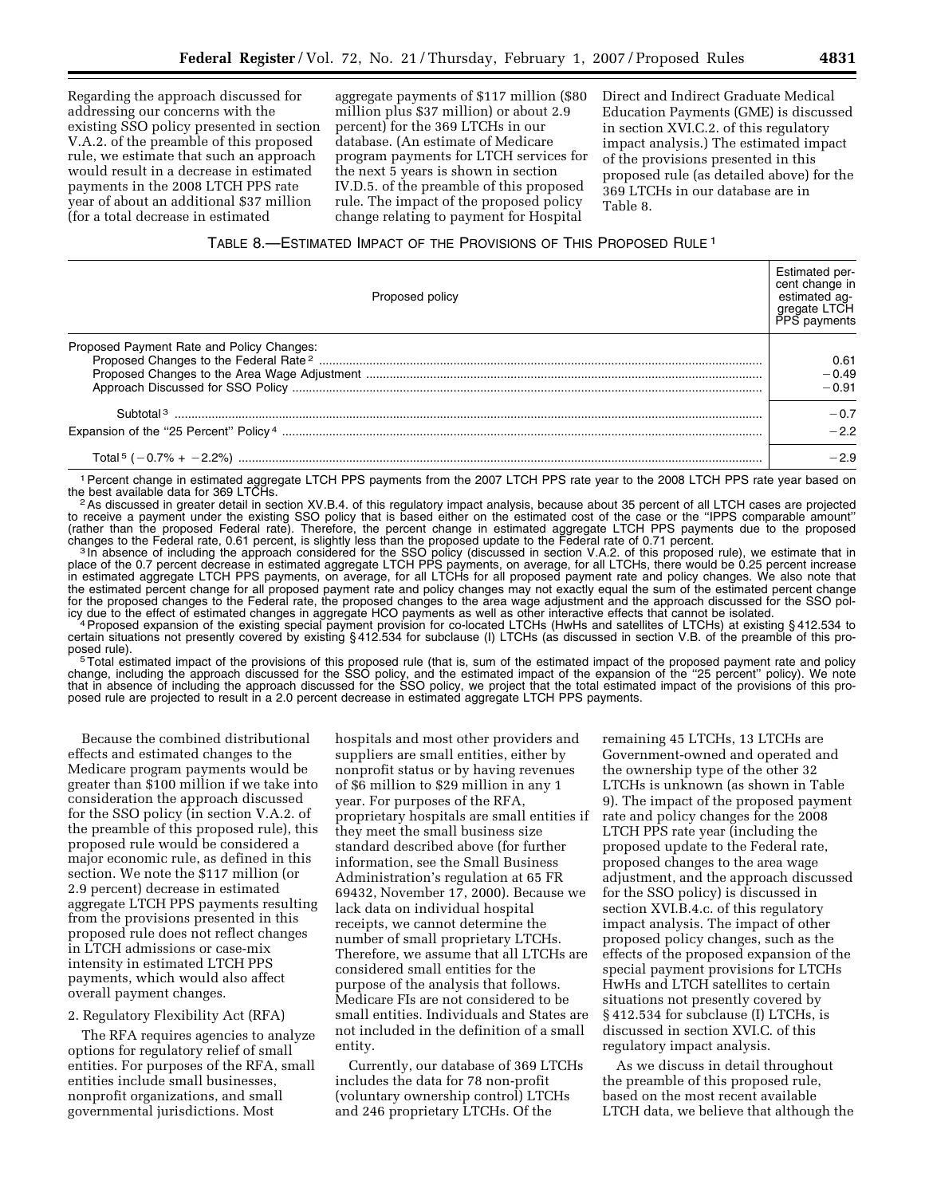Regarding the approach discussed for addressing our concerns with the existing SSO policy presented in section V.A.2. of the preamble of this proposed rule, we estimate that such an approach would result in a decrease in estimated payments in the 2008 LTCH PPS rate year of about an additional $37 million (for a total decrease in estimated aggregate payments of $117 million ($80 million plus $37 million) or about 2.9 percent) for the 369 LTCHs in our database. (An estimate of Medicare program payments for LTCH services for the next 5 years is shown in section IV.D.5. of the preamble of this proposed rule. The impact of the proposed policy change relating to payment for Hospital Direct and Indirect Graduate Medical Education Payments (GME) is discussed in section XVI.C.2. of this regulatory impact analysis.) The estimated impact of the provisions presented in this proposed rule (as detailed above) for the 369 LTCHs in our database are in Table 8.

TABLE 8.—ESTIMATED IMPACT OF THE PROVISIONS OF THIS PROPOSED RULE [1]

| Proposed policy | Estimated percent change in estimated aggregate LTCH PPS payments |
|---|---|
| Proposed Payment Rate and Policy Changes: | |
| Proposed Changes to the Federal Rate [2] | 0.61 |
| Proposed Changes to the Area Wage Adjustment | −0.49 |
| Approach Discussed for SSO Policy | −0.91 |
| Subtotal [3] | −0.7 |
| Expansion of the "25 Percent" Policy [4] | −2.2 |
| Total [5] (−0.7% + −2.2%) | −2.9 |

[1] Percent change in estimated aggregate LTCH PPS payments from the 2007 LTCH PPS rate year to the 2008 LTCH PPS rate year based on the best available data for 369 LTCHs.

[2] As discussed in greater detail in section XV.B.4. of this regulatory impact analysis, because about 35 percent of all LTCH cases are projected to receive a payment under the existing SSO policy that is based either on the estimated cost of the case or the "IPPS comparable amount" (rather than the proposed Federal rate). Therefore, the percent change in estimated aggregate LTCH PPS payments due to the proposed changes to the Federal rate, 0.61 percent, is slightly less than the proposed update to the Federal rate of 0.71 percent.

[3] In absence of including the approach considered for the SSO policy (discussed in section V.A.2. of this proposed rule), we estimate that in place of the 0.7 percent decrease in estimated aggregate LTCH PPS payments, on average, for all LTCHs, there would be 0.25 percent increase in estimated aggregate LTCH PPS payments, on average, for all LTCHs for all proposed payment rate and policy changes. We also note that the estimated percent change for all proposed payment rate and policy changes may not exactly equal the sum of the estimated percent change for the proposed changes to the Federal rate, the proposed changes to the area wage adjustment and the approach discussed for the SSO policy due to the effect of estimated changes in aggregate HCO payments as well as other interactive effects that cannot be isolated.

[4] Proposed expansion of the existing special payment provision for co-located LTCHs (HwHs and satellites of LTCHs) at existing § 412.534 to certain situations not presently covered by existing § 412.534 for subclause (I) LTCHs (as discussed in section V.B. of the preamble of this proposed rule).

[5] Total estimated impact of the provisions of this proposed rule (that is, sum of the estimated impact of the proposed payment rate and policy change, including the approach discussed for the SSO policy, and the estimated impact of the expansion of the "25 percent" policy). We note that in absence of including the approach discussed for the SSO policy, we project that the total estimated impact of the provisions of this proposed rule are projected to result in a 2.0 percent decrease in estimated aggregate LTCH PPS payments.

Because the combined distributional effects and estimated changes to the Medicare program payments would be greater than $100 million if we take into consideration the approach discussed for the SSO policy (in section V.A.2. of the preamble of this proposed rule), this proposed rule would be considered a major economic rule, as defined in this section. We note the $117 million (or 2.9 percent) decrease in estimated aggregate LTCH PPS payments resulting from the provisions presented in this proposed rule does not reflect changes in LTCH admissions or case-mix intensity in estimated LTCH PPS payments, which would also affect overall payment changes.

2. Regulatory Flexibility Act (RFA)

The RFA requires agencies to analyze options for regulatory relief of small entities. For purposes of the RFA, small entities include small businesses, nonprofit organizations, and small governmental jurisdictions. Most hospitals and most other providers and suppliers are small entities, either by nonprofit status or by having revenues of $6 million to $29 million in any 1 year. For purposes of the RFA, proprietary hospitals are small entities if they meet the small business size standard described above (for further information, see the Small Business Administration's regulation at 65 FR 69432, November 17, 2000). Because we lack data on individual hospital receipts, we cannot determine the number of small proprietary LTCHs. Therefore, we assume that all LTCHs are considered small entities for the purpose of the analysis that follows. Medicare FIs are not considered to be small entities. Individuals and States are not included in the definition of a small entity.

Currently, our database of 369 LTCHs includes the data for 78 non-profit (voluntary ownership control) LTCHs and 246 proprietary LTCHs. Of the remaining 45 LTCHs, 13 LTCHs are Government-owned and operated and the ownership type of the other 32 LTCHs is unknown (as shown in Table 9). The impact of the proposed payment rate and policy changes for the 2008 LTCH PPS rate year (including the proposed update to the Federal rate, proposed changes to the area wage adjustment, and the approach discussed for the SSO policy) is discussed in section XVI.B.4.c. of this regulatory impact analysis. The impact of other proposed policy changes, such as the effects of the proposed expansion of the special payment provisions for LTCHs HwHs and LTCH satellites to certain situations not presently covered by § 412.534 for subclause (I) LTCHs, is discussed in section XVI.C. of this regulatory impact analysis.

As we discuss in detail throughout the preamble of this proposed rule, based on the most recent available LTCH data, we believe that although the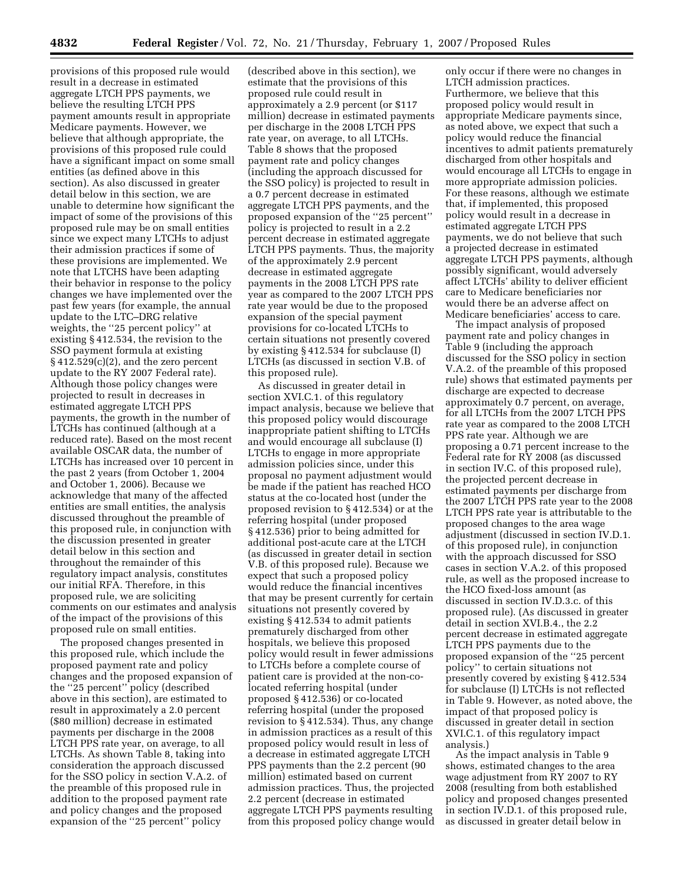provisions of this proposed rule would result in a decrease in estimated aggregate LTCH PPS payments, we believe the resulting LTCH PPS payment amounts result in appropriate Medicare payments. However, we believe that although appropriate, the provisions of this proposed rule could have a significant impact on some small entities (as defined above in this section). As also discussed in greater detail below in this section, we are unable to determine how significant the impact of some of the provisions of this proposed rule may be on small entities since we expect many LTCHs to adjust their admission practices if some of these provisions are implemented. We note that LTCHS have been adapting their behavior in response to the policy changes we have implemented over the past few years (for example, the annual update to the LTC–DRG relative weights, the ''25 percent policy'' at existing § 412.534, the revision to the SSO payment formula at existing § 412.529(c)(2), and the zero percent update to the RY 2007 Federal rate). Although those policy changes were projected to result in decreases in estimated aggregate LTCH PPS payments, the growth in the number of LTCHs has continued (although at a reduced rate). Based on the most recent available OSCAR data, the number of LTCHs has increased over 10 percent in the past 2 years (from October 1, 2004 and October 1, 2006). Because we acknowledge that many of the affected entities are small entities, the analysis discussed throughout the preamble of this proposed rule, in conjunction with the discussion presented in greater detail below in this section and throughout the remainder of this regulatory impact analysis, constitutes our initial RFA. Therefore, in this proposed rule, we are soliciting comments on our estimates and analysis of the impact of the provisions of this proposed rule on small entities.

The proposed changes presented in this proposed rule, which include the proposed payment rate and policy changes and the proposed expansion of the ''25 percent'' policy (described above in this section), are estimated to result in approximately a 2.0 percent ($80 million) decrease in estimated payments per discharge in the 2008 LTCH PPS rate year, on average, to all LTCHs. As shown Table 8, taking into consideration the approach discussed for the SSO policy in section V.A.2. of the preamble of this proposed rule in addition to the proposed payment rate and policy changes and the proposed expansion of the ''25 percent'' policy (described above in this section), we estimate that the provisions of this proposed rule could result in approximately a 2.9 percent (or $117 million) decrease in estimated payments per discharge in the 2008 LTCH PPS rate year, on average, to all LTCHs. Table 8 shows that the proposed payment rate and policy changes (including the approach discussed for the SSO policy) is projected to result in a 0.7 percent decrease in estimated aggregate LTCH PPS payments, and the proposed expansion of the ''25 percent'' policy is projected to result in a 2.2 percent decrease in estimated aggregate LTCH PPS payments. Thus, the majority of the approximately 2.9 percent decrease in estimated aggregate payments in the 2008 LTCH PPS rate year as compared to the 2007 LTCH PPS rate year would be due to the proposed expansion of the special payment provisions for co-located LTCHs to certain situations not presently covered by existing § 412.534 for subclause (I) LTCHs (as discussed in section V.B. of this proposed rule).

As discussed in greater detail in section XVI.C.1. of this regulatory impact analysis, because we believe that this proposed policy would discourage inappropriate patient shifting to LTCHs and would encourage all subclause (I) LTCHs to engage in more appropriate admission policies since, under this proposal no payment adjustment would be made if the patient has reached HCO status at the co-located host (under the proposed revision to § 412.534) or at the referring hospital (under proposed § 412.536) prior to being admitted for additional post-acute care at the LTCH (as discussed in greater detail in section V.B. of this proposed rule). Because we expect that such a proposed policy would reduce the financial incentives that may be present currently for certain situations not presently covered by existing § 412.534 to admit patients prematurely discharged from other hospitals, we believe this proposed policy would result in fewer admissions to LTCHs before a complete course of patient care is provided at the non-co-located referring hospital (under proposed § 412.536) or co-located referring hospital (under the proposed revision to § 412.534). Thus, any change in admission practices as a result of this proposed policy would result in less of a decrease in estimated aggregate LTCH PPS payments than the 2.2 percent (90 million) estimated based on current admission practices. Thus, the projected 2.2 percent (decrease in estimated aggregate LTCH PPS payments resulting from this proposed policy change would only occur if there were no changes in LTCH admission practices. Furthermore, we believe that this proposed policy would result in appropriate Medicare payments since, as noted above, we expect that such a policy would reduce the financial incentives to admit patients prematurely discharged from other hospitals and would encourage all LTCHs to engage in more appropriate admission policies. For these reasons, although we estimate that, if implemented, this proposed policy would result in a decrease in estimated aggregate LTCH PPS payments, we do not believe that such a projected decrease in estimated aggregate LTCH PPS payments, although possibly significant, would adversely affect LTCHs' ability to deliver efficient care to Medicare beneficiaries nor would there be an adverse affect on Medicare beneficiaries' access to care.

The impact analysis of proposed payment rate and policy changes in Table 9 (including the approach discussed for the SSO policy in section V.A.2. of the preamble of this proposed rule) shows that estimated payments per discharge are expected to decrease approximately 0.7 percent, on average, for all LTCHs from the 2007 LTCH PPS rate year as compared to the 2008 LTCH PPS rate year. Although we are proposing a 0.71 percent increase to the Federal rate for RY 2008 (as discussed in section IV.C. of this proposed rule), the projected percent decrease in estimated payments per discharge from the 2007 LTCH PPS rate year to the 2008 LTCH PPS rate year is attributable to the proposed changes to the area wage adjustment (discussed in section IV.D.1. of this proposed rule), in conjunction with the approach discussed for SSO cases in section V.A.2. of this proposed rule, as well as the proposed increase to the HCO fixed-loss amount (as discussed in section IV.D.3.c. of this proposed rule). (As discussed in greater detail in section XVI.B.4., the 2.2 percent decrease in estimated aggregate LTCH PPS payments due to the proposed expansion of the ''25 percent policy'' to certain situations not presently covered by existing § 412.534 for subclause (I) LTCHs is not reflected in Table 9. However, as noted above, the impact of that proposed policy is discussed in greater detail in section XVI.C.1. of this regulatory impact analysis.)

As the impact analysis in Table 9 shows, estimated changes to the area wage adjustment from RY 2007 to RY 2008 (resulting from both established policy and proposed changes presented in section IV.D.1. of this proposed rule, as discussed in greater detail below in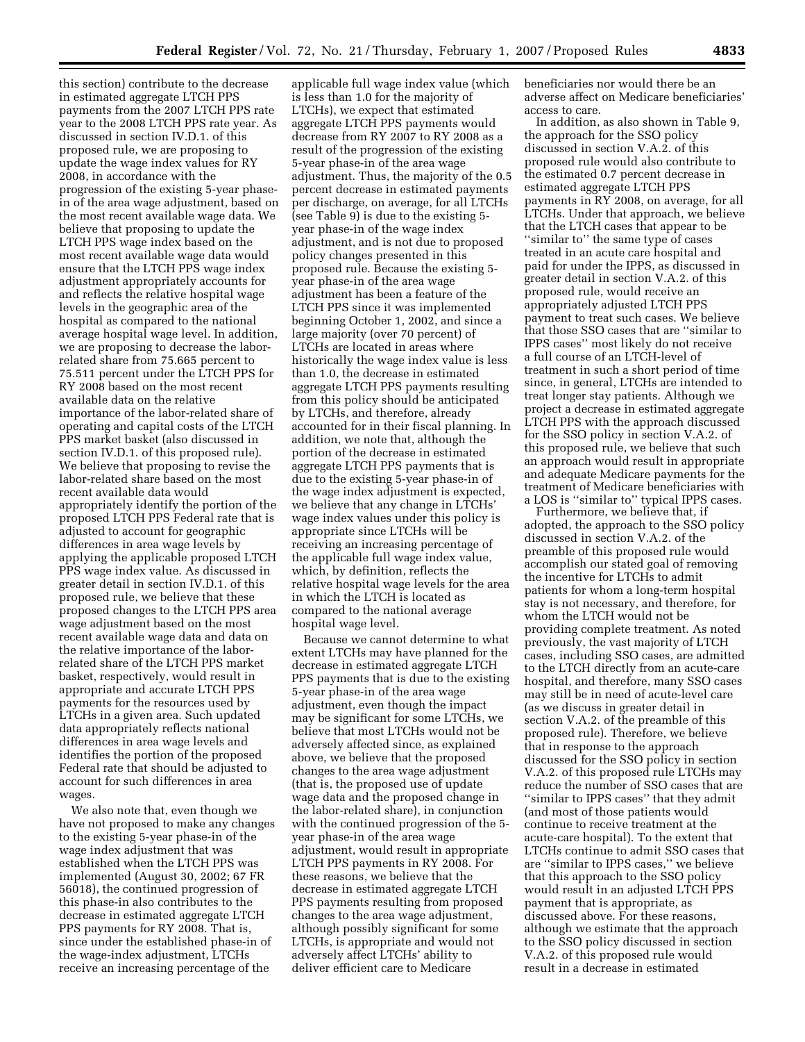this section) contribute to the decrease in estimated aggregate LTCH PPS payments from the 2007 LTCH PPS rate year to the 2008 LTCH PPS rate year. As discussed in section IV.D.1. of this proposed rule, we are proposing to update the wage index values for RY 2008, in accordance with the progression of the existing 5-year phase-in of the area wage adjustment, based on the most recent available wage data. We believe that proposing to update the LTCH PPS wage index based on the most recent available wage data would ensure that the LTCH PPS wage index adjustment appropriately accounts for and reflects the relative hospital wage levels in the geographic area of the hospital as compared to the national average hospital wage level. In addition, we are proposing to decrease the labor-related share from 75.665 percent to 75.511 percent under the LTCH PPS for RY 2008 based on the most recent available data on the relative importance of the labor-related share of operating and capital costs of the LTCH PPS market basket (also discussed in section IV.D.1. of this proposed rule). We believe that proposing to revise the labor-related share based on the most recent available data would appropriately identify the portion of the proposed LTCH PPS Federal rate that is adjusted to account for geographic differences in area wage levels by applying the applicable proposed LTCH PPS wage index value. As discussed in greater detail in section IV.D.1. of this proposed rule, we believe that these proposed changes to the LTCH PPS area wage adjustment based on the most recent available wage data and data on the relative importance of the labor-related share of the LTCH PPS market basket, respectively, would result in appropriate and accurate LTCH PPS payments for the resources used by LTCHs in a given area. Such updated data appropriately reflects national differences in area wage levels and identifies the portion of the proposed Federal rate that should be adjusted to account for such differences in area wages.

We also note that, even though we have not proposed to make any changes to the existing 5-year phase-in of the wage index adjustment that was established when the LTCH PPS was implemented (August 30, 2002; 67 FR 56018), the continued progression of this phase-in also contributes to the decrease in estimated aggregate LTCH PPS payments for RY 2008. That is, since under the established phase-in of the wage-index adjustment, LTCHs receive an increasing percentage of the applicable full wage index value (which is less than 1.0 for the majority of LTCHs), we expect that estimated aggregate LTCH PPS payments would decrease from RY 2007 to RY 2008 as a result of the progression of the existing 5-year phase-in of the area wage adjustment. Thus, the majority of the 0.5 percent decrease in estimated payments per discharge, on average, for all LTCHs (see Table 9) is due to the existing 5-year phase-in of the wage index adjustment, and is not due to proposed policy changes presented in this proposed rule. Because the existing 5-year phase-in of the area wage adjustment has been a feature of the LTCH PPS since it was implemented beginning October 1, 2002, and since a large majority (over 70 percent) of LTCHs are located in areas where historically the wage index value is less than 1.0, the decrease in estimated aggregate LTCH PPS payments resulting from this policy should be anticipated by LTCHs, and therefore, already accounted for in their fiscal planning. In addition, we note that, although the portion of the decrease in estimated aggregate LTCH PPS payments that is due to the existing 5-year phase-in of the wage index adjustment is expected, we believe that any change in LTCHs' wage index values under this policy is appropriate since LTCHs will be receiving an increasing percentage of the applicable full wage index value, which, by definition, reflects the relative hospital wage levels for the area in which the LTCH is located as compared to the national average hospital wage level.

Because we cannot determine to what extent LTCHs may have planned for the decrease in estimated aggregate LTCH PPS payments that is due to the existing 5-year phase-in of the area wage adjustment, even though the impact may be significant for some LTCHs, we believe that most LTCHs would not be adversely affected since, as explained above, we believe that the proposed changes to the area wage adjustment (that is, the proposed use of update wage data and the proposed change in the labor-related share), in conjunction with the continued progression of the 5-year phase-in of the area wage adjustment, would result in appropriate LTCH PPS payments in RY 2008. For these reasons, we believe that the decrease in estimated aggregate LTCH PPS payments resulting from proposed changes to the area wage adjustment, although possibly significant for some LTCHs, is appropriate and would not adversely affect LTCHs' ability to deliver efficient care to Medicare beneficiaries nor would there be an adverse affect on Medicare beneficiaries' access to care.

In addition, as also shown in Table 9, the approach for the SSO policy discussed in section V.A.2. of this proposed rule would also contribute to the estimated 0.7 percent decrease in estimated aggregate LTCH PPS payments in RY 2008, on average, for all LTCHs. Under that approach, we believe that the LTCH cases that appear to be ''similar to'' the same type of cases treated in an acute care hospital and paid for under the IPPS, as discussed in greater detail in section V.A.2. of this proposed rule, would receive an appropriately adjusted LTCH PPS payment to treat such cases. We believe that those SSO cases that are ''similar to IPPS cases'' most likely do not receive a full course of an LTCH-level of treatment in such a short period of time since, in general, LTCHs are intended to treat longer stay patients. Although we project a decrease in estimated aggregate LTCH PPS with the approach discussed for the SSO policy in section V.A.2. of this proposed rule, we believe that such an approach would result in appropriate and adequate Medicare payments for the treatment of Medicare beneficiaries with a LOS is ''similar to'' typical IPPS cases.

Furthermore, we believe that, if adopted, the approach to the SSO policy discussed in section V.A.2. of the preamble of this proposed rule would accomplish our stated goal of removing the incentive for LTCHs to admit patients for whom a long-term hospital stay is not necessary, and therefore, for whom the LTCH would not be providing complete treatment. As noted previously, the vast majority of LTCH cases, including SSO cases, are admitted to the LTCH directly from an acute-care hospital, and therefore, many SSO cases may still be in need of acute-level care (as we discuss in greater detail in section V.A.2. of the preamble of this proposed rule). Therefore, we believe that in response to the approach discussed for the SSO policy in section V.A.2. of this proposed rule LTCHs may reduce the number of SSO cases that are ''similar to IPPS cases'' that they admit (and most of those patients would continue to receive treatment at the acute-care hospital). To the extent that LTCHs continue to admit SSO cases that are ''similar to IPPS cases,'' we believe that this approach to the SSO policy would result in an adjusted LTCH PPS payment that is appropriate, as discussed above. For these reasons, although we estimate that the approach to the SSO policy discussed in section V.A.2. of this proposed rule would result in a decrease in estimated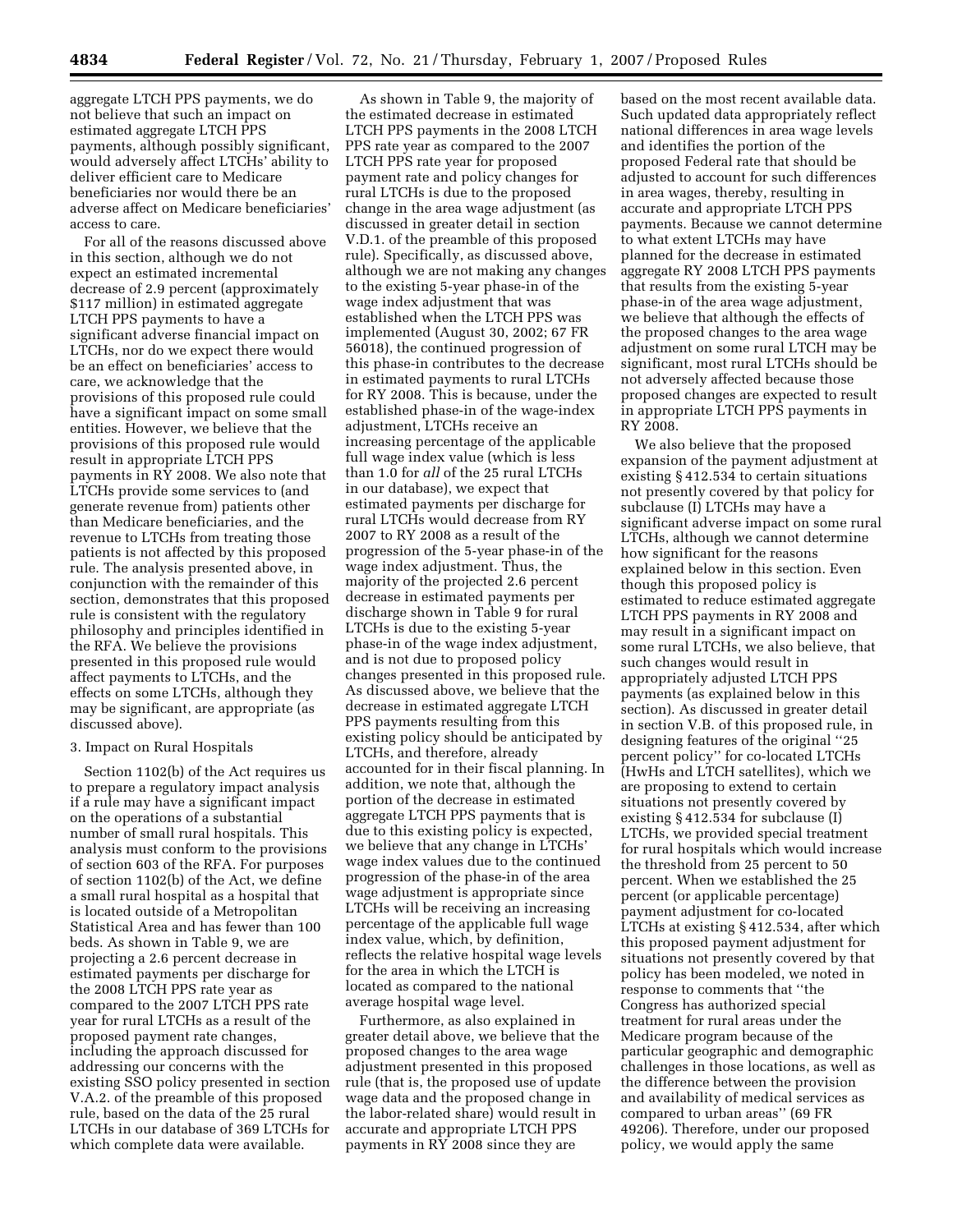aggregate LTCH PPS payments, we do not believe that such an impact on estimated aggregate LTCH PPS payments, although possibly significant, would adversely affect LTCHs' ability to deliver efficient care to Medicare beneficiaries nor would there be an adverse affect on Medicare beneficiaries' access to care.

For all of the reasons discussed above in this section, although we do not expect an estimated incremental decrease of 2.9 percent (approximately $117 million) in estimated aggregate LTCH PPS payments to have a significant adverse financial impact on LTCHs, nor do we expect there would be an effect on beneficiaries' access to care, we acknowledge that the provisions of this proposed rule could have a significant impact on some small entities. However, we believe that the provisions of this proposed rule would result in appropriate LTCH PPS payments in RY 2008. We also note that LTCHs provide some services to (and generate revenue from) patients other than Medicare beneficiaries, and the revenue to LTCHs from treating those patients is not affected by this proposed rule. The analysis presented above, in conjunction with the remainder of this section, demonstrates that this proposed rule is consistent with the regulatory philosophy and principles identified in the RFA. We believe the provisions presented in this proposed rule would affect payments to LTCHs, and the effects on some LTCHs, although they may be significant, are appropriate (as discussed above).

3. Impact on Rural Hospitals

Section 1102(b) of the Act requires us to prepare a regulatory impact analysis if a rule may have a significant impact on the operations of a substantial number of small rural hospitals. This analysis must conform to the provisions of section 603 of the RFA. For purposes of section 1102(b) of the Act, we define a small rural hospital as a hospital that is located outside of a Metropolitan Statistical Area and has fewer than 100 beds. As shown in Table 9, we are projecting a 2.6 percent decrease in estimated payments per discharge for the 2008 LTCH PPS rate year as compared to the 2007 LTCH PPS rate year for rural LTCHs as a result of the proposed payment rate changes, including the approach discussed for addressing our concerns with the existing SSO policy presented in section V.A.2. of the preamble of this proposed rule, based on the data of the 25 rural LTCHs in our database of 369 LTCHs for which complete data were available.

As shown in Table 9, the majority of the estimated decrease in estimated LTCH PPS payments in the 2008 LTCH PPS rate year as compared to the 2007 LTCH PPS rate year for proposed payment rate and policy changes for rural LTCHs is due to the proposed change in the area wage adjustment (as discussed in greater detail in section V.D.1. of the preamble of this proposed rule). Specifically, as discussed above, although we are not making any changes to the existing 5-year phase-in of the wage index adjustment that was established when the LTCH PPS was implemented (August 30, 2002; 67 FR 56018), the continued progression of this phase-in contributes to the decrease in estimated payments to rural LTCHs for RY 2008. This is because, under the established phase-in of the wage-index adjustment, LTCHs receive an increasing percentage of the applicable full wage index value (which is less than 1.0 for *all* of the 25 rural LTCHs in our database), we expect that estimated payments per discharge for rural LTCHs would decrease from RY 2007 to RY 2008 as a result of the progression of the 5-year phase-in of the wage index adjustment. Thus, the majority of the projected 2.6 percent decrease in estimated payments per discharge shown in Table 9 for rural LTCHs is due to the existing 5-year phase-in of the wage index adjustment, and is not due to proposed policy changes presented in this proposed rule. As discussed above, we believe that the decrease in estimated aggregate LTCH PPS payments resulting from this existing policy should be anticipated by LTCHs, and therefore, already accounted for in their fiscal planning. In addition, we note that, although the portion of the decrease in estimated aggregate LTCH PPS payments that is due to this existing policy is expected, we believe that any change in LTCHs' wage index values due to the continued progression of the phase-in of the area wage adjustment is appropriate since LTCHs will be receiving an increasing percentage of the applicable full wage index value, which, by definition, reflects the relative hospital wage levels for the area in which the LTCH is located as compared to the national average hospital wage level.

Furthermore, as also explained in greater detail above, we believe that the proposed changes to the area wage adjustment presented in this proposed rule (that is, the proposed use of update wage data and the proposed change in the labor-related share) would result in accurate and appropriate LTCH PPS payments in RY 2008 since they are based on the most recent available data. Such updated data appropriately reflect national differences in area wage levels and identifies the portion of the proposed Federal rate that should be adjusted to account for such differences in area wages, thereby, resulting in accurate and appropriate LTCH PPS payments. Because we cannot determine to what extent LTCHs may have planned for the decrease in estimated aggregate RY 2008 LTCH PPS payments that results from the existing 5-year phase-in of the area wage adjustment, we believe that although the effects of the proposed changes to the area wage adjustment on some rural LTCH may be significant, most rural LTCHs should be not adversely affected because those proposed changes are expected to result in appropriate LTCH PPS payments in RY 2008.

We also believe that the proposed expansion of the payment adjustment at existing § 412.534 to certain situations not presently covered by that policy for subclause (I) LTCHs may have a significant adverse impact on some rural LTCHs, although we cannot determine how significant for the reasons explained below in this section. Even though this proposed policy is estimated to reduce estimated aggregate LTCH PPS payments in RY 2008 and may result in a significant impact on some rural LTCHs, we also believe, that such changes would result in appropriately adjusted LTCH PPS payments (as explained below in this section). As discussed in greater detail in section V.B. of this proposed rule, in designing features of the original ''25 percent policy'' for co-located LTCHs (HwHs and LTCH satellites), which we are proposing to extend to certain situations not presently covered by existing § 412.534 for subclause (I) LTCHs, we provided special treatment for rural hospitals which would increase the threshold from 25 percent to 50 percent. When we established the 25 percent (or applicable percentage) payment adjustment for co-located LTCHs at existing § 412.534, after which this proposed payment adjustment for situations not presently covered by that policy has been modeled, we noted in response to comments that ''the Congress has authorized special treatment for rural areas under the Medicare program because of the particular geographic and demographic challenges in those locations, as well as the difference between the provision and availability of medical services as compared to urban areas'' (69 FR 49206). Therefore, under our proposed policy, we would apply the same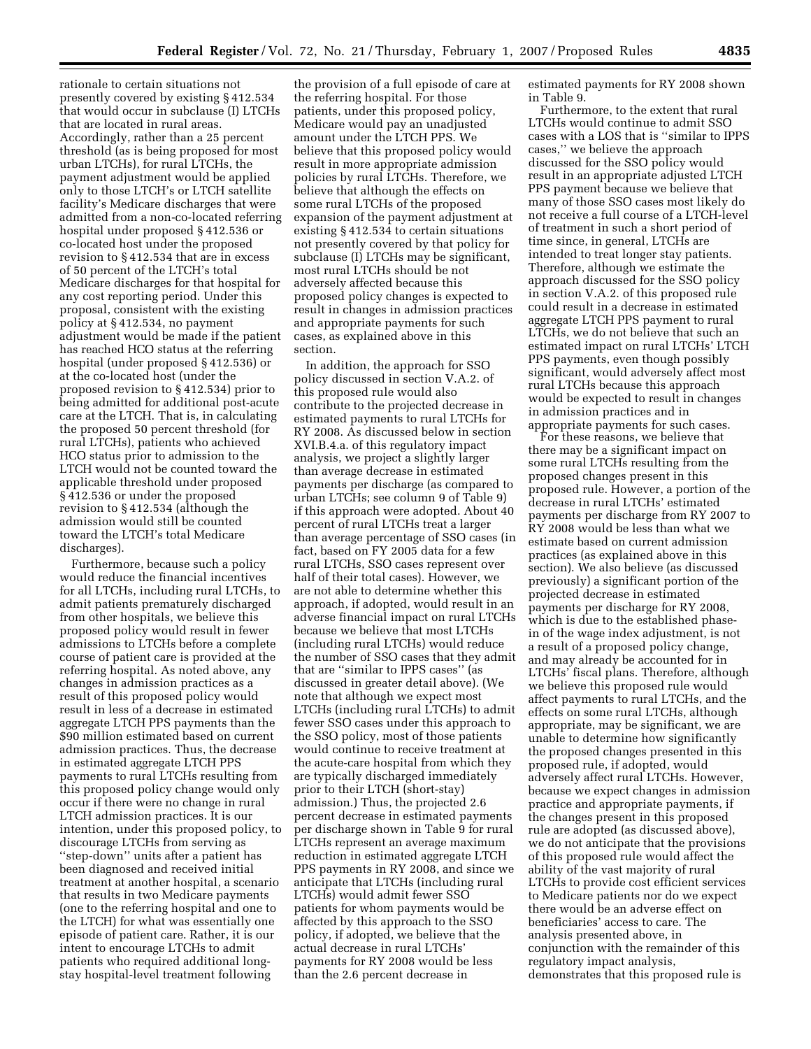rationale to certain situations not presently covered by existing § 412.534 that would occur in subclause (I) LTCHs that are located in rural areas. Accordingly, rather than a 25 percent threshold (as is being proposed for most urban LTCHs), for rural LTCHs, the payment adjustment would be applied only to those LTCH's or LTCH satellite facility's Medicare discharges that were admitted from a non-co-located referring hospital under proposed § 412.536 or co-located host under the proposed revision to § 412.534 that are in excess of 50 percent of the LTCH's total Medicare discharges for that hospital for any cost reporting period. Under this proposal, consistent with the existing policy at § 412.534, no payment adjustment would be made if the patient has reached HCO status at the referring hospital (under proposed § 412.536) or at the co-located host (under the proposed revision to § 412.534) prior to being admitted for additional post-acute care at the LTCH. That is, in calculating the proposed 50 percent threshold (for rural LTCHs), patients who achieved HCO status prior to admission to the LTCH would not be counted toward the applicable threshold under proposed § 412.536 or under the proposed revision to § 412.534 (although the admission would still be counted toward the LTCH's total Medicare discharges).

Furthermore, because such a policy would reduce the financial incentives for all LTCHs, including rural LTCHs, to admit patients prematurely discharged from other hospitals, we believe this proposed policy would result in fewer admissions to LTCHs before a complete course of patient care is provided at the referring hospital. As noted above, any changes in admission practices as a result of this proposed policy would result in less of a decrease in estimated aggregate LTCH PPS payments than the $90 million estimated based on current admission practices. Thus, the decrease in estimated aggregate LTCH PPS payments to rural LTCHs resulting from this proposed policy change would only occur if there were no change in rural LTCH admission practices. It is our intention, under this proposed policy, to discourage LTCHs from serving as ''step-down'' units after a patient has been diagnosed and received initial treatment at another hospital, a scenario that results in two Medicare payments (one to the referring hospital and one to the LTCH) for what was essentially one episode of patient care. Rather, it is our intent to encourage LTCHs to admit patients who required additional long-stay hospital-level treatment following the provision of a full episode of care at the referring hospital. For those patients, under this proposed policy, Medicare would pay an unadjusted amount under the LTCH PPS. We believe that this proposed policy would result in more appropriate admission policies by rural LTCHs. Therefore, we believe that although the effects on some rural LTCHs of the proposed expansion of the payment adjustment at existing § 412.534 to certain situations not presently covered by that policy for subclause (I) LTCHs may be significant, most rural LTCHs should be not adversely affected because this proposed policy changes is expected to result in changes in admission practices and appropriate payments for such cases, as explained above in this section.

In addition, the approach for SSO policy discussed in section V.A.2. of this proposed rule would also contribute to the projected decrease in estimated payments to rural LTCHs for RY 2008. As discussed below in section XVI.B.4.a. of this regulatory impact analysis, we project a slightly larger than average decrease in estimated payments per discharge (as compared to urban LTCHs; see column 9 of Table 9) if this approach were adopted. About 40 percent of rural LTCHs treat a larger than average percentage of SSO cases (in fact, based on FY 2005 data for a few rural LTCHs, SSO cases represent over half of their total cases). However, we are not able to determine whether this approach, if adopted, would result in an adverse financial impact on rural LTCHs because we believe that most LTCHs (including rural LTCHs) would reduce the number of SSO cases that they admit that are ''similar to IPPS cases'' (as discussed in greater detail above). (We note that although we expect most LTCHs (including rural LTCHs) to admit fewer SSO cases under this approach to the SSO policy, most of those patients would continue to receive treatment at the acute-care hospital from which they are typically discharged immediately prior to their LTCH (short-stay) admission.) Thus, the projected 2.6 percent decrease in estimated payments per discharge shown in Table 9 for rural LTCHs represent an average maximum reduction in estimated aggregate LTCH PPS payments in RY 2008, and since we anticipate that LTCHs (including rural LTCHs) would admit fewer SSO patients for whom payments would be affected by this approach to the SSO policy, if adopted, we believe that the actual decrease in rural LTCHs' payments for RY 2008 would be less than the 2.6 percent decrease in estimated payments for RY 2008 shown in Table 9.

Furthermore, to the extent that rural LTCHs would continue to admit SSO cases with a LOS that is ''similar to IPPS cases,'' we believe the approach discussed for the SSO policy would result in an appropriate adjusted LTCH PPS payment because we believe that many of those SSO cases most likely do not receive a full course of a LTCH-level of treatment in such a short period of time since, in general, LTCHs are intended to treat longer stay patients. Therefore, although we estimate the approach discussed for the SSO policy in section V.A.2. of this proposed rule could result in a decrease in estimated aggregate LTCH PPS payment to rural LTCHs, we do not believe that such an estimated impact on rural LTCHs' LTCH PPS payments, even though possibly significant, would adversely affect most rural LTCHs because this approach would be expected to result in changes in admission practices and in appropriate payments for such cases.

For these reasons, we believe that there may be a significant impact on some rural LTCHs resulting from the proposed changes present in this proposed rule. However, a portion of the decrease in rural LTCHs' estimated payments per discharge from RY 2007 to RY 2008 would be less than what we estimate based on current admission practices (as explained above in this section). We also believe (as discussed previously) a significant portion of the projected decrease in estimated payments per discharge for RY 2008, which is due to the established phase-in of the wage index adjustment, is not a result of a proposed policy change, and may already be accounted for in LTCHs' fiscal plans. Therefore, although we believe this proposed rule would affect payments to rural LTCHs, and the effects on some rural LTCHs, although appropriate, may be significant, we are unable to determine how significantly the proposed changes presented in this proposed rule, if adopted, would adversely affect rural LTCHs. However, because we expect changes in admission practice and appropriate payments, if the changes present in this proposed rule are adopted (as discussed above), we do not anticipate that the provisions of this proposed rule would affect the ability of the vast majority of rural LTCHs to provide cost efficient services to Medicare patients nor do we expect there would be an adverse effect on beneficiaries' access to care. The analysis presented above, in conjunction with the remainder of this regulatory impact analysis, demonstrates that this proposed rule is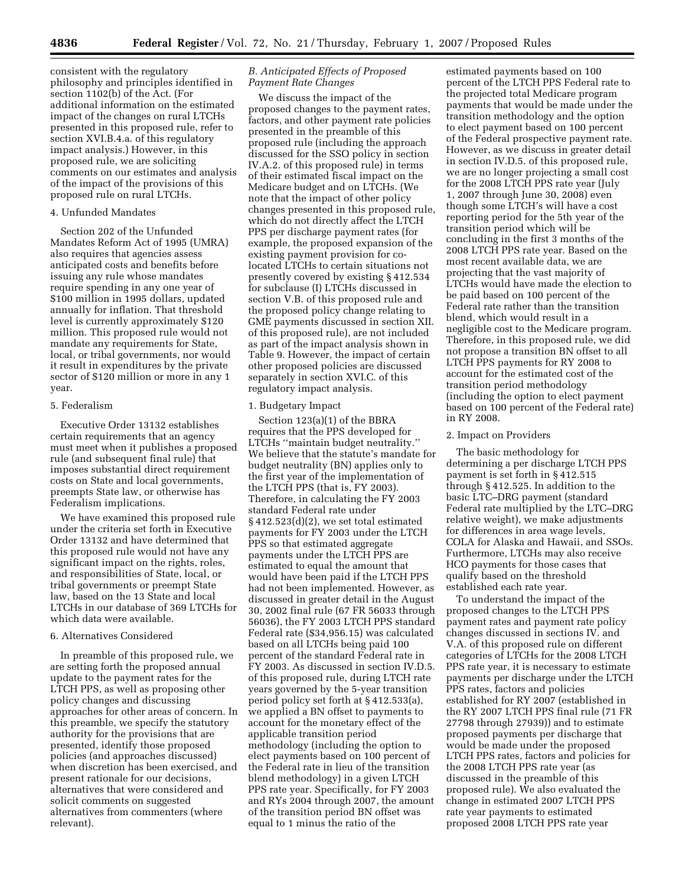consistent with the regulatory philosophy and principles identified in section 1102(b) of the Act. (For additional information on the estimated impact of the changes on rural LTCHs presented in this proposed rule, refer to section XVI.B.4.a. of this regulatory impact analysis.) However, in this proposed rule, we are soliciting comments on our estimates and analysis of the impact of the provisions of this proposed rule on rural LTCHs.

4. Unfunded Mandates

Section 202 of the Unfunded Mandates Reform Act of 1995 (UMRA) also requires that agencies assess anticipated costs and benefits before issuing any rule whose mandates require spending in any one year of $100 million in 1995 dollars, updated annually for inflation. That threshold level is currently approximately $120 million. This proposed rule would not mandate any requirements for State, local, or tribal governments, nor would it result in expenditures by the private sector of $120 million or more in any 1 year.

5. Federalism

Executive Order 13132 establishes certain requirements that an agency must meet when it publishes a proposed rule (and subsequent final rule) that imposes substantial direct requirement costs on State and local governments, preempts State law, or otherwise has Federalism implications.

We have examined this proposed rule under the criteria set forth in Executive Order 13132 and have determined that this proposed rule would not have any significant impact on the rights, roles, and responsibilities of State, local, or tribal governments or preempt State law, based on the 13 State and local LTCHs in our database of 369 LTCHs for which data were available.

6. Alternatives Considered

In preamble of this proposed rule, we are setting forth the proposed annual update to the payment rates for the LTCH PPS, as well as proposing other policy changes and discussing approaches for other areas of concern. In this preamble, we specify the statutory authority for the provisions that are presented, identify those proposed policies (and approaches discussed) when discretion has been exercised, and present rationale for our decisions, alternatives that were considered and solicit comments on suggested alternatives from commenters (where relevant).

*B. Anticipated Effects of Proposed Payment Rate Changes*

We discuss the impact of the proposed changes to the payment rates, factors, and other payment rate policies presented in the preamble of this proposed rule (including the approach discussed for the SSO policy in section IV.A.2. of this proposed rule) in terms of their estimated fiscal impact on the Medicare budget and on LTCHs. (We note that the impact of other policy changes presented in this proposed rule, which do not directly affect the LTCH PPS per discharge payment rates (for example, the proposed expansion of the existing payment provision for co-located LTCHs to certain situations not presently covered by existing § 412.534 for subclause (I) LTCHs discussed in section V.B. of this proposed rule and the proposed policy change relating to GME payments discussed in section XII. of this proposed rule), are not included as part of the impact analysis shown in Table 9. However, the impact of certain other proposed policies are discussed separately in section XVI.C. of this regulatory impact analysis.

1. Budgetary Impact

Section 123(a)(1) of the BBRA requires that the PPS developed for LTCHs "maintain budget neutrality." We believe that the statute's mandate for budget neutrality (BN) applies only to the first year of the implementation of the LTCH PPS (that is, FY 2003). Therefore, in calculating the FY 2003 standard Federal rate under § 412.523(d)(2), we set total estimated payments for FY 2003 under the LTCH PPS so that estimated aggregate payments under the LTCH PPS are estimated to equal the amount that would have been paid if the LTCH PPS had not been implemented. However, as discussed in greater detail in the August 30, 2002 final rule (67 FR 56033 through 56036), the FY 2003 LTCH PPS standard Federal rate ($34,956.15) was calculated based on all LTCHs being paid 100 percent of the standard Federal rate in FY 2003. As discussed in section IV.D.5. of this proposed rule, during LTCH rate years governed by the 5-year transition period policy set forth at § 412.533(a), we applied a BN offset to payments to account for the monetary effect of the applicable transition period methodology (including the option to elect payments based on 100 percent of the Federal rate in lieu of the transition blend methodology) in a given LTCH PPS rate year. Specifically, for FY 2003 and RYs 2004 through 2007, the amount of the transition period BN offset was equal to 1 minus the ratio of the estimated payments based on 100 percent of the LTCH PPS Federal rate to the projected total Medicare program payments that would be made under the transition methodology and the option to elect payment based on 100 percent of the Federal prospective payment rate. However, as we discuss in greater detail in section IV.D.5. of this proposed rule, we are no longer projecting a small cost for the 2008 LTCH PPS rate year (July 1, 2007 through June 30, 2008) even though some LTCH's will have a cost reporting period for the 5th year of the transition period which will be concluding in the first 3 months of the 2008 LTCH PPS rate year. Based on the most recent available data, we are projecting that the vast majority of LTCHs would have made the election to be paid based on 100 percent of the Federal rate rather than the transition blend, which would result in a negligible cost to the Medicare program. Therefore, in this proposed rule, we did not propose a transition BN offset to all LTCH PPS payments for RY 2008 to account for the estimated cost of the transition period methodology (including the option to elect payment based on 100 percent of the Federal rate) in RY 2008.

2. Impact on Providers

The basic methodology for determining a per discharge LTCH PPS payment is set forth in § 412.515 through § 412.525. In addition to the basic LTC–DRG payment (standard Federal rate multiplied by the LTC–DRG relative weight), we make adjustments for differences in area wage levels, COLA for Alaska and Hawaii, and SSOs. Furthermore, LTCHs may also receive HCO payments for those cases that qualify based on the threshold established each rate year.

To understand the impact of the proposed changes to the LTCH PPS payment rates and payment rate policy changes discussed in sections IV. and V.A. of this proposed rule on different categories of LTCHs for the 2008 LTCH PPS rate year, it is necessary to estimate payments per discharge under the LTCH PPS rates, factors and policies established for RY 2007 (established in the RY 2007 LTCH PPS final rule (71 FR 27798 through 27939)) and to estimate proposed payments per discharge that would be made under the proposed LTCH PPS rates, factors and policies for the 2008 LTCH PPS rate year (as discussed in the preamble of this proposed rule). We also evaluated the change in estimated 2007 LTCH PPS rate year payments to estimated proposed 2008 LTCH PPS rate year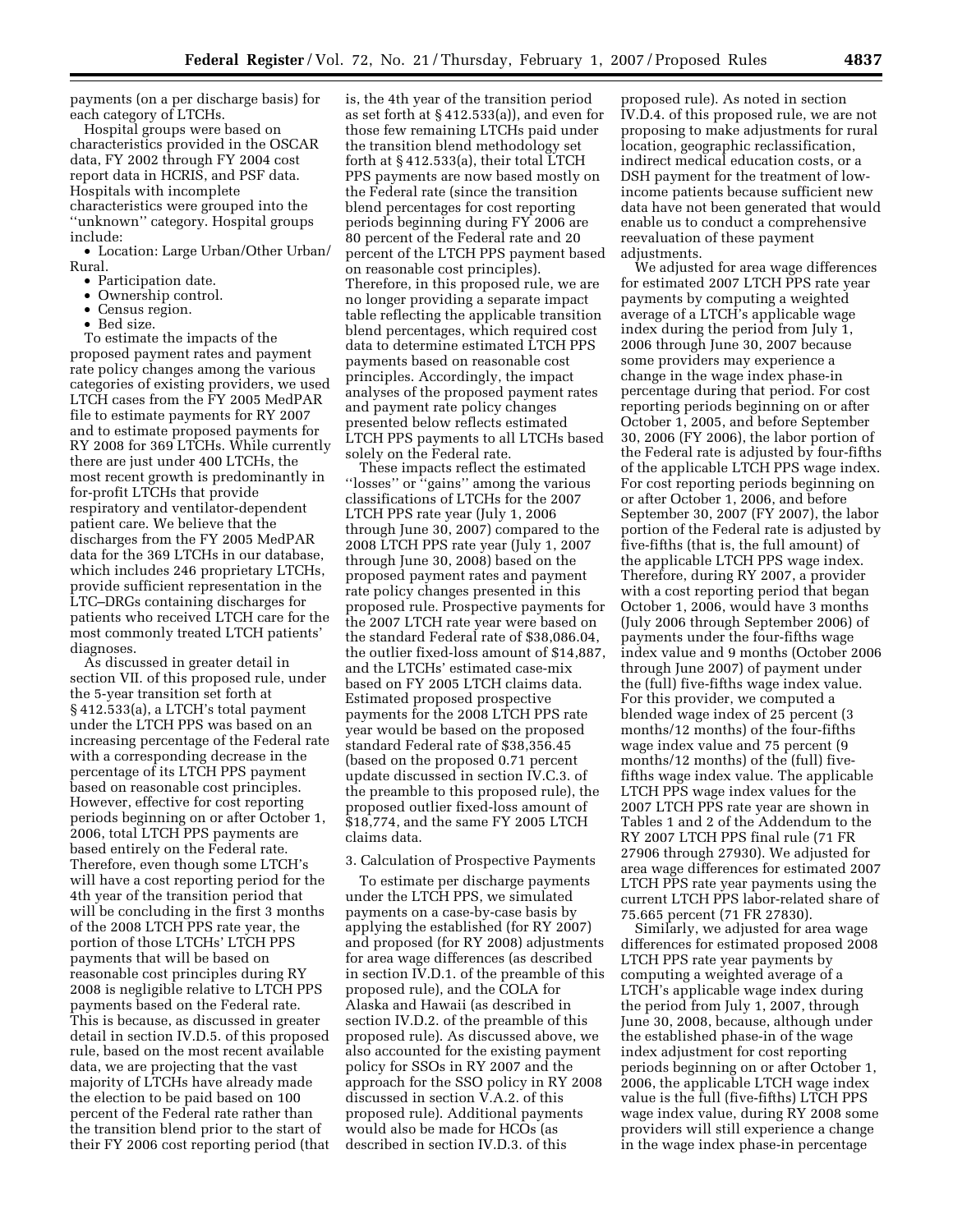payments (on a per discharge basis) for each category of LTCHs.

Hospital groups were based on characteristics provided in the OSCAR data, FY 2002 through FY 2004 cost report data in HCRIS, and PSF data. Hospitals with incomplete characteristics were grouped into the ''unknown'' category. Hospital groups include:

- Location: Large Urban/Other Urban/Rural.
- Participation date.
- Ownership control.
- Census region.
- Bed size.

To estimate the impacts of the proposed payment rates and payment rate policy changes among the various categories of existing providers, we used LTCH cases from the FY 2005 MedPAR file to estimate payments for RY 2007 and to estimate proposed payments for RY 2008 for 369 LTCHs. While currently there are just under 400 LTCHs, the most recent growth is predominantly in for-profit LTCHs that provide respiratory and ventilator-dependent patient care. We believe that the discharges from the FY 2005 MedPAR data for the 369 LTCHs in our database, which includes 246 proprietary LTCHs, provide sufficient representation in the LTC–DRGs containing discharges for patients who received LTCH care for the most commonly treated LTCH patients' diagnoses.

As discussed in greater detail in section VII. of this proposed rule, under the 5-year transition set forth at § 412.533(a), a LTCH's total payment under the LTCH PPS was based on an increasing percentage of the Federal rate with a corresponding decrease in the percentage of its LTCH PPS payment based on reasonable cost principles. However, effective for cost reporting periods beginning on or after October 1, 2006, total LTCH PPS payments are based entirely on the Federal rate. Therefore, even though some LTCH's will have a cost reporting period for the 4th year of the transition period that will be concluding in the first 3 months of the 2008 LTCH PPS rate year, the portion of those LTCHs' LTCH PPS payments that will be based on reasonable cost principles during RY 2008 is negligible relative to LTCH PPS payments based on the Federal rate. This is because, as discussed in greater detail in section IV.D.5. of this proposed rule, based on the most recent available data, we are projecting that the vast majority of LTCHs have already made the election to be paid based on 100 percent of the Federal rate rather than the transition blend prior to the start of their FY 2006 cost reporting period (that is, the 4th year of the transition period as set forth at § 412.533(a)), and even for those few remaining LTCHs paid under the transition blend methodology set forth at § 412.533(a), their total LTCH PPS payments are now based mostly on the Federal rate (since the transition blend percentages for cost reporting periods beginning during FY 2006 are 80 percent of the Federal rate and 20 percent of the LTCH PPS payment based on reasonable cost principles). Therefore, in this proposed rule, we are no longer providing a separate impact table reflecting the applicable transition blend percentages, which required cost data to determine estimated LTCH PPS payments based on reasonable cost principles. Accordingly, the impact analyses of the proposed payment rates and payment rate policy changes presented below reflects estimated LTCH PPS payments to all LTCHs based solely on the Federal rate.

These impacts reflect the estimated ''losses'' or ''gains'' among the various classifications of LTCHs for the 2007 LTCH PPS rate year (July 1, 2006 through June 30, 2007) compared to the 2008 LTCH PPS rate year (July 1, 2007 through June 30, 2008) based on the proposed payment rates and payment rate policy changes presented in this proposed rule. Prospective payments for the 2007 LTCH rate year were based on the standard Federal rate of $38,086.04, the outlier fixed-loss amount of $14,887, and the LTCHs' estimated case-mix based on FY 2005 LTCH claims data. Estimated proposed prospective payments for the 2008 LTCH PPS rate year would be based on the proposed standard Federal rate of $38,356.45 (based on the proposed 0.71 percent update discussed in section IV.C.3. of the preamble to this proposed rule), the proposed outlier fixed-loss amount of $18,774, and the same FY 2005 LTCH claims data.

3. Calculation of Prospective Payments

To estimate per discharge payments under the LTCH PPS, we simulated payments on a case-by-case basis by applying the established (for RY 2007) and proposed (for RY 2008) adjustments for area wage differences (as described in section IV.D.1. of the preamble of this proposed rule), and the COLA for Alaska and Hawaii (as described in section IV.D.2. of the preamble of this proposed rule). As discussed above, we also accounted for the existing payment policy for SSOs in RY 2007 and the approach for the SSO policy in RY 2008 discussed in section V.A.2. of this proposed rule). Additional payments would also be made for HCOs (as described in section IV.D.3. of this proposed rule). As noted in section IV.D.4. of this proposed rule, we are not proposing to make adjustments for rural location, geographic reclassification, indirect medical education costs, or a DSH payment for the treatment of low-income patients because sufficient new data have not been generated that would enable us to conduct a comprehensive reevaluation of these payment adjustments.

We adjusted for area wage differences for estimated 2007 LTCH PPS rate year payments by computing a weighted average of a LTCH's applicable wage index during the period from July 1, 2006 through June 30, 2007 because some providers may experience a change in the wage index phase-in percentage during that period. For cost reporting periods beginning on or after October 1, 2005, and before September 30, 2006 (FY 2006), the labor portion of the Federal rate is adjusted by four-fifths of the applicable LTCH PPS wage index. For cost reporting periods beginning on or after October 1, 2006, and before September 30, 2007 (FY 2007), the labor portion of the Federal rate is adjusted by five-fifths (that is, the full amount) of the applicable LTCH PPS wage index. Therefore, during RY 2007, a provider with a cost reporting period that began October 1, 2006, would have 3 months (July 2006 through September 2006) of payments under the four-fifths wage index value and 9 months (October 2006 through June 2007) of payment under the (full) five-fifths wage index value. For this provider, we computed a blended wage index of 25 percent (3 months/12 months) of the four-fifths wage index value and 75 percent (9 months/12 months) of the (full) five-fifths wage index value. The applicable LTCH PPS wage index values for the 2007 LTCH PPS rate year are shown in Tables 1 and 2 of the Addendum to the RY 2007 LTCH PPS final rule (71 FR 27906 through 27930). We adjusted for area wage differences for estimated 2007 LTCH PPS rate year payments using the current LTCH PPS labor-related share of 75.665 percent (71 FR 27830).

Similarly, we adjusted for area wage differences for estimated proposed 2008 LTCH PPS rate year payments by computing a weighted average of a LTCH's applicable wage index during the period from July 1, 2007, through June 30, 2008, because, although under the established phase-in of the wage index adjustment for cost reporting periods beginning on or after October 1, 2006, the applicable LTCH wage index value is the full (five-fifths) LTCH PPS wage index value, during RY 2008 some providers will still experience a change in the wage index phase-in percentage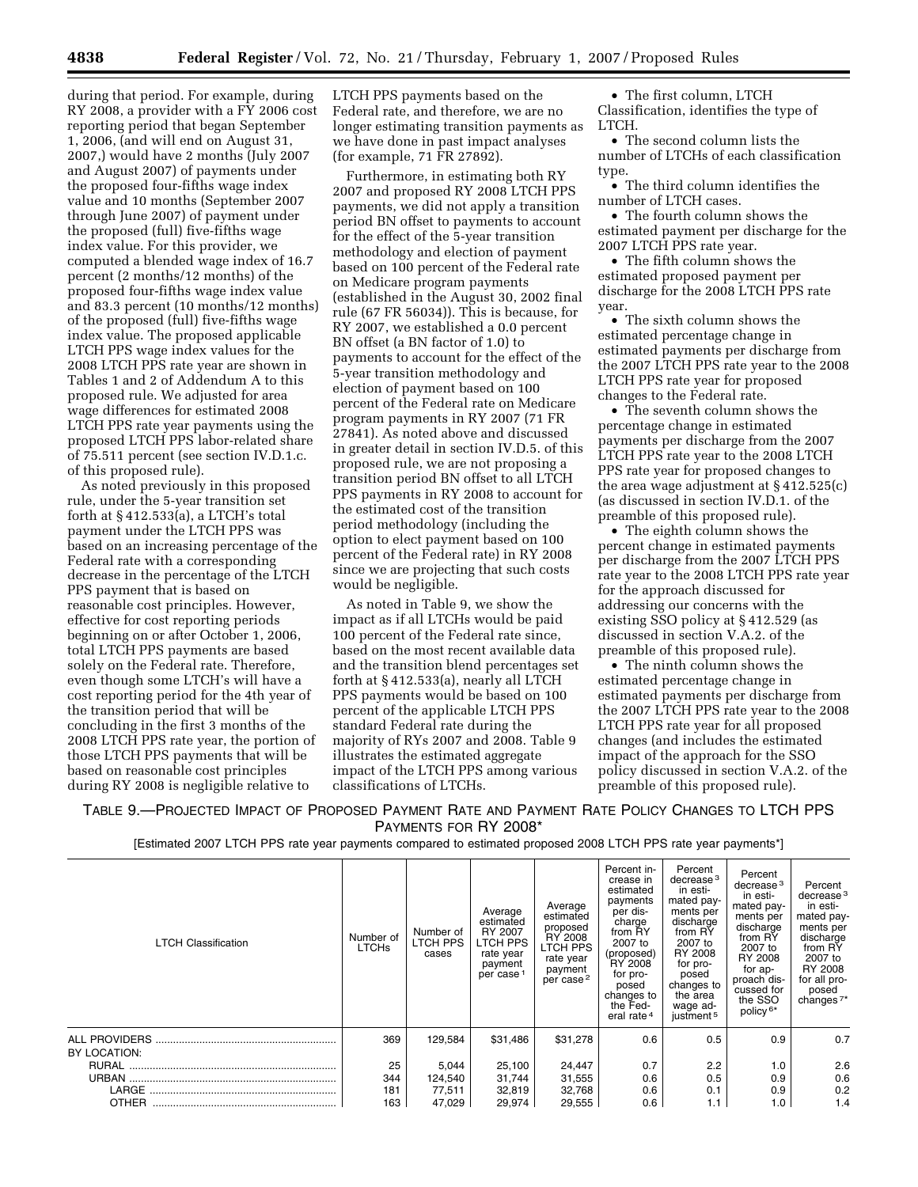during that period. For example, during RY 2008, a provider with a FY 2006 cost reporting period that began September 1, 2006, (and will end on August 31, 2007,) would have 2 months (July 2007 and August 2007) of payments under the proposed four-fifths wage index value and 10 months (September 2007 through June 2007) of payment under the proposed (full) five-fifths wage index value. For this provider, we computed a blended wage index of 16.7 percent (2 months/12 months) of the proposed four-fifths wage index value and 83.3 percent (10 months/12 months) of the proposed (full) five-fifths wage index value. The proposed applicable LTCH PPS wage index values for the 2008 LTCH PPS rate year are shown in Tables 1 and 2 of Addendum A to this proposed rule. We adjusted for area wage differences for estimated 2008 LTCH PPS rate year payments using the proposed LTCH PPS labor-related share of 75.511 percent (see section IV.D.1.c. of this proposed rule).

As noted previously in this proposed rule, under the 5-year transition set forth at § 412.533(a), a LTCH's total payment under the LTCH PPS was based on an increasing percentage of the Federal rate with a corresponding decrease in the percentage of the LTCH PPS payment that is based on reasonable cost principles. However, effective for cost reporting periods beginning on or after October 1, 2006, total LTCH PPS payments are based solely on the Federal rate. Therefore, even though some LTCH's will have a cost reporting period for the 4th year of the transition period that will be concluding in the first 3 months of the 2008 LTCH PPS rate year, the portion of those LTCH PPS payments that will be based on reasonable cost principles during RY 2008 is negligible relative to LTCH PPS payments based on the Federal rate, and therefore, we are no longer estimating transition payments as we have done in past impact analyses (for example, 71 FR 27892).

Furthermore, in estimating both RY 2007 and proposed RY 2008 LTCH PPS payments, we did not apply a transition period BN offset to payments to account for the effect of the 5-year transition methodology and election of payment based on 100 percent of the Federal rate on Medicare program payments (established in the August 30, 2002 final rule (67 FR 56034)). This is because, for RY 2007, we established a 0.0 percent BN offset (a BN factor of 1.0) to payments to account for the effect of the 5-year transition methodology and election of payment based on 100 percent of the Federal rate on Medicare program payments in RY 2007 (71 FR 27841). As noted above and discussed in greater detail in section IV.D.5. of this proposed rule, we are not proposing a transition period BN offset to all LTCH PPS payments in RY 2008 to account for the estimated cost of the transition period methodology (including the option to elect payment based on 100 percent of the Federal rate) in RY 2008 since we are projecting that such costs would be negligible.

As noted in Table 9, we show the impact as if all LTCHs would be paid 100 percent of the Federal rate since, based on the most recent available data and the transition blend percentages set forth at § 412.533(a), nearly all LTCH PPS payments would be based on 100 percent of the applicable LTCH PPS standard Federal rate during the majority of RYs 2007 and 2008. Table 9 illustrates the estimated aggregate impact of the LTCH PPS among various classifications of LTCHs.

- The first column, LTCH Classification, identifies the type of LTCH.
- The second column lists the number of LTCHs of each classification type.
- The third column identifies the number of LTCH cases.
- The fourth column shows the estimated payment per discharge for the 2007 LTCH PPS rate year.
- The fifth column shows the estimated proposed payment per discharge for the 2008 LTCH PPS rate year.
- The sixth column shows the estimated percentage change in estimated payments per discharge from the 2007 LTCH PPS rate year to the 2008 LTCH PPS rate year for proposed changes to the Federal rate.
- The seventh column shows the percentage change in estimated payments per discharge from the 2007 LTCH PPS rate year to the 2008 LTCH PPS rate year for proposed changes to the area wage adjustment at § 412.525(c) (as discussed in section IV.D.1. of the preamble of this proposed rule).
- The eighth column shows the percent change in estimated payments per discharge from the 2007 LTCH PPS rate year to the 2008 LTCH PPS rate year for the approach discussed for addressing our concerns with the existing SSO policy at § 412.529 (as discussed in section V.A.2. of the preamble of this proposed rule).
- The ninth column shows the estimated percentage change in estimated payments per discharge from the 2007 LTCH PPS rate year to the 2008 LTCH PPS rate year for all proposed changes (and includes the estimated impact of the approach for the SSO policy discussed in section V.A.2. of the preamble of this proposed rule).

TABLE 9.—PROJECTED IMPACT OF PROPOSED PAYMENT RATE AND PAYMENT RATE POLICY CHANGES TO LTCH PPS PAYMENTS FOR RY 2008*

[Estimated 2007 LTCH PPS rate year payments compared to estimated proposed 2008 LTCH PPS rate year payments*]

| LTCH Classification | Number of LTCHs | Number of LTCH PPS cases | Average estimated RY 2007 LTCH PPS rate year payment per case [1] | Average estimated proposed RY 2008 LTCH PPS rate year payment per case [2] | Percent increase in estimated payments per discharge from RY 2007 to (proposed) RY 2008 for proposed changes to the Federal rate [4] | Percent decrease [3] in estimated payments per discharge from RY 2007 to RY 2008 for proposed changes to the area wage adjustment [5] | Percent decrease [3] in estimated payments per discharge from RY 2007 to RY 2008 for approach discussed for the SSO policy [6]* | Percent decrease [3] in estimated payments per discharge from RY 2007 to RY 2008 for all proposed changes [7]* |
|---|---|---|---|---|---|---|---|---|
| ALL PROVIDERS | 369 | 129,584 | $31,486 | $31,278 | 0.6 | 0.5 | 0.9 | 0.7 |
| BY LOCATION: | | | | | | | | |
| RURAL | 25 | 5,044 | 25,100 | 24,447 | 0.7 | 2.2 | 1.0 | 2.6 |
| URBAN | 344 | 124,540 | 31,744 | 31,555 | 0.6 | 0.5 | 0.9 | 0.6 |
| LARGE | 181 | 77,511 | 32,819 | 32,768 | 0.6 | 0.1 | 0.9 | 0.2 |
| OTHER | 163 | 47,029 | 29,974 | 29,555 | 0.6 | 1.1 | 1.0 | 1.4 |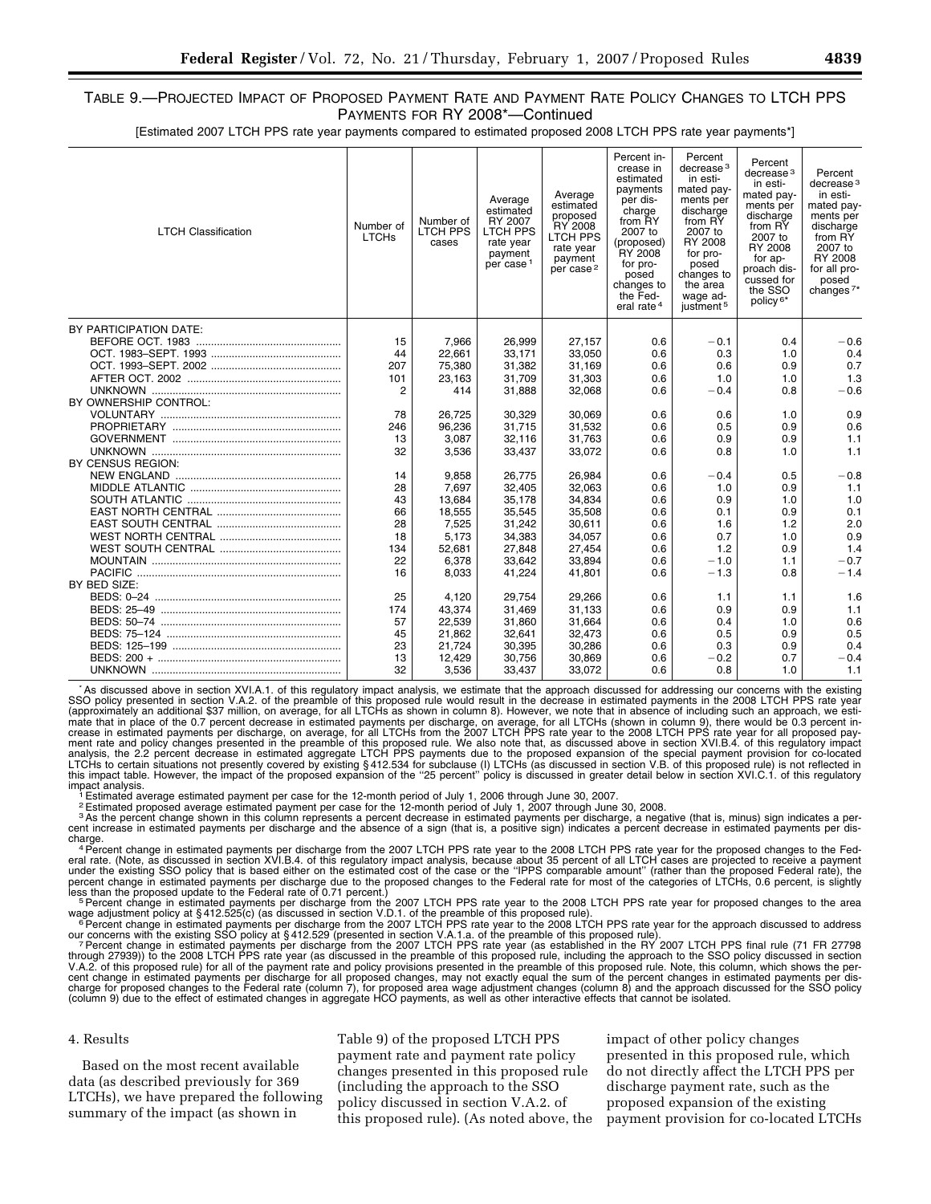TABLE 9.—PROJECTED IMPACT OF PROPOSED PAYMENT RATE AND PAYMENT RATE POLICY CHANGES TO LTCH PPS PAYMENTS FOR RY 2008*—Continued

[Estimated 2007 LTCH PPS rate year payments compared to estimated proposed 2008 LTCH PPS rate year payments*]

| LTCH Classification | Number of LTCHs | Number of LTCH PPS cases | Average estimated RY 2007 LTCH PPS rate year payment per case [1] | Average estimated proposed RY 2008 LTCH PPS rate year payment per case [2] | Percent increase in estimated payments per discharge from RY 2007 to (proposed) RY 2008 for proposed changes to the Federal rate [4] | Percent decrease [3] in estimated payments per discharge from RY 2007 to RY 2008 for proposed changes to the area wage adjustment [5] | Percent decrease [3] in estimated payments per discharge from RY 2007 to RY 2008 for approach discussed for the SSO policy [6]* | Percent decrease [3] in estimated payments per discharge from RY 2007 to RY 2008 for all proposed changes [7]* |
|---|---|---|---|---|---|---|---|---|
| BY PARTICIPATION DATE: | | | | | | | | |
| BEFORE OCT. 1983 | 15 | 7,966 | 26,999 | 27,157 | 0.6 | −0.1 | 0.4 | −0.6 |
| OCT. 1983–SEPT. 1993 | 44 | 22,661 | 33,171 | 33,050 | 0.6 | 0.3 | 1.0 | 0.4 |
| OCT. 1993–SEPT. 2002 | 207 | 75,380 | 31,382 | 31,169 | 0.6 | 0.6 | 0.9 | 0.7 |
| AFTER OCT. 2002 | 101 | 23,163 | 31,709 | 31,303 | 0.6 | 1.0 | 1.0 | 1.3 |
| UNKNOWN | 2 | 414 | 31,888 | 32,068 | 0.6 | −0.4 | 0.8 | −0.6 |
| BY OWNERSHIP CONTROL: | | | | | | | | |
| VOLUNTARY | 78 | 26,725 | 30,329 | 30,069 | 0.6 | 0.6 | 1.0 | 0.9 |
| PROPRIETARY | 246 | 96,236 | 31,715 | 31,532 | 0.6 | 0.5 | 0.9 | 0.6 |
| GOVERNMENT | 13 | 3,087 | 32,116 | 31,763 | 0.6 | 0.9 | 0.9 | 1.1 |
| UNKNOWN | 32 | 3,536 | 33,437 | 33,072 | 0.6 | 0.8 | 1.0 | 1.1 |
| BY CENSUS REGION: | | | | | | | | |
| NEW ENGLAND | 14 | 9,858 | 26,775 | 26,984 | 0.6 | −0.4 | 0.5 | −0.8 |
| MIDDLE ATLANTIC | 28 | 7,697 | 32,405 | 32,063 | 0.6 | 1.0 | 0.9 | 1.1 |
| SOUTH ATLANTIC | 43 | 13,684 | 35,178 | 34,834 | 0.6 | 0.9 | 1.0 | 1.0 |
| EAST NORTH CENTRAL | 66 | 18,555 | 35,545 | 35,508 | 0.6 | 0.1 | 0.9 | 0.1 |
| EAST SOUTH CENTRAL | 28 | 7,525 | 31,242 | 30,611 | 0.6 | 1.6 | 1.2 | 2.0 |
| WEST NORTH CENTRAL | 18 | 5,173 | 34,383 | 34,057 | 0.6 | 0.7 | 1.0 | 0.9 |
| WEST SOUTH CENTRAL | 134 | 52,681 | 27,848 | 27,454 | 0.6 | 1.2 | 0.9 | 1.4 |
| MOUNTAIN | 22 | 6,378 | 33,642 | 33,894 | 0.6 | −1.0 | 1.1 | −0.7 |
| PACIFIC | 16 | 8,033 | 41,224 | 41,801 | 0.6 | −1.3 | 0.8 | −1.4 |
| BY BED SIZE: | | | | | | | | |
| BEDS: 0–24 | 25 | 4,120 | 29,754 | 29,266 | 0.6 | 1.1 | 1.1 | 1.6 |
| BEDS: 25–49 | 174 | 43,374 | 31,469 | 31,133 | 0.6 | 0.9 | 0.9 | 1.1 |
| BEDS: 50–74 | 57 | 22,539 | 31,860 | 31,664 | 0.6 | 0.4 | 1.0 | 0.6 |
| BEDS: 75–124 | 45 | 21,862 | 32,641 | 32,473 | 0.6 | 0.5 | 0.9 | 0.5 |
| BEDS: 125–199 | 23 | 21,724 | 30,395 | 30,286 | 0.6 | 0.3 | 0.9 | 0.4 |
| BEDS: 200 + | 13 | 12,429 | 30,756 | 30,869 | 0.6 | −0.2 | 0.7 | −0.4 |
| UNKNOWN | 32 | 3,536 | 33,437 | 33,072 | 0.6 | 0.8 | 1.0 | 1.1 |

* As discussed above in section XVI.A.1. of this regulatory impact analysis, we estimate that the approach discussed for addressing our concerns with the existing SSO policy presented in section V.A.2. of the preamble of this proposed rule would result in the decrease in estimated payments in the 2008 LTCH PPS rate year (approximately an additional $37 million, on average, for all LTCHs as shown in column 8). However, we note that in absence of including such an approach, we estimate that in place of the 0.7 percent decrease in estimated payments per discharge, on average, for all LTCHs (shown in column 9), there would be 0.3 percent increase in estimated payments per discharge, on average, for all LTCHs from the 2007 LTCH PPS rate year to the 2008 LTCH PPS rate year for all proposed payment rate and policy changes presented in the preamble of this proposed rule. We also note that, as discussed above in section XVI.B.4. of this regulatory impact analysis, the 2.2 percent decrease in estimated aggregate LTCH PPS payments due to the proposed expansion of the special payment provision for co-located LTCHs to certain situations not presently covered by existing § 412.534 for subclause (I) LTCHs (as discussed in section V.B. of this proposed rule) is not reflected in this impact table. However, the impact of the proposed expansion of the "25 percent" policy is discussed in greater detail below in section XVI.C.1. of this regulatory impact analysis.

[1] Estimated average estimated payment per case for the 12-month period of July 1, 2006 through June 30, 2007.

[2] Estimated proposed average estimated payment per case for the 12-month period of July 1, 2007 through June 30, 2008.

[3] As the percent change shown in this column represents a percent decrease in estimated payments per discharge, a negative (that is, minus) sign indicates a percent increase in estimated payments per discharge and the absence of a sign (that is, a positive sign) indicates a percent decrease in estimated payments per discharge.

[4] Percent change in estimated payments per discharge from the 2007 LTCH PPS rate year to the 2008 LTCH PPS rate year for the proposed changes to the Federal rate. (Note, as discussed in section XVI.B.4. of this regulatory impact analysis, because about 35 percent of all LTCH cases are projected to receive a payment under the existing SSO policy that is based either on the estimated cost of the case or the "IPPS comparable amount" (rather than the proposed Federal rate), the percent change in estimated payments per discharge due to the proposed changes to the Federal rate for most of the categories of LTCHs, 0.6 percent, is slightly less than the proposed update to the Federal rate of 0.71 percent.)

[5] Percent change in estimated payments per discharge from the 2007 LTCH PPS rate year to the 2008 LTCH PPS rate year for proposed changes to the area wage adjustment policy at § 412.525(c) (as discussed in section V.D.1. of the preamble of this proposed rule).

[6] Percent change in estimated payments per discharge from the 2007 LTCH PPS rate year to the 2008 LTCH PPS rate year for the approach discussed to address our concerns with the existing SSO policy at § 412.529 (presented in section V.A.1.a. of the preamble of this proposed rule).

[7] Percent change in estimated payments per discharge from the 2007 LTCH PPS rate year (as established in the RY 2007 LTCH PPS final rule (71 FR 27798 through 27939)) to the 2008 LTCH PPS rate year (as discussed in the preamble of this proposed rule, including the approach to the SSO policy discussed in section V.A.2. of this proposed rule) for all of the payment rate and policy provisions presented in the preamble of this proposed rule. Note, this column, which shows the percent change in estimated payments per discharge for all proposed changes, may not exactly equal the sum of the percent changes in estimated payments per discharge for proposed changes to the Federal rate (column 7), for proposed area wage adjustment changes (column 8) and the approach discussed for the SSO policy (column 9) due to the effect of estimated changes in aggregate HCO payments, as well as other interactive effects that cannot be isolated.

4. Results

Based on the most recent available data (as described previously for 369 LTCHs), we have prepared the following summary of the impact (as shown in Table 9) of the proposed LTCH PPS payment rate and payment rate policy changes presented in this proposed rule (including the approach to the SSO policy discussed in section V.A.2. of this proposed rule). (As noted above, the impact of other policy changes presented in this proposed rule, which do not directly affect the LTCH PPS per discharge payment rate, such as the proposed expansion of the existing payment provision for co-located LTCHs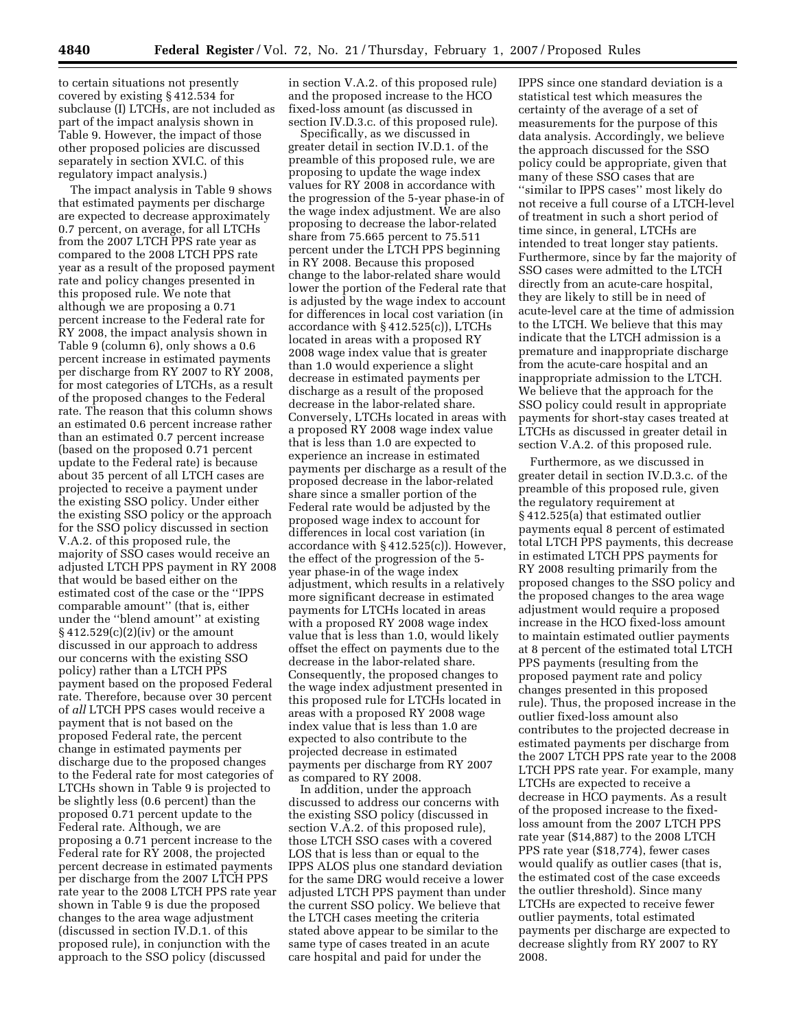to certain situations not presently covered by existing § 412.534 for subclause (I) LTCHs, are not included as part of the impact analysis shown in Table 9. However, the impact of those other proposed policies are discussed separately in section XVI.C. of this regulatory impact analysis.)

The impact analysis in Table 9 shows that estimated payments per discharge are expected to decrease approximately 0.7 percent, on average, for all LTCHs from the 2007 LTCH PPS rate year as compared to the 2008 LTCH PPS rate year as a result of the proposed payment rate and policy changes presented in this proposed rule. We note that although we are proposing a 0.71 percent increase to the Federal rate for RY 2008, the impact analysis shown in Table 9 (column 6), only shows a 0.6 percent increase in estimated payments per discharge from RY 2007 to RY 2008, for most categories of LTCHs, as a result of the proposed changes to the Federal rate. The reason that this column shows an estimated 0.6 percent increase rather than an estimated 0.7 percent increase (based on the proposed 0.71 percent update to the Federal rate) is because about 35 percent of all LTCH cases are projected to receive a payment under the existing SSO policy. Under either the existing SSO policy or the approach for the SSO policy discussed in section V.A.2. of this proposed rule, the majority of SSO cases would receive an adjusted LTCH PPS payment in RY 2008 that would be based either on the estimated cost of the case or the ''IPPS comparable amount'' (that is, either under the ''blend amount'' at existing § 412.529(c)(2)(iv) or the amount discussed in our approach to address our concerns with the existing SSO policy) rather than a LTCH PPS payment based on the proposed Federal rate. Therefore, because over 30 percent of *all* LTCH PPS cases would receive a payment that is not based on the proposed Federal rate, the percent change in estimated payments per discharge due to the proposed changes to the Federal rate for most categories of LTCHs shown in Table 9 is projected to be slightly less (0.6 percent) than the proposed 0.71 percent update to the Federal rate. Although, we are proposing a 0.71 percent increase to the Federal rate for RY 2008, the projected percent decrease in estimated payments per discharge from the 2007 LTCH PPS rate year to the 2008 LTCH PPS rate year shown in Table 9 is due the proposed changes to the area wage adjustment (discussed in section IV.D.1. of this proposed rule), in conjunction with the approach to the SSO policy (discussed in section V.A.2. of this proposed rule) and the proposed increase to the HCO fixed-loss amount (as discussed in section IV.D.3.c. of this proposed rule).

Specifically, as we discussed in greater detail in section IV.D.1. of the preamble of this proposed rule, we are proposing to update the wage index values for RY 2008 in accordance with the progression of the 5-year phase-in of the wage index adjustment. We are also proposing to decrease the labor-related share from 75.665 percent to 75.511 percent under the LTCH PPS beginning in RY 2008. Because this proposed change to the labor-related share would lower the portion of the Federal rate that is adjusted by the wage index to account for differences in local cost variation (in accordance with § 412.525(c)), LTCHs located in areas with a proposed RY 2008 wage index value that is greater than 1.0 would experience a slight decrease in estimated payments per discharge as a result of the proposed decrease in the labor-related share. Conversely, LTCHs located in areas with a proposed RY 2008 wage index value that is less than 1.0 are expected to experience an increase in estimated payments per discharge as a result of the proposed decrease in the labor-related share since a smaller portion of the Federal rate would be adjusted by the proposed wage index to account for differences in local cost variation (in accordance with § 412.525(c)). However, the effect of the progression of the 5-year phase-in of the wage index adjustment, which results in a relatively more significant decrease in estimated payments for LTCHs located in areas with a proposed RY 2008 wage index value that is less than 1.0, would likely offset the effect on payments due to the decrease in the labor-related share. Consequently, the proposed changes to the wage index adjustment presented in this proposed rule for LTCHs located in areas with a proposed RY 2008 wage index value that is less than 1.0 are expected to also contribute to the projected decrease in estimated payments per discharge from RY 2007 as compared to RY 2008.

In addition, under the approach discussed to address our concerns with the existing SSO policy (discussed in section V.A.2. of this proposed rule), those LTCH SSO cases with a covered LOS that is less than or equal to the IPPS ALOS plus one standard deviation for the same DRG would receive a lower adjusted LTCH PPS payment than under the current SSO policy. We believe that the LTCH cases meeting the criteria stated above appear to be similar to the same type of cases treated in an acute care hospital and paid for under the IPPS since one standard deviation is a statistical test which measures the certainty of the average of a set of measurements for the purpose of this data analysis. Accordingly, we believe the approach discussed for the SSO policy could be appropriate, given that many of these SSO cases that are ''similar to IPPS cases'' most likely do not receive a full course of a LTCH-level of treatment in such a short period of time since, in general, LTCHs are intended to treat longer stay patients. Furthermore, since by far the majority of SSO cases were admitted to the LTCH directly from an acute-care hospital, they are likely to still be in need of acute-level care at the time of admission to the LTCH. We believe that this may indicate that the LTCH admission is a premature and inappropriate discharge from the acute-care hospital and an inappropriate admission to the LTCH. We believe that the approach for the SSO policy could result in appropriate payments for short-stay cases treated at LTCHs as discussed in greater detail in section V.A.2. of this proposed rule.

Furthermore, as we discussed in greater detail in section IV.D.3.c. of the preamble of this proposed rule, given the regulatory requirement at § 412.525(a) that estimated outlier payments equal 8 percent of estimated total LTCH PPS payments, this decrease in estimated LTCH PPS payments for RY 2008 resulting primarily from the proposed changes to the SSO policy and the proposed changes to the area wage adjustment would require a proposed increase in the HCO fixed-loss amount to maintain estimated outlier payments at 8 percent of the estimated total LTCH PPS payments (resulting from the proposed payment rate and policy changes presented in this proposed rule). Thus, the proposed increase in the outlier fixed-loss amount also contributes to the projected decrease in estimated payments per discharge from the 2007 LTCH PPS rate year to the 2008 LTCH PPS rate year. For example, many LTCHs are expected to receive a decrease in HCO payments. As a result of the proposed increase to the fixed-loss amount from the 2007 LTCH PPS rate year ($14,887) to the 2008 LTCH PPS rate year ($18,774), fewer cases would qualify as outlier cases (that is, the estimated cost of the case exceeds the outlier threshold). Since many LTCHs are expected to receive fewer outlier payments, total estimated payments per discharge are expected to decrease slightly from RY 2007 to RY 2008.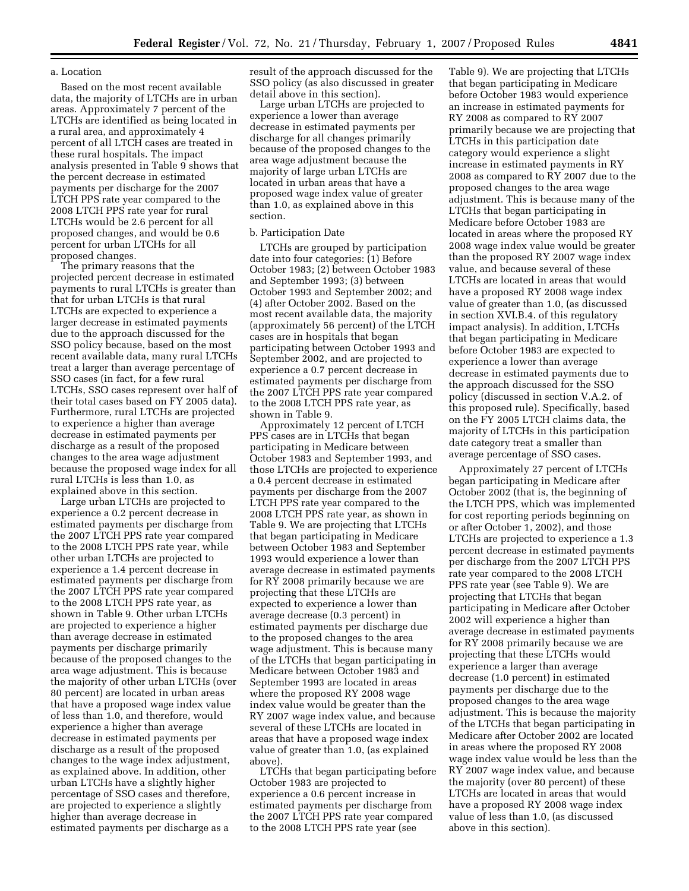a. Location

Based on the most recent available data, the majority of LTCHs are in urban areas. Approximately 7 percent of the LTCHs are identified as being located in a rural area, and approximately 4 percent of all LTCH cases are treated in these rural hospitals. The impact analysis presented in Table 9 shows that the percent decrease in estimated payments per discharge for the 2007 LTCH PPS rate year compared to the 2008 LTCH PPS rate year for rural LTCHs would be 2.6 percent for all proposed changes, and would be 0.6 percent for urban LTCHs for all proposed changes.

The primary reasons that the projected percent decrease in estimated payments to rural LTCHs is greater than that for urban LTCHs is that rural LTCHs are expected to experience a larger decrease in estimated payments due to the approach discussed for the SSO policy because, based on the most recent available data, many rural LTCHs treat a larger than average percentage of SSO cases (in fact, for a few rural LTCHs, SSO cases represent over half of their total cases based on FY 2005 data). Furthermore, rural LTCHs are projected to experience a higher than average decrease in estimated payments per discharge as a result of the proposed changes to the area wage adjustment because the proposed wage index for all rural LTCHs is less than 1.0, as explained above in this section.

Large urban LTCHs are projected to experience a 0.2 percent decrease in estimated payments per discharge from the 2007 LTCH PPS rate year compared to the 2008 LTCH PPS rate year, while other urban LTCHs are projected to experience a 1.4 percent decrease in estimated payments per discharge from the 2007 LTCH PPS rate year compared to the 2008 LTCH PPS rate year, as shown in Table 9. Other urban LTCHs are projected to experience a higher than average decrease in estimated payments per discharge primarily because of the proposed changes to the area wage adjustment. This is because the majority of other urban LTCHs (over 80 percent) are located in urban areas that have a proposed wage index value of less than 1.0, and therefore, would experience a higher than average decrease in estimated payments per discharge as a result of the proposed changes to the wage index adjustment, as explained above. In addition, other urban LTCHs have a slightly higher percentage of SSO cases and therefore, are projected to experience a slightly higher than average decrease in estimated payments per discharge as a result of the approach discussed for the SSO policy (as also discussed in greater detail above in this section).

Large urban LTCHs are projected to experience a lower than average decrease in estimated payments per discharge for all changes primarily because of the proposed changes to the area wage adjustment because the majority of large urban LTCHs are located in urban areas that have a proposed wage index value of greater than 1.0, as explained above in this section.

b. Participation Date

LTCHs are grouped by participation date into four categories: (1) Before October 1983; (2) between October 1983 and September 1993; (3) between October 1993 and September 2002; and (4) after October 2002. Based on the most recent available data, the majority (approximately 56 percent) of the LTCH cases are in hospitals that began participating between October 1993 and September 2002, and are projected to experience a 0.7 percent decrease in estimated payments per discharge from the 2007 LTCH PPS rate year compared to the 2008 LTCH PPS rate year, as shown in Table 9.

Approximately 12 percent of LTCH PPS cases are in LTCHs that began participating in Medicare between October 1983 and September 1993, and those LTCHs are projected to experience a 0.4 percent decrease in estimated payments per discharge from the 2007 LTCH PPS rate year compared to the 2008 LTCH PPS rate year, as shown in Table 9. We are projecting that LTCHs that began participating in Medicare between October 1983 and September 1993 would experience a lower than average decrease in estimated payments for RY 2008 primarily because we are projecting that these LTCHs are expected to experience a lower than average decrease (0.3 percent) in estimated payments per discharge due to the proposed changes to the area wage adjustment. This is because many of the LTCHs that began participating in Medicare between October 1983 and September 1993 are located in areas where the proposed RY 2008 wage index value would be greater than the RY 2007 wage index value, and because several of these LTCHs are located in areas that have a proposed wage index value of greater than 1.0, (as explained above).

LTCHs that began participating before October 1983 are projected to experience a 0.6 percent increase in estimated payments per discharge from the 2007 LTCH PPS rate year compared to the 2008 LTCH PPS rate year (see Table 9). We are projecting that LTCHs that began participating in Medicare before October 1983 would experience an increase in estimated payments for RY 2008 as compared to RY 2007 primarily because we are projecting that LTCHs in this participation date category would experience a slight increase in estimated payments in RY 2008 as compared to RY 2007 due to the proposed changes to the area wage adjustment. This is because many of the LTCHs that began participating in Medicare before October 1983 are located in areas where the proposed RY 2008 wage index value would be greater than the proposed RY 2007 wage index value, and because several of these LTCHs are located in areas that would have a proposed RY 2008 wage index value of greater than 1.0, (as discussed in section XVI.B.4. of this regulatory impact analysis). In addition, LTCHs that began participating in Medicare before October 1983 are expected to experience a lower than average decrease in estimated payments due to the approach discussed for the SSO policy (discussed in section V.A.2. of this proposed rule). Specifically, based on the FY 2005 LTCH claims data, the majority of LTCHs in this participation date category treat a smaller than average percentage of SSO cases.

Approximately 27 percent of LTCHs began participating in Medicare after October 2002 (that is, the beginning of the LTCH PPS, which was implemented for cost reporting periods beginning on or after October 1, 2002), and those LTCHs are projected to experience a 1.3 percent decrease in estimated payments per discharge from the 2007 LTCH PPS rate year compared to the 2008 LTCH PPS rate year (see Table 9). We are projecting that LTCHs that began participating in Medicare after October 2002 will experience a higher than average decrease in estimated payments for RY 2008 primarily because we are projecting that these LTCHs would experience a larger than average decrease (1.0 percent) in estimated payments per discharge due to the proposed changes to the area wage adjustment. This is because the majority of the LTCHs that began participating in Medicare after October 2002 are located in areas where the proposed RY 2008 wage index value would be less than the RY 2007 wage index value, and because the majority (over 80 percent) of these LTCHs are located in areas that would have a proposed RY 2008 wage index value of less than 1.0, (as discussed above in this section).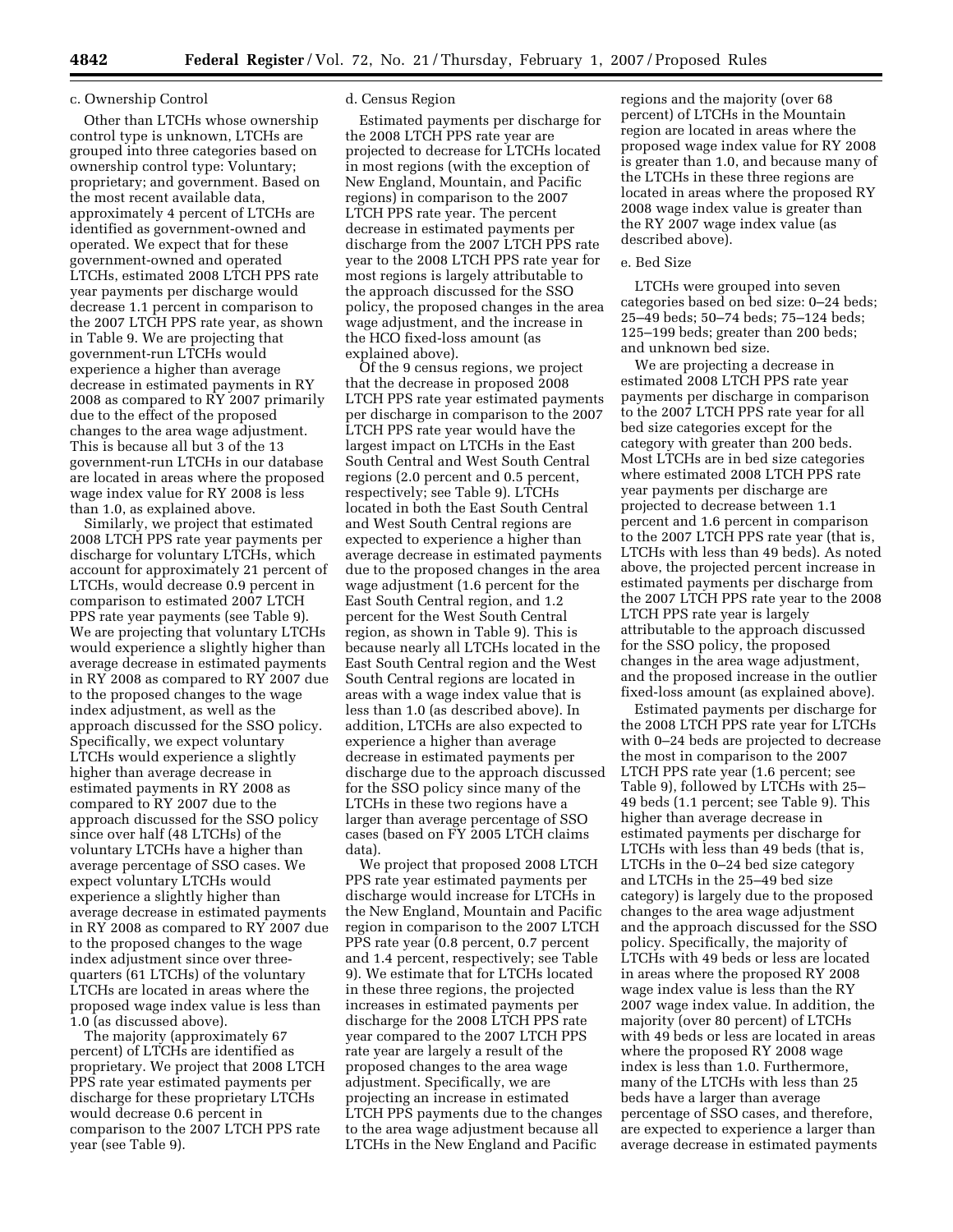c. Ownership Control

Other than LTCHs whose ownership control type is unknown, LTCHs are grouped into three categories based on ownership control type: Voluntary; proprietary; and government. Based on the most recent available data, approximately 4 percent of LTCHs are identified as government-owned and operated. We expect that for these government-owned and operated LTCHs, estimated 2008 LTCH PPS rate year payments per discharge would decrease 1.1 percent in comparison to the 2007 LTCH PPS rate year, as shown in Table 9. We are projecting that government-run LTCHs would experience a higher than average decrease in estimated payments in RY 2008 as compared to RY 2007 primarily due to the effect of the proposed changes to the area wage adjustment. This is because all but 3 of the 13 government-run LTCHs in our database are located in areas where the proposed wage index value for RY 2008 is less than 1.0, as explained above.

Similarly, we project that estimated 2008 LTCH PPS rate year payments per discharge for voluntary LTCHs, which account for approximately 21 percent of LTCHs, would decrease 0.9 percent in comparison to estimated 2007 LTCH PPS rate year payments (see Table 9). We are projecting that voluntary LTCHs would experience a slightly higher than average decrease in estimated payments in RY 2008 as compared to RY 2007 due to the proposed changes to the wage index adjustment, as well as the approach discussed for the SSO policy. Specifically, we expect voluntary LTCHs would experience a slightly higher than average decrease in estimated payments in RY 2008 as compared to RY 2007 due to the approach discussed for the SSO policy since over half (48 LTCHs) of the voluntary LTCHs have a higher than average percentage of SSO cases. We expect voluntary LTCHs would experience a slightly higher than average decrease in estimated payments in RY 2008 as compared to RY 2007 due to the proposed changes to the wage index adjustment since over three-quarters (61 LTCHs) of the voluntary LTCHs are located in areas where the proposed wage index value is less than 1.0 (as discussed above).

The majority (approximately 67 percent) of LTCHs are identified as proprietary. We project that 2008 LTCH PPS rate year estimated payments per discharge for these proprietary LTCHs would decrease 0.6 percent in comparison to the 2007 LTCH PPS rate year (see Table 9).

d. Census Region

Estimated payments per discharge for the 2008 LTCH PPS rate year are projected to decrease for LTCHs located in most regions (with the exception of New England, Mountain, and Pacific regions) in comparison to the 2007 LTCH PPS rate year. The percent decrease in estimated payments per discharge from the 2007 LTCH PPS rate year to the 2008 LTCH PPS rate year for most regions is largely attributable to the approach discussed for the SSO policy, the proposed changes in the area wage adjustment, and the increase in the HCO fixed-loss amount (as explained above).

Of the 9 census regions, we project that the decrease in proposed 2008 LTCH PPS rate year estimated payments per discharge in comparison to the 2007 LTCH PPS rate year would have the largest impact on LTCHs in the East South Central and West South Central regions (2.0 percent and 0.5 percent, respectively; see Table 9). LTCHs located in both the East South Central and West South Central regions are expected to experience a higher than average decrease in estimated payments due to the proposed changes in the area wage adjustment (1.6 percent for the East South Central region, and 1.2 percent for the West South Central region, as shown in Table 9). This is because nearly all LTCHs located in the East South Central region and the West South Central regions are located in areas with a wage index value that is less than 1.0 (as described above). In addition, LTCHs are also expected to experience a higher than average decrease in estimated payments per discharge due to the approach discussed for the SSO policy since many of the LTCHs in these two regions have a larger than average percentage of SSO cases (based on FY 2005 LTCH claims data).

We project that proposed 2008 LTCH PPS rate year estimated payments per discharge would increase for LTCHs in the New England, Mountain and Pacific region in comparison to the 2007 LTCH PPS rate year (0.8 percent, 0.7 percent and 1.4 percent, respectively; see Table 9). We estimate that for LTCHs located in these three regions, the projected increases in estimated payments per discharge for the 2008 LTCH PPS rate year compared to the 2007 LTCH PPS rate year are largely a result of the proposed changes to the area wage adjustment. Specifically, we are projecting an increase in estimated LTCH PPS payments due to the changes to the area wage adjustment because all LTCHs in the New England and Pacific regions and the majority (over 68 percent) of LTCHs in the Mountain region are located in areas where the proposed wage index value for RY 2008 is greater than 1.0, and because many of the LTCHs in these three regions are located in areas where the proposed RY 2008 wage index value is greater than the RY 2007 wage index value (as described above).

e. Bed Size

LTCHs were grouped into seven categories based on bed size: 0–24 beds; 25–49 beds; 50–74 beds; 75–124 beds; 125–199 beds; greater than 200 beds; and unknown bed size.

We are projecting a decrease in estimated 2008 LTCH PPS rate year payments per discharge in comparison to the 2007 LTCH PPS rate year for all bed size categories except for the category with greater than 200 beds. Most LTCHs are in bed size categories where estimated 2008 LTCH PPS rate year payments per discharge are projected to decrease between 1.1 percent and 1.6 percent in comparison to the 2007 LTCH PPS rate year (that is, LTCHs with less than 49 beds). As noted above, the projected percent increase in estimated payments per discharge from the 2007 LTCH PPS rate year to the 2008 LTCH PPS rate year is largely attributable to the approach discussed for the SSO policy, the proposed changes in the area wage adjustment, and the proposed increase in the outlier fixed-loss amount (as explained above).

Estimated payments per discharge for the 2008 LTCH PPS rate year for LTCHs with 0–24 beds are projected to decrease the most in comparison to the 2007 LTCH PPS rate year (1.6 percent; see Table 9), followed by LTCHs with 25–49 beds (1.1 percent; see Table 9). This higher than average decrease in estimated payments per discharge for LTCHs with less than 49 beds (that is, LTCHs in the 0–24 bed size category and LTCHs in the 25–49 bed size category) is largely due to the proposed changes to the area wage adjustment and the approach discussed for the SSO policy. Specifically, the majority of LTCHs with 49 beds or less are located in areas where the proposed RY 2008 wage index value is less than the RY 2007 wage index value. In addition, the majority (over 80 percent) of LTCHs with 49 beds or less are located in areas where the proposed RY 2008 wage index is less than 1.0. Furthermore, many of the LTCHs with less than 25 beds have a larger than average percentage of SSO cases, and therefore, are expected to experience a larger than average decrease in estimated payments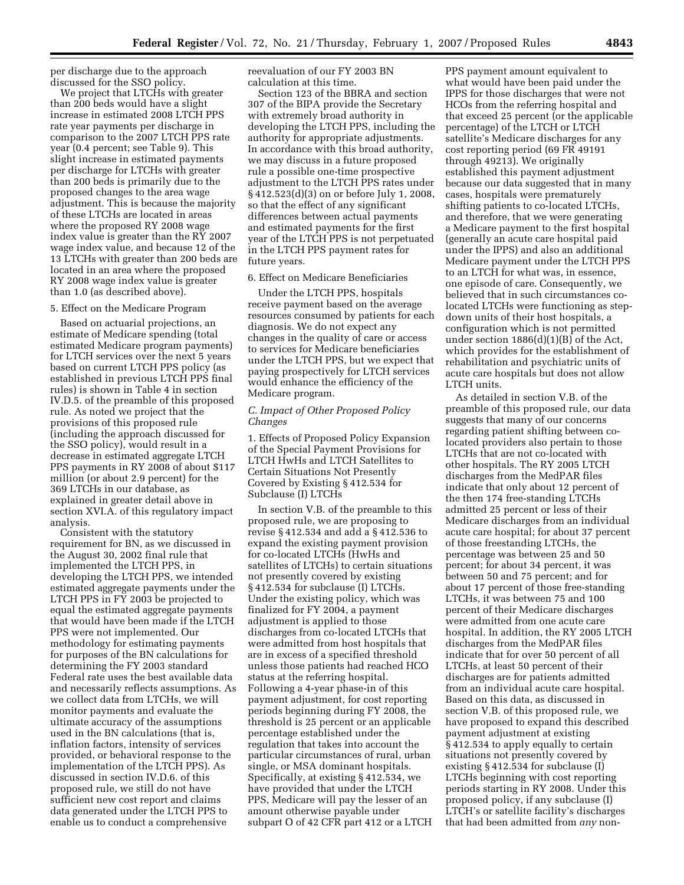per discharge due to the approach discussed for the SSO policy.

We project that LTCHs with greater than 200 beds would have a slight increase in estimated 2008 LTCH PPS rate year payments per discharge in comparison to the 2007 LTCH PPS rate year (0.4 percent; see Table 9). This slight increase in estimated payments per discharge for LTCHs with greater than 200 beds is primarily due to the proposed changes to the area wage adjustment. This is because the majority of these LTCHs are located in areas where the proposed RY 2008 wage index value is greater than the RY 2007 wage index value, and because 12 of the 13 LTCHs with greater than 200 beds are located in an area where the proposed RY 2008 wage index value is greater than 1.0 (as described above).

5. Effect on the Medicare Program

Based on actuarial projections, an estimate of Medicare spending (total estimated Medicare program payments) for LTCH services over the next 5 years based on current LTCH PPS policy (as established in previous LTCH PPS final rules) is shown in Table 4 in section IV.D.5. of the preamble of this proposed rule. As noted we project that the provisions of this proposed rule (including the approach discussed for the SSO policy), would result in a decrease in estimated aggregate LTCH PPS payments in RY 2008 of about $117 million (or about 2.9 percent) for the 369 LTCHs in our database, as explained in greater detail above in section XVI.A. of this regulatory impact analysis.

Consistent with the statutory requirement for BN, as we discussed in the August 30, 2002 final rule that implemented the LTCH PPS, in developing the LTCH PPS, we intended estimated aggregate payments under the LTCH PPS in FY 2003 be projected to equal the estimated aggregate payments that would have been made if the LTCH PPS were not implemented. Our methodology for estimating payments for purposes of the BN calculations for determining the FY 2003 standard Federal rate uses the best available data and necessarily reflects assumptions. As we collect data from LTCHs, we will monitor payments and evaluate the ultimate accuracy of the assumptions used in the BN calculations (that is, inflation factors, intensity of services provided, or behavioral response to the implementation of the LTCH PPS). As discussed in section IV.D.6. of this proposed rule, we still do not have sufficient new cost report and claims data generated under the LTCH PPS to enable us to conduct a comprehensive reevaluation of our FY 2003 BN calculation at this time.

Section 123 of the BBRA and section 307 of the BIPA provide the Secretary with extremely broad authority in developing the LTCH PPS, including the authority for appropriate adjustments. In accordance with this broad authority, we may discuss in a future proposed rule a possible one-time prospective adjustment to the LTCH PPS rates under § 412.523(d)(3) on or before July 1, 2008, so that the effect of any significant differences between actual payments and estimated payments for the first year of the LTCH PPS is not perpetuated in the LTCH PPS payment rates for future years.

6. Effect on Medicare Beneficiaries

Under the LTCH PPS, hospitals receive payment based on the average resources consumed by patients for each diagnosis. We do not expect any changes in the quality of care or access to services for Medicare beneficiaries under the LTCH PPS, but we expect that paying prospectively for LTCH services would enhance the efficiency of the Medicare program.

*C. Impact of Other Proposed Policy Changes*

1. Effects of Proposed Policy Expansion of the Special Payment Provisions for LTCH HwHs and LTCH Satellites to Certain Situations Not Presently Covered by Existing § 412.534 for Subclause (I) LTCHs

In section V.B. of the preamble to this proposed rule, we are proposing to revise § 412.534 and add a § 412.536 to expand the existing payment provision for co-located LTCHs (HwHs and satellites of LTCHs) to certain situations not presently covered by existing § 412.534 for subclause (I) LTCHs. Under the existing policy, which was finalized for FY 2004, a payment adjustment is applied to those discharges from co-located LTCHs that were admitted from host hospitals that are in excess of a specified threshold unless those patients had reached HCO status at the referring hospital. Following a 4-year phase-in of this payment adjustment, for cost reporting periods beginning during FY 2008, the threshold is 25 percent or an applicable percentage established under the regulation that takes into account the particular circumstances of rural, urban single, or MSA dominant hospitals. Specifically, at existing § 412.534, we have provided that under the LTCH PPS, Medicare will pay the lesser of an amount otherwise payable under subpart O of 42 CFR part 412 or a LTCH PPS payment amount equivalent to what would have been paid under the IPPS for those discharges that were not HCOs from the referring hospital and that exceed 25 percent (or the applicable percentage) of the LTCH or LTCH satellite's Medicare discharges for any cost reporting period (69 FR 49191 through 49213). We originally established this payment adjustment because our data suggested that in many cases, hospitals were prematurely shifting patients to co-located LTCHs, and therefore, that we were generating a Medicare payment to the first hospital (generally an acute care hospital paid under the IPPS) and also an additional Medicare payment under the LTCH PPS to an LTCH for what was, in essence, one episode of care. Consequently, we believed that in such circumstances co-located LTCHs were functioning as step-down units of their host hospitals, a configuration which is not permitted under section 1886(d)(1)(B) of the Act, which provides for the establishment of rehabilitation and psychiatric units of acute care hospitals but does not allow LTCH units.

As detailed in section V.B. of the preamble of this proposed rule, our data suggests that many of our concerns regarding patient shifting between co-located providers also pertain to those LTCHs that are not co-located with other hospitals. The RY 2005 LTCH discharges from the MedPAR files indicate that only about 12 percent of the then 174 free-standing LTCHs admitted 25 percent or less of their Medicare discharges from an individual acute care hospital; for about 37 percent of those freestanding LTCHs, the percentage was between 25 and 50 percent; for about 34 percent, it was between 50 and 75 percent; and for about 17 percent of those free-standing LTCHs, it was between 75 and 100 percent of their Medicare discharges were admitted from one acute care hospital. In addition, the RY 2005 LTCH discharges from the MedPAR files indicate that for over 50 percent of all LTCHs, at least 50 percent of their discharges are for patients admitted from an individual acute care hospital. Based on this data, as discussed in section V.B. of this proposed rule, we have proposed to expand this described payment adjustment at existing § 412.534 to apply equally to certain situations not presently covered by existing § 412.534 for subclause (I) LTCHs beginning with cost reporting periods starting in RY 2008. Under this proposed policy, if any subclause (I) LTCH's or satellite facility's discharges that had been admitted from *any* non-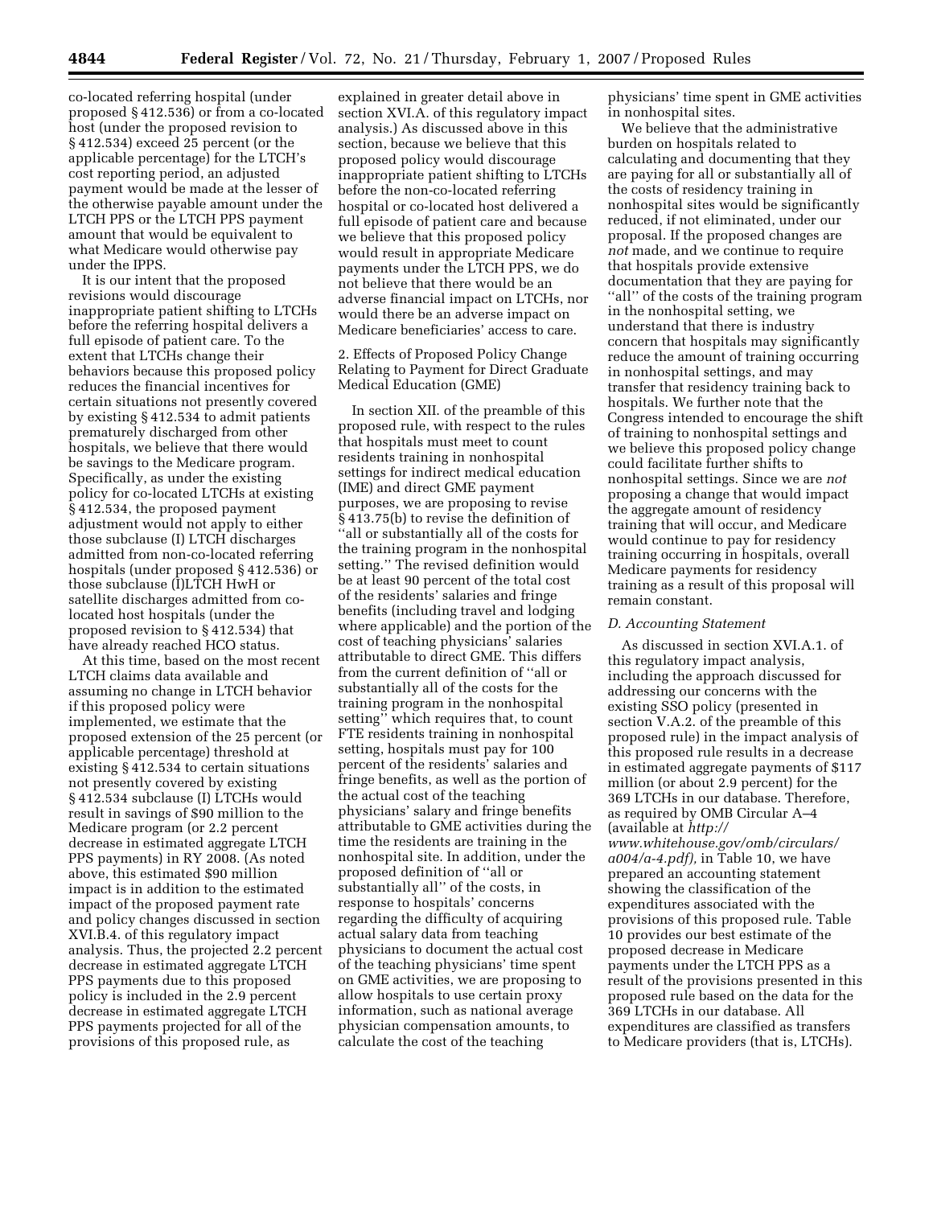co-located referring hospital (under proposed § 412.536) or from a co-located host (under the proposed revision to § 412.534) exceed 25 percent (or the applicable percentage) for the LTCH's cost reporting period, an adjusted payment would be made at the lesser of the otherwise payable amount under the LTCH PPS or the LTCH PPS payment amount that would be equivalent to what Medicare would otherwise pay under the IPPS.

It is our intent that the proposed revisions would discourage inappropriate patient shifting to LTCHs before the referring hospital delivers a full episode of patient care. To the extent that LTCHs change their behaviors because this proposed policy reduces the financial incentives for certain situations not presently covered by existing § 412.534 to admit patients prematurely discharged from other hospitals, we believe that there would be savings to the Medicare program. Specifically, as under the existing policy for co-located LTCHs at existing § 412.534, the proposed payment adjustment would not apply to either those subclause (I) LTCH discharges admitted from non-co-located referring hospitals (under proposed § 412.536) or those subclause (I)LTCH HwH or satellite discharges admitted from co-located host hospitals (under the proposed revision to § 412.534) that have already reached HCO status.

At this time, based on the most recent LTCH claims data available and assuming no change in LTCH behavior if this proposed policy were implemented, we estimate that the proposed extension of the 25 percent (or applicable percentage) threshold at existing § 412.534 to certain situations not presently covered by existing § 412.534 subclause (I) LTCHs would result in savings of $90 million to the Medicare program (or 2.2 percent decrease in estimated aggregate LTCH PPS payments) in RY 2008. (As noted above, this estimated $90 million impact is in addition to the estimated impact of the proposed payment rate and policy changes discussed in section XVI.B.4. of this regulatory impact analysis. Thus, the projected 2.2 percent decrease in estimated aggregate LTCH PPS payments due to this proposed policy is included in the 2.9 percent decrease in estimated aggregate LTCH PPS payments projected for all of the provisions of this proposed rule, as explained in greater detail above in section XVI.A. of this regulatory impact analysis.) As discussed above in this section, because we believe that this proposed policy would discourage inappropriate patient shifting to LTCHs before the non-co-located referring hospital or co-located host delivered a full episode of patient care and because we believe that this proposed policy would result in appropriate Medicare payments under the LTCH PPS, we do not believe that there would be an adverse financial impact on LTCHs, nor would there be an adverse impact on Medicare beneficiaries' access to care.

2. Effects of Proposed Policy Change Relating to Payment for Direct Graduate Medical Education (GME)

In section XII. of the preamble of this proposed rule, with respect to the rules that hospitals must meet to count residents training in nonhospital settings for indirect medical education (IME) and direct GME payment purposes, we are proposing to revise § 413.75(b) to revise the definition of ''all or substantially all of the costs for the training program in the nonhospital setting.'' The revised definition would be at least 90 percent of the total cost of the residents' salaries and fringe benefits (including travel and lodging where applicable) and the portion of the cost of teaching physicians' salaries attributable to direct GME. This differs from the current definition of ''all or substantially all of the costs for the training program in the nonhospital setting'' which requires that, to count FTE residents training in nonhospital setting, hospitals must pay for 100 percent of the residents' salaries and fringe benefits, as well as the portion of the actual cost of the teaching physicians' salary and fringe benefits attributable to GME activities during the time the residents are training in the nonhospital site. In addition, under the proposed definition of ''all or substantially all'' of the costs, in response to hospitals' concerns regarding the difficulty of acquiring actual salary data from teaching physicians to document the actual cost of the teaching physicians' time spent on GME activities, we are proposing to allow hospitals to use certain proxy information, such as national average physician compensation amounts, to calculate the cost of the teaching physicians' time spent in GME activities in nonhospital sites.

We believe that the administrative burden on hospitals related to calculating and documenting that they are paying for all or substantially all of the costs of residency training in nonhospital sites would be significantly reduced, if not eliminated, under our proposal. If the proposed changes are *not* made, and we continue to require that hospitals provide extensive documentation that they are paying for ''all'' of the costs of the training program in the nonhospital setting, we understand that there is industry concern that hospitals may significantly reduce the amount of training occurring in nonhospital settings, and may transfer that residency training back to hospitals. We further note that the Congress intended to encourage the shift of training to nonhospital settings and we believe this proposed policy change could facilitate further shifts to nonhospital settings. Since we are *not* proposing a change that would impact the aggregate amount of residency training that will occur, and Medicare would continue to pay for residency training occurring in hospitals, overall Medicare payments for residency training as a result of this proposal will remain constant.

### *D. Accounting Statement*

As discussed in section XVI.A.1. of this regulatory impact analysis, including the approach discussed for addressing our concerns with the existing SSO policy (presented in section V.A.2. of the preamble of this proposed rule) in the impact analysis of this proposed rule results in a decrease in estimated aggregate payments of $117 million (or about 2.9 percent) for the 369 LTCHs in our database. Therefore, as required by OMB Circular A–4 (available at *http://www.whitehouse.gov/omb/circulars/a004/a-4.pdf),* in Table 10, we have prepared an accounting statement showing the classification of the expenditures associated with the provisions of this proposed rule. Table 10 provides our best estimate of the proposed decrease in Medicare payments under the LTCH PPS as a result of the provisions presented in this proposed rule based on the data for the 369 LTCHs in our database. All expenditures are classified as transfers to Medicare providers (that is, LTCHs).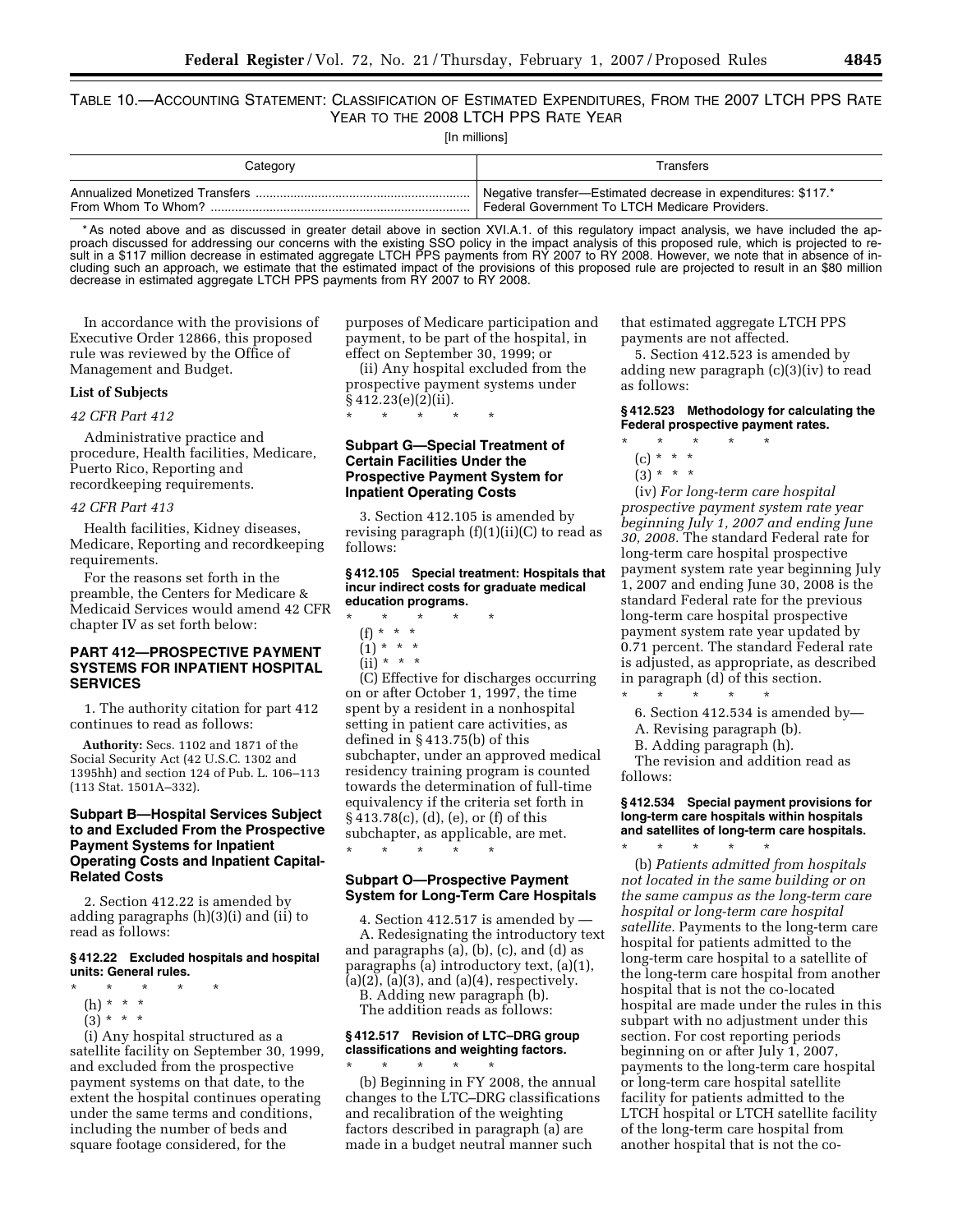TABLE 10.—ACCOUNTING STATEMENT: CLASSIFICATION OF ESTIMATED EXPENDITURES, FROM THE 2007 LTCH PPS RATE YEAR TO THE 2008 LTCH PPS RATE YEAR

[In millions]

| Category | Transfers |
|---|---|
| Annualized Monetized Transfers | Negative transfer—Estimated decrease in expenditures: $117.* |
| From Whom To Whom? | Federal Government To LTCH Medicare Providers. |

* As noted above and as discussed in greater detail above in section XVI.A.1. of this regulatory impact analysis, we have included the approach discussed for addressing our concerns with the existing SSO policy in the impact analysis of this proposed rule, which is projected to result in a $117 million decrease in estimated aggregate LTCH PPS payments from RY 2007 to RY 2008. However, we note that in absence of including such an approach, we estimate that the estimated impact of the provisions of this proposed rule are projected to result in an $80 million decrease in estimated aggregate LTCH PPS payments from RY 2007 to RY 2008.

In accordance with the provisions of Executive Order 12866, this proposed rule was reviewed by the Office of Management and Budget.

**List of Subjects**

*42 CFR Part 412*

Administrative practice and procedure, Health facilities, Medicare, Puerto Rico, Reporting and recordkeeping requirements.

*42 CFR Part 413*

Health facilities, Kidney diseases, Medicare, Reporting and recordkeeping requirements.

For the reasons set forth in the preamble, the Centers for Medicare & Medicaid Services would amend 42 CFR chapter IV as set forth below:

## PART 412—PROSPECTIVE PAYMENT SYSTEMS FOR INPATIENT HOSPITAL SERVICES

1. The authority citation for part 412 continues to read as follows:

**Authority:** Secs. 1102 and 1871 of the Social Security Act (42 U.S.C. 1302 and 1395hh) and section 124 of Pub. L. 106–113 (113 Stat. 1501A–332).

### Subpart B—Hospital Services Subject to and Excluded From the Prospective Payment Systems for Inpatient Operating Costs and Inpatient Capital-Related Costs

2. Section 412.22 is amended by adding paragraphs (h)(3)(i) and (ii) to read as follows:

**§ 412.22 Excluded hospitals and hospital units: General rules.**

\*     \*     \*     \*     \*

(h) * * *

(3) * * *

(i) Any hospital structured as a satellite facility on September 30, 1999, and excluded from the prospective payment systems on that date, to the extent the hospital continues operating under the same terms and conditions, including the number of beds and square footage considered, for the purposes of Medicare participation and payment, to be part of the hospital, in effect on September 30, 1999; or

(ii) Any hospital excluded from the prospective payment systems under § 412.23(e)(2)(ii).

\*     \*     \*     \*     \*

### Subpart G—Special Treatment of Certain Facilities Under the Prospective Payment System for Inpatient Operating Costs

3. Section 412.105 is amended by revising paragraph (f)(1)(ii)(C) to read as follows:

**§ 412.105 Special treatment: Hospitals that incur indirect costs for graduate medical education programs.**

\*     \*     \*     \*     \*

(f) * * *

(1) * * *

(ii) * * *

(C) Effective for discharges occurring on or after October 1, 1997, the time spent by a resident in a nonhospital setting in patient care activities, as defined in § 413.75(b) of this subchapter, under an approved medical residency training program is counted towards the determination of full-time equivalency if the criteria set forth in § 413.78(c), (d), (e), or (f) of this subchapter, as applicable, are met.

\*     \*     \*     \*     \*

### Subpart O—Prospective Payment System for Long-Term Care Hospitals

4. Section 412.517 is amended by —

A. Redesignating the introductory text and paragraphs (a), (b), (c), and (d) as paragraphs (a) introductory text, (a)(1), (a)(2), (a)(3), and (a)(4), respectively.

B. Adding new paragraph (b).

The addition reads as follows:

**§ 412.517 Revision of LTC–DRG group classifications and weighting factors.**

\*     \*     \*     \*     \*

(b) Beginning in FY 2008, the annual changes to the LTC–DRG classifications and recalibration of the weighting factors described in paragraph (a) are made in a budget neutral manner such that estimated aggregate LTCH PPS payments are not affected.

5. Section 412.523 is amended by adding new paragraph (c)(3)(iv) to read as follows:

**§ 412.523 Methodology for calculating the Federal prospective payment rates.**

\*     \*     \*     \*     \*

(c) * * *

(3) * * *

(iv) *For long-term care hospital prospective payment system rate year beginning July 1, 2007 and ending June 30, 2008.* The standard Federal rate for long-term care hospital prospective payment system rate year beginning July 1, 2007 and ending June 30, 2008 is the standard Federal rate for the previous long-term care hospital prospective payment system rate year updated by 0.71 percent. The standard Federal rate is adjusted, as appropriate, as described in paragraph (d) of this section.

\*     \*     \*     \*     \*

6. Section 412.534 is amended by—

A. Revising paragraph (b).

B. Adding paragraph (h).

The revision and addition read as follows:

**§ 412.534 Special payment provisions for long-term care hospitals within hospitals and satellites of long-term care hospitals.**

\*     \*     \*     \*     \*

(b) *Patients admitted from hospitals not located in the same building or on the same campus as the long-term care hospital or long-term care hospital satellite.* Payments to the long-term care hospital for patients admitted to the long-term care hospital to a satellite of the long-term care hospital from another hospital that is not the co-located hospital are made under the rules in this subpart with no adjustment under this section. For cost reporting periods beginning on or after July 1, 2007, payments to the long-term care hospital or long-term care hospital satellite facility for patients admitted to the LTCH hospital or LTCH satellite facility of the long-term care hospital from another hospital that is not the co-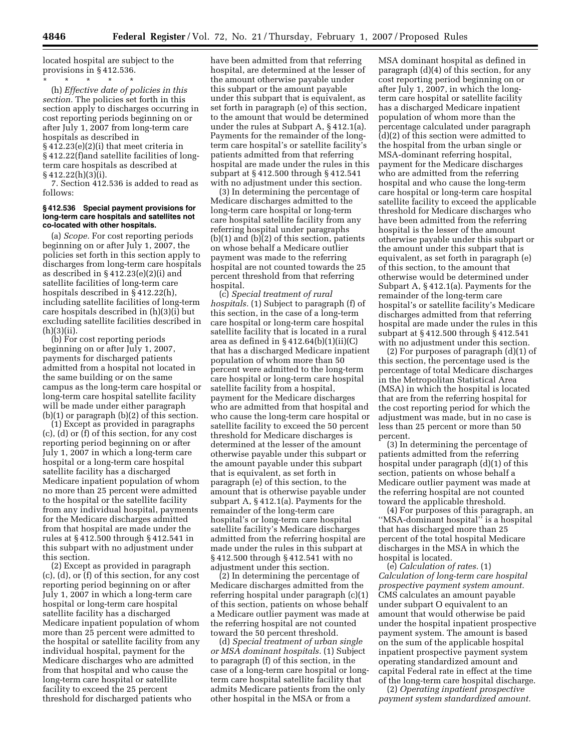located hospital are subject to the provisions in § 412.536.

\* \* \* \* \*

(h) *Effective date of policies in this section.* The policies set forth in this section apply to discharges occurring in cost reporting periods beginning on or after July 1, 2007 from long-term care hospitals as described in § 412.23(e)(2)(i) that meet criteria in § 412.22(f)and satellite facilities of long-term care hospitals as described at § 412.22(h)(3)(i).

7. Section 412.536 is added to read as follows:

**§ 412.536 Special payment provisions for long-term care hospitals and satellites not co-located with other hospitals.**

(a) *Scope.* For cost reporting periods beginning on or after July 1, 2007, the policies set forth in this section apply to discharges from long-term care hospitals as described in § 412.23(e)(2)(i) and satellite facilities of long-term care hospitals described in § 412.22(h), including satellite facilities of long-term care hospitals described in (h)(3)(i) but excluding satellite facilities described in (h)(3)(ii).

(b) For cost reporting periods beginning on or after July 1, 2007, payments for discharged patients admitted from a hospital not located in the same building or on the same campus as the long-term care hospital or long-term care hospital satellite facility will be made under either paragraph (b)(1) or paragraph (b)(2) of this section.

(1) Except as provided in paragraphs (c), (d) or (f) of this section, for any cost reporting period beginning on or after July 1, 2007 in which a long-term care hospital or a long-term care hospital satellite facility has a discharged Medicare inpatient population of whom no more than 25 percent were admitted to the hospital or the satellite facility from any individual hospital, payments for the Medicare discharges admitted from that hospital are made under the rules at § 412.500 through § 412.541 in this subpart with no adjustment under this section.

(2) Except as provided in paragraph (c), (d), or (f) of this section, for any cost reporting period beginning on or after July 1, 2007 in which a long-term care hospital or long-term care hospital satellite facility has a discharged Medicare inpatient population of whom more than 25 percent were admitted to the hospital or satellite facility from any individual hospital, payment for the Medicare discharges who are admitted from that hospital and who cause the long-term care hospital or satellite facility to exceed the 25 percent threshold for discharged patients who have been admitted from that referring hospital, are determined at the lesser of the amount otherwise payable under this subpart or the amount payable under this subpart that is equivalent, as set forth in paragraph (e) of this section, to the amount that would be determined under the rules at Subpart A, § 412.1(a). Payments for the remainder of the long-term care hospital's or satellite facility's patients admitted from that referring hospital are made under the rules in this subpart at § 412.500 through § 412.541 with no adjustment under this section.

(3) In determining the percentage of Medicare discharges admitted to the long-term care hospital or long-term care hospital satellite facility from any referring hospital under paragraphs (b)(1) and (b)(2) of this section, patients on whose behalf a Medicare outlier payment was made to the referring hospital are not counted towards the 25 percent threshold from that referring hospital.

(c) *Special treatment of rural hospitals.* (1) Subject to paragraph (f) of this section, in the case of a long-term care hospital or long-term care hospital satellite facility that is located in a rural area as defined in § 412.64(b)(1)(ii)(C) that has a discharged Medicare inpatient population of whom more than 50 percent were admitted to the long-term care hospital or long-term care hospital satellite facility from a hospital, payment for the Medicare discharges who are admitted from that hospital and who cause the long-term care hospital or satellite facility to exceed the 50 percent threshold for Medicare discharges is determined at the lesser of the amount otherwise payable under this subpart or the amount payable under this subpart that is equivalent, as set forth in paragraph (e) of this section, to the amount that is otherwise payable under subpart A, § 412.1(a). Payments for the remainder of the long-term care hospital's or long-term care hospital satellite facility's Medicare discharges admitted from the referring hospital are made under the rules in this subpart at § 412.500 through § 412.541 with no adjustment under this section.

(2) In determining the percentage of Medicare discharges admitted from the referring hospital under paragraph (c)(1) of this section, patients on whose behalf a Medicare outlier payment was made at the referring hospital are not counted toward the 50 percent threshold.

(d) *Special treatment of urban single or MSA dominant hospitals.* (1) Subject to paragraph (f) of this section, in the case of a long-term care hospital or long-term care hospital satellite facility that admits Medicare patients from the only other hospital in the MSA or from a MSA dominant hospital as defined in paragraph (d)(4) of this section, for any cost reporting period beginning on or after July 1, 2007, in which the long-term care hospital or satellite facility has a discharged Medicare inpatient population of whom more than the percentage calculated under paragraph (d)(2) of this section were admitted to the hospital from the urban single or MSA-dominant referring hospital, payment for the Medicare discharges who are admitted from the referring hospital and who cause the long-term care hospital or long-term care hospital satellite facility to exceed the applicable threshold for Medicare discharges who have been admitted from the referring hospital is the lesser of the amount otherwise payable under this subpart or the amount under this subpart that is equivalent, as set forth in paragraph (e) of this section, to the amount that otherwise would be determined under Subpart A, § 412.1(a). Payments for the remainder of the long-term care hospital's or satellite facility's Medicare discharges admitted from that referring hospital are made under the rules in this subpart at § 412.500 through § 412.541 with no adjustment under this section.

(2) For purposes of paragraph (d)(1) of this section, the percentage used is the percentage of total Medicare discharges in the Metropolitan Statistical Area (MSA) in which the hospital is located that are from the referring hospital for the cost reporting period for which the adjustment was made, but in no case is less than 25 percent or more than 50 percent.

(3) In determining the percentage of patients admitted from the referring hospital under paragraph (d)(1) of this section, patients on whose behalf a Medicare outlier payment was made at the referring hospital are not counted toward the applicable threshold.

(4) For purposes of this paragraph, an ''MSA-dominant hospital'' is a hospital that has discharged more than 25 percent of the total hospital Medicare discharges in the MSA in which the hospital is located.

(e) *Calculation of rates.* (1) *Calculation of long-term care hospital prospective payment system amount.* CMS calculates an amount payable under subpart O equivalent to an amount that would otherwise be paid under the hospital inpatient prospective payment system. The amount is based on the sum of the applicable hospital inpatient prospective payment system operating standardized amount and capital Federal rate in effect at the time of the long-term care hospital discharge.

(2) *Operating inpatient prospective payment system standardized amount.*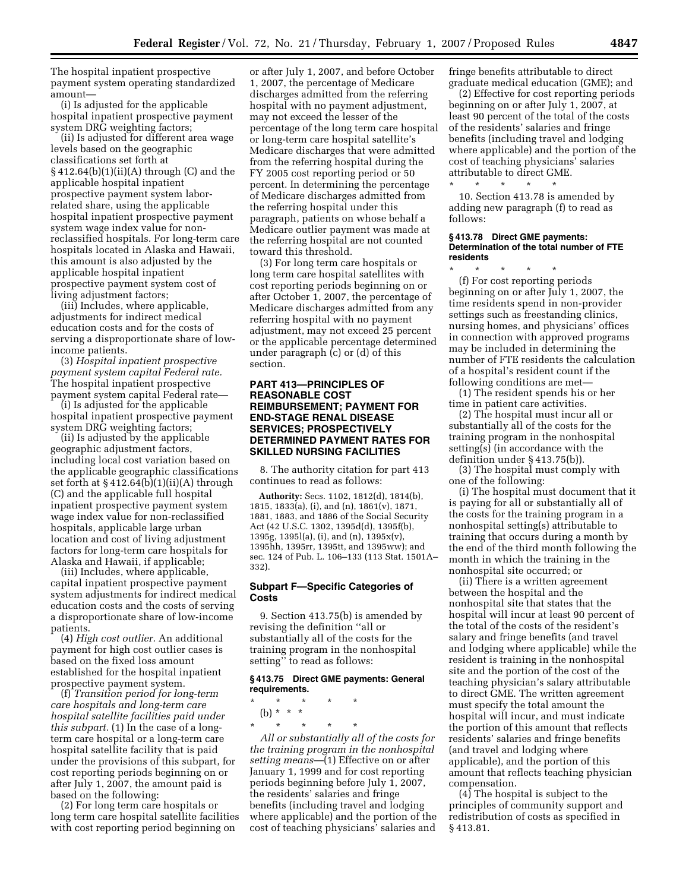The hospital inpatient prospective payment system operating standardized amount—

(i) Is adjusted for the applicable hospital inpatient prospective payment system DRG weighting factors;

(ii) Is adjusted for different area wage levels based on the geographic classifications set forth at § 412.64(b)(1)(ii)(A) through (C) and the applicable hospital inpatient prospective payment system labor-related share, using the applicable hospital inpatient prospective payment system wage index value for non-reclassified hospitals. For long-term care hospitals located in Alaska and Hawaii, this amount is also adjusted by the applicable hospital inpatient prospective payment system cost of living adjustment factors;

(iii) Includes, where applicable, adjustments for indirect medical education costs and for the costs of serving a disproportionate share of low-income patients.

(3) *Hospital inpatient prospective payment system capital Federal rate.* The hospital inpatient prospective payment system capital Federal rate—

(i) Is adjusted for the applicable hospital inpatient prospective payment system DRG weighting factors;

(ii) Is adjusted by the applicable geographic adjustment factors, including local cost variation based on the applicable geographic classifications set forth at § 412.64(b)(1)(ii)(A) through (C) and the applicable full hospital inpatient prospective payment system wage index value for non-reclassified hospitals, applicable large urban location and cost of living adjustment factors for long-term care hospitals for Alaska and Hawaii, if applicable;

(iii) Includes, where applicable, capital inpatient prospective payment system adjustments for indirect medical education costs and the costs of serving a disproportionate share of low-income patients.

(4) *High cost outlier.* An additional payment for high cost outlier cases is based on the fixed loss amount established for the hospital inpatient prospective payment system.

(f) *Transition period for long-term care hospitals and long-term care hospital satellite facilities paid under this subpart.* (1) In the case of a long-term care hospital or a long-term care hospital satellite facility that is paid under the provisions of this subpart, for cost reporting periods beginning on or after July 1, 2007, the amount paid is based on the following:

(2) For long term care hospitals or long term care hospital satellite facilities with cost reporting period beginning on or after July 1, 2007, and before October 1, 2007, the percentage of Medicare discharges admitted from the referring hospital with no payment adjustment, may not exceed the lesser of the percentage of the long term care hospital or long-term care hospital satellite's Medicare discharges that were admitted from the referring hospital during the FY 2005 cost reporting period or 50 percent. In determining the percentage of Medicare discharges admitted from the referring hospital under this paragraph, patients on whose behalf a Medicare outlier payment was made at the referring hospital are not counted toward this threshold.

(3) For long term care hospitals or long term care hospital satellites with cost reporting periods beginning on or after October 1, 2007, the percentage of Medicare discharges admitted from any referring hospital with no payment adjustment, may not exceed 25 percent or the applicable percentage determined under paragraph (c) or (d) of this section.

## PART 413—PRINCIPLES OF REASONABLE COST REIMBURSEMENT; PAYMENT FOR END-STAGE RENAL DISEASE SERVICES; PROSPECTIVELY DETERMINED PAYMENT RATES FOR SKILLED NURSING FACILITIES

8. The authority citation for part 413 continues to read as follows:

**Authority:** Secs. 1102, 1812(d), 1814(b), 1815, 1833(a), (i), and (n), 1861(v), 1871, 1881, 1883, and 1886 of the Social Security Act (42 U.S.C. 1302, 1395d(d), 1395f(b), 1395g, 1395l(a), (i), and (n), 1395x(v), 1395hh, 1395rr, 1395tt, and 1395ww); and sec. 124 of Pub. L. 106–133 (113 Stat. 1501A–332).

### Subpart F—Specific Categories of Costs

9. Section 413.75(b) is amended by revising the definition ''all or substantially all of the costs for the training program in the nonhospital setting'' to read as follows:

#### § 413.75 Direct GME payments: General requirements.

\* \* \* \* \*

(b) \* \* \*

\* \* \* \* \*

*All or substantially all of the costs for the training program in the nonhospital setting means*—(1) Effective on or after January 1, 1999 and for cost reporting periods beginning before July 1, 2007, the residents' salaries and fringe benefits (including travel and lodging where applicable) and the portion of the cost of teaching physicians' salaries and fringe benefits attributable to direct graduate medical education (GME); and

(2) Effective for cost reporting periods beginning on or after July 1, 2007, at least 90 percent of the total of the costs of the residents' salaries and fringe benefits (including travel and lodging where applicable) and the portion of the cost of teaching physicians' salaries attributable to direct GME.

\* \* \* \* \*

10. Section 413.78 is amended by adding new paragraph (f) to read as follows:

#### § 413.78 Direct GME payments: Determination of the total number of FTE residents

\* \* \* \* \*

(f) For cost reporting periods beginning on or after July 1, 2007, the time residents spend in non-provider settings such as freestanding clinics, nursing homes, and physicians' offices in connection with approved programs may be included in determining the number of FTE residents the calculation of a hospital's resident count if the following conditions are met—

(1) The resident spends his or her time in patient care activities.

(2) The hospital must incur all or substantially all of the costs for the training program in the nonhospital setting(s) (in accordance with the definition under § 413.75(b)).

(3) The hospital must comply with one of the following:

(i) The hospital must document that it is paying for all or substantially all of the costs for the training program in a nonhospital setting(s) attributable to training that occurs during a month by the end of the third month following the month in which the training in the nonhospital site occurred; or

(ii) There is a written agreement between the hospital and the nonhospital site that states that the hospital will incur at least 90 percent of the total of the costs of the resident's salary and fringe benefits (and travel and lodging where applicable) while the resident is training in the nonhospital site and the portion of the cost of the teaching physician's salary attributable to direct GME. The written agreement must specify the total amount the hospital will incur, and must indicate the portion of this amount that reflects residents' salaries and fringe benefits (and travel and lodging where applicable), and the portion of this amount that reflects teaching physician compensation.

(4) The hospital is subject to the principles of community support and redistribution of costs as specified in § 413.81.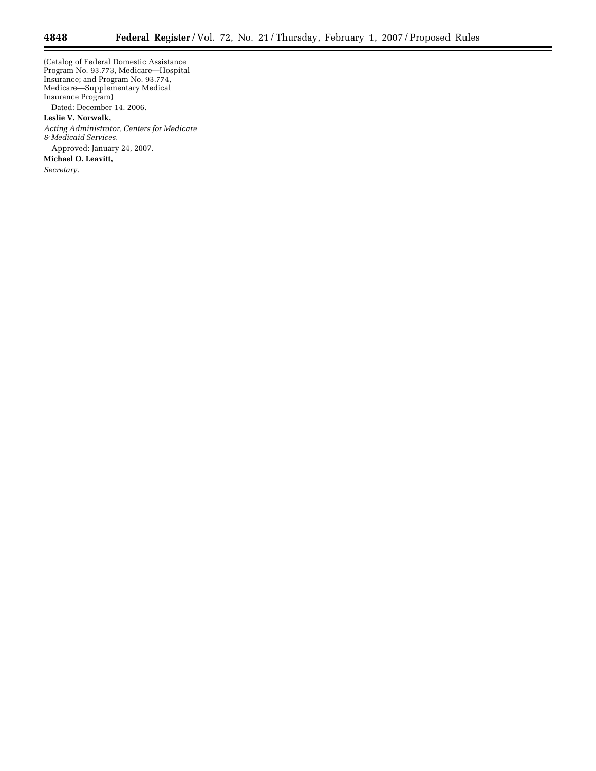(Catalog of Federal Domestic Assistance Program No. 93.773, Medicare—Hospital Insurance; and Program No. 93.774, Medicare—Supplementary Medical Insurance Program)

Dated: December 14, 2006.

**Leslie V. Norwalk,**

*Acting Administrator, Centers for Medicare & Medicaid Services.*

Approved: January 24, 2007.

**Michael O. Leavitt,**

*Secretary.*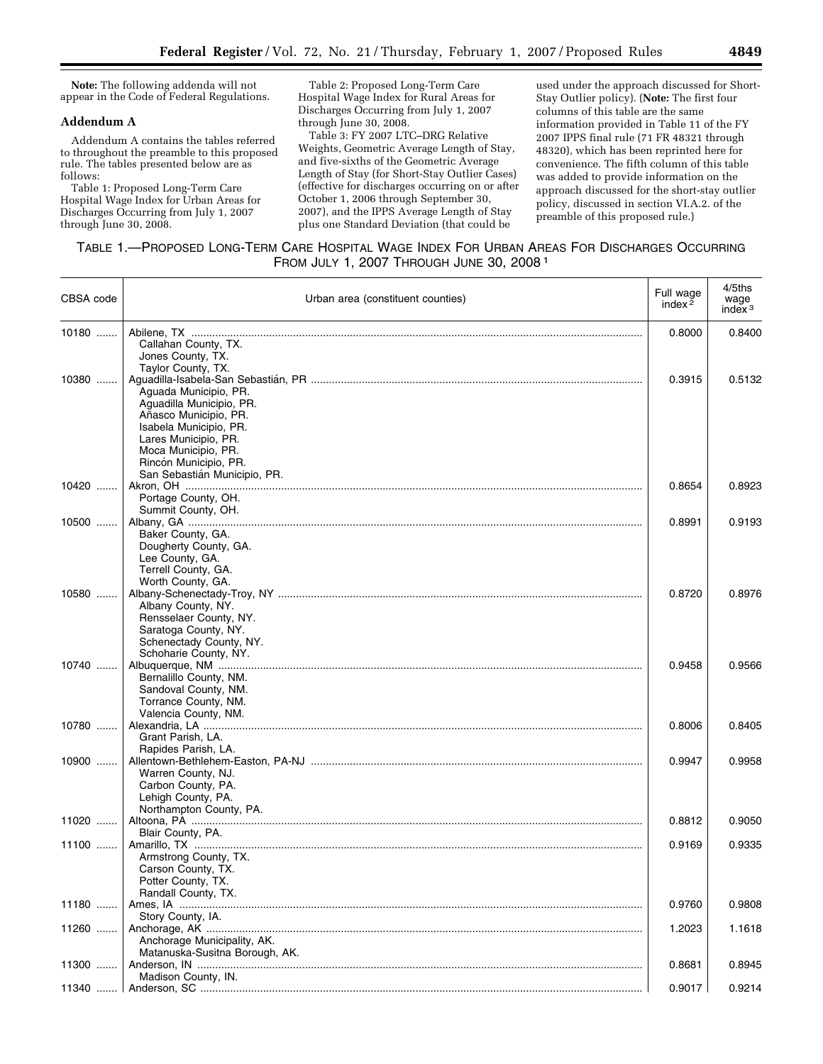**Note:** The following addenda will not appear in the Code of Federal Regulations.

### Addendum A

Addendum A contains the tables referred to throughout the preamble to this proposed rule. The tables presented below are as follows:

Table 1: Proposed Long-Term Care Hospital Wage Index for Urban Areas for Discharges Occurring from July 1, 2007 through June 30, 2008.

Table 2: Proposed Long-Term Care Hospital Wage Index for Rural Areas for Discharges Occurring from July 1, 2007 through June 30, 2008.

Table 3: FY 2007 LTC–DRG Relative Weights, Geometric Average Length of Stay, and five-sixths of the Geometric Average Length of Stay (for Short-Stay Outlier Cases) (effective for discharges occurring on or after October 1, 2006 through September 30, 2007), and the IPPS Average Length of Stay plus one Standard Deviation (that could be used under the approach discussed for Short-Stay Outlier policy). (**Note:** The first four columns of this table are the same information provided in Table 11 of the FY 2007 IPPS final rule (71 FR 48321 through 48320), which has been reprinted here for convenience. The fifth column of this table was added to provide information on the approach discussed for the short-stay outlier policy, discussed in section VI.A.2. of the preamble of this proposed rule.)

TABLE 1.—PROPOSED LONG-TERM CARE HOSPITAL WAGE INDEX FOR URBAN AREAS FOR DISCHARGES OCCURRING FROM JULY 1, 2007 THROUGH JUNE 30, 2008 [1]

| CBSA code | Urban area (constituent counties) | Full wage index [2] | 4/5ths wage index [3] |
|---|---|---|---|
| 10180 | Abilene, TX | 0.8000 | 0.8400 |
| | Callahan County, TX. | | |
| | Jones County, TX. | | |
| | Taylor County, TX. | | |
| 10380 | Aguadilla-Isabela-San Sebastián, PR | 0.3915 | 0.5132 |
| | Aguada Municipio, PR. | | |
| | Aguadilla Municipio, PR. | | |
| | Añasco Municipio, PR. | | |
| | Isabela Municipio, PR. | | |
| | Lares Municipio, PR. | | |
| | Moca Municipio, PR. | | |
| | Rincón Municipio, PR. | | |
| | San Sebastián Municipio, PR. | | |
| 10420 | Akron, OH | 0.8654 | 0.8923 |
| | Portage County, OH. | | |
| | Summit County, OH. | | |
| 10500 | Albany, GA | 0.8991 | 0.9193 |
| | Baker County, GA. | | |
| | Dougherty County, GA. | | |
| | Lee County, GA. | | |
| | Terrell County, GA. | | |
| | Worth County, GA. | | |
| 10580 | Albany-Schenectady-Troy, NY | 0.8720 | 0.8976 |
| | Albany County, NY. | | |
| | Rensselaer County, NY. | | |
| | Saratoga County, NY. | | |
| | Schenectady County, NY. | | |
| | Schoharie County, NY. | | |
| 10740 | Albuquerque, NM | 0.9458 | 0.9566 |
| | Bernalillo County, NM. | | |
| | Sandoval County, NM. | | |
| | Torrance County, NM. | | |
| | Valencia County, NM. | | |
| 10780 | Alexandria, LA | 0.8006 | 0.8405 |
| | Grant Parish, LA. | | |
| | Rapides Parish, LA. | | |
| 10900 | Allentown-Bethlehem-Easton, PA-NJ | 0.9947 | 0.9958 |
| | Warren County, NJ. | | |
| | Carbon County, PA. | | |
| | Lehigh County, PA. | | |
| | Northampton County, PA. | | |
| 11020 | Altoona, PA | 0.8812 | 0.9050 |
| | Blair County, PA. | | |
| 11100 | Amarillo, TX | 0.9169 | 0.9335 |
| | Armstrong County, TX. | | |
| | Carson County, TX. | | |
| | Potter County, TX. | | |
| | Randall County, TX. | | |
| 11180 | Ames, IA | 0.9760 | 0.9808 |
| | Story County, IA. | | |
| 11260 | Anchorage, AK | 1.2023 | 1.1618 |
| | Anchorage Municipality, AK. | | |
| | Matanuska-Susitna Borough, AK. | | |
| 11300 | Anderson, IN | 0.8681 | 0.8945 |
| | Madison County, IN. | | |
| 11340 | Anderson, SC | 0.9017 | 0.9214 |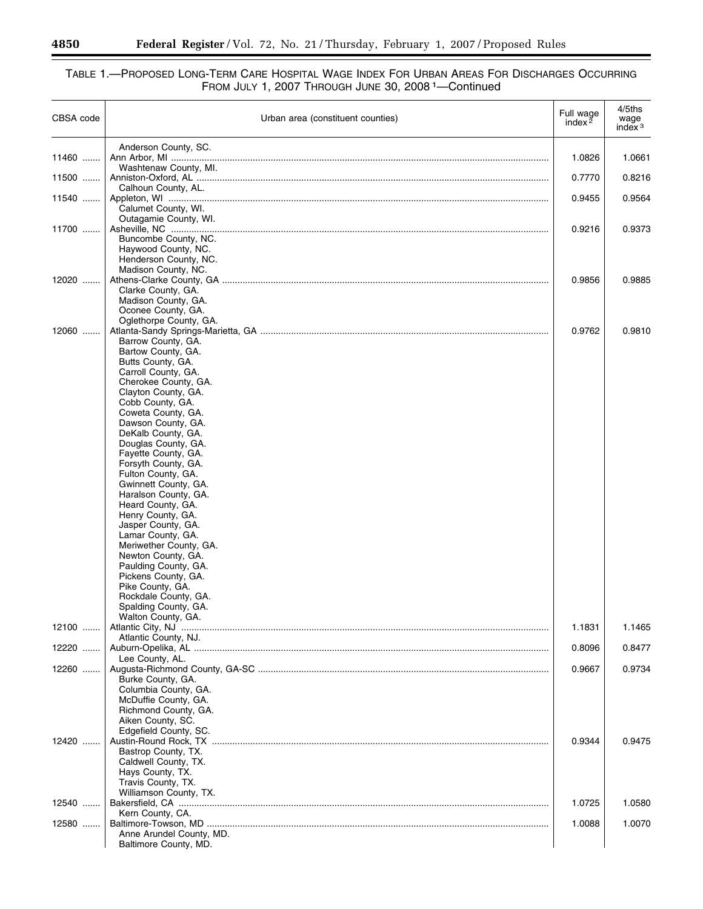TABLE 1.—PROPOSED LONG-TERM CARE HOSPITAL WAGE INDEX FOR URBAN AREAS FOR DISCHARGES OCCURRING FROM JULY 1, 2007 THROUGH JUNE 30, 2008 [1]—Continued

| CBSA code | Urban area (constituent counties) | Full wage index [2] | 4/5ths wage index [3] |
|---|---|---|---|
| | Anderson County, SC. | | |
| 11460 | Ann Arbor, MI | 1.0826 | 1.0661 |
| | Washtenaw County, MI. | | |
| 11500 | Anniston-Oxford, AL | 0.7770 | 0.8216 |
| | Calhoun County, AL. | | |
| 11540 | Appleton, WI | 0.9455 | 0.9564 |
| | Calumet County, WI. | | |
| | Outagamie County, WI. | | |
| 11700 | Asheville, NC | 0.9216 | 0.9373 |
| | Buncombe County, NC. | | |
| | Haywood County, NC. | | |
| | Henderson County, NC. | | |
| | Madison County, NC. | | |
| 12020 | Athens-Clarke County, GA | 0.9856 | 0.9885 |
| | Clarke County, GA. | | |
| | Madison County, GA. | | |
| | Oconee County, GA. | | |
| | Oglethorpe County, GA. | | |
| 12060 | Atlanta-Sandy Springs-Marietta, GA | 0.9762 | 0.9810 |
| | Barrow County, GA. | | |
| | Bartow County, GA. | | |
| | Butts County, GA. | | |
| | Carroll County, GA. | | |
| | Cherokee County, GA. | | |
| | Clayton County, GA. | | |
| | Cobb County, GA. | | |
| | Coweta County, GA. | | |
| | Dawson County, GA. | | |
| | DeKalb County, GA. | | |
| | Douglas County, GA. | | |
| | Fayette County, GA. | | |
| | Forsyth County, GA. | | |
| | Fulton County, GA. | | |
| | Gwinnett County, GA. | | |
| | Haralson County, GA. | | |
| | Heard County, GA. | | |
| | Henry County, GA. | | |
| | Jasper County, GA. | | |
| | Lamar County, GA. | | |
| | Meriwether County, GA. | | |
| | Newton County, GA. | | |
| | Paulding County, GA. | | |
| | Pickens County, GA. | | |
| | Pike County, GA. | | |
| | Rockdale County, GA. | | |
| | Spalding County, GA. | | |
| | Walton County, GA. | | |
| 12100 | Atlantic City, NJ | 1.1831 | 1.1465 |
| | Atlantic County, NJ. | | |
| 12220 | Auburn-Opelika, AL | 0.8096 | 0.8477 |
| | Lee County, AL. | | |
| 12260 | Augusta-Richmond County, GA-SC | 0.9667 | 0.9734 |
| | Burke County, GA. | | |
| | Columbia County, GA. | | |
| | McDuffie County, GA. | | |
| | Richmond County, GA. | | |
| | Aiken County, SC. | | |
| | Edgefield County, SC. | | |
| 12420 | Austin-Round Rock, TX | 0.9344 | 0.9475 |
| | Bastrop County, TX. | | |
| | Caldwell County, TX. | | |
| | Hays County, TX. | | |
| | Travis County, TX. | | |
| | Williamson County, TX. | | |
| 12540 | Bakersfield, CA | 1.0725 | 1.0580 |
| | Kern County, CA. | | |
| 12580 | Baltimore-Towson, MD | 1.0088 | 1.0070 |
| | Anne Arundel County, MD. | | |
| | Baltimore County, MD. | | |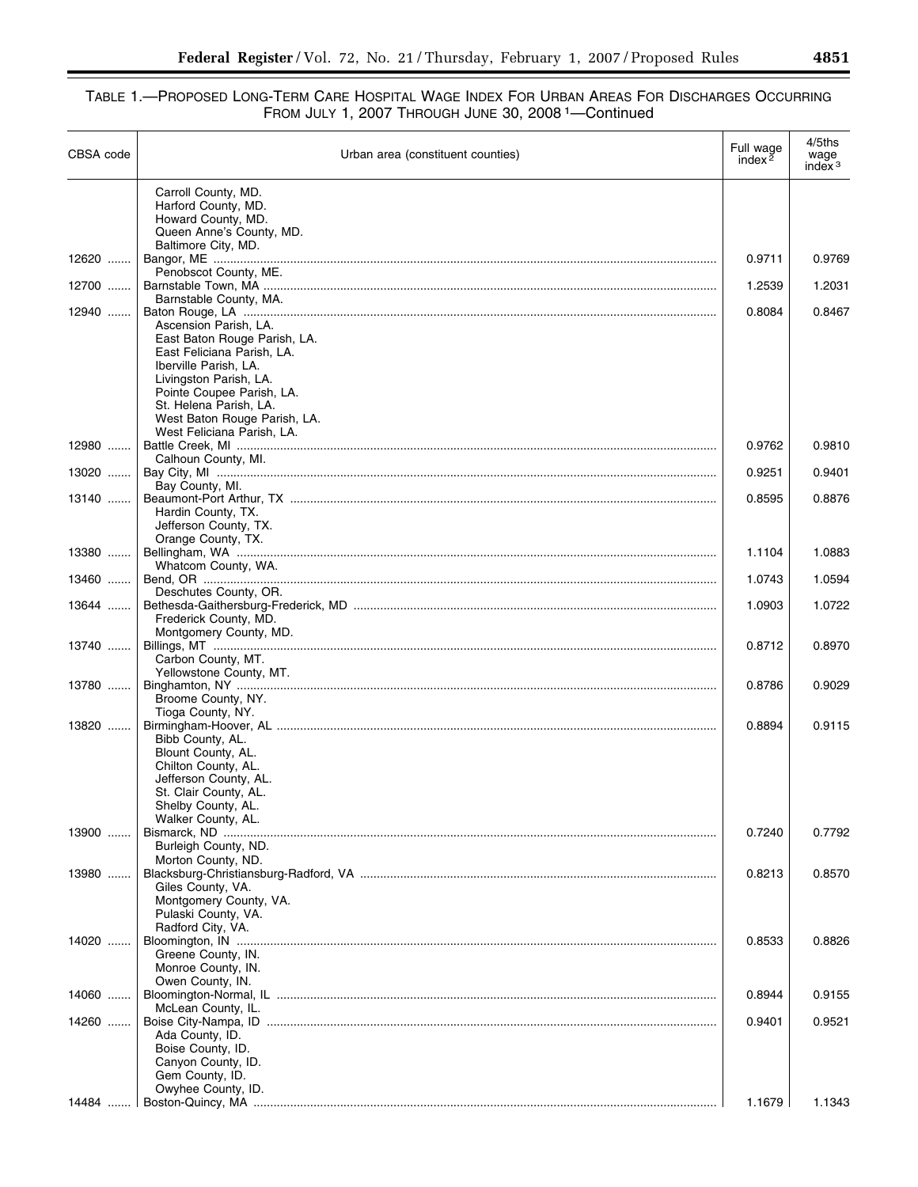TABLE 1.—PROPOSED LONG-TERM CARE HOSPITAL WAGE INDEX FOR URBAN AREAS FOR DISCHARGES OCCURRING FROM JULY 1, 2007 THROUGH JUNE 30, 2008 [1]—Continued

| CBSA code | Urban area (constituent counties) | Full wage index [2] | 4/5ths wage index [3] |
|---|---|---|---|
| | Carroll County, MD. | | |
| | Harford County, MD. | | |
| | Howard County, MD. | | |
| | Queen Anne's County, MD. | | |
| | Baltimore City, MD. | | |
| 12620 | Bangor, ME | 0.9711 | 0.9769 |
| | Penobscot County, ME. | | |
| 12700 | Barnstable Town, MA | 1.2539 | 1.2031 |
| | Barnstable County, MA. | | |
| 12940 | Baton Rouge, LA | 0.8084 | 0.8467 |
| | Ascension Parish, LA. | | |
| | East Baton Rouge Parish, LA. | | |
| | East Feliciana Parish, LA. | | |
| | Iberville Parish, LA. | | |
| | Livingston Parish, LA. | | |
| | Pointe Coupee Parish, LA. | | |
| | St. Helena Parish, LA. | | |
| | West Baton Rouge Parish, LA. | | |
| | West Feliciana Parish, LA. | | |
| 12980 | Battle Creek, MI | 0.9762 | 0.9810 |
| | Calhoun County, MI. | | |
| 13020 | Bay City, MI | 0.9251 | 0.9401 |
| | Bay County, MI. | | |
| 13140 | Beaumont-Port Arthur, TX | 0.8595 | 0.8876 |
| | Hardin County, TX. | | |
| | Jefferson County, TX. | | |
| | Orange County, TX. | | |
| 13380 | Bellingham, WA | 1.1104 | 1.0883 |
| | Whatcom County, WA. | | |
| 13460 | Bend, OR | 1.0743 | 1.0594 |
| | Deschutes County, OR. | | |
| 13644 | Bethesda-Gaithersburg-Frederick, MD | 1.0903 | 1.0722 |
| | Frederick County, MD. | | |
| | Montgomery County, MD. | | |
| 13740 | Billings, MT | 0.8712 | 0.8970 |
| | Carbon County, MT. | | |
| | Yellowstone County, MT. | | |
| 13780 | Binghamton, NY | 0.8786 | 0.9029 |
| | Broome County, NY. | | |
| | Tioga County, NY. | | |
| 13820 | Birmingham-Hoover, AL | 0.8894 | 0.9115 |
| | Bibb County, AL. | | |
| | Blount County, AL. | | |
| | Chilton County, AL. | | |
| | Jefferson County, AL. | | |
| | St. Clair County, AL. | | |
| | Shelby County, AL. | | |
| | Walker County, AL. | | |
| 13900 | Bismarck, ND | 0.7240 | 0.7792 |
| | Burleigh County, ND. | | |
| | Morton County, ND. | | |
| 13980 | Blacksburg-Christiansburg-Radford, VA | 0.8213 | 0.8570 |
| | Giles County, VA. | | |
| | Montgomery County, VA. | | |
| | Pulaski County, VA. | | |
| | Radford City, VA. | | |
| 14020 | Bloomington, IN | 0.8533 | 0.8826 |
| | Greene County, IN. | | |
| | Monroe County, IN. | | |
| | Owen County, IN. | | |
| 14060 | Bloomington-Normal, IL | 0.8944 | 0.9155 |
| | McLean County, IL. | | |
| 14260 | Boise City-Nampa, ID | 0.9401 | 0.9521 |
| | Ada County, ID. | | |
| | Boise County, ID. | | |
| | Canyon County, ID. | | |
| | Gem County, ID. | | |
| | Owyhee County, ID. | | |
| 14484 | Boston-Quincy, MA | 1.1679 | 1.1343 |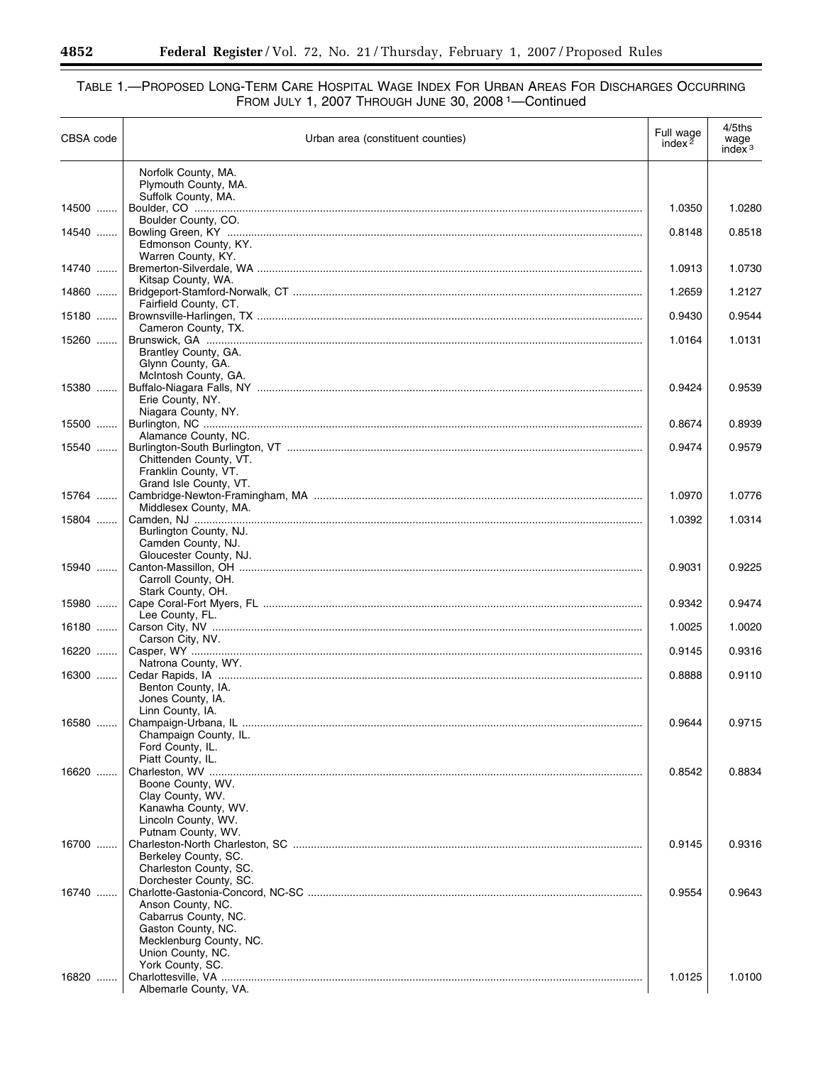## TABLE 1.—PROPOSED LONG-TERM CARE HOSPITAL WAGE INDEX FOR URBAN AREAS FOR DISCHARGES OCCURRING FROM JULY 1, 2007 THROUGH JUNE 30, 2008 [1]—Continued

| CBSA code | Urban area (constituent counties) | Full wage index [2] | 4/5ths wage index [3] |
|---|---|---|---|
| | Norfolk County, MA. | | |
| | Plymouth County, MA. | | |
| | Suffolk County, MA. | | |
| 14500 | Boulder, CO | 1.0350 | 1.0280 |
| | Boulder County, CO. | | |
| 14540 | Bowling Green, KY | 0.8148 | 0.8518 |
| | Edmonson County, KY. | | |
| | Warren County, KY. | | |
| 14740 | Bremerton-Silverdale, WA | 1.0913 | 1.0730 |
| | Kitsap County, WA. | | |
| 14860 | Bridgeport-Stamford-Norwalk, CT | 1.2659 | 1.2127 |
| | Fairfield County, CT. | | |
| 15180 | Brownsville-Harlingen, TX | 0.9430 | 0.9544 |
| | Cameron County, TX. | | |
| 15260 | Brunswick, GA | 1.0164 | 1.0131 |
| | Brantley County, GA. | | |
| | Glynn County, GA. | | |
| | McIntosh County, GA. | | |
| 15380 | Buffalo-Niagara Falls, NY | 0.9424 | 0.9539 |
| | Erie County, NY. | | |
| | Niagara County, NY. | | |
| 15500 | Burlington, NC | 0.8674 | 0.8939 |
| | Alamance County, NC. | | |
| 15540 | Burlington-South Burlington, VT | 0.9474 | 0.9579 |
| | Chittenden County, VT. | | |
| | Franklin County, VT. | | |
| | Grand Isle County, VT. | | |
| 15764 | Cambridge-Newton-Framingham, MA | 1.0970 | 1.0776 |
| | Middlesex County, MA. | | |
| 15804 | Camden, NJ | 1.0392 | 1.0314 |
| | Burlington County, NJ. | | |
| | Camden County, NJ. | | |
| | Gloucester County, NJ. | | |
| 15940 | Canton-Massillon, OH | 0.9031 | 0.9225 |
| | Carroll County, OH. | | |
| | Stark County, OH. | | |
| 15980 | Cape Coral-Fort Myers, FL | 0.9342 | 0.9474 |
| | Lee County, FL. | | |
| 16180 | Carson City, NV | 1.0025 | 1.0020 |
| | Carson City, NV. | | |
| 16220 | Casper, WY | 0.9145 | 0.9316 |
| | Natrona County, WY. | | |
| 16300 | Cedar Rapids, IA | 0.8888 | 0.9110 |
| | Benton County, IA. | | |
| | Jones County, IA. | | |
| | Linn County, IA. | | |
| 16580 | Champaign-Urbana, IL | 0.9644 | 0.9715 |
| | Champaign County, IL. | | |
| | Ford County, IL. | | |
| | Piatt County, IL. | | |
| 16620 | Charleston, WV | 0.8542 | 0.8834 |
| | Boone County, WV. | | |
| | Clay County, WV. | | |
| | Kanawha County, WV. | | |
| | Lincoln County, WV. | | |
| | Putnam County, WV. | | |
| 16700 | Charleston-North Charleston, SC | 0.9145 | 0.9316 |
| | Berkeley County, SC. | | |
| | Charleston County, SC. | | |
| | Dorchester County, SC. | | |
| 16740 | Charlotte-Gastonia-Concord, NC-SC | 0.9554 | 0.9643 |
| | Anson County, NC. | | |
| | Cabarrus County, NC. | | |
| | Gaston County, NC. | | |
| | Mecklenburg County, NC. | | |
| | Union County, NC. | | |
| | York County, SC. | | |
| 16820 | Charlottesville, VA | 1.0125 | 1.0100 |
| | Albemarle County, VA. | | |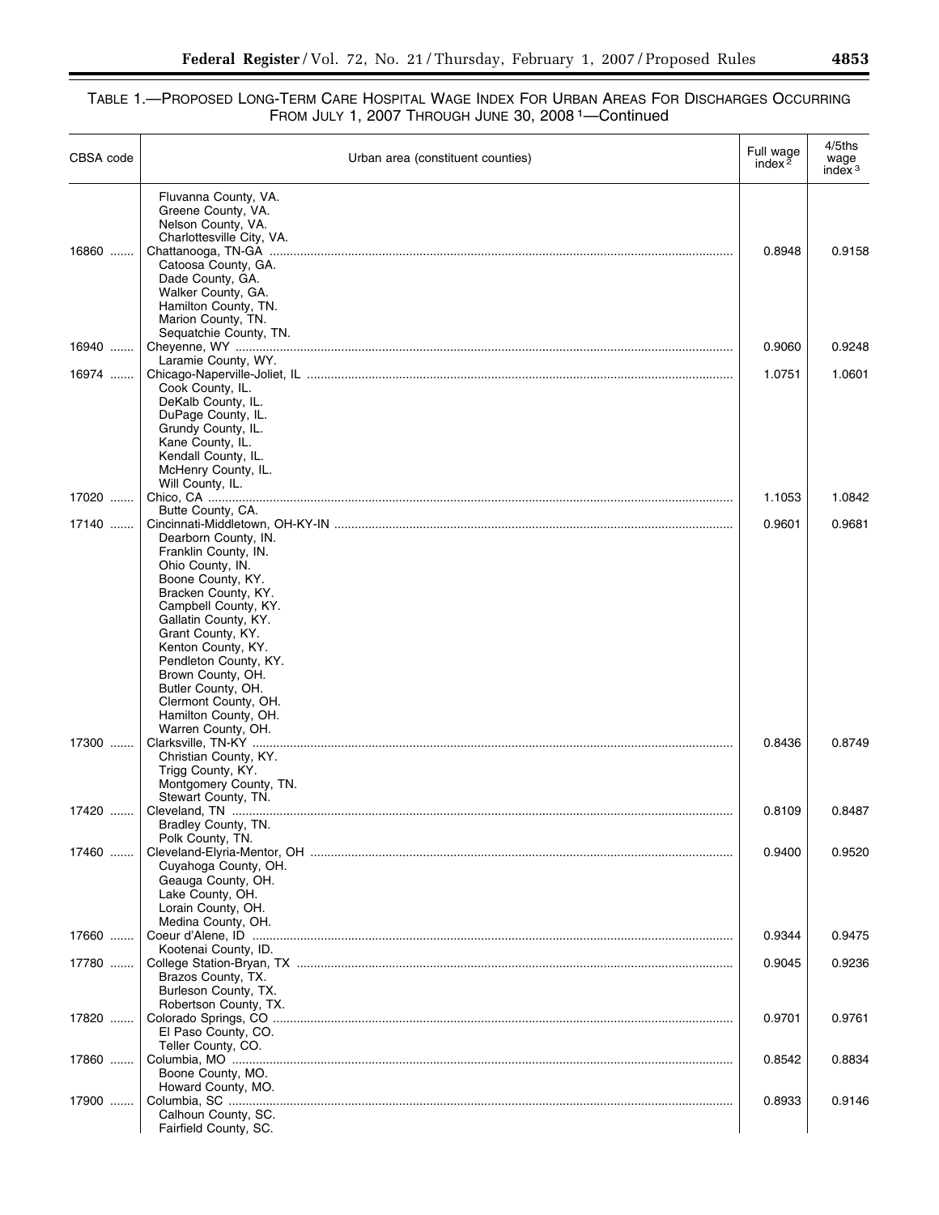TABLE 1.—PROPOSED LONG-TERM CARE HOSPITAL WAGE INDEX FOR URBAN AREAS FOR DISCHARGES OCCURRING FROM JULY 1, 2007 THROUGH JUNE 30, 2008 [1]—Continued

| CBSA code | Urban area (constituent counties) | Full wage index [2] | 4/5ths wage index [3] |
|---|---|---|---|
| | Fluvanna County, VA. | | |
| | Greene County, VA. | | |
| | Nelson County, VA. | | |
| | Charlottesville City, VA. | | |
| 16860 | Chattanooga, TN-GA | 0.8948 | 0.9158 |
| | Catoosa County, GA. | | |
| | Dade County, GA. | | |
| | Walker County, GA. | | |
| | Hamilton County, TN. | | |
| | Marion County, TN. | | |
| | Sequatchie County, TN. | | |
| 16940 | Cheyenne, WY | 0.9060 | 0.9248 |
| | Laramie County, WY. | | |
| 16974 | Chicago-Naperville-Joliet, IL | 1.0751 | 1.0601 |
| | Cook County, IL. | | |
| | DeKalb County, IL. | | |
| | DuPage County, IL. | | |
| | Grundy County, IL. | | |
| | Kane County, IL. | | |
| | Kendall County, IL. | | |
| | McHenry County, IL. | | |
| | Will County, IL. | | |
| 17020 | Chico, CA | 1.1053 | 1.0842 |
| | Butte County, CA. | | |
| 17140 | Cincinnati-Middletown, OH-KY-IN | 0.9601 | 0.9681 |
| | Dearborn County, IN. | | |
| | Franklin County, IN. | | |
| | Ohio County, IN. | | |
| | Boone County, KY. | | |
| | Bracken County, KY. | | |
| | Campbell County, KY. | | |
| | Gallatin County, KY. | | |
| | Grant County, KY. | | |
| | Kenton County, KY. | | |
| | Pendleton County, KY. | | |
| | Brown County, OH. | | |
| | Butler County, OH. | | |
| | Clermont County, OH. | | |
| | Hamilton County, OH. | | |
| | Warren County, OH. | | |
| 17300 | Clarksville, TN-KY | 0.8436 | 0.8749 |
| | Christian County, KY. | | |
| | Trigg County, KY. | | |
| | Montgomery County, TN. | | |
| | Stewart County, TN. | | |
| 17420 | Cleveland, TN | 0.8109 | 0.8487 |
| | Bradley County, TN. | | |
| | Polk County, TN. | | |
| 17460 | Cleveland-Elyria-Mentor, OH | 0.9400 | 0.9520 |
| | Cuyahoga County, OH. | | |
| | Geauga County, OH. | | |
| | Lake County, OH. | | |
| | Lorain County, OH. | | |
| | Medina County, OH. | | |
| 17660 | Coeur d'Alene, ID | 0.9344 | 0.9475 |
| | Kootenai County, ID. | | |
| 17780 | College Station-Bryan, TX | 0.9045 | 0.9236 |
| | Brazos County, TX. | | |
| | Burleson County, TX. | | |
| | Robertson County, TX. | | |
| 17820 | Colorado Springs, CO | 0.9701 | 0.9761 |
| | El Paso County, CO. | | |
| | Teller County, CO. | | |
| 17860 | Columbia, MO | 0.8542 | 0.8834 |
| | Boone County, MO. | | |
| | Howard County, MO. | | |
| 17900 | Columbia, SC | 0.8933 | 0.9146 |
| | Calhoun County, SC. | | |
| | Fairfield County, SC. | | |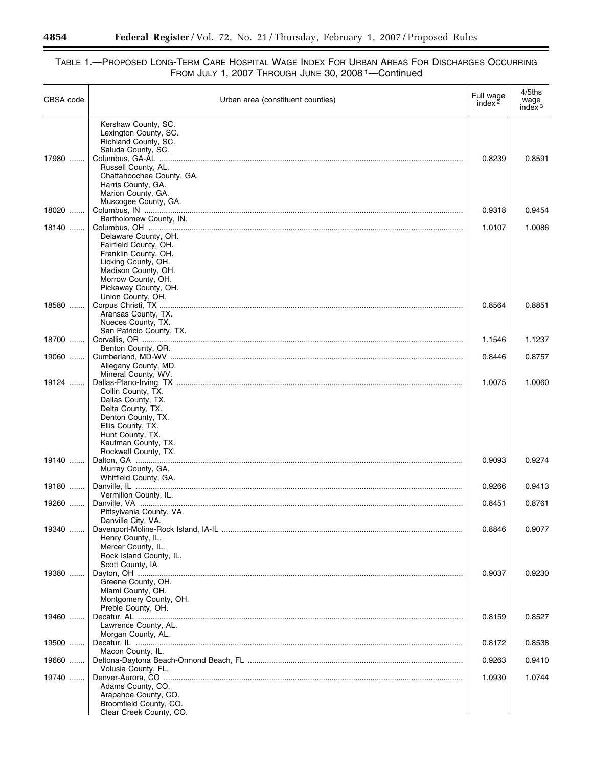TABLE 1.—PROPOSED LONG-TERM CARE HOSPITAL WAGE INDEX FOR URBAN AREAS FOR DISCHARGES OCCURRING FROM JULY 1, 2007 THROUGH JUNE 30, 2008 [1]—Continued

| CBSA code | Urban area (constituent counties) | Full wage index [2] | 4/5ths wage index [3] |
|---|---|---|---|
| | Kershaw County, SC. | | |
| | Lexington County, SC. | | |
| | Richland County, SC. | | |
| | Saluda County, SC. | | |
| 17980 | Columbus, GA-AL | 0.8239 | 0.8591 |
| | Russell County, AL. | | |
| | Chattahoochee County, GA. | | |
| | Harris County, GA. | | |
| | Marion County, GA. | | |
| | Muscogee County, GA. | | |
| 18020 | Columbus, IN | 0.9318 | 0.9454 |
| | Bartholomew County, IN. | | |
| 18140 | Columbus, OH | 1.0107 | 1.0086 |
| | Delaware County, OH. | | |
| | Fairfield County, OH. | | |
| | Franklin County, OH. | | |
| | Licking County, OH. | | |
| | Madison County, OH. | | |
| | Morrow County, OH. | | |
| | Pickaway County, OH. | | |
| | Union County, OH. | | |
| 18580 | Corpus Christi, TX | 0.8564 | 0.8851 |
| | Aransas County, TX. | | |
| | Nueces County, TX. | | |
| | San Patricio County, TX. | | |
| 18700 | Corvallis, OR | 1.1546 | 1.1237 |
| | Benton County, OR. | | |
| 19060 | Cumberland, MD-WV | 0.8446 | 0.8757 |
| | Allegany County, MD. | | |
| | Mineral County, WV. | | |
| 19124 | Dallas-Plano-Irving, TX | 1.0075 | 1.0060 |
| | Collin County, TX. | | |
| | Dallas County, TX. | | |
| | Delta County, TX. | | |
| | Denton County, TX. | | |
| | Ellis County, TX. | | |
| | Hunt County, TX. | | |
| | Kaufman County, TX. | | |
| | Rockwall County, TX. | | |
| 19140 | Dalton, GA | 0.9093 | 0.9274 |
| | Murray County, GA. | | |
| | Whitfield County, GA. | | |
| 19180 | Danville, IL | 0.9266 | 0.9413 |
| | Vermilion County, IL. | | |
| 19260 | Danville, VA | 0.8451 | 0.8761 |
| | Pittsylvania County, VA. | | |
| | Danville City, VA. | | |
| 19340 | Davenport-Moline-Rock Island, IA-IL | 0.8846 | 0.9077 |
| | Henry County, IL. | | |
| | Mercer County, IL. | | |
| | Rock Island County, IL. | | |
| | Scott County, IA. | | |
| 19380 | Dayton, OH | 0.9037 | 0.9230 |
| | Greene County, OH. | | |
| | Miami County, OH. | | |
| | Montgomery County, OH. | | |
| | Preble County, OH. | | |
| 19460 | Decatur, AL | 0.8159 | 0.8527 |
| | Lawrence County, AL. | | |
| | Morgan County, AL. | | |
| 19500 | Decatur, IL | 0.8172 | 0.8538 |
| | Macon County, IL. | | |
| 19660 | Deltona-Daytona Beach-Ormond Beach, FL | 0.9263 | 0.9410 |
| | Volusia County, FL. | | |
| 19740 | Denver-Aurora, CO | 1.0930 | 1.0744 |
| | Adams County, CO. | | |
| | Arapahoe County, CO. | | |
| | Broomfield County, CO. | | |
| | Clear Creek County, CO. | | |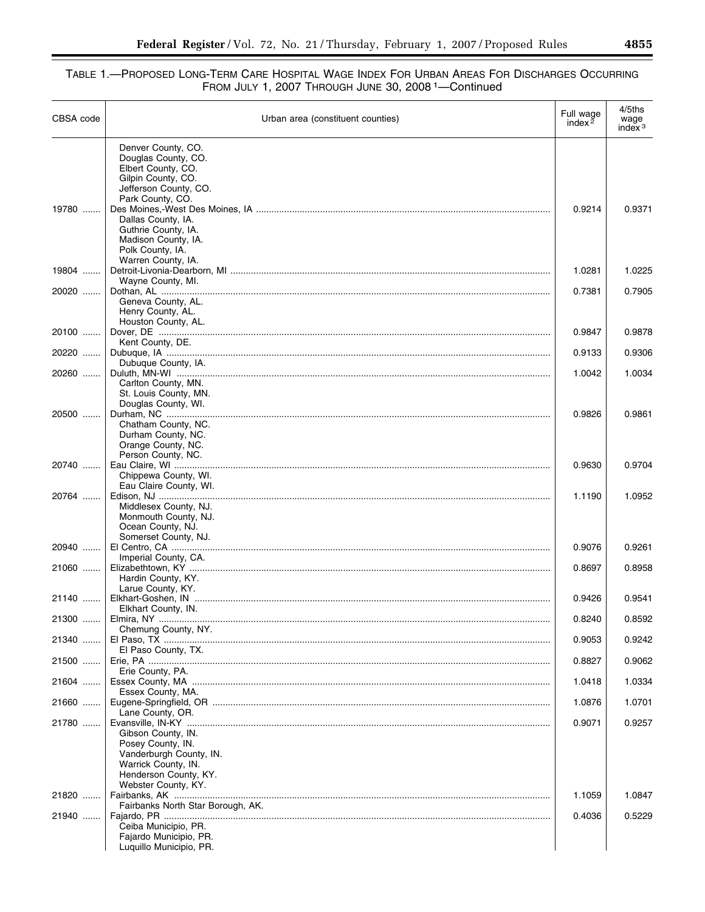TABLE 1.—PROPOSED LONG-TERM CARE HOSPITAL WAGE INDEX FOR URBAN AREAS FOR DISCHARGES OCCURRING FROM JULY 1, 2007 THROUGH JUNE 30, 2008 [1]—Continued

| CBSA code | Urban area (constituent counties) | Full wage index [2] | 4/5ths wage index [3] |
|---|---|---|---|
| | Denver County, CO. | | |
| | Douglas County, CO. | | |
| | Elbert County, CO. | | |
| | Gilpin County, CO. | | |
| | Jefferson County, CO. | | |
| | Park County, CO. | | |
| 19780 | Des Moines,-West Des Moines, IA | 0.9214 | 0.9371 |
| | Dallas County, IA. | | |
| | Guthrie County, IA. | | |
| | Madison County, IA. | | |
| | Polk County, IA. | | |
| | Warren County, IA. | | |
| 19804 | Detroit-Livonia-Dearborn, MI | 1.0281 | 1.0225 |
| | Wayne County, MI. | | |
| 20020 | Dothan, AL | 0.7381 | 0.7905 |
| | Geneva County, AL. | | |
| | Henry County, AL. | | |
| | Houston County, AL. | | |
| 20100 | Dover, DE | 0.9847 | 0.9878 |
| | Kent County, DE. | | |
| 20220 | Dubuque, IA | 0.9133 | 0.9306 |
| | Dubuque County, IA. | | |
| 20260 | Duluth, MN-WI | 1.0042 | 1.0034 |
| | Carlton County, MN. | | |
| | St. Louis County, MN. | | |
| | Douglas County, WI. | | |
| 20500 | Durham, NC | 0.9826 | 0.9861 |
| | Chatham County, NC. | | |
| | Durham County, NC. | | |
| | Orange County, NC. | | |
| | Person County, NC. | | |
| 20740 | Eau Claire, WI | 0.9630 | 0.9704 |
| | Chippewa County, WI. | | |
| | Eau Claire County, WI. | | |
| 20764 | Edison, NJ | 1.1190 | 1.0952 |
| | Middlesex County, NJ. | | |
| | Monmouth County, NJ. | | |
| | Ocean County, NJ. | | |
| | Somerset County, NJ. | | |
| 20940 | El Centro, CA | 0.9076 | 0.9261 |
| | Imperial County, CA. | | |
| 21060 | Elizabethtown, KY | 0.8697 | 0.8958 |
| | Hardin County, KY. | | |
| | Larue County, KY. | | |
| 21140 | Elkhart-Goshen, IN | 0.9426 | 0.9541 |
| | Elkhart County, IN. | | |
| 21300 | Elmira, NY | 0.8240 | 0.8592 |
| | Chemung County, NY. | | |
| 21340 | El Paso, TX | 0.9053 | 0.9242 |
| | El Paso County, TX. | | |
| 21500 | Erie, PA | 0.8827 | 0.9062 |
| | Erie County, PA. | | |
| 21604 | Essex County, MA | 1.0418 | 1.0334 |
| | Essex County, MA. | | |
| 21660 | Eugene-Springfield, OR | 1.0876 | 1.0701 |
| | Lane County, OR. | | |
| 21780 | Evansville, IN-KY | 0.9071 | 0.9257 |
| | Gibson County, IN. | | |
| | Posey County, IN. | | |
| | Vanderburgh County, IN. | | |
| | Warrick County, IN. | | |
| | Henderson County, KY. | | |
| | Webster County, KY. | | |
| 21820 | Fairbanks, AK | 1.1059 | 1.0847 |
| | Fairbanks North Star Borough, AK. | | |
| 21940 | Fajardo, PR | 0.4036 | 0.5229 |
| | Ceiba Municipio, PR. | | |
| | Fajardo Municipio, PR. | | |
| | Luquillo Municipio, PR. | | |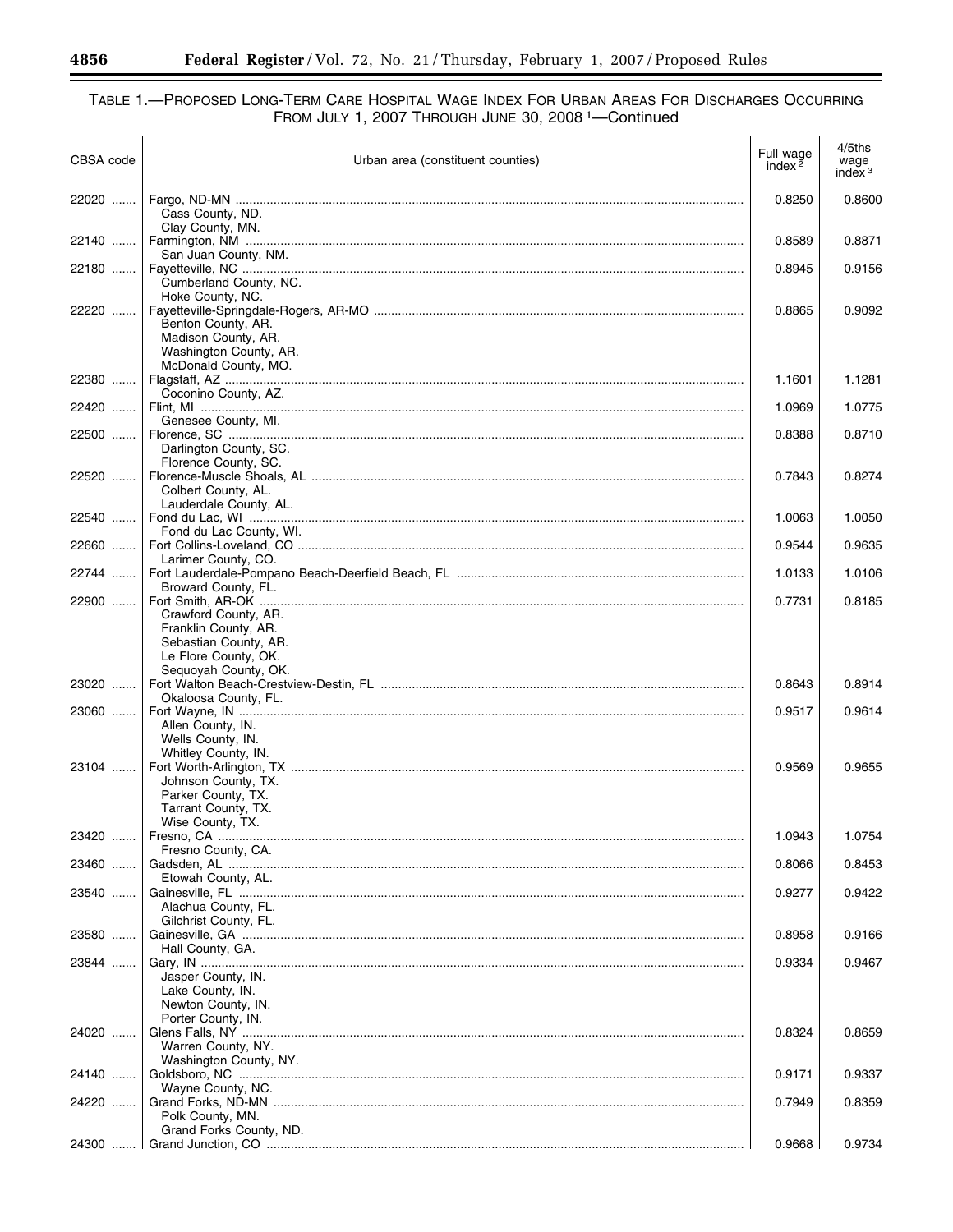TABLE 1.—PROPOSED LONG-TERM CARE HOSPITAL WAGE INDEX FOR URBAN AREAS FOR DISCHARGES OCCURRING FROM JULY 1, 2007 THROUGH JUNE 30, 2008 [1]—Continued

| CBSA code | Urban area (constituent counties) | Full wage index [2] | 4/5ths wage index [3] |
|---|---|---|---|
| 22020 | Fargo, ND-MN | 0.8250 | 0.8600 |
| | Cass County, ND. | | |
| | Clay County, MN. | | |
| 22140 | Farmington, NM | 0.8589 | 0.8871 |
| | San Juan County, NM. | | |
| 22180 | Fayetteville, NC | 0.8945 | 0.9156 |
| | Cumberland County, NC. | | |
| | Hoke County, NC. | | |
| 22220 | Fayetteville-Springdale-Rogers, AR-MO | 0.8865 | 0.9092 |
| | Benton County, AR. | | |
| | Madison County, AR. | | |
| | Washington County, AR. | | |
| | McDonald County, MO. | | |
| 22380 | Flagstaff, AZ | 1.1601 | 1.1281 |
| | Coconino County, AZ. | | |
| 22420 | Flint, MI | 1.0969 | 1.0775 |
| | Genesee County, MI. | | |
| 22500 | Florence, SC | 0.8388 | 0.8710 |
| | Darlington County, SC. | | |
| | Florence County, SC. | | |
| 22520 | Florence-Muscle Shoals, AL | 0.7843 | 0.8274 |
| | Colbert County, AL. | | |
| | Lauderdale County, AL. | | |
| 22540 | Fond du Lac, WI | 1.0063 | 1.0050 |
| | Fond du Lac County, WI. | | |
| 22660 | Fort Collins-Loveland, CO | 0.9544 | 0.9635 |
| | Larimer County, CO. | | |
| 22744 | Fort Lauderdale-Pompano Beach-Deerfield Beach, FL | 1.0133 | 1.0106 |
| | Broward County, FL. | | |
| 22900 | Fort Smith, AR-OK | 0.7731 | 0.8185 |
| | Crawford County, AR. | | |
| | Franklin County, AR. | | |
| | Sebastian County, AR. | | |
| | Le Flore County, OK. | | |
| | Sequoyah County, OK. | | |
| 23020 | Fort Walton Beach-Crestview-Destin, FL | 0.8643 | 0.8914 |
| | Okaloosa County, FL. | | |
| 23060 | Fort Wayne, IN | 0.9517 | 0.9614 |
| | Allen County, IN. | | |
| | Wells County, IN. | | |
| | Whitley County, IN. | | |
| 23104 | Fort Worth-Arlington, TX | 0.9569 | 0.9655 |
| | Johnson County, TX. | | |
| | Parker County, TX. | | |
| | Tarrant County, TX. | | |
| | Wise County, TX. | | |
| 23420 | Fresno, CA | 1.0943 | 1.0754 |
| | Fresno County, CA. | | |
| 23460 | Gadsden, AL | 0.8066 | 0.8453 |
| | Etowah County, AL. | | |
| 23540 | Gainesville, FL | 0.9277 | 0.9422 |
| | Alachua County, FL. | | |
| | Gilchrist County, FL. | | |
| 23580 | Gainesville, GA | 0.8958 | 0.9166 |
| | Hall County, GA. | | |
| 23844 | Gary, IN | 0.9334 | 0.9467 |
| | Jasper County, IN. | | |
| | Lake County, IN. | | |
| | Newton County, IN. | | |
| | Porter County, IN. | | |
| 24020 | Glens Falls, NY | 0.8324 | 0.8659 |
| | Warren County, NY. | | |
| | Washington County, NY. | | |
| 24140 | Goldsboro, NC | 0.9171 | 0.9337 |
| | Wayne County, NC. | | |
| 24220 | Grand Forks, ND-MN | 0.7949 | 0.8359 |
| | Polk County, MN. | | |
| | Grand Forks County, ND. | | |
| 24300 | Grand Junction, CO | 0.9668 | 0.9734 |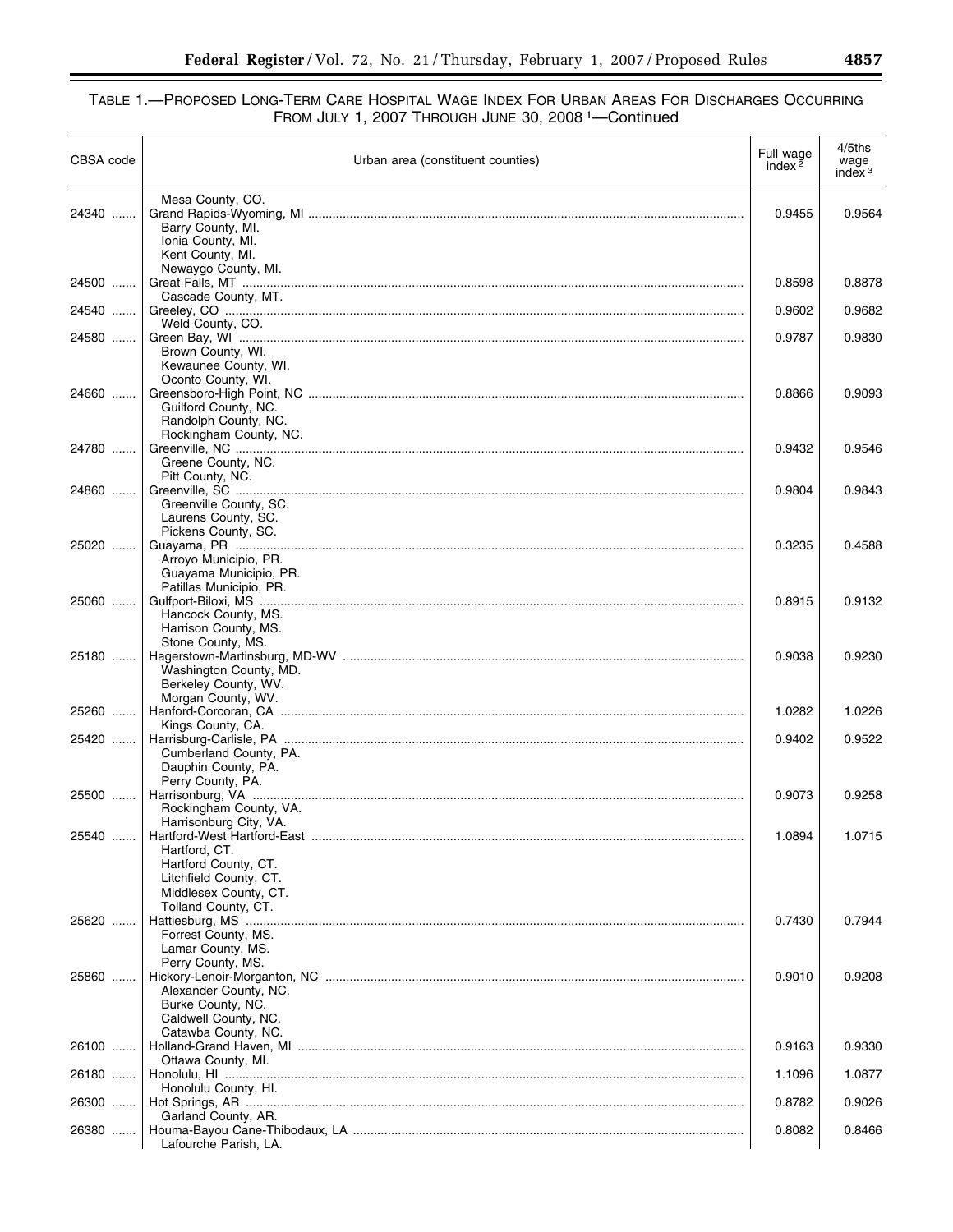TABLE 1.—PROPOSED LONG-TERM CARE HOSPITAL WAGE INDEX FOR URBAN AREAS FOR DISCHARGES OCCURRING FROM JULY 1, 2007 THROUGH JUNE 30, 2008 [1]—Continued

| CBSA code | Urban area (constituent counties) | Full wage index [2] | 4/5ths wage index [3] |
|---|---|---|---|
| | Mesa County, CO. | | |
| 24340 | Grand Rapids-Wyoming, MI | 0.9455 | 0.9564 |
| | Barry County, MI. | | |
| | Ionia County, MI. | | |
| | Kent County, MI. | | |
| | Newaygo County, MI. | | |
| 24500 | Great Falls, MT | 0.8598 | 0.8878 |
| | Cascade County, MT. | | |
| 24540 | Greeley, CO | 0.9602 | 0.9682 |
| | Weld County, CO. | | |
| 24580 | Green Bay, WI | 0.9787 | 0.9830 |
| | Brown County, WI. | | |
| | Kewaunee County, WI. | | |
| | Oconto County, WI. | | |
| 24660 | Greensboro-High Point, NC | 0.8866 | 0.9093 |
| | Guilford County, NC. | | |
| | Randolph County, NC. | | |
| | Rockingham County, NC. | | |
| 24780 | Greenville, NC | 0.9432 | 0.9546 |
| | Greene County, NC. | | |
| | Pitt County, NC. | | |
| 24860 | Greenville, SC | 0.9804 | 0.9843 |
| | Greenville County, SC. | | |
| | Laurens County, SC. | | |
| | Pickens County, SC. | | |
| 25020 | Guayama, PR | 0.3235 | 0.4588 |
| | Arroyo Municipio, PR. | | |
| | Guayama Municipio, PR. | | |
| | Patillas Municipio, PR. | | |
| 25060 | Gulfport-Biloxi, MS | 0.8915 | 0.9132 |
| | Hancock County, MS. | | |
| | Harrison County, MS. | | |
| | Stone County, MS. | | |
| 25180 | Hagerstown-Martinsburg, MD-WV | 0.9038 | 0.9230 |
| | Washington County, MD. | | |
| | Berkeley County, WV. | | |
| | Morgan County, WV. | | |
| 25260 | Hanford-Corcoran, CA | 1.0282 | 1.0226 |
| | Kings County, CA. | | |
| 25420 | Harrisburg-Carlisle, PA | 0.9402 | 0.9522 |
| | Cumberland County, PA. | | |
| | Dauphin County, PA. | | |
| | Perry County, PA. | | |
| 25500 | Harrisonburg, VA | 0.9073 | 0.9258 |
| | Rockingham County, VA. | | |
| | Harrisonburg City, VA. | | |
| 25540 | Hartford-West Hartford-East | 1.0894 | 1.0715 |
| | Hartford, CT. | | |
| | Hartford County, CT. | | |
| | Litchfield County, CT. | | |
| | Middlesex County, CT. | | |
| | Tolland County, CT. | | |
| 25620 | Hattiesburg, MS | 0.7430 | 0.7944 |
| | Forrest County, MS. | | |
| | Lamar County, MS. | | |
| | Perry County, MS. | | |
| 25860 | Hickory-Lenoir-Morganton, NC | 0.9010 | 0.9208 |
| | Alexander County, NC. | | |
| | Burke County, NC. | | |
| | Caldwell County, NC. | | |
| | Catawba County, NC. | | |
| 26100 | Holland-Grand Haven, MI | 0.9163 | 0.9330 |
| | Ottawa County, MI. | | |
| 26180 | Honolulu, HI | 1.1096 | 1.0877 |
| | Honolulu County, HI. | | |
| 26300 | Hot Springs, AR | 0.8782 | 0.9026 |
| | Garland County, AR. | | |
| 26380 | Houma-Bayou Cane-Thibodaux, LA | 0.8082 | 0.8466 |
| | Lafourche Parish, LA. | | |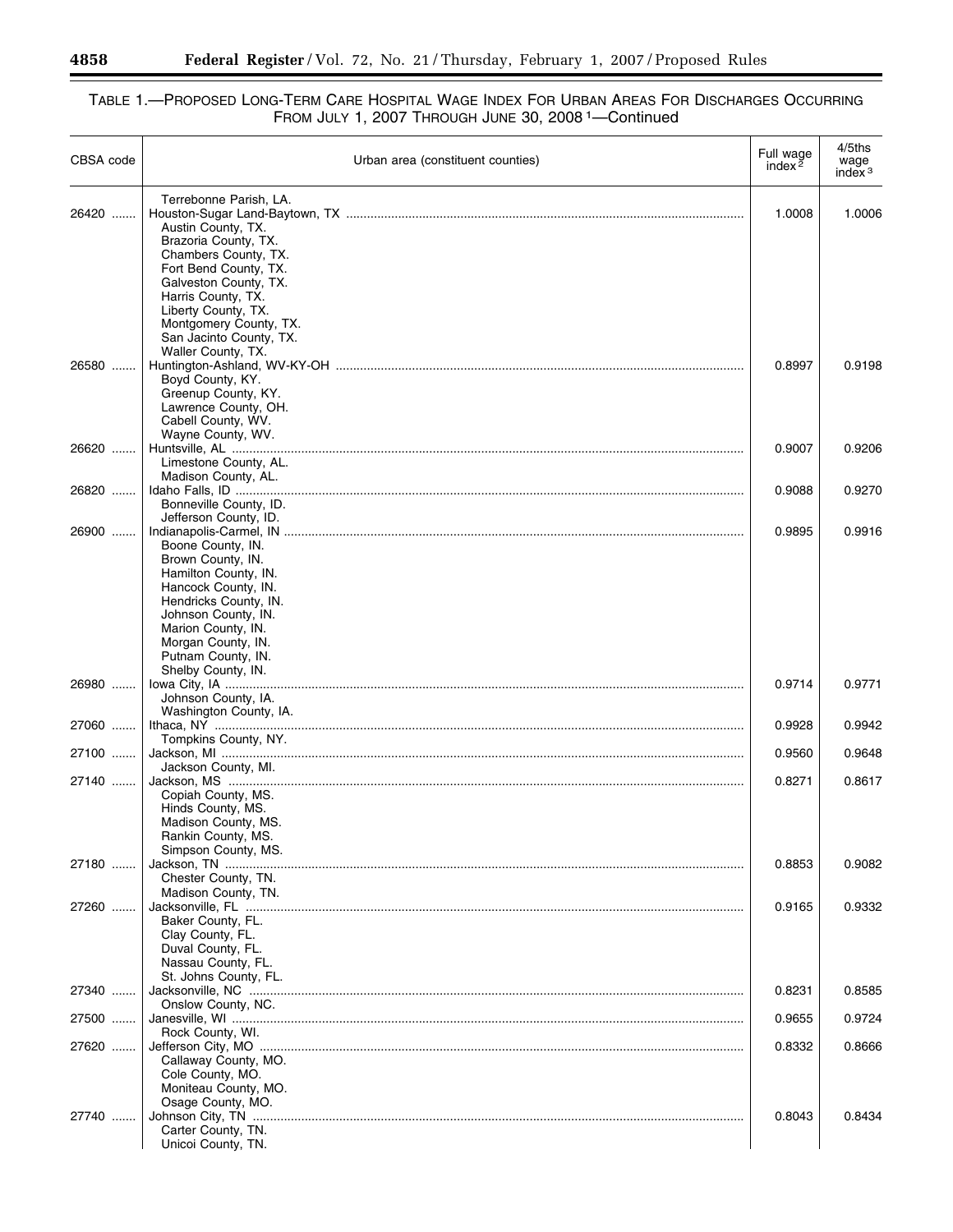TABLE 1.—PROPOSED LONG-TERM CARE HOSPITAL WAGE INDEX FOR URBAN AREAS FOR DISCHARGES OCCURRING FROM JULY 1, 2007 THROUGH JUNE 30, 2008 [1]—Continued

| CBSA code | Urban area (constituent counties) | Full wage index [2] | 4/5ths wage index [3] |
|---|---|---|---|
| | Terrebonne Parish, LA. | | |
| 26420 | Houston-Sugar Land-Baytown, TX | 1.0008 | 1.0006 |
| | Austin County, TX. | | |
| | Brazoria County, TX. | | |
| | Chambers County, TX. | | |
| | Fort Bend County, TX. | | |
| | Galveston County, TX. | | |
| | Harris County, TX. | | |
| | Liberty County, TX. | | |
| | Montgomery County, TX. | | |
| | San Jacinto County, TX. | | |
| | Waller County, TX. | | |
| 26580 | Huntington-Ashland, WV-KY-OH | 0.8997 | 0.9198 |
| | Boyd County, KY. | | |
| | Greenup County, KY. | | |
| | Lawrence County, OH. | | |
| | Cabell County, WV. | | |
| | Wayne County, WV. | | |
| 26620 | Huntsville, AL | 0.9007 | 0.9206 |
| | Limestone County, AL. | | |
| | Madison County, AL. | | |
| 26820 | Idaho Falls, ID | 0.9088 | 0.9270 |
| | Bonneville County, ID. | | |
| | Jefferson County, ID. | | |
| 26900 | Indianapolis-Carmel, IN | 0.9895 | 0.9916 |
| | Boone County, IN. | | |
| | Brown County, IN. | | |
| | Hamilton County, IN. | | |
| | Hancock County, IN. | | |
| | Hendricks County, IN. | | |
| | Johnson County, IN. | | |
| | Marion County, IN. | | |
| | Morgan County, IN. | | |
| | Putnam County, IN. | | |
| | Shelby County, IN. | | |
| 26980 | Iowa City, IA | 0.9714 | 0.9771 |
| | Johnson County, IA. | | |
| | Washington County, IA. | | |
| 27060 | Ithaca, NY | 0.9928 | 0.9942 |
| | Tompkins County, NY. | | |
| 27100 | Jackson, MI | 0.9560 | 0.9648 |
| | Jackson County, MI. | | |
| 27140 | Jackson, MS | 0.8271 | 0.8617 |
| | Copiah County, MS. | | |
| | Hinds County, MS. | | |
| | Madison County, MS. | | |
| | Rankin County, MS. | | |
| | Simpson County, MS. | | |
| 27180 | Jackson, TN | 0.8853 | 0.9082 |
| | Chester County, TN. | | |
| | Madison County, TN. | | |
| 27260 | Jacksonville, FL | 0.9165 | 0.9332 |
| | Baker County, FL. | | |
| | Clay County, FL. | | |
| | Duval County, FL. | | |
| | Nassau County, FL. | | |
| | St. Johns County, FL. | | |
| 27340 | Jacksonville, NC | 0.8231 | 0.8585 |
| | Onslow County, NC. | | |
| 27500 | Janesville, WI | 0.9655 | 0.9724 |
| | Rock County, WI. | | |
| 27620 | Jefferson City, MO | 0.8332 | 0.8666 |
| | Callaway County, MO. | | |
| | Cole County, MO. | | |
| | Moniteau County, MO. | | |
| | Osage County, MO. | | |
| 27740 | Johnson City, TN | 0.8043 | 0.8434 |
| | Carter County, TN. | | |
| | Unicoi County, TN. | | |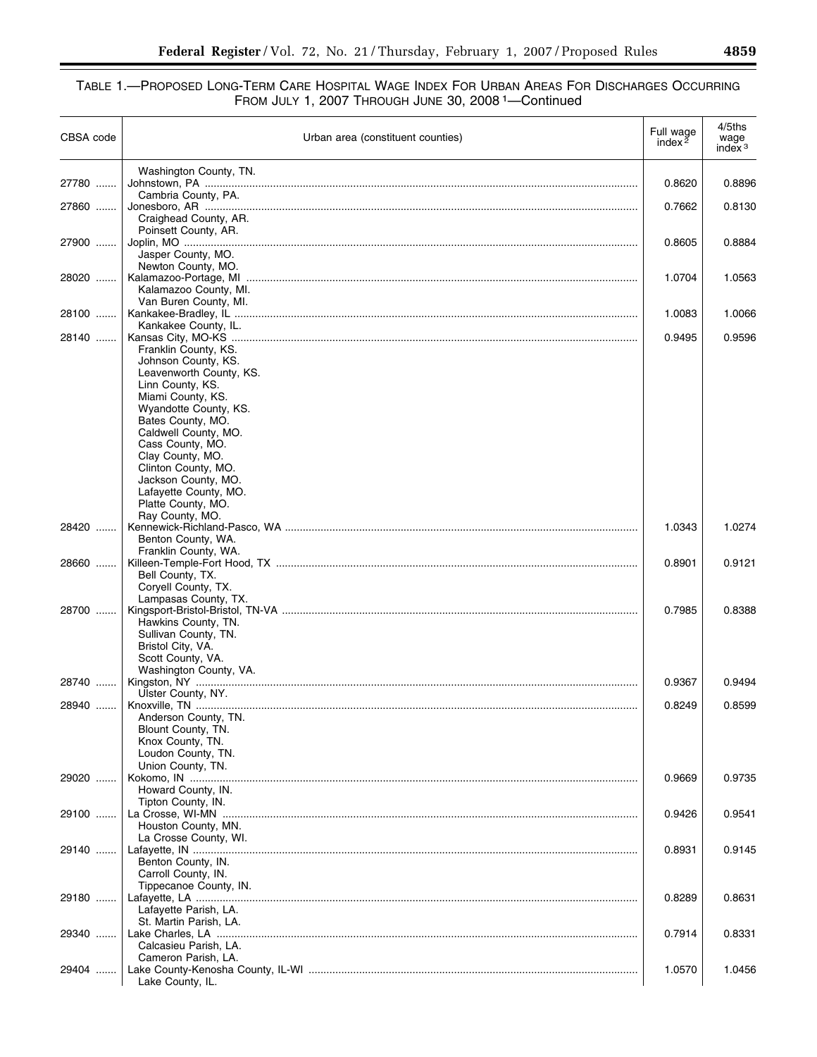TABLE 1.—PROPOSED LONG-TERM CARE HOSPITAL WAGE INDEX FOR URBAN AREAS FOR DISCHARGES OCCURRING FROM JULY 1, 2007 THROUGH JUNE 30, 2008 [1]—Continued

| CBSA code | Urban area (constituent counties) | Full wage index [2] | 4/5ths wage index [3] |
|---|---|---|---|
| | Washington County, TN. | | |
| 27780 | Johnstown, PA | 0.8620 | 0.8896 |
| | Cambria County, PA. | | |
| 27860 | Jonesboro, AR | 0.7662 | 0.8130 |
| | Craighead County, AR. | | |
| | Poinsett County, AR. | | |
| 27900 | Joplin, MO | 0.8605 | 0.8884 |
| | Jasper County, MO. | | |
| | Newton County, MO. | | |
| 28020 | Kalamazoo-Portage, MI | 1.0704 | 1.0563 |
| | Kalamazoo County, MI. | | |
| | Van Buren County, MI. | | |
| 28100 | Kankakee-Bradley, IL | 1.0083 | 1.0066 |
| | Kankakee County, IL. | | |
| 28140 | Kansas City, MO-KS | 0.9495 | 0.9596 |
| | Franklin County, KS. | | |
| | Johnson County, KS. | | |
| | Leavenworth County, KS. | | |
| | Linn County, KS. | | |
| | Miami County, KS. | | |
| | Wyandotte County, KS. | | |
| | Bates County, MO. | | |
| | Caldwell County, MO. | | |
| | Cass County, MO. | | |
| | Clay County, MO. | | |
| | Clinton County, MO. | | |
| | Jackson County, MO. | | |
| | Lafayette County, MO. | | |
| | Platte County, MO. | | |
| | Ray County, MO. | | |
| 28420 | Kennewick-Richland-Pasco, WA | 1.0343 | 1.0274 |
| | Benton County, WA. | | |
| | Franklin County, WA. | | |
| 28660 | Killeen-Temple-Fort Hood, TX | 0.8901 | 0.9121 |
| | Bell County, TX. | | |
| | Coryell County, TX. | | |
| | Lampasas County, TX. | | |
| 28700 | Kingsport-Bristol-Bristol, TN-VA | 0.7985 | 0.8388 |
| | Hawkins County, TN. | | |
| | Sullivan County, TN. | | |
| | Bristol City, VA. | | |
| | Scott County, VA. | | |
| | Washington County, VA. | | |
| 28740 | Kingston, NY | 0.9367 | 0.9494 |
| | Ulster County, NY. | | |
| 28940 | Knoxville, TN | 0.8249 | 0.8599 |
| | Anderson County, TN. | | |
| | Blount County, TN. | | |
| | Knox County, TN. | | |
| | Loudon County, TN. | | |
| | Union County, TN. | | |
| 29020 | Kokomo, IN | 0.9669 | 0.9735 |
| | Howard County, IN. | | |
| | Tipton County, IN. | | |
| 29100 | La Crosse, WI-MN | 0.9426 | 0.9541 |
| | Houston County, MN. | | |
| | La Crosse County, WI. | | |
| 29140 | Lafayette, IN | 0.8931 | 0.9145 |
| | Benton County, IN. | | |
| | Carroll County, IN. | | |
| | Tippecanoe County, IN. | | |
| 29180 | Lafayette, LA | 0.8289 | 0.8631 |
| | Lafayette Parish, LA. | | |
| | St. Martin Parish, LA. | | |
| 29340 | Lake Charles, LA | 0.7914 | 0.8331 |
| | Calcasieu Parish, LA. | | |
| | Cameron Parish, LA. | | |
| 29404 | Lake County-Kenosha County, IL-WI | 1.0570 | 1.0456 |
| | Lake County, IL. | | |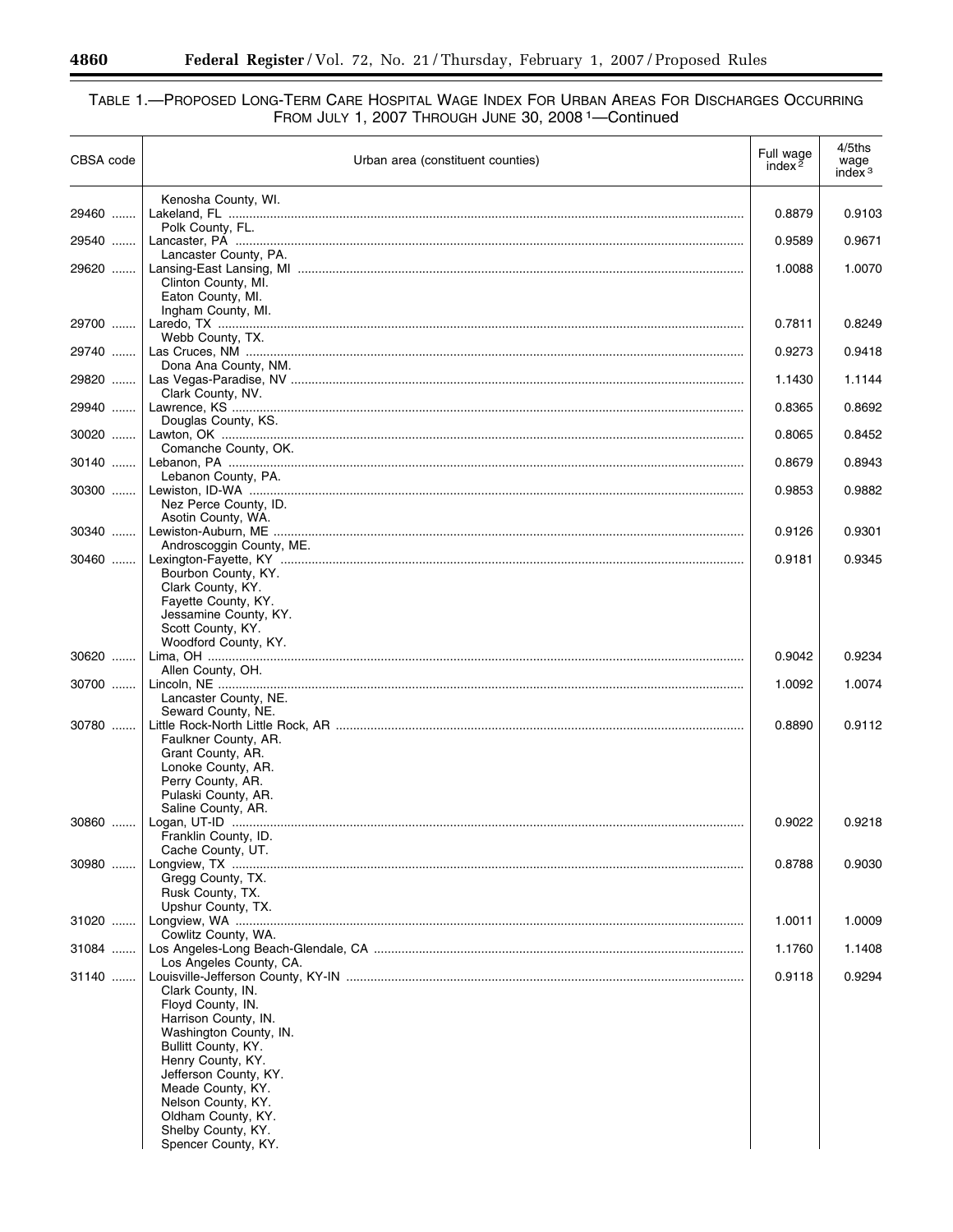TABLE 1.—PROPOSED LONG-TERM CARE HOSPITAL WAGE INDEX FOR URBAN AREAS FOR DISCHARGES OCCURRING FROM JULY 1, 2007 THROUGH JUNE 30, 2008 [1]—Continued

| CBSA code | Urban area (constituent counties) | Full wage index [2] | 4/5ths wage index [3] |
|---|---|---|---|
| | Kenosha County, WI. | | |
| 29460 | Lakeland, FL | 0.8879 | 0.9103 |
| | Polk County, FL. | | |
| 29540 | Lancaster, PA | 0.9589 | 0.9671 |
| | Lancaster County, PA. | | |
| 29620 | Lansing-East Lansing, MI | 1.0088 | 1.0070 |
| | Clinton County, MI. | | |
| | Eaton County, MI. | | |
| | Ingham County, MI. | | |
| 29700 | Laredo, TX | 0.7811 | 0.8249 |
| | Webb County, TX. | | |
| 29740 | Las Cruces, NM | 0.9273 | 0.9418 |
| | Dona Ana County, NM. | | |
| 29820 | Las Vegas-Paradise, NV | 1.1430 | 1.1144 |
| | Clark County, NV. | | |
| 29940 | Lawrence, KS | 0.8365 | 0.8692 |
| | Douglas County, KS. | | |
| 30020 | Lawton, OK | 0.8065 | 0.8452 |
| | Comanche County, OK. | | |
| 30140 | Lebanon, PA | 0.8679 | 0.8943 |
| | Lebanon County, PA. | | |
| 30300 | Lewiston, ID-WA | 0.9853 | 0.9882 |
| | Nez Perce County, ID. | | |
| | Asotin County, WA. | | |
| 30340 | Lewiston-Auburn, ME | 0.9126 | 0.9301 |
| | Androscoggin County, ME. | | |
| 30460 | Lexington-Fayette, KY | 0.9181 | 0.9345 |
| | Bourbon County, KY. | | |
| | Clark County, KY. | | |
| | Fayette County, KY. | | |
| | Jessamine County, KY. | | |
| | Scott County, KY. | | |
| | Woodford County, KY. | | |
| 30620 | Lima, OH | 0.9042 | 0.9234 |
| | Allen County, OH. | | |
| 30700 | Lincoln, NE | 1.0092 | 1.0074 |
| | Lancaster County, NE. | | |
| | Seward County, NE. | | |
| 30780 | Little Rock-North Little Rock, AR | 0.8890 | 0.9112 |
| | Faulkner County, AR. | | |
| | Grant County, AR. | | |
| | Lonoke County, AR. | | |
| | Perry County, AR. | | |
| | Pulaski County, AR. | | |
| | Saline County, AR. | | |
| 30860 | Logan, UT-ID | 0.9022 | 0.9218 |
| | Franklin County, ID. | | |
| | Cache County, UT. | | |
| 30980 | Longview, TX | 0.8788 | 0.9030 |
| | Gregg County, TX. | | |
| | Rusk County, TX. | | |
| | Upshur County, TX. | | |
| 31020 | Longview, WA | 1.0011 | 1.0009 |
| | Cowlitz County, WA. | | |
| 31084 | Los Angeles-Long Beach-Glendale, CA | 1.1760 | 1.1408 |
| | Los Angeles County, CA. | | |
| 31140 | Louisville-Jefferson County, KY-IN | 0.9118 | 0.9294 |
| | Clark County, IN. | | |
| | Floyd County, IN. | | |
| | Harrison County, IN. | | |
| | Washington County, IN. | | |
| | Bullitt County, KY. | | |
| | Henry County, KY. | | |
| | Jefferson County, KY. | | |
| | Meade County, KY. | | |
| | Nelson County, KY. | | |
| | Oldham County, KY. | | |
| | Shelby County, KY. | | |
| | Spencer County, KY. | | |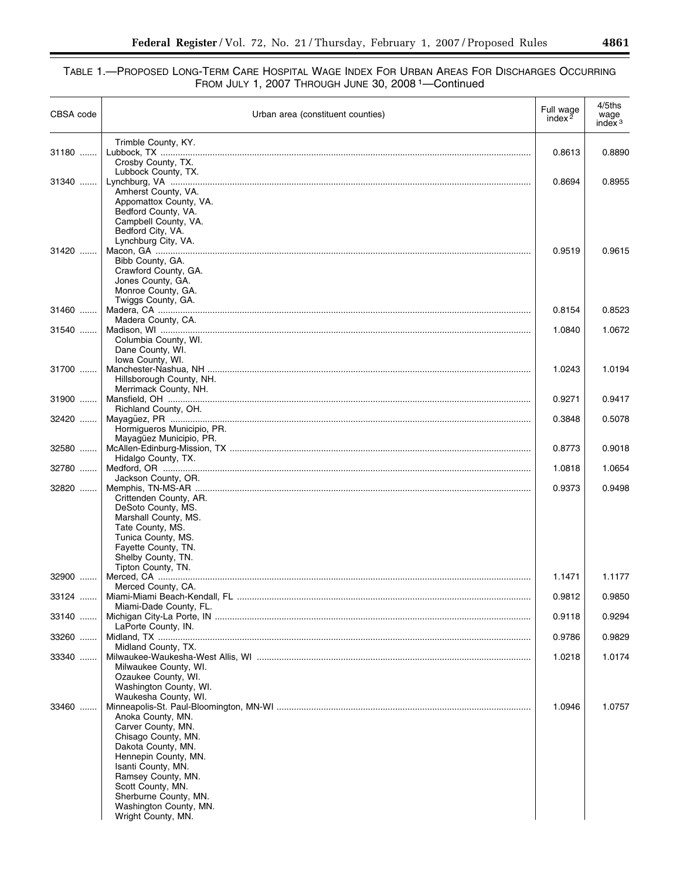TABLE 1.—PROPOSED LONG-TERM CARE HOSPITAL WAGE INDEX FOR URBAN AREAS FOR DISCHARGES OCCURRING FROM JULY 1, 2007 THROUGH JUNE 30, 2008 [1]—Continued

| CBSA code | Urban area (constituent counties) | Full wage index [2] | 4/5ths wage index [3] |
|---|---|---|---|
| | Trimble County, KY. | | |
| 31180 | Lubbock, TX | 0.8613 | 0.8890 |
| | Crosby County, TX. | | |
| | Lubbock County, TX. | | |
| 31340 | Lynchburg, VA | 0.8694 | 0.8955 |
| | Amherst County, VA. | | |
| | Appomattox County, VA. | | |
| | Bedford County, VA. | | |
| | Campbell County, VA. | | |
| | Bedford City, VA. | | |
| | Lynchburg City, VA. | | |
| 31420 | Macon, GA | 0.9519 | 0.9615 |
| | Bibb County, GA. | | |
| | Crawford County, GA. | | |
| | Jones County, GA. | | |
| | Monroe County, GA. | | |
| | Twiggs County, GA. | | |
| 31460 | Madera, CA | 0.8154 | 0.8523 |
| | Madera County, CA. | | |
| 31540 | Madison, WI | 1.0840 | 1.0672 |
| | Columbia County, WI. | | |
| | Dane County, WI. | | |
| | Iowa County, WI. | | |
| 31700 | Manchester-Nashua, NH | 1.0243 | 1.0194 |
| | Hillsborough County, NH. | | |
| | Merrimack County, NH. | | |
| 31900 | Mansfield, OH | 0.9271 | 0.9417 |
| | Richland County, OH. | | |
| 32420 | Mayagüez, PR | 0.3848 | 0.5078 |
| | Hormigueros Municipio, PR. | | |
| | Mayagüez Municipio, PR. | | |
| 32580 | McAllen-Edinburg-Mission, TX | 0.8773 | 0.9018 |
| | Hidalgo County, TX. | | |
| 32780 | Medford, OR | 1.0818 | 1.0654 |
| | Jackson County, OR. | | |
| 32820 | Memphis, TN-MS-AR | 0.9373 | 0.9498 |
| | Crittenden County, AR. | | |
| | DeSoto County, MS. | | |
| | Marshall County, MS. | | |
| | Tate County, MS. | | |
| | Tunica County, MS. | | |
| | Fayette County, TN. | | |
| | Shelby County, TN. | | |
| | Tipton County, TN. | | |
| 32900 | Merced, CA | 1.1471 | 1.1177 |
| | Merced County, CA. | | |
| 33124 | Miami-Miami Beach-Kendall, FL | 0.9812 | 0.9850 |
| | Miami-Dade County, FL. | | |
| 33140 | Michigan City-La Porte, IN | 0.9118 | 0.9294 |
| | LaPorte County, IN. | | |
| 33260 | Midland, TX | 0.9786 | 0.9829 |
| | Midland County, TX. | | |
| 33340 | Milwaukee-Waukesha-West Allis, WI | 1.0218 | 1.0174 |
| | Milwaukee County, WI. | | |
| | Ozaukee County, WI. | | |
| | Washington County, WI. | | |
| | Waukesha County, WI. | | |
| 33460 | Minneapolis-St. Paul-Bloomington, MN-WI | 1.0946 | 1.0757 |
| | Anoka County, MN. | | |
| | Carver County, MN. | | |
| | Chisago County, MN. | | |
| | Dakota County, MN. | | |
| | Hennepin County, MN. | | |
| | Isanti County, MN. | | |
| | Ramsey County, MN. | | |
| | Scott County, MN. | | |
| | Sherburne County, MN. | | |
| | Washington County, MN. | | |
| | Wright County, MN. | | |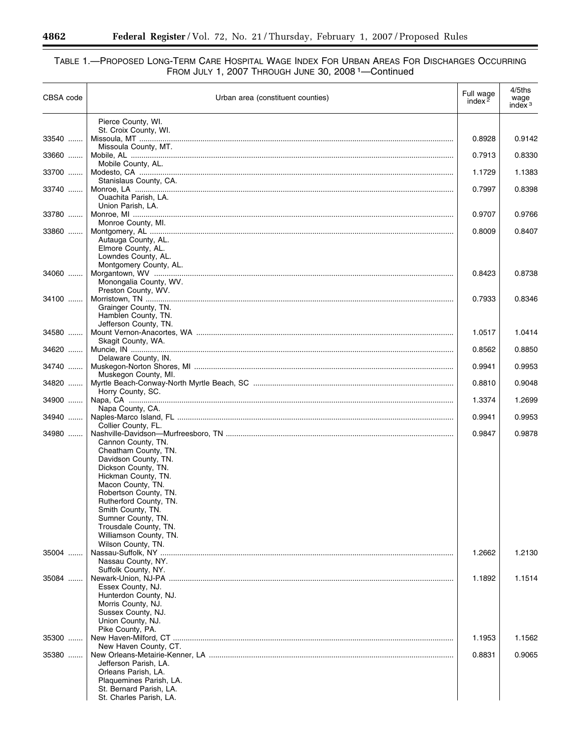TABLE 1.—PROPOSED LONG-TERM CARE HOSPITAL WAGE INDEX FOR URBAN AREAS FOR DISCHARGES OCCURRING FROM JULY 1, 2007 THROUGH JUNE 30, 2008 [1]—Continued

| CBSA code | Urban area (constituent counties) | Full wage index [2] | 4/5ths wage index [3] |
|---|---|---|---|
| | Pierce County, WI. | | |
| | St. Croix County, WI. | | |
| 33540 | Missoula, MT | 0.8928 | 0.9142 |
| | Missoula County, MT. | | |
| 33660 | Mobile, AL | 0.7913 | 0.8330 |
| | Mobile County, AL. | | |
| 33700 | Modesto, CA | 1.1729 | 1.1383 |
| | Stanislaus County, CA. | | |
| 33740 | Monroe, LA | 0.7997 | 0.8398 |
| | Ouachita Parish, LA. | | |
| | Union Parish, LA. | | |
| 33780 | Monroe, MI | 0.9707 | 0.9766 |
| | Monroe County, MI. | | |
| 33860 | Montgomery, AL | 0.8009 | 0.8407 |
| | Autauga County, AL. | | |
| | Elmore County, AL. | | |
| | Lowndes County, AL. | | |
| | Montgomery County, AL. | | |
| 34060 | Morgantown, WV | 0.8423 | 0.8738 |
| | Monongalia County, WV. | | |
| | Preston County, WV. | | |
| 34100 | Morristown, TN | 0.7933 | 0.8346 |
| | Grainger County, TN. | | |
| | Hamblen County, TN. | | |
| | Jefferson County, TN. | | |
| 34580 | Mount Vernon-Anacortes, WA | 1.0517 | 1.0414 |
| | Skagit County, WA. | | |
| 34620 | Muncie, IN | 0.8562 | 0.8850 |
| | Delaware County, IN. | | |
| 34740 | Muskegon-Norton Shores, MI | 0.9941 | 0.9953 |
| | Muskegon County, MI. | | |
| 34820 | Myrtle Beach-Conway-North Myrtle Beach, SC | 0.8810 | 0.9048 |
| | Horry County, SC. | | |
| 34900 | Napa, CA | 1.3374 | 1.2699 |
| | Napa County, CA. | | |
| 34940 | Naples-Marco Island, FL | 0.9941 | 0.9953 |
| | Collier County, FL. | | |
| 34980 | Nashville-Davidson—Murfreesboro, TN | 0.9847 | 0.9878 |
| | Cannon County, TN. | | |
| | Cheatham County, TN. | | |
| | Davidson County, TN. | | |
| | Dickson County, TN. | | |
| | Hickman County, TN. | | |
| | Macon County, TN. | | |
| | Robertson County, TN. | | |
| | Rutherford County, TN. | | |
| | Smith County, TN. | | |
| | Sumner County, TN. | | |
| | Trousdale County, TN. | | |
| | Williamson County, TN. | | |
| | Wilson County, TN. | | |
| 35004 | Nassau-Suffolk, NY | 1.2662 | 1.2130 |
| | Nassau County, NY. | | |
| | Suffolk County, NY. | | |
| 35084 | Newark-Union, NJ-PA | 1.1892 | 1.1514 |
| | Essex County, NJ. | | |
| | Hunterdon County, NJ. | | |
| | Morris County, NJ. | | |
| | Sussex County, NJ. | | |
| | Union County, NJ. | | |
| | Pike County, PA. | | |
| 35300 | New Haven-Milford, CT | 1.1953 | 1.1562 |
| | New Haven County, CT. | | |
| 35380 | New Orleans-Metairie-Kenner, LA | 0.8831 | 0.9065 |
| | Jefferson Parish, LA. | | |
| | Orleans Parish, LA. | | |
| | Plaquemines Parish, LA. | | |
| | St. Bernard Parish, LA. | | |
| | St. Charles Parish, LA. | | |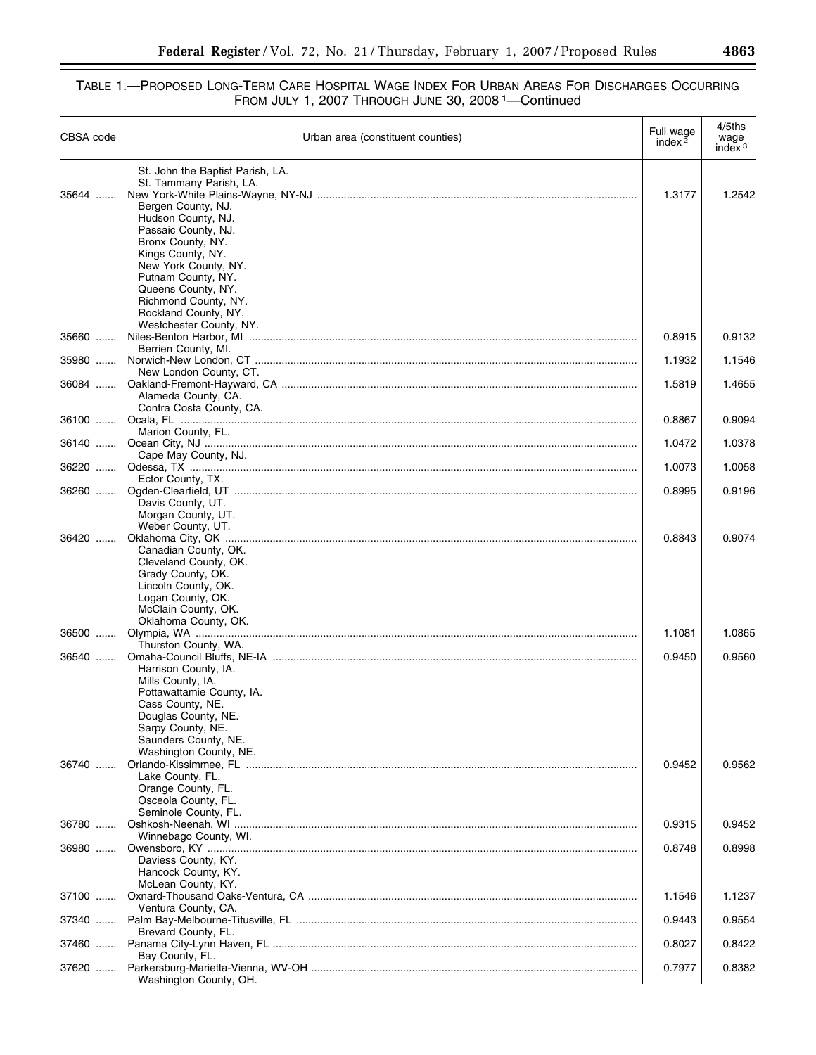TABLE 1.—PROPOSED LONG-TERM CARE HOSPITAL WAGE INDEX FOR URBAN AREAS FOR DISCHARGES OCCURRING FROM JULY 1, 2007 THROUGH JUNE 30, 2008 [1]—Continued

| CBSA code | Urban area (constituent counties) | Full wage index [2] | 4/5ths wage index [3] |
|---|---|---|---|
| | St. John the Baptist Parish, LA. | | |
| | St. Tammany Parish, LA. | | |
| 35644 | New York-White Plains-Wayne, NY-NJ | 1.3177 | 1.2542 |
| | Bergen County, NJ. | | |
| | Hudson County, NJ. | | |
| | Passaic County, NJ. | | |
| | Bronx County, NY. | | |
| | Kings County, NY. | | |
| | New York County, NY. | | |
| | Putnam County, NY. | | |
| | Queens County, NY. | | |
| | Richmond County, NY. | | |
| | Rockland County, NY. | | |
| | Westchester County, NY. | | |
| 35660 | Niles-Benton Harbor, MI | 0.8915 | 0.9132 |
| | Berrien County, MI. | | |
| 35980 | Norwich-New London, CT | 1.1932 | 1.1546 |
| | New London County, CT. | | |
| 36084 | Oakland-Fremont-Hayward, CA | 1.5819 | 1.4655 |
| | Alameda County, CA. | | |
| | Contra Costa County, CA. | | |
| 36100 | Ocala, FL | 0.8867 | 0.9094 |
| | Marion County, FL. | | |
| 36140 | Ocean City, NJ | 1.0472 | 1.0378 |
| | Cape May County, NJ. | | |
| 36220 | Odessa, TX | 1.0073 | 1.0058 |
| | Ector County, TX. | | |
| 36260 | Ogden-Clearfield, UT | 0.8995 | 0.9196 |
| | Davis County, UT. | | |
| | Morgan County, UT. | | |
| | Weber County, UT. | | |
| 36420 | Oklahoma City, OK | 0.8843 | 0.9074 |
| | Canadian County, OK. | | |
| | Cleveland County, OK. | | |
| | Grady County, OK. | | |
| | Lincoln County, OK. | | |
| | Logan County, OK. | | |
| | McClain County, OK. | | |
| | Oklahoma County, OK. | | |
| 36500 | Olympia, WA | 1.1081 | 1.0865 |
| | Thurston County, WA. | | |
| 36540 | Omaha-Council Bluffs, NE-IA | 0.9450 | 0.9560 |
| | Harrison County, IA. | | |
| | Mills County, IA. | | |
| | Pottawattamie County, IA. | | |
| | Cass County, NE. | | |
| | Douglas County, NE. | | |
| | Sarpy County, NE. | | |
| | Saunders County, NE. | | |
| | Washington County, NE. | | |
| 36740 | Orlando-Kissimmee, FL | 0.9452 | 0.9562 |
| | Lake County, FL. | | |
| | Orange County, FL. | | |
| | Osceola County, FL. | | |
| | Seminole County, FL. | | |
| 36780 | Oshkosh-Neenah, WI | 0.9315 | 0.9452 |
| | Winnebago County, WI. | | |
| 36980 | Owensboro, KY | 0.8748 | 0.8998 |
| | Daviess County, KY. | | |
| | Hancock County, KY. | | |
| | McLean County, KY. | | |
| 37100 | Oxnard-Thousand Oaks-Ventura, CA | 1.1546 | 1.1237 |
| | Ventura County, CA. | | |
| 37340 | Palm Bay-Melbourne-Titusville, FL | 0.9443 | 0.9554 |
| | Brevard County, FL. | | |
| 37460 | Panama City-Lynn Haven, FL | 0.8027 | 0.8422 |
| | Bay County, FL. | | |
| 37620 | Parkersburg-Marietta-Vienna, WV-OH | 0.7977 | 0.8382 |
| | Washington County, OH. | | |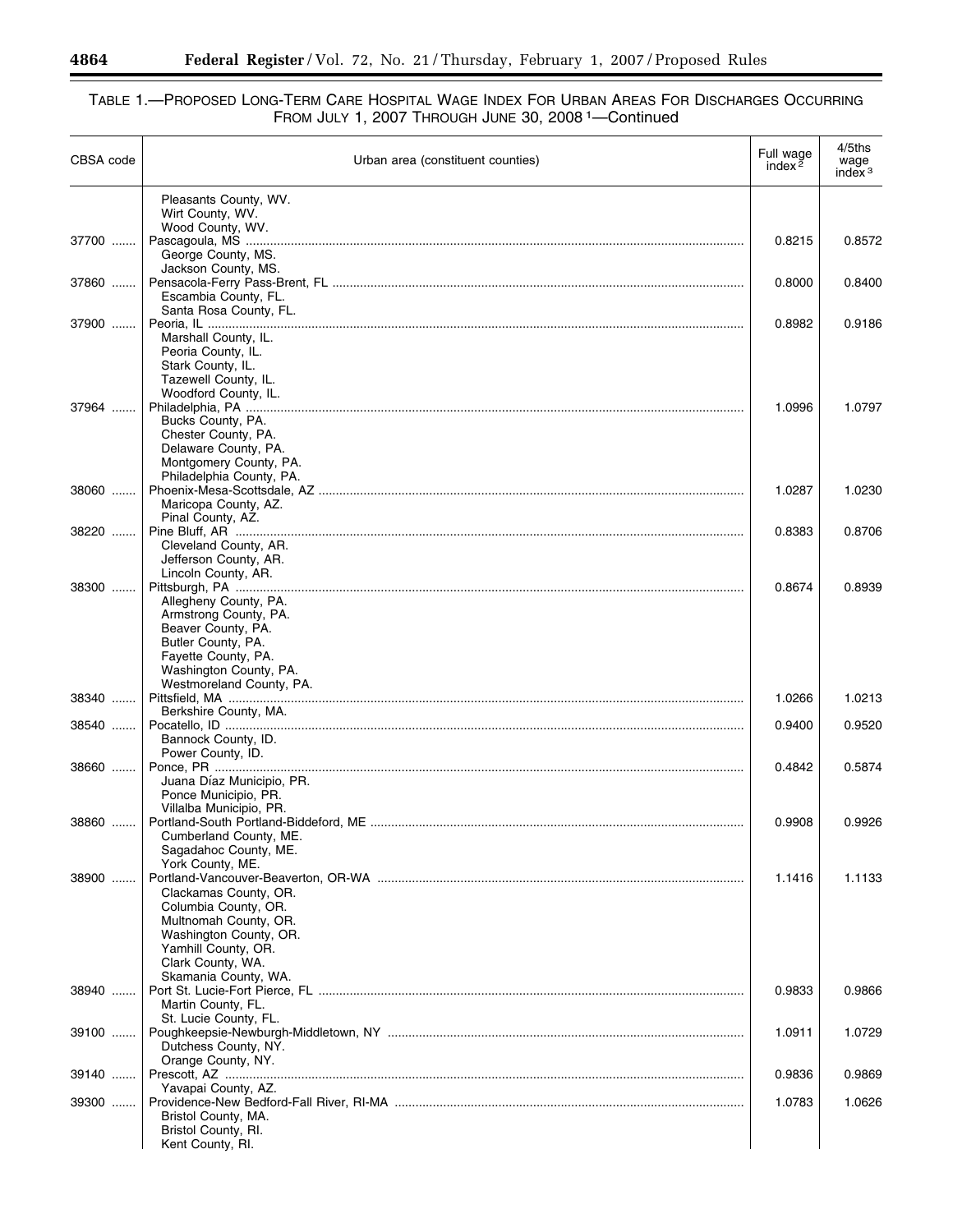TABLE 1.—PROPOSED LONG-TERM CARE HOSPITAL WAGE INDEX FOR URBAN AREAS FOR DISCHARGES OCCURRING FROM JULY 1, 2007 THROUGH JUNE 30, 2008 [1]—Continued

| CBSA code | Urban area (constituent counties) | Full wage index [2] | 4/5ths wage index [3] |
|---|---|---|---|
| | Pleasants County, WV. | | |
| | Wirt County, WV. | | |
| | Wood County, WV. | | |
| 37700 | Pascagoula, MS | 0.8215 | 0.8572 |
| | George County, MS. | | |
| | Jackson County, MS. | | |
| 37860 | Pensacola-Ferry Pass-Brent, FL | 0.8000 | 0.8400 |
| | Escambia County, FL. | | |
| | Santa Rosa County, FL. | | |
| 37900 | Peoria, IL | 0.8982 | 0.9186 |
| | Marshall County, IL. | | |
| | Peoria County, IL. | | |
| | Stark County, IL. | | |
| | Tazewell County, IL. | | |
| | Woodford County, IL. | | |
| 37964 | Philadelphia, PA | 1.0996 | 1.0797 |
| | Bucks County, PA. | | |
| | Chester County, PA. | | |
| | Delaware County, PA. | | |
| | Montgomery County, PA. | | |
| | Philadelphia County, PA. | | |
| 38060 | Phoenix-Mesa-Scottsdale, AZ | 1.0287 | 1.0230 |
| | Maricopa County, AZ. | | |
| | Pinal County, AZ. | | |
| 38220 | Pine Bluff, AR | 0.8383 | 0.8706 |
| | Cleveland County, AR. | | |
| | Jefferson County, AR. | | |
| | Lincoln County, AR. | | |
| 38300 | Pittsburgh, PA | 0.8674 | 0.8939 |
| | Allegheny County, PA. | | |
| | Armstrong County, PA. | | |
| | Beaver County, PA. | | |
| | Butler County, PA. | | |
| | Fayette County, PA. | | |
| | Washington County, PA. | | |
| | Westmoreland County, PA. | | |
| 38340 | Pittsfield, MA | 1.0266 | 1.0213 |
| | Berkshire County, MA. | | |
| 38540 | Pocatello, ID | 0.9400 | 0.9520 |
| | Bannock County, ID. | | |
| | Power County, ID. | | |
| 38660 | Ponce, PR | 0.4842 | 0.5874 |
| | Juana Díaz Municipio, PR. | | |
| | Ponce Municipio, PR. | | |
| | Villalba Municipio, PR. | | |
| 38860 | Portland-South Portland-Biddeford, ME | 0.9908 | 0.9926 |
| | Cumberland County, ME. | | |
| | Sagadahoc County, ME. | | |
| | York County, ME. | | |
| 38900 | Portland-Vancouver-Beaverton, OR-WA | 1.1416 | 1.1133 |
| | Clackamas County, OR. | | |
| | Columbia County, OR. | | |
| | Multnomah County, OR. | | |
| | Washington County, OR. | | |
| | Yamhill County, OR. | | |
| | Clark County, WA. | | |
| | Skamania County, WA. | | |
| 38940 | Port St. Lucie-Fort Pierce, FL | 0.9833 | 0.9866 |
| | Martin County, FL. | | |
| | St. Lucie County, FL. | | |
| 39100 | Poughkeepsie-Newburgh-Middletown, NY | 1.0911 | 1.0729 |
| | Dutchess County, NY. | | |
| | Orange County, NY. | | |
| 39140 | Prescott, AZ | 0.9836 | 0.9869 |
| | Yavapai County, AZ. | | |
| 39300 | Providence-New Bedford-Fall River, RI-MA | 1.0783 | 1.0626 |
| | Bristol County, MA. | | |
| | Bristol County, RI. | | |
| | Kent County, RI. | | |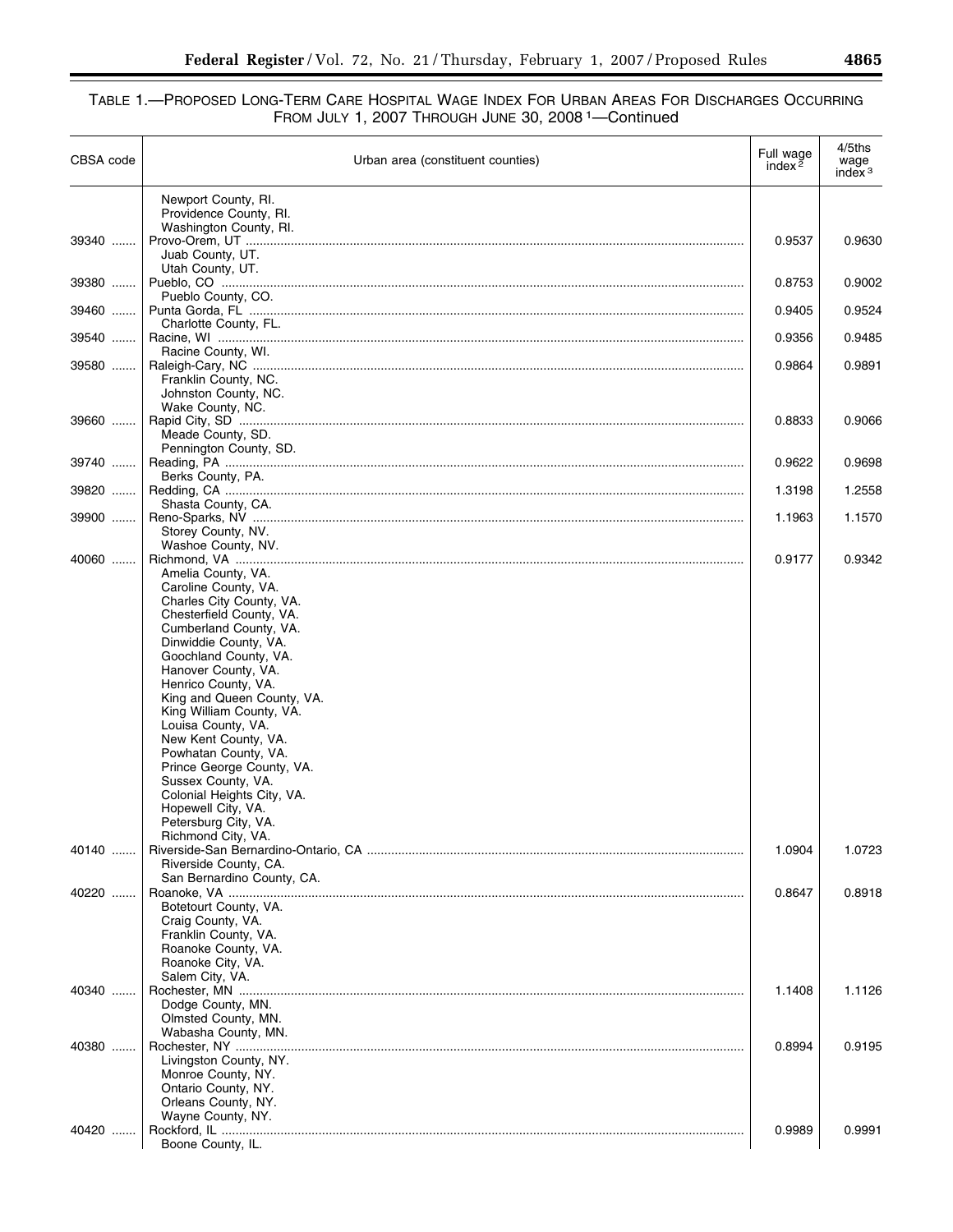TABLE 1.—PROPOSED LONG-TERM CARE HOSPITAL WAGE INDEX FOR URBAN AREAS FOR DISCHARGES OCCURRING FROM JULY 1, 2007 THROUGH JUNE 30, 2008 [1]—Continued

| CBSA code | Urban area (constituent counties) | Full wage index [2] | 4/5ths wage index [3] |
|---|---|---|---|
| | Newport County, RI. | | |
| | Providence County, RI. | | |
| | Washington County, RI. | | |
| 39340 | Provo-Orem, UT | 0.9537 | 0.9630 |
| | Juab County, UT. | | |
| | Utah County, UT. | | |
| 39380 | Pueblo, CO | 0.8753 | 0.9002 |
| | Pueblo County, CO. | | |
| 39460 | Punta Gorda, FL | 0.9405 | 0.9524 |
| | Charlotte County, FL. | | |
| 39540 | Racine, WI | 0.9356 | 0.9485 |
| | Racine County, WI. | | |
| 39580 | Raleigh-Cary, NC | 0.9864 | 0.9891 |
| | Franklin County, NC. | | |
| | Johnston County, NC. | | |
| | Wake County, NC. | | |
| 39660 | Rapid City, SD | 0.8833 | 0.9066 |
| | Meade County, SD. | | |
| | Pennington County, SD. | | |
| 39740 | Reading, PA | 0.9622 | 0.9698 |
| | Berks County, PA. | | |
| 39820 | Redding, CA | 1.3198 | 1.2558 |
| | Shasta County, CA. | | |
| 39900 | Reno-Sparks, NV | 1.1963 | 1.1570 |
| | Storey County, NV. | | |
| | Washoe County, NV. | | |
| 40060 | Richmond, VA | 0.9177 | 0.9342 |
| | Amelia County, VA. | | |
| | Caroline County, VA. | | |
| | Charles City County, VA. | | |
| | Chesterfield County, VA. | | |
| | Cumberland County, VA. | | |
| | Dinwiddie County, VA. | | |
| | Goochland County, VA. | | |
| | Hanover County, VA. | | |
| | Henrico County, VA. | | |
| | King and Queen County, VA. | | |
| | King William County, VA. | | |
| | Louisa County, VA. | | |
| | New Kent County, VA. | | |
| | Powhatan County, VA. | | |
| | Prince George County, VA. | | |
| | Sussex County, VA. | | |
| | Colonial Heights City, VA. | | |
| | Hopewell City, VA. | | |
| | Petersburg City, VA. | | |
| | Richmond City, VA. | | |
| 40140 | Riverside-San Bernardino-Ontario, CA | 1.0904 | 1.0723 |
| | Riverside County, CA. | | |
| | San Bernardino County, CA. | | |
| 40220 | Roanoke, VA | 0.8647 | 0.8918 |
| | Botetourt County, VA. | | |
| | Craig County, VA. | | |
| | Franklin County, VA. | | |
| | Roanoke County, VA. | | |
| | Roanoke City, VA. | | |
| | Salem City, VA. | | |
| 40340 | Rochester, MN | 1.1408 | 1.1126 |
| | Dodge County, MN. | | |
| | Olmsted County, MN. | | |
| | Wabasha County, MN. | | |
| 40380 | Rochester, NY | 0.8994 | 0.9195 |
| | Livingston County, NY. | | |
| | Monroe County, NY. | | |
| | Ontario County, NY. | | |
| | Orleans County, NY. | | |
| | Wayne County, NY. | | |
| 40420 | Rockford, IL | 0.9989 | 0.9991 |
| | Boone County, IL. | | |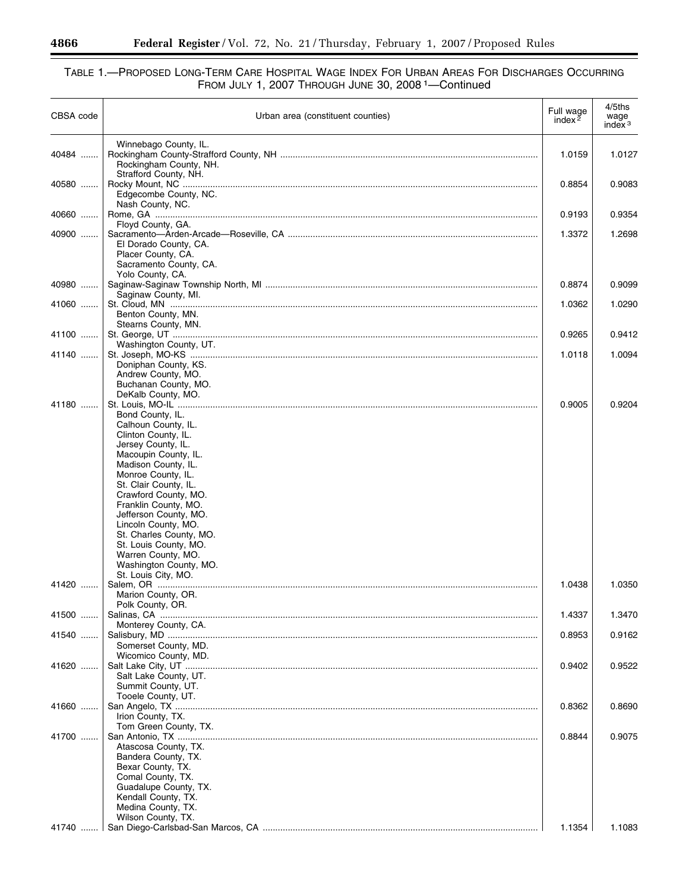TABLE 1.—PROPOSED LONG-TERM CARE HOSPITAL WAGE INDEX FOR URBAN AREAS FOR DISCHARGES OCCURRING FROM JULY 1, 2007 THROUGH JUNE 30, 2008 [1]—Continued

| CBSA code | Urban area (constituent counties) | Full wage index [2] | 4/5ths wage index [3] |
|---|---|---|---|
| | Winnebago County, IL. | | |
| 40484 | Rockingham County-Strafford County, NH | 1.0159 | 1.0127 |
| | Rockingham County, NH. | | |
| | Strafford County, NH. | | |
| 40580 | Rocky Mount, NC | 0.8854 | 0.9083 |
| | Edgecombe County, NC. | | |
| | Nash County, NC. | | |
| 40660 | Rome, GA | 0.9193 | 0.9354 |
| | Floyd County, GA. | | |
| 40900 | Sacramento—Arden-Arcade—Roseville, CA | 1.3372 | 1.2698 |
| | El Dorado County, CA. | | |
| | Placer County, CA. | | |
| | Sacramento County, CA. | | |
| | Yolo County, CA. | | |
| 40980 | Saginaw-Saginaw Township North, MI | 0.8874 | 0.9099 |
| | Saginaw County, MI. | | |
| 41060 | St. Cloud, MN | 1.0362 | 1.0290 |
| | Benton County, MN. | | |
| | Stearns County, MN. | | |
| 41100 | St. George, UT | 0.9265 | 0.9412 |
| | Washington County, UT. | | |
| 41140 | St. Joseph, MO-KS | 1.0118 | 1.0094 |
| | Doniphan County, KS. | | |
| | Andrew County, MO. | | |
| | Buchanan County, MO. | | |
| | DeKalb County, MO. | | |
| 41180 | St. Louis, MO-IL | 0.9005 | 0.9204 |
| | Bond County, IL. | | |
| | Calhoun County, IL. | | |
| | Clinton County, IL. | | |
| | Jersey County, IL. | | |
| | Macoupin County, IL. | | |
| | Madison County, IL. | | |
| | Monroe County, IL. | | |
| | St. Clair County, IL. | | |
| | Crawford County, MO. | | |
| | Franklin County, MO. | | |
| | Jefferson County, MO. | | |
| | Lincoln County, MO. | | |
| | St. Charles County, MO. | | |
| | St. Louis County, MO. | | |
| | Warren County, MO. | | |
| | Washington County, MO. | | |
| | St. Louis City, MO. | | |
| 41420 | Salem, OR | 1.0438 | 1.0350 |
| | Marion County, OR. | | |
| | Polk County, OR. | | |
| 41500 | Salinas, CA | 1.4337 | 1.3470 |
| | Monterey County, CA. | | |
| 41540 | Salisbury, MD | 0.8953 | 0.9162 |
| | Somerset County, MD. | | |
| | Wicomico County, MD. | | |
| 41620 | Salt Lake City, UT | 0.9402 | 0.9522 |
| | Salt Lake County, UT. | | |
| | Summit County, UT. | | |
| | Tooele County, UT. | | |
| 41660 | San Angelo, TX | 0.8362 | 0.8690 |
| | Irion County, TX. | | |
| | Tom Green County, TX. | | |
| 41700 | San Antonio, TX | 0.8844 | 0.9075 |
| | Atascosa County, TX. | | |
| | Bandera County, TX. | | |
| | Bexar County, TX. | | |
| | Comal County, TX. | | |
| | Guadalupe County, TX. | | |
| | Kendall County, TX. | | |
| | Medina County, TX. | | |
| | Wilson County, TX. | | |
| 41740 | San Diego-Carlsbad-San Marcos, CA | 1.1354 | 1.1083 |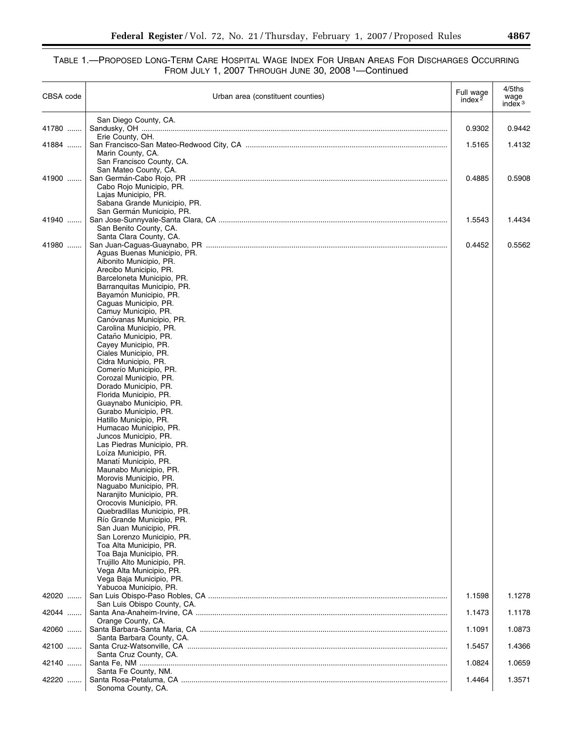### TABLE 1.—PROPOSED LONG-TERM CARE HOSPITAL WAGE INDEX FOR URBAN AREAS FOR DISCHARGES OCCURRING FROM JULY 1, 2007 THROUGH JUNE 30, 2008 [1]—Continued

| CBSA code | Urban area (constituent counties) | Full wage index [2] | 4/5ths wage index [3] |
|---|---|---|---|
| | San Diego County, CA. | | |
| 41780 | Sandusky, OH | 0.9302 | 0.9442 |
| | Erie County, OH. | | |
| 41884 | San Francisco-San Mateo-Redwood City, CA | 1.5165 | 1.4132 |
| | Marin County, CA. | | |
| | San Francisco County, CA. | | |
| | San Mateo County, CA. | | |
| 41900 | San Germán-Cabo Rojo, PR | 0.4885 | 0.5908 |
| | Cabo Rojo Municipio, PR. | | |
| | Lajas Municipio, PR. | | |
| | Sabana Grande Municipio, PR. | | |
| | San Germán Municipio, PR. | | |
| 41940 | San Jose-Sunnyvale-Santa Clara, CA | 1.5543 | 1.4434 |
| | San Benito County, CA. | | |
| | Santa Clara County, CA. | | |
| 41980 | San Juan-Caguas-Guaynabo, PR | 0.4452 | 0.5562 |
| | Aguas Buenas Municipio, PR. | | |
| | Aibonito Municipio, PR. | | |
| | Arecibo Municipio, PR. | | |
| | Barceloneta Municipio, PR. | | |
| | Barranquitas Municipio, PR. | | |
| | Bayamón Municipio, PR. | | |
| | Caguas Municipio, PR. | | |
| | Camuy Municipio, PR. | | |
| | Canóvanas Municipio, PR. | | |
| | Carolina Municipio, PR. | | |
| | Cataño Municipio, PR. | | |
| | Cayey Municipio, PR. | | |
| | Ciales Municipio, PR. | | |
| | Cidra Municipio, PR. | | |
| | Comerío Municipio, PR. | | |
| | Corozal Municipio, PR. | | |
| | Dorado Municipio, PR. | | |
| | Florida Municipio, PR. | | |
| | Guaynabo Municipio, PR. | | |
| | Gurabo Municipio, PR. | | |
| | Hatillo Municipio, PR. | | |
| | Humacao Municipio, PR. | | |
| | Juncos Municipio, PR. | | |
| | Las Piedras Municipio, PR. | | |
| | Loíza Municipio, PR. | | |
| | Manatí Municipio, PR. | | |
| | Maunabo Municipio, PR. | | |
| | Morovis Municipio, PR. | | |
| | Naguabo Municipio, PR. | | |
| | Naranjito Municipio, PR. | | |
| | Orocovis Municipio, PR. | | |
| | Quebradillas Municipio, PR. | | |
| | Río Grande Municipio, PR. | | |
| | San Juan Municipio, PR. | | |
| | San Lorenzo Municipio, PR. | | |
| | Toa Alta Municipio, PR. | | |
| | Toa Baja Municipio, PR. | | |
| | Trujillo Alto Municipio, PR. | | |
| | Vega Alta Municipio, PR. | | |
| | Vega Baja Municipio, PR. | | |
| | Yabucoa Municipio, PR. | | |
| 42020 | San Luis Obispo-Paso Robles, CA | 1.1598 | 1.1278 |
| | San Luis Obispo County, CA. | | |
| 42044 | Santa Ana-Anaheim-Irvine, CA | 1.1473 | 1.1178 |
| | Orange County, CA. | | |
| 42060 | Santa Barbara-Santa Maria, CA | 1.1091 | 1.0873 |
| | Santa Barbara County, CA. | | |
| 42100 | Santa Cruz-Watsonville, CA | 1.5457 | 1.4366 |
| | Santa Cruz County, CA. | | |
| 42140 | Santa Fe, NM | 1.0824 | 1.0659 |
| | Santa Fe County, NM. | | |
| 42220 | Santa Rosa-Petaluma, CA | 1.4464 | 1.3571 |
| | Sonoma County, CA. | | |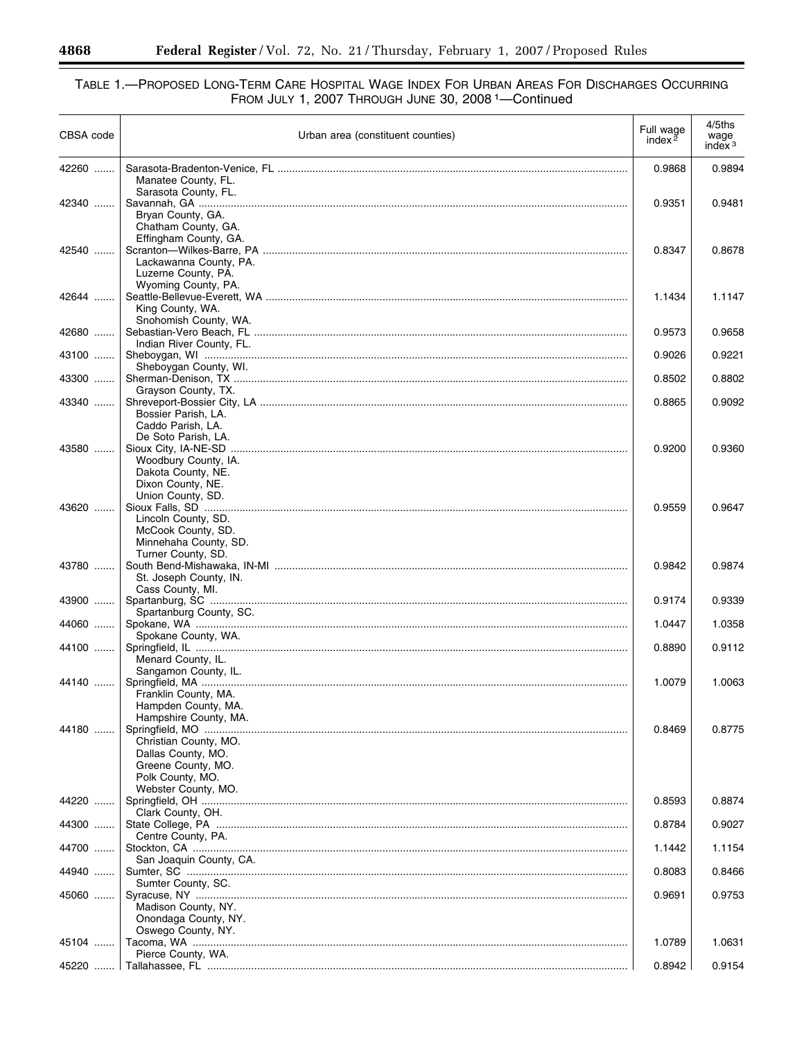TABLE 1.—PROPOSED LONG-TERM CARE HOSPITAL WAGE INDEX FOR URBAN AREAS FOR DISCHARGES OCCURRING FROM JULY 1, 2007 THROUGH JUNE 30, 2008 [1]—Continued

| CBSA code | Urban area (constituent counties) | Full wage index [2] | 4/5ths wage index [3] |
|---|---|---|---|
| 42260 | Sarasota-Bradenton-Venice, FL | 0.9868 | 0.9894 |
| | Manatee County, FL. | | |
| | Sarasota County, FL. | | |
| 42340 | Savannah, GA | 0.9351 | 0.9481 |
| | Bryan County, GA. | | |
| | Chatham County, GA. | | |
| | Effingham County, GA. | | |
| 42540 | Scranton—Wilkes-Barre, PA | 0.8347 | 0.8678 |
| | Lackawanna County, PA. | | |
| | Luzerne County, PA. | | |
| | Wyoming County, PA. | | |
| 42644 | Seattle-Bellevue-Everett, WA | 1.1434 | 1.1147 |
| | King County, WA. | | |
| | Snohomish County, WA. | | |
| 42680 | Sebastian-Vero Beach, FL | 0.9573 | 0.9658 |
| | Indian River County, FL. | | |
| 43100 | Sheboygan, WI | 0.9026 | 0.9221 |
| | Sheboygan County, WI. | | |
| 43300 | Sherman-Denison, TX | 0.8502 | 0.8802 |
| | Grayson County, TX. | | |
| 43340 | Shreveport-Bossier City, LA | 0.8865 | 0.9092 |
| | Bossier Parish, LA. | | |
| | Caddo Parish, LA. | | |
| | De Soto Parish, LA. | | |
| 43580 | Sioux City, IA-NE-SD | 0.9200 | 0.9360 |
| | Woodbury County, IA. | | |
| | Dakota County, NE. | | |
| | Dixon County, NE. | | |
| | Union County, SD. | | |
| 43620 | Sioux Falls, SD | 0.9559 | 0.9647 |
| | Lincoln County, SD. | | |
| | McCook County, SD. | | |
| | Minnehaha County, SD. | | |
| | Turner County, SD. | | |
| 43780 | South Bend-Mishawaka, IN-MI | 0.9842 | 0.9874 |
| | St. Joseph County, IN. | | |
| | Cass County, MI. | | |
| 43900 | Spartanburg, SC | 0.9174 | 0.9339 |
| | Spartanburg County, SC. | | |
| 44060 | Spokane, WA | 1.0447 | 1.0358 |
| | Spokane County, WA. | | |
| 44100 | Springfield, IL | 0.8890 | 0.9112 |
| | Menard County, IL. | | |
| | Sangamon County, IL. | | |
| 44140 | Springfield, MA | 1.0079 | 1.0063 |
| | Franklin County, MA. | | |
| | Hampden County, MA. | | |
| | Hampshire County, MA. | | |
| 44180 | Springfield, MO | 0.8469 | 0.8775 |
| | Christian County, MO. | | |
| | Dallas County, MO. | | |
| | Greene County, MO. | | |
| | Polk County, MO. | | |
| | Webster County, MO. | | |
| 44220 | Springfield, OH | 0.8593 | 0.8874 |
| | Clark County, OH. | | |
| 44300 | State College, PA | 0.8784 | 0.9027 |
| | Centre County, PA. | | |
| 44700 | Stockton, CA | 1.1442 | 1.1154 |
| | San Joaquin County, CA. | | |
| 44940 | Sumter, SC | 0.8083 | 0.8466 |
| | Sumter County, SC. | | |
| 45060 | Syracuse, NY | 0.9691 | 0.9753 |
| | Madison County, NY. | | |
| | Onondaga County, NY. | | |
| | Oswego County, NY. | | |
| 45104 | Tacoma, WA | 1.0789 | 1.0631 |
| | Pierce County, WA. | | |
| 45220 | Tallahassee, FL | 0.8942 | 0.9154 |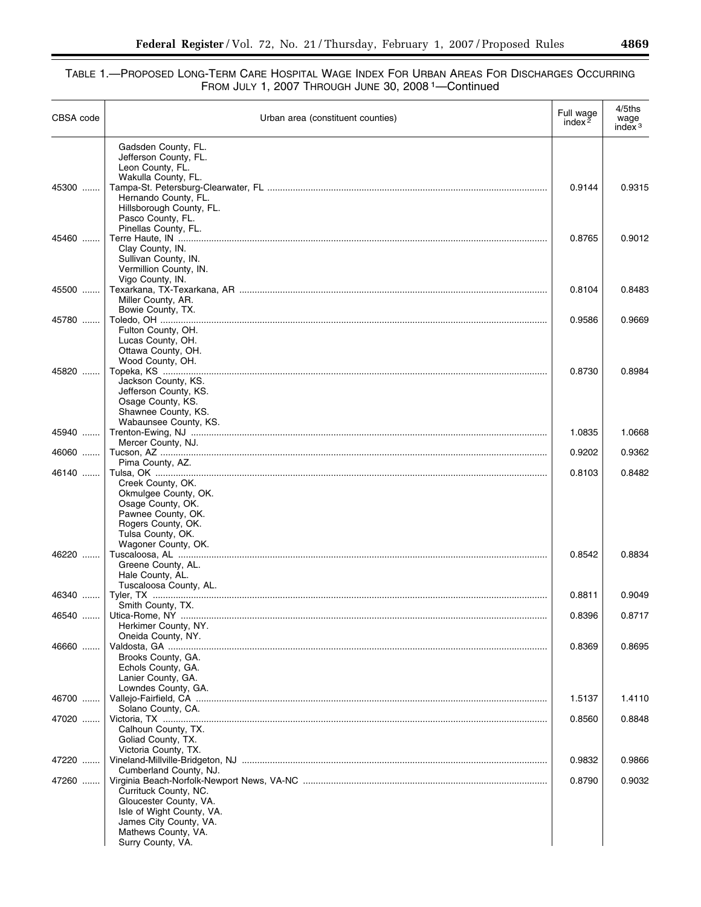TABLE 1.—PROPOSED LONG-TERM CARE HOSPITAL WAGE INDEX FOR URBAN AREAS FOR DISCHARGES OCCURRING FROM JULY 1, 2007 THROUGH JUNE 30, 2008 [1]—Continued

| CBSA code | Urban area (constituent counties) | Full wage index [2] | 4/5ths wage index [3] |
|---|---|---|---|
| | Gadsden County, FL. | | |
| | Jefferson County, FL. | | |
| | Leon County, FL. | | |
| | Wakulla County, FL. | | |
| 45300 | Tampa-St. Petersburg-Clearwater, FL | 0.9144 | 0.9315 |
| | Hernando County, FL. | | |
| | Hillsborough County, FL. | | |
| | Pasco County, FL. | | |
| | Pinellas County, FL. | | |
| 45460 | Terre Haute, IN | 0.8765 | 0.9012 |
| | Clay County, IN. | | |
| | Sullivan County, IN. | | |
| | Vermillion County, IN. | | |
| | Vigo County, IN. | | |
| 45500 | Texarkana, TX-Texarkana, AR | 0.8104 | 0.8483 |
| | Miller County, AR. | | |
| | Bowie County, TX. | | |
| 45780 | Toledo, OH | 0.9586 | 0.9669 |
| | Fulton County, OH. | | |
| | Lucas County, OH. | | |
| | Ottawa County, OH. | | |
| | Wood County, OH. | | |
| 45820 | Topeka, KS | 0.8730 | 0.8984 |
| | Jackson County, KS. | | |
| | Jefferson County, KS. | | |
| | Osage County, KS. | | |
| | Shawnee County, KS. | | |
| | Wabaunsee County, KS. | | |
| 45940 | Trenton-Ewing, NJ | 1.0835 | 1.0668 |
| | Mercer County, NJ. | | |
| 46060 | Tucson, AZ | 0.9202 | 0.9362 |
| | Pima County, AZ. | | |
| 46140 | Tulsa, OK | 0.8103 | 0.8482 |
| | Creek County, OK. | | |
| | Okmulgee County, OK. | | |
| | Osage County, OK. | | |
| | Pawnee County, OK. | | |
| | Rogers County, OK. | | |
| | Tulsa County, OK. | | |
| | Wagoner County, OK. | | |
| 46220 | Tuscaloosa, AL | 0.8542 | 0.8834 |
| | Greene County, AL. | | |
| | Hale County, AL. | | |
| | Tuscaloosa County, AL. | | |
| 46340 | Tyler, TX | 0.8811 | 0.9049 |
| | Smith County, TX. | | |
| 46540 | Utica-Rome, NY | 0.8396 | 0.8717 |
| | Herkimer County, NY. | | |
| | Oneida County, NY. | | |
| 46660 | Valdosta, GA | 0.8369 | 0.8695 |
| | Brooks County, GA. | | |
| | Echols County, GA. | | |
| | Lanier County, GA. | | |
| | Lowndes County, GA. | | |
| 46700 | Vallejo-Fairfield, CA | 1.5137 | 1.4110 |
| | Solano County, CA. | | |
| 47020 | Victoria, TX | 0.8560 | 0.8848 |
| | Calhoun County, TX. | | |
| | Goliad County, TX. | | |
| | Victoria County, TX. | | |
| 47220 | Vineland-Millville-Bridgeton, NJ | 0.9832 | 0.9866 |
| | Cumberland County, NJ. | | |
| 47260 | Virginia Beach-Norfolk-Newport News, VA-NC | 0.8790 | 0.9032 |
| | Currituck County, NC. | | |
| | Gloucester County, VA. | | |
| | Isle of Wight County, VA. | | |
| | James City County, VA. | | |
| | Mathews County, VA. | | |
| | Surry County, VA. | | |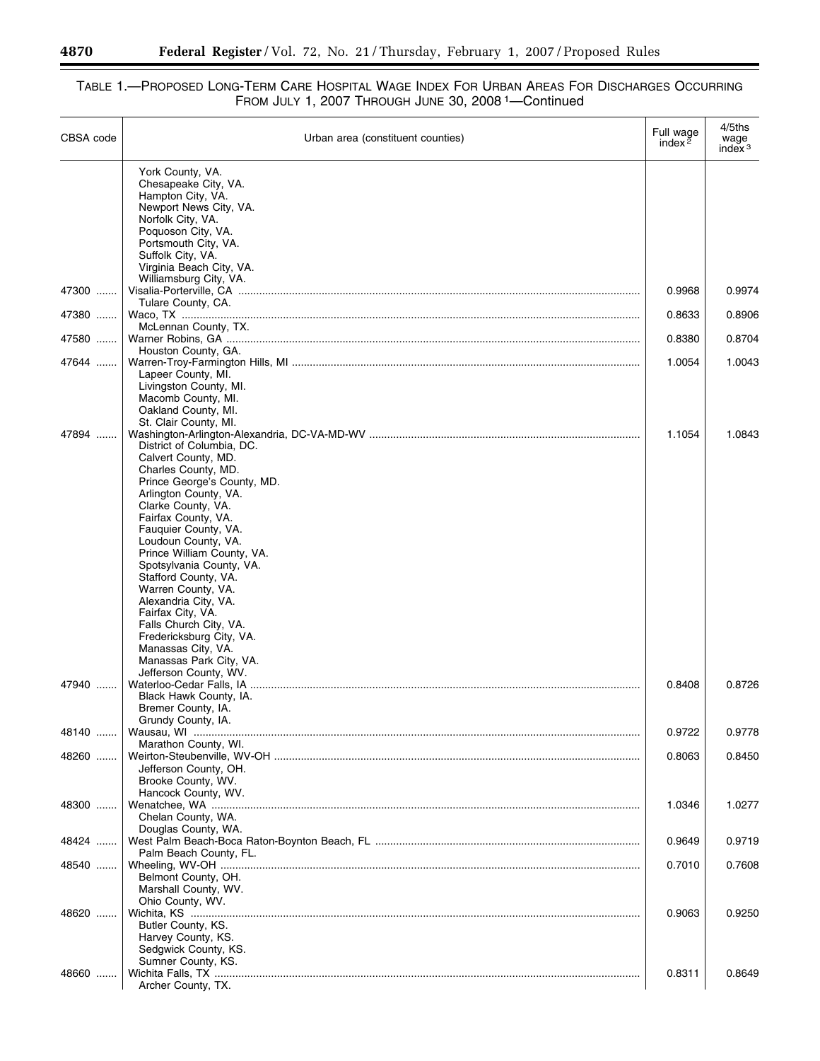## TABLE 1.—PROPOSED LONG-TERM CARE HOSPITAL WAGE INDEX FOR URBAN AREAS FOR DISCHARGES OCCURRING FROM JULY 1, 2007 THROUGH JUNE 30, 2008 [1]—Continued

| CBSA code | Urban area (constituent counties) | Full wage index [2] | 4/5ths wage index [3] |
|---|---|---|---|
| | York County, VA. | | |
| | Chesapeake City, VA. | | |
| | Hampton City, VA. | | |
| | Newport News City, VA. | | |
| | Norfolk City, VA. | | |
| | Poquoson City, VA. | | |
| | Portsmouth City, VA. | | |
| | Suffolk City, VA. | | |
| | Virginia Beach City, VA. | | |
| | Williamsburg City, VA. | | |
| 47300 | Visalia-Porterville, CA | 0.9968 | 0.9974 |
| | Tulare County, CA. | | |
| 47380 | Waco, TX | 0.8633 | 0.8906 |
| | McLennan County, TX. | | |
| 47580 | Warner Robins, GA | 0.8380 | 0.8704 |
| | Houston County, GA. | | |
| 47644 | Warren-Troy-Farmington Hills, MI | 1.0054 | 1.0043 |
| | Lapeer County, MI. | | |
| | Livingston County, MI. | | |
| | Macomb County, MI. | | |
| | Oakland County, MI. | | |
| | St. Clair County, MI. | | |
| 47894 | Washington-Arlington-Alexandria, DC-VA-MD-WV | 1.1054 | 1.0843 |
| | District of Columbia, DC. | | |
| | Calvert County, MD. | | |
| | Charles County, MD. | | |
| | Prince George's County, MD. | | |
| | Arlington County, VA. | | |
| | Clarke County, VA. | | |
| | Fairfax County, VA. | | |
| | Fauquier County, VA. | | |
| | Loudoun County, VA. | | |
| | Prince William County, VA. | | |
| | Spotsylvania County, VA. | | |
| | Stafford County, VA. | | |
| | Warren County, VA. | | |
| | Alexandria City, VA. | | |
| | Fairfax City, VA. | | |
| | Falls Church City, VA. | | |
| | Fredericksburg City, VA. | | |
| | Manassas City, VA. | | |
| | Manassas Park City, VA. | | |
| | Jefferson County, WV. | | |
| 47940 | Waterloo-Cedar Falls, IA | 0.8408 | 0.8726 |
| | Black Hawk County, IA. | | |
| | Bremer County, IA. | | |
| | Grundy County, IA. | | |
| 48140 | Wausau, WI | 0.9722 | 0.9778 |
| | Marathon County, WI. | | |
| 48260 | Weirton-Steubenville, WV-OH | 0.8063 | 0.8450 |
| | Jefferson County, OH. | | |
| | Brooke County, WV. | | |
| | Hancock County, WV. | | |
| 48300 | Wenatchee, WA | 1.0346 | 1.0277 |
| | Chelan County, WA. | | |
| | Douglas County, WA. | | |
| 48424 | West Palm Beach-Boca Raton-Boynton Beach, FL | 0.9649 | 0.9719 |
| | Palm Beach County, FL. | | |
| 48540 | Wheeling, WV-OH | 0.7010 | 0.7608 |
| | Belmont County, OH. | | |
| | Marshall County, WV. | | |
| | Ohio County, WV. | | |
| 48620 | Wichita, KS | 0.9063 | 0.9250 |
| | Butler County, KS. | | |
| | Harvey County, KS. | | |
| | Sedgwick County, KS. | | |
| | Sumner County, KS. | | |
| 48660 | Wichita Falls, TX | 0.8311 | 0.8649 |
| | Archer County, TX. | | |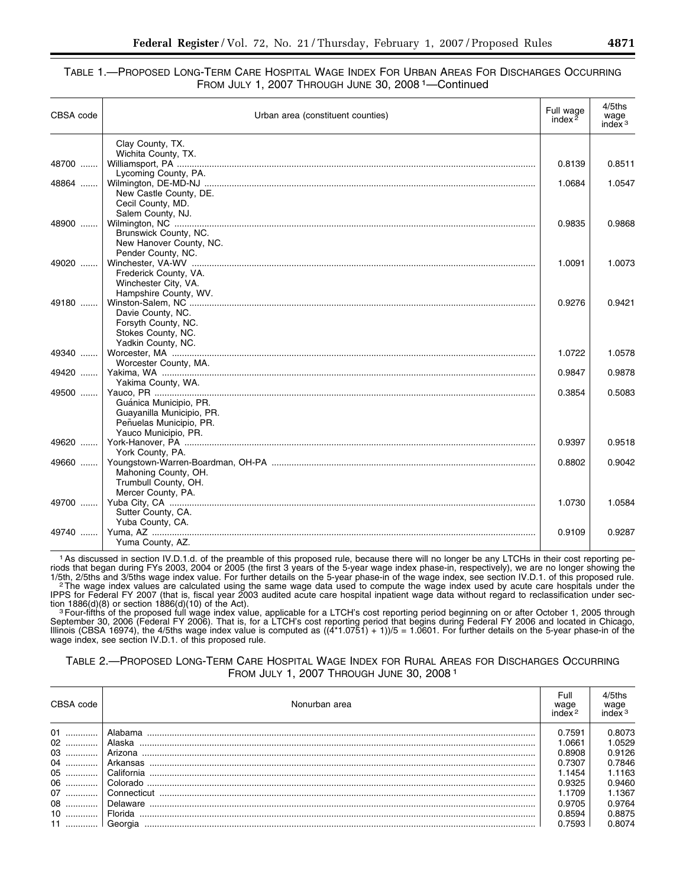TABLE 1.—PROPOSED LONG-TERM CARE HOSPITAL WAGE INDEX FOR URBAN AREAS FOR DISCHARGES OCCURRING FROM JULY 1, 2007 THROUGH JUNE 30, 2008 [1]—Continued

| CBSA code | Urban area (constituent counties) | Full wage index [2] | 4/5ths wage index [3] |
|---|---|---|---|
| | Clay County, TX. | | |
| | Wichita County, TX. | | |
| 48700 | Williamsport, PA | 0.8139 | 0.8511 |
| | Lycoming County, PA. | | |
| 48864 | Wilmington, DE-MD-NJ | 1.0684 | 1.0547 |
| | New Castle County, DE. | | |
| | Cecil County, MD. | | |
| | Salem County, NJ. | | |
| 48900 | Wilmington, NC | 0.9835 | 0.9868 |
| | Brunswick County, NC. | | |
| | New Hanover County, NC. | | |
| | Pender County, NC. | | |
| 49020 | Winchester, VA-WV | 1.0091 | 1.0073 |
| | Frederick County, VA. | | |
| | Winchester City, VA. | | |
| | Hampshire County, WV. | | |
| 49180 | Winston-Salem, NC | 0.9276 | 0.9421 |
| | Davie County, NC. | | |
| | Forsyth County, NC. | | |
| | Stokes County, NC. | | |
| | Yadkin County, NC. | | |
| 49340 | Worcester, MA | 1.0722 | 1.0578 |
| | Worcester County, MA. | | |
| 49420 | Yakima, WA | 0.9847 | 0.9878 |
| | Yakima County, WA. | | |
| 49500 | Yauco, PR | 0.3854 | 0.5083 |
| | Guánica Municipio, PR. | | |
| | Guayanilla Municipio, PR. | | |
| | Peñuelas Municipio, PR. | | |
| | Yauco Municipio, PR. | | |
| 49620 | York-Hanover, PA | 0.9397 | 0.9518 |
| | York County, PA. | | |
| 49660 | Youngstown-Warren-Boardman, OH-PA | 0.8802 | 0.9042 |
| | Mahoning County, OH. | | |
| | Trumbull County, OH. | | |
| | Mercer County, PA. | | |
| 49700 | Yuba City, CA | 1.0730 | 1.0584 |
| | Sutter County, CA. | | |
| | Yuba County, CA. | | |
| 49740 | Yuma, AZ | 0.9109 | 0.9287 |
| | Yuma County, AZ. | | |

[1] As discussed in section IV.D.1.d. of the preamble of this proposed rule, because there will no longer be any LTCHs in their cost reporting periods that began during FYs 2003, 2004 or 2005 (the first 3 years of the 5-year wage index phase-in, respectively), we are no longer showing the 1/5th, 2/5ths and 3/5ths wage index value. For further details on the 5-year phase-in of the wage index, see section IV.D.1. of this proposed rule.

[2] The wage index values are calculated using the same wage data used to compute the wage index used by acute care hospitals under the IPPS for Federal FY 2007 (that is, fiscal year 2003 audited acute care hospital inpatient wage data without regard to reclassification under section 1886(d)(8) or section 1886(d)(10) of the Act).

[3] Four-fifths of the proposed full wage index value, applicable for a LTCH's cost reporting period beginning on or after October 1, 2005 through September 30, 2006 (Federal FY 2006). That is, for a LTCH's cost reporting period that begins during Federal FY 2006 and located in Chicago, Illinois (CBSA 16974), the 4/5ths wage index value is computed as ((4*1.0751) + 1))/5 = 1.0601. For further details on the 5-year phase-in of the wage index, see section IV.D.1. of this proposed rule.

TABLE 2.—PROPOSED LONG-TERM CARE HOSPITAL WAGE INDEX FOR RURAL AREAS FOR DISCHARGES OCCURRING FROM JULY 1, 2007 THROUGH JUNE 30, 2008 [1]

| CBSA code | Nonurban area | Full wage index [2] | 4/5ths wage index [3] |
|---|---|---|---|
| 01 | Alabama | 0.7591 | 0.8073 |
| 02 | Alaska | 1.0661 | 1.0529 |
| 03 | Arizona | 0.8908 | 0.9126 |
| 04 | Arkansas | 0.7307 | 0.7846 |
| 05 | California | 1.1454 | 1.1163 |
| 06 | Colorado | 0.9325 | 0.9460 |
| 07 | Connecticut | 1.1709 | 1.1367 |
| 08 | Delaware | 0.9705 | 0.9764 |
| 10 | Florida | 0.8594 | 0.8875 |
| 11 | Georgia | 0.7593 | 0.8074 |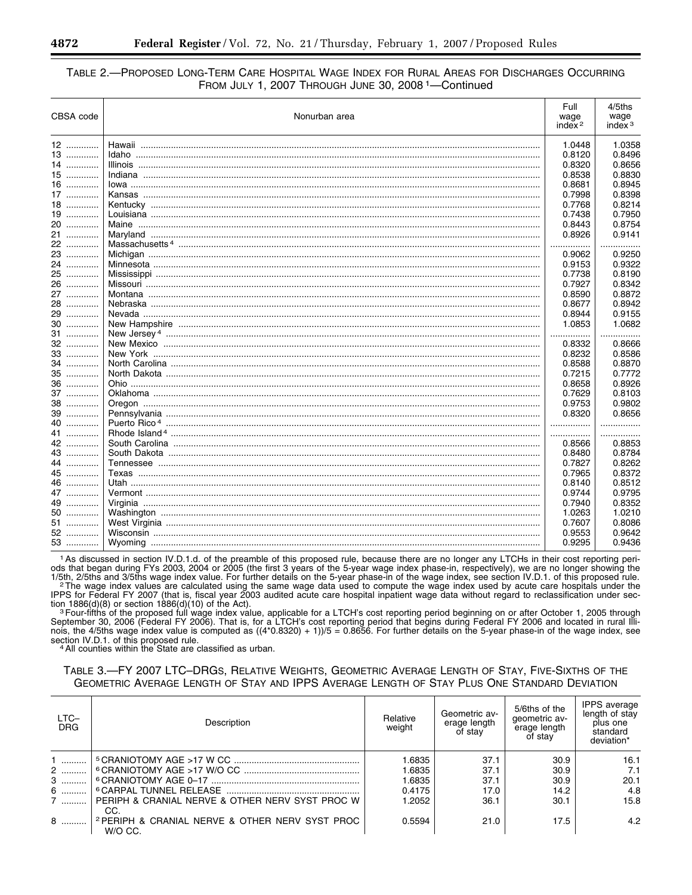TABLE 2.—PROPOSED LONG-TERM CARE HOSPITAL WAGE INDEX FOR RURAL AREAS FOR DISCHARGES OCCURRING FROM JULY 1, 2007 THROUGH JUNE 30, 2008 [1]—Continued

| CBSA code | Nonurban area | Full wage index [2] | 4/5ths wage index [3] |
|---|---|---|---|
| 12 | Hawaii | 1.0448 | 1.0358 |
| 13 | Idaho | 0.8120 | 0.8496 |
| 14 | Illinois | 0.8320 | 0.8656 |
| 15 | Indiana | 0.8538 | 0.8830 |
| 16 | Iowa | 0.8681 | 0.8945 |
| 17 | Kansas | 0.7998 | 0.8398 |
| 18 | Kentucky | 0.7768 | 0.8214 |
| 19 | Louisiana | 0.7438 | 0.7950 |
| 20 | Maine | 0.8443 | 0.8754 |
| 21 | Maryland | 0.8926 | 0.9141 |
| 22 | Massachusetts [4] | ................ | ................ |
| 23 | Michigan | 0.9062 | 0.9250 |
| 24 | Minnesota | 0.9153 | 0.9322 |
| 25 | Mississippi | 0.7738 | 0.8190 |
| 26 | Missouri | 0.7927 | 0.8342 |
| 27 | Montana | 0.8590 | 0.8872 |
| 28 | Nebraska | 0.8677 | 0.8942 |
| 29 | Nevada | 0.8944 | 0.9155 |
| 30 | New Hampshire | 1.0853 | 1.0682 |
| 31 | New Jersey [4] | ................ | ................ |
| 32 | New Mexico | 0.8332 | 0.8666 |
| 33 | New York | 0.8232 | 0.8586 |
| 34 | North Carolina | 0.8588 | 0.8870 |
| 35 | North Dakota | 0.7215 | 0.7772 |
| 36 | Ohio | 0.8658 | 0.8926 |
| 37 | Oklahoma | 0.7629 | 0.8103 |
| 38 | Oregon | 0.9753 | 0.9802 |
| 39 | Pennsylvania | 0.8320 | 0.8656 |
| 40 | Puerto Rico [4] | ................ | ................ |
| 41 | Rhode Island [4] | ................ | ................ |
| 42 | South Carolina | 0.8566 | 0.8853 |
| 43 | South Dakota | 0.8480 | 0.8784 |
| 44 | Tennessee | 0.7827 | 0.8262 |
| 45 | Texas | 0.7965 | 0.8372 |
| 46 | Utah | 0.8140 | 0.8512 |
| 47 | Vermont | 0.9744 | 0.9795 |
| 49 | Virginia | 0.7940 | 0.8352 |
| 50 | Washington | 1.0263 | 1.0210 |
| 51 | West Virginia | 0.7607 | 0.8086 |
| 52 | Wisconsin | 0.9553 | 0.9642 |
| 53 | Wyoming | 0.9295 | 0.9436 |

[1] As discussed in section IV.D.1.d. of the preamble of this proposed rule, because there are no longer any LTCHs in their cost reporting periods that began during FYs 2003, 2004 or 2005 (the first 3 years of the 5-year wage index phase-in, respectively), we are no longer showing the 1/5th, 2/5ths and 3/5ths wage index value. For further details on the 5-year phase-in of the wage index, see section IV.D.1. of this proposed rule.

[2] The wage index values are calculated using the same wage data used to compute the wage index used by acute care hospitals under the IPPS for Federal FY 2007 (that is, fiscal year 2003 audited acute care hospital inpatient wage data without regard to reclassification under section 1886(d)(8) or section 1886(d)(10) of the Act).

[3] Four-fifths of the proposed full wage index value, applicable for a LTCH's cost reporting period beginning on or after October 1, 2005 through September 30, 2006 (Federal FY 2006). That is, for a LTCH's cost reporting period that begins during Federal FY 2006 and located in rural Illinois, the 4/5ths wage index value is computed as ((4*0.8320) + 1))/5 = 0.8656. For further details on the 5-year phase-in of the wage index, see section IV.D.1. of this proposed rule.

[4] All counties within the State are classified as urban.

TABLE 3.—FY 2007 LTC–DRGS, RELATIVE WEIGHTS, GEOMETRIC AVERAGE LENGTH OF STAY, FIVE-SIXTHS OF THE GEOMETRIC AVERAGE LENGTH OF STAY AND IPPS AVERAGE LENGTH OF STAY PLUS ONE STANDARD DEVIATION

| LTC–DRG | Description | Relative weight | Geometric average length of stay | 5/6ths of the geometric average length of stay | IPPS average length of stay plus one standard deviation* |
|---|---|---|---|---|---|
| 1 | [5] CRANIOTOMY AGE >17 W CC | 1.6835 | 37.1 | 30.9 | 16.1 |
| 2 | [6] CRANIOTOMY AGE >17 W/O CC | 1.6835 | 37.1 | 30.9 | 7.1 |
| 3 | [6] CRANIOTOMY AGE 0–17 | 1.6835 | 37.1 | 30.9 | 20.1 |
| 6 | [6] CARPAL TUNNEL RELEASE | 0.4175 | 17.0 | 14.2 | 4.8 |
| 7 | PERIPH & CRANIAL NERVE & OTHER NERV SYST PROC W CC. | 1.2052 | 36.1 | 30.1 | 15.8 |
| 8 | [2] PERIPH & CRANIAL NERVE & OTHER NERV SYST PROC W/O CC. | 0.5594 | 21.0 | 17.5 | 4.2 |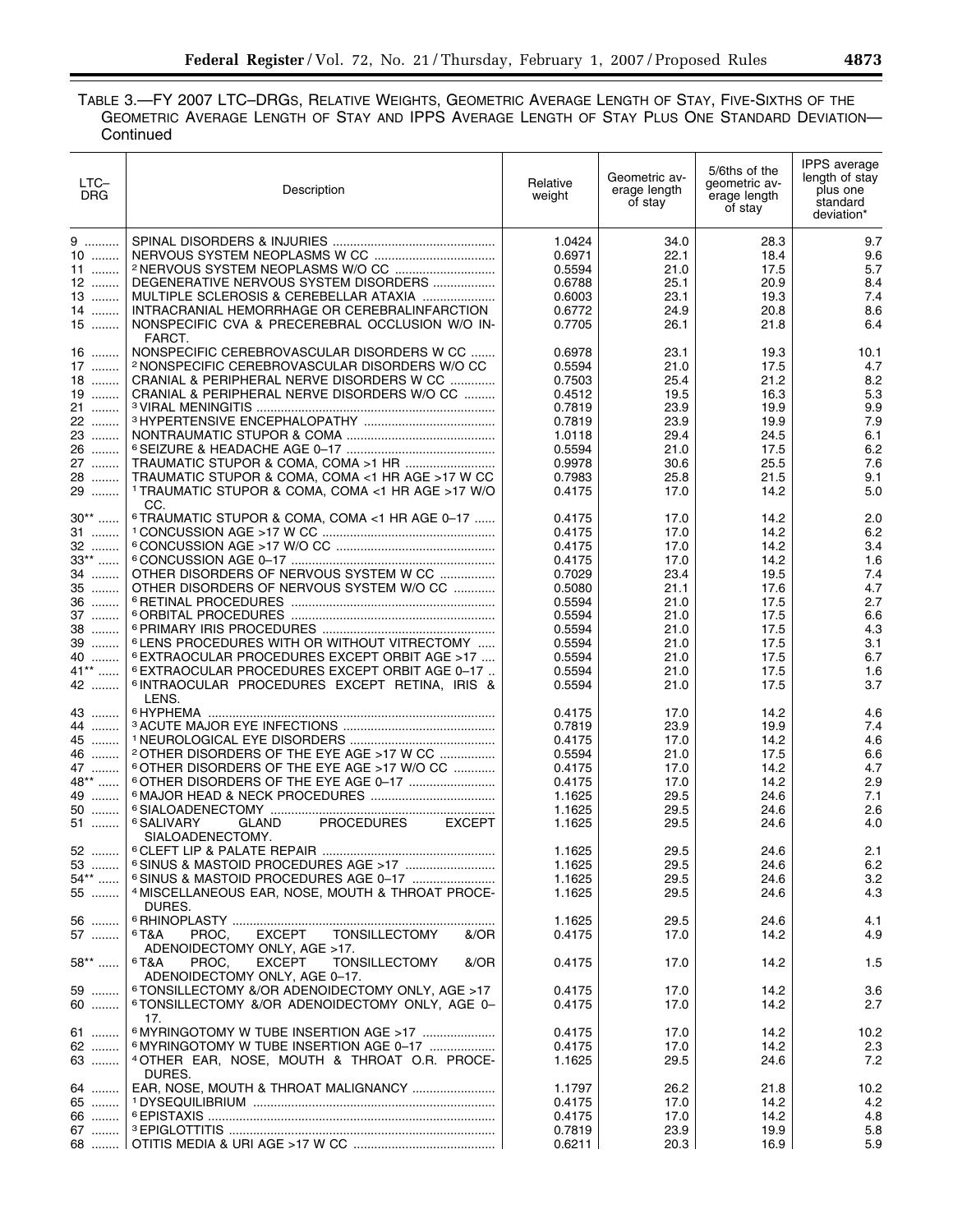TABLE 3.—FY 2007 LTC–DRGS, RELATIVE WEIGHTS, GEOMETRIC AVERAGE LENGTH OF STAY, FIVE-SIXTHS OF THE GEOMETRIC AVERAGE LENGTH OF STAY AND IPPS AVERAGE LENGTH OF STAY PLUS ONE STANDARD DEVIATION—Continued

| LTC–DRG | Description | Relative weight | Geometric average length of stay | 5/6ths of the geometric average length of stay | IPPS average length of stay plus one standard deviation* |
|---|---|---|---|---|---|
| 9 | SPINAL DISORDERS & INJURIES | 1.0424 | 34.0 | 28.3 | 9.7 |
| 10 | NERVOUS SYSTEM NEOPLASMS W CC | 0.6971 | 22.1 | 18.4 | 9.6 |
| 11 | [2] NERVOUS SYSTEM NEOPLASMS W/O CC | 0.5594 | 21.0 | 17.5 | 5.7 |
| 12 | DEGENERATIVE NERVOUS SYSTEM DISORDERS | 0.6788 | 25.1 | 20.9 | 8.4 |
| 13 | MULTIPLE SCLEROSIS & CEREBELLAR ATAXIA | 0.6003 | 23.1 | 19.3 | 7.4 |
| 14 | INTRACRANIAL HEMORRHAGE OR CEREBRALINFARCTION | 0.6772 | 24.9 | 20.8 | 8.6 |
| 15 | NONSPECIFIC CVA & PRECEREBRAL OCCLUSION W/O INFARCT. | 0.7705 | 26.1 | 21.8 | 6.4 |
| 16 | NONSPECIFIC CEREBROVASCULAR DISORDERS W CC | 0.6978 | 23.1 | 19.3 | 10.1 |
| 17 | [2] NONSPECIFIC CEREBROVASCULAR DISORDERS W/O CC | 0.5594 | 21.0 | 17.5 | 4.7 |
| 18 | CRANIAL & PERIPHERAL NERVE DISORDERS W CC | 0.7503 | 25.4 | 21.2 | 8.2 |
| 19 | CRANIAL & PERIPHERAL NERVE DISORDERS W/O CC | 0.4512 | 19.5 | 16.3 | 5.3 |
| 21 | [3] VIRAL MENINGITIS | 0.7819 | 23.9 | 19.9 | 9.9 |
| 22 | [3] HYPERTENSIVE ENCEPHALOPATHY | 0.7819 | 23.9 | 19.9 | 7.9 |
| 23 | NONTRAUMATIC STUPOR & COMA | 1.0118 | 29.4 | 24.5 | 6.1 |
| 26 | [6] SEIZURE & HEADACHE AGE 0–17 | 0.5594 | 21.0 | 17.5 | 6.2 |
| 27 | TRAUMATIC STUPOR & COMA, COMA >1 HR | 0.9978 | 30.6 | 25.5 | 7.6 |
| 28 | TRAUMATIC STUPOR & COMA, COMA <1 HR AGE >17 W CC | 0.7983 | 25.8 | 21.5 | 9.1 |
| 29 | [1] TRAUMATIC STUPOR & COMA, COMA <1 HR AGE >17 W/O CC. | 0.4175 | 17.0 | 14.2 | 5.0 |
| 30** | [6] TRAUMATIC STUPOR & COMA, COMA <1 HR AGE 0–17 | 0.4175 | 17.0 | 14.2 | 2.0 |
| 31 | [1] CONCUSSION AGE >17 W CC | 0.4175 | 17.0 | 14.2 | 6.2 |
| 32 | [6] CONCUSSION AGE >17 W/O CC | 0.4175 | 17.0 | 14.2 | 3.4 |
| 33** | [6] CONCUSSION AGE 0–17 | 0.4175 | 17.0 | 14.2 | 1.6 |
| 34 | OTHER DISORDERS OF NERVOUS SYSTEM W CC | 0.7029 | 23.4 | 19.5 | 7.4 |
| 35 | OTHER DISORDERS OF NERVOUS SYSTEM W/O CC | 0.5080 | 21.1 | 17.6 | 4.7 |
| 36 | [6] RETINAL PROCEDURES | 0.5594 | 21.0 | 17.5 | 2.7 |
| 37 | [6] ORBITAL PROCEDURES | 0.5594 | 21.0 | 17.5 | 6.6 |
| 38 | [6] PRIMARY IRIS PROCEDURES | 0.5594 | 21.0 | 17.5 | 4.3 |
| 39 | [6] LENS PROCEDURES WITH OR WITHOUT VITRECTOMY | 0.5594 | 21.0 | 17.5 | 3.1 |
| 40 | [6] EXTRAOCULAR PROCEDURES EXCEPT ORBIT AGE >17 | 0.5594 | 21.0 | 17.5 | 6.7 |
| 41** | [6] EXTRAOCULAR PROCEDURES EXCEPT ORBIT AGE 0–17 | 0.5594 | 21.0 | 17.5 | 1.6 |
| 42 | [6] INTRAOCULAR PROCEDURES EXCEPT RETINA, IRIS & LENS. | 0.5594 | 21.0 | 17.5 | 3.7 |
| 43 | [6] HYPHEMA | 0.4175 | 17.0 | 14.2 | 4.6 |
| 44 | [3] ACUTE MAJOR EYE INFECTIONS | 0.7819 | 23.9 | 19.9 | 7.4 |
| 45 | [1] NEUROLOGICAL EYE DISORDERS | 0.4175 | 17.0 | 14.2 | 4.6 |
| 46 | [2] OTHER DISORDERS OF THE EYE AGE >17 W CC | 0.5594 | 21.0 | 17.5 | 6.6 |
| 47 | [6] OTHER DISORDERS OF THE EYE AGE >17 W/O CC | 0.4175 | 17.0 | 14.2 | 4.7 |
| 48** | [6] OTHER DISORDERS OF THE EYE AGE 0–17 | 0.4175 | 17.0 | 14.2 | 2.9 |
| 49 | [6] MAJOR HEAD & NECK PROCEDURES | 1.1625 | 29.5 | 24.6 | 7.1 |
| 50 | [6] SIALOADENECTOMY | 1.1625 | 29.5 | 24.6 | 2.6 |
| 51 | [6] SALIVARY GLAND PROCEDURES EXCEPT SIALOADENECTOMY. | 1.1625 | 29.5 | 24.6 | 4.0 |
| 52 | [6] CLEFT LIP & PALATE REPAIR | 1.1625 | 29.5 | 24.6 | 2.1 |
| 53 | [6] SINUS & MASTOID PROCEDURES AGE >17 | 1.1625 | 29.5 | 24.6 | 6.2 |
| 54** | [6] SINUS & MASTOID PROCEDURES AGE 0–17 | 1.1625 | 29.5 | 24.6 | 3.2 |
| 55 | [4] MISCELLANEOUS EAR, NOSE, MOUTH & THROAT PROCEDURES. | 1.1625 | 29.5 | 24.6 | 4.3 |
| 56 | [6] RHINOPLASTY | 1.1625 | 29.5 | 24.6 | 4.1 |
| 57 | [6] T&A PROC, EXCEPT TONSILLECTOMY &/OR ADENOIDECTOMY ONLY, AGE >17. | 0.4175 | 17.0 | 14.2 | 4.9 |
| 58** | [6] T&A PROC, EXCEPT TONSILLECTOMY &/OR ADENOIDECTOMY ONLY, AGE 0–17. | 0.4175 | 17.0 | 14.2 | 1.5 |
| 59 | [6] TONSILLECTOMY &/OR ADENOIDECTOMY ONLY, AGE >17 | 0.4175 | 17.0 | 14.2 | 3.6 |
| 60 | [6] TONSILLECTOMY &/OR ADENOIDECTOMY ONLY, AGE 0–17. | 0.4175 | 17.0 | 14.2 | 2.7 |
| 61 | [6] MYRINGOTOMY W TUBE INSERTION AGE >17 | 0.4175 | 17.0 | 14.2 | 10.2 |
| 62 | [6] MYRINGOTOMY W TUBE INSERTION AGE 0–17 | 0.4175 | 17.0 | 14.2 | 2.3 |
| 63 | [4] OTHER EAR, NOSE, MOUTH & THROAT O.R. PROCEDURES. | 1.1625 | 29.5 | 24.6 | 7.2 |
| 64 | EAR, NOSE, MOUTH & THROAT MALIGNANCY | 1.1797 | 26.2 | 21.8 | 10.2 |
| 65 | [1] DYSEQUILIBRIUM | 0.4175 | 17.0 | 14.2 | 4.2 |
| 66 | [6] EPISTAXIS | 0.4175 | 17.0 | 14.2 | 4.8 |
| 67 | [3] EPIGLOTTITIS | 0.7819 | 23.9 | 19.9 | 5.8 |
| 68 | OTITIS MEDIA & URI AGE >17 W CC | 0.6211 | 20.3 | 16.9 | 5.9 |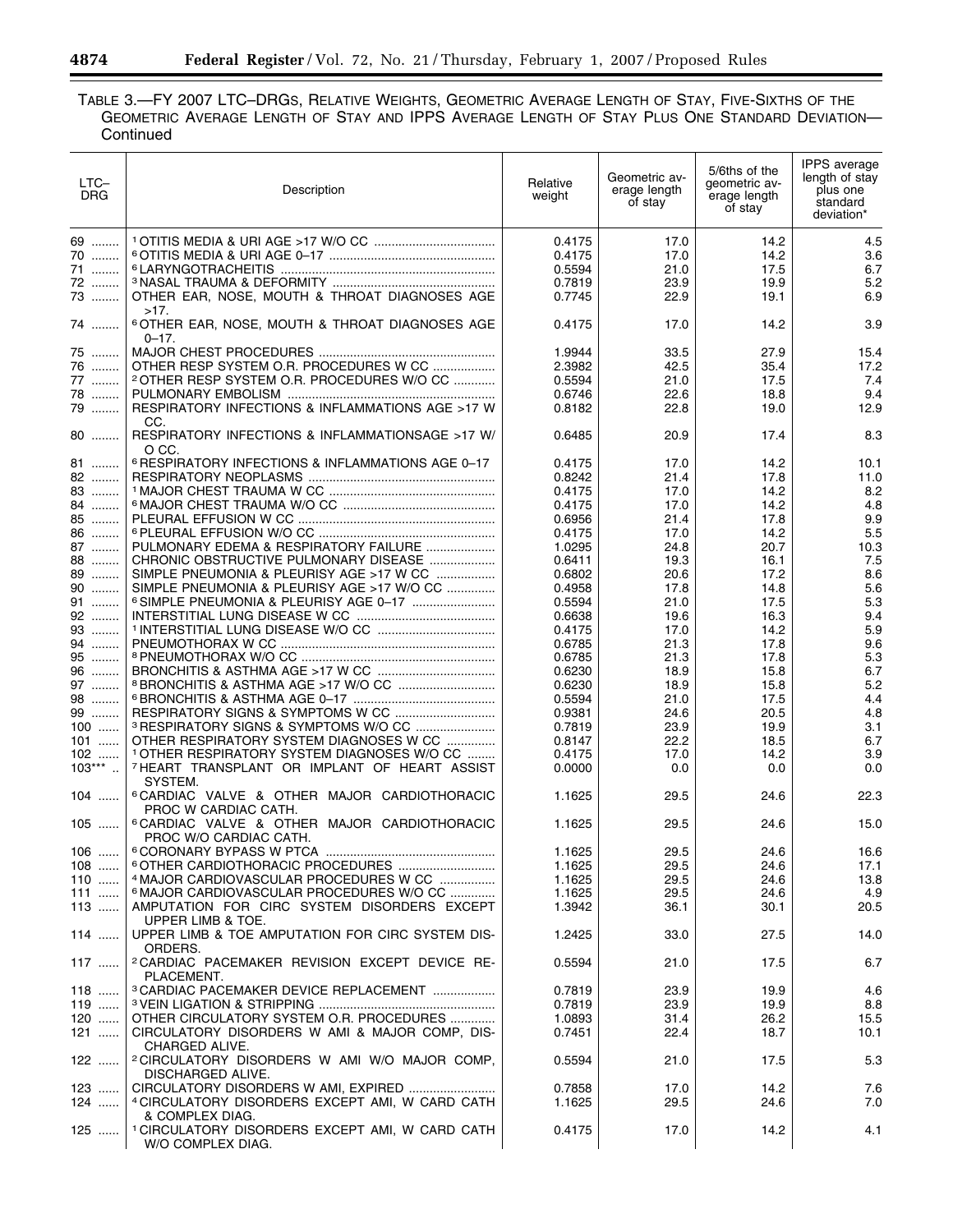TABLE 3.—FY 2007 LTC–DRGS, RELATIVE WEIGHTS, GEOMETRIC AVERAGE LENGTH OF STAY, FIVE-SIXTHS OF THE GEOMETRIC AVERAGE LENGTH OF STAY AND IPPS AVERAGE LENGTH OF STAY PLUS ONE STANDARD DEVIATION—Continued

| LTC–DRG | Description | Relative weight | Geometric average length of stay | 5/6ths of the geometric average length of stay | IPPS average length of stay plus one standard deviation* |
|---|---|---|---|---|---|
| 69 | [1] OTITIS MEDIA & URI AGE >17 W/O CC | 0.4175 | 17.0 | 14.2 | 4.5 |
| 70 | [6] OTITIS MEDIA & URI AGE 0–17 | 0.4175 | 17.0 | 14.2 | 3.6 |
| 71 | [6] LARYNGOTRACHEITIS | 0.5594 | 21.0 | 17.5 | 6.7 |
| 72 | [3] NASAL TRAUMA & DEFORMITY | 0.7819 | 23.9 | 19.9 | 5.2 |
| 73 | OTHER EAR, NOSE, MOUTH & THROAT DIAGNOSES AGE >17. | 0.7745 | 22.9 | 19.1 | 6.9 |
| 74 | [6] OTHER EAR, NOSE, MOUTH & THROAT DIAGNOSES AGE 0–17. | 0.4175 | 17.0 | 14.2 | 3.9 |
| 75 | MAJOR CHEST PROCEDURES | 1.9944 | 33.5 | 27.9 | 15.4 |
| 76 | OTHER RESP SYSTEM O.R. PROCEDURES W CC | 2.3982 | 42.5 | 35.4 | 17.2 |
| 77 | [2] OTHER RESP SYSTEM O.R. PROCEDURES W/O CC | 0.5594 | 21.0 | 17.5 | 7.4 |
| 78 | PULMONARY EMBOLISM | 0.6746 | 22.6 | 18.8 | 9.4 |
| 79 | RESPIRATORY INFECTIONS & INFLAMMATIONS AGE >17 W CC. | 0.8182 | 22.8 | 19.0 | 12.9 |
| 80 | RESPIRATORY INFECTIONS & INFLAMMATIONSAGE >17 W/ O CC. | 0.6485 | 20.9 | 17.4 | 8.3 |
| 81 | [6] RESPIRATORY INFECTIONS & INFLAMMATIONS AGE 0–17 | 0.4175 | 17.0 | 14.2 | 10.1 |
| 82 | RESPIRATORY NEOPLASMS | 0.8242 | 21.4 | 17.8 | 11.0 |
| 83 | [1] MAJOR CHEST TRAUMA W CC | 0.4175 | 17.0 | 14.2 | 8.2 |
| 84 | [6] MAJOR CHEST TRAUMA W/O CC | 0.4175 | 17.0 | 14.2 | 4.8 |
| 85 | PLEURAL EFFUSION W CC | 0.6956 | 21.4 | 17.8 | 9.9 |
| 86 | [6] PLEURAL EFFUSION W/O CC | 0.4175 | 17.0 | 14.2 | 5.5 |
| 87 | PULMONARY EDEMA & RESPIRATORY FAILURE | 1.0295 | 24.8 | 20.7 | 10.3 |
| 88 | CHRONIC OBSTRUCTIVE PULMONARY DISEASE | 0.6411 | 19.3 | 16.1 | 7.5 |
| 89 | SIMPLE PNEUMONIA & PLEURISY AGE >17 W CC | 0.6802 | 20.6 | 17.2 | 8.6 |
| 90 | SIMPLE PNEUMONIA & PLEURISY AGE >17 W/O CC | 0.4958 | 17.8 | 14.8 | 5.6 |
| 91 | [6] SIMPLE PNEUMONIA & PLEURISY AGE 0–17 | 0.5594 | 21.0 | 17.5 | 5.3 |
| 92 | INTERSTITIAL LUNG DISEASE W CC | 0.6638 | 19.6 | 16.3 | 9.4 |
| 93 | [1] INTERSTITIAL LUNG DISEASE W/O CC | 0.4175 | 17.0 | 14.2 | 5.9 |
| 94 | PNEUMOTHORAX W CC | 0.6785 | 21.3 | 17.8 | 9.6 |
| 95 | [8] PNEUMOTHORAX W/O CC | 0.6785 | 21.3 | 17.8 | 5.3 |
| 96 | BRONCHITIS & ASTHMA AGE >17 W CC | 0.6230 | 18.9 | 15.8 | 6.7 |
| 97 | [8] BRONCHITIS & ASTHMA AGE >17 W/O CC | 0.6230 | 18.9 | 15.8 | 5.2 |
| 98 | [6] BRONCHITIS & ASTHMA AGE 0–17 | 0.5594 | 21.0 | 17.5 | 4.4 |
| 99 | RESPIRATORY SIGNS & SYMPTOMS W CC | 0.9381 | 24.6 | 20.5 | 4.8 |
| 100 | [3] RESPIRATORY SIGNS & SYMPTOMS W/O CC | 0.7819 | 23.9 | 19.9 | 3.1 |
| 101 | OTHER RESPIRATORY SYSTEM DIAGNOSES W CC | 0.8147 | 22.2 | 18.5 | 6.7 |
| 102 | [1] OTHER RESPIRATORY SYSTEM DIAGNOSES W/O CC | 0.4175 | 17.0 | 14.2 | 3.9 |
| 103*** | [7] HEART TRANSPLANT OR IMPLANT OF HEART ASSIST SYSTEM. | 0.0000 | 0.0 | 0.0 | 0.0 |
| 104 | [6] CARDIAC VALVE & OTHER MAJOR CARDIOTHORACIC PROC W CARDIAC CATH. | 1.1625 | 29.5 | 24.6 | 22.3 |
| 105 | [6] CARDIAC VALVE & OTHER MAJOR CARDIOTHORACIC PROC W/O CARDIAC CATH. | 1.1625 | 29.5 | 24.6 | 15.0 |
| 106 | [6] CORONARY BYPASS W PTCA | 1.1625 | 29.5 | 24.6 | 16.6 |
| 108 | [6] OTHER CARDIOTHORACIC PROCEDURES | 1.1625 | 29.5 | 24.6 | 17.1 |
| 110 | [4] MAJOR CARDIOVASCULAR PROCEDURES W CC | 1.1625 | 29.5 | 24.6 | 13.8 |
| 111 | [6] MAJOR CARDIOVASCULAR PROCEDURES W/O CC | 1.1625 | 29.5 | 24.6 | 4.9 |
| 113 | AMPUTATION FOR CIRC SYSTEM DISORDERS EXCEPT UPPER LIMB & TOE. | 1.3942 | 36.1 | 30.1 | 20.5 |
| 114 | UPPER LIMB & TOE AMPUTATION FOR CIRC SYSTEM DISORDERS. | 1.2425 | 33.0 | 27.5 | 14.0 |
| 117 | [2] CARDIAC PACEMAKER REVISION EXCEPT DEVICE REPLACEMENT. | 0.5594 | 21.0 | 17.5 | 6.7 |
| 118 | [3] CARDIAC PACEMAKER DEVICE REPLACEMENT | 0.7819 | 23.9 | 19.9 | 4.6 |
| 119 | [3] VEIN LIGATION & STRIPPING | 0.7819 | 23.9 | 19.9 | 8.8 |
| 120 | OTHER CIRCULATORY SYSTEM O.R. PROCEDURES | 1.0893 | 31.4 | 26.2 | 15.5 |
| 121 | CIRCULATORY DISORDERS W AMI & MAJOR COMP, DISCHARGED ALIVE. | 0.7451 | 22.4 | 18.7 | 10.1 |
| 122 | [2] CIRCULATORY DISORDERS W AMI W/O MAJOR COMP, DISCHARGED ALIVE. | 0.5594 | 21.0 | 17.5 | 5.3 |
| 123 | CIRCULATORY DISORDERS W AMI, EXPIRED | 0.7858 | 17.0 | 14.2 | 7.6 |
| 124 | [4] CIRCULATORY DISORDERS EXCEPT AMI, W CARD CATH & COMPLEX DIAG. | 1.1625 | 29.5 | 24.6 | 7.0 |
| 125 | [1] CIRCULATORY DISORDERS EXCEPT AMI, W CARD CATH W/O COMPLEX DIAG. | 0.4175 | 17.0 | 14.2 | 4.1 |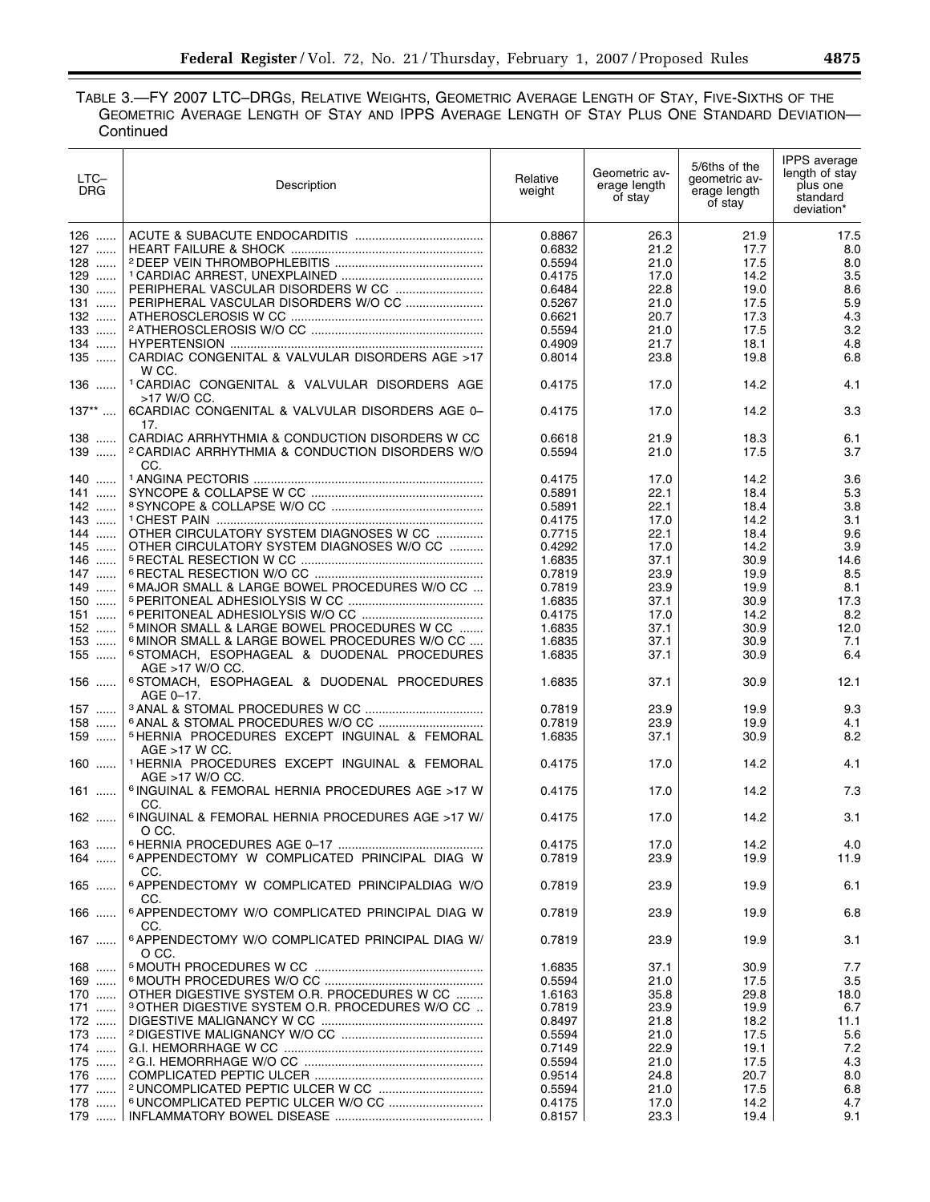TABLE 3.—FY 2007 LTC–DRGS, RELATIVE WEIGHTS, GEOMETRIC AVERAGE LENGTH OF STAY, FIVE-SIXTHS OF THE GEOMETRIC AVERAGE LENGTH OF STAY AND IPPS AVERAGE LENGTH OF STAY PLUS ONE STANDARD DEVIATION—Continued

| LTC–DRG | Description | Relative weight | Geometric average length of stay | 5/6ths of the geometric average length of stay | IPPS average length of stay plus one standard deviation* |
|---|---|---|---|---|---|
| 126 | ACUTE & SUBACUTE ENDOCARDITIS | 0.8867 | 26.3 | 21.9 | 17.5 |
| 127 | HEART FAILURE & SHOCK | 0.6832 | 21.2 | 17.7 | 8.0 |
| 128 | [2] DEEP VEIN THROMBOPHLEBITIS | 0.5594 | 21.0 | 17.5 | 8.0 |
| 129 | [1] CARDIAC ARREST, UNEXPLAINED | 0.4175 | 17.0 | 14.2 | 3.5 |
| 130 | PERIPHERAL VASCULAR DISORDERS W CC | 0.6484 | 22.8 | 19.0 | 8.6 |
| 131 | PERIPHERAL VASCULAR DISORDERS W/O CC | 0.5267 | 21.0 | 17.5 | 5.9 |
| 132 | ATHEROSCLEROSIS W CC | 0.6621 | 20.7 | 17.3 | 4.3 |
| 133 | [2] ATHEROSCLEROSIS W/O CC | 0.5594 | 21.0 | 17.5 | 3.2 |
| 134 | HYPERTENSION | 0.4909 | 21.7 | 18.1 | 4.8 |
| 135 | CARDIAC CONGENITAL & VALVULAR DISORDERS AGE >17 W CC. | 0.8014 | 23.8 | 19.8 | 6.8 |
| 136 | [1] CARDIAC CONGENITAL & VALVULAR DISORDERS AGE >17 W/O CC. | 0.4175 | 17.0 | 14.2 | 4.1 |
| 137** | 6CARDIAC CONGENITAL & VALVULAR DISORDERS AGE 0–17. | 0.4175 | 17.0 | 14.2 | 3.3 |
| 138 | CARDIAC ARRHYTHMIA & CONDUCTION DISORDERS W CC | 0.6618 | 21.9 | 18.3 | 6.1 |
| 139 | [2] CARDIAC ARRHYTHMIA & CONDUCTION DISORDERS W/O CC. | 0.5594 | 21.0 | 17.5 | 3.7 |
| 140 | [1] ANGINA PECTORIS | 0.4175 | 17.0 | 14.2 | 3.6 |
| 141 | SYNCOPE & COLLAPSE W CC | 0.5891 | 22.1 | 18.4 | 5.3 |
| 142 | [8] SYNCOPE & COLLAPSE W/O CC | 0.5891 | 22.1 | 18.4 | 3.8 |
| 143 | [1] CHEST PAIN | 0.4175 | 17.0 | 14.2 | 3.1 |
| 144 | OTHER CIRCULATORY SYSTEM DIAGNOSES W CC | 0.7715 | 22.1 | 18.4 | 9.6 |
| 145 | OTHER CIRCULATORY SYSTEM DIAGNOSES W/O CC | 0.4292 | 17.0 | 14.2 | 3.9 |
| 146 | [5] RECTAL RESECTION W CC | 1.6835 | 37.1 | 30.9 | 14.6 |
| 147 | [6] RECTAL RESECTION W/O CC | 0.7819 | 23.9 | 19.9 | 8.5 |
| 149 | [6] MAJOR SMALL & LARGE BOWEL PROCEDURES W/O CC | 0.7819 | 23.9 | 19.9 | 8.1 |
| 150 | [5] PERITONEAL ADHESIOLYSIS W CC | 1.6835 | 37.1 | 30.9 | 17.3 |
| 151 | [6] PERITONEAL ADHESIOLYSIS W/O CC | 0.4175 | 17.0 | 14.2 | 8.2 |
| 152 | [5] MINOR SMALL & LARGE BOWEL PROCEDURES W CC | 1.6835 | 37.1 | 30.9 | 12.0 |
| 153 | [6] MINOR SMALL & LARGE BOWEL PROCEDURES W/O CC | 1.6835 | 37.1 | 30.9 | 7.1 |
| 155 | [6] STOMACH, ESOPHAGEAL & DUODENAL PROCEDURES AGE >17 W/O CC. | 1.6835 | 37.1 | 30.9 | 6.4 |
| 156 | [6] STOMACH, ESOPHAGEAL & DUODENAL PROCEDURES AGE 0–17. | 1.6835 | 37.1 | 30.9 | 12.1 |
| 157 | [3] ANAL & STOMAL PROCEDURES W CC | 0.7819 | 23.9 | 19.9 | 9.3 |
| 158 | [6] ANAL & STOMAL PROCEDURES W/O CC | 0.7819 | 23.9 | 19.9 | 4.1 |
| 159 | [5] HERNIA PROCEDURES EXCEPT INGUINAL & FEMORAL AGE >17 W CC. | 1.6835 | 37.1 | 30.9 | 8.2 |
| 160 | [1] HERNIA PROCEDURES EXCEPT INGUINAL & FEMORAL AGE >17 W/O CC. | 0.4175 | 17.0 | 14.2 | 4.1 |
| 161 | [6] INGUINAL & FEMORAL HERNIA PROCEDURES AGE >17 W CC. | 0.4175 | 17.0 | 14.2 | 7.3 |
| 162 | [6] INGUINAL & FEMORAL HERNIA PROCEDURES AGE >17 W/O CC. | 0.4175 | 17.0 | 14.2 | 3.1 |
| 163 | [6] HERNIA PROCEDURES AGE 0–17 | 0.4175 | 17.0 | 14.2 | 4.0 |
| 164 | [6] APPENDECTOMY W COMPLICATED PRINCIPAL DIAG W CC. | 0.7819 | 23.9 | 19.9 | 11.9 |
| 165 | [6] APPENDECTOMY W COMPLICATED PRINCIPALDIAG W/O CC. | 0.7819 | 23.9 | 19.9 | 6.1 |
| 166 | [6] APPENDECTOMY W/O COMPLICATED PRINCIPAL DIAG W CC. | 0.7819 | 23.9 | 19.9 | 6.8 |
| 167 | [6] APPENDECTOMY W/O COMPLICATED PRINCIPAL DIAG W/O CC. | 0.7819 | 23.9 | 19.9 | 3.1 |
| 168 | [5] MOUTH PROCEDURES W CC | 1.6835 | 37.1 | 30.9 | 7.7 |
| 169 | [6] MOUTH PROCEDURES W/O CC | 0.5594 | 21.0 | 17.5 | 3.5 |
| 170 | OTHER DIGESTIVE SYSTEM O.R. PROCEDURES W CC | 1.6163 | 35.8 | 29.8 | 18.0 |
| 171 | [3] OTHER DIGESTIVE SYSTEM O.R. PROCEDURES W/O CC | 0.7819 | 23.9 | 19.9 | 6.7 |
| 172 | DIGESTIVE MALIGNANCY W CC | 0.8497 | 21.8 | 18.2 | 11.1 |
| 173 | [2] DIGESTIVE MALIGNANCY W/O CC | 0.5594 | 21.0 | 17.5 | 5.6 |
| 174 | G.I. HEMORRHAGE W CC | 0.7149 | 22.9 | 19.1 | 7.2 |
| 175 | [2] G.I. HEMORRHAGE W/O CC | 0.5594 | 21.0 | 17.5 | 4.3 |
| 176 | COMPLICATED PEPTIC ULCER | 0.9514 | 24.8 | 20.7 | 8.0 |
| 177 | [2] UNCOMPLICATED PEPTIC ULCER W CC | 0.5594 | 21.0 | 17.5 | 6.8 |
| 178 | [6] UNCOMPLICATED PEPTIC ULCER W/O CC | 0.4175 | 17.0 | 14.2 | 4.7 |
| 179 | INFLAMMATORY BOWEL DISEASE | 0.8157 | 23.3 | 19.4 | 9.1 |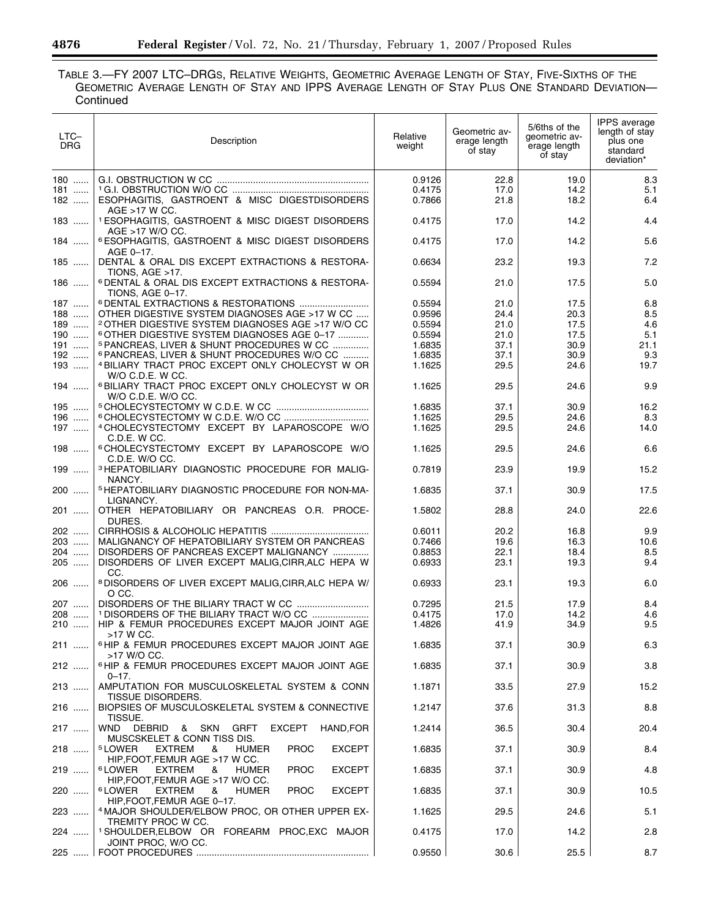TABLE 3.—FY 2007 LTC–DRGS, RELATIVE WEIGHTS, GEOMETRIC AVERAGE LENGTH OF STAY, FIVE-SIXTHS OF THE GEOMETRIC AVERAGE LENGTH OF STAY AND IPPS AVERAGE LENGTH OF STAY PLUS ONE STANDARD DEVIATION—Continued

| LTC–DRG | Description | Relative weight | Geometric average length of stay | 5/6ths of the geometric average length of stay | IPPS average length of stay plus one standard deviation* |
|---|---|---|---|---|---|
| 180 | G.I. OBSTRUCTION W CC | 0.9126 | 22.8 | 19.0 | 8.3 |
| 181 | [1] G.I. OBSTRUCTION W/O CC | 0.4175 | 17.0 | 14.2 | 5.1 |
| 182 | ESOPHAGITIS, GASTROENT & MISC DIGESTDISORDERS AGE >17 W CC. | 0.7866 | 21.8 | 18.2 | 6.4 |
| 183 | [1] ESOPHAGITIS, GASTROENT & MISC DIGEST DISORDERS AGE >17 W/O CC. | 0.4175 | 17.0 | 14.2 | 4.4 |
| 184 | [6] ESOPHAGITIS, GASTROENT & MISC DIGEST DISORDERS AGE 0–17. | 0.4175 | 17.0 | 14.2 | 5.6 |
| 185 | DENTAL & ORAL DIS EXCEPT EXTRACTIONS & RESTORATIONS, AGE >17. | 0.6634 | 23.2 | 19.3 | 7.2 |
| 186 | [6] DENTAL & ORAL DIS EXCEPT EXTRACTIONS & RESTORATIONS, AGE 0–17. | 0.5594 | 21.0 | 17.5 | 5.0 |
| 187 | [6] DENTAL EXTRACTIONS & RESTORATIONS | 0.5594 | 21.0 | 17.5 | 6.8 |
| 188 | OTHER DIGESTIVE SYSTEM DIAGNOSES AGE >17 W CC | 0.9596 | 24.4 | 20.3 | 8.5 |
| 189 | [2] OTHER DIGESTIVE SYSTEM DIAGNOSES AGE >17 W/O CC | 0.5594 | 21.0 | 17.5 | 4.6 |
| 190 | [6] OTHER DIGESTIVE SYSTEM DIAGNOSES AGE 0–17 | 0.5594 | 21.0 | 17.5 | 5.1 |
| 191 | [5] PANCREAS, LIVER & SHUNT PROCEDURES W CC | 1.6835 | 37.1 | 30.9 | 21.1 |
| 192 | [6] PANCREAS, LIVER & SHUNT PROCEDURES W/O CC | 1.6835 | 37.1 | 30.9 | 9.3 |
| 193 | [4] BILIARY TRACT PROC EXCEPT ONLY CHOLECYST W OR W/O C.D.E. W CC. | 1.1625 | 29.5 | 24.6 | 19.7 |
| 194 | [6] BILIARY TRACT PROC EXCEPT ONLY CHOLECYST W OR W/O C.D.E. W/O CC. | 1.1625 | 29.5 | 24.6 | 9.9 |
| 195 | [5] CHOLECYSTECTOMY W C.D.E. W CC | 1.6835 | 37.1 | 30.9 | 16.2 |
| 196 | [6] CHOLECYSTECTOMY W C.D.E. W/O CC | 1.1625 | 29.5 | 24.6 | 8.3 |
| 197 | [4] CHOLECYSTECTOMY EXCEPT BY LAPAROSCOPE W/O C.D.E. W CC. | 1.1625 | 29.5 | 24.6 | 14.0 |
| 198 | [6] CHOLECYSTECTOMY EXCEPT BY LAPAROSCOPE W/O C.D.E. W/O CC. | 1.1625 | 29.5 | 24.6 | 6.6 |
| 199 | [3] HEPATOBILIARY DIAGNOSTIC PROCEDURE FOR MALIGNANCY. | 0.7819 | 23.9 | 19.9 | 15.2 |
| 200 | [5] HEPATOBILIARY DIAGNOSTIC PROCEDURE FOR NON-MALIGNANCY. | 1.6835 | 37.1 | 30.9 | 17.5 |
| 201 | OTHER HEPATOBILIARY OR PANCREAS O.R. PROCEDURES. | 1.5802 | 28.8 | 24.0 | 22.6 |
| 202 | CIRRHOSIS & ALCOHOLIC HEPATITIS | 0.6011 | 20.2 | 16.8 | 9.9 |
| 203 | MALIGNANCY OF HEPATOBILIARY SYSTEM OR PANCREAS | 0.7466 | 19.6 | 16.3 | 10.6 |
| 204 | DISORDERS OF PANCREAS EXCEPT MALIGNANCY | 0.8853 | 22.1 | 18.4 | 8.5 |
| 205 | DISORDERS OF LIVER EXCEPT MALIG,CIRR,ALC HEPA W CC. | 0.6933 | 23.1 | 19.3 | 9.4 |
| 206 | [8] DISORDERS OF LIVER EXCEPT MALIG,CIRR,ALC HEPA W/O CC. | 0.6933 | 23.1 | 19.3 | 6.0 |
| 207 | DISORDERS OF THE BILIARY TRACT W CC | 0.7295 | 21.5 | 17.9 | 8.4 |
| 208 | [1] DISORDERS OF THE BILIARY TRACT W/O CC | 0.4175 | 17.0 | 14.2 | 4.6 |
| 210 | HIP & FEMUR PROCEDURES EXCEPT MAJOR JOINT AGE >17 W CC. | 1.4826 | 41.9 | 34.9 | 9.5 |
| 211 | [6] HIP & FEMUR PROCEDURES EXCEPT MAJOR JOINT AGE >17 W/O CC. | 1.6835 | 37.1 | 30.9 | 6.3 |
| 212 | [6] HIP & FEMUR PROCEDURES EXCEPT MAJOR JOINT AGE 0–17. | 1.6835 | 37.1 | 30.9 | 3.8 |
| 213 | AMPUTATION FOR MUSCULOSKELETAL SYSTEM & CONN TISSUE DISORDERS. | 1.1871 | 33.5 | 27.9 | 15.2 |
| 216 | BIOPSIES OF MUSCULOSKELETAL SYSTEM & CONNECTIVE TISSUE. | 1.2147 | 37.6 | 31.3 | 8.8 |
| 217 | WND DEBRID & SKN GRFT EXCEPT HAND,FOR MUSCSKELET & CONN TISS DIS. | 1.2414 | 36.5 | 30.4 | 20.4 |
| 218 | [5] LOWER EXTREM & HUMER PROC EXCEPT HIP,FOOT,FEMUR AGE >17 W CC. | 1.6835 | 37.1 | 30.9 | 8.4 |
| 219 | [6] LOWER EXTREM & HUMER PROC EXCEPT HIP,FOOT,FEMUR AGE >17 W/O CC. | 1.6835 | 37.1 | 30.9 | 4.8 |
| 220 | [6] LOWER EXTREM & HUMER PROC EXCEPT HIP,FOOT,FEMUR AGE 0–17. | 1.6835 | 37.1 | 30.9 | 10.5 |
| 223 | [4] MAJOR SHOULDER/ELBOW PROC, OR OTHER UPPER EXTREMITY PROC W CC. | 1.1625 | 29.5 | 24.6 | 5.1 |
| 224 | [1] SHOULDER,ELBOW OR FOREARM PROC,EXC MAJOR JOINT PROC, W/O CC. | 0.4175 | 17.0 | 14.2 | 2.8 |
| 225 | FOOT PROCEDURES | 0.9550 | 30.6 | 25.5 | 8.7 |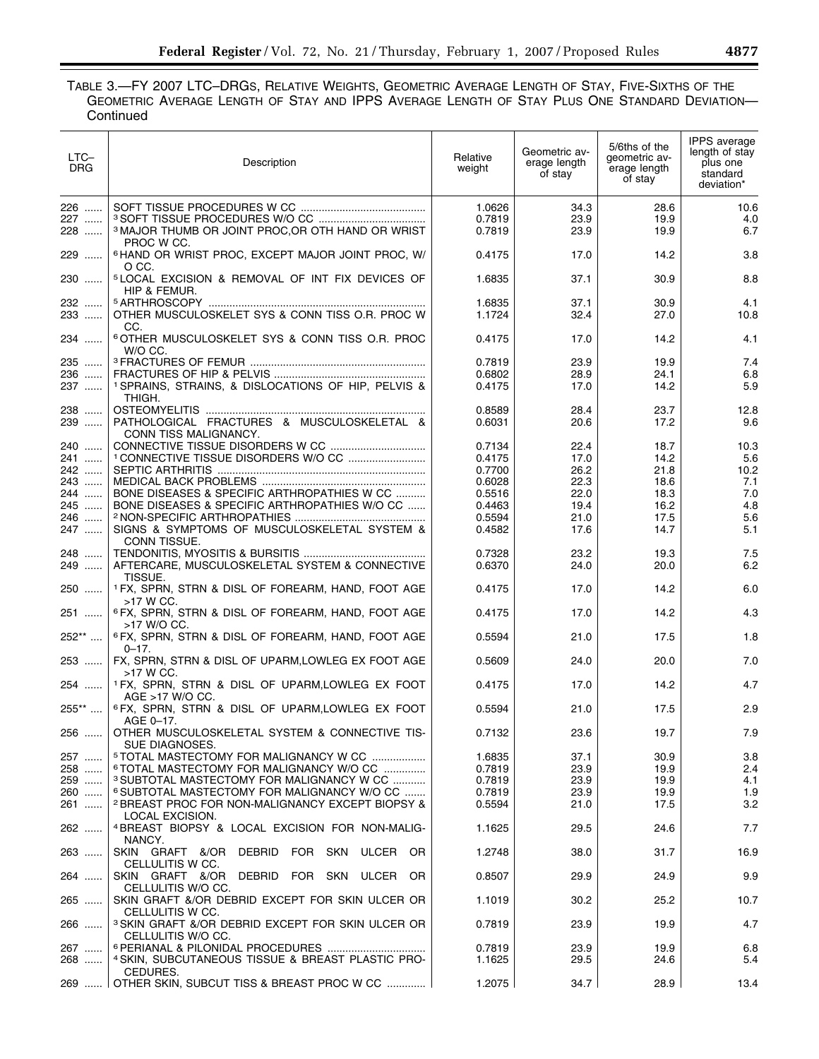TABLE 3.—FY 2007 LTC–DRGS, RELATIVE WEIGHTS, GEOMETRIC AVERAGE LENGTH OF STAY, FIVE-SIXTHS OF THE GEOMETRIC AVERAGE LENGTH OF STAY AND IPPS AVERAGE LENGTH OF STAY PLUS ONE STANDARD DEVIATION—Continued

| LTC–DRG | Description | Relative weight | Geometric average length of stay | 5/6ths of the geometric average length of stay | IPPS average length of stay plus one standard deviation* |
|---|---|---|---|---|---|
| 226 | SOFT TISSUE PROCEDURES W CC | 1.0626 | 34.3 | 28.6 | 10.6 |
| 227 | [3] SOFT TISSUE PROCEDURES W/O CC | 0.7819 | 23.9 | 19.9 | 4.0 |
| 228 | [3] MAJOR THUMB OR JOINT PROC,OR OTH HAND OR WRIST PROC W CC. | 0.7819 | 23.9 | 19.9 | 6.7 |
| 229 | [6] HAND OR WRIST PROC, EXCEPT MAJOR JOINT PROC, W/O CC. | 0.4175 | 17.0 | 14.2 | 3.8 |
| 230 | [5] LOCAL EXCISION & REMOVAL OF INT FIX DEVICES OF HIP & FEMUR. | 1.6835 | 37.1 | 30.9 | 8.8 |
| 232 | [5] ARTHROSCOPY | 1.6835 | 37.1 | 30.9 | 4.1 |
| 233 | OTHER MUSCULOSKELET SYS & CONN TISS O.R. PROC W CC. | 1.1724 | 32.4 | 27.0 | 10.8 |
| 234 | [6] OTHER MUSCULOSKELET SYS & CONN TISS O.R. PROC W/O CC. | 0.4175 | 17.0 | 14.2 | 4.1 |
| 235 | [3] FRACTURES OF FEMUR | 0.7819 | 23.9 | 19.9 | 7.4 |
| 236 | FRACTURES OF HIP & PELVIS | 0.6802 | 28.9 | 24.1 | 6.8 |
| 237 | [1] SPRAINS, STRAINS, & DISLOCATIONS OF HIP, PELVIS & THIGH. | 0.4175 | 17.0 | 14.2 | 5.9 |
| 238 | OSTEOMYELITIS | 0.8589 | 28.4 | 23.7 | 12.8 |
| 239 | PATHOLOGICAL FRACTURES & MUSCULOSKELETAL & CONN TISS MALIGNANCY. | 0.6031 | 20.6 | 17.2 | 9.6 |
| 240 | CONNECTIVE TISSUE DISORDERS W CC | 0.7134 | 22.4 | 18.7 | 10.3 |
| 241 | [1] CONNECTIVE TISSUE DISORDERS W/O CC | 0.4175 | 17.0 | 14.2 | 5.6 |
| 242 | SEPTIC ARTHRITIS | 0.7700 | 26.2 | 21.8 | 10.2 |
| 243 | MEDICAL BACK PROBLEMS | 0.6028 | 22.3 | 18.6 | 7.1 |
| 244 | BONE DISEASES & SPECIFIC ARTHROPATHIES W CC | 0.5516 | 22.0 | 18.3 | 7.0 |
| 245 | BONE DISEASES & SPECIFIC ARTHROPATHIES W/O CC | 0.4463 | 19.4 | 16.2 | 4.8 |
| 246 | [2] NON-SPECIFIC ARTHROPATHIES | 0.5594 | 21.0 | 17.5 | 5.6 |
| 247 | SIGNS & SYMPTOMS OF MUSCULOSKELETAL SYSTEM & CONN TISSUE. | 0.4582 | 17.6 | 14.7 | 5.1 |
| 248 | TENDONITIS, MYOSITIS & BURSITIS | 0.7328 | 23.2 | 19.3 | 7.5 |
| 249 | AFTERCARE, MUSCULOSKELETAL SYSTEM & CONNECTIVE TISSUE. | 0.6370 | 24.0 | 20.0 | 6.2 |
| 250 | [1] FX, SPRN, STRN & DISL OF FOREARM, HAND, FOOT AGE >17 W CC. | 0.4175 | 17.0 | 14.2 | 6.0 |
| 251 | [6] FX, SPRN, STRN & DISL OF FOREARM, HAND, FOOT AGE >17 W/O CC. | 0.4175 | 17.0 | 14.2 | 4.3 |
| 252** | [6] FX, SPRN, STRN & DISL OF FOREARM, HAND, FOOT AGE 0–17. | 0.5594 | 21.0 | 17.5 | 1.8 |
| 253 | FX, SPRN, STRN & DISL OF UPARM,LOWLEG EX FOOT AGE >17 W CC. | 0.5609 | 24.0 | 20.0 | 7.0 |
| 254 | [1] FX, SPRN, STRN & DISL OF UPARM,LOWLEG EX FOOT AGE >17 W/O CC. | 0.4175 | 17.0 | 14.2 | 4.7 |
| 255** | [6] FX, SPRN, STRN & DISL OF UPARM,LOWLEG EX FOOT AGE 0–17. | 0.5594 | 21.0 | 17.5 | 2.9 |
| 256 | OTHER MUSCULOSKELETAL SYSTEM & CONNECTIVE TISSUE DIAGNOSES. | 0.7132 | 23.6 | 19.7 | 7.9 |
| 257 | [5] TOTAL MASTECTOMY FOR MALIGNANCY W CC | 1.6835 | 37.1 | 30.9 | 3.8 |
| 258 | [6] TOTAL MASTECTOMY FOR MALIGNANCY W/O CC | 0.7819 | 23.9 | 19.9 | 2.4 |
| 259 | [3] SUBTOTAL MASTECTOMY FOR MALIGNANCY W CC | 0.7819 | 23.9 | 19.9 | 4.1 |
| 260 | [6] SUBTOTAL MASTECTOMY FOR MALIGNANCY W/O CC | 0.7819 | 23.9 | 19.9 | 1.9 |
| 261 | [2] BREAST PROC FOR NON-MALIGNANCY EXCEPT BIOPSY & LOCAL EXCISION. | 0.5594 | 21.0 | 17.5 | 3.2 |
| 262 | [4] BREAST BIOPSY & LOCAL EXCISION FOR NON-MALIGNANCY. | 1.1625 | 29.5 | 24.6 | 7.7 |
| 263 | SKIN GRAFT &/OR DEBRID FOR SKN ULCER OR CELLULITIS W CC. | 1.2748 | 38.0 | 31.7 | 16.9 |
| 264 | SKIN GRAFT &/OR DEBRID FOR SKN ULCER OR CELLULITIS W/O CC. | 0.8507 | 29.9 | 24.9 | 9.9 |
| 265 | SKIN GRAFT &/OR DEBRID EXCEPT FOR SKIN ULCER OR CELLULITIS W CC. | 1.1019 | 30.2 | 25.2 | 10.7 |
| 266 | [3] SKIN GRAFT &/OR DEBRID EXCEPT FOR SKIN ULCER OR CELLULITIS W/O CC. | 0.7819 | 23.9 | 19.9 | 4.7 |
| 267 | [6] PERIANAL & PILONIDAL PROCEDURES | 0.7819 | 23.9 | 19.9 | 6.8 |
| 268 | [4] SKIN, SUBCUTANEOUS TISSUE & BREAST PLASTIC PROCEDURES. | 1.1625 | 29.5 | 24.6 | 5.4 |
| 269 | OTHER SKIN, SUBCUT TISS & BREAST PROC W CC | 1.2075 | 34.7 | 28.9 | 13.4 |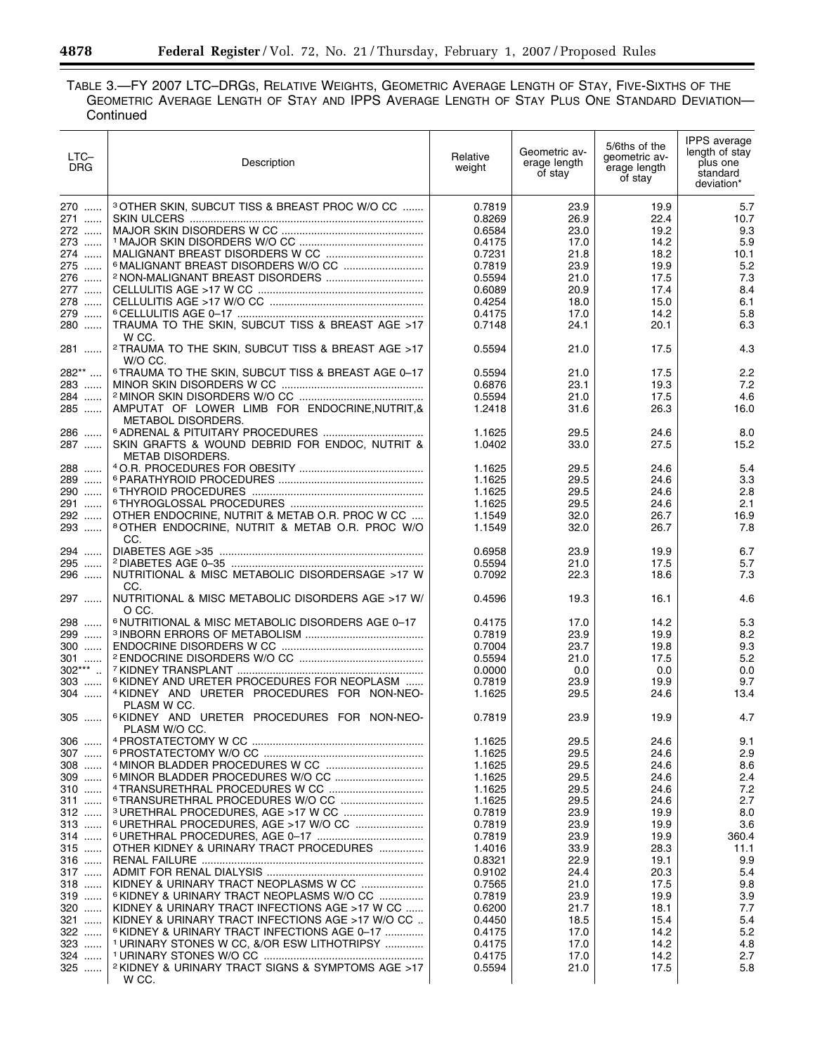TABLE 3.—FY 2007 LTC–DRGS, RELATIVE WEIGHTS, GEOMETRIC AVERAGE LENGTH OF STAY, FIVE-SIXTHS OF THE GEOMETRIC AVERAGE LENGTH OF STAY AND IPPS AVERAGE LENGTH OF STAY PLUS ONE STANDARD DEVIATION—Continued

| LTC–DRG | Description | Relative weight | Geometric average length of stay | 5/6ths of the geometric average length of stay | IPPS average length of stay plus one standard deviation* |
|---|---|---|---|---|---|
| 270 | [3] OTHER SKIN, SUBCUT TISS & BREAST PROC W/O CC | 0.7819 | 23.9 | 19.9 | 5.7 |
| 271 | SKIN ULCERS | 0.8269 | 26.9 | 22.4 | 10.7 |
| 272 | MAJOR SKIN DISORDERS W CC | 0.6584 | 23.0 | 19.2 | 9.3 |
| 273 | [1] MAJOR SKIN DISORDERS W/O CC | 0.4175 | 17.0 | 14.2 | 5.9 |
| 274 | MALIGNANT BREAST DISORDERS W CC | 0.7231 | 21.8 | 18.2 | 10.1 |
| 275 | [6] MALIGNANT BREAST DISORDERS W/O CC | 0.7819 | 23.9 | 19.9 | 5.2 |
| 276 | [2] NON-MALIGNANT BREAST DISORDERS | 0.5594 | 21.0 | 17.5 | 7.3 |
| 277 | CELLULITIS AGE >17 W CC | 0.6089 | 20.9 | 17.4 | 8.4 |
| 278 | CELLULITIS AGE >17 W/O CC | 0.4254 | 18.0 | 15.0 | 6.1 |
| 279 | [6] CELLULITIS AGE 0–17 | 0.4175 | 17.0 | 14.2 | 5.8 |
| 280 | TRAUMA TO THE SKIN, SUBCUT TISS & BREAST AGE >17 W CC. | 0.7148 | 24.1 | 20.1 | 6.3 |
| 281 | [2] TRAUMA TO THE SKIN, SUBCUT TISS & BREAST AGE >17 W/O CC. | 0.5594 | 21.0 | 17.5 | 4.3 |
| 282** | [6] TRAUMA TO THE SKIN, SUBCUT TISS & BREAST AGE 0–17 | 0.5594 | 21.0 | 17.5 | 2.2 |
| 283 | MINOR SKIN DISORDERS W CC | 0.6876 | 23.1 | 19.3 | 7.2 |
| 284 | [2] MINOR SKIN DISORDERS W/O CC | 0.5594 | 21.0 | 17.5 | 4.6 |
| 285 | AMPUTAT OF LOWER LIMB FOR ENDOCRINE,NUTRIT,& METABOL DISORDERS. | 1.2418 | 31.6 | 26.3 | 16.0 |
| 286 | [6] ADRENAL & PITUITARY PROCEDURES | 1.1625 | 29.5 | 24.6 | 8.0 |
| 287 | SKIN GRAFTS & WOUND DEBRID FOR ENDOC, NUTRIT & METAB DISORDERS. | 1.0402 | 33.0 | 27.5 | 15.2 |
| 288 | [4] O.R. PROCEDURES FOR OBESITY | 1.1625 | 29.5 | 24.6 | 5.4 |
| 289 | [6] PARATHYROID PROCEDURES | 1.1625 | 29.5 | 24.6 | 3.3 |
| 290 | [6] THYROID PROCEDURES | 1.1625 | 29.5 | 24.6 | 2.8 |
| 291 | [6] THYROGLOSSAL PROCEDURES | 1.1625 | 29.5 | 24.6 | 2.1 |
| 292 | OTHER ENDOCRINE, NUTRIT & METAB O.R. PROC W CC | 1.1549 | 32.0 | 26.7 | 16.9 |
| 293 | [8] OTHER ENDOCRINE, NUTRIT & METAB O.R. PROC W/O CC. | 1.1549 | 32.0 | 26.7 | 7.8 |
| 294 | DIABETES AGE >35 | 0.6958 | 23.9 | 19.9 | 6.7 |
| 295 | [2] DIABETES AGE 0–35 | 0.5594 | 21.0 | 17.5 | 5.7 |
| 296 | NUTRITIONAL & MISC METABOLIC DISORDERSAGE >17 W CC. | 0.7092 | 22.3 | 18.6 | 7.3 |
| 297 | NUTRITIONAL & MISC METABOLIC DISORDERS AGE >17 W/O CC. | 0.4596 | 19.3 | 16.1 | 4.6 |
| 298 | [6] NUTRITIONAL & MISC METABOLIC DISORDERS AGE 0–17 | 0.4175 | 17.0 | 14.2 | 5.3 |
| 299 | [3] INBORN ERRORS OF METABOLISM | 0.7819 | 23.9 | 19.9 | 8.2 |
| 300 | ENDOCRINE DISORDERS W CC | 0.7004 | 23.7 | 19.8 | 9.3 |
| 301 | [2] ENDOCRINE DISORDERS W/O CC | 0.5594 | 21.0 | 17.5 | 5.2 |
| 302*** | [7] KIDNEY TRANSPLANT | 0.0000 | 0.0 | 0.0 | 0.0 |
| 303 | [6] KIDNEY AND URETER PROCEDURES FOR NEOPLASM | 0.7819 | 23.9 | 19.9 | 9.7 |
| 304 | [4] KIDNEY AND URETER PROCEDURES FOR NON-NEOPLASM W CC. | 1.1625 | 29.5 | 24.6 | 13.4 |
| 305 | [6] KIDNEY AND URETER PROCEDURES FOR NON-NEOPLASM W/O CC. | 0.7819 | 23.9 | 19.9 | 4.7 |
| 306 | [4] PROSTATECTOMY W CC | 1.1625 | 29.5 | 24.6 | 9.1 |
| 307 | [6] PROSTATECTOMY W/O CC | 1.1625 | 29.5 | 24.6 | 2.9 |
| 308 | [4] MINOR BLADDER PROCEDURES W CC | 1.1625 | 29.5 | 24.6 | 8.6 |
| 309 | [6] MINOR BLADDER PROCEDURES W/O CC | 1.1625 | 29.5 | 24.6 | 2.4 |
| 310 | [4] TRANSURETHRAL PROCEDURES W CC | 1.1625 | 29.5 | 24.6 | 7.2 |
| 311 | [6] TRANSURETHRAL PROCEDURES W/O CC | 1.1625 | 29.5 | 24.6 | 2.7 |
| 312 | [3] URETHRAL PROCEDURES, AGE >17 W CC | 0.7819 | 23.9 | 19.9 | 8.0 |
| 313 | [6] URETHRAL PROCEDURES, AGE >17 W/O CC | 0.7819 | 23.9 | 19.9 | 3.6 |
| 314 | [6] URETHRAL PROCEDURES, AGE 0–17 | 0.7819 | 23.9 | 19.9 | 360.4 |
| 315 | OTHER KIDNEY & URINARY TRACT PROCEDURES | 1.4016 | 33.9 | 28.3 | 11.1 |
| 316 | RENAL FAILURE | 0.8321 | 22.9 | 19.1 | 9.9 |
| 317 | ADMIT FOR RENAL DIALYSIS | 0.9102 | 24.4 | 20.3 | 5.4 |
| 318 | KIDNEY & URINARY TRACT NEOPLASMS W CC | 0.7565 | 21.0 | 17.5 | 9.8 |
| 319 | [6] KIDNEY & URINARY TRACT NEOPLASMS W/O CC | 0.7819 | 23.9 | 19.9 | 3.9 |
| 320 | KIDNEY & URINARY TRACT INFECTIONS AGE >17 W CC | 0.6200 | 21.7 | 18.1 | 7.7 |
| 321 | KIDNEY & URINARY TRACT INFECTIONS AGE >17 W/O CC | 0.4450 | 18.5 | 15.4 | 5.4 |
| 322 | [6] KIDNEY & URINARY TRACT INFECTIONS AGE 0–17 | 0.4175 | 17.0 | 14.2 | 5.2 |
| 323 | [1] URINARY STONES W CC, &/OR ESW LITHOTRIPSY | 0.4175 | 17.0 | 14.2 | 4.8 |
| 324 | [1] URINARY STONES W/O CC | 0.4175 | 17.0 | 14.2 | 2.7 |
| 325 | [2] KIDNEY & URINARY TRACT SIGNS & SYMPTOMS AGE >17 W CC. | 0.5594 | 21.0 | 17.5 | 5.8 |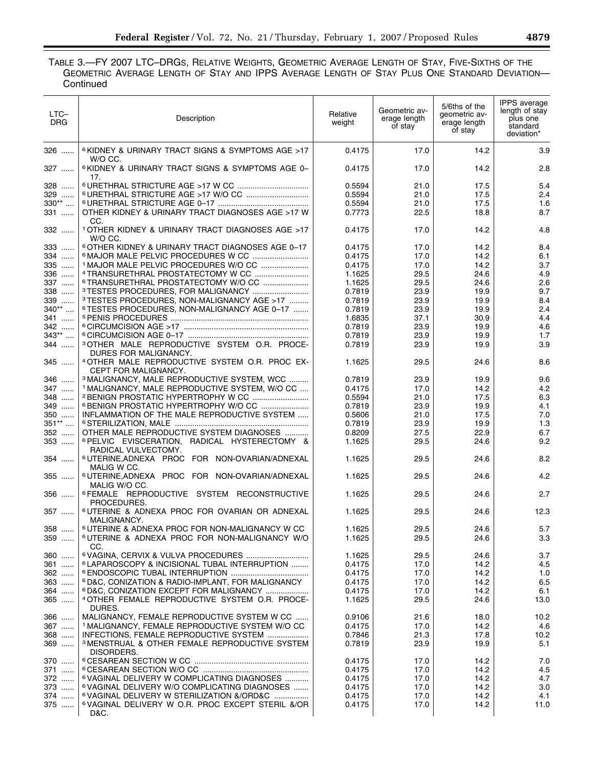TABLE 3.—FY 2007 LTC–DRGS, RELATIVE WEIGHTS, GEOMETRIC AVERAGE LENGTH OF STAY, FIVE-SIXTHS OF THE GEOMETRIC AVERAGE LENGTH OF STAY AND IPPS AVERAGE LENGTH OF STAY PLUS ONE STANDARD DEVIATION—Continued

| LTC–DRG | Description | Relative weight | Geometric average length of stay | 5/6ths of the geometric average length of stay | IPPS average length of stay plus one standard deviation* |
|---|---|---|---|---|---|
| 326 | [6] KIDNEY & URINARY TRACT SIGNS & SYMPTOMS AGE >17 W/O CC. | 0.4175 | 17.0 | 14.2 | 3.9 |
| 327 | [6] KIDNEY & URINARY TRACT SIGNS & SYMPTOMS AGE 0–17. | 0.4175 | 17.0 | 14.2 | 2.8 |
| 328 | [6] URETHRAL STRICTURE AGE >17 W CC | 0.5594 | 21.0 | 17.5 | 5.4 |
| 329 | [6] URETHRAL STRICTURE AGE >17 W/O CC | 0.5594 | 21.0 | 17.5 | 2.4 |
| 330** | [6] URETHRAL STRICTURE AGE 0–17 | 0.5594 | 21.0 | 17.5 | 1.6 |
| 331 | OTHER KIDNEY & URINARY TRACT DIAGNOSES AGE >17 W CC. | 0.7773 | 22.5 | 18.8 | 8.7 |
| 332 | [1] OTHER KIDNEY & URINARY TRACT DIAGNOSES AGE >17 W/O CC. | 0.4175 | 17.0 | 14.2 | 4.8 |
| 333 | [6] OTHER KIDNEY & URINARY TRACT DIAGNOSES AGE 0–17 | 0.4175 | 17.0 | 14.2 | 8.4 |
| 334 | [6] MAJOR MALE PELVIC PROCEDURES W CC | 0.4175 | 17.0 | 14.2 | 6.1 |
| 335 | [1] MAJOR MALE PELVIC PROCEDURES W/O CC | 0.4175 | 17.0 | 14.2 | 3.7 |
| 336 | [4] TRANSURETHRAL PROSTATECTOMY W CC | 1.1625 | 29.5 | 24.6 | 4.9 |
| 337 | [6] TRANSURETHRAL PROSTATECTOMY W/O CC | 1.1625 | 29.5 | 24.6 | 2.6 |
| 338 | [3] TESTES PROCEDURES, FOR MALIGNANCY | 0.7819 | 23.9 | 19.9 | 9.7 |
| 339 | [3] TESTES PROCEDURES, NON-MALIGNANCY AGE >17 | 0.7819 | 23.9 | 19.9 | 8.4 |
| 340** | [6] TESTES PROCEDURES, NON-MALIGNANCY AGE 0–17 | 0.7819 | 23.9 | 19.9 | 2.4 |
| 341 | [5] PENIS PROCEDURES | 1.6835 | 37.1 | 30.9 | 4.4 |
| 342 | [6] CIRCUMCISION AGE >17 | 0.7819 | 23.9 | 19.9 | 4.6 |
| 343** | [6] CIRCUMCISION AGE 0–17 | 0.7819 | 23.9 | 19.9 | 1.7 |
| 344 | [3] OTHER MALE REPRODUCTIVE SYSTEM O.R. PROCEDURES FOR MALIGNANCY. | 0.7819 | 23.9 | 19.9 | 3.9 |
| 345 | [4] OTHER MALE REPRODUCTIVE SYSTEM O.R. PROC EXCEPT FOR MALIGNANCY. | 1.1625 | 29.5 | 24.6 | 8.6 |
| 346 | [3] MALIGNANCY, MALE REPRODUCTIVE SYSTEM, WCC | 0.7819 | 23.9 | 19.9 | 9.6 |
| 347 | [1] MALIGNANCY, MALE REPRODUCTIVE SYSTEM, W/O CC | 0.4175 | 17.0 | 14.2 | 4.2 |
| 348 | [2] BENIGN PROSTATIC HYPERTROPHY W CC | 0.5594 | 21.0 | 17.5 | 6.3 |
| 349 | [6] BENIGN PROSTATIC HYPERTROPHY W/O CC | 0.7819 | 23.9 | 19.9 | 4.1 |
| 350 | INFLAMMATION OF THE MALE REPRODUCTIVE SYSTEM | 0.5606 | 21.0 | 17.5 | 7.0 |
| 351** | [6] STERILIZATION, MALE | 0.7819 | 23.9 | 19.9 | 1.3 |
| 352 | OTHER MALE REPRODUCTIVE SYSTEM DIAGNOSES | 0.8209 | 27.5 | 22.9 | 6.7 |
| 353 | [6] PELVIC EVISCERATION, RADICAL HYSTERECTOMY & RADICAL VULVECTOMY. | 1.1625 | 29.5 | 24.6 | 9.2 |
| 354 | [6] UTERINE,ADNEXA PROC FOR NON-OVARIAN/ADNEXAL MALIG W CC. | 1.1625 | 29.5 | 24.6 | 8.2 |
| 355 | [6] UTERINE,ADNEXA PROC FOR NON-OVARIAN/ADNEXAL MALIG W/O CC. | 1.1625 | 29.5 | 24.6 | 4.2 |
| 356 | [6] FEMALE REPRODUCTIVE SYSTEM RECONSTRUCTIVE PROCEDURES. | 1.1625 | 29.5 | 24.6 | 2.7 |
| 357 | [6] UTERINE & ADNEXA PROC FOR OVARIAN OR ADNEXAL MALIGNANCY. | 1.1625 | 29.5 | 24.6 | 12.3 |
| 358 | [6] UTERINE & ADNEXA PROC FOR NON-MALIGNANCY W CC | 1.1625 | 29.5 | 24.6 | 5.7 |
| 359 | [6] UTERINE & ADNEXA PROC FOR NON-MALIGNANCY W/O CC. | 1.1625 | 29.5 | 24.6 | 3.3 |
| 360 | [6] VAGINA, CERVIX & VULVA PROCEDURES | 1.1625 | 29.5 | 24.6 | 3.7 |
| 361 | [6] LAPAROSCOPY & INCISIONAL TUBAL INTERRUPTION | 0.4175 | 17.0 | 14.2 | 4.5 |
| 362 | [6] ENDOSCOPIC TUBAL INTERRUPTION | 0.4175 | 17.0 | 14.2 | 1.0 |
| 363 | [6] D&C, CONIZATION & RADIO-IMPLANT, FOR MALIGNANCY | 0.4175 | 17.0 | 14.2 | 6.5 |
| 364 | [6] D&C, CONIZATION EXCEPT FOR MALIGNANCY | 0.4175 | 17.0 | 14.2 | 6.1 |
| 365 | [4] OTHER FEMALE REPRODUCTIVE SYSTEM O.R. PROCEDURES. | 1.1625 | 29.5 | 24.6 | 13.0 |
| 366 | MALIGNANCY, FEMALE REPRODUCTIVE SYSTEM W CC | 0.9106 | 21.6 | 18.0 | 10.2 |
| 367 | [1] MALIGNANCY, FEMALE REPRODUCTIVE SYSTEM W/O CC | 0.4175 | 17.0 | 14.2 | 4.6 |
| 368 | INFECTIONS, FEMALE REPRODUCTIVE SYSTEM | 0.7846 | 21.3 | 17.8 | 10.2 |
| 369 | [3] MENSTRUAL & OTHER FEMALE REPRODUCTIVE SYSTEM DISORDERS. | 0.7819 | 23.9 | 19.9 | 5.1 |
| 370 | [6] CESAREAN SECTION W CC | 0.4175 | 17.0 | 14.2 | 7.0 |
| 371 | [6] CESAREAN SECTION W/O CC | 0.4175 | 17.0 | 14.2 | 4.5 |
| 372 | [6] VAGINAL DELIVERY W COMPLICATING DIAGNOSES | 0.4175 | 17.0 | 14.2 | 4.7 |
| 373 | [6] VAGINAL DELIVERY W/O COMPLICATING DIAGNOSES | 0.4175 | 17.0 | 14.2 | 3.0 |
| 374 | [6] VAGINAL DELIVERY W STERILIZATION &/ORD&C | 0.4175 | 17.0 | 14.2 | 4.1 |
| 375 | [6] VAGINAL DELIVERY W O.R. PROC EXCEPT STERIL &/OR D&C. | 0.4175 | 17.0 | 14.2 | 11.0 |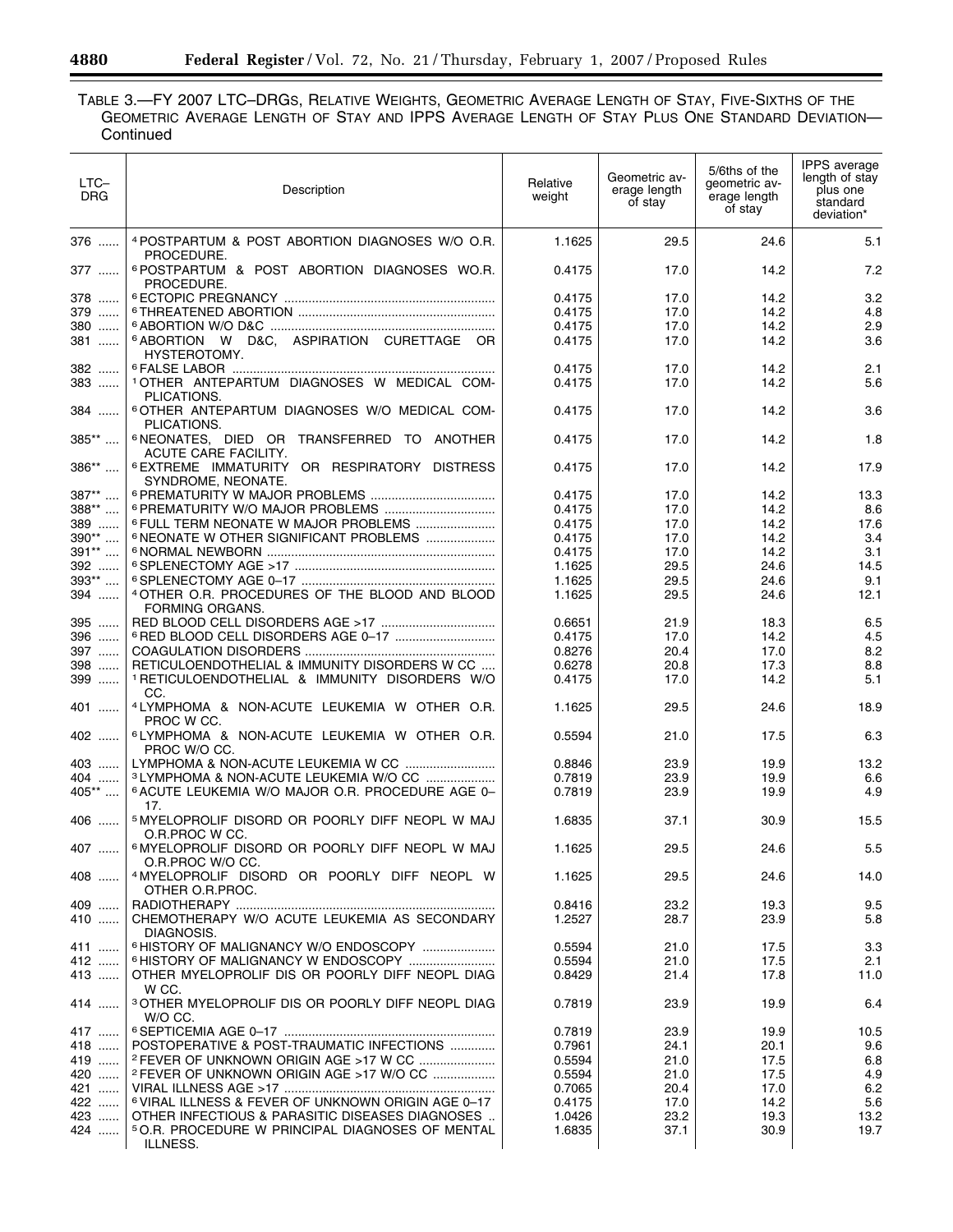TABLE 3.—FY 2007 LTC–DRGS, RELATIVE WEIGHTS, GEOMETRIC AVERAGE LENGTH OF STAY, FIVE-SIXTHS OF THE GEOMETRIC AVERAGE LENGTH OF STAY AND IPPS AVERAGE LENGTH OF STAY PLUS ONE STANDARD DEVIATION—Continued

| LTC–DRG | Description | Relative weight | Geometric average length of stay | 5/6ths of the geometric average length of stay | IPPS average length of stay plus one standard deviation* |
|---|---|---|---|---|---|
| 376 | [4] POSTPARTUM & POST ABORTION DIAGNOSES W/O O.R. PROCEDURE. | 1.1625 | 29.5 | 24.6 | 5.1 |
| 377 | [6] POSTPARTUM & POST ABORTION DIAGNOSES WO.R. PROCEDURE. | 0.4175 | 17.0 | 14.2 | 7.2 |
| 378 | [6] ECTOPIC PREGNANCY | 0.4175 | 17.0 | 14.2 | 3.2 |
| 379 | [6] THREATENED ABORTION | 0.4175 | 17.0 | 14.2 | 4.8 |
| 380 | [6] ABORTION W/O D&C | 0.4175 | 17.0 | 14.2 | 2.9 |
| 381 | [6] ABORTION W D&C, ASPIRATION CURETTAGE OR HYSTEROTOMY. | 0.4175 | 17.0 | 14.2 | 3.6 |
| 382 | [6] FALSE LABOR | 0.4175 | 17.0 | 14.2 | 2.1 |
| 383 | [1] OTHER ANTEPARTUM DIAGNOSES W MEDICAL COMPLICATIONS. | 0.4175 | 17.0 | 14.2 | 5.6 |
| 384 | [6] OTHER ANTEPARTUM DIAGNOSES W/O MEDICAL COMPLICATIONS. | 0.4175 | 17.0 | 14.2 | 3.6 |
| 385** | [6] NEONATES, DIED OR TRANSFERRED TO ANOTHER ACUTE CARE FACILITY. | 0.4175 | 17.0 | 14.2 | 1.8 |
| 386** | [6] EXTREME IMMATURITY OR RESPIRATORY DISTRESS SYNDROME, NEONATE. | 0.4175 | 17.0 | 14.2 | 17.9 |
| 387** | [6] PREMATURITY W MAJOR PROBLEMS | 0.4175 | 17.0 | 14.2 | 13.3 |
| 388** | [6] PREMATURITY W/O MAJOR PROBLEMS | 0.4175 | 17.0 | 14.2 | 8.6 |
| 389 | [6] FULL TERM NEONATE W MAJOR PROBLEMS | 0.4175 | 17.0 | 14.2 | 17.6 |
| 390** | [6] NEONATE W OTHER SIGNIFICANT PROBLEMS | 0.4175 | 17.0 | 14.2 | 3.4 |
| 391** | [6] NORMAL NEWBORN | 0.4175 | 17.0 | 14.2 | 3.1 |
| 392 | [6] SPLENECTOMY AGE >17 | 1.1625 | 29.5 | 24.6 | 14.5 |
| 393** | [6] SPLENECTOMY AGE 0–17 | 1.1625 | 29.5 | 24.6 | 9.1 |
| 394 | [4] OTHER O.R. PROCEDURES OF THE BLOOD AND BLOOD FORMING ORGANS. | 1.1625 | 29.5 | 24.6 | 12.1 |
| 395 | RED BLOOD CELL DISORDERS AGE >17 | 0.6651 | 21.9 | 18.3 | 6.5 |
| 396 | [6] RED BLOOD CELL DISORDERS AGE 0–17 | 0.4175 | 17.0 | 14.2 | 4.5 |
| 397 | COAGULATION DISORDERS | 0.8276 | 20.4 | 17.0 | 8.2 |
| 398 | RETICULOENDOTHELIAL & IMMUNITY DISORDERS W CC | 0.6278 | 20.8 | 17.3 | 8.8 |
| 399 | [1] RETICULOENDOTHELIAL & IMMUNITY DISORDERS W/O CC. | 0.4175 | 17.0 | 14.2 | 5.1 |
| 401 | [4] LYMPHOMA & NON-ACUTE LEUKEMIA W OTHER O.R. PROC W CC. | 1.1625 | 29.5 | 24.6 | 18.9 |
| 402 | [6] LYMPHOMA & NON-ACUTE LEUKEMIA W OTHER O.R. PROC W/O CC. | 0.5594 | 21.0 | 17.5 | 6.3 |
| 403 | LYMPHOMA & NON-ACUTE LEUKEMIA W CC | 0.8846 | 23.9 | 19.9 | 13.2 |
| 404 | [3] LYMPHOMA & NON-ACUTE LEUKEMIA W/O CC | 0.7819 | 23.9 | 19.9 | 6.6 |
| 405** | [6] ACUTE LEUKEMIA W/O MAJOR O.R. PROCEDURE AGE 0–17. | 0.7819 | 23.9 | 19.9 | 4.9 |
| 406 | [5] MYELOPROLIF DISORD OR POORLY DIFF NEOPL W MAJ O.R.PROC W CC. | 1.6835 | 37.1 | 30.9 | 15.5 |
| 407 | [6] MYELOPROLIF DISORD OR POORLY DIFF NEOPL W MAJ O.R.PROC W/O CC. | 1.1625 | 29.5 | 24.6 | 5.5 |
| 408 | [4] MYELOPROLIF DISORD OR POORLY DIFF NEOPL W OTHER O.R.PROC. | 1.1625 | 29.5 | 24.6 | 14.0 |
| 409 | RADIOTHERAPY | 0.8416 | 23.2 | 19.3 | 9.5 |
| 410 | CHEMOTHERAPY W/O ACUTE LEUKEMIA AS SECONDARY DIAGNOSIS. | 1.2527 | 28.7 | 23.9 | 5.8 |
| 411 | [6] HISTORY OF MALIGNANCY W/O ENDOSCOPY | 0.5594 | 21.0 | 17.5 | 3.3 |
| 412 | [6] HISTORY OF MALIGNANCY W ENDOSCOPY | 0.5594 | 21.0 | 17.5 | 2.1 |
| 413 | OTHER MYELOPROLIF DIS OR POORLY DIFF NEOPL DIAG W CC. | 0.8429 | 21.4 | 17.8 | 11.0 |
| 414 | [3] OTHER MYELOPROLIF DIS OR POORLY DIFF NEOPL DIAG W/O CC. | 0.7819 | 23.9 | 19.9 | 6.4 |
| 417 | [6] SEPTICEMIA AGE 0–17 | 0.7819 | 23.9 | 19.9 | 10.5 |
| 418 | POSTOPERATIVE & POST-TRAUMATIC INFECTIONS | 0.7961 | 24.1 | 20.1 | 9.6 |
| 419 | [2] FEVER OF UNKNOWN ORIGIN AGE >17 W CC | 0.5594 | 21.0 | 17.5 | 6.8 |
| 420 | [2] FEVER OF UNKNOWN ORIGIN AGE >17 W/O CC | 0.5594 | 21.0 | 17.5 | 4.9 |
| 421 | VIRAL ILLNESS AGE >17 | 0.7065 | 20.4 | 17.0 | 6.2 |
| 422 | [6] VIRAL ILLNESS & FEVER OF UNKNOWN ORIGIN AGE 0–17 | 0.4175 | 17.0 | 14.2 | 5.6 |
| 423 | OTHER INFECTIOUS & PARASITIC DISEASES DIAGNOSES | 1.0426 | 23.2 | 19.3 | 13.2 |
| 424 | [5] O.R. PROCEDURE W PRINCIPAL DIAGNOSES OF MENTAL ILLNESS. | 1.6835 | 37.1 | 30.9 | 19.7 |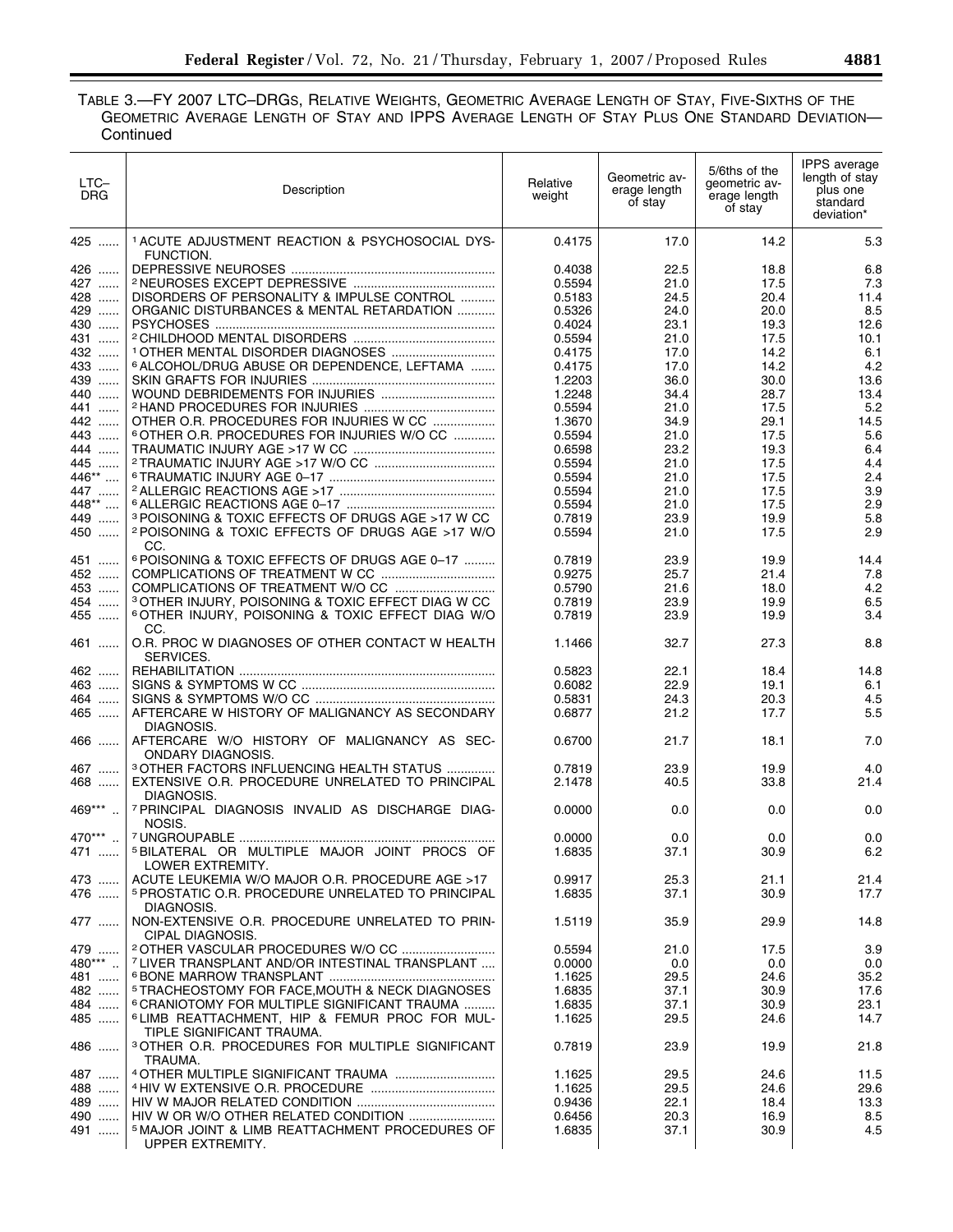TABLE 3.—FY 2007 LTC–DRGS, RELATIVE WEIGHTS, GEOMETRIC AVERAGE LENGTH OF STAY, FIVE-SIXTHS OF THE GEOMETRIC AVERAGE LENGTH OF STAY AND IPPS AVERAGE LENGTH OF STAY PLUS ONE STANDARD DEVIATION—Continued

| LTC–DRG | Description | Relative weight | Geometric average length of stay | 5/6ths of the geometric average length of stay | IPPS average length of stay plus one standard deviation* |
|---|---|---|---|---|---|
| 425 | [1] ACUTE ADJUSTMENT REACTION & PSYCHOSOCIAL DYSFUNCTION. | 0.4175 | 17.0 | 14.2 | 5.3 |
| 426 | DEPRESSIVE NEUROSES | 0.4038 | 22.5 | 18.8 | 6.8 |
| 427 | [2] NEUROSES EXCEPT DEPRESSIVE | 0.5594 | 21.0 | 17.5 | 7.3 |
| 428 | DISORDERS OF PERSONALITY & IMPULSE CONTROL | 0.5183 | 24.5 | 20.4 | 11.4 |
| 429 | ORGANIC DISTURBANCES & MENTAL RETARDATION | 0.5326 | 24.0 | 20.0 | 8.5 |
| 430 | PSYCHOSES | 0.4024 | 23.1 | 19.3 | 12.6 |
| 431 | [2] CHILDHOOD MENTAL DISORDERS | 0.5594 | 21.0 | 17.5 | 10.1 |
| 432 | [1] OTHER MENTAL DISORDER DIAGNOSES | 0.4175 | 17.0 | 14.2 | 6.1 |
| 433 | [6] ALCOHOL/DRUG ABUSE OR DEPENDENCE, LEFTAMA | 0.4175 | 17.0 | 14.2 | 4.2 |
| 439 | SKIN GRAFTS FOR INJURIES | 1.2203 | 36.0 | 30.0 | 13.6 |
| 440 | WOUND DEBRIDEMENTS FOR INJURIES | 1.2248 | 34.4 | 28.7 | 13.4 |
| 441 | [2] HAND PROCEDURES FOR INJURIES | 0.5594 | 21.0 | 17.5 | 5.2 |
| 442 | OTHER O.R. PROCEDURES FOR INJURIES W CC | 1.3670 | 34.9 | 29.1 | 14.5 |
| 443 | [6] OTHER O.R. PROCEDURES FOR INJURIES W/O CC | 0.5594 | 21.0 | 17.5 | 5.6 |
| 444 | TRAUMATIC INJURY AGE >17 W CC | 0.6598 | 23.2 | 19.3 | 6.4 |
| 445 | [2] TRAUMATIC INJURY AGE >17 W/O CC | 0.5594 | 21.0 | 17.5 | 4.4 |
| 446** | [6] TRAUMATIC INJURY AGE 0–17 | 0.5594 | 21.0 | 17.5 | 2.4 |
| 447 | [2] ALLERGIC REACTIONS AGE >17 | 0.5594 | 21.0 | 17.5 | 3.9 |
| 448** | [6] ALLERGIC REACTIONS AGE 0–17 | 0.5594 | 21.0 | 17.5 | 2.9 |
| 449 | [3] POISONING & TOXIC EFFECTS OF DRUGS AGE >17 W CC | 0.7819 | 23.9 | 19.9 | 5.8 |
| 450 | [2] POISONING & TOXIC EFFECTS OF DRUGS AGE >17 W/O CC. | 0.5594 | 21.0 | 17.5 | 2.9 |
| 451 | [6] POISONING & TOXIC EFFECTS OF DRUGS AGE 0–17 | 0.7819 | 23.9 | 19.9 | 14.4 |
| 452 | COMPLICATIONS OF TREATMENT W CC | 0.9275 | 25.7 | 21.4 | 7.8 |
| 453 | COMPLICATIONS OF TREATMENT W/O CC | 0.5790 | 21.6 | 18.0 | 4.2 |
| 454 | [3] OTHER INJURY, POISONING & TOXIC EFFECT DIAG W CC | 0.7819 | 23.9 | 19.9 | 6.5 |
| 455 | [6] OTHER INJURY, POISONING & TOXIC EFFECT DIAG W/O CC. | 0.7819 | 23.9 | 19.9 | 3.4 |
| 461 | O.R. PROC W DIAGNOSES OF OTHER CONTACT W HEALTH SERVICES. | 1.1466 | 32.7 | 27.3 | 8.8 |
| 462 | REHABILITATION | 0.5823 | 22.1 | 18.4 | 14.8 |
| 463 | SIGNS & SYMPTOMS W CC | 0.6082 | 22.9 | 19.1 | 6.1 |
| 464 | SIGNS & SYMPTOMS W/O CC | 0.5831 | 24.3 | 20.3 | 4.5 |
| 465 | AFTERCARE W HISTORY OF MALIGNANCY AS SECONDARY DIAGNOSIS. | 0.6877 | 21.2 | 17.7 | 5.5 |
| 466 | AFTERCARE W/O HISTORY OF MALIGNANCY AS SECONDARY DIAGNOSIS. | 0.6700 | 21.7 | 18.1 | 7.0 |
| 467 | [3] OTHER FACTORS INFLUENCING HEALTH STATUS | 0.7819 | 23.9 | 19.9 | 4.0 |
| 468 | EXTENSIVE O.R. PROCEDURE UNRELATED TO PRINCIPAL DIAGNOSIS. | 2.1478 | 40.5 | 33.8 | 21.4 |
| 469*** | [7] PRINCIPAL DIAGNOSIS INVALID AS DISCHARGE DIAGNOSIS. | 0.0000 | 0.0 | 0.0 | 0.0 |
| 470*** | [7] UNGROUPABLE | 0.0000 | 0.0 | 0.0 | 0.0 |
| 471 | [5] BILATERAL OR MULTIPLE MAJOR JOINT PROCS OF LOWER EXTREMITY. | 1.6835 | 37.1 | 30.9 | 6.2 |
| 473 | ACUTE LEUKEMIA W/O MAJOR O.R. PROCEDURE AGE >17 | 0.9917 | 25.3 | 21.1 | 21.4 |
| 476 | [5] PROSTATIC O.R. PROCEDURE UNRELATED TO PRINCIPAL DIAGNOSIS. | 1.6835 | 37.1 | 30.9 | 17.7 |
| 477 | NON-EXTENSIVE O.R. PROCEDURE UNRELATED TO PRINCIPAL DIAGNOSIS. | 1.5119 | 35.9 | 29.9 | 14.8 |
| 479 | [2] OTHER VASCULAR PROCEDURES W/O CC | 0.5594 | 21.0 | 17.5 | 3.9 |
| 480*** | [7] LIVER TRANSPLANT AND/OR INTESTINAL TRANSPLANT | 0.0000 | 0.0 | 0.0 | 0.0 |
| 481 | [6] BONE MARROW TRANSPLANT | 1.1625 | 29.5 | 24.6 | 35.2 |
| 482 | [5] TRACHEOSTOMY FOR FACE,MOUTH & NECK DIAGNOSES | 1.6835 | 37.1 | 30.9 | 17.6 |
| 484 | [6] CRANIOTOMY FOR MULTIPLE SIGNIFICANT TRAUMA | 1.6835 | 37.1 | 30.9 | 23.1 |
| 485 | [6] LIMB REATTACHMENT, HIP & FEMUR PROC FOR MULTIPLE SIGNIFICANT TRAUMA. | 1.1625 | 29.5 | 24.6 | 14.7 |
| 486 | [3] OTHER O.R. PROCEDURES FOR MULTIPLE SIGNIFICANT TRAUMA. | 0.7819 | 23.9 | 19.9 | 21.8 |
| 487 | [4] OTHER MULTIPLE SIGNIFICANT TRAUMA | 1.1625 | 29.5 | 24.6 | 11.5 |
| 488 | [4] HIV W EXTENSIVE O.R. PROCEDURE | 1.1625 | 29.5 | 24.6 | 29.6 |
| 489 | HIV W MAJOR RELATED CONDITION | 0.9436 | 22.1 | 18.4 | 13.3 |
| 490 | HIV W OR W/O OTHER RELATED CONDITION | 0.6456 | 20.3 | 16.9 | 8.5 |
| 491 | [5] MAJOR JOINT & LIMB REATTACHMENT PROCEDURES OF UPPER EXTREMITY. | 1.6835 | 37.1 | 30.9 | 4.5 |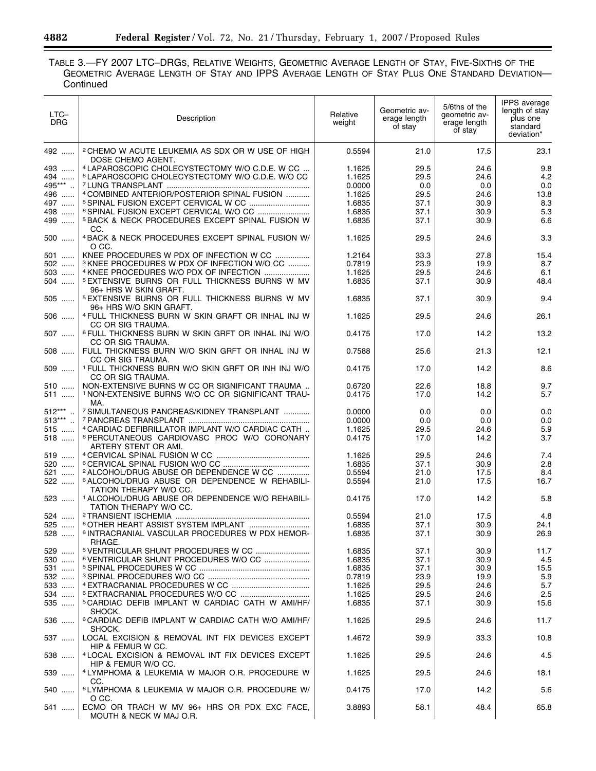TABLE 3.—FY 2007 LTC–DRGS, RELATIVE WEIGHTS, GEOMETRIC AVERAGE LENGTH OF STAY, FIVE-SIXTHS OF THE GEOMETRIC AVERAGE LENGTH OF STAY AND IPPS AVERAGE LENGTH OF STAY PLUS ONE STANDARD DEVIATION—Continued

| LTC–DRG | Description | Relative weight | Geometric average length of stay | 5/6ths of the geometric average length of stay | IPPS average length of stay plus one standard deviation* |
|---|---|---|---|---|---|
| 492 | [2] CHEMO W ACUTE LEUKEMIA AS SDX OR W USE OF HIGH DOSE CHEMO AGENT. | 0.5594 | 21.0 | 17.5 | 23.1 |
| 493 | [4] LAPAROSCOPIC CHOLECYSTECTOMY W/O C.D.E. W CC | 1.1625 | 29.5 | 24.6 | 9.8 |
| 494 | [6] LAPAROSCOPIC CHOLECYSTECTOMY W/O C.D.E. W/O CC | 1.1625 | 29.5 | 24.6 | 4.2 |
| 495*** | [7] LUNG TRANSPLANT | 0.0000 | 0.0 | 0.0 | 0.0 |
| 496 | [4] COMBINED ANTERIOR/POSTERIOR SPINAL FUSION | 1.1625 | 29.5 | 24.6 | 13.8 |
| 497 | [5] SPINAL FUSION EXCEPT CERVICAL W CC | 1.6835 | 37.1 | 30.9 | 8.3 |
| 498 | [6] SPINAL FUSION EXCEPT CERVICAL W/O CC | 1.6835 | 37.1 | 30.9 | 5.3 |
| 499 | [5] BACK & NECK PROCEDURES EXCEPT SPINAL FUSION W CC. | 1.6835 | 37.1 | 30.9 | 6.6 |
| 500 | [4] BACK & NECK PROCEDURES EXCEPT SPINAL FUSION W/O CC. | 1.1625 | 29.5 | 24.6 | 3.3 |
| 501 | KNEE PROCEDURES W PDX OF INFECTION W CC | 1.2164 | 33.3 | 27.8 | 15.4 |
| 502 | [3] KNEE PROCEDURES W PDX OF INFECTION W/O CC | 0.7819 | 23.9 | 19.9 | 8.7 |
| 503 | [4] KNEE PROCEDURES W/O PDX OF INFECTION | 1.1625 | 29.5 | 24.6 | 6.1 |
| 504 | [5] EXTENSIVE BURNS OR FULL THICKNESS BURNS W MV 96+ HRS W SKIN GRAFT. | 1.6835 | 37.1 | 30.9 | 48.4 |
| 505 | [5] EXTENSIVE BURNS OR FULL THICKNESS BURNS W MV 96+ HRS W/O SKIN GRAFT. | 1.6835 | 37.1 | 30.9 | 9.4 |
| 506 | [4] FULL THICKNESS BURN W SKIN GRAFT OR INHAL INJ W CC OR SIG TRAUMA. | 1.1625 | 29.5 | 24.6 | 26.1 |
| 507 | [6] FULL THICKNESS BURN W SKIN GRFT OR INHAL INJ W/O CC OR SIG TRAUMA. | 0.4175 | 17.0 | 14.2 | 13.2 |
| 508 | FULL THICKNESS BURN W/O SKIN GRFT OR INHAL INJ W CC OR SIG TRAUMA. | 0.7588 | 25.6 | 21.3 | 12.1 |
| 509 | [1] FULL THICKNESS BURN W/O SKIN GRFT OR INH INJ W/O CC OR SIG TRAUMA. | 0.4175 | 17.0 | 14.2 | 8.6 |
| 510 | NON-EXTENSIVE BURNS W CC OR SIGNIFICANT TRAUMA | 0.6720 | 22.6 | 18.8 | 9.7 |
| 511 | [1] NON-EXTENSIVE BURNS W/O CC OR SIGNIFICANT TRAUMA. | 0.4175 | 17.0 | 14.2 | 5.7 |
| 512*** | [7] SIMULTANEOUS PANCREAS/KIDNEY TRANSPLANT | 0.0000 | 0.0 | 0.0 | 0.0 |
| 513*** | [7] PANCREAS TRANSPLANT | 0.0000 | 0.0 | 0.0 | 0.0 |
| 515 | [4] CARDIAC DEFIBRILLATOR IMPLANT W/O CARDIAC CATH | 1.1625 | 29.5 | 24.6 | 5.9 |
| 518 | [6] PERCUTANEOUS CARDIOVASC PROC W/O CORONARY ARTERY STENT OR AMI. | 0.4175 | 17.0 | 14.2 | 3.7 |
| 519 | [4] CERVICAL SPINAL FUSION W CC | 1.1625 | 29.5 | 24.6 | 7.4 |
| 520 | [6] CERVICAL SPINAL FUSION W/O CC | 1.6835 | 37.1 | 30.9 | 2.8 |
| 521 | [2] ALCOHOL/DRUG ABUSE OR DEPENDENCE W CC | 0.5594 | 21.0 | 17.5 | 8.4 |
| 522 | [6] ALCOHOL/DRUG ABUSE OR DEPENDENCE W REHABILITATION THERAPY W/O CC. | 0.5594 | 21.0 | 17.5 | 16.7 |
| 523 | [1] ALCOHOL/DRUG ABUSE OR DEPENDENCE W/O REHABILITATION THERAPY W/O CC. | 0.4175 | 17.0 | 14.2 | 5.8 |
| 524 | [2] TRANSIENT ISCHEMIA | 0.5594 | 21.0 | 17.5 | 4.8 |
| 525 | [6] OTHER HEART ASSIST SYSTEM IMPLANT | 1.6835 | 37.1 | 30.9 | 24.1 |
| 528 | [6] INTRACRANIAL VASCULAR PROCEDURES W PDX HEMORRHAGE. | 1.6835 | 37.1 | 30.9 | 26.9 |
| 529 | [5] VENTRICULAR SHUNT PROCEDURES W CC | 1.6835 | 37.1 | 30.9 | 11.7 |
| 530 | [6] VENTRICULAR SHUNT PROCEDURES W/O CC | 1.6835 | 37.1 | 30.9 | 4.5 |
| 531 | [5] SPINAL PROCEDURES W CC | 1.6835 | 37.1 | 30.9 | 15.5 |
| 532 | [3] SPINAL PROCEDURES W/O CC | 0.7819 | 23.9 | 19.9 | 5.9 |
| 533 | [4] EXTRACRANIAL PROCEDURES W CC | 1.1625 | 29.5 | 24.6 | 5.7 |
| 534 | [6] EXTRACRANIAL PROCEDURES W/O CC | 1.1625 | 29.5 | 24.6 | 2.5 |
| 535 | [5] CARDIAC DEFIB IMPLANT W CARDIAC CATH W AMI/HF/SHOCK. | 1.6835 | 37.1 | 30.9 | 15.6 |
| 536 | [6] CARDIAC DEFIB IMPLANT W CARDIAC CATH W/O AMI/HF/SHOCK. | 1.1625 | 29.5 | 24.6 | 11.7 |
| 537 | LOCAL EXCISION & REMOVAL INT FIX DEVICES EXCEPT HIP & FEMUR W CC. | 1.4672 | 39.9 | 33.3 | 10.8 |
| 538 | [4] LOCAL EXCISION & REMOVAL INT FIX DEVICES EXCEPT HIP & FEMUR W/O CC. | 1.1625 | 29.5 | 24.6 | 4.5 |
| 539 | [4] LYMPHOMA & LEUKEMIA W MAJOR O.R. PROCEDURE W CC. | 1.1625 | 29.5 | 24.6 | 18.1 |
| 540 | [6] LYMPHOMA & LEUKEMIA W MAJOR O.R. PROCEDURE W/O CC. | 0.4175 | 17.0 | 14.2 | 5.6 |
| 541 | ECMO OR TRACH W MV 96+ HRS OR PDX EXC FACE, MOUTH & NECK W MAJ O.R. | 3.8893 | 58.1 | 48.4 | 65.8 |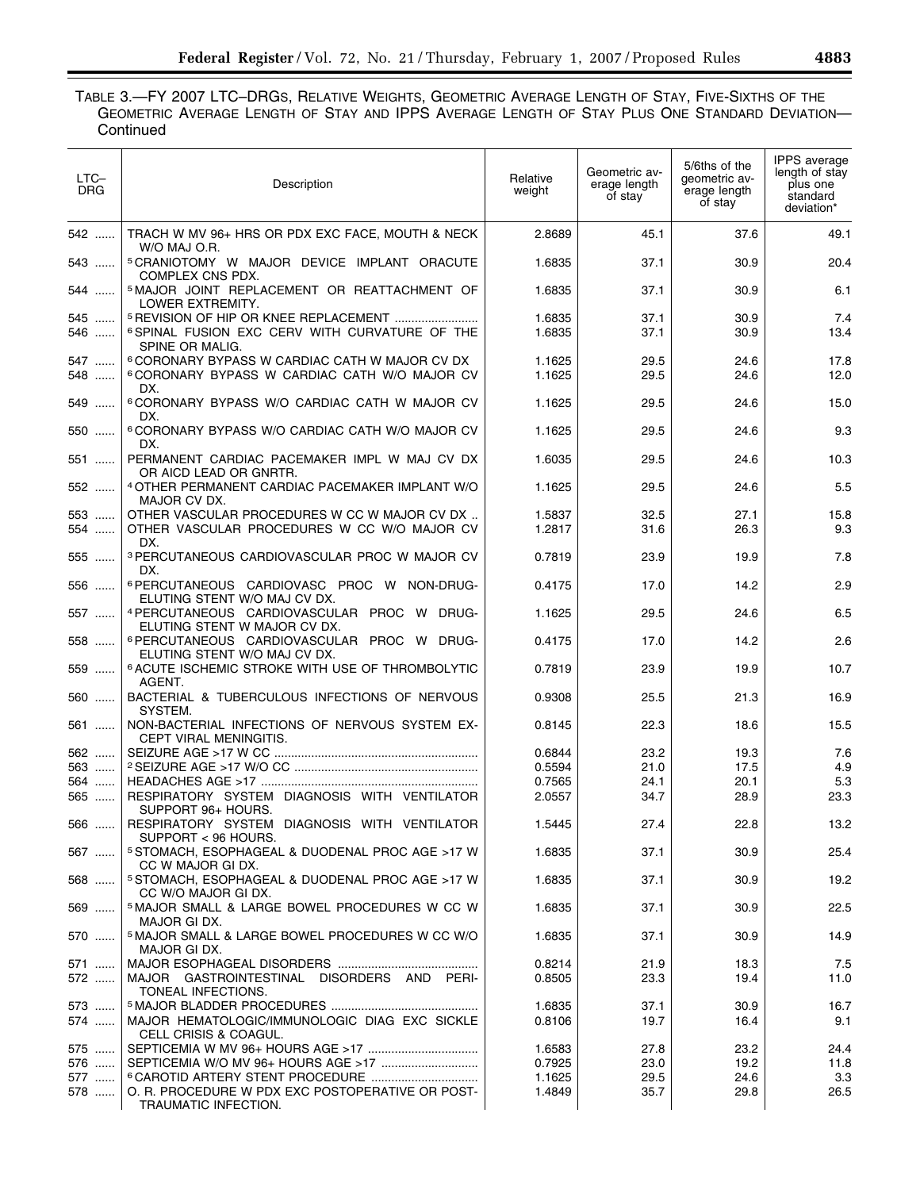TABLE 3.—FY 2007 LTC–DRGS, RELATIVE WEIGHTS, GEOMETRIC AVERAGE LENGTH OF STAY, FIVE-SIXTHS OF THE GEOMETRIC AVERAGE LENGTH OF STAY AND IPPS AVERAGE LENGTH OF STAY PLUS ONE STANDARD DEVIATION—Continued

| LTC–DRG | Description | Relative weight | Geometric average length of stay | 5/6ths of the geometric average length of stay | IPPS average length of stay plus one standard deviation* |
|---|---|---|---|---|---|
| 542 | TRACH W MV 96+ HRS OR PDX EXC FACE, MOUTH & NECK W/O MAJ O.R. | 2.8689 | 45.1 | 37.6 | 49.1 |
| 543 | [5] CRANIOTOMY W MAJOR DEVICE IMPLANT ORACUTE COMPLEX CNS PDX. | 1.6835 | 37.1 | 30.9 | 20.4 |
| 544 | [5] MAJOR JOINT REPLACEMENT OR REATTACHMENT OF LOWER EXTREMITY. | 1.6835 | 37.1 | 30.9 | 6.1 |
| 545 | [5] REVISION OF HIP OR KNEE REPLACEMENT | 1.6835 | 37.1 | 30.9 | 7.4 |
| 546 | [6] SPINAL FUSION EXC CERV WITH CURVATURE OF THE SPINE OR MALIG. | 1.6835 | 37.1 | 30.9 | 13.4 |
| 547 | [6] CORONARY BYPASS W CARDIAC CATH W MAJOR CV DX | 1.1625 | 29.5 | 24.6 | 17.8 |
| 548 | [6] CORONARY BYPASS W CARDIAC CATH W/O MAJOR CV DX. | 1.1625 | 29.5 | 24.6 | 12.0 |
| 549 | [6] CORONARY BYPASS W/O CARDIAC CATH W MAJOR CV DX. | 1.1625 | 29.5 | 24.6 | 15.0 |
| 550 | [6] CORONARY BYPASS W/O CARDIAC CATH W/O MAJOR CV DX. | 1.1625 | 29.5 | 24.6 | 9.3 |
| 551 | PERMANENT CARDIAC PACEMAKER IMPL W MAJ CV DX OR AICD LEAD OR GNRTR. | 1.6035 | 29.5 | 24.6 | 10.3 |
| 552 | [4] OTHER PERMANENT CARDIAC PACEMAKER IMPLANT W/O MAJOR CV DX. | 1.1625 | 29.5 | 24.6 | 5.5 |
| 553 | OTHER VASCULAR PROCEDURES W CC W MAJOR CV DX | 1.5837 | 32.5 | 27.1 | 15.8 |
| 554 | OTHER VASCULAR PROCEDURES W CC W/O MAJOR CV DX. | 1.2817 | 31.6 | 26.3 | 9.3 |
| 555 | [3] PERCUTANEOUS CARDIOVASCULAR PROC W MAJOR CV DX. | 0.7819 | 23.9 | 19.9 | 7.8 |
| 556 | [6] PERCUTANEOUS CARDIOVASC PROC W NON-DRUG-ELUTING STENT W/O MAJ CV DX. | 0.4175 | 17.0 | 14.2 | 2.9 |
| 557 | [4] PERCUTANEOUS CARDIOVASCULAR PROC W DRUG-ELUTING STENT W MAJOR CV DX. | 1.1625 | 29.5 | 24.6 | 6.5 |
| 558 | [6] PERCUTANEOUS CARDIOVASCULAR PROC W DRUG-ELUTING STENT W/O MAJ CV DX. | 0.4175 | 17.0 | 14.2 | 2.6 |
| 559 | [6] ACUTE ISCHEMIC STROKE WITH USE OF THROMBOLYTIC AGENT. | 0.7819 | 23.9 | 19.9 | 10.7 |
| 560 | BACTERIAL & TUBERCULOUS INFECTIONS OF NERVOUS SYSTEM. | 0.9308 | 25.5 | 21.3 | 16.9 |
| 561 | NON-BACTERIAL INFECTIONS OF NERVOUS SYSTEM EXCEPT VIRAL MENINGITIS. | 0.8145 | 22.3 | 18.6 | 15.5 |
| 562 | SEIZURE AGE >17 W CC | 0.6844 | 23.2 | 19.3 | 7.6 |
| 563 | [2] SEIZURE AGE >17 W/O CC | 0.5594 | 21.0 | 17.5 | 4.9 |
| 564 | HEADACHES AGE >17 | 0.7565 | 24.1 | 20.1 | 5.3 |
| 565 | RESPIRATORY SYSTEM DIAGNOSIS WITH VENTILATOR SUPPORT 96+ HOURS. | 2.0557 | 34.7 | 28.9 | 23.3 |
| 566 | RESPIRATORY SYSTEM DIAGNOSIS WITH VENTILATOR SUPPORT < 96 HOURS. | 1.5445 | 27.4 | 22.8 | 13.2 |
| 567 | [5] STOMACH, ESOPHAGEAL & DUODENAL PROC AGE >17 W CC W MAJOR GI DX. | 1.6835 | 37.1 | 30.9 | 25.4 |
| 568 | [5] STOMACH, ESOPHAGEAL & DUODENAL PROC AGE >17 W CC W/O MAJOR GI DX. | 1.6835 | 37.1 | 30.9 | 19.2 |
| 569 | [5] MAJOR SMALL & LARGE BOWEL PROCEDURES W CC W MAJOR GI DX. | 1.6835 | 37.1 | 30.9 | 22.5 |
| 570 | [5] MAJOR SMALL & LARGE BOWEL PROCEDURES W CC W/O MAJOR GI DX. | 1.6835 | 37.1 | 30.9 | 14.9 |
| 571 | MAJOR ESOPHAGEAL DISORDERS | 0.8214 | 21.9 | 18.3 | 7.5 |
| 572 | MAJOR GASTROINTESTINAL DISORDERS AND PERITONEAL INFECTIONS. | 0.8505 | 23.3 | 19.4 | 11.0 |
| 573 | [5] MAJOR BLADDER PROCEDURES | 1.6835 | 37.1 | 30.9 | 16.7 |
| 574 | MAJOR HEMATOLOGIC/IMMUNOLOGIC DIAG EXC SICKLE CELL CRISIS & COAGUL. | 0.8106 | 19.7 | 16.4 | 9.1 |
| 575 | SEPTICEMIA W MV 96+ HOURS AGE >17 | 1.6583 | 27.8 | 23.2 | 24.4 |
| 576 | SEPTICEMIA W/O MV 96+ HOURS AGE >17 | 0.7925 | 23.0 | 19.2 | 11.8 |
| 577 | [6] CAROTID ARTERY STENT PROCEDURE | 1.1625 | 29.5 | 24.6 | 3.3 |
| 578 | O. R. PROCEDURE W PDX EXC POSTOPERATIVE OR POST-TRAUMATIC INFECTION. | 1.4849 | 35.7 | 29.8 | 26.5 |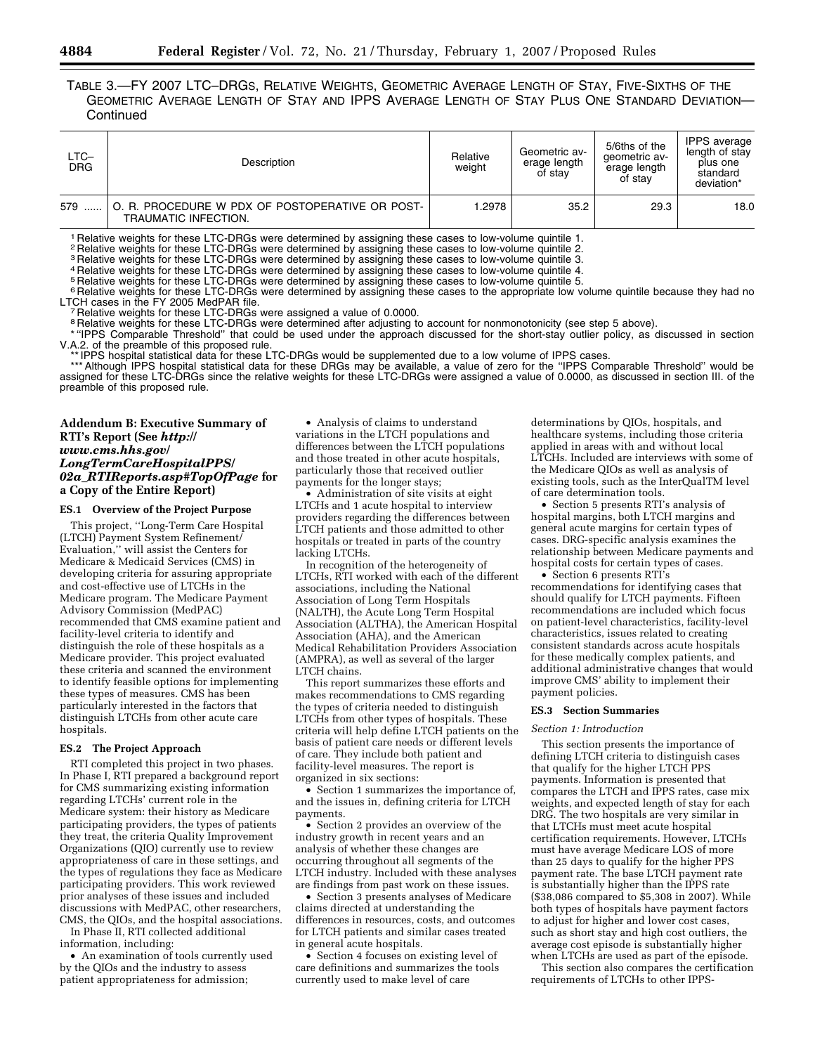TABLE 3.—FY 2007 LTC–DRGS, RELATIVE WEIGHTS, GEOMETRIC AVERAGE LENGTH OF STAY, FIVE-SIXTHS OF THE GEOMETRIC AVERAGE LENGTH OF STAY AND IPPS AVERAGE LENGTH OF STAY PLUS ONE STANDARD DEVIATION—Continued

| LTC–DRG | Description | Relative weight | Geometric average length of stay | 5/6ths of the geometric average length of stay | IPPS average length of stay plus one standard deviation* |
|---|---|---|---|---|---|
| 579 ...... | O. R. PROCEDURE W PDX OF POSTOPERATIVE OR POST-TRAUMATIC INFECTION. | 1.2978 | 35.2 | 29.3 | 18.0 |

[1] Relative weights for these LTC-DRGs were determined by assigning these cases to low-volume quintile 1.
[2] Relative weights for these LTC-DRGs were determined by assigning these cases to low-volume quintile 2.
[3] Relative weights for these LTC-DRGs were determined by assigning these cases to low-volume quintile 3.
[4] Relative weights for these LTC-DRGs were determined by assigning these cases to low-volume quintile 4.
[5] Relative weights for these LTC-DRGs were determined by assigning these cases to low-volume quintile 5.
[6] Relative weights for these LTC-DRGs were determined by assigning these cases to the appropriate low volume quintile because they had no LTCH cases in the FY 2005 MedPAR file.
[7] Relative weights for these LTC-DRGs were assigned a value of 0.0000.
[8] Relative weights for these LTC-DRGs were determined after adjusting to account for nonmonotonicity (see step 5 above).
* "IPPS Comparable Threshold" that could be used under the approach discussed for the short-stay outlier policy, as discussed in section V.A.2. of the preamble of this proposed rule.
** IPPS hospital statistical data for these LTC-DRGs would be supplemented due to a low volume of IPPS cases.
*** Although IPPS hospital statistical data for these DRGs may be available, a value of zero for the "IPPS Comparable Threshold" would be assigned for these LTC-DRGs since the relative weights for these LTC-DRGs were assigned a value of 0.0000, as discussed in section III. of the preamble of this proposed rule.

## Addendum B: Executive Summary of RTI's Report (See *http://www.cms.hhs.gov/LongTermCareHospitalPPS/02a_RTIReports.asp#TopOfPage* for a Copy of the Entire Report)

### ES.1 Overview of the Project Purpose

This project, "Long-Term Care Hospital (LTCH) Payment System Refinement/Evaluation," will assist the Centers for Medicare & Medicaid Services (CMS) in developing criteria for assuring appropriate and cost-effective use of LTCHs in the Medicare program. The Medicare Payment Advisory Commission (MedPAC) recommended that CMS examine patient and facility-level criteria to identify and distinguish the role of these hospitals as a Medicare provider. This project evaluated these criteria and scanned the environment to identify feasible options for implementing these types of measures. CMS has been particularly interested in the factors that distinguish LTCHs from other acute care hospitals.

### ES.2 The Project Approach

RTI completed this project in two phases. In Phase I, RTI prepared a background report for CMS summarizing existing information regarding LTCHs' current role in the Medicare system: their history as Medicare participating providers, the types of patients they treat, the criteria Quality Improvement Organizations (QIO) currently use to review appropriateness of care in these settings, and the types of regulations they face as Medicare participating providers. This work reviewed prior analyses of these issues and included discussions with MedPAC, other researchers, CMS, the QIOs, and the hospital associations.

In Phase II, RTI collected additional information, including:

• An examination of tools currently used by the QIOs and the industry to assess patient appropriateness for admission;

• Analysis of claims to understand variations in the LTCH populations and differences between the LTCH populations and those treated in other acute hospitals, particularly those that received outlier payments for the longer stays;

• Administration of site visits at eight LTCHs and 1 acute hospital to interview providers regarding the differences between LTCH patients and those admitted to other hospitals or treated in parts of the country lacking LTCHs.

In recognition of the heterogeneity of LTCHs, RTI worked with each of the different associations, including the National Association of Long Term Hospitals (NALTH), the Acute Long Term Hospital Association (ALTHA), the American Hospital Association (AHA), and the American Medical Rehabilitation Providers Association (AMPRA), as well as several of the larger LTCH chains.

This report summarizes these efforts and makes recommendations to CMS regarding the types of criteria needed to distinguish LTCHs from other types of hospitals. These criteria will help define LTCH patients on the basis of patient care needs or different levels of care. They include both patient and facility-level measures. The report is organized in six sections:

• Section 1 summarizes the importance of, and the issues in, defining criteria for LTCH payments.

• Section 2 provides an overview of the industry growth in recent years and an analysis of whether these changes are occurring throughout all segments of the LTCH industry. Included with these analyses are findings from past work on these issues.

• Section 3 presents analyses of Medicare claims directed at understanding the differences in resources, costs, and outcomes for LTCH patients and similar cases treated in general acute hospitals.

• Section 4 focuses on existing level of care definitions and summarizes the tools currently used to make level of care determinations by QIOs, hospitals, and healthcare systems, including those criteria applied in areas with and without local LTCHs. Included are interviews with some of the Medicare QIOs as well as analysis of existing tools, such as the InterQualTM level of care determination tools.

• Section 5 presents RTI's analysis of hospital margins, both LTCH margins and general acute margins for certain types of cases. DRG-specific analysis examines the relationship between Medicare payments and hospital costs for certain types of cases.

• Section 6 presents RTI's recommendations for identifying cases that should qualify for LTCH payments. Fifteen recommendations are included which focus on patient-level characteristics, facility-level characteristics, issues related to creating consistent standards across acute hospitals for these medically complex patients, and additional administrative changes that would improve CMS' ability to implement their payment policies.

### ES.3 Section Summaries

*Section 1: Introduction*

This section presents the importance of defining LTCH criteria to distinguish cases that qualify for the higher LTCH PPS payments. Information is presented that compares the LTCH and IPPS rates, case mix weights, and expected length of stay for each DRG. The two hospitals are very similar in that LTCHs must meet acute hospital certification requirements. However, LTCHs must have average Medicare LOS of more than 25 days to qualify for the higher PPS payment rate. The base LTCH payment rate is substantially higher than the IPPS rate ($38,086 compared to $5,308 in 2007). While both types of hospitals have payment factors to adjust for higher and lower cost cases, such as short stay and high cost outliers, the average cost episode is substantially higher when LTCHs are used as part of the episode.

This section also compares the certification requirements of LTCHs to other IPPS-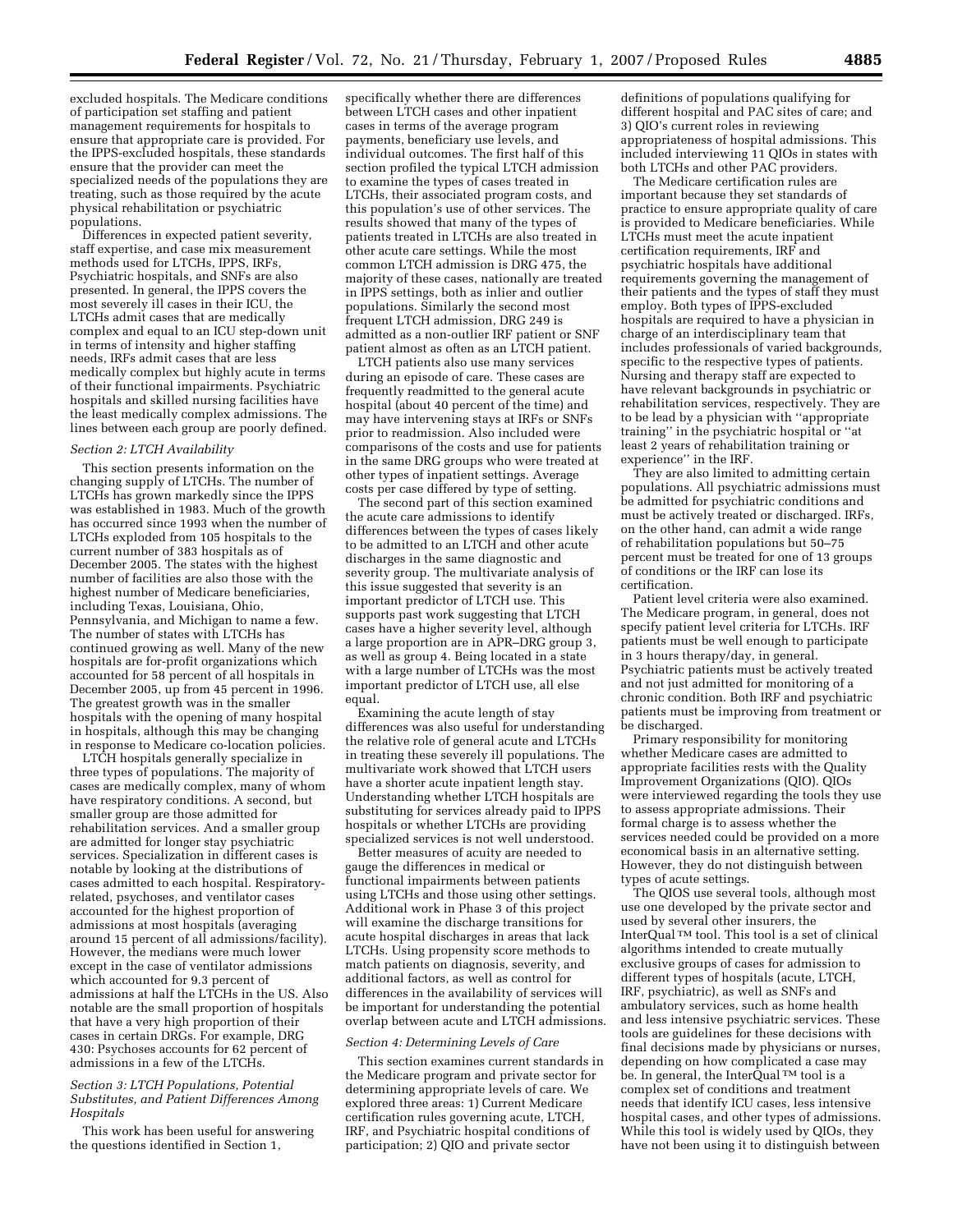excluded hospitals. The Medicare conditions of participation set staffing and patient management requirements for hospitals to ensure that appropriate care is provided. For the IPPS-excluded hospitals, these standards ensure that the provider can meet the specialized needs of the populations they are treating, such as those required by the acute physical rehabilitation or psychiatric populations.

Differences in expected patient severity, staff expertise, and case mix measurement methods used for LTCHs, IPPS, IRFs, Psychiatric hospitals, and SNFs are also presented. In general, the IPPS covers the most severely ill cases in their ICU, the LTCHs admit cases that are medically complex and equal to an ICU step-down unit in terms of intensity and higher staffing needs, IRFs admit cases that are less medically complex but highly acute in terms of their functional impairments. Psychiatric hospitals and skilled nursing facilities have the least medically complex admissions. The lines between each group are poorly defined.

*Section 2: LTCH Availability*

This section presents information on the changing supply of LTCHs. The number of LTCHs has grown markedly since the IPPS was established in 1983. Much of the growth has occurred since 1993 when the number of LTCHs exploded from 105 hospitals to the current number of 383 hospitals as of December 2005. The states with the highest number of facilities are also those with the highest number of Medicare beneficiaries, including Texas, Louisiana, Ohio, Pennsylvania, and Michigan to name a few. The number of states with LTCHs has continued growing as well. Many of the new hospitals are for-profit organizations which accounted for 58 percent of all hospitals in December 2005, up from 45 percent in 1996. The greatest growth was in the smaller hospitals with the opening of many hospital in hospitals, although this may be changing in response to Medicare co-location policies.

LTCH hospitals generally specialize in three types of populations. The majority of cases are medically complex, many of whom have respiratory conditions. A second, but smaller group are those admitted for rehabilitation services. And a smaller group are admitted for longer stay psychiatric services. Specialization in different cases is notable by looking at the distributions of cases admitted to each hospital. Respiratory-related, psychoses, and ventilator cases accounted for the highest proportion of admissions at most hospitals (averaging around 15 percent of all admissions/facility). However, the medians were much lower except in the case of ventilator admissions which accounted for 9.3 percent of admissions at half the LTCHs in the US. Also notable are the small proportion of hospitals that have a very high proportion of their cases in certain DRGs. For example, DRG 430: Psychoses accounts for 62 percent of admissions in a few of the LTCHs.

*Section 3: LTCH Populations, Potential Substitutes, and Patient Differences Among Hospitals*

This work has been useful for answering the questions identified in Section 1, specifically whether there are differences between LTCH cases and other inpatient cases in terms of the average program payments, beneficiary use levels, and individual outcomes. The first half of this section profiled the typical LTCH admission to examine the types of cases treated in LTCHs, their associated program costs, and this population's use of other services. The results showed that many of the types of patients treated in LTCHs are also treated in other acute care settings. While the most common LTCH admission is DRG 475, the majority of these cases, nationally are treated in IPPS settings, both as inlier and outlier populations. Similarly the second most frequent LTCH admission, DRG 249 is admitted as a non-outlier IRF patient or SNF patient almost as often as an LTCH patient.

LTCH patients also use many services during an episode of care. These cases are frequently readmitted to the general acute hospital (about 40 percent of the time) and may have intervening stays at IRFs or SNFs prior to readmission. Also included were comparisons of the costs and use for patients in the same DRG groups who were treated at other types of inpatient settings. Average costs per case differed by type of setting.

The second part of this section examined the acute care admissions to identify differences between the types of cases likely to be admitted to an LTCH and other acute discharges in the same diagnostic and severity group. The multivariate analysis of this issue suggested that severity is an important predictor of LTCH use. This supports past work suggesting that LTCH cases have a higher severity level, although a large proportion are in APR–DRG group 3, as well as group 4. Being located in a state with a large number of LTCHs was the most important predictor of LTCH use, all else equal.

Examining the acute length of stay differences was also useful for understanding the relative role of general acute and LTCHs in treating these severely ill populations. The multivariate work showed that LTCH users have a shorter acute inpatient length stay. Understanding whether LTCH hospitals are substituting for services already paid to IPPS hospitals or whether LTCHs are providing specialized services is not well understood.

Better measures of acuity are needed to gauge the differences in medical or functional impairments between patients using LTCHs and those using other settings. Additional work in Phase 3 of this project will examine the discharge transitions for acute hospital discharges in areas that lack LTCHs. Using propensity score methods to match patients on diagnosis, severity, and additional factors, as well as control for differences in the availability of services will be important for understanding the potential overlap between acute and LTCH admissions.

*Section 4: Determining Levels of Care*

This section examines current standards in the Medicare program and private sector for determining appropriate levels of care. We explored three areas: 1) Current Medicare certification rules governing acute, LTCH, IRF, and Psychiatric hospital conditions of participation; 2) QIO and private sector definitions of populations qualifying for different hospital and PAC sites of care; and 3) QIO's current roles in reviewing appropriateness of hospital admissions. This included interviewing 11 QIOs in states with both LTCHs and other PAC providers.

The Medicare certification rules are important because they set standards of practice to ensure appropriate quality of care is provided to Medicare beneficiaries. While LTCHs must meet the acute inpatient certification requirements, IRF and psychiatric hospitals have additional requirements governing the management of their patients and the types of staff they must employ. Both types of IPPS-excluded hospitals are required to have a physician in charge of an interdisciplinary team that includes professionals of varied backgrounds, specific to the respective types of patients. Nursing and therapy staff are expected to have relevant backgrounds in psychiatric or rehabilitation services, respectively. They are to be lead by a physician with ''appropriate training'' in the psychiatric hospital or ''at least 2 years of rehabilitation training or experience'' in the IRF.

They are also limited to admitting certain populations. All psychiatric admissions must be admitted for psychiatric conditions and must be actively treated or discharged. IRFs, on the other hand, can admit a wide range of rehabilitation populations but 50–75 percent must be treated for one of 13 groups of conditions or the IRF can lose its certification.

Patient level criteria were also examined. The Medicare program, in general, does not specify patient level criteria for LTCHs. IRF patients must be well enough to participate in 3 hours therapy/day, in general. Psychiatric patients must be actively treated and not just admitted for monitoring of a chronic condition. Both IRF and psychiatric patients must be improving from treatment or be discharged.

Primary responsibility for monitoring whether Medicare cases are admitted to appropriate facilities rests with the Quality Improvement Organizations (QIO). QIOs were interviewed regarding the tools they use to assess appropriate admissions. Their formal charge is to assess whether the services needed could be provided on a more economical basis in an alternative setting. However, they do not distinguish between types of acute settings.

The QIOS use several tools, although most use one developed by the private sector and used by several other insurers, the InterQual™ tool. This tool is a set of clinical algorithms intended to create mutually exclusive groups of cases for admission to different types of hospitals (acute, LTCH, IRF, psychiatric), as well as SNFs and ambulatory services, such as home health and less intensive psychiatric services. These tools are guidelines for these decisions with final decisions made by physicians or nurses, depending on how complicated a case may be. In general, the InterQual™ tool is a complex set of conditions and treatment needs that identify ICU cases, less intensive hospital cases, and other types of admissions. While this tool is widely used by QIOs, they have not been using it to distinguish between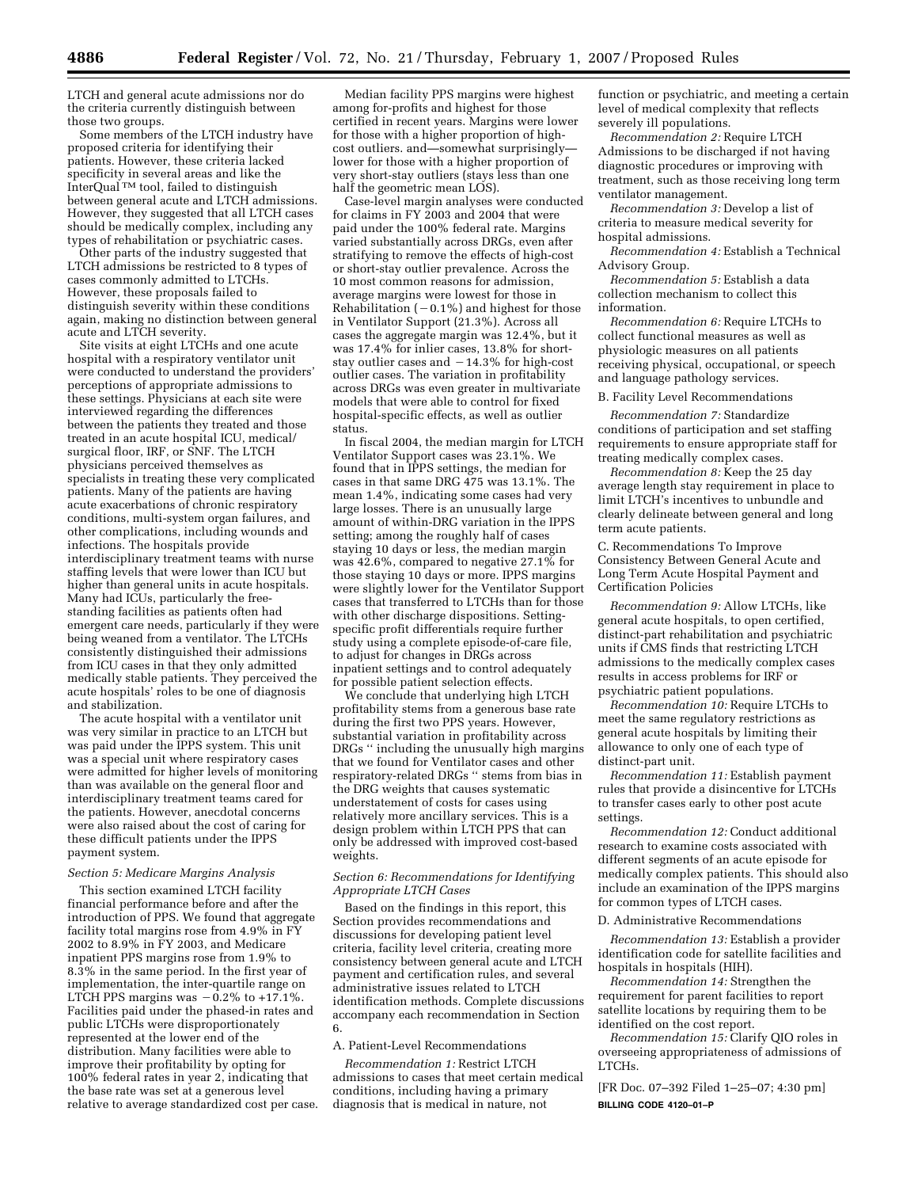LTCH and general acute admissions nor do the criteria currently distinguish between those two groups.

Some members of the LTCH industry have proposed criteria for identifying their patients. However, these criteria lacked specificity in several areas and like the InterQual ™ tool, failed to distinguish between general acute and LTCH admissions. However, they suggested that all LTCH cases should be medically complex, including any types of rehabilitation or psychiatric cases.

Other parts of the industry suggested that LTCH admissions be restricted to 8 types of cases commonly admitted to LTCHs. However, these proposals failed to distinguish severity within these conditions again, making no distinction between general acute and LTCH severity.

Site visits at eight LTCHs and one acute hospital with a respiratory ventilator unit were conducted to understand the providers' perceptions of appropriate admissions to these settings. Physicians at each site were interviewed regarding the differences between the patients they treated and those treated in an acute hospital ICU, medical/surgical floor, IRF, or SNF. The LTCH physicians perceived themselves as specialists in treating these very complicated patients. Many of the patients are having acute exacerbations of chronic respiratory conditions, multi-system organ failures, and other complications, including wounds and infections. The hospitals provide interdisciplinary treatment teams with nurse staffing levels that were lower than ICU but higher than general units in acute hospitals. Many had ICUs, particularly the free-standing facilities as patients often had emergent care needs, particularly if they were being weaned from a ventilator. The LTCHs consistently distinguished their admissions from ICU cases in that they only admitted medically stable patients. They perceived the acute hospitals' roles to be one of diagnosis and stabilization.

The acute hospital with a ventilator unit was very similar in practice to an LTCH but was paid under the IPPS system. This unit was a special unit where respiratory cases were admitted for higher levels of monitoring than was available on the general floor and interdisciplinary treatment teams cared for the patients. However, anecdotal concerns were also raised about the cost of caring for these difficult patients under the IPPS payment system.

*Section 5: Medicare Margins Analysis*

This section examined LTCH facility financial performance before and after the introduction of PPS. We found that aggregate facility total margins rose from 4.9% in FY 2002 to 8.9% in FY 2003, and Medicare inpatient PPS margins rose from 1.9% to 8.3% in the same period. In the first year of implementation, the inter-quartile range on LTCH PPS margins was −0.2% to +17.1%. Facilities paid under the phased-in rates and public LTCHs were disproportionately represented at the lower end of the distribution. Many facilities were able to improve their profitability by opting for 100% federal rates in year 2, indicating that the base rate was set at a generous level relative to average standardized cost per case.

Median facility PPS margins were highest among for-profits and highest for those certified in recent years. Margins were lower for those with a higher proportion of high-cost outliers. and—somewhat surprisingly—lower for those with a higher proportion of very short-stay outliers (stays less than one half the geometric mean LOS).

Case-level margin analyses were conducted for claims in FY 2003 and 2004 that were paid under the 100% federal rate. Margins varied substantially across DRGs, even after stratifying to remove the effects of high-cost or short-stay outlier prevalence. Across the 10 most common reasons for admission, average margins were lowest for those in Rehabilitation (−0.1%) and highest for those in Ventilator Support (21.3%). Across all cases the aggregate margin was 12.4%, but it was 17.4% for inlier cases, 13.8% for short-stay outlier cases and −14.3% for high-cost outlier cases. The variation in profitability across DRGs was even greater in multivariate models that were able to control for fixed hospital-specific effects, as well as outlier status.

In fiscal 2004, the median margin for LTCH Ventilator Support cases was 23.1%. We found that in IPPS settings, the median for cases in that same DRG 475 was 13.1%. The mean 1.4%, indicating some cases had very large losses. There is an unusually large amount of within-DRG variation in the IPPS setting; among the roughly half of cases staying 10 days or less, the median margin was 42.6%, compared to negative 27.1% for those staying 10 days or more. IPPS margins were slightly lower for the Ventilator Support cases that transferred to LTCHs than for those with other discharge dispositions. Setting-specific profit differentials require further study using a complete episode-of-care file, to adjust for changes in DRGs across inpatient settings and to control adequately for possible patient selection effects.

We conclude that underlying high LTCH profitability stems from a generous base rate during the first two PPS years. However, substantial variation in profitability across DRGs '' including the unusually high margins that we found for Ventilator cases and other respiratory-related DRGs '' stems from bias in the DRG weights that causes systematic understatement of costs for cases using relatively more ancillary services. This is a design problem within LTCH PPS that can only be addressed with improved cost-based weights.

*Section 6: Recommendations for Identifying Appropriate LTCH Cases*

Based on the findings in this report, this Section provides recommendations and discussions for developing patient level criteria, facility level criteria, creating more consistency between general acute and LTCH payment and certification rules, and several administrative issues related to LTCH identification methods. Complete discussions accompany each recommendation in Section 6.

A. Patient-Level Recommendations

*Recommendation 1:* Restrict LTCH admissions to cases that meet certain medical conditions, including having a primary diagnosis that is medical in nature, not function or psychiatric, and meeting a certain level of medical complexity that reflects severely ill populations.

*Recommendation 2:* Require LTCH Admissions to be discharged if not having diagnostic procedures or improving with treatment, such as those receiving long term ventilator management.

*Recommendation 3:* Develop a list of criteria to measure medical severity for hospital admissions.

*Recommendation 4:* Establish a Technical Advisory Group.

*Recommendation 5:* Establish a data collection mechanism to collect this information.

*Recommendation 6:* Require LTCHs to collect functional measures as well as physiologic measures on all patients receiving physical, occupational, or speech and language pathology services.

B. Facility Level Recommendations

*Recommendation 7:* Standardize conditions of participation and set staffing requirements to ensure appropriate staff for treating medically complex cases.

*Recommendation 8:* Keep the 25 day average length stay requirement in place to limit LTCH's incentives to unbundle and clearly delineate between general and long term acute patients.

C. Recommendations To Improve Consistency Between General Acute and Long Term Acute Hospital Payment and Certification Policies

*Recommendation 9:* Allow LTCHs, like general acute hospitals, to open certified, distinct-part rehabilitation and psychiatric units if CMS finds that restricting LTCH admissions to the medically complex cases results in access problems for IRF or psychiatric patient populations.

*Recommendation 10:* Require LTCHs to meet the same regulatory restrictions as general acute hospitals by limiting their allowance to only one of each type of distinct-part unit.

*Recommendation 11:* Establish payment rules that provide a disincentive for LTCHs to transfer cases early to other post acute settings.

*Recommendation 12:* Conduct additional research to examine costs associated with different segments of an acute episode for medically complex patients. This should also include an examination of the IPPS margins for common types of LTCH cases.

D. Administrative Recommendations

*Recommendation 13:* Establish a provider identification code for satellite facilities and hospitals in hospitals (HIH).

*Recommendation 14:* Strengthen the requirement for parent facilities to report satellite locations by requiring them to be identified on the cost report.

*Recommendation 15:* Clarify QIO roles in overseeing appropriateness of admissions of LTCHs.

[FR Doc. 07–392 Filed 1–25–07; 4:30 pm]

**BILLING CODE 4120–01–P**